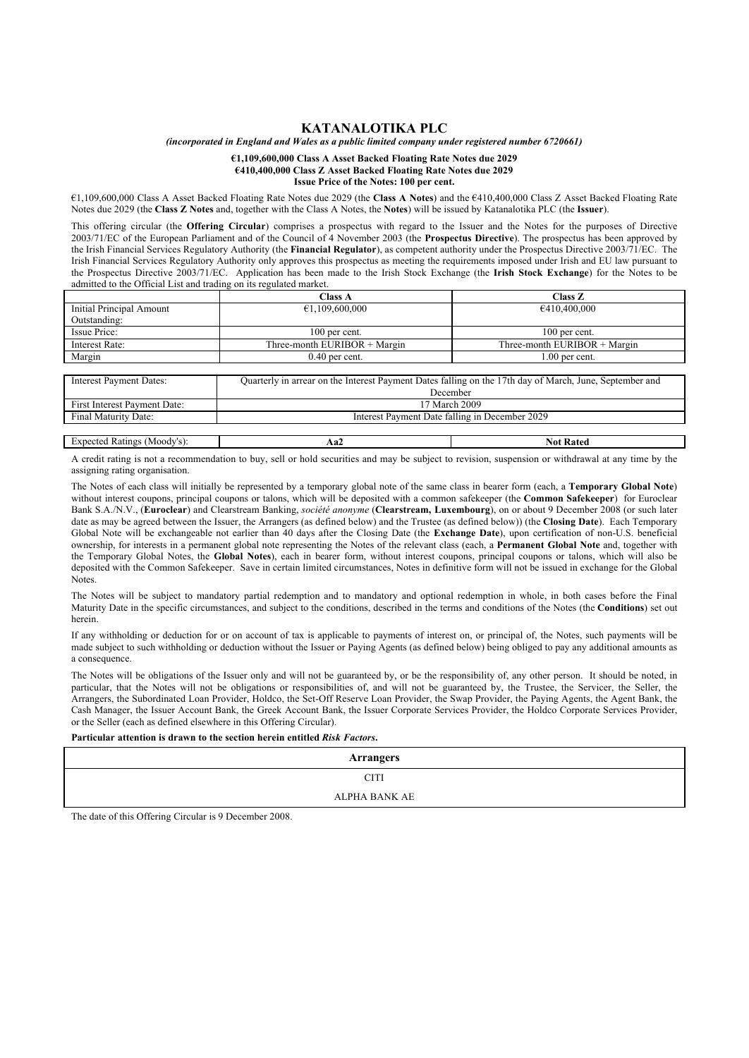# KATANALOTIKA PLC

*(incorporated in England and Wales as a public limited company under registered number 6720661)*

**€1,109,600,000 Class A Asset Backed Floating Rate Notes due 2029**
**€410,400,000 Class Z Asset Backed Floating Rate Notes due 2029**
**Issue Price of the Notes: 100 per cent.**

€1,109,600,000 Class A Asset Backed Floating Rate Notes due 2029 (the **Class A Notes**) and the €410,400,000 Class Z Asset Backed Floating Rate Notes due 2029 (the **Class Z Notes** and, together with the Class A Notes, the **Notes**) will be issued by Katanalotika PLC (the **Issuer**).

This offering circular (the **Offering Circular**) comprises a prospectus with regard to the Issuer and the Notes for the purposes of Directive 2003/71/EC of the European Parliament and of the Council of 4 November 2003 (the **Prospectus Directive**). The prospectus has been approved by the Irish Financial Services Regulatory Authority (the **Financial Regulator**), as competent authority under the Prospectus Directive 2003/71/EC. The Irish Financial Services Regulatory Authority only approves this prospectus as meeting the requirements imposed under Irish and EU law pursuant to the Prospectus Directive 2003/71/EC. Application has been made to the Irish Stock Exchange (the **Irish Stock Exchange**) for the Notes to be admitted to the Official List and trading on its regulated market.

| | **Class A** | **Class Z** |
|---|---|---|
| Initial Principal Amount Outstanding: | €1,109,600,000 | €410,400,000 |
| Issue Price: | 100 per cent. | 100 per cent. |
| Interest Rate: | Three-month EURIBOR + Margin | Three-month EURIBOR + Margin |
| Margin | 0.40 per cent. | 1.00 per cent. |

| | |
|---|---|
| Interest Payment Dates: | Quarterly in arrear on the Interest Payment Dates falling on the 17th day of March, June, September and December |
| First Interest Payment Date: | 17 March 2009 |
| Final Maturity Date: | Interest Payment Date falling in December 2029 |

| | | |
|---|---|---|
| Expected Ratings (Moody's): | **Aa2** | **Not Rated** |

A credit rating is not a recommendation to buy, sell or hold securities and may be subject to revision, suspension or withdrawal at any time by the assigning rating organisation.

The Notes of each class will initially be represented by a temporary global note of the same class in bearer form (each, a **Temporary Global Note**) without interest coupons, principal coupons or talons, which will be deposited with a common safekeeper (the **Common Safekeeper**) for Euroclear Bank S.A./N.V., (**Euroclear**) and Clearstream Banking, *société anonyme* (**Clearstream, Luxembourg**), on or about 9 December 2008 (or such later date as may be agreed between the Issuer, the Arrangers (as defined below) and the Trustee (as defined below)) (the **Closing Date**). Each Temporary Global Note will be exchangeable not earlier than 40 days after the Closing Date (the **Exchange Date**), upon certification of non-U.S. beneficial ownership, for interests in a permanent global note representing the Notes of the relevant class (each, a **Permanent Global Note** and, together with the Temporary Global Notes, the **Global Notes**), each in bearer form, without interest coupons, principal coupons or talons, which will also be deposited with the Common Safekeeper. Save in certain limited circumstances, Notes in definitive form will not be issued in exchange for the Global Notes.

The Notes will be subject to mandatory partial redemption and to mandatory and optional redemption in whole, in both cases before the Final Maturity Date in the specific circumstances, and subject to the conditions, described in the terms and conditions of the Notes (the **Conditions**) set out herein.

If any withholding or deduction for or on account of tax is applicable to payments of interest on, or principal of, the Notes, such payments will be made subject to such withholding or deduction without the Issuer or Paying Agents (as defined below) being obliged to pay any additional amounts as a consequence.

The Notes will be obligations of the Issuer only and will not be guaranteed by, or be the responsibility of, any other person. It should be noted, in particular, that the Notes will not be obligations or responsibilities of, and will not be guaranteed by, the Trustee, the Servicer, the Seller, the Arrangers, the Subordinated Loan Provider, Holdco, the Set-Off Reserve Loan Provider, the Swap Provider, the Paying Agents, the Agent Bank, the Cash Manager, the Issuer Account Bank, the Greek Account Bank, the Issuer Corporate Services Provider, the Holdco Corporate Services Provider, or the Seller (each as defined elsewhere in this Offering Circular).

**Particular attention is drawn to the section herein entitled *Risk Factors*.**

**Arrangers**

CITI

ALPHA BANK AE

The date of this Offering Circular is 9 December 2008.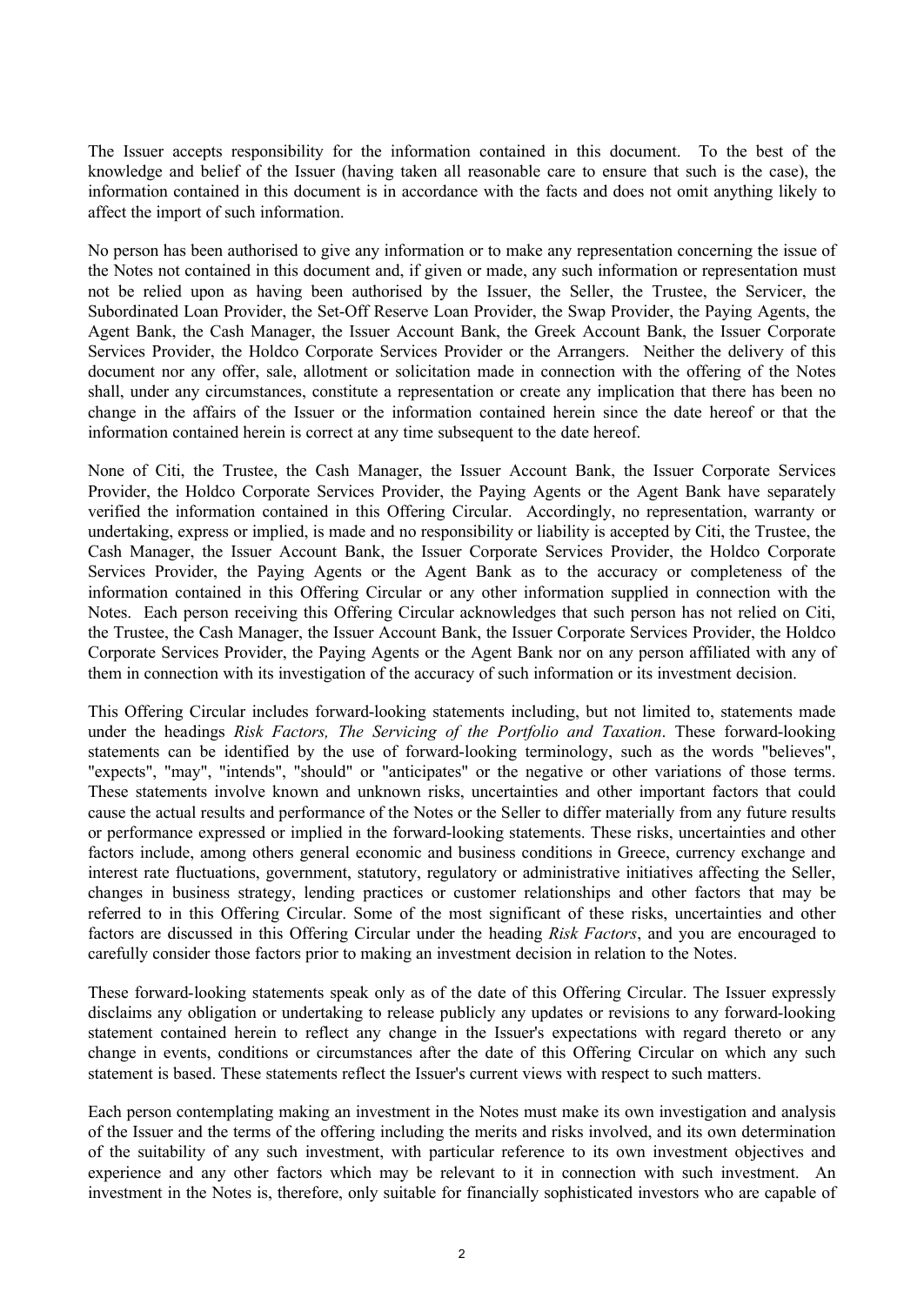The Issuer accepts responsibility for the information contained in this document. To the best of the knowledge and belief of the Issuer (having taken all reasonable care to ensure that such is the case), the information contained in this document is in accordance with the facts and does not omit anything likely to affect the import of such information.

No person has been authorised to give any information or to make any representation concerning the issue of the Notes not contained in this document and, if given or made, any such information or representation must not be relied upon as having been authorised by the Issuer, the Seller, the Trustee, the Servicer, the Subordinated Loan Provider, the Set-Off Reserve Loan Provider, the Swap Provider, the Paying Agents, the Agent Bank, the Cash Manager, the Issuer Account Bank, the Greek Account Bank, the Issuer Corporate Services Provider, the Holdco Corporate Services Provider or the Arrangers. Neither the delivery of this document nor any offer, sale, allotment or solicitation made in connection with the offering of the Notes shall, under any circumstances, constitute a representation or create any implication that there has been no change in the affairs of the Issuer or the information contained herein since the date hereof or that the information contained herein is correct at any time subsequent to the date hereof.

None of Citi, the Trustee, the Cash Manager, the Issuer Account Bank, the Issuer Corporate Services Provider, the Holdco Corporate Services Provider, the Paying Agents or the Agent Bank have separately verified the information contained in this Offering Circular. Accordingly, no representation, warranty or undertaking, express or implied, is made and no responsibility or liability is accepted by Citi, the Trustee, the Cash Manager, the Issuer Account Bank, the Issuer Corporate Services Provider, the Holdco Corporate Services Provider, the Paying Agents or the Agent Bank as to the accuracy or completeness of the information contained in this Offering Circular or any other information supplied in connection with the Notes. Each person receiving this Offering Circular acknowledges that such person has not relied on Citi, the Trustee, the Cash Manager, the Issuer Account Bank, the Issuer Corporate Services Provider, the Holdco Corporate Services Provider, the Paying Agents or the Agent Bank nor on any person affiliated with any of them in connection with its investigation of the accuracy of such information or its investment decision.

This Offering Circular includes forward-looking statements including, but not limited to, statements made under the headings *Risk Factors, The Servicing of the Portfolio and Taxation*. These forward-looking statements can be identified by the use of forward-looking terminology, such as the words "believes", "expects", "may", "intends", "should" or "anticipates" or the negative or other variations of those terms. These statements involve known and unknown risks, uncertainties and other important factors that could cause the actual results and performance of the Notes or the Seller to differ materially from any future results or performance expressed or implied in the forward-looking statements. These risks, uncertainties and other factors include, among others general economic and business conditions in Greece, currency exchange and interest rate fluctuations, government, statutory, regulatory or administrative initiatives affecting the Seller, changes in business strategy, lending practices or customer relationships and other factors that may be referred to in this Offering Circular. Some of the most significant of these risks, uncertainties and other factors are discussed in this Offering Circular under the heading *Risk Factors*, and you are encouraged to carefully consider those factors prior to making an investment decision in relation to the Notes.

These forward-looking statements speak only as of the date of this Offering Circular. The Issuer expressly disclaims any obligation or undertaking to release publicly any updates or revisions to any forward-looking statement contained herein to reflect any change in the Issuer's expectations with regard thereto or any change in events, conditions or circumstances after the date of this Offering Circular on which any such statement is based. These statements reflect the Issuer's current views with respect to such matters.

Each person contemplating making an investment in the Notes must make its own investigation and analysis of the Issuer and the terms of the offering including the merits and risks involved, and its own determination of the suitability of any such investment, with particular reference to its own investment objectives and experience and any other factors which may be relevant to it in connection with such investment. An investment in the Notes is, therefore, only suitable for financially sophisticated investors who are capable of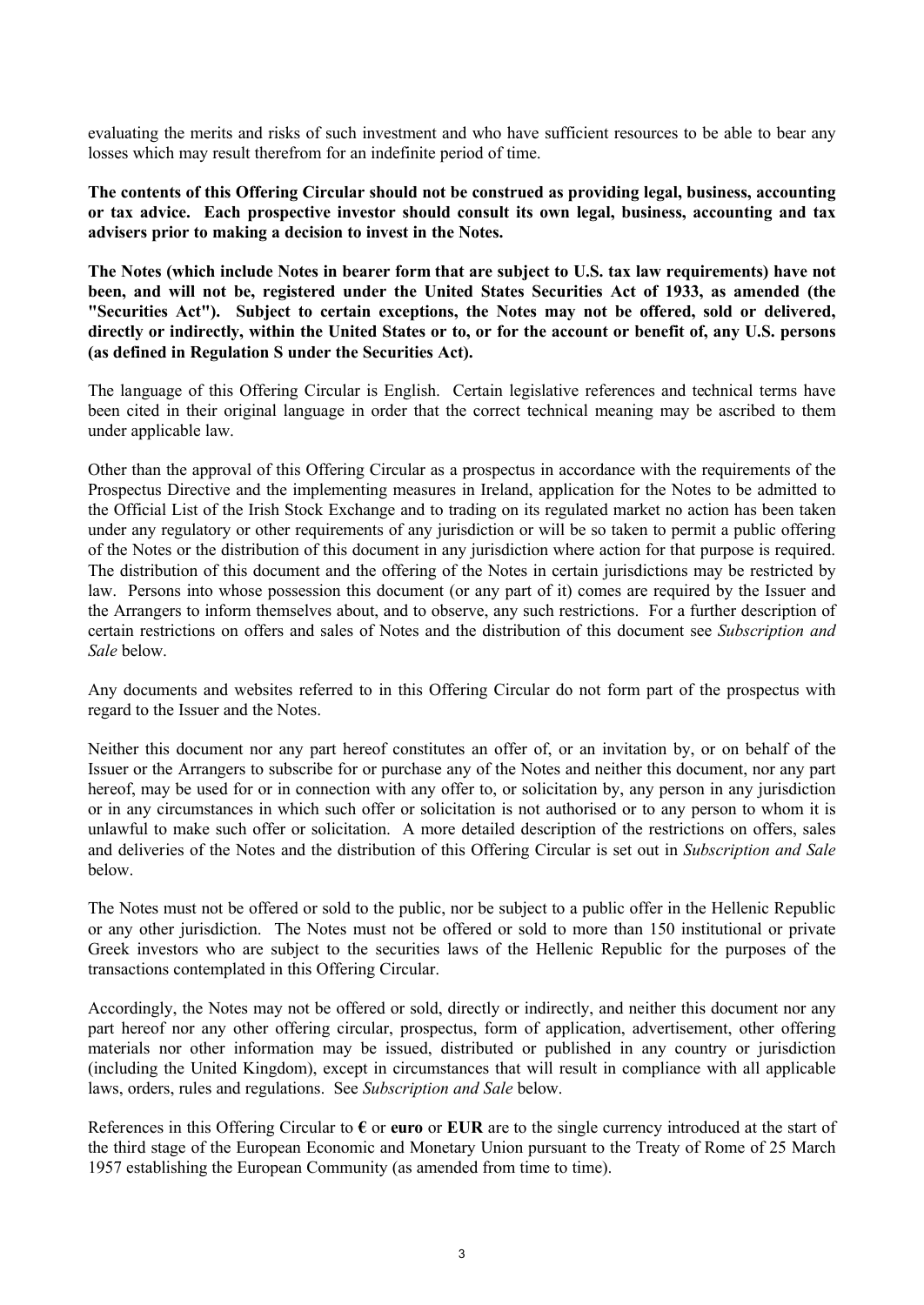evaluating the merits and risks of such investment and who have sufficient resources to be able to bear any losses which may result therefrom for an indefinite period of time.

**The contents of this Offering Circular should not be construed as providing legal, business, accounting or tax advice. Each prospective investor should consult its own legal, business, accounting and tax advisers prior to making a decision to invest in the Notes.**

**The Notes (which include Notes in bearer form that are subject to U.S. tax law requirements) have not been, and will not be, registered under the United States Securities Act of 1933, as amended (the "Securities Act"). Subject to certain exceptions, the Notes may not be offered, sold or delivered, directly or indirectly, within the United States or to, or for the account or benefit of, any U.S. persons (as defined in Regulation S under the Securities Act).**

The language of this Offering Circular is English. Certain legislative references and technical terms have been cited in their original language in order that the correct technical meaning may be ascribed to them under applicable law.

Other than the approval of this Offering Circular as a prospectus in accordance with the requirements of the Prospectus Directive and the implementing measures in Ireland, application for the Notes to be admitted to the Official List of the Irish Stock Exchange and to trading on its regulated market no action has been taken under any regulatory or other requirements of any jurisdiction or will be so taken to permit a public offering of the Notes or the distribution of this document in any jurisdiction where action for that purpose is required. The distribution of this document and the offering of the Notes in certain jurisdictions may be restricted by law. Persons into whose possession this document (or any part of it) comes are required by the Issuer and the Arrangers to inform themselves about, and to observe, any such restrictions. For a further description of certain restrictions on offers and sales of Notes and the distribution of this document see *Subscription and Sale* below.

Any documents and websites referred to in this Offering Circular do not form part of the prospectus with regard to the Issuer and the Notes.

Neither this document nor any part hereof constitutes an offer of, or an invitation by, or on behalf of the Issuer or the Arrangers to subscribe for or purchase any of the Notes and neither this document, nor any part hereof, may be used for or in connection with any offer to, or solicitation by, any person in any jurisdiction or in any circumstances in which such offer or solicitation is not authorised or to any person to whom it is unlawful to make such offer or solicitation. A more detailed description of the restrictions on offers, sales and deliveries of the Notes and the distribution of this Offering Circular is set out in *Subscription and Sale* below.

The Notes must not be offered or sold to the public, nor be subject to a public offer in the Hellenic Republic or any other jurisdiction. The Notes must not be offered or sold to more than 150 institutional or private Greek investors who are subject to the securities laws of the Hellenic Republic for the purposes of the transactions contemplated in this Offering Circular.

Accordingly, the Notes may not be offered or sold, directly or indirectly, and neither this document nor any part hereof nor any other offering circular, prospectus, form of application, advertisement, other offering materials nor other information may be issued, distributed or published in any country or jurisdiction (including the United Kingdom), except in circumstances that will result in compliance with all applicable laws, orders, rules and regulations. See *Subscription and Sale* below.

References in this Offering Circular to **€** or **euro** or **EUR** are to the single currency introduced at the start of the third stage of the European Economic and Monetary Union pursuant to the Treaty of Rome of 25 March 1957 establishing the European Community (as amended from time to time).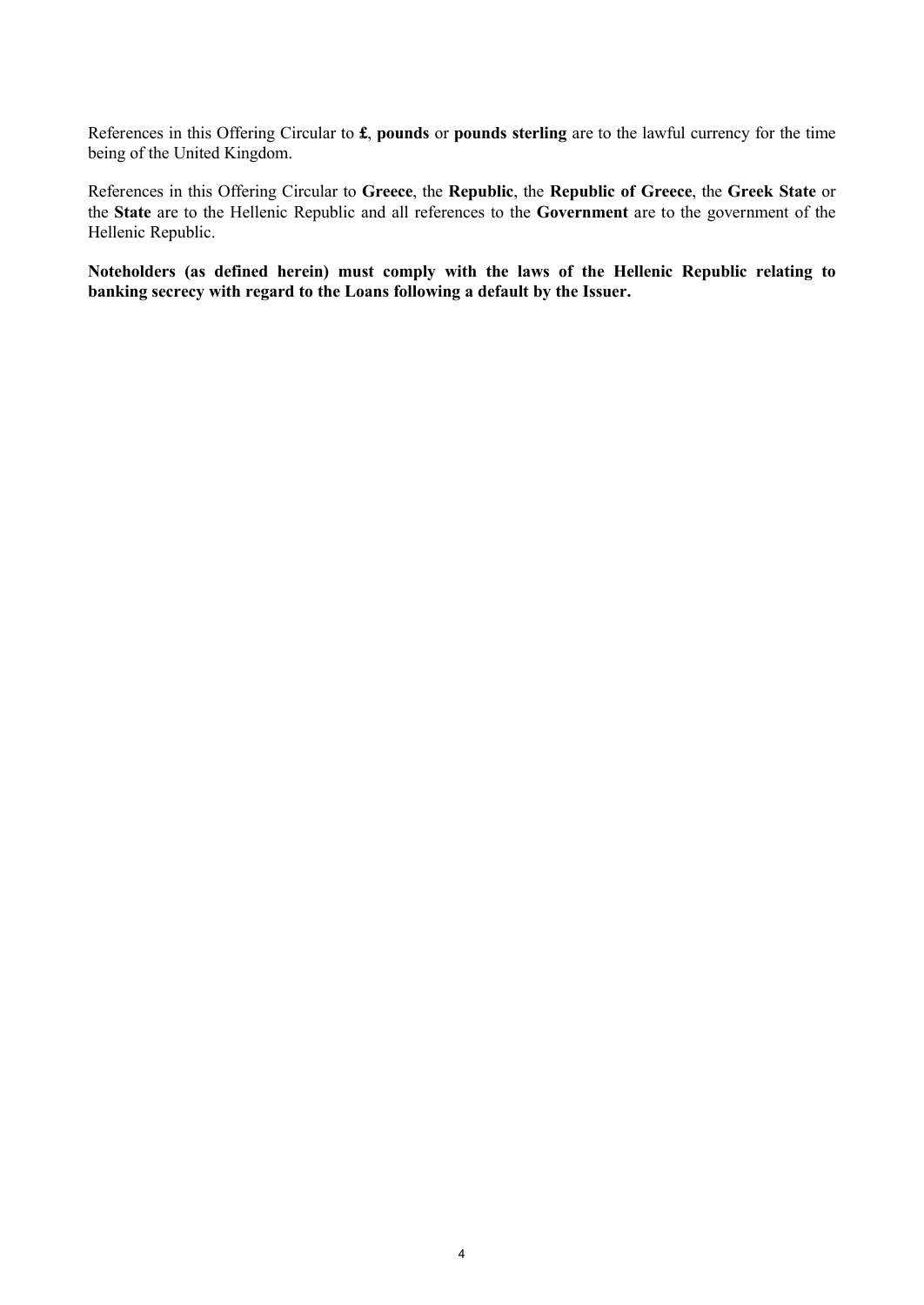References in this Offering Circular to **£**, **pounds** or **pounds sterling** are to the lawful currency for the time being of the United Kingdom.

References in this Offering Circular to **Greece**, the **Republic**, the **Republic of Greece**, the **Greek State** or the **State** are to the Hellenic Republic and all references to the **Government** are to the government of the Hellenic Republic.

**Noteholders (as defined herein) must comply with the laws of the Hellenic Republic relating to banking secrecy with regard to the Loans following a default by the Issuer.**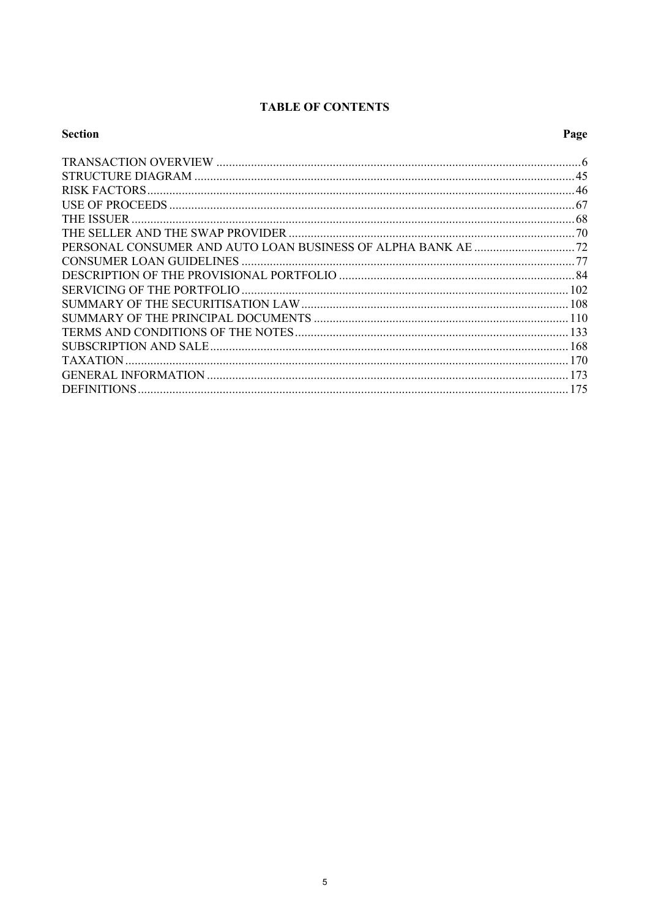# TABLE OF CONTENTS

| Section | Page |
| --- | --- |
| TRANSACTION OVERVIEW | 6 |
| STRUCTURE DIAGRAM | 45 |
| RISK FACTORS | 46 |
| USE OF PROCEEDS | 67 |
| THE ISSUER | 68 |
| THE SELLER AND THE SWAP PROVIDER | 70 |
| PERSONAL CONSUMER AND AUTO LOAN BUSINESS OF ALPHA BANK AE | 72 |
| CONSUMER LOAN GUIDELINES | 77 |
| DESCRIPTION OF THE PROVISIONAL PORTFOLIO | 84 |
| SERVICING OF THE PORTFOLIO | 102 |
| SUMMARY OF THE SECURITISATION LAW | 108 |
| SUMMARY OF THE PRINCIPAL DOCUMENTS | 110 |
| TERMS AND CONDITIONS OF THE NOTES | 133 |
| SUBSCRIPTION AND SALE | 168 |
| TAXATION | 170 |
| GENERAL INFORMATION | 173 |
| DEFINITIONS | 175 |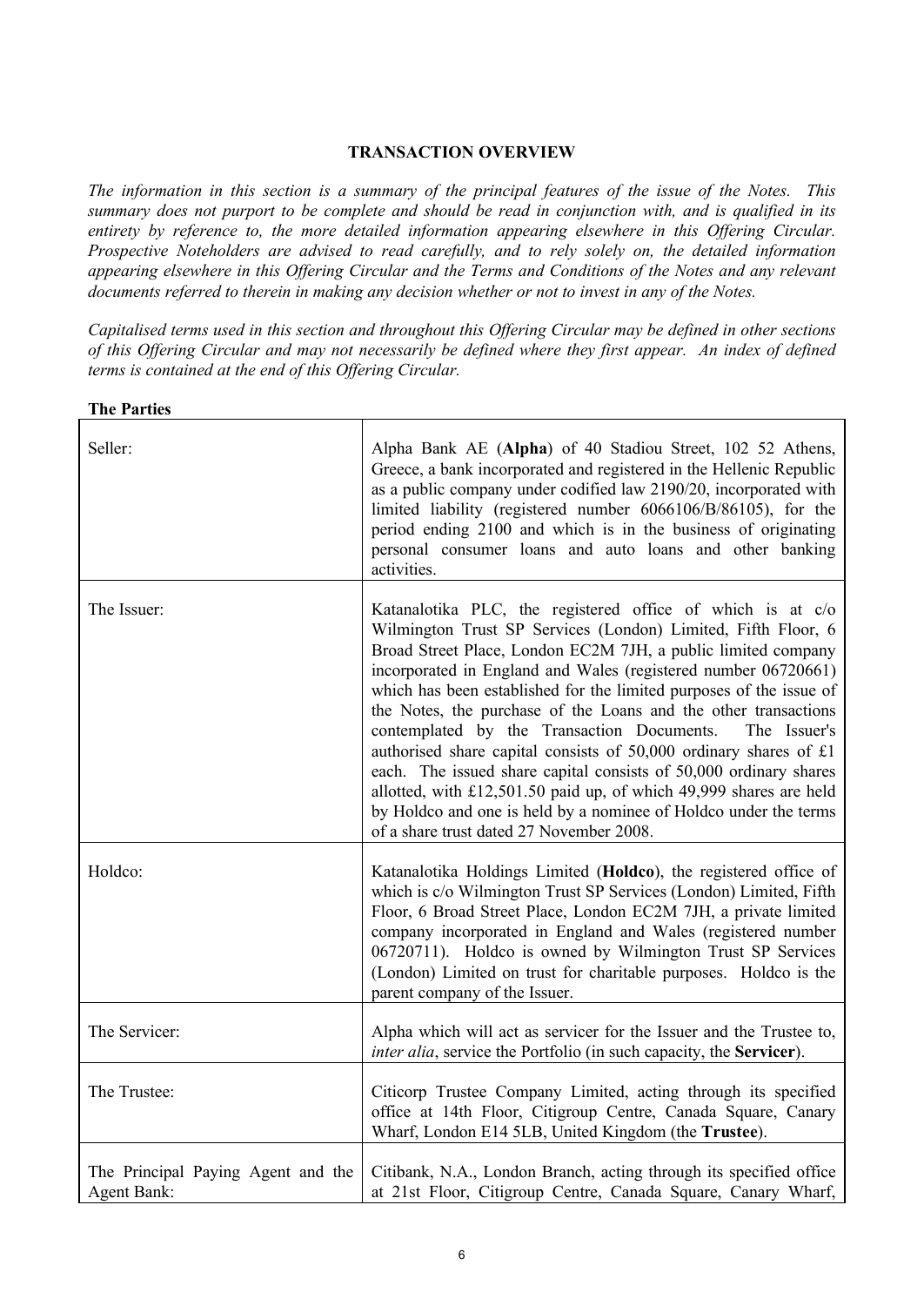## TRANSACTION OVERVIEW

*The information in this section is a summary of the principal features of the issue of the Notes. This summary does not purport to be complete and should be read in conjunction with, and is qualified in its entirety by reference to, the more detailed information appearing elsewhere in this Offering Circular. Prospective Noteholders are advised to read carefully, and to rely solely on, the detailed information appearing elsewhere in this Offering Circular and the Terms and Conditions of the Notes and any relevant documents referred to therein in making any decision whether or not to invest in any of the Notes.*

*Capitalised terms used in this section and throughout this Offering Circular may be defined in other sections of this Offering Circular and may not necessarily be defined where they first appear. An index of defined terms is contained at the end of this Offering Circular.*

**The Parties**

| | |
|---|---|
| Seller: | Alpha Bank AE (**Alpha**) of 40 Stadiou Street, 102 52 Athens, Greece, a bank incorporated and registered in the Hellenic Republic as a public company under codified law 2190/20, incorporated with limited liability (registered number 6066106/B/86105), for the period ending 2100 and which is in the business of originating personal consumer loans and auto loans and other banking activities. |
| The Issuer: | Katanalotika PLC, the registered office of which is at c/o Wilmington Trust SP Services (London) Limited, Fifth Floor, 6 Broad Street Place, London EC2M 7JH, a public limited company incorporated in England and Wales (registered number 06720661) which has been established for the limited purposes of the issue of the Notes, the purchase of the Loans and the other transactions contemplated by the Transaction Documents. The Issuer's authorised share capital consists of 50,000 ordinary shares of £1 each. The issued share capital consists of 50,000 ordinary shares allotted, with £12,501.50 paid up, of which 49,999 shares are held by Holdco and one is held by a nominee of Holdco under the terms of a share trust dated 27 November 2008. |
| Holdco: | Katanalotika Holdings Limited (**Holdco**), the registered office of which is c/o Wilmington Trust SP Services (London) Limited, Fifth Floor, 6 Broad Street Place, London EC2M 7JH, a private limited company incorporated in England and Wales (registered number 06720711). Holdco is owned by Wilmington Trust SP Services (London) Limited on trust for charitable purposes. Holdco is the parent company of the Issuer. |
| The Servicer: | Alpha which will act as servicer for the Issuer and the Trustee to, *inter alia*, service the Portfolio (in such capacity, the **Servicer**). |
| The Trustee: | Citicorp Trustee Company Limited, acting through its specified office at 14th Floor, Citigroup Centre, Canada Square, Canary Wharf, London E14 5LB, United Kingdom (the **Trustee**). |
| The Principal Paying Agent and the Agent Bank: | Citibank, N.A., London Branch, acting through its specified office at 21st Floor, Citigroup Centre, Canada Square, Canary Wharf, |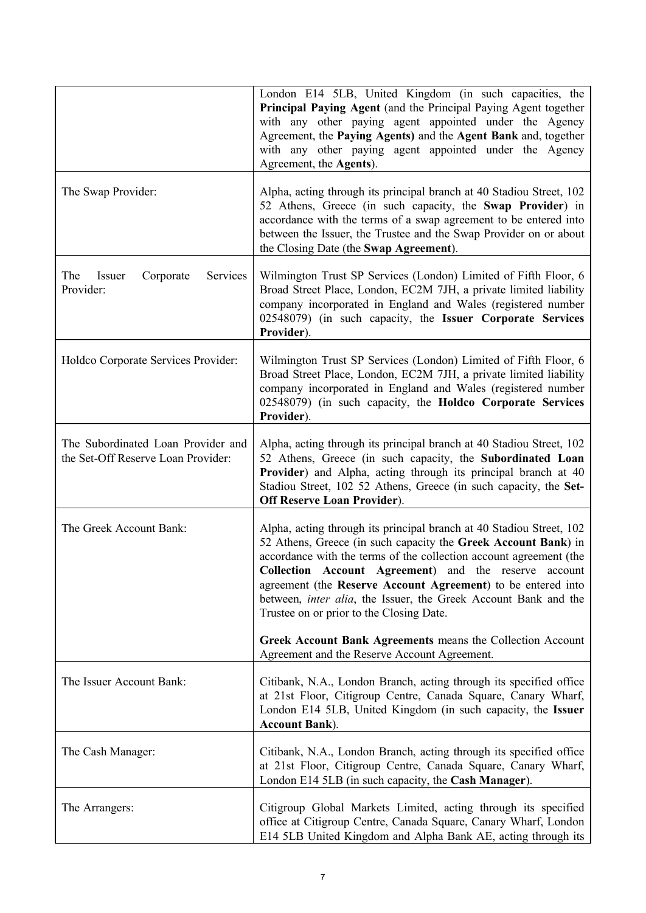| | |
|---|---|
| | London E14 5LB, United Kingdom (in such capacities, the **Principal Paying Agent** (and the Principal Paying Agent together with any other paying agent appointed under the Agency Agreement, the **Paying Agents)** and the **Agent Bank** and, together with any other paying agent appointed under the Agency Agreement, the **Agents**). |
| The Swap Provider: | Alpha, acting through its principal branch at 40 Stadiou Street, 102 52 Athens, Greece (in such capacity, the **Swap Provider**) in accordance with the terms of a swap agreement to be entered into between the Issuer, the Trustee and the Swap Provider on or about the Closing Date (the **Swap Agreement**). |
| The Issuer Corporate Services Provider: | Wilmington Trust SP Services (London) Limited of Fifth Floor, 6 Broad Street Place, London, EC2M 7JH, a private limited liability company incorporated in England and Wales (registered number 02548079) (in such capacity, the **Issuer Corporate Services Provider**). |
| Holdco Corporate Services Provider: | Wilmington Trust SP Services (London) Limited of Fifth Floor, 6 Broad Street Place, London, EC2M 7JH, a private limited liability company incorporated in England and Wales (registered number 02548079) (in such capacity, the **Holdco Corporate Services Provider**). |
| The Subordinated Loan Provider and the Set-Off Reserve Loan Provider: | Alpha, acting through its principal branch at 40 Stadiou Street, 102 52 Athens, Greece (in such capacity, the **Subordinated Loan Provider**) and Alpha, acting through its principal branch at 40 Stadiou Street, 102 52 Athens, Greece (in such capacity, the **Set-Off Reserve Loan Provider**). |
| The Greek Account Bank: | Alpha, acting through its principal branch at 40 Stadiou Street, 102 52 Athens, Greece (in such capacity the **Greek Account Bank**) in accordance with the terms of the collection account agreement (the **Collection Account Agreement**) and the reserve account agreement (the **Reserve Account Agreement**) to be entered into between, *inter alia*, the Issuer, the Greek Account Bank and the Trustee on or prior to the Closing Date.<br><br>**Greek Account Bank Agreements** means the Collection Account Agreement and the Reserve Account Agreement. |
| The Issuer Account Bank: | Citibank, N.A., London Branch, acting through its specified office at 21st Floor, Citigroup Centre, Canada Square, Canary Wharf, London E14 5LB, United Kingdom (in such capacity, the **Issuer Account Bank**). |
| The Cash Manager: | Citibank, N.A., London Branch, acting through its specified office at 21st Floor, Citigroup Centre, Canada Square, Canary Wharf, London E14 5LB (in such capacity, the **Cash Manager**). |
| The Arrangers: | Citigroup Global Markets Limited, acting through its specified office at Citigroup Centre, Canada Square, Canary Wharf, London E14 5LB United Kingdom and Alpha Bank AE, acting through its |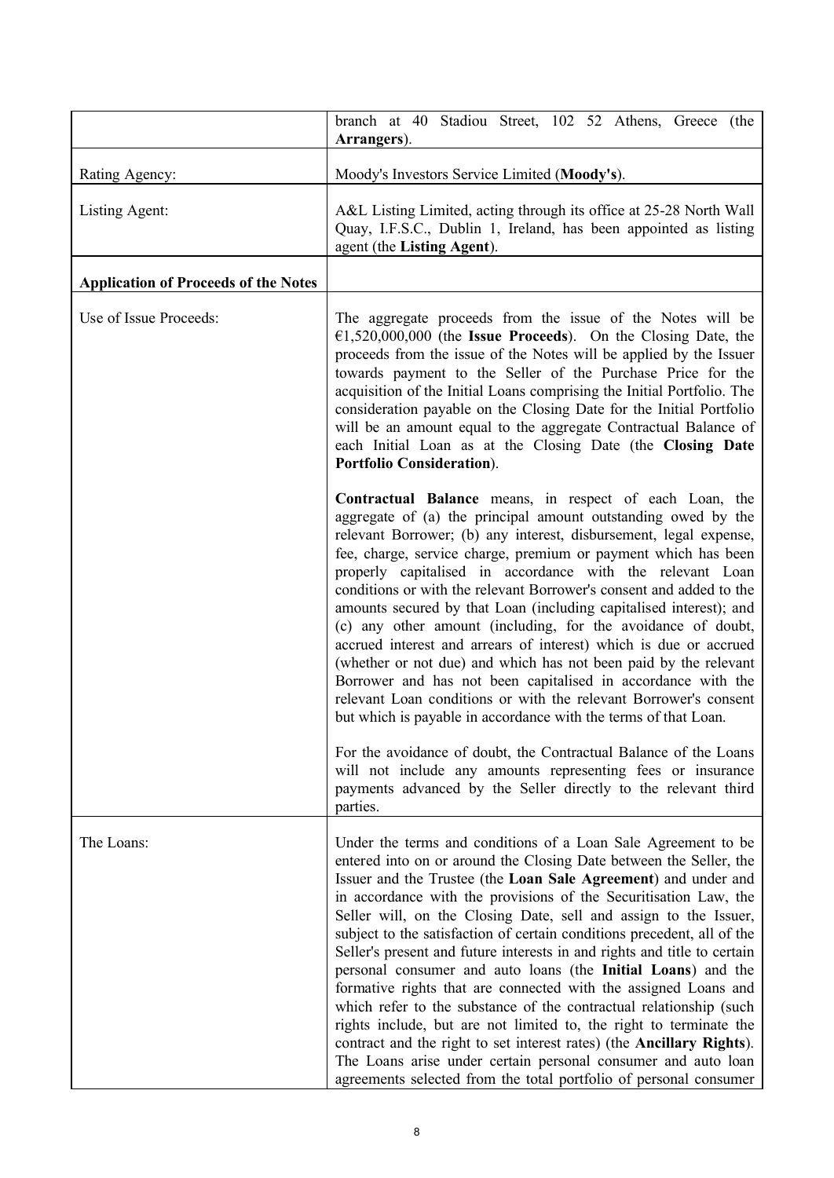| | |
|---|---|
| | branch at 40 Stadiou Street, 102 52 Athens, Greece (the **Arrangers**). |
| Rating Agency: | Moody's Investors Service Limited (**Moody's**). |
| Listing Agent: | A&L Listing Limited, acting through its office at 25-28 North Wall Quay, I.F.S.C., Dublin 1, Ireland, has been appointed as listing agent (the **Listing Agent**). |
| **Application of Proceeds of the Notes** | |
| Use of Issue Proceeds: | The aggregate proceeds from the issue of the Notes will be €1,520,000,000 (the **Issue Proceeds**). On the Closing Date, the proceeds from the issue of the Notes will be applied by the Issuer towards payment to the Seller of the Purchase Price for the acquisition of the Initial Loans comprising the Initial Portfolio. The consideration payable on the Closing Date for the Initial Portfolio will be an amount equal to the aggregate Contractual Balance of each Initial Loan as at the Closing Date (the **Closing Date Portfolio Consideration**).<br><br>**Contractual Balance** means, in respect of each Loan, the aggregate of (a) the principal amount outstanding owed by the relevant Borrower; (b) any interest, disbursement, legal expense, fee, charge, service charge, premium or payment which has been properly capitalised in accordance with the relevant Loan conditions or with the relevant Borrower's consent and added to the amounts secured by that Loan (including capitalised interest); and (c) any other amount (including, for the avoidance of doubt, accrued interest and arrears of interest) which is due or accrued (whether or not due) and which has not been paid by the relevant Borrower and has not been capitalised in accordance with the relevant Loan conditions or with the relevant Borrower's consent but which is payable in accordance with the terms of that Loan.<br><br>For the avoidance of doubt, the Contractual Balance of the Loans will not include any amounts representing fees or insurance payments advanced by the Seller directly to the relevant third parties. |
| The Loans: | Under the terms and conditions of a Loan Sale Agreement to be entered into on or around the Closing Date between the Seller, the Issuer and the Trustee (the **Loan Sale Agreement**) and under and in accordance with the provisions of the Securitisation Law, the Seller will, on the Closing Date, sell and assign to the Issuer, subject to the satisfaction of certain conditions precedent, all of the Seller's present and future interests in and rights and title to certain personal consumer and auto loans (the **Initial Loans**) and the formative rights that are connected with the assigned Loans and which refer to the substance of the contractual relationship (such rights include, but are not limited to, the right to terminate the contract and the right to set interest rates) (the **Ancillary Rights**). The Loans arise under certain personal consumer and auto loan agreements selected from the total portfolio of personal consumer |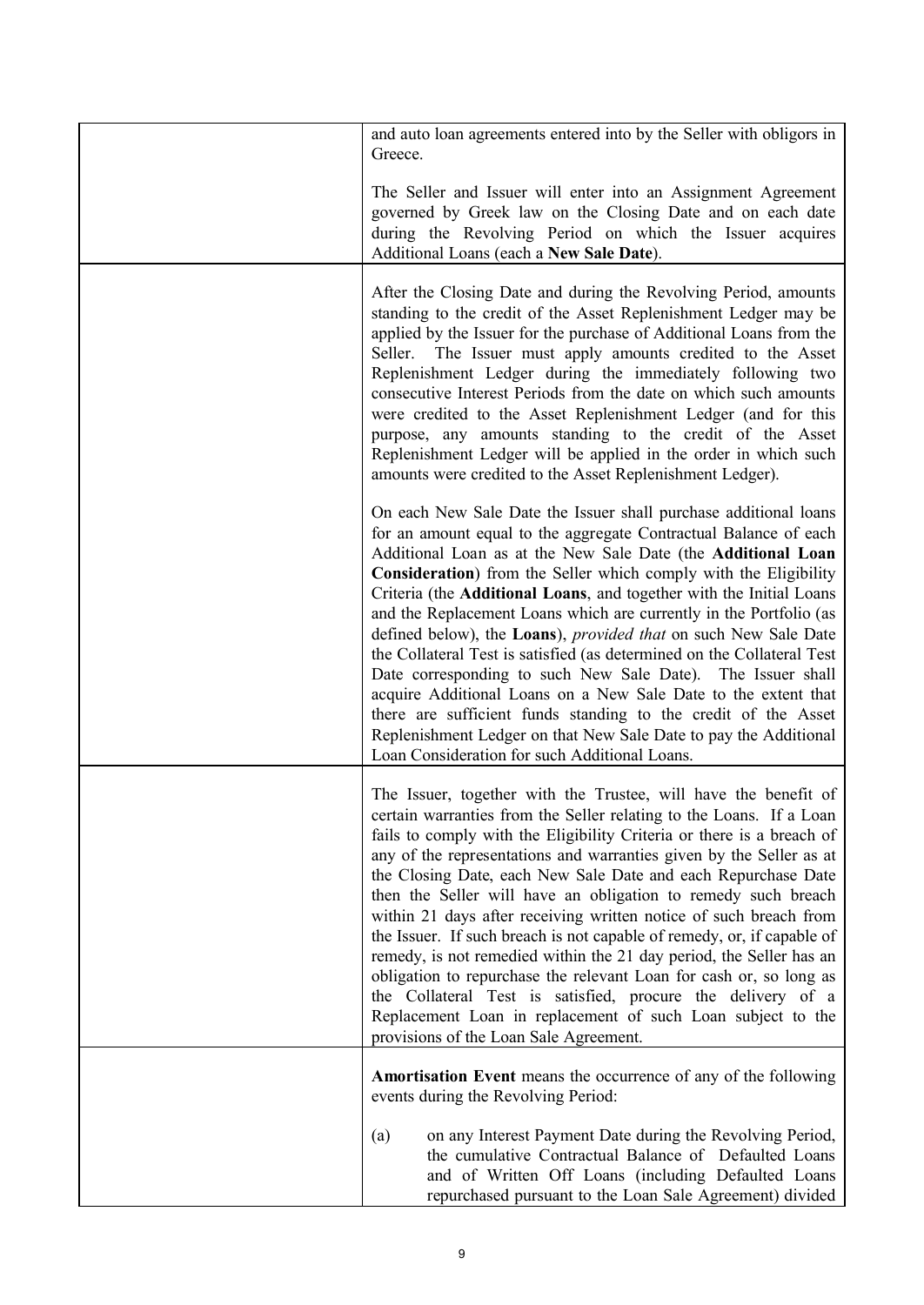| | |
|---|---|
| | and auto loan agreements entered into by the Seller with obligors in Greece.<br><br>The Seller and Issuer will enter into an Assignment Agreement governed by Greek law on the Closing Date and on each date during the Revolving Period on which the Issuer acquires Additional Loans (each a **New Sale Date**). |
| | After the Closing Date and during the Revolving Period, amounts standing to the credit of the Asset Replenishment Ledger may be applied by the Issuer for the purchase of Additional Loans from the Seller. The Issuer must apply amounts credited to the Asset Replenishment Ledger during the immediately following two consecutive Interest Periods from the date on which such amounts were credited to the Asset Replenishment Ledger (and for this purpose, any amounts standing to the credit of the Asset Replenishment Ledger will be applied in the order in which such amounts were credited to the Asset Replenishment Ledger).<br><br>On each New Sale Date the Issuer shall purchase additional loans for an amount equal to the aggregate Contractual Balance of each Additional Loan as at the New Sale Date (the **Additional Loan Consideration**) from the Seller which comply with the Eligibility Criteria (the **Additional Loans**, and together with the Initial Loans and the Replacement Loans which are currently in the Portfolio (as defined below), the **Loans**), *provided that* on such New Sale Date the Collateral Test is satisfied (as determined on the Collateral Test Date corresponding to such New Sale Date). The Issuer shall acquire Additional Loans on a New Sale Date to the extent that there are sufficient funds standing to the credit of the Asset Replenishment Ledger on that New Sale Date to pay the Additional Loan Consideration for such Additional Loans. |
| | The Issuer, together with the Trustee, will have the benefit of certain warranties from the Seller relating to the Loans. If a Loan fails to comply with the Eligibility Criteria or there is a breach of any of the representations and warranties given by the Seller as at the Closing Date, each New Sale Date and each Repurchase Date then the Seller will have an obligation to remedy such breach within 21 days after receiving written notice of such breach from the Issuer. If such breach is not capable of remedy, or, if capable of remedy, is not remedied within the 21 day period, the Seller has an obligation to repurchase the relevant Loan for cash or, so long as the Collateral Test is satisfied, procure the delivery of a Replacement Loan in replacement of such Loan subject to the provisions of the Loan Sale Agreement. |
| | **Amortisation Event** means the occurrence of any of the following events during the Revolving Period:<br><br>(a) on any Interest Payment Date during the Revolving Period, the cumulative Contractual Balance of Defaulted Loans and of Written Off Loans (including Defaulted Loans repurchased pursuant to the Loan Sale Agreement) divided |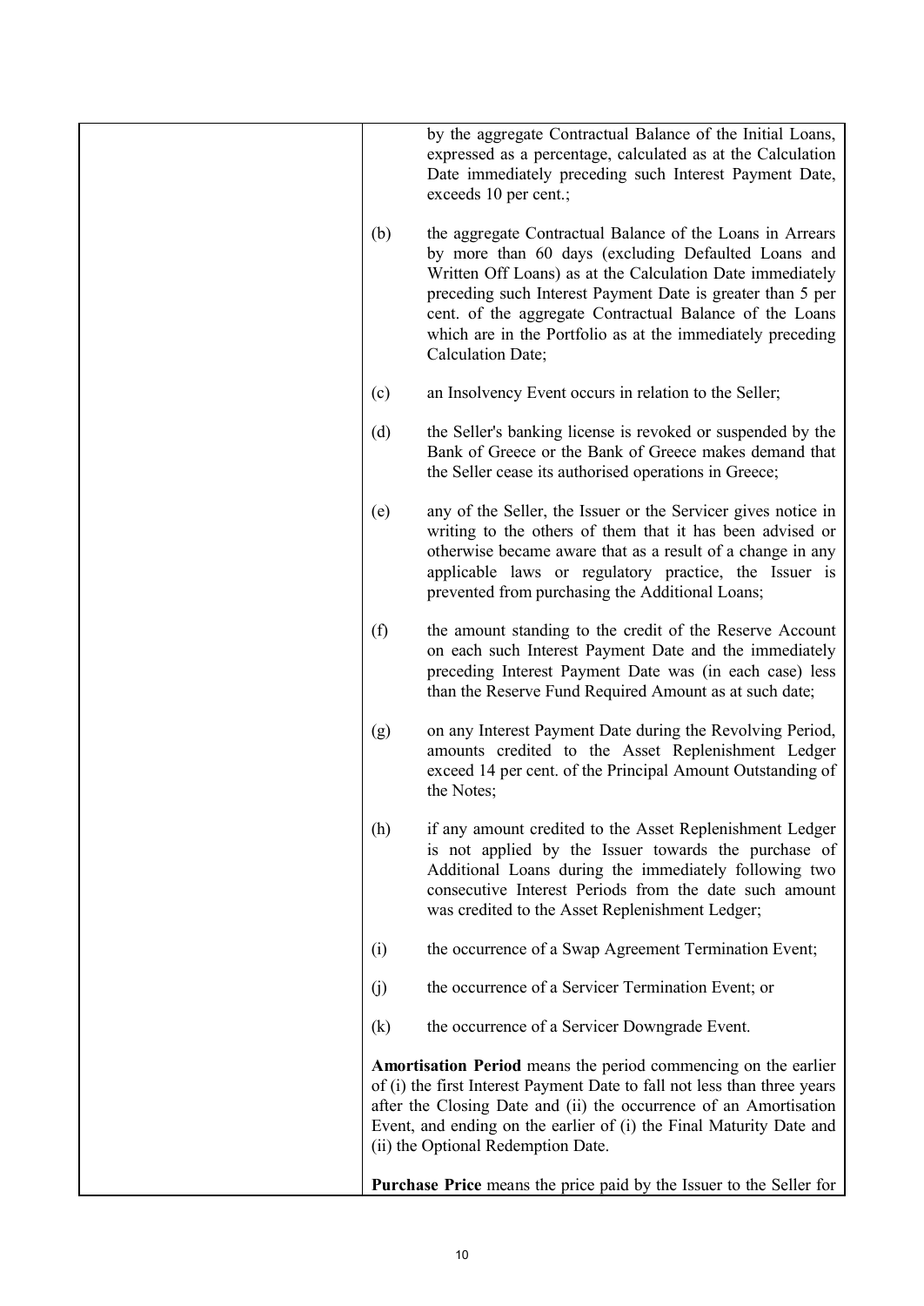by the aggregate Contractual Balance of the Initial Loans, expressed as a percentage, calculated as at the Calculation Date immediately preceding such Interest Payment Date, exceeds 10 per cent.;

(b) the aggregate Contractual Balance of the Loans in Arrears by more than 60 days (excluding Defaulted Loans and Written Off Loans) as at the Calculation Date immediately preceding such Interest Payment Date is greater than 5 per cent. of the aggregate Contractual Balance of the Loans which are in the Portfolio as at the immediately preceding Calculation Date;

(c) an Insolvency Event occurs in relation to the Seller;

(d) the Seller's banking license is revoked or suspended by the Bank of Greece or the Bank of Greece makes demand that the Seller cease its authorised operations in Greece;

(e) any of the Seller, the Issuer or the Servicer gives notice in writing to the others of them that it has been advised or otherwise became aware that as a result of a change in any applicable laws or regulatory practice, the Issuer is prevented from purchasing the Additional Loans;

(f) the amount standing to the credit of the Reserve Account on each such Interest Payment Date and the immediately preceding Interest Payment Date was (in each case) less than the Reserve Fund Required Amount as at such date;

(g) on any Interest Payment Date during the Revolving Period, amounts credited to the Asset Replenishment Ledger exceed 14 per cent. of the Principal Amount Outstanding of the Notes;

(h) if any amount credited to the Asset Replenishment Ledger is not applied by the Issuer towards the purchase of Additional Loans during the immediately following two consecutive Interest Periods from the date such amount was credited to the Asset Replenishment Ledger;

(i) the occurrence of a Swap Agreement Termination Event;

(j) the occurrence of a Servicer Termination Event; or

(k) the occurrence of a Servicer Downgrade Event.

**Amortisation Period** means the period commencing on the earlier of (i) the first Interest Payment Date to fall not less than three years after the Closing Date and (ii) the occurrence of an Amortisation Event, and ending on the earlier of (i) the Final Maturity Date and (ii) the Optional Redemption Date.

**Purchase Price** means the price paid by the Issuer to the Seller for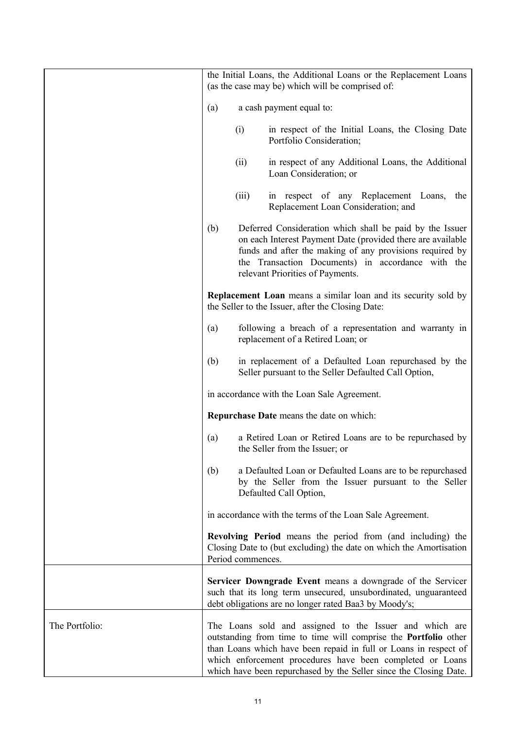| | |
|---|---|
| | the Initial Loans, the Additional Loans or the Replacement Loans (as the case may be) which will be comprised of:<br><br>(a) a cash payment equal to:<br><br>(i) in respect of the Initial Loans, the Closing Date Portfolio Consideration;<br><br>(ii) in respect of any Additional Loans, the Additional Loan Consideration; or<br><br>(iii) in respect of any Replacement Loans, the Replacement Loan Consideration; and<br><br>(b) Deferred Consideration which shall be paid by the Issuer on each Interest Payment Date (provided there are available funds and after the making of any provisions required by the Transaction Documents) in accordance with the relevant Priorities of Payments.<br><br>**Replacement Loan** means a similar loan and its security sold by the Seller to the Issuer, after the Closing Date:<br><br>(a) following a breach of a representation and warranty in replacement of a Retired Loan; or<br><br>(b) in replacement of a Defaulted Loan repurchased by the Seller pursuant to the Seller Defaulted Call Option,<br><br>in accordance with the Loan Sale Agreement.<br><br>**Repurchase Date** means the date on which:<br><br>(a) a Retired Loan or Retired Loans are to be repurchased by the Seller from the Issuer; or<br><br>(b) a Defaulted Loan or Defaulted Loans are to be repurchased by the Seller from the Issuer pursuant to the Seller Defaulted Call Option,<br><br>in accordance with the terms of the Loan Sale Agreement.<br><br>**Revolving Period** means the period from (and including) the Closing Date to (but excluding) the date on which the Amortisation Period commences. |
| | **Servicer Downgrade Event** means a downgrade of the Servicer such that its long term unsecured, unsubordinated, unguaranteed debt obligations are no longer rated Baa3 by Moody's; |
| The Portfolio: | The Loans sold and assigned to the Issuer and which are outstanding from time to time will comprise the **Portfolio** other than Loans which have been repaid in full or Loans in respect of which enforcement procedures have been completed or Loans which have been repurchased by the Seller since the Closing Date. |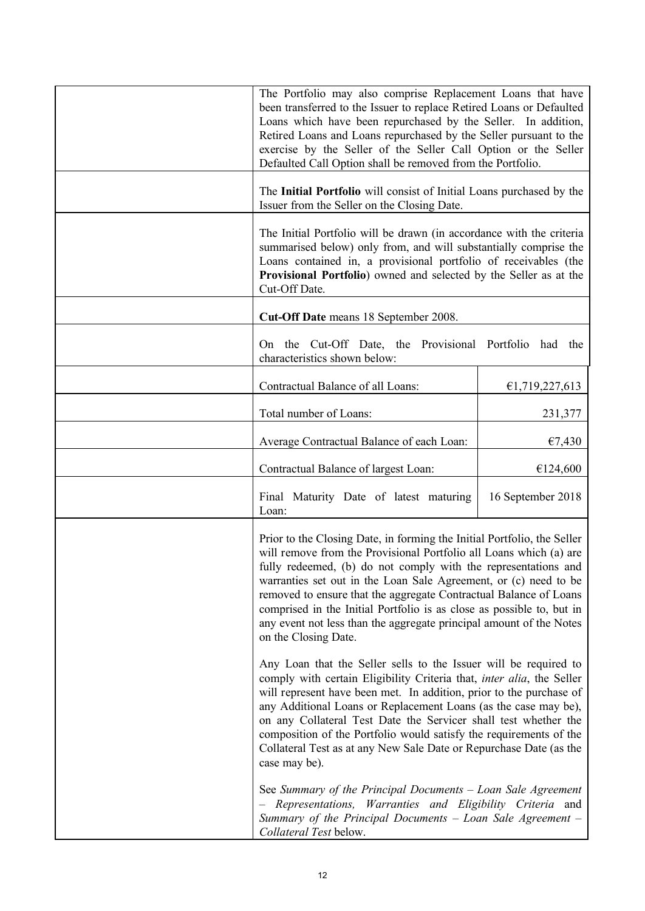The Portfolio may also comprise Replacement Loans that have been transferred to the Issuer to replace Retired Loans or Defaulted Loans which have been repurchased by the Seller. In addition, Retired Loans and Loans repurchased by the Seller pursuant to the exercise by the Seller of the Seller Call Option or the Seller Defaulted Call Option shall be removed from the Portfolio.

The **Initial Portfolio** will consist of Initial Loans purchased by the Issuer from the Seller on the Closing Date.

The Initial Portfolio will be drawn (in accordance with the criteria summarised below) only from, and will substantially comprise the Loans contained in, a provisional portfolio of receivables (the **Provisional Portfolio**) owned and selected by the Seller as at the Cut-Off Date.

**Cut-Off Date** means 18 September 2008.

On the Cut-Off Date, the Provisional Portfolio had the characteristics shown below:

| | |
|---|---|
| Contractual Balance of all Loans: | €1,719,227,613 |
| Total number of Loans: | 231,377 |
| Average Contractual Balance of each Loan: | €7,430 |
| Contractual Balance of largest Loan: | €124,600 |
| Final Maturity Date of latest maturing Loan: | 16 September 2018 |

Prior to the Closing Date, in forming the Initial Portfolio, the Seller will remove from the Provisional Portfolio all Loans which (a) are fully redeemed, (b) do not comply with the representations and warranties set out in the Loan Sale Agreement, or (c) need to be removed to ensure that the aggregate Contractual Balance of Loans comprised in the Initial Portfolio is as close as possible to, but in any event not less than the aggregate principal amount of the Notes on the Closing Date.

Any Loan that the Seller sells to the Issuer will be required to comply with certain Eligibility Criteria that, *inter alia*, the Seller will represent have been met. In addition, prior to the purchase of any Additional Loans or Replacement Loans (as the case may be), on any Collateral Test Date the Servicer shall test whether the composition of the Portfolio would satisfy the requirements of the Collateral Test as at any New Sale Date or Repurchase Date (as the case may be).

See *Summary of the Principal Documents – Loan Sale Agreement – Representations, Warranties and Eligibility Criteria* and *Summary of the Principal Documents – Loan Sale Agreement – Collateral Test* below.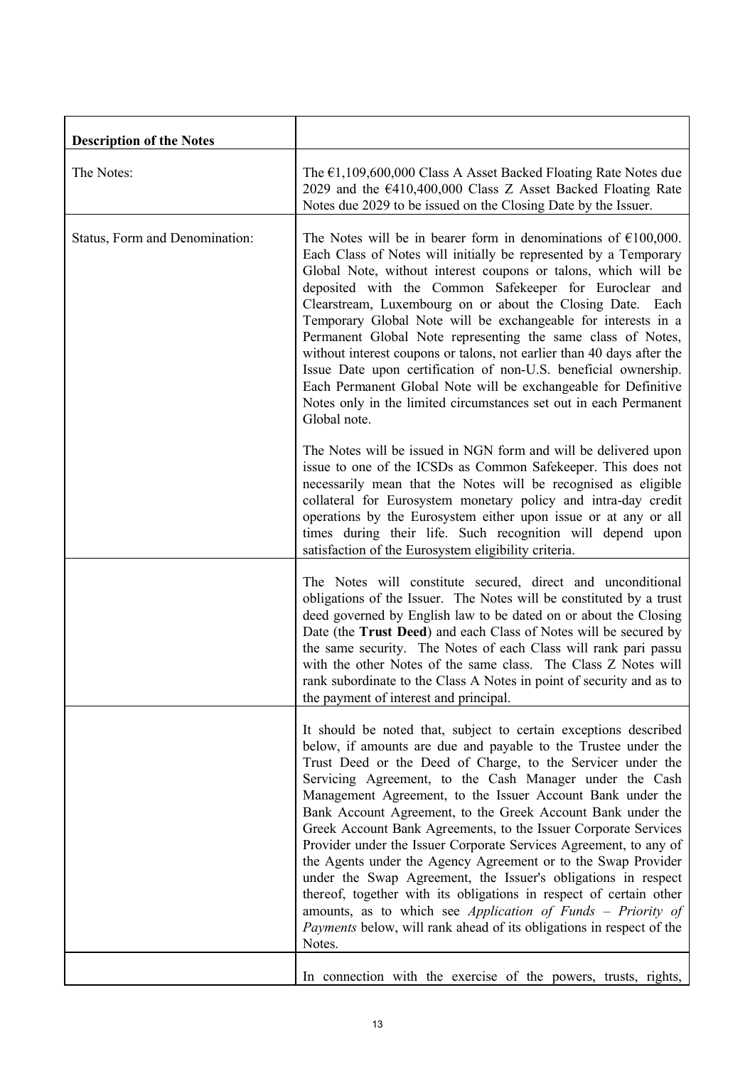| **Description of the Notes** | |
|---|---|
| The Notes: | The €1,109,600,000 Class A Asset Backed Floating Rate Notes due 2029 and the €410,400,000 Class Z Asset Backed Floating Rate Notes due 2029 to be issued on the Closing Date by the Issuer. |
| Status, Form and Denomination: | The Notes will be in bearer form in denominations of €100,000. Each Class of Notes will initially be represented by a Temporary Global Note, without interest coupons or talons, which will be deposited with the Common Safekeeper for Euroclear and Clearstream, Luxembourg on or about the Closing Date. Each Temporary Global Note will be exchangeable for interests in a Permanent Global Note representing the same class of Notes, without interest coupons or talons, not earlier than 40 days after the Issue Date upon certification of non-U.S. beneficial ownership. Each Permanent Global Note will be exchangeable for Definitive Notes only in the limited circumstances set out in each Permanent Global note.<br><br>The Notes will be issued in NGN form and will be delivered upon issue to one of the ICSDs as Common Safekeeper. This does not necessarily mean that the Notes will be recognised as eligible collateral for Eurosystem monetary policy and intra-day credit operations by the Eurosystem either upon issue or at any or all times during their life. Such recognition will depend upon satisfaction of the Eurosystem eligibility criteria. |
| | The Notes will constitute secured, direct and unconditional obligations of the Issuer. The Notes will be constituted by a trust deed governed by English law to be dated on or about the Closing Date (the **Trust Deed**) and each Class of Notes will be secured by the same security. The Notes of each Class will rank pari passu with the other Notes of the same class. The Class Z Notes will rank subordinate to the Class A Notes in point of security and as to the payment of interest and principal. |
| | It should be noted that, subject to certain exceptions described below, if amounts are due and payable to the Trustee under the Trust Deed or the Deed of Charge, to the Servicer under the Servicing Agreement, to the Cash Manager under the Cash Management Agreement, to the Issuer Account Bank under the Bank Account Agreement, to the Greek Account Bank under the Greek Account Bank Agreements, to the Issuer Corporate Services Provider under the Issuer Corporate Services Agreement, to any of the Agents under the Agency Agreement or to the Swap Provider under the Swap Agreement, the Issuer's obligations in respect thereof, together with its obligations in respect of certain other amounts, as to which see *Application of Funds – Priority of Payments* below, will rank ahead of its obligations in respect of the Notes. |
| | In connection with the exercise of the powers, trusts, rights, |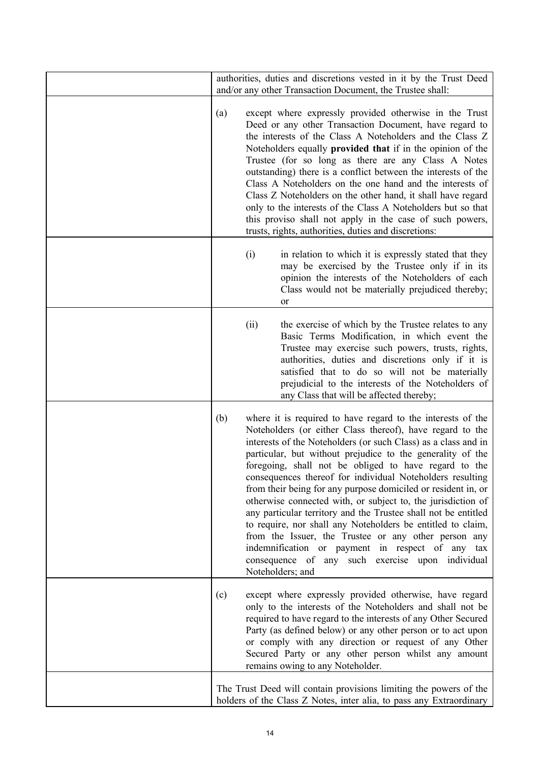| | |
|---|---|
| | authorities, duties and discretions vested in it by the Trust Deed and/or any other Transaction Document, the Trustee shall: |
| | (a) except where expressly provided otherwise in the Trust Deed or any other Transaction Document, have regard to the interests of the Class A Noteholders and the Class Z Noteholders equally **provided that** if in the opinion of the Trustee (for so long as there are any Class A Notes outstanding) there is a conflict between the interests of the Class A Noteholders on the one hand and the interests of Class Z Noteholders on the other hand, it shall have regard only to the interests of the Class A Noteholders but so that this proviso shall not apply in the case of such powers, trusts, rights, authorities, duties and discretions: |
| | (i) in relation to which it is expressly stated that they may be exercised by the Trustee only if in its opinion the interests of the Noteholders of each Class would not be materially prejudiced thereby; or |
| | (ii) the exercise of which by the Trustee relates to any Basic Terms Modification, in which event the Trustee may exercise such powers, trusts, rights, authorities, duties and discretions only if it is satisfied that to do so will not be materially prejudicial to the interests of the Noteholders of any Class that will be affected thereby; |
| | (b) where it is required to have regard to the interests of the Noteholders (or either Class thereof), have regard to the interests of the Noteholders (or such Class) as a class and in particular, but without prejudice to the generality of the foregoing, shall not be obliged to have regard to the consequences thereof for individual Noteholders resulting from their being for any purpose domiciled or resident in, or otherwise connected with, or subject to, the jurisdiction of any particular territory and the Trustee shall not be entitled to require, nor shall any Noteholders be entitled to claim, from the Issuer, the Trustee or any other person any indemnification or payment in respect of any tax consequence of any such exercise upon individual Noteholders; and |
| | (c) except where expressly provided otherwise, have regard only to the interests of the Noteholders and shall not be required to have regard to the interests of any Other Secured Party (as defined below) or any other person or to act upon or comply with any direction or request of any Other Secured Party or any other person whilst any amount remains owing to any Noteholder. |
| | The Trust Deed will contain provisions limiting the powers of the holders of the Class Z Notes, inter alia, to pass any Extraordinary |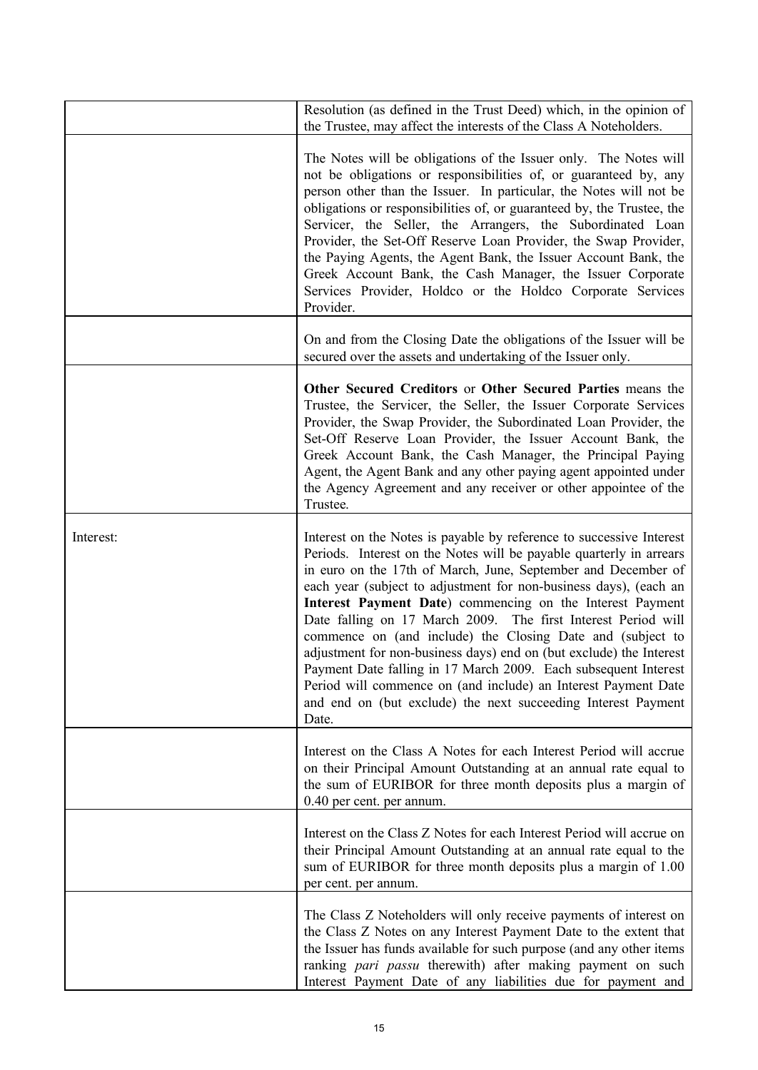| | |
|---|---|
| | Resolution (as defined in the Trust Deed) which, in the opinion of the Trustee, may affect the interests of the Class A Noteholders. |
| | The Notes will be obligations of the Issuer only. The Notes will not be obligations or responsibilities of, or guaranteed by, any person other than the Issuer. In particular, the Notes will not be obligations or responsibilities of, or guaranteed by, the Trustee, the Servicer, the Seller, the Arrangers, the Subordinated Loan Provider, the Set-Off Reserve Loan Provider, the Swap Provider, the Paying Agents, the Agent Bank, the Issuer Account Bank, the Greek Account Bank, the Cash Manager, the Issuer Corporate Services Provider, Holdco or the Holdco Corporate Services Provider. |
| | On and from the Closing Date the obligations of the Issuer will be secured over the assets and undertaking of the Issuer only. |
| | **Other Secured Creditors** or **Other Secured Parties** means the Trustee, the Servicer, the Seller, the Issuer Corporate Services Provider, the Swap Provider, the Subordinated Loan Provider, the Set-Off Reserve Loan Provider, the Issuer Account Bank, the Greek Account Bank, the Cash Manager, the Principal Paying Agent, the Agent Bank and any other paying agent appointed under the Agency Agreement and any receiver or other appointee of the Trustee. |
| Interest: | Interest on the Notes is payable by reference to successive Interest Periods. Interest on the Notes will be payable quarterly in arrears in euro on the 17th of March, June, September and December of each year (subject to adjustment for non-business days), (each an **Interest Payment Date**) commencing on the Interest Payment Date falling on 17 March 2009. The first Interest Period will commence on (and include) the Closing Date and (subject to adjustment for non-business days) end on (but exclude) the Interest Payment Date falling in 17 March 2009. Each subsequent Interest Period will commence on (and include) an Interest Payment Date and end on (but exclude) the next succeeding Interest Payment Date. |
| | Interest on the Class A Notes for each Interest Period will accrue on their Principal Amount Outstanding at an annual rate equal to the sum of EURIBOR for three month deposits plus a margin of 0.40 per cent. per annum. |
| | Interest on the Class Z Notes for each Interest Period will accrue on their Principal Amount Outstanding at an annual rate equal to the sum of EURIBOR for three month deposits plus a margin of 1.00 per cent. per annum. |
| | The Class Z Noteholders will only receive payments of interest on the Class Z Notes on any Interest Payment Date to the extent that the Issuer has funds available for such purpose (and any other items ranking *pari passu* therewith) after making payment on such Interest Payment Date of any liabilities due for payment and |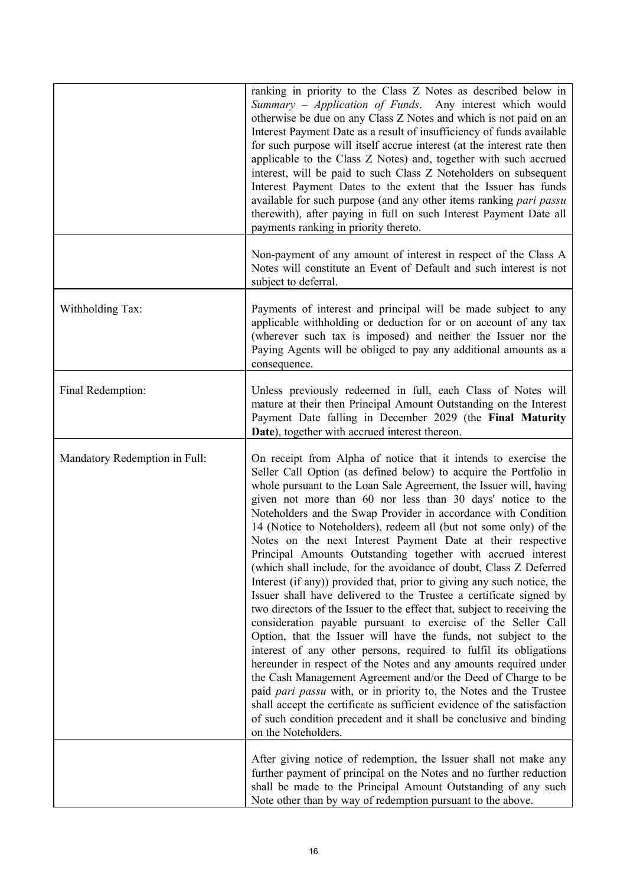| | |
|---|---|
| | ranking in priority to the Class Z Notes as described below in *Summary – Application of Funds*. Any interest which would otherwise be due on any Class Z Notes and which is not paid on an Interest Payment Date as a result of insufficiency of funds available for such purpose will itself accrue interest (at the interest rate then applicable to the Class Z Notes) and, together with such accrued interest, will be paid to such Class Z Noteholders on subsequent Interest Payment Dates to the extent that the Issuer has funds available for such purpose (and any other items ranking *pari passu* therewith), after paying in full on such Interest Payment Date all payments ranking in priority thereto. |
| | Non-payment of any amount of interest in respect of the Class A Notes will constitute an Event of Default and such interest is not subject to deferral. |
| Withholding Tax: | Payments of interest and principal will be made subject to any applicable withholding or deduction for or on account of any tax (wherever such tax is imposed) and neither the Issuer nor the Paying Agents will be obliged to pay any additional amounts as a consequence. |
| Final Redemption: | Unless previously redeemed in full, each Class of Notes will mature at their then Principal Amount Outstanding on the Interest Payment Date falling in December 2029 (the **Final Maturity Date**), together with accrued interest thereon. |
| Mandatory Redemption in Full: | On receipt from Alpha of notice that it intends to exercise the Seller Call Option (as defined below) to acquire the Portfolio in whole pursuant to the Loan Sale Agreement, the Issuer will, having given not more than 60 nor less than 30 days' notice to the Noteholders and the Swap Provider in accordance with Condition 14 (Notice to Noteholders), redeem all (but not some only) of the Notes on the next Interest Payment Date at their respective Principal Amounts Outstanding together with accrued interest (which shall include, for the avoidance of doubt, Class Z Deferred Interest (if any)) provided that, prior to giving any such notice, the Issuer shall have delivered to the Trustee a certificate signed by two directors of the Issuer to the effect that, subject to receiving the consideration payable pursuant to exercise of the Seller Call Option, that the Issuer will have the funds, not subject to the interest of any other persons, required to fulfil its obligations hereunder in respect of the Notes and any amounts required under the Cash Management Agreement and/or the Deed of Charge to be paid *pari passu* with, or in priority to, the Notes and the Trustee shall accept the certificate as sufficient evidence of the satisfaction of such condition precedent and it shall be conclusive and binding on the Noteholders. |
| | After giving notice of redemption, the Issuer shall not make any further payment of principal on the Notes and no further reduction shall be made to the Principal Amount Outstanding of any such Note other than by way of redemption pursuant to the above. |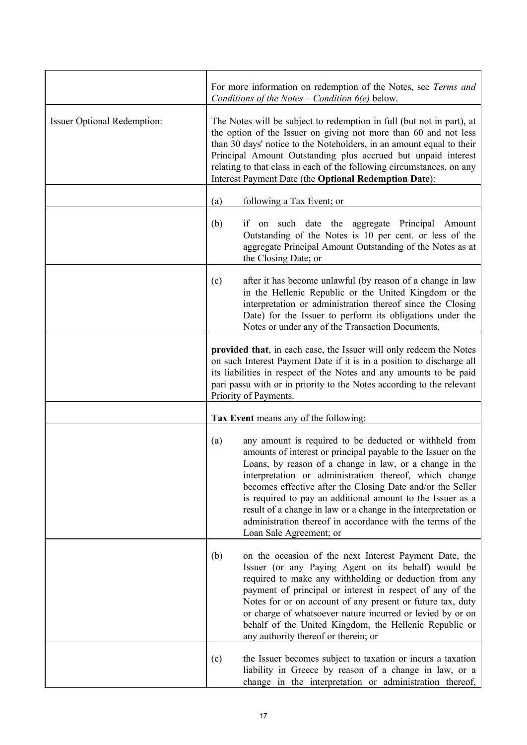| | |
|---|---|
| | For more information on redemption of the Notes, see *Terms and Conditions of the Notes – Condition 6(e)* below. |
| Issuer Optional Redemption: | The Notes will be subject to redemption in full (but not in part), at the option of the Issuer on giving not more than 60 and not less than 30 days' notice to the Noteholders, in an amount equal to their Principal Amount Outstanding plus accrued but unpaid interest relating to that class in each of the following circumstances, on any Interest Payment Date (the **Optional Redemption Date**): |
| | (a) following a Tax Event; or |
| | (b) if on such date the aggregate Principal Amount Outstanding of the Notes is 10 per cent. or less of the aggregate Principal Amount Outstanding of the Notes as at the Closing Date; or |
| | (c) after it has become unlawful (by reason of a change in law in the Hellenic Republic or the United Kingdom or the interpretation or administration thereof since the Closing Date) for the Issuer to perform its obligations under the Notes or under any of the Transaction Documents, |
| | **provided that**, in each case, the Issuer will only redeem the Notes on such Interest Payment Date if it is in a position to discharge all its liabilities in respect of the Notes and any amounts to be paid pari passu with or in priority to the Notes according to the relevant Priority of Payments. |
| | **Tax Event** means any of the following: |
| | (a) any amount is required to be deducted or withheld from amounts of interest or principal payable to the Issuer on the Loans, by reason of a change in law, or a change in the interpretation or administration thereof, which change becomes effective after the Closing Date and/or the Seller is required to pay an additional amount to the Issuer as a result of a change in law or a change in the interpretation or administration thereof in accordance with the terms of the Loan Sale Agreement; or |
| | (b) on the occasion of the next Interest Payment Date, the Issuer (or any Paying Agent on its behalf) would be required to make any withholding or deduction from any payment of principal or interest in respect of any of the Notes for or on account of any present or future tax, duty or charge of whatsoever nature incurred or levied by or on behalf of the United Kingdom, the Hellenic Republic or any authority thereof or therein; or |
| | (c) the Issuer becomes subject to taxation or incurs a taxation liability in Greece by reason of a change in law, or a change in the interpretation or administration thereof, |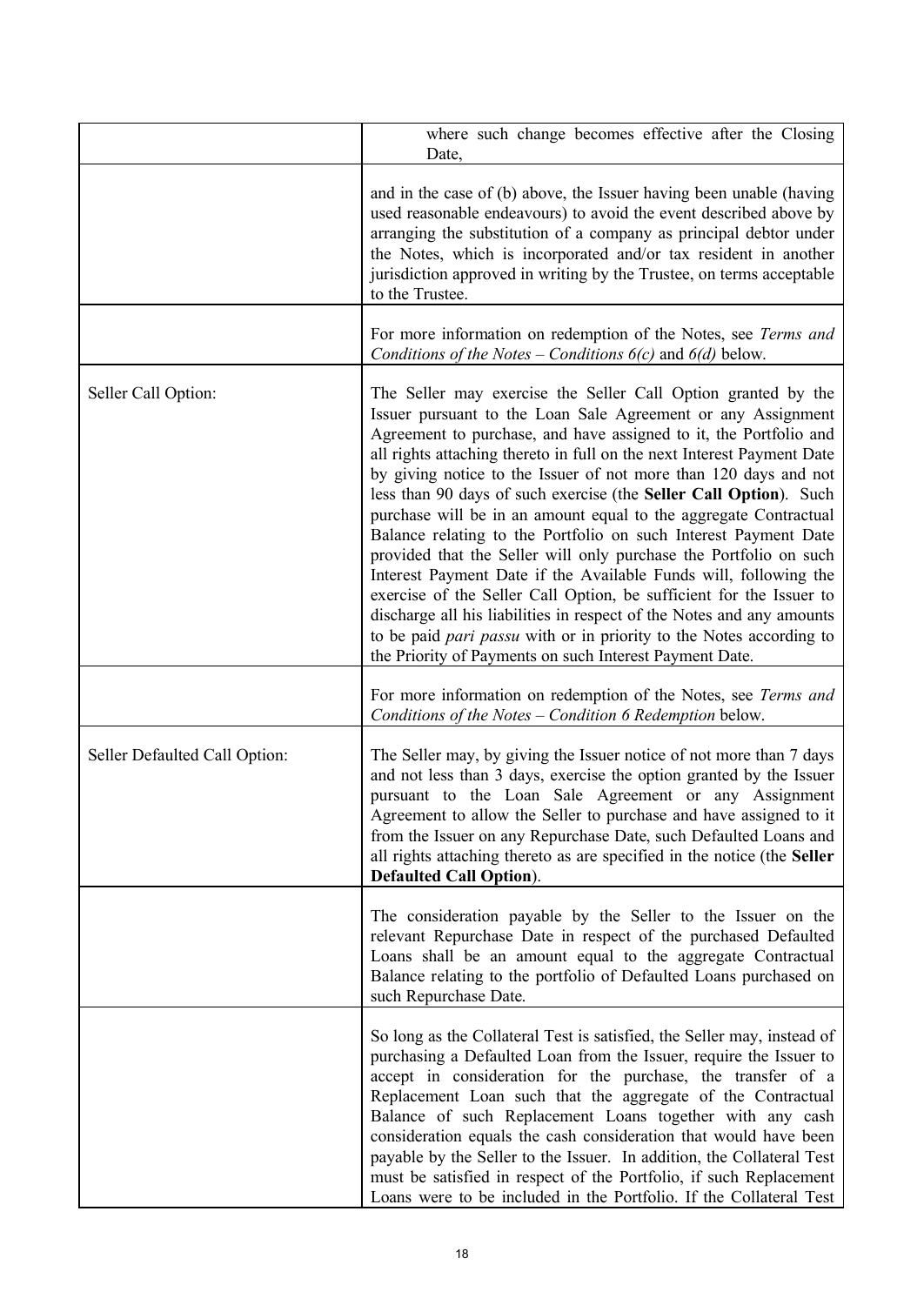| | |
|---|---|
| | where such change becomes effective after the Closing Date, |
| | and in the case of (b) above, the Issuer having been unable (having used reasonable endeavours) to avoid the event described above by arranging the substitution of a company as principal debtor under the Notes, which is incorporated and/or tax resident in another jurisdiction approved in writing by the Trustee, on terms acceptable to the Trustee. |
| | For more information on redemption of the Notes, see *Terms and Conditions of the Notes – Conditions 6(c)* and *6(d)* below. |
| Seller Call Option: | The Seller may exercise the Seller Call Option granted by the Issuer pursuant to the Loan Sale Agreement or any Assignment Agreement to purchase, and have assigned to it, the Portfolio and all rights attaching thereto in full on the next Interest Payment Date by giving notice to the Issuer of not more than 120 days and not less than 90 days of such exercise (the **Seller Call Option**). Such purchase will be in an amount equal to the aggregate Contractual Balance relating to the Portfolio on such Interest Payment Date provided that the Seller will only purchase the Portfolio on such Interest Payment Date if the Available Funds will, following the exercise of the Seller Call Option, be sufficient for the Issuer to discharge all his liabilities in respect of the Notes and any amounts to be paid *pari passu* with or in priority to the Notes according to the Priority of Payments on such Interest Payment Date. |
| | For more information on redemption of the Notes, see *Terms and Conditions of the Notes – Condition 6 Redemption* below. |
| Seller Defaulted Call Option: | The Seller may, by giving the Issuer notice of not more than 7 days and not less than 3 days, exercise the option granted by the Issuer pursuant to the Loan Sale Agreement or any Assignment Agreement to allow the Seller to purchase and have assigned to it from the Issuer on any Repurchase Date, such Defaulted Loans and all rights attaching thereto as are specified in the notice (the **Seller Defaulted Call Option**). |
| | The consideration payable by the Seller to the Issuer on the relevant Repurchase Date in respect of the purchased Defaulted Loans shall be an amount equal to the aggregate Contractual Balance relating to the portfolio of Defaulted Loans purchased on such Repurchase Date. |
| | So long as the Collateral Test is satisfied, the Seller may, instead of purchasing a Defaulted Loan from the Issuer, require the Issuer to accept in consideration for the purchase, the transfer of a Replacement Loan such that the aggregate of the Contractual Balance of such Replacement Loans together with any cash consideration equals the cash consideration that would have been payable by the Seller to the Issuer. In addition, the Collateral Test must be satisfied in respect of the Portfolio, if such Replacement Loans were to be included in the Portfolio. If the Collateral Test |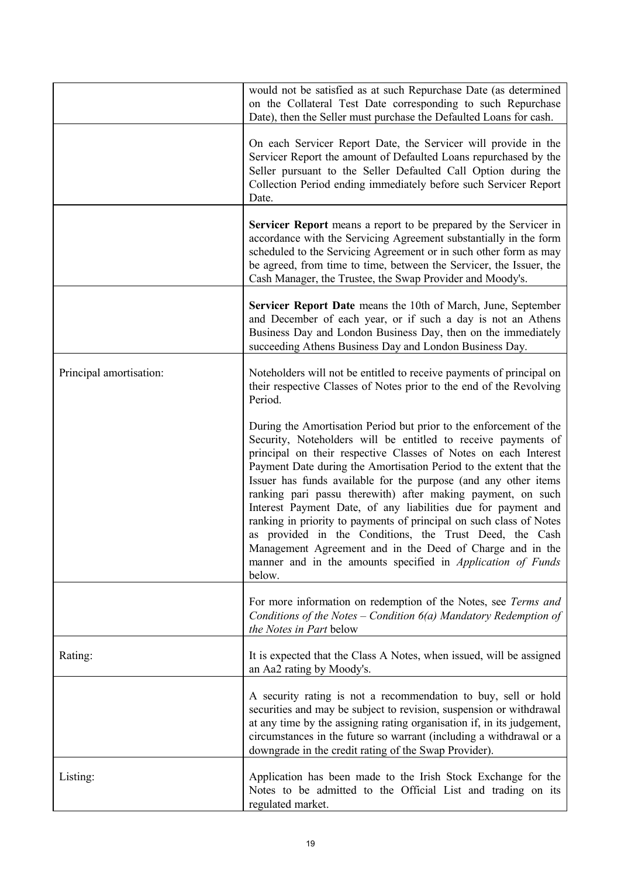| | |
|---|---|
| | would not be satisfied as at such Repurchase Date (as determined on the Collateral Test Date corresponding to such Repurchase Date), then the Seller must purchase the Defaulted Loans for cash. |
| | On each Servicer Report Date, the Servicer will provide in the Servicer Report the amount of Defaulted Loans repurchased by the Seller pursuant to the Seller Defaulted Call Option during the Collection Period ending immediately before such Servicer Report Date. |
| | **Servicer Report** means a report to be prepared by the Servicer in accordance with the Servicing Agreement substantially in the form scheduled to the Servicing Agreement or in such other form as may be agreed, from time to time, between the Servicer, the Issuer, the Cash Manager, the Trustee, the Swap Provider and Moody's. |
| | **Servicer Report Date** means the 10th of March, June, September and December of each year, or if such a day is not an Athens Business Day and London Business Day, then on the immediately succeeding Athens Business Day and London Business Day. |
| Principal amortisation: | Noteholders will not be entitled to receive payments of principal on their respective Classes of Notes prior to the end of the Revolving Period.<br><br>During the Amortisation Period but prior to the enforcement of the Security, Noteholders will be entitled to receive payments of principal on their respective Classes of Notes on each Interest Payment Date during the Amortisation Period to the extent that the Issuer has funds available for the purpose (and any other items ranking pari passu therewith) after making payment, on such Interest Payment Date, of any liabilities due for payment and ranking in priority to payments of principal on such class of Notes as provided in the Conditions, the Trust Deed, the Cash Management Agreement and in the Deed of Charge and in the manner and in the amounts specified in *Application of Funds* below. |
| | For more information on redemption of the Notes, see *Terms and Conditions of the Notes – Condition 6(a) Mandatory Redemption of the Notes in Part* below |
| Rating: | It is expected that the Class A Notes, when issued, will be assigned an Aa2 rating by Moody's. |
| | A security rating is not a recommendation to buy, sell or hold securities and may be subject to revision, suspension or withdrawal at any time by the assigning rating organisation if, in its judgement, circumstances in the future so warrant (including a withdrawal or a downgrade in the credit rating of the Swap Provider). |
| Listing: | Application has been made to the Irish Stock Exchange for the Notes to be admitted to the Official List and trading on its regulated market. |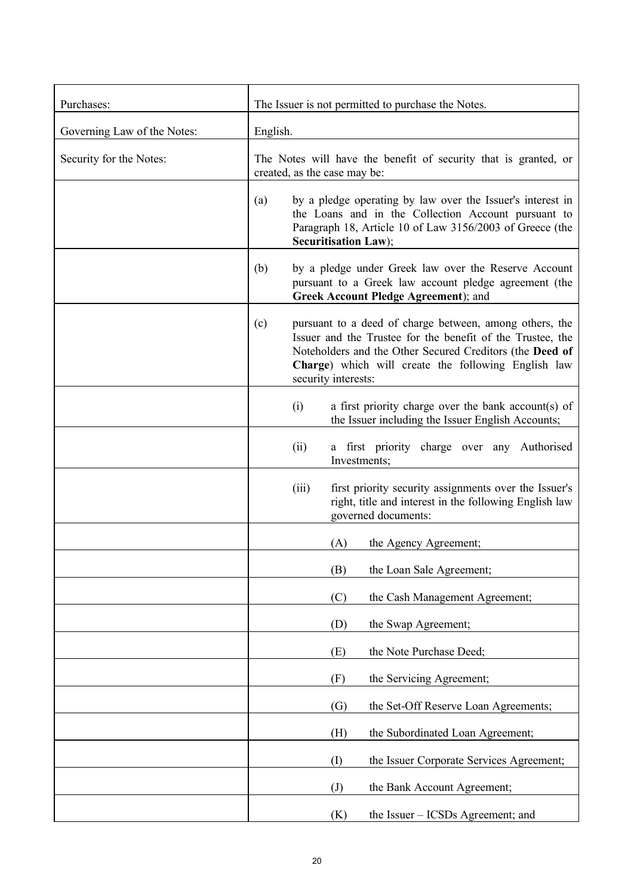| | |
|---|---|
| Purchases: | The Issuer is not permitted to purchase the Notes. |
| Governing Law of the Notes: | English. |
| Security for the Notes: | The Notes will have the benefit of security that is granted, or created, as the case may be: |
| | (a) by a pledge operating by law over the Issuer's interest in the Loans and in the Collection Account pursuant to Paragraph 18, Article 10 of Law 3156/2003 of Greece (the **Securitisation Law**); |
| | (b) by a pledge under Greek law over the Reserve Account pursuant to a Greek law account pledge agreement (the **Greek Account Pledge Agreement**); and |
| | (c) pursuant to a deed of charge between, among others, the Issuer and the Trustee for the benefit of the Trustee, the Noteholders and the Other Secured Creditors (the **Deed of Charge**) which will create the following English law security interests: |
| | (i) a first priority charge over the bank account(s) of the Issuer including the Issuer English Accounts; |
| | (ii) a first priority charge over any Authorised Investments; |
| | (iii) first priority security assignments over the Issuer's right, title and interest in the following English law governed documents: |
| | (A) the Agency Agreement; |
| | (B) the Loan Sale Agreement; |
| | (C) the Cash Management Agreement; |
| | (D) the Swap Agreement; |
| | (E) the Note Purchase Deed; |
| | (F) the Servicing Agreement; |
| | (G) the Set-Off Reserve Loan Agreements; |
| | (H) the Subordinated Loan Agreement; |
| | (I) the Issuer Corporate Services Agreement; |
| | (J) the Bank Account Agreement; |
| | (K) the Issuer – ICSDs Agreement; and |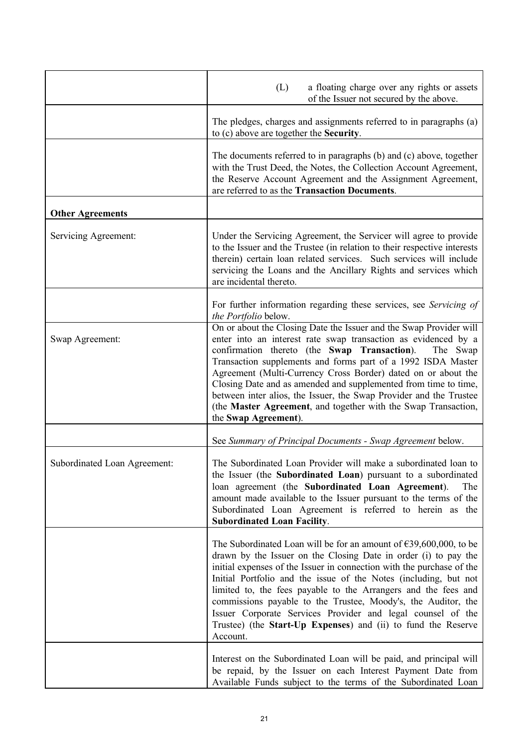| | |
|---|---|
| | (L) a floating charge over any rights or assets of the Issuer not secured by the above. |
| | The pledges, charges and assignments referred to in paragraphs (a) to (c) above are together the **Security**. |
| | The documents referred to in paragraphs (b) and (c) above, together with the Trust Deed, the Notes, the Collection Account Agreement, the Reserve Account Agreement and the Assignment Agreement, are referred to as the **Transaction Documents**. |
| **Other Agreements** | |
| Servicing Agreement: | Under the Servicing Agreement, the Servicer will agree to provide to the Issuer and the Trustee (in relation to their respective interests therein) certain loan related services. Such services will include servicing the Loans and the Ancillary Rights and services which are incidental thereto. |
| | For further information regarding these services, see *Servicing of the Portfolio* below. |
| Swap Agreement: | On or about the Closing Date the Issuer and the Swap Provider will enter into an interest rate swap transaction as evidenced by a confirmation thereto (the **Swap Transaction**). The Swap Transaction supplements and forms part of a 1992 ISDA Master Agreement (Multi-Currency Cross Border) dated on or about the Closing Date and as amended and supplemented from time to time, between inter alios, the Issuer, the Swap Provider and the Trustee (the **Master Agreement**, and together with the Swap Transaction, the **Swap Agreement**). |
| | See *Summary of Principal Documents - Swap Agreement* below. |
| Subordinated Loan Agreement: | The Subordinated Loan Provider will make a subordinated loan to the Issuer (the **Subordinated Loan**) pursuant to a subordinated loan agreement (the **Subordinated Loan Agreement**). The amount made available to the Issuer pursuant to the terms of the Subordinated Loan Agreement is referred to herein as the **Subordinated Loan Facility**. |
| | The Subordinated Loan will be for an amount of €39,600,000, to be drawn by the Issuer on the Closing Date in order (i) to pay the initial expenses of the Issuer in connection with the purchase of the Initial Portfolio and the issue of the Notes (including, but not limited to, the fees payable to the Arrangers and the fees and commissions payable to the Trustee, Moody's, the Auditor, the Issuer Corporate Services Provider and legal counsel of the Trustee) (the **Start-Up Expenses**) and (ii) to fund the Reserve Account. |
| | Interest on the Subordinated Loan will be paid, and principal will be repaid, by the Issuer on each Interest Payment Date from Available Funds subject to the terms of the Subordinated Loan |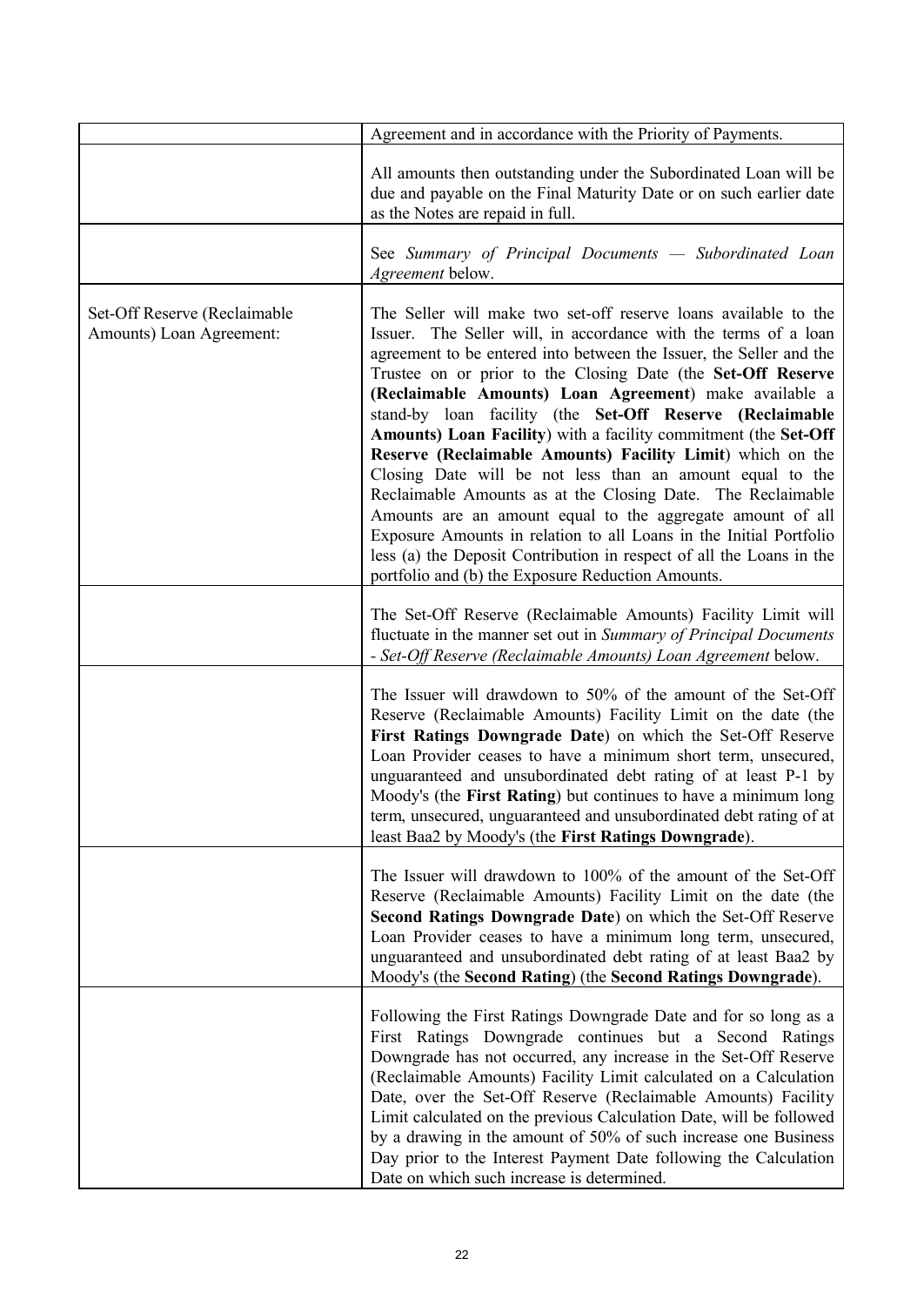| | |
|---|---|
| | Agreement and in accordance with the Priority of Payments. |
| | All amounts then outstanding under the Subordinated Loan will be due and payable on the Final Maturity Date or on such earlier date as the Notes are repaid in full. |
| | See *Summary of Principal Documents — Subordinated Loan Agreement* below. |
| Set-Off Reserve (Reclaimable Amounts) Loan Agreement: | The Seller will make two set-off reserve loans available to the Issuer. The Seller will, in accordance with the terms of a loan agreement to be entered into between the Issuer, the Seller and the Trustee on or prior to the Closing Date (the **Set-Off Reserve (Reclaimable Amounts) Loan Agreement**) make available a stand-by loan facility (the **Set-Off Reserve (Reclaimable Amounts) Loan Facility**) with a facility commitment (the **Set-Off Reserve (Reclaimable Amounts) Facility Limit**) which on the Closing Date will be not less than an amount equal to the Reclaimable Amounts as at the Closing Date. The Reclaimable Amounts are an amount equal to the aggregate amount of all Exposure Amounts in relation to all Loans in the Initial Portfolio less (a) the Deposit Contribution in respect of all the Loans in the portfolio and (b) the Exposure Reduction Amounts. |
| | The Set-Off Reserve (Reclaimable Amounts) Facility Limit will fluctuate in the manner set out in *Summary of Principal Documents - Set-Off Reserve (Reclaimable Amounts) Loan Agreement* below. |
| | The Issuer will drawdown to 50% of the amount of the Set-Off Reserve (Reclaimable Amounts) Facility Limit on the date (the **First Ratings Downgrade Date**) on which the Set-Off Reserve Loan Provider ceases to have a minimum short term, unsecured, unguaranteed and unsubordinated debt rating of at least P-1 by Moody's (the **First Rating**) but continues to have a minimum long term, unsecured, unguaranteed and unsubordinated debt rating of at least Baa2 by Moody's (the **First Ratings Downgrade**). |
| | The Issuer will drawdown to 100% of the amount of the Set-Off Reserve (Reclaimable Amounts) Facility Limit on the date (the **Second Ratings Downgrade Date**) on which the Set-Off Reserve Loan Provider ceases to have a minimum long term, unsecured, unguaranteed and unsubordinated debt rating of at least Baa2 by Moody's (the **Second Rating**) (the **Second Ratings Downgrade**). |
| | Following the First Ratings Downgrade Date and for so long as a First Ratings Downgrade continues but a Second Ratings Downgrade has not occurred, any increase in the Set-Off Reserve (Reclaimable Amounts) Facility Limit calculated on a Calculation Date, over the Set-Off Reserve (Reclaimable Amounts) Facility Limit calculated on the previous Calculation Date, will be followed by a drawing in the amount of 50% of such increase one Business Day prior to the Interest Payment Date following the Calculation Date on which such increase is determined. |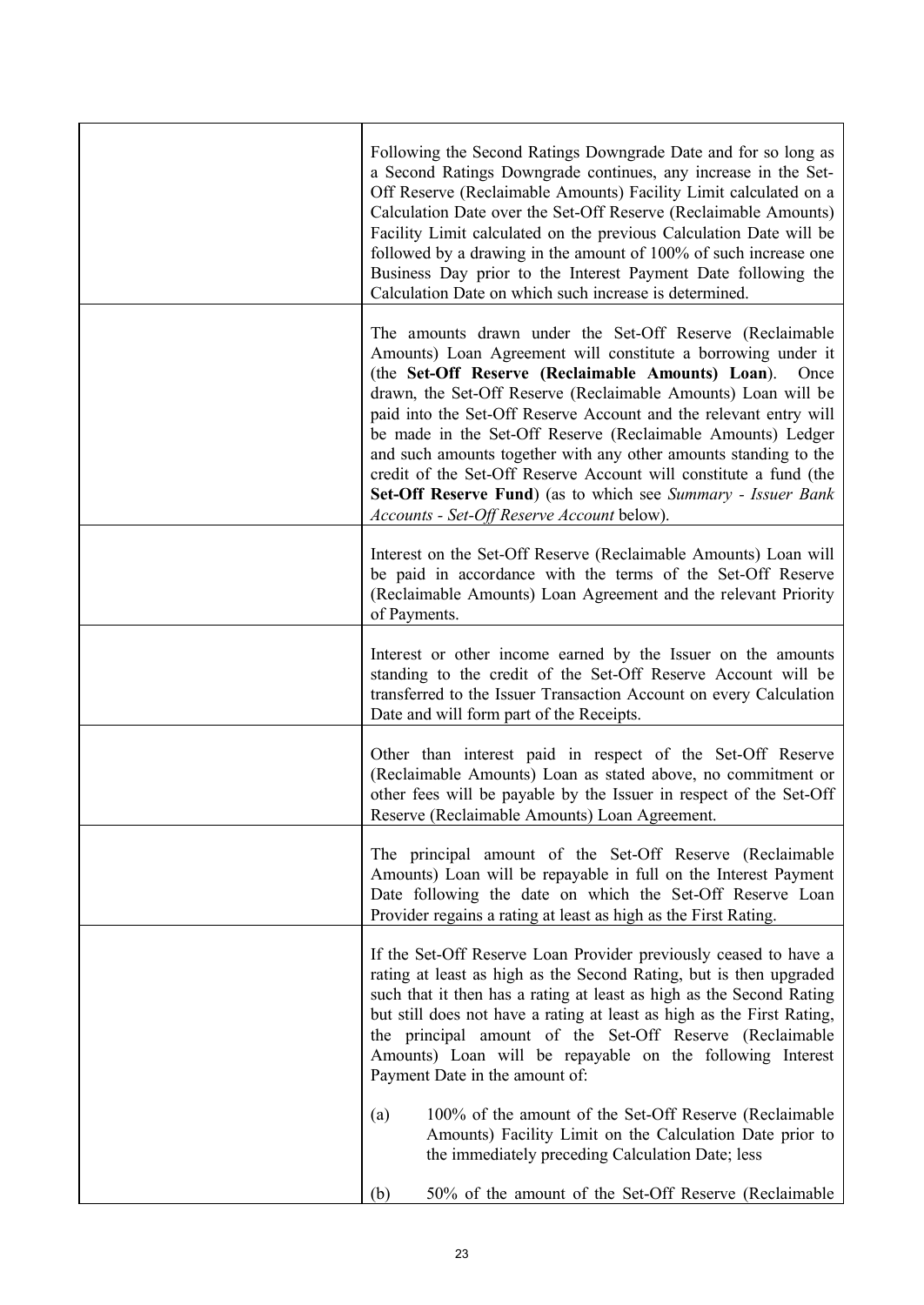| | |
|---|---|
| | Following the Second Ratings Downgrade Date and for so long as a Second Ratings Downgrade continues, any increase in the Set-Off Reserve (Reclaimable Amounts) Facility Limit calculated on a Calculation Date over the Set-Off Reserve (Reclaimable Amounts) Facility Limit calculated on the previous Calculation Date will be followed by a drawing in the amount of 100% of such increase one Business Day prior to the Interest Payment Date following the Calculation Date on which such increase is determined. |
| | The amounts drawn under the Set-Off Reserve (Reclaimable Amounts) Loan Agreement will constitute a borrowing under it (the **Set-Off Reserve (Reclaimable Amounts) Loan**). Once drawn, the Set-Off Reserve (Reclaimable Amounts) Loan will be paid into the Set-Off Reserve Account and the relevant entry will be made in the Set-Off Reserve (Reclaimable Amounts) Ledger and such amounts together with any other amounts standing to the credit of the Set-Off Reserve Account will constitute a fund (the **Set-Off Reserve Fund**) (as to which see *Summary - Issuer Bank Accounts - Set-Off Reserve Account* below). |
| | Interest on the Set-Off Reserve (Reclaimable Amounts) Loan will be paid in accordance with the terms of the Set-Off Reserve (Reclaimable Amounts) Loan Agreement and the relevant Priority of Payments. |
| | Interest or other income earned by the Issuer on the amounts standing to the credit of the Set-Off Reserve Account will be transferred to the Issuer Transaction Account on every Calculation Date and will form part of the Receipts. |
| | Other than interest paid in respect of the Set-Off Reserve (Reclaimable Amounts) Loan as stated above, no commitment or other fees will be payable by the Issuer in respect of the Set-Off Reserve (Reclaimable Amounts) Loan Agreement. |
| | The principal amount of the Set-Off Reserve (Reclaimable Amounts) Loan will be repayable in full on the Interest Payment Date following the date on which the Set-Off Reserve Loan Provider regains a rating at least as high as the First Rating. |
| | If the Set-Off Reserve Loan Provider previously ceased to have a rating at least as high as the Second Rating, but is then upgraded such that it then has a rating at least as high as the Second Rating but still does not have a rating at least as high as the First Rating, the principal amount of the Set-Off Reserve (Reclaimable Amounts) Loan will be repayable on the following Interest Payment Date in the amount of:<br><br>(a) 100% of the amount of the Set-Off Reserve (Reclaimable Amounts) Facility Limit on the Calculation Date prior to the immediately preceding Calculation Date; less<br><br>(b) 50% of the amount of the Set-Off Reserve (Reclaimable |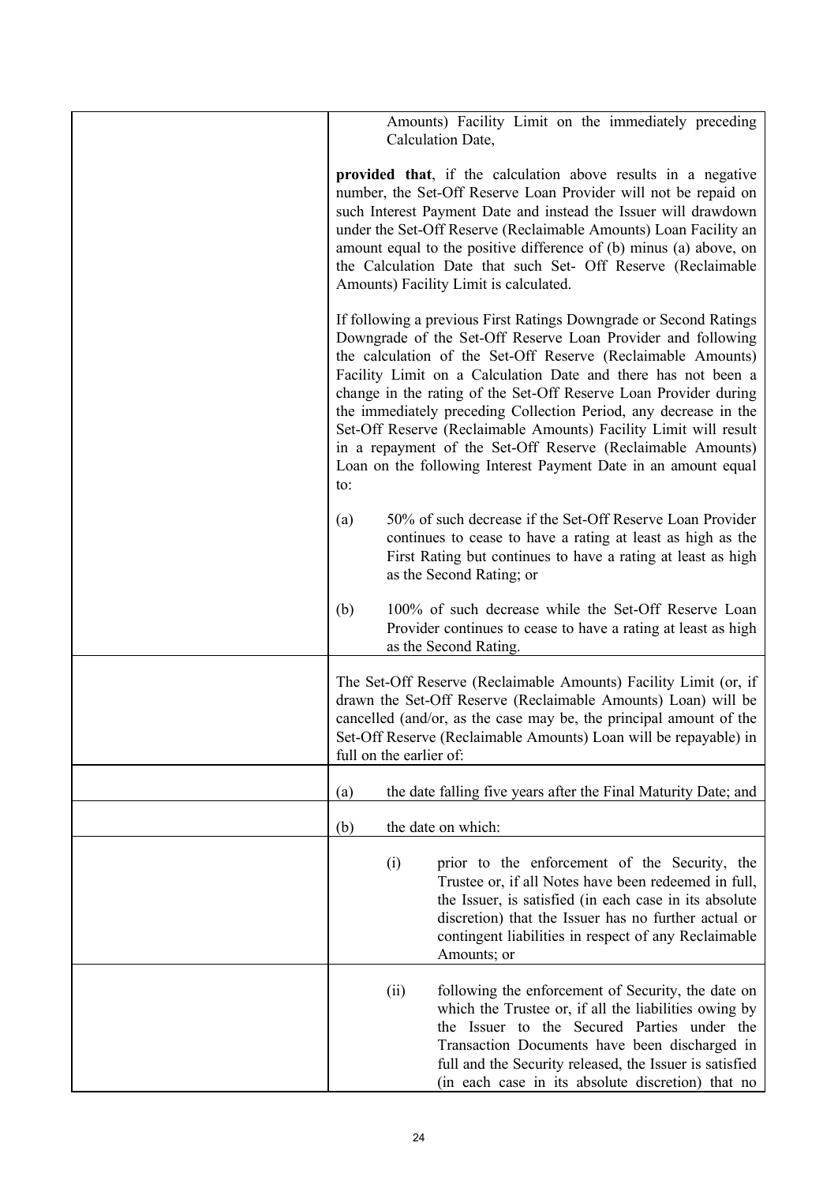| | |
|---|---|
| | Amounts) Facility Limit on the immediately preceding Calculation Date,<br><br>**provided that**, if the calculation above results in a negative number, the Set-Off Reserve Loan Provider will not be repaid on such Interest Payment Date and instead the Issuer will drawdown under the Set-Off Reserve (Reclaimable Amounts) Loan Facility an amount equal to the positive difference of (b) minus (a) above, on the Calculation Date that such Set- Off Reserve (Reclaimable Amounts) Facility Limit is calculated.<br><br>If following a previous First Ratings Downgrade or Second Ratings Downgrade of the Set-Off Reserve Loan Provider and following the calculation of the Set-Off Reserve (Reclaimable Amounts) Facility Limit on a Calculation Date and there has not been a change in the rating of the Set-Off Reserve Loan Provider during the immediately preceding Collection Period, any decrease in the Set-Off Reserve (Reclaimable Amounts) Facility Limit will result in a repayment of the Set-Off Reserve (Reclaimable Amounts) Loan on the following Interest Payment Date in an amount equal to:<br><br>(a) 50% of such decrease if the Set-Off Reserve Loan Provider continues to cease to have a rating at least as high as the First Rating but continues to have a rating at least as high as the Second Rating; or<br><br>(b) 100% of such decrease while the Set-Off Reserve Loan Provider continues to cease to have a rating at least as high as the Second Rating. |
| | The Set-Off Reserve (Reclaimable Amounts) Facility Limit (or, if drawn the Set-Off Reserve (Reclaimable Amounts) Loan) will be cancelled (and/or, as the case may be, the principal amount of the Set-Off Reserve (Reclaimable Amounts) Loan will be repayable) in full on the earlier of: |
| | (a) the date falling five years after the Final Maturity Date; and |
| | (b) the date on which: |
| | (i) prior to the enforcement of the Security, the Trustee or, if all Notes have been redeemed in full, the Issuer, is satisfied (in each case in its absolute discretion) that the Issuer has no further actual or contingent liabilities in respect of any Reclaimable Amounts; or |
| | (ii) following the enforcement of Security, the date on which the Trustee or, if all the liabilities owing by the Issuer to the Secured Parties under the Transaction Documents have been discharged in full and the Security released, the Issuer is satisfied (in each case in its absolute discretion) that no |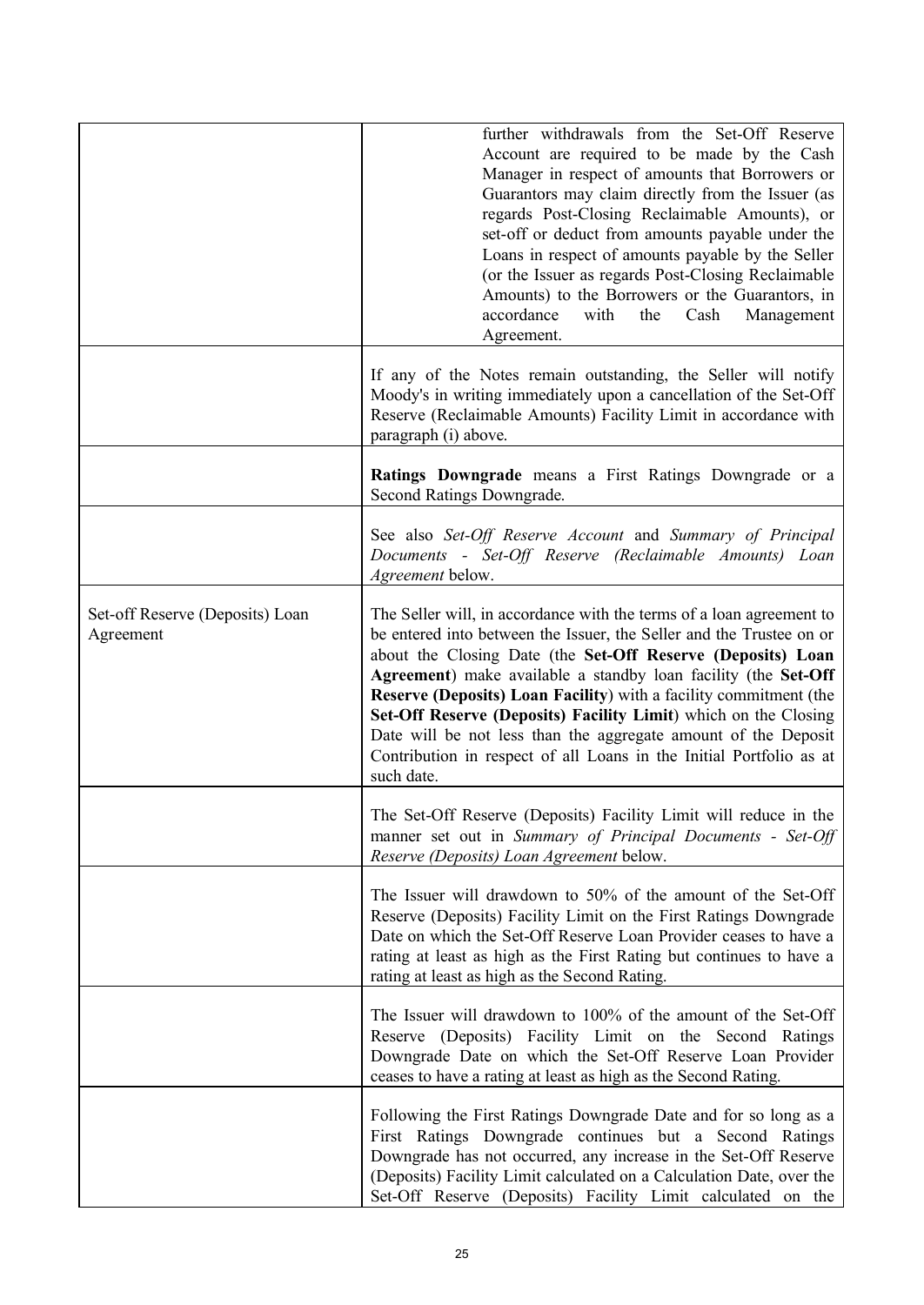| | |
|---|---|
| | further withdrawals from the Set-Off Reserve Account are required to be made by the Cash Manager in respect of amounts that Borrowers or Guarantors may claim directly from the Issuer (as regards Post-Closing Reclaimable Amounts), or set-off or deduct from amounts payable under the Loans in respect of amounts payable by the Seller (or the Issuer as regards Post-Closing Reclaimable Amounts) to the Borrowers or the Guarantors, in accordance with the Cash Management Agreement. |
| | If any of the Notes remain outstanding, the Seller will notify Moody's in writing immediately upon a cancellation of the Set-Off Reserve (Reclaimable Amounts) Facility Limit in accordance with paragraph (i) above. |
| | **Ratings Downgrade** means a First Ratings Downgrade or a Second Ratings Downgrade. |
| | See also *Set-Off Reserve Account* and *Summary of Principal Documents - Set-Off Reserve (Reclaimable Amounts) Loan Agreement* below. |
| Set-off Reserve (Deposits) Loan Agreement | The Seller will, in accordance with the terms of a loan agreement to be entered into between the Issuer, the Seller and the Trustee on or about the Closing Date (the **Set-Off Reserve (Deposits) Loan Agreement**) make available a standby loan facility (the **Set-Off Reserve (Deposits) Loan Facility**) with a facility commitment (the **Set-Off Reserve (Deposits) Facility Limit**) which on the Closing Date will be not less than the aggregate amount of the Deposit Contribution in respect of all Loans in the Initial Portfolio as at such date. |
| | The Set-Off Reserve (Deposits) Facility Limit will reduce in the manner set out in *Summary of Principal Documents - Set-Off Reserve (Deposits) Loan Agreement* below. |
| | The Issuer will drawdown to 50% of the amount of the Set-Off Reserve (Deposits) Facility Limit on the First Ratings Downgrade Date on which the Set-Off Reserve Loan Provider ceases to have a rating at least as high as the First Rating but continues to have a rating at least as high as the Second Rating. |
| | The Issuer will drawdown to 100% of the amount of the Set-Off Reserve (Deposits) Facility Limit on the Second Ratings Downgrade Date on which the Set-Off Reserve Loan Provider ceases to have a rating at least as high as the Second Rating. |
| | Following the First Ratings Downgrade Date and for so long as a First Ratings Downgrade continues but a Second Ratings Downgrade has not occurred, any increase in the Set-Off Reserve (Deposits) Facility Limit calculated on a Calculation Date, over the Set-Off Reserve (Deposits) Facility Limit calculated on the |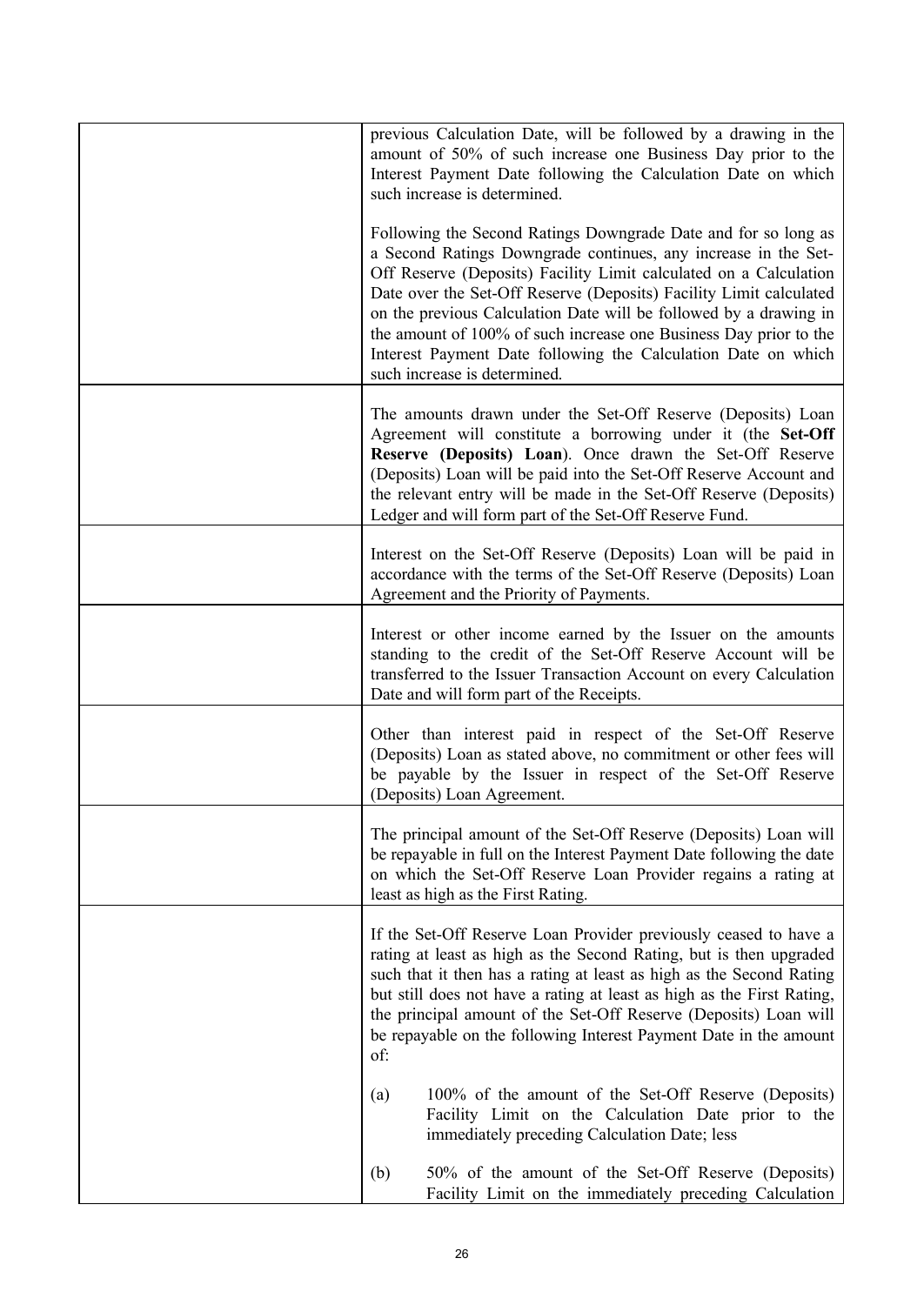| | |
|---|---|
| | previous Calculation Date, will be followed by a drawing in the amount of 50% of such increase one Business Day prior to the Interest Payment Date following the Calculation Date on which such increase is determined.<br><br>Following the Second Ratings Downgrade Date and for so long as a Second Ratings Downgrade continues, any increase in the Set-Off Reserve (Deposits) Facility Limit calculated on a Calculation Date over the Set-Off Reserve (Deposits) Facility Limit calculated on the previous Calculation Date will be followed by a drawing in the amount of 100% of such increase one Business Day prior to the Interest Payment Date following the Calculation Date on which such increase is determined. |
| | The amounts drawn under the Set-Off Reserve (Deposits) Loan Agreement will constitute a borrowing under it (the **Set-Off Reserve (Deposits) Loan**). Once drawn the Set-Off Reserve (Deposits) Loan will be paid into the Set-Off Reserve Account and the relevant entry will be made in the Set-Off Reserve (Deposits) Ledger and will form part of the Set-Off Reserve Fund. |
| | Interest on the Set-Off Reserve (Deposits) Loan will be paid in accordance with the terms of the Set-Off Reserve (Deposits) Loan Agreement and the Priority of Payments. |
| | Interest or other income earned by the Issuer on the amounts standing to the credit of the Set-Off Reserve Account will be transferred to the Issuer Transaction Account on every Calculation Date and will form part of the Receipts. |
| | Other than interest paid in respect of the Set-Off Reserve (Deposits) Loan as stated above, no commitment or other fees will be payable by the Issuer in respect of the Set-Off Reserve (Deposits) Loan Agreement. |
| | The principal amount of the Set-Off Reserve (Deposits) Loan will be repayable in full on the Interest Payment Date following the date on which the Set-Off Reserve Loan Provider regains a rating at least as high as the First Rating. |
| | If the Set-Off Reserve Loan Provider previously ceased to have a rating at least as high as the Second Rating, but is then upgraded such that it then has a rating at least as high as the Second Rating but still does not have a rating at least as high as the First Rating, the principal amount of the Set-Off Reserve (Deposits) Loan will be repayable on the following Interest Payment Date in the amount of:<br><br>(a) 100% of the amount of the Set-Off Reserve (Deposits) Facility Limit on the Calculation Date prior to the immediately preceding Calculation Date; less<br><br>(b) 50% of the amount of the Set-Off Reserve (Deposits) Facility Limit on the immediately preceding Calculation |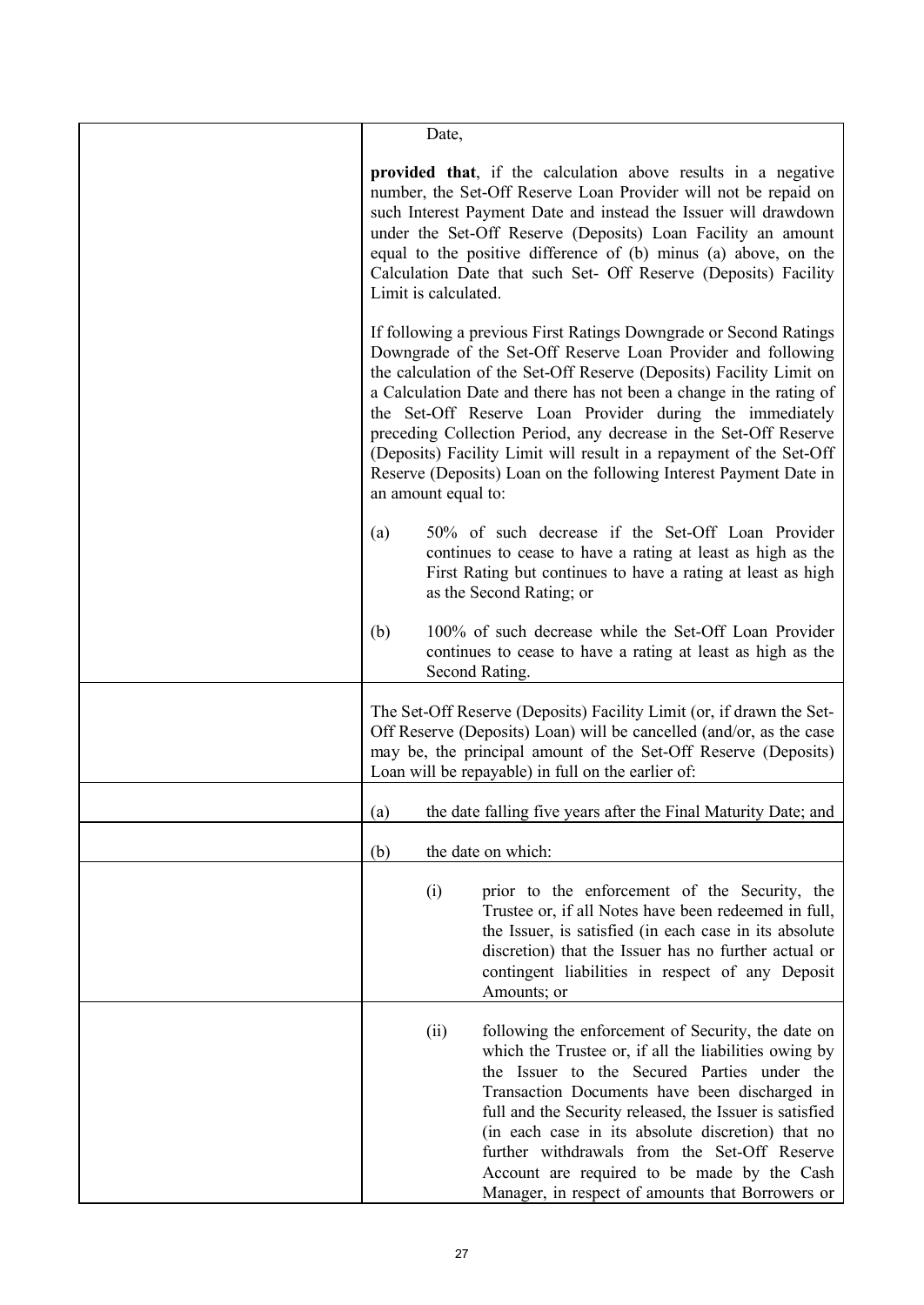| | |
|---|---|
| | Date,<br><br>**provided that**, if the calculation above results in a negative number, the Set-Off Reserve Loan Provider will not be repaid on such Interest Payment Date and instead the Issuer will drawdown under the Set-Off Reserve (Deposits) Loan Facility an amount equal to the positive difference of (b) minus (a) above, on the Calculation Date that such Set- Off Reserve (Deposits) Facility Limit is calculated.<br><br>If following a previous First Ratings Downgrade or Second Ratings Downgrade of the Set-Off Reserve Loan Provider and following the calculation of the Set-Off Reserve (Deposits) Facility Limit on a Calculation Date and there has not been a change in the rating of the Set-Off Reserve Loan Provider during the immediately preceding Collection Period, any decrease in the Set-Off Reserve (Deposits) Facility Limit will result in a repayment of the Set-Off Reserve (Deposits) Loan on the following Interest Payment Date in an amount equal to:<br><br>(a) 50% of such decrease if the Set-Off Loan Provider continues to cease to have a rating at least as high as the First Rating but continues to have a rating at least as high as the Second Rating; or<br><br>(b) 100% of such decrease while the Set-Off Loan Provider continues to cease to have a rating at least as high as the Second Rating. |
| | The Set-Off Reserve (Deposits) Facility Limit (or, if drawn the Set-Off Reserve (Deposits) Loan) will be cancelled (and/or, as the case may be, the principal amount of the Set-Off Reserve (Deposits) Loan will be repayable) in full on the earlier of: |
| | (a) the date falling five years after the Final Maturity Date; and |
| | (b) the date on which: |
| | (i) prior to the enforcement of the Security, the Trustee or, if all Notes have been redeemed in full, the Issuer, is satisfied (in each case in its absolute discretion) that the Issuer has no further actual or contingent liabilities in respect of any Deposit Amounts; or |
| | (ii) following the enforcement of Security, the date on which the Trustee or, if all the liabilities owing by the Issuer to the Secured Parties under the Transaction Documents have been discharged in full and the Security released, the Issuer is satisfied (in each case in its absolute discretion) that no further withdrawals from the Set-Off Reserve Account are required to be made by the Cash Manager, in respect of amounts that Borrowers or |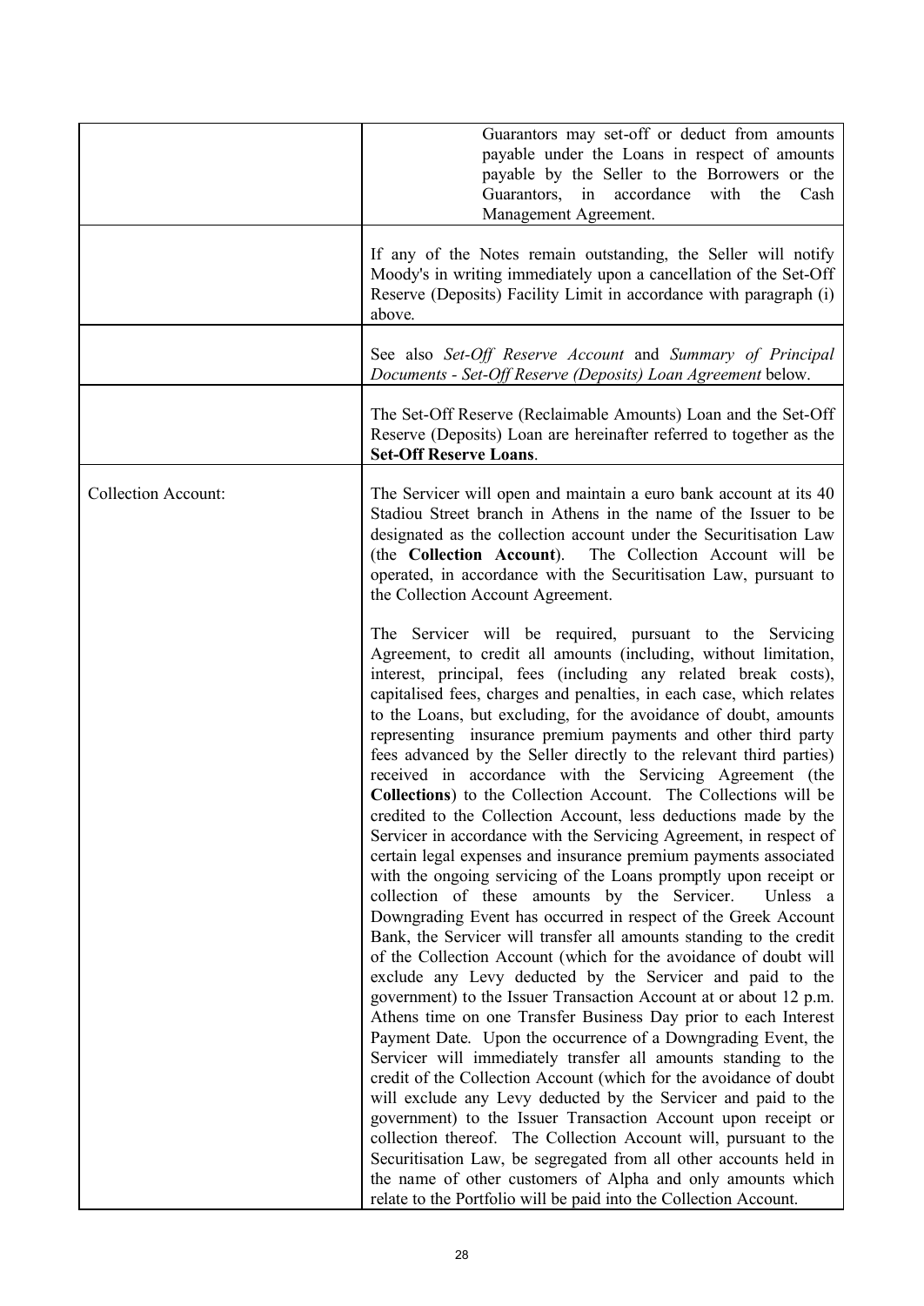| | |
|---|---|
| | Guarantors may set-off or deduct from amounts payable under the Loans in respect of amounts payable by the Seller to the Borrowers or the Guarantors, in accordance with the Cash Management Agreement. |
| | If any of the Notes remain outstanding, the Seller will notify Moody's in writing immediately upon a cancellation of the Set-Off Reserve (Deposits) Facility Limit in accordance with paragraph (i) above. |
| | See also *Set-Off Reserve Account* and *Summary of Principal Documents - Set-Off Reserve (Deposits) Loan Agreement* below. |
| | The Set-Off Reserve (Reclaimable Amounts) Loan and the Set-Off Reserve (Deposits) Loan are hereinafter referred to together as the **Set-Off Reserve Loans**. |
| Collection Account: | The Servicer will open and maintain a euro bank account at its 40 Stadiou Street branch in Athens in the name of the Issuer to be designated as the collection account under the Securitisation Law (the **Collection Account**). The Collection Account will be operated, in accordance with the Securitisation Law, pursuant to the Collection Account Agreement.<br><br>The Servicer will be required, pursuant to the Servicing Agreement, to credit all amounts (including, without limitation, interest, principal, fees (including any related break costs), capitalised fees, charges and penalties, in each case, which relates to the Loans, but excluding, for the avoidance of doubt, amounts representing insurance premium payments and other third party fees advanced by the Seller directly to the relevant third parties) received in accordance with the Servicing Agreement (the **Collections**) to the Collection Account. The Collections will be credited to the Collection Account, less deductions made by the Servicer in accordance with the Servicing Agreement, in respect of certain legal expenses and insurance premium payments associated with the ongoing servicing of the Loans promptly upon receipt or collection of these amounts by the Servicer. Unless a Downgrading Event has occurred in respect of the Greek Account Bank, the Servicer will transfer all amounts standing to the credit of the Collection Account (which for the avoidance of doubt will exclude any Levy deducted by the Servicer and paid to the government) to the Issuer Transaction Account at or about 12 p.m. Athens time on one Transfer Business Day prior to each Interest Payment Date. Upon the occurrence of a Downgrading Event, the Servicer will immediately transfer all amounts standing to the credit of the Collection Account (which for the avoidance of doubt will exclude any Levy deducted by the Servicer and paid to the government) to the Issuer Transaction Account upon receipt or collection thereof. The Collection Account will, pursuant to the Securitisation Law, be segregated from all other accounts held in the name of other customers of Alpha and only amounts which relate to the Portfolio will be paid into the Collection Account. |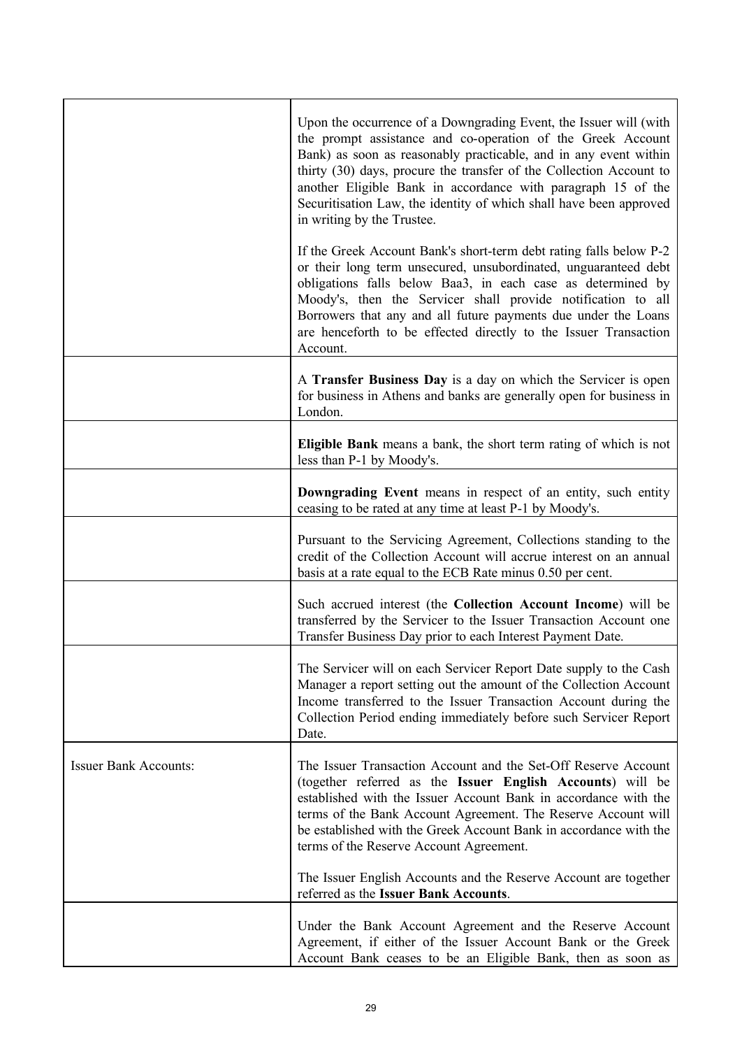| | |
|---|---|
| | Upon the occurrence of a Downgrading Event, the Issuer will (with the prompt assistance and co-operation of the Greek Account Bank) as soon as reasonably practicable, and in any event within thirty (30) days, procure the transfer of the Collection Account to another Eligible Bank in accordance with paragraph 15 of the Securitisation Law, the identity of which shall have been approved in writing by the Trustee.<br><br>If the Greek Account Bank's short-term debt rating falls below P-2 or their long term unsecured, unsubordinated, unguaranteed debt obligations falls below Baa3, in each case as determined by Moody's, then the Servicer shall provide notification to all Borrowers that any and all future payments due under the Loans are henceforth to be effected directly to the Issuer Transaction Account. |
| | A **Transfer Business Day** is a day on which the Servicer is open for business in Athens and banks are generally open for business in London. |
| | **Eligible Bank** means a bank, the short term rating of which is not less than P-1 by Moody's. |
| | **Downgrading Event** means in respect of an entity, such entity ceasing to be rated at any time at least P-1 by Moody's. |
| | Pursuant to the Servicing Agreement, Collections standing to the credit of the Collection Account will accrue interest on an annual basis at a rate equal to the ECB Rate minus 0.50 per cent. |
| | Such accrued interest (the **Collection Account Income**) will be transferred by the Servicer to the Issuer Transaction Account one Transfer Business Day prior to each Interest Payment Date. |
| | The Servicer will on each Servicer Report Date supply to the Cash Manager a report setting out the amount of the Collection Account Income transferred to the Issuer Transaction Account during the Collection Period ending immediately before such Servicer Report Date. |
| Issuer Bank Accounts: | The Issuer Transaction Account and the Set-Off Reserve Account (together referred as the **Issuer English Accounts**) will be established with the Issuer Account Bank in accordance with the terms of the Bank Account Agreement. The Reserve Account will be established with the Greek Account Bank in accordance with the terms of the Reserve Account Agreement.<br><br>The Issuer English Accounts and the Reserve Account are together referred as the **Issuer Bank Accounts**. |
| | Under the Bank Account Agreement and the Reserve Account Agreement, if either of the Issuer Account Bank or the Greek Account Bank ceases to be an Eligible Bank, then as soon as |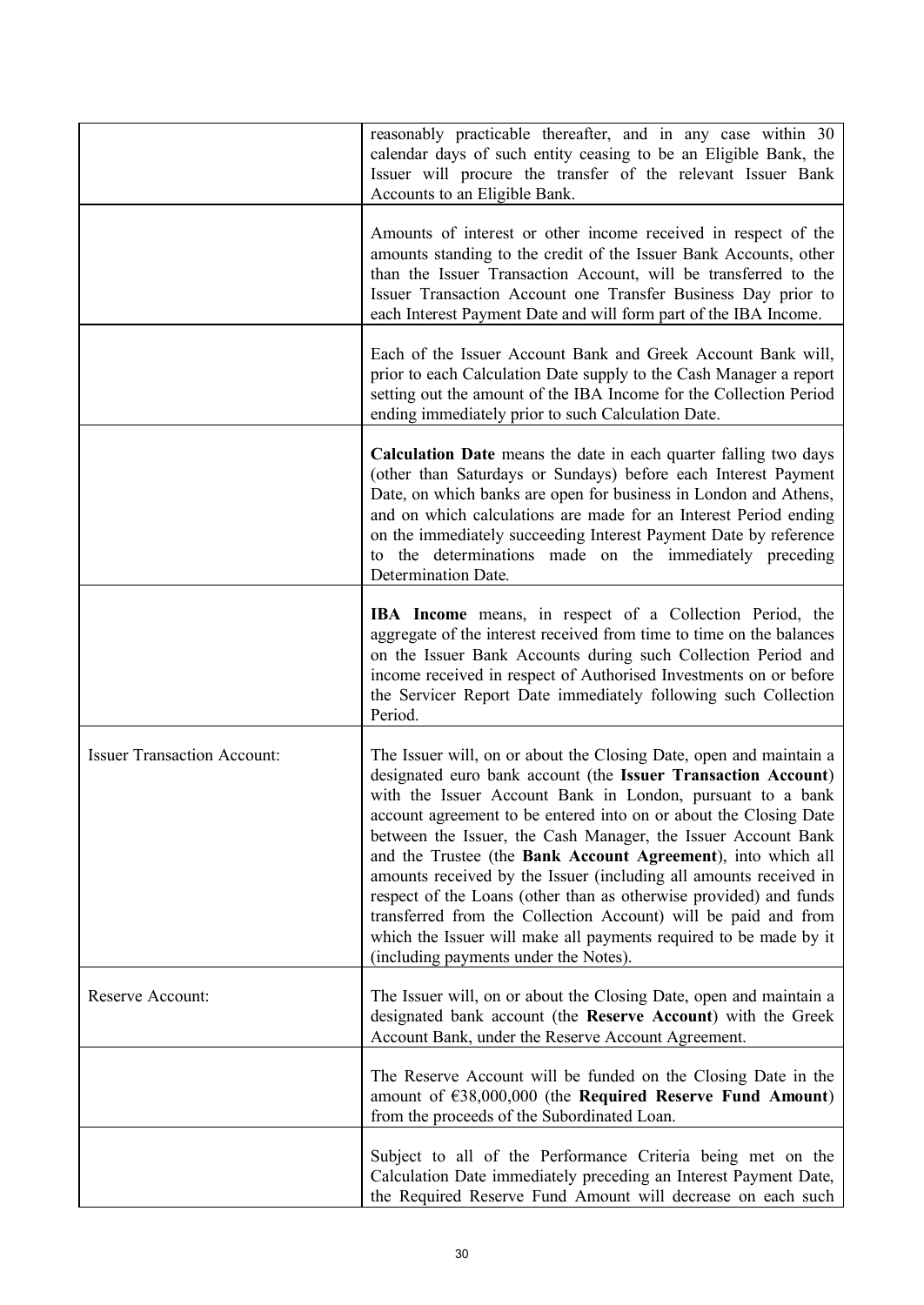| | |
|---|---|
| | reasonably practicable thereafter, and in any case within 30 calendar days of such entity ceasing to be an Eligible Bank, the Issuer will procure the transfer of the relevant Issuer Bank Accounts to an Eligible Bank. |
| | Amounts of interest or other income received in respect of the amounts standing to the credit of the Issuer Bank Accounts, other than the Issuer Transaction Account, will be transferred to the Issuer Transaction Account one Transfer Business Day prior to each Interest Payment Date and will form part of the IBA Income. |
| | Each of the Issuer Account Bank and Greek Account Bank will, prior to each Calculation Date supply to the Cash Manager a report setting out the amount of the IBA Income for the Collection Period ending immediately prior to such Calculation Date. |
| | **Calculation Date** means the date in each quarter falling two days (other than Saturdays or Sundays) before each Interest Payment Date, on which banks are open for business in London and Athens, and on which calculations are made for an Interest Period ending on the immediately succeeding Interest Payment Date by reference to the determinations made on the immediately preceding Determination Date. |
| | **IBA Income** means, in respect of a Collection Period, the aggregate of the interest received from time to time on the balances on the Issuer Bank Accounts during such Collection Period and income received in respect of Authorised Investments on or before the Servicer Report Date immediately following such Collection Period. |
| Issuer Transaction Account: | The Issuer will, on or about the Closing Date, open and maintain a designated euro bank account (the **Issuer Transaction Account**) with the Issuer Account Bank in London, pursuant to a bank account agreement to be entered into on or about the Closing Date between the Issuer, the Cash Manager, the Issuer Account Bank and the Trustee (the **Bank Account Agreement**), into which all amounts received by the Issuer (including all amounts received in respect of the Loans (other than as otherwise provided) and funds transferred from the Collection Account) will be paid and from which the Issuer will make all payments required to be made by it (including payments under the Notes). |
| Reserve Account: | The Issuer will, on or about the Closing Date, open and maintain a designated bank account (the **Reserve Account**) with the Greek Account Bank, under the Reserve Account Agreement. |
| | The Reserve Account will be funded on the Closing Date in the amount of €38,000,000 (the **Required Reserve Fund Amount**) from the proceeds of the Subordinated Loan. |
| | Subject to all of the Performance Criteria being met on the Calculation Date immediately preceding an Interest Payment Date, the Required Reserve Fund Amount will decrease on each such |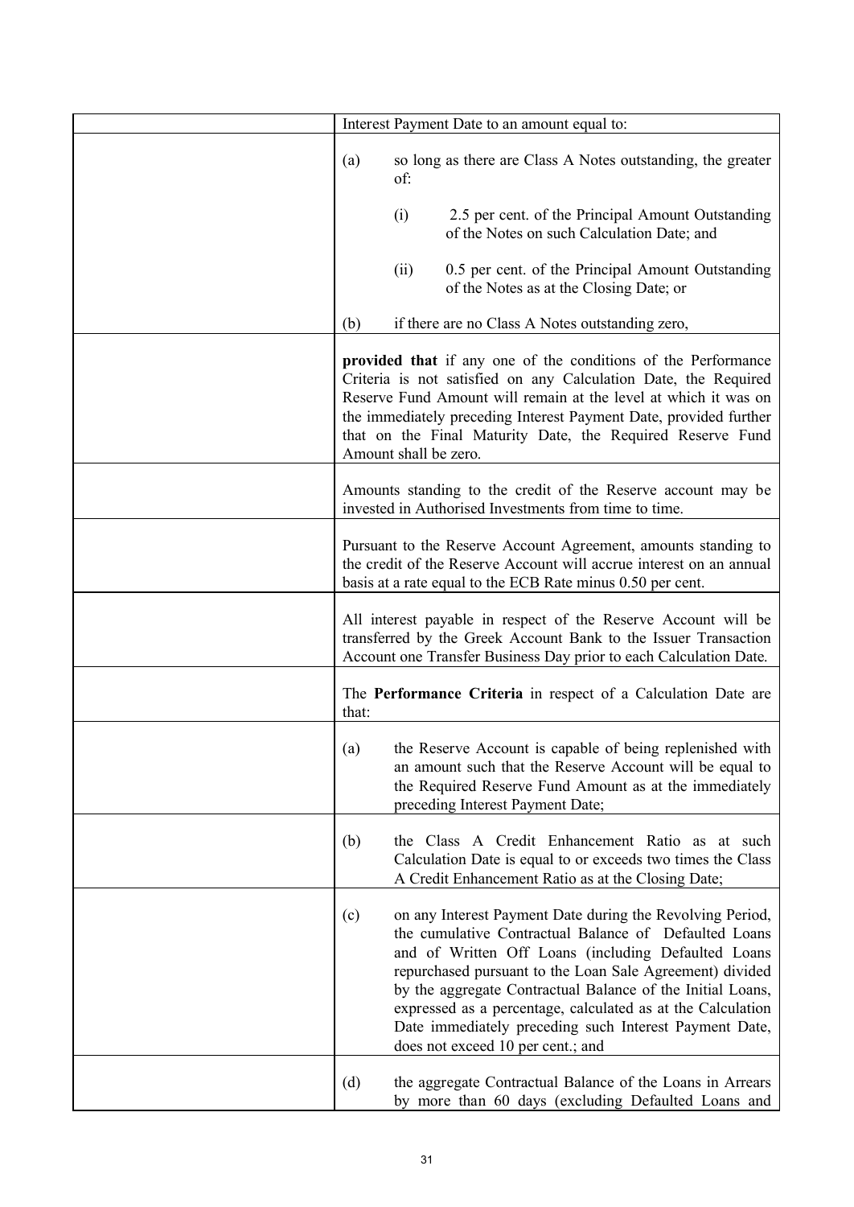| | |
|---|---|
| | Interest Payment Date to an amount equal to: |
| | (a) so long as there are Class A Notes outstanding, the greater of:<br><br>(i) 2.5 per cent. of the Principal Amount Outstanding of the Notes on such Calculation Date; and<br><br>(ii) 0.5 per cent. of the Principal Amount Outstanding of the Notes as at the Closing Date; or<br><br>(b) if there are no Class A Notes outstanding zero, |
| | **provided that** if any one of the conditions of the Performance Criteria is not satisfied on any Calculation Date, the Required Reserve Fund Amount will remain at the level at which it was on the immediately preceding Interest Payment Date, provided further that on the Final Maturity Date, the Required Reserve Fund Amount shall be zero. |
| | Amounts standing to the credit of the Reserve account may be invested in Authorised Investments from time to time. |
| | Pursuant to the Reserve Account Agreement, amounts standing to the credit of the Reserve Account will accrue interest on an annual basis at a rate equal to the ECB Rate minus 0.50 per cent. |
| | All interest payable in respect of the Reserve Account will be transferred by the Greek Account Bank to the Issuer Transaction Account one Transfer Business Day prior to each Calculation Date. |
| | The **Performance Criteria** in respect of a Calculation Date are that: |
| | (a) the Reserve Account is capable of being replenished with an amount such that the Reserve Account will be equal to the Required Reserve Fund Amount as at the immediately preceding Interest Payment Date; |
| | (b) the Class A Credit Enhancement Ratio as at such Calculation Date is equal to or exceeds two times the Class A Credit Enhancement Ratio as at the Closing Date; |
| | (c) on any Interest Payment Date during the Revolving Period, the cumulative Contractual Balance of Defaulted Loans and of Written Off Loans (including Defaulted Loans repurchased pursuant to the Loan Sale Agreement) divided by the aggregate Contractual Balance of the Initial Loans, expressed as a percentage, calculated as at the Calculation Date immediately preceding such Interest Payment Date, does not exceed 10 per cent.; and |
| | (d) the aggregate Contractual Balance of the Loans in Arrears by more than 60 days (excluding Defaulted Loans and |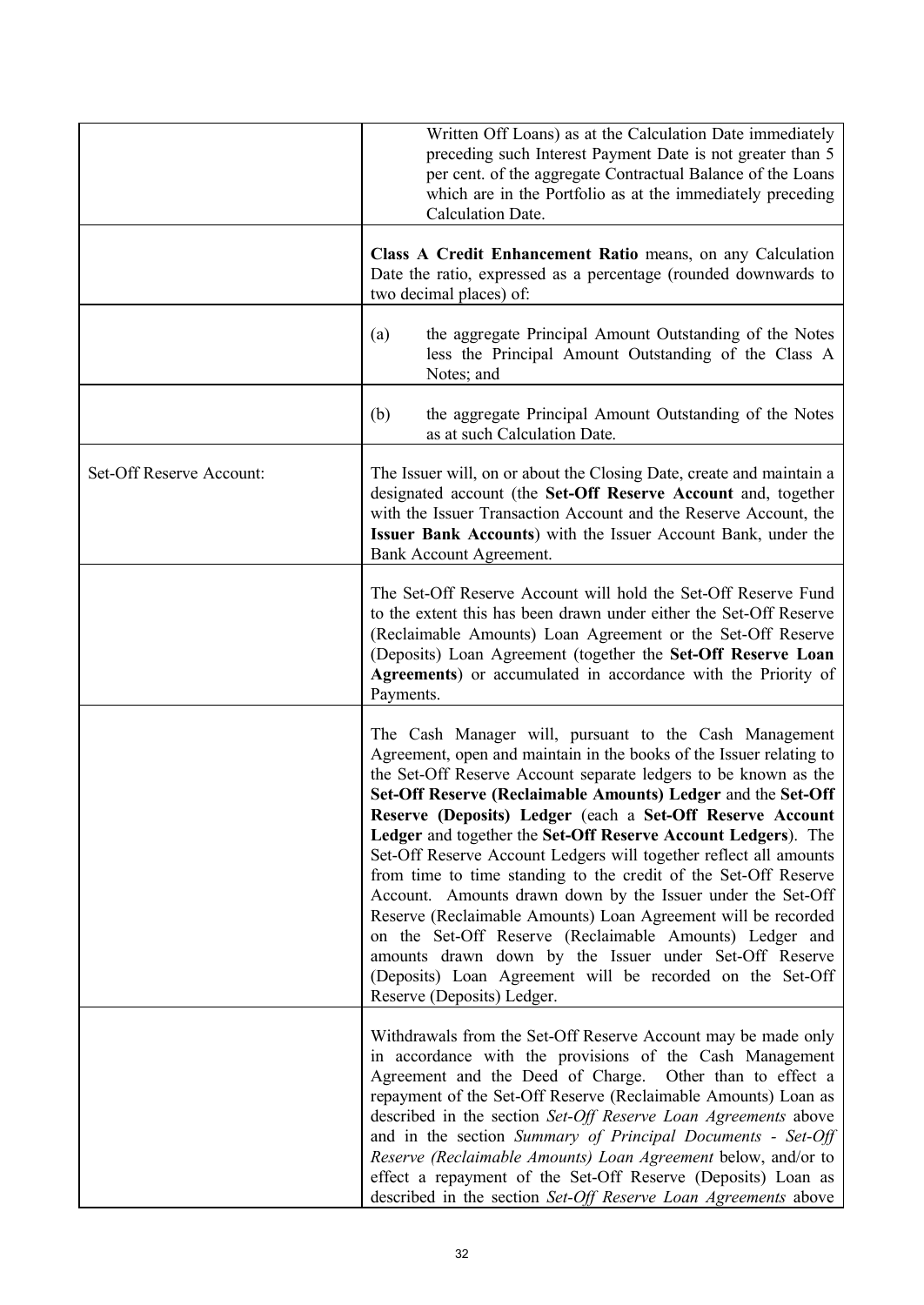| | |
|---|---|
| | Written Off Loans) as at the Calculation Date immediately preceding such Interest Payment Date is not greater than 5 per cent. of the aggregate Contractual Balance of the Loans which are in the Portfolio as at the immediately preceding Calculation Date. |
| | **Class A Credit Enhancement Ratio** means, on any Calculation Date the ratio, expressed as a percentage (rounded downwards to two decimal places) of: |
| | (a) the aggregate Principal Amount Outstanding of the Notes less the Principal Amount Outstanding of the Class A Notes; and |
| | (b) the aggregate Principal Amount Outstanding of the Notes as at such Calculation Date. |
| Set-Off Reserve Account: | The Issuer will, on or about the Closing Date, create and maintain a designated account (the **Set-Off Reserve Account** and, together with the Issuer Transaction Account and the Reserve Account, the **Issuer Bank Accounts**) with the Issuer Account Bank, under the Bank Account Agreement. |
| | The Set-Off Reserve Account will hold the Set-Off Reserve Fund to the extent this has been drawn under either the Set-Off Reserve (Reclaimable Amounts) Loan Agreement or the Set-Off Reserve (Deposits) Loan Agreement (together the **Set-Off Reserve Loan Agreements**) or accumulated in accordance with the Priority of Payments. |
| | The Cash Manager will, pursuant to the Cash Management Agreement, open and maintain in the books of the Issuer relating to the Set-Off Reserve Account separate ledgers to be known as the **Set-Off Reserve (Reclaimable Amounts) Ledger** and the **Set-Off Reserve (Deposits) Ledger** (each a **Set-Off Reserve Account Ledger** and together the **Set-Off Reserve Account Ledgers**). The Set-Off Reserve Account Ledgers will together reflect all amounts from time to time standing to the credit of the Set-Off Reserve Account. Amounts drawn down by the Issuer under the Set-Off Reserve (Reclaimable Amounts) Loan Agreement will be recorded on the Set-Off Reserve (Reclaimable Amounts) Ledger and amounts drawn down by the Issuer under Set-Off Reserve (Deposits) Loan Agreement will be recorded on the Set-Off Reserve (Deposits) Ledger. |
| | Withdrawals from the Set-Off Reserve Account may be made only in accordance with the provisions of the Cash Management Agreement and the Deed of Charge. Other than to effect a repayment of the Set-Off Reserve (Reclaimable Amounts) Loan as described in the section *Set-Off Reserve Loan Agreements* above and in the section *Summary of Principal Documents - Set-Off Reserve (Reclaimable Amounts) Loan Agreement* below, and/or to effect a repayment of the Set-Off Reserve (Deposits) Loan as described in the section *Set-Off Reserve Loan Agreements* above |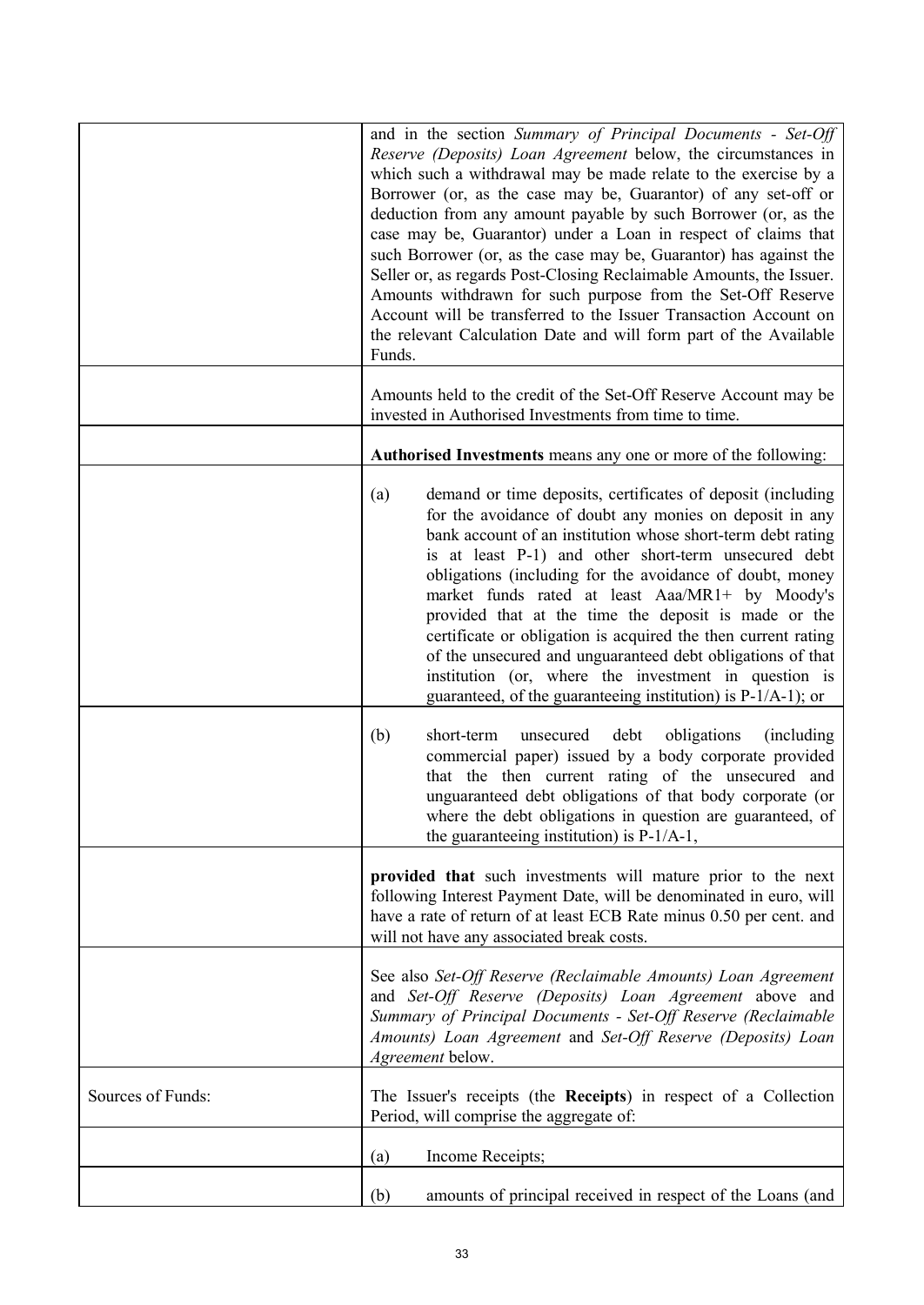| | |
|---|---|
| | and in the section *Summary of Principal Documents - Set-Off Reserve (Deposits) Loan Agreement* below, the circumstances in which such a withdrawal may be made relate to the exercise by a Borrower (or, as the case may be, Guarantor) of any set-off or deduction from any amount payable by such Borrower (or, as the case may be, Guarantor) under a Loan in respect of claims that such Borrower (or, as the case may be, Guarantor) has against the Seller or, as regards Post-Closing Reclaimable Amounts, the Issuer. Amounts withdrawn for such purpose from the Set-Off Reserve Account will be transferred to the Issuer Transaction Account on the relevant Calculation Date and will form part of the Available Funds. |
| | Amounts held to the credit of the Set-Off Reserve Account may be invested in Authorised Investments from time to time. |
| | **Authorised Investments** means any one or more of the following: |
| | (a) demand or time deposits, certificates of deposit (including for the avoidance of doubt any monies on deposit in any bank account of an institution whose short-term debt rating is at least P-1) and other short-term unsecured debt obligations (including for the avoidance of doubt, money market funds rated at least Aaa/MR1+ by Moody's provided that at the time the deposit is made or the certificate or obligation is acquired the then current rating of the unsecured and unguaranteed debt obligations of that institution (or, where the investment in question is guaranteed, of the guaranteeing institution) is P-1/A-1); or |
| | (b) short-term unsecured debt obligations (including commercial paper) issued by a body corporate provided that the then current rating of the unsecured and unguaranteed debt obligations of that body corporate (or where the debt obligations in question are guaranteed, of the guaranteeing institution) is P-1/A-1, |
| | **provided that** such investments will mature prior to the next following Interest Payment Date, will be denominated in euro, will have a rate of return of at least ECB Rate minus 0.50 per cent. and will not have any associated break costs. |
| | See also *Set-Off Reserve (Reclaimable Amounts) Loan Agreement* and *Set-Off Reserve (Deposits) Loan Agreement* above and *Summary of Principal Documents - Set-Off Reserve (Reclaimable Amounts) Loan Agreement* and *Set-Off Reserve (Deposits) Loan Agreement* below. |
| Sources of Funds: | The Issuer's receipts (the **Receipts**) in respect of a Collection Period, will comprise the aggregate of: |
| | (a) Income Receipts; |
| | (b) amounts of principal received in respect of the Loans (and |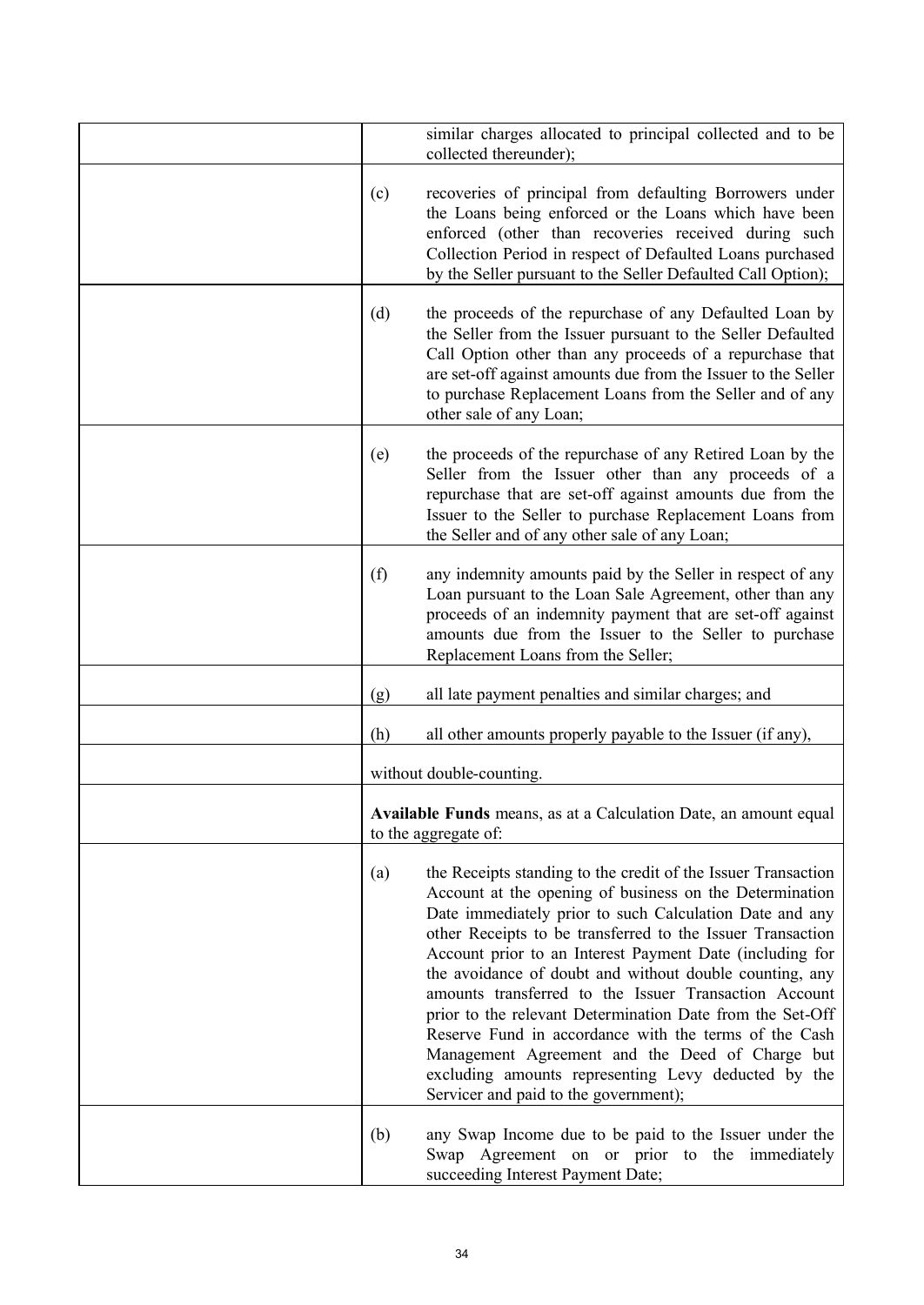| | |
|---|---|
| | similar charges allocated to principal collected and to be collected thereunder); |
| | (c) recoveries of principal from defaulting Borrowers under the Loans being enforced or the Loans which have been enforced (other than recoveries received during such Collection Period in respect of Defaulted Loans purchased by the Seller pursuant to the Seller Defaulted Call Option); |
| | (d) the proceeds of the repurchase of any Defaulted Loan by the Seller from the Issuer pursuant to the Seller Defaulted Call Option other than any proceeds of a repurchase that are set-off against amounts due from the Issuer to the Seller to purchase Replacement Loans from the Seller and of any other sale of any Loan; |
| | (e) the proceeds of the repurchase of any Retired Loan by the Seller from the Issuer other than any proceeds of a repurchase that are set-off against amounts due from the Issuer to the Seller to purchase Replacement Loans from the Seller and of any other sale of any Loan; |
| | (f) any indemnity amounts paid by the Seller in respect of any Loan pursuant to the Loan Sale Agreement, other than any proceeds of an indemnity payment that are set-off against amounts due from the Issuer to the Seller to purchase Replacement Loans from the Seller; |
| | (g) all late payment penalties and similar charges; and |
| | (h) all other amounts properly payable to the Issuer (if any), |
| | without double-counting. |
| | **Available Funds** means, as at a Calculation Date, an amount equal to the aggregate of: |
| | (a) the Receipts standing to the credit of the Issuer Transaction Account at the opening of business on the Determination Date immediately prior to such Calculation Date and any other Receipts to be transferred to the Issuer Transaction Account prior to an Interest Payment Date (including for the avoidance of doubt and without double counting, any amounts transferred to the Issuer Transaction Account prior to the relevant Determination Date from the Set-Off Reserve Fund in accordance with the terms of the Cash Management Agreement and the Deed of Charge but excluding amounts representing Levy deducted by the Servicer and paid to the government); |
| | (b) any Swap Income due to be paid to the Issuer under the Swap Agreement on or prior to the immediately succeeding Interest Payment Date; |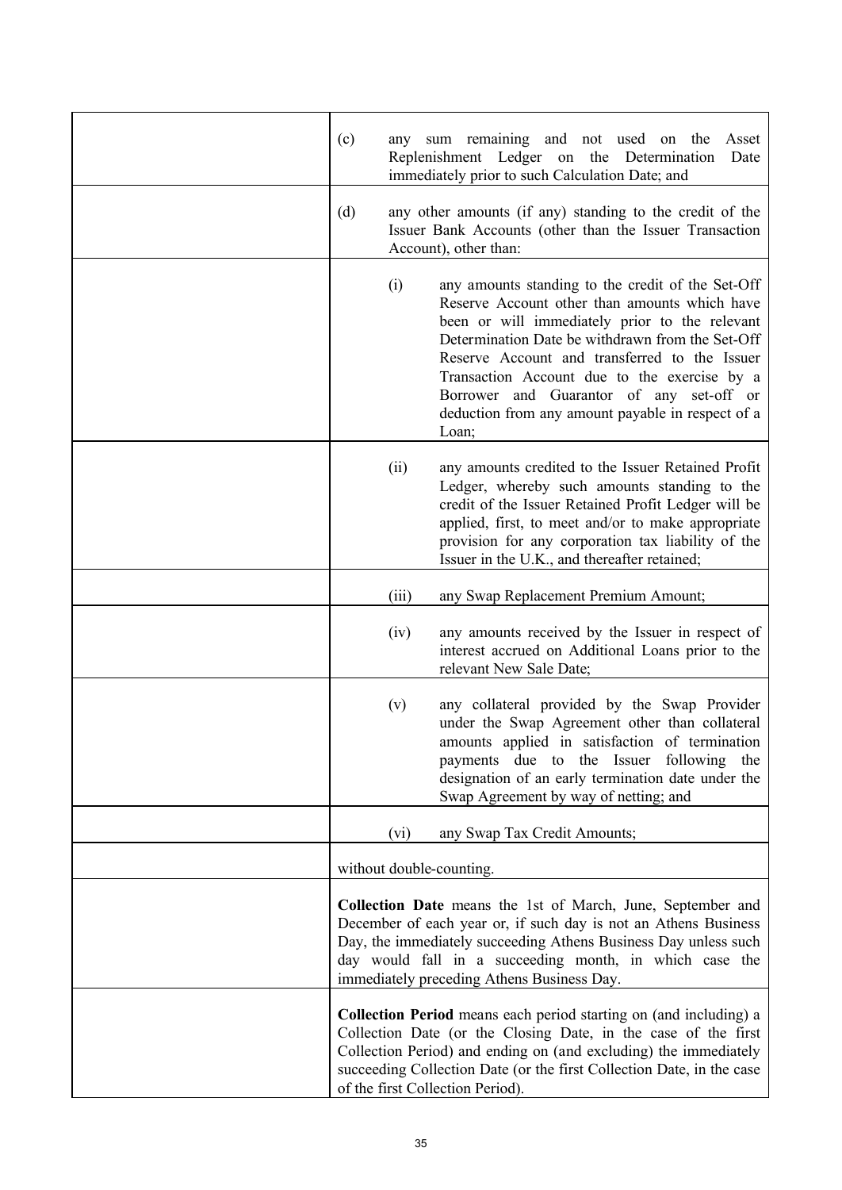| | |
|---|---|
| | (c) any sum remaining and not used on the Asset Replenishment Ledger on the Determination Date immediately prior to such Calculation Date; and |
| | (d) any other amounts (if any) standing to the credit of the Issuer Bank Accounts (other than the Issuer Transaction Account), other than: |
| | (i) any amounts standing to the credit of the Set-Off Reserve Account other than amounts which have been or will immediately prior to the relevant Determination Date be withdrawn from the Set-Off Reserve Account and transferred to the Issuer Transaction Account due to the exercise by a Borrower and Guarantor of any set-off or deduction from any amount payable in respect of a Loan; |
| | (ii) any amounts credited to the Issuer Retained Profit Ledger, whereby such amounts standing to the credit of the Issuer Retained Profit Ledger will be applied, first, to meet and/or to make appropriate provision for any corporation tax liability of the Issuer in the U.K., and thereafter retained; |
| | (iii) any Swap Replacement Premium Amount; |
| | (iv) any amounts received by the Issuer in respect of interest accrued on Additional Loans prior to the relevant New Sale Date; |
| | (v) any collateral provided by the Swap Provider under the Swap Agreement other than collateral amounts applied in satisfaction of termination payments due to the Issuer following the designation of an early termination date under the Swap Agreement by way of netting; and |
| | (vi) any Swap Tax Credit Amounts; |
| | without double-counting. |
| | **Collection Date** means the 1st of March, June, September and December of each year or, if such day is not an Athens Business Day, the immediately succeeding Athens Business Day unless such day would fall in a succeeding month, in which case the immediately preceding Athens Business Day. |
| | **Collection Period** means each period starting on (and including) a Collection Date (or the Closing Date, in the case of the first Collection Period) and ending on (and excluding) the immediately succeeding Collection Date (or the first Collection Date, in the case of the first Collection Period). |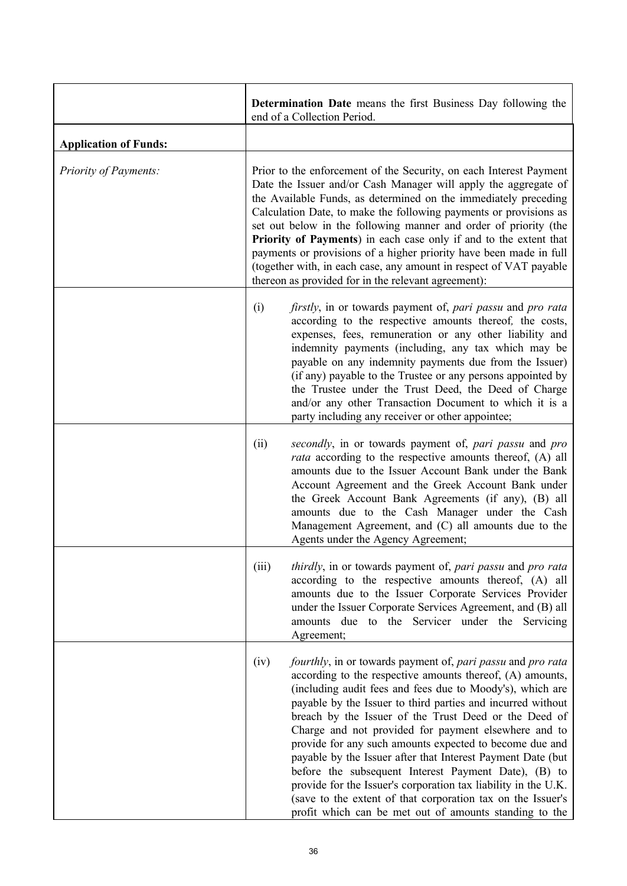| | |
|---|---|
| | **Determination Date** means the first Business Day following the end of a Collection Period. |
| **Application of Funds:** | |
| *Priority of Payments:* | Prior to the enforcement of the Security, on each Interest Payment Date the Issuer and/or Cash Manager will apply the aggregate of the Available Funds, as determined on the immediately preceding Calculation Date, to make the following payments or provisions as set out below in the following manner and order of priority (the **Priority of Payments**) in each case only if and to the extent that payments or provisions of a higher priority have been made in full (together with, in each case, any amount in respect of VAT payable thereon as provided for in the relevant agreement): |
| | (i) *firstly*, in or towards payment of, *pari passu* and *pro rata* according to the respective amounts thereof*,* the costs, expenses, fees, remuneration or any other liability and indemnity payments (including, any tax which may be payable on any indemnity payments due from the Issuer) (if any) payable to the Trustee or any persons appointed by the Trustee under the Trust Deed, the Deed of Charge and/or any other Transaction Document to which it is a party including any receiver or other appointee; |
| | (ii) *secondly*, in or towards payment of, *pari passu* and *pro rata* according to the respective amounts thereof, (A) all amounts due to the Issuer Account Bank under the Bank Account Agreement and the Greek Account Bank under the Greek Account Bank Agreements (if any), (B) all amounts due to the Cash Manager under the Cash Management Agreement, and (C) all amounts due to the Agents under the Agency Agreement; |
| | (iii) *thirdly*, in or towards payment of, *pari passu* and *pro rata* according to the respective amounts thereof, (A) all amounts due to the Issuer Corporate Services Provider under the Issuer Corporate Services Agreement, and (B) all amounts due to the Servicer under the Servicing Agreement; |
| | (iv) *fourthly*, in or towards payment of, *pari passu* and *pro rata* according to the respective amounts thereof, (A) amounts, (including audit fees and fees due to Moody's), which are payable by the Issuer to third parties and incurred without breach by the Issuer of the Trust Deed or the Deed of Charge and not provided for payment elsewhere and to provide for any such amounts expected to become due and payable by the Issuer after that Interest Payment Date (but before the subsequent Interest Payment Date), (B) to provide for the Issuer's corporation tax liability in the U.K. (save to the extent of that corporation tax on the Issuer's profit which can be met out of amounts standing to the |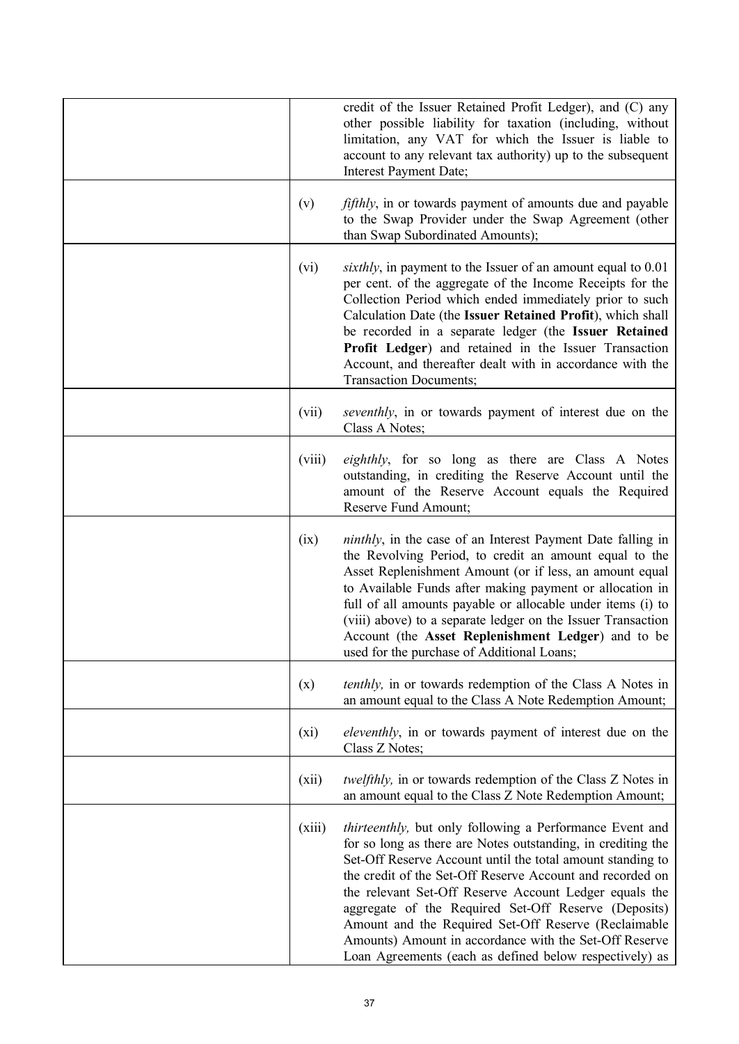| | | |
|---|---|---|
| | | credit of the Issuer Retained Profit Ledger), and (C) any other possible liability for taxation (including, without limitation, any VAT for which the Issuer is liable to account to any relevant tax authority) up to the subsequent Interest Payment Date; |
| | (v) | *fifthly*, in or towards payment of amounts due and payable to the Swap Provider under the Swap Agreement (other than Swap Subordinated Amounts); |
| | (vi) | *sixthly*, in payment to the Issuer of an amount equal to 0.01 per cent. of the aggregate of the Income Receipts for the Collection Period which ended immediately prior to such Calculation Date (the **Issuer Retained Profit**), which shall be recorded in a separate ledger (the **Issuer Retained Profit Ledger**) and retained in the Issuer Transaction Account, and thereafter dealt with in accordance with the Transaction Documents; |
| | (vii) | *seventhly*, in or towards payment of interest due on the Class A Notes; |
| | (viii) | *eighthly*, for so long as there are Class A Notes outstanding, in crediting the Reserve Account until the amount of the Reserve Account equals the Required Reserve Fund Amount; |
| | (ix) | *ninthly*, in the case of an Interest Payment Date falling in the Revolving Period, to credit an amount equal to the Asset Replenishment Amount (or if less, an amount equal to Available Funds after making payment or allocation in full of all amounts payable or allocable under items (i) to (viii) above) to a separate ledger on the Issuer Transaction Account (the **Asset Replenishment Ledger**) and to be used for the purchase of Additional Loans; |
| | (x) | *tenthly,* in or towards redemption of the Class A Notes in an amount equal to the Class A Note Redemption Amount; |
| | (xi) | *eleventhly*, in or towards payment of interest due on the Class Z Notes; |
| | (xii) | *twelfthly,* in or towards redemption of the Class Z Notes in an amount equal to the Class Z Note Redemption Amount; |
| | (xiii) | *thirteenthly,* but only following a Performance Event and for so long as there are Notes outstanding, in crediting the Set-Off Reserve Account until the total amount standing to the credit of the Set-Off Reserve Account and recorded on the relevant Set-Off Reserve Account Ledger equals the aggregate of the Required Set-Off Reserve (Deposits) Amount and the Required Set-Off Reserve (Reclaimable Amounts) Amount in accordance with the Set-Off Reserve Loan Agreements (each as defined below respectively) as |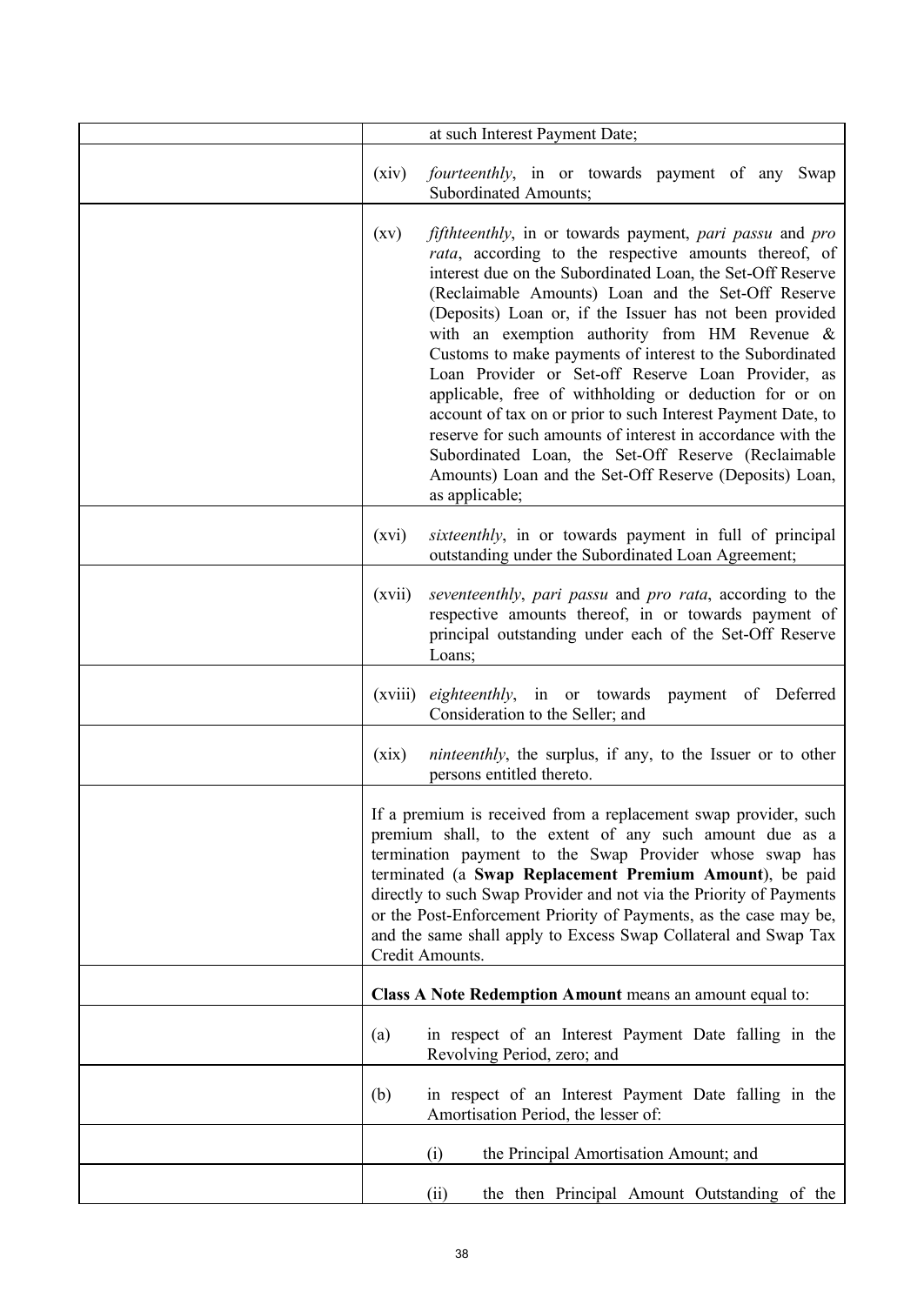| | |
|---|---|
| | at such Interest Payment Date; |
| | (xiv) *fourteenthly*, in or towards payment of any Swap Subordinated Amounts; |
| | (xv) *fifthteenthly*, in or towards payment, *pari passu* and *pro rata*, according to the respective amounts thereof, of interest due on the Subordinated Loan, the Set-Off Reserve (Reclaimable Amounts) Loan and the Set-Off Reserve (Deposits) Loan or, if the Issuer has not been provided with an exemption authority from HM Revenue & Customs to make payments of interest to the Subordinated Loan Provider or Set-off Reserve Loan Provider, as applicable, free of withholding or deduction for or on account of tax on or prior to such Interest Payment Date, to reserve for such amounts of interest in accordance with the Subordinated Loan, the Set-Off Reserve (Reclaimable Amounts) Loan and the Set-Off Reserve (Deposits) Loan, as applicable; |
| | (xvi) *sixteenthly*, in or towards payment in full of principal outstanding under the Subordinated Loan Agreement; |
| | (xvii) *seventeenthly*, *pari passu* and *pro rata*, according to the respective amounts thereof, in or towards payment of principal outstanding under each of the Set-Off Reserve Loans; |
| | (xviii) *eighteenthly*, in or towards payment of Deferred Consideration to the Seller; and |
| | (xix) *ninteenthly*, the surplus, if any, to the Issuer or to other persons entitled thereto. |
| | If a premium is received from a replacement swap provider, such premium shall, to the extent of any such amount due as a termination payment to the Swap Provider whose swap has terminated (a **Swap Replacement Premium Amount**), be paid directly to such Swap Provider and not via the Priority of Payments or the Post-Enforcement Priority of Payments, as the case may be, and the same shall apply to Excess Swap Collateral and Swap Tax Credit Amounts. |
| | **Class A Note Redemption Amount** means an amount equal to: |
| | (a) in respect of an Interest Payment Date falling in the Revolving Period, zero; and |
| | (b) in respect of an Interest Payment Date falling in the Amortisation Period, the lesser of: |
| | (i) the Principal Amortisation Amount; and |
| | (ii) the then Principal Amount Outstanding of the |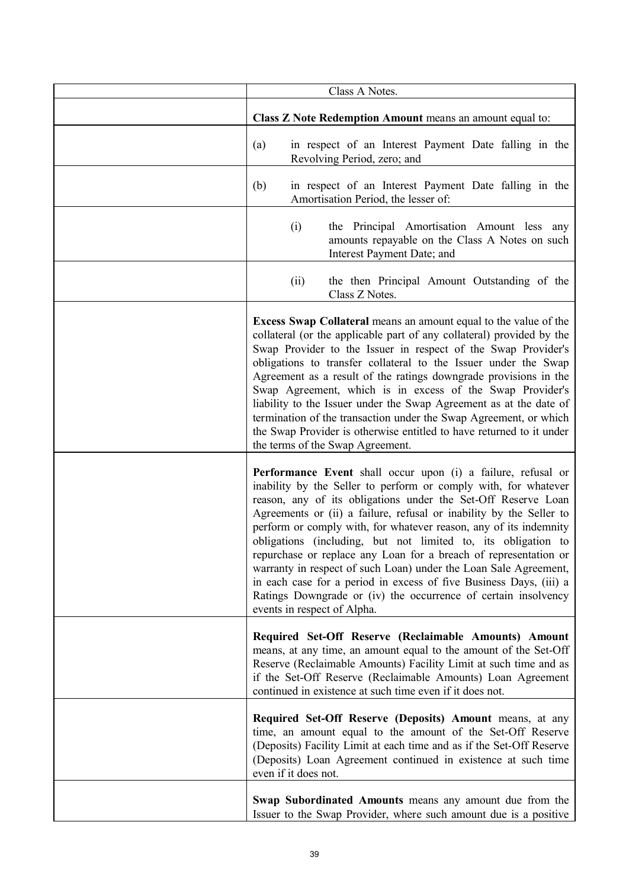| | |
|---|---|
| | Class A Notes. |
| | **Class Z Note Redemption Amount** means an amount equal to: |
| | (a) in respect of an Interest Payment Date falling in the Revolving Period, zero; and |
| | (b) in respect of an Interest Payment Date falling in the Amortisation Period, the lesser of: |
| | (i) the Principal Amortisation Amount less any amounts repayable on the Class A Notes on such Interest Payment Date; and |
| | (ii) the then Principal Amount Outstanding of the Class Z Notes. |
| | **Excess Swap Collateral** means an amount equal to the value of the collateral (or the applicable part of any collateral) provided by the Swap Provider to the Issuer in respect of the Swap Provider's obligations to transfer collateral to the Issuer under the Swap Agreement as a result of the ratings downgrade provisions in the Swap Agreement, which is in excess of the Swap Provider's liability to the Issuer under the Swap Agreement as at the date of termination of the transaction under the Swap Agreement, or which the Swap Provider is otherwise entitled to have returned to it under the terms of the Swap Agreement. |
| | **Performance Event** shall occur upon (i) a failure, refusal or inability by the Seller to perform or comply with, for whatever reason, any of its obligations under the Set-Off Reserve Loan Agreements or (ii) a failure, refusal or inability by the Seller to perform or comply with, for whatever reason, any of its indemnity obligations (including, but not limited to, its obligation to repurchase or replace any Loan for a breach of representation or warranty in respect of such Loan) under the Loan Sale Agreement, in each case for a period in excess of five Business Days, (iii) a Ratings Downgrade or (iv) the occurrence of certain insolvency events in respect of Alpha. |
| | **Required Set-Off Reserve (Reclaimable Amounts) Amount** means, at any time, an amount equal to the amount of the Set-Off Reserve (Reclaimable Amounts) Facility Limit at such time and as if the Set-Off Reserve (Reclaimable Amounts) Loan Agreement continued in existence at such time even if it does not. |
| | **Required Set-Off Reserve (Deposits) Amount** means, at any time, an amount equal to the amount of the Set-Off Reserve (Deposits) Facility Limit at each time and as if the Set-Off Reserve (Deposits) Loan Agreement continued in existence at such time even if it does not. |
| | **Swap Subordinated Amounts** means any amount due from the Issuer to the Swap Provider, where such amount due is a positive |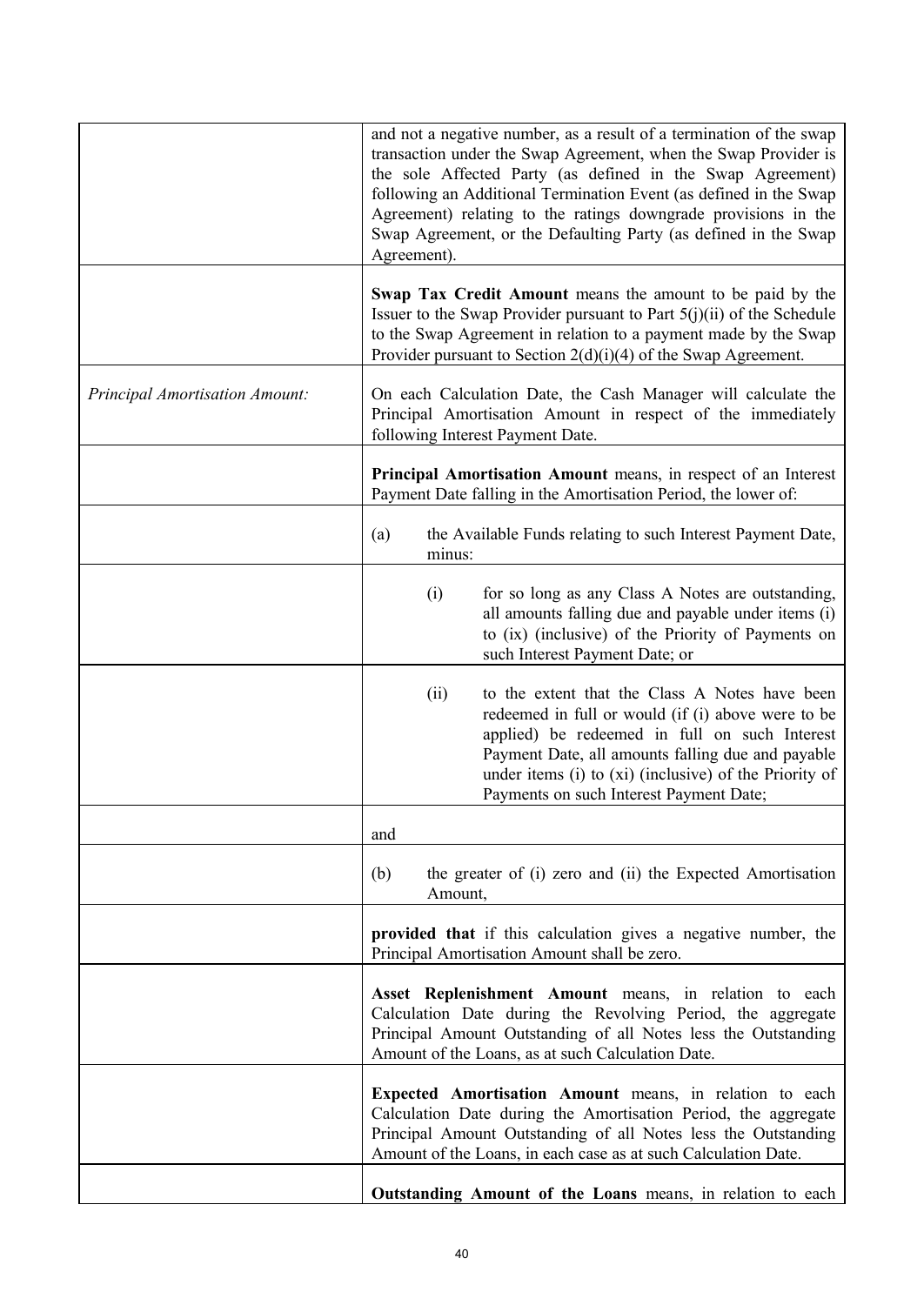| | |
|---|---|
| | and not a negative number, as a result of a termination of the swap transaction under the Swap Agreement, when the Swap Provider is the sole Affected Party (as defined in the Swap Agreement) following an Additional Termination Event (as defined in the Swap Agreement) relating to the ratings downgrade provisions in the Swap Agreement, or the Defaulting Party (as defined in the Swap Agreement). |
| | **Swap Tax Credit Amount** means the amount to be paid by the Issuer to the Swap Provider pursuant to Part 5(j)(ii) of the Schedule to the Swap Agreement in relation to a payment made by the Swap Provider pursuant to Section 2(d)(i)(4) of the Swap Agreement. |
| *Principal Amortisation Amount:* | On each Calculation Date, the Cash Manager will calculate the Principal Amortisation Amount in respect of the immediately following Interest Payment Date. |
| | **Principal Amortisation Amount** means, in respect of an Interest Payment Date falling in the Amortisation Period, the lower of: |
| | (a) the Available Funds relating to such Interest Payment Date, minus: |
| | (i) for so long as any Class A Notes are outstanding, all amounts falling due and payable under items (i) to (ix) (inclusive) of the Priority of Payments on such Interest Payment Date; or |
| | (ii) to the extent that the Class A Notes have been redeemed in full or would (if (i) above were to be applied) be redeemed in full on such Interest Payment Date, all amounts falling due and payable under items (i) to (xi) (inclusive) of the Priority of Payments on such Interest Payment Date; |
| | and |
| | (b) the greater of (i) zero and (ii) the Expected Amortisation Amount, |
| | **provided that** if this calculation gives a negative number, the Principal Amortisation Amount shall be zero. |
| | **Asset Replenishment Amount** means, in relation to each Calculation Date during the Revolving Period, the aggregate Principal Amount Outstanding of all Notes less the Outstanding Amount of the Loans, as at such Calculation Date. |
| | **Expected Amortisation Amount** means, in relation to each Calculation Date during the Amortisation Period, the aggregate Principal Amount Outstanding of all Notes less the Outstanding Amount of the Loans, in each case as at such Calculation Date. |
| | **Outstanding Amount of the Loans** means, in relation to each |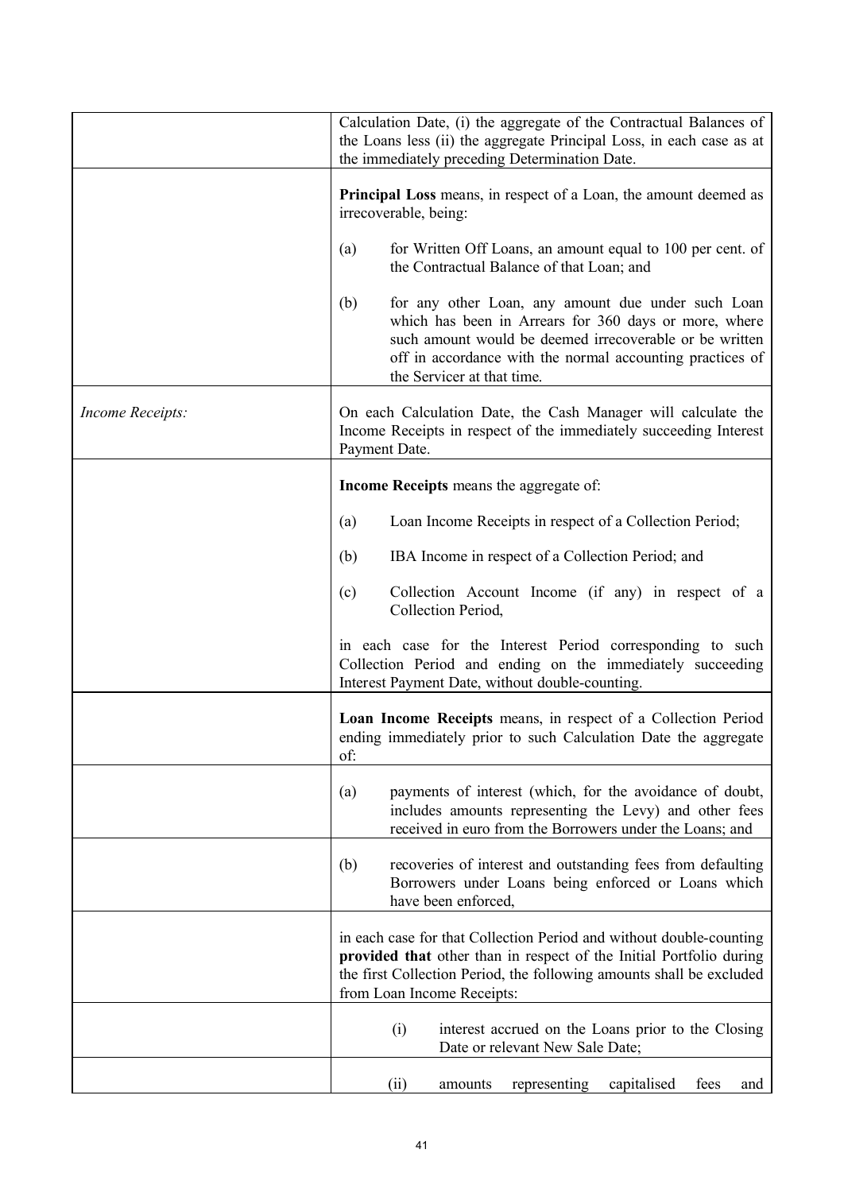| | |
|---|---|
| | Calculation Date, (i) the aggregate of the Contractual Balances of the Loans less (ii) the aggregate Principal Loss, in each case as at the immediately preceding Determination Date. |
| | **Principal Loss** means, in respect of a Loan, the amount deemed as irrecoverable, being:<br><br>(a) for Written Off Loans, an amount equal to 100 per cent. of the Contractual Balance of that Loan; and<br><br>(b) for any other Loan, any amount due under such Loan which has been in Arrears for 360 days or more, where such amount would be deemed irrecoverable or be written off in accordance with the normal accounting practices of the Servicer at that time. |
| *Income Receipts:* | On each Calculation Date, the Cash Manager will calculate the Income Receipts in respect of the immediately succeeding Interest Payment Date. |
| | **Income Receipts** means the aggregate of:<br><br>(a) Loan Income Receipts in respect of a Collection Period;<br><br>(b) IBA Income in respect of a Collection Period; and<br><br>(c) Collection Account Income (if any) in respect of a Collection Period,<br><br>in each case for the Interest Period corresponding to such Collection Period and ending on the immediately succeeding Interest Payment Date, without double-counting. |
| | **Loan Income Receipts** means, in respect of a Collection Period ending immediately prior to such Calculation Date the aggregate of: |
| | (a) payments of interest (which, for the avoidance of doubt, includes amounts representing the Levy) and other fees received in euro from the Borrowers under the Loans; and |
| | (b) recoveries of interest and outstanding fees from defaulting Borrowers under Loans being enforced or Loans which have been enforced, |
| | in each case for that Collection Period and without double-counting **provided that** other than in respect of the Initial Portfolio during the first Collection Period, the following amounts shall be excluded from Loan Income Receipts: |
| | (i) interest accrued on the Loans prior to the Closing Date or relevant New Sale Date; |
| | (ii) amounts representing capitalised fees and |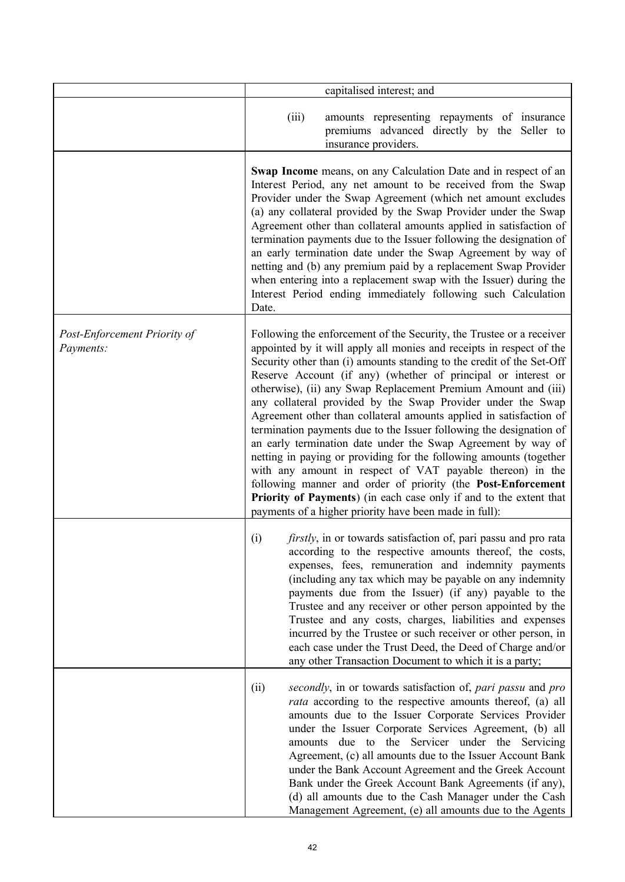| | |
|---|---|
| | capitalised interest; and |
| | (iii) amounts representing repayments of insurance premiums advanced directly by the Seller to insurance providers. |
| | **Swap Income** means, on any Calculation Date and in respect of an Interest Period, any net amount to be received from the Swap Provider under the Swap Agreement (which net amount excludes (a) any collateral provided by the Swap Provider under the Swap Agreement other than collateral amounts applied in satisfaction of termination payments due to the Issuer following the designation of an early termination date under the Swap Agreement by way of netting and (b) any premium paid by a replacement Swap Provider when entering into a replacement swap with the Issuer) during the Interest Period ending immediately following such Calculation Date. |
| *Post-Enforcement Priority of Payments:* | Following the enforcement of the Security, the Trustee or a receiver appointed by it will apply all monies and receipts in respect of the Security other than (i) amounts standing to the credit of the Set-Off Reserve Account (if any) (whether of principal or interest or otherwise), (ii) any Swap Replacement Premium Amount and (iii) any collateral provided by the Swap Provider under the Swap Agreement other than collateral amounts applied in satisfaction of termination payments due to the Issuer following the designation of an early termination date under the Swap Agreement by way of netting in paying or providing for the following amounts (together with any amount in respect of VAT payable thereon) in the following manner and order of priority (the **Post-Enforcement Priority of Payments**) (in each case only if and to the extent that payments of a higher priority have been made in full): |
| | (i) *firstly*, in or towards satisfaction of, pari passu and pro rata according to the respective amounts thereof, the costs, expenses, fees, remuneration and indemnity payments (including any tax which may be payable on any indemnity payments due from the Issuer) (if any) payable to the Trustee and any receiver or other person appointed by the Trustee and any costs, charges, liabilities and expenses incurred by the Trustee or such receiver or other person, in each case under the Trust Deed, the Deed of Charge and/or any other Transaction Document to which it is a party; |
| | (ii) *secondly*, in or towards satisfaction of, *pari passu* and *pro rata* according to the respective amounts thereof, (a) all amounts due to the Issuer Corporate Services Provider under the Issuer Corporate Services Agreement, (b) all amounts due to the Servicer under the Servicing Agreement, (c) all amounts due to the Issuer Account Bank under the Bank Account Agreement and the Greek Account Bank under the Greek Account Bank Agreements (if any), (d) all amounts due to the Cash Manager under the Cash Management Agreement, (e) all amounts due to the Agents |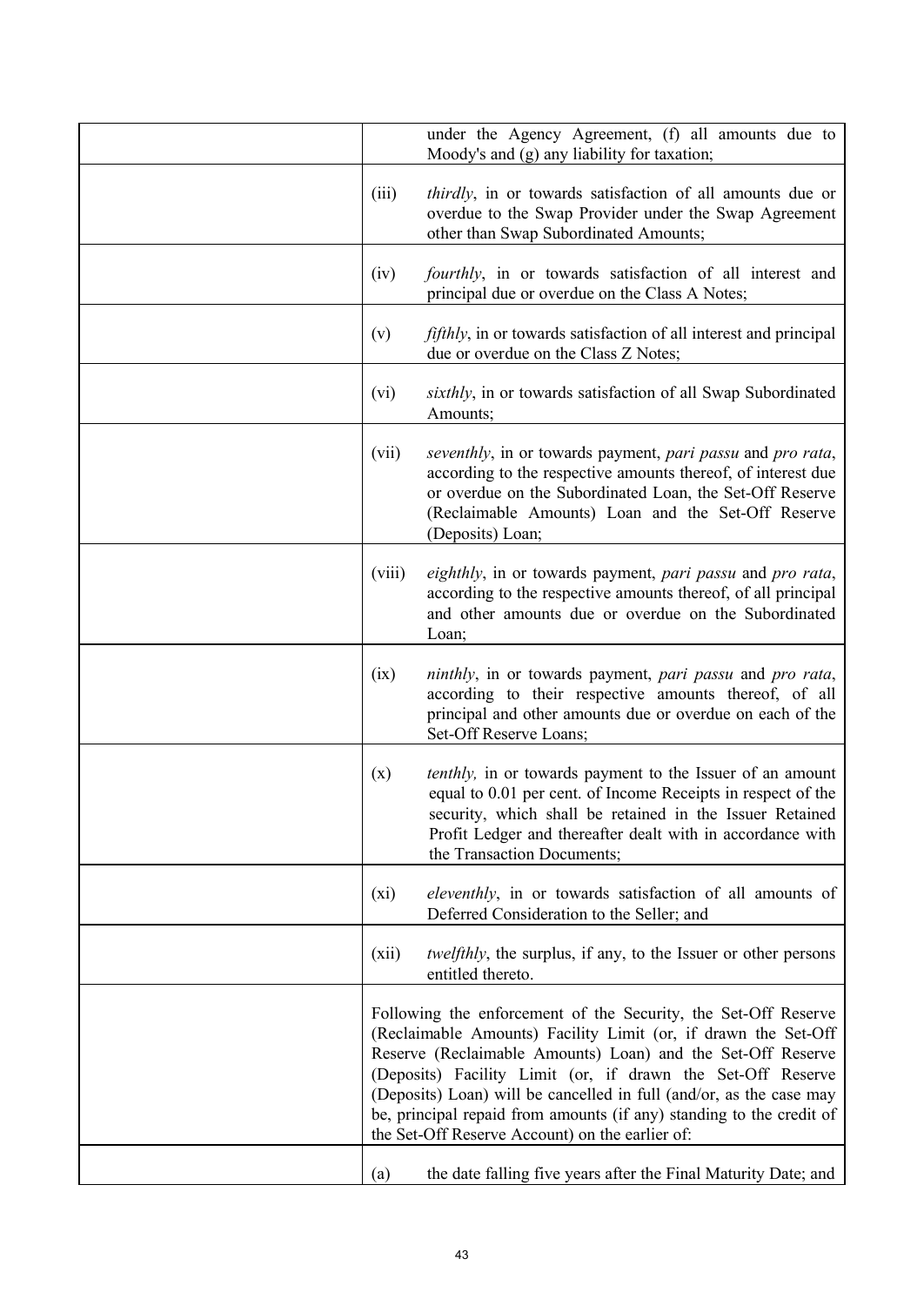| | |
|---|---|
| | under the Agency Agreement, (f) all amounts due to Moody's and (g) any liability for taxation; |
| | (iii) *thirdly*, in or towards satisfaction of all amounts due or overdue to the Swap Provider under the Swap Agreement other than Swap Subordinated Amounts; |
| | (iv) *fourthly*, in or towards satisfaction of all interest and principal due or overdue on the Class A Notes; |
| | (v) *fifthly*, in or towards satisfaction of all interest and principal due or overdue on the Class Z Notes; |
| | (vi) *sixthly*, in or towards satisfaction of all Swap Subordinated Amounts; |
| | (vii) *seventhly*, in or towards payment, *pari passu* and *pro rata*, according to the respective amounts thereof, of interest due or overdue on the Subordinated Loan, the Set-Off Reserve (Reclaimable Amounts) Loan and the Set-Off Reserve (Deposits) Loan; |
| | (viii) *eighthly*, in or towards payment, *pari passu* and *pro rata*, according to the respective amounts thereof, of all principal and other amounts due or overdue on the Subordinated Loan; |
| | (ix) *ninthly*, in or towards payment, *pari passu* and *pro rata*, according to their respective amounts thereof, of all principal and other amounts due or overdue on each of the Set-Off Reserve Loans; |
| | (x) *tenthly,* in or towards payment to the Issuer of an amount equal to 0.01 per cent. of Income Receipts in respect of the security, which shall be retained in the Issuer Retained Profit Ledger and thereafter dealt with in accordance with the Transaction Documents; |
| | (xi) *eleventhly*, in or towards satisfaction of all amounts of Deferred Consideration to the Seller; and |
| | (xii) *twelfthly*, the surplus, if any, to the Issuer or other persons entitled thereto. |
| | Following the enforcement of the Security, the Set-Off Reserve (Reclaimable Amounts) Facility Limit (or, if drawn the Set-Off Reserve (Reclaimable Amounts) Loan) and the Set-Off Reserve (Deposits) Facility Limit (or, if drawn the Set-Off Reserve (Deposits) Loan) will be cancelled in full (and/or, as the case may be, principal repaid from amounts (if any) standing to the credit of the Set-Off Reserve Account) on the earlier of: |
| | (a) the date falling five years after the Final Maturity Date; and |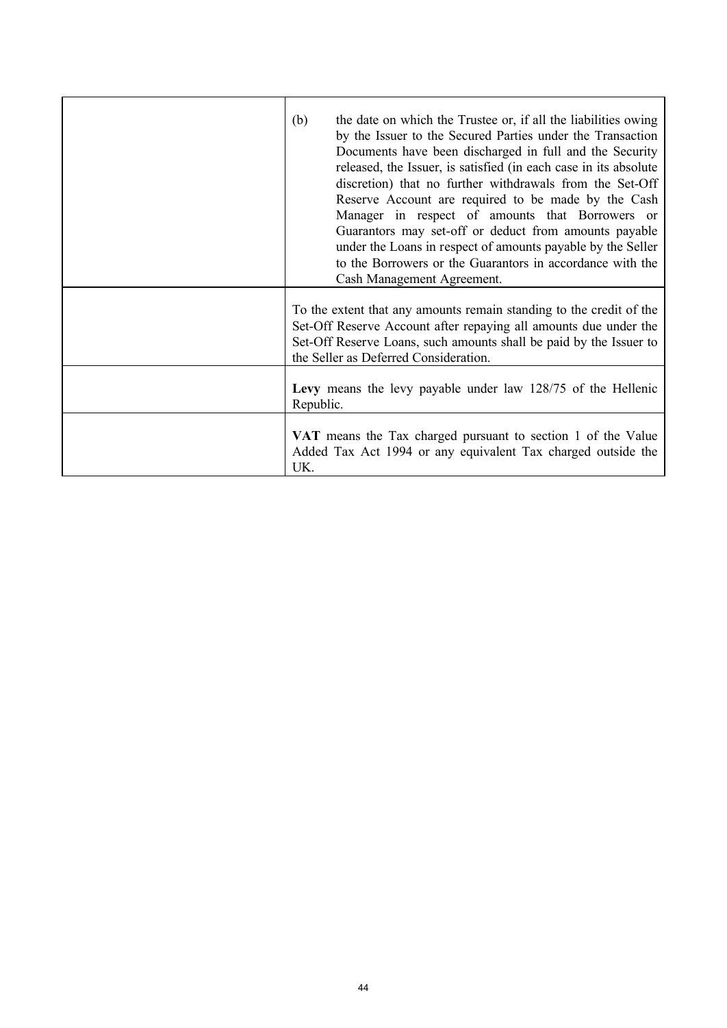| | |
|---|---|
| | (b) the date on which the Trustee or, if all the liabilities owing by the Issuer to the Secured Parties under the Transaction Documents have been discharged in full and the Security released, the Issuer, is satisfied (in each case in its absolute discretion) that no further withdrawals from the Set-Off Reserve Account are required to be made by the Cash Manager in respect of amounts that Borrowers or Guarantors may set-off or deduct from amounts payable under the Loans in respect of amounts payable by the Seller to the Borrowers or the Guarantors in accordance with the Cash Management Agreement. |
| | To the extent that any amounts remain standing to the credit of the Set-Off Reserve Account after repaying all amounts due under the Set-Off Reserve Loans, such amounts shall be paid by the Issuer to the Seller as Deferred Consideration. |
| | **Levy** means the levy payable under law 128/75 of the Hellenic Republic. |
| | **VAT** means the Tax charged pursuant to section 1 of the Value Added Tax Act 1994 or any equivalent Tax charged outside the UK. |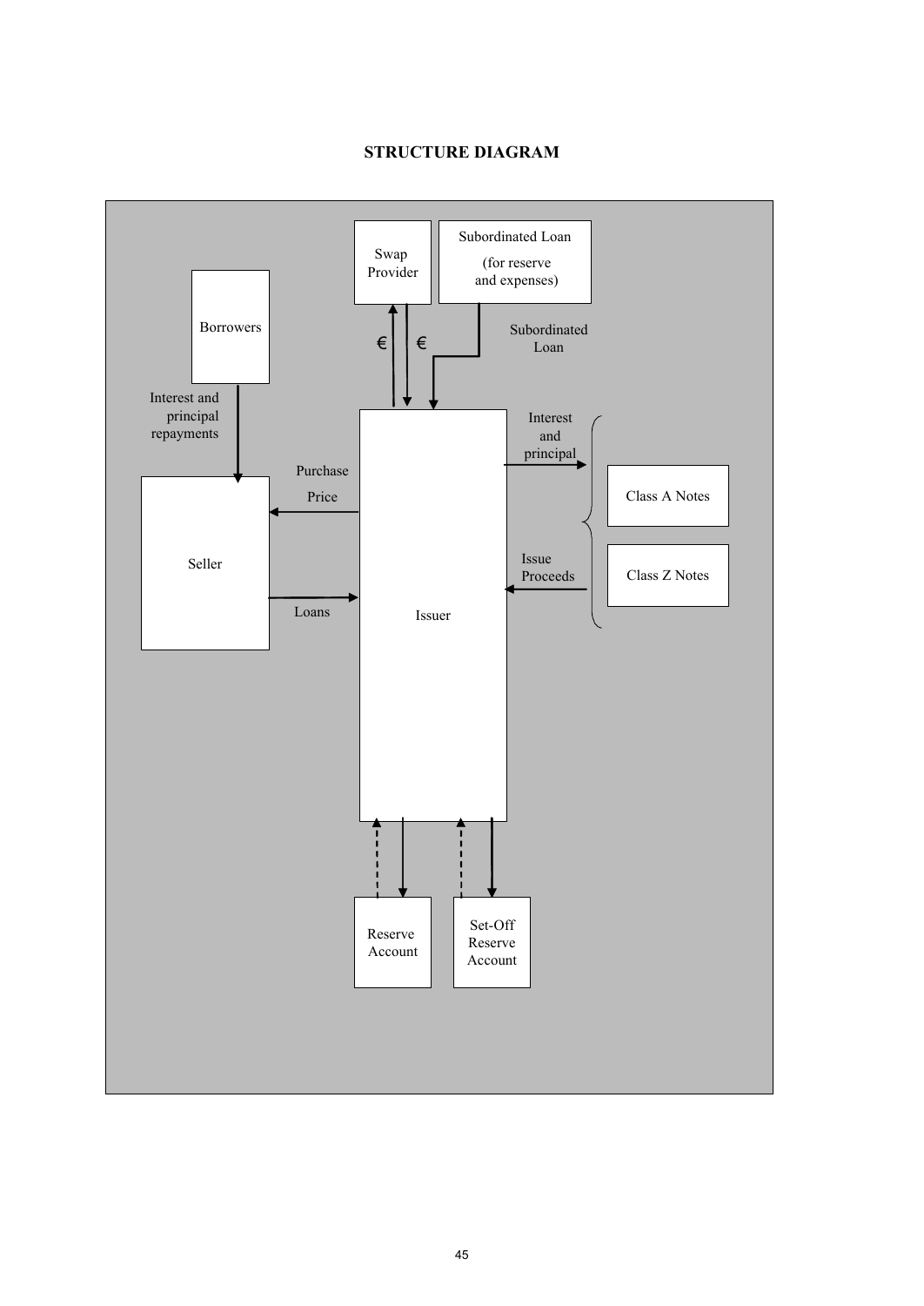## STRUCTURE DIAGRAM

Swap Provider

Subordinated Loan

(for reserve and expenses)

Borrowers

€ €

Subordinated Loan

Interest and principal repayments

Interest and principal

Purchase Price

Class A Notes

Seller

Issue Proceeds

Class Z Notes

Loans

Issuer

Reserve Account

Set-Off Reserve Account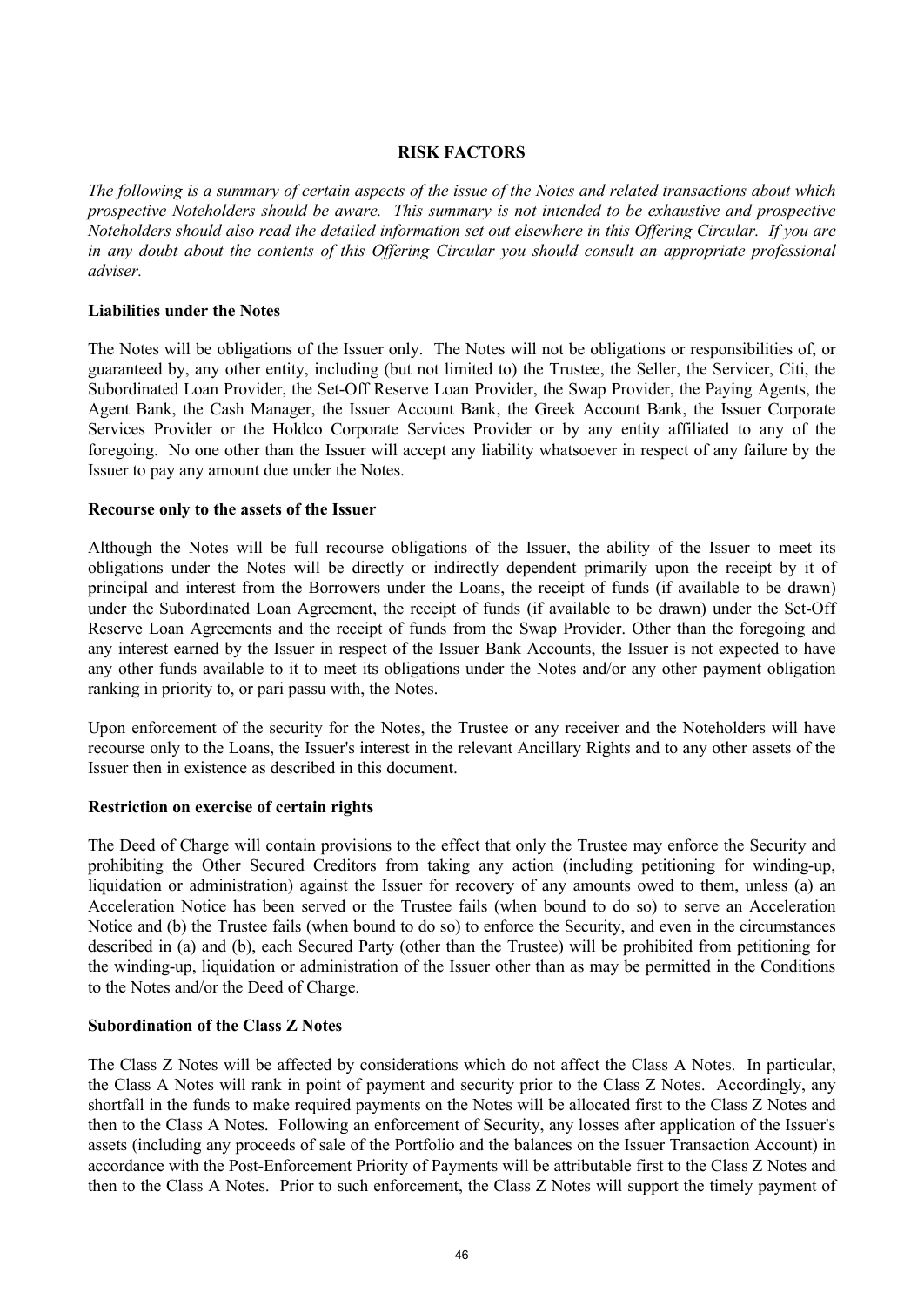# RISK FACTORS

*The following is a summary of certain aspects of the issue of the Notes and related transactions about which prospective Noteholders should be aware. This summary is not intended to be exhaustive and prospective Noteholders should also read the detailed information set out elsewhere in this Offering Circular. If you are in any doubt about the contents of this Offering Circular you should consult an appropriate professional adviser.*

**Liabilities under the Notes**

The Notes will be obligations of the Issuer only. The Notes will not be obligations or responsibilities of, or guaranteed by, any other entity, including (but not limited to) the Trustee, the Seller, the Servicer, Citi, the Subordinated Loan Provider, the Set-Off Reserve Loan Provider, the Swap Provider, the Paying Agents, the Agent Bank, the Cash Manager, the Issuer Account Bank, the Greek Account Bank, the Issuer Corporate Services Provider or the Holdco Corporate Services Provider or by any entity affiliated to any of the foregoing. No one other than the Issuer will accept any liability whatsoever in respect of any failure by the Issuer to pay any amount due under the Notes.

**Recourse only to the assets of the Issuer**

Although the Notes will be full recourse obligations of the Issuer, the ability of the Issuer to meet its obligations under the Notes will be directly or indirectly dependent primarily upon the receipt by it of principal and interest from the Borrowers under the Loans, the receipt of funds (if available to be drawn) under the Subordinated Loan Agreement, the receipt of funds (if available to be drawn) under the Set-Off Reserve Loan Agreements and the receipt of funds from the Swap Provider. Other than the foregoing and any interest earned by the Issuer in respect of the Issuer Bank Accounts, the Issuer is not expected to have any other funds available to it to meet its obligations under the Notes and/or any other payment obligation ranking in priority to, or pari passu with, the Notes.

Upon enforcement of the security for the Notes, the Trustee or any receiver and the Noteholders will have recourse only to the Loans, the Issuer's interest in the relevant Ancillary Rights and to any other assets of the Issuer then in existence as described in this document.

**Restriction on exercise of certain rights**

The Deed of Charge will contain provisions to the effect that only the Trustee may enforce the Security and prohibiting the Other Secured Creditors from taking any action (including petitioning for winding-up, liquidation or administration) against the Issuer for recovery of any amounts owed to them, unless (a) an Acceleration Notice has been served or the Trustee fails (when bound to do so) to serve an Acceleration Notice and (b) the Trustee fails (when bound to do so) to enforce the Security, and even in the circumstances described in (a) and (b), each Secured Party (other than the Trustee) will be prohibited from petitioning for the winding-up, liquidation or administration of the Issuer other than as may be permitted in the Conditions to the Notes and/or the Deed of Charge.

**Subordination of the Class Z Notes**

The Class Z Notes will be affected by considerations which do not affect the Class A Notes. In particular, the Class A Notes will rank in point of payment and security prior to the Class Z Notes. Accordingly, any shortfall in the funds to make required payments on the Notes will be allocated first to the Class Z Notes and then to the Class A Notes. Following an enforcement of Security, any losses after application of the Issuer's assets (including any proceeds of sale of the Portfolio and the balances on the Issuer Transaction Account) in accordance with the Post-Enforcement Priority of Payments will be attributable first to the Class Z Notes and then to the Class A Notes. Prior to such enforcement, the Class Z Notes will support the timely payment of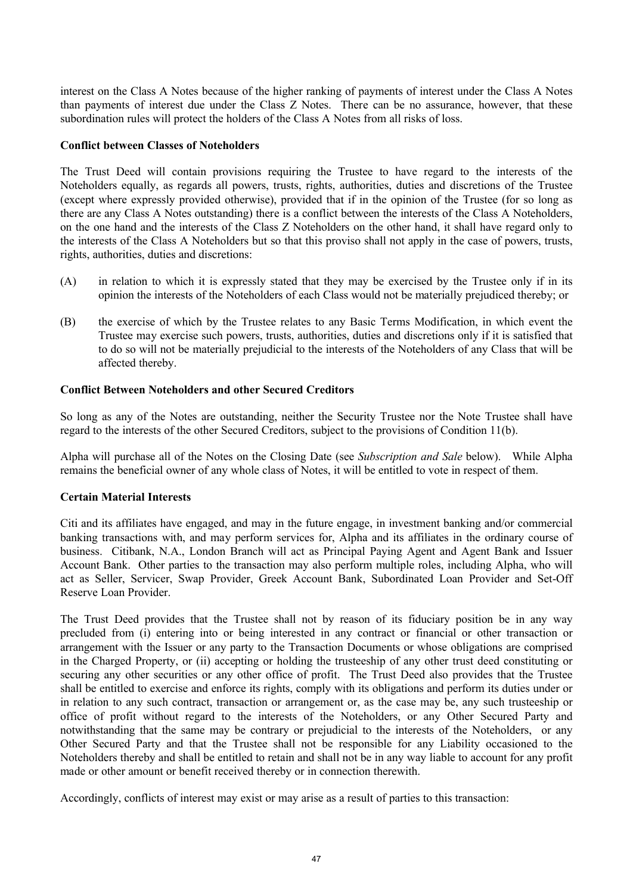interest on the Class A Notes because of the higher ranking of payments of interest under the Class A Notes than payments of interest due under the Class Z Notes. There can be no assurance, however, that these subordination rules will protect the holders of the Class A Notes from all risks of loss.

**Conflict between Classes of Noteholders**

The Trust Deed will contain provisions requiring the Trustee to have regard to the interests of the Noteholders equally, as regards all powers, trusts, rights, authorities, duties and discretions of the Trustee (except where expressly provided otherwise), provided that if in the opinion of the Trustee (for so long as there are any Class A Notes outstanding) there is a conflict between the interests of the Class A Noteholders, on the one hand and the interests of the Class Z Noteholders on the other hand, it shall have regard only to the interests of the Class A Noteholders but so that this proviso shall not apply in the case of powers, trusts, rights, authorities, duties and discretions:

(A) in relation to which it is expressly stated that they may be exercised by the Trustee only if in its opinion the interests of the Noteholders of each Class would not be materially prejudiced thereby; or

(B) the exercise of which by the Trustee relates to any Basic Terms Modification, in which event the Trustee may exercise such powers, trusts, authorities, duties and discretions only if it is satisfied that to do so will not be materially prejudicial to the interests of the Noteholders of any Class that will be affected thereby.

**Conflict Between Noteholders and other Secured Creditors**

So long as any of the Notes are outstanding, neither the Security Trustee nor the Note Trustee shall have regard to the interests of the other Secured Creditors, subject to the provisions of Condition 11(b).

Alpha will purchase all of the Notes on the Closing Date (see *Subscription and Sale* below). While Alpha remains the beneficial owner of any whole class of Notes, it will be entitled to vote in respect of them.

**Certain Material Interests**

Citi and its affiliates have engaged, and may in the future engage, in investment banking and/or commercial banking transactions with, and may perform services for, Alpha and its affiliates in the ordinary course of business. Citibank, N.A., London Branch will act as Principal Paying Agent and Agent Bank and Issuer Account Bank. Other parties to the transaction may also perform multiple roles, including Alpha, who will act as Seller, Servicer, Swap Provider, Greek Account Bank, Subordinated Loan Provider and Set-Off Reserve Loan Provider.

The Trust Deed provides that the Trustee shall not by reason of its fiduciary position be in any way precluded from (i) entering into or being interested in any contract or financial or other transaction or arrangement with the Issuer or any party to the Transaction Documents or whose obligations are comprised in the Charged Property, or (ii) accepting or holding the trusteeship of any other trust deed constituting or securing any other securities or any other office of profit. The Trust Deed also provides that the Trustee shall be entitled to exercise and enforce its rights, comply with its obligations and perform its duties under or in relation to any such contract, transaction or arrangement or, as the case may be, any such trusteeship or office of profit without regard to the interests of the Noteholders, or any Other Secured Party and notwithstanding that the same may be contrary or prejudicial to the interests of the Noteholders, or any Other Secured Party and that the Trustee shall not be responsible for any Liability occasioned to the Noteholders thereby and shall be entitled to retain and shall not be in any way liable to account for any profit made or other amount or benefit received thereby or in connection therewith.

Accordingly, conflicts of interest may exist or may arise as a result of parties to this transaction: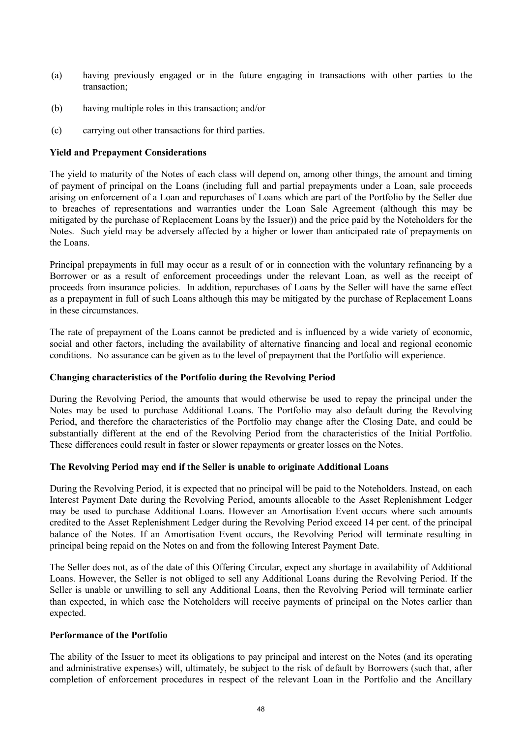(a) having previously engaged or in the future engaging in transactions with other parties to the transaction;

(b) having multiple roles in this transaction; and/or

(c) carrying out other transactions for third parties.

**Yield and Prepayment Considerations**

The yield to maturity of the Notes of each class will depend on, among other things, the amount and timing of payment of principal on the Loans (including full and partial prepayments under a Loan, sale proceeds arising on enforcement of a Loan and repurchases of Loans which are part of the Portfolio by the Seller due to breaches of representations and warranties under the Loan Sale Agreement (although this may be mitigated by the purchase of Replacement Loans by the Issuer)) and the price paid by the Noteholders for the Notes. Such yield may be adversely affected by a higher or lower than anticipated rate of prepayments on the Loans.

Principal prepayments in full may occur as a result of or in connection with the voluntary refinancing by a Borrower or as a result of enforcement proceedings under the relevant Loan, as well as the receipt of proceeds from insurance policies. In addition, repurchases of Loans by the Seller will have the same effect as a prepayment in full of such Loans although this may be mitigated by the purchase of Replacement Loans in these circumstances.

The rate of prepayment of the Loans cannot be predicted and is influenced by a wide variety of economic, social and other factors, including the availability of alternative financing and local and regional economic conditions. No assurance can be given as to the level of prepayment that the Portfolio will experience.

**Changing characteristics of the Portfolio during the Revolving Period**

During the Revolving Period, the amounts that would otherwise be used to repay the principal under the Notes may be used to purchase Additional Loans. The Portfolio may also default during the Revolving Period, and therefore the characteristics of the Portfolio may change after the Closing Date, and could be substantially different at the end of the Revolving Period from the characteristics of the Initial Portfolio. These differences could result in faster or slower repayments or greater losses on the Notes.

**The Revolving Period may end if the Seller is unable to originate Additional Loans**

During the Revolving Period, it is expected that no principal will be paid to the Noteholders. Instead, on each Interest Payment Date during the Revolving Period, amounts allocable to the Asset Replenishment Ledger may be used to purchase Additional Loans. However an Amortisation Event occurs where such amounts credited to the Asset Replenishment Ledger during the Revolving Period exceed 14 per cent. of the principal balance of the Notes. If an Amortisation Event occurs, the Revolving Period will terminate resulting in principal being repaid on the Notes on and from the following Interest Payment Date.

The Seller does not, as of the date of this Offering Circular, expect any shortage in availability of Additional Loans. However, the Seller is not obliged to sell any Additional Loans during the Revolving Period. If the Seller is unable or unwilling to sell any Additional Loans, then the Revolving Period will terminate earlier than expected, in which case the Noteholders will receive payments of principal on the Notes earlier than expected.

**Performance of the Portfolio**

The ability of the Issuer to meet its obligations to pay principal and interest on the Notes (and its operating and administrative expenses) will, ultimately, be subject to the risk of default by Borrowers (such that, after completion of enforcement procedures in respect of the relevant Loan in the Portfolio and the Ancillary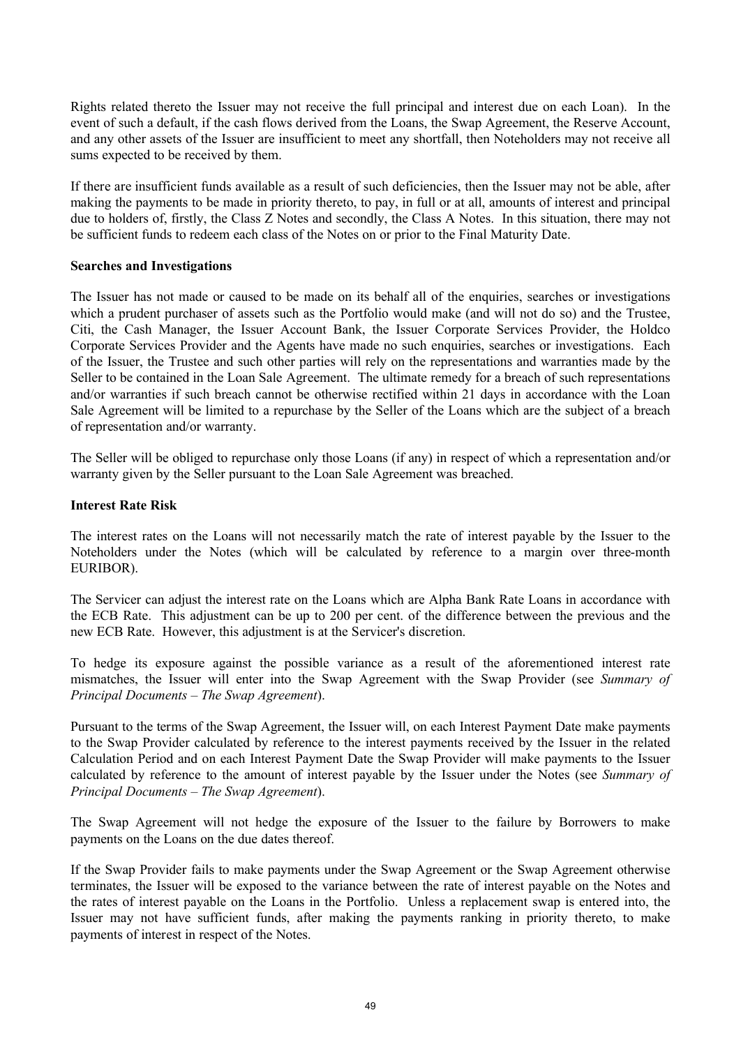Rights related thereto the Issuer may not receive the full principal and interest due on each Loan). In the event of such a default, if the cash flows derived from the Loans, the Swap Agreement, the Reserve Account, and any other assets of the Issuer are insufficient to meet any shortfall, then Noteholders may not receive all sums expected to be received by them.

If there are insufficient funds available as a result of such deficiencies, then the Issuer may not be able, after making the payments to be made in priority thereto, to pay, in full or at all, amounts of interest and principal due to holders of, firstly, the Class Z Notes and secondly, the Class A Notes. In this situation, there may not be sufficient funds to redeem each class of the Notes on or prior to the Final Maturity Date.

**Searches and Investigations**

The Issuer has not made or caused to be made on its behalf all of the enquiries, searches or investigations which a prudent purchaser of assets such as the Portfolio would make (and will not do so) and the Trustee, Citi, the Cash Manager, the Issuer Account Bank, the Issuer Corporate Services Provider, the Holdco Corporate Services Provider and the Agents have made no such enquiries, searches or investigations. Each of the Issuer, the Trustee and such other parties will rely on the representations and warranties made by the Seller to be contained in the Loan Sale Agreement. The ultimate remedy for a breach of such representations and/or warranties if such breach cannot be otherwise rectified within 21 days in accordance with the Loan Sale Agreement will be limited to a repurchase by the Seller of the Loans which are the subject of a breach of representation and/or warranty.

The Seller will be obliged to repurchase only those Loans (if any) in respect of which a representation and/or warranty given by the Seller pursuant to the Loan Sale Agreement was breached.

**Interest Rate Risk**

The interest rates on the Loans will not necessarily match the rate of interest payable by the Issuer to the Noteholders under the Notes (which will be calculated by reference to a margin over three-month EURIBOR).

The Servicer can adjust the interest rate on the Loans which are Alpha Bank Rate Loans in accordance with the ECB Rate. This adjustment can be up to 200 per cent. of the difference between the previous and the new ECB Rate. However, this adjustment is at the Servicer's discretion.

To hedge its exposure against the possible variance as a result of the aforementioned interest rate mismatches, the Issuer will enter into the Swap Agreement with the Swap Provider (see *Summary of Principal Documents – The Swap Agreement*).

Pursuant to the terms of the Swap Agreement, the Issuer will, on each Interest Payment Date make payments to the Swap Provider calculated by reference to the interest payments received by the Issuer in the related Calculation Period and on each Interest Payment Date the Swap Provider will make payments to the Issuer calculated by reference to the amount of interest payable by the Issuer under the Notes (see *Summary of Principal Documents – The Swap Agreement*).

The Swap Agreement will not hedge the exposure of the Issuer to the failure by Borrowers to make payments on the Loans on the due dates thereof.

If the Swap Provider fails to make payments under the Swap Agreement or the Swap Agreement otherwise terminates, the Issuer will be exposed to the variance between the rate of interest payable on the Notes and the rates of interest payable on the Loans in the Portfolio. Unless a replacement swap is entered into, the Issuer may not have sufficient funds, after making the payments ranking in priority thereto, to make payments of interest in respect of the Notes.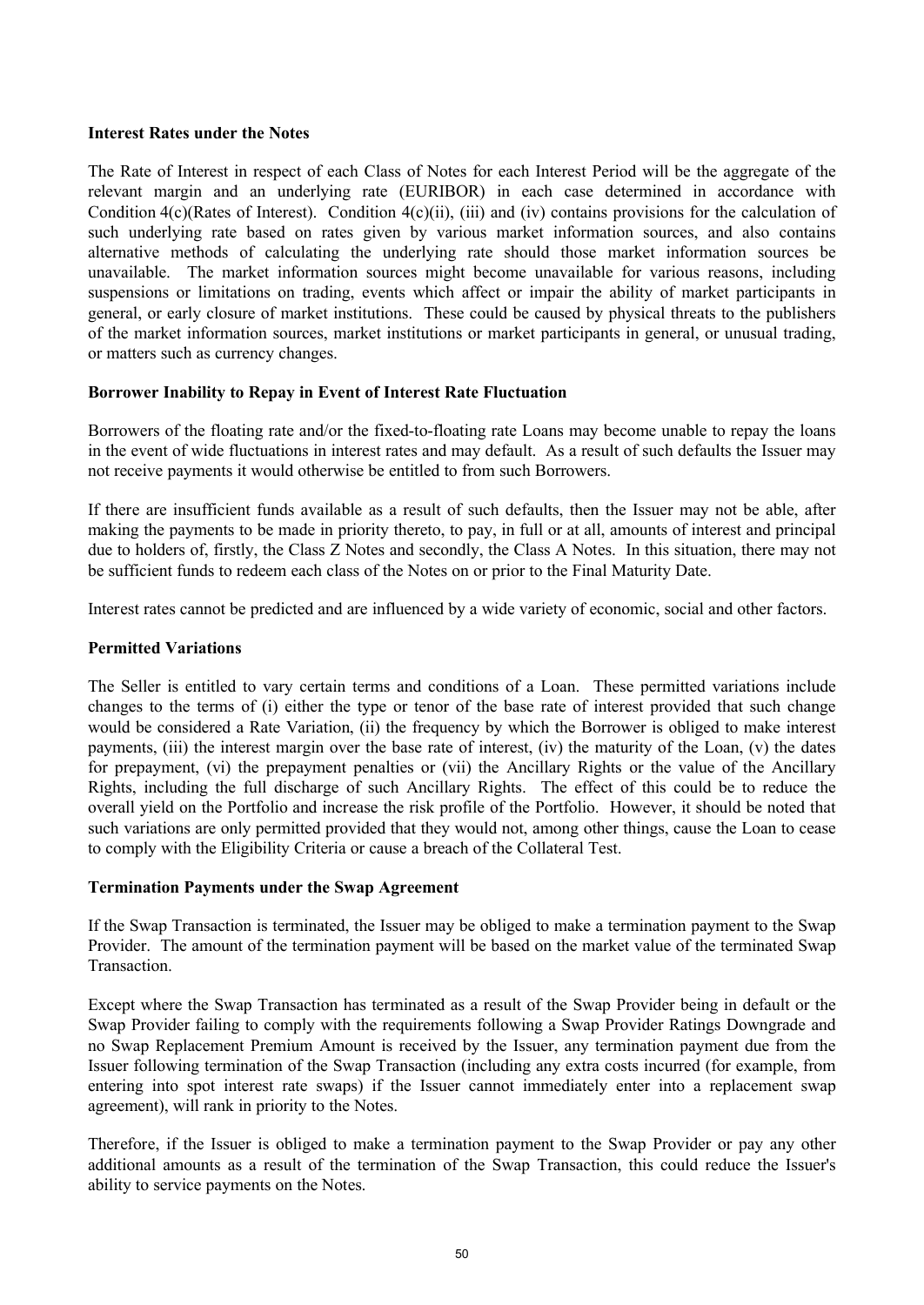**Interest Rates under the Notes**

The Rate of Interest in respect of each Class of Notes for each Interest Period will be the aggregate of the relevant margin and an underlying rate (EURIBOR) in each case determined in accordance with Condition 4(c)(Rates of Interest). Condition 4(c)(ii), (iii) and (iv) contains provisions for the calculation of such underlying rate based on rates given by various market information sources, and also contains alternative methods of calculating the underlying rate should those market information sources be unavailable. The market information sources might become unavailable for various reasons, including suspensions or limitations on trading, events which affect or impair the ability of market participants in general, or early closure of market institutions. These could be caused by physical threats to the publishers of the market information sources, market institutions or market participants in general, or unusual trading, or matters such as currency changes.

**Borrower Inability to Repay in Event of Interest Rate Fluctuation**

Borrowers of the floating rate and/or the fixed-to-floating rate Loans may become unable to repay the loans in the event of wide fluctuations in interest rates and may default. As a result of such defaults the Issuer may not receive payments it would otherwise be entitled to from such Borrowers.

If there are insufficient funds available as a result of such defaults, then the Issuer may not be able, after making the payments to be made in priority thereto, to pay, in full or at all, amounts of interest and principal due to holders of, firstly, the Class Z Notes and secondly, the Class A Notes. In this situation, there may not be sufficient funds to redeem each class of the Notes on or prior to the Final Maturity Date.

Interest rates cannot be predicted and are influenced by a wide variety of economic, social and other factors.

**Permitted Variations**

The Seller is entitled to vary certain terms and conditions of a Loan. These permitted variations include changes to the terms of (i) either the type or tenor of the base rate of interest provided that such change would be considered a Rate Variation, (ii) the frequency by which the Borrower is obliged to make interest payments, (iii) the interest margin over the base rate of interest, (iv) the maturity of the Loan, (v) the dates for prepayment, (vi) the prepayment penalties or (vii) the Ancillary Rights or the value of the Ancillary Rights, including the full discharge of such Ancillary Rights. The effect of this could be to reduce the overall yield on the Portfolio and increase the risk profile of the Portfolio. However, it should be noted that such variations are only permitted provided that they would not, among other things, cause the Loan to cease to comply with the Eligibility Criteria or cause a breach of the Collateral Test.

**Termination Payments under the Swap Agreement**

If the Swap Transaction is terminated, the Issuer may be obliged to make a termination payment to the Swap Provider. The amount of the termination payment will be based on the market value of the terminated Swap Transaction.

Except where the Swap Transaction has terminated as a result of the Swap Provider being in default or the Swap Provider failing to comply with the requirements following a Swap Provider Ratings Downgrade and no Swap Replacement Premium Amount is received by the Issuer, any termination payment due from the Issuer following termination of the Swap Transaction (including any extra costs incurred (for example, from entering into spot interest rate swaps) if the Issuer cannot immediately enter into a replacement swap agreement), will rank in priority to the Notes.

Therefore, if the Issuer is obliged to make a termination payment to the Swap Provider or pay any other additional amounts as a result of the termination of the Swap Transaction, this could reduce the Issuer's ability to service payments on the Notes.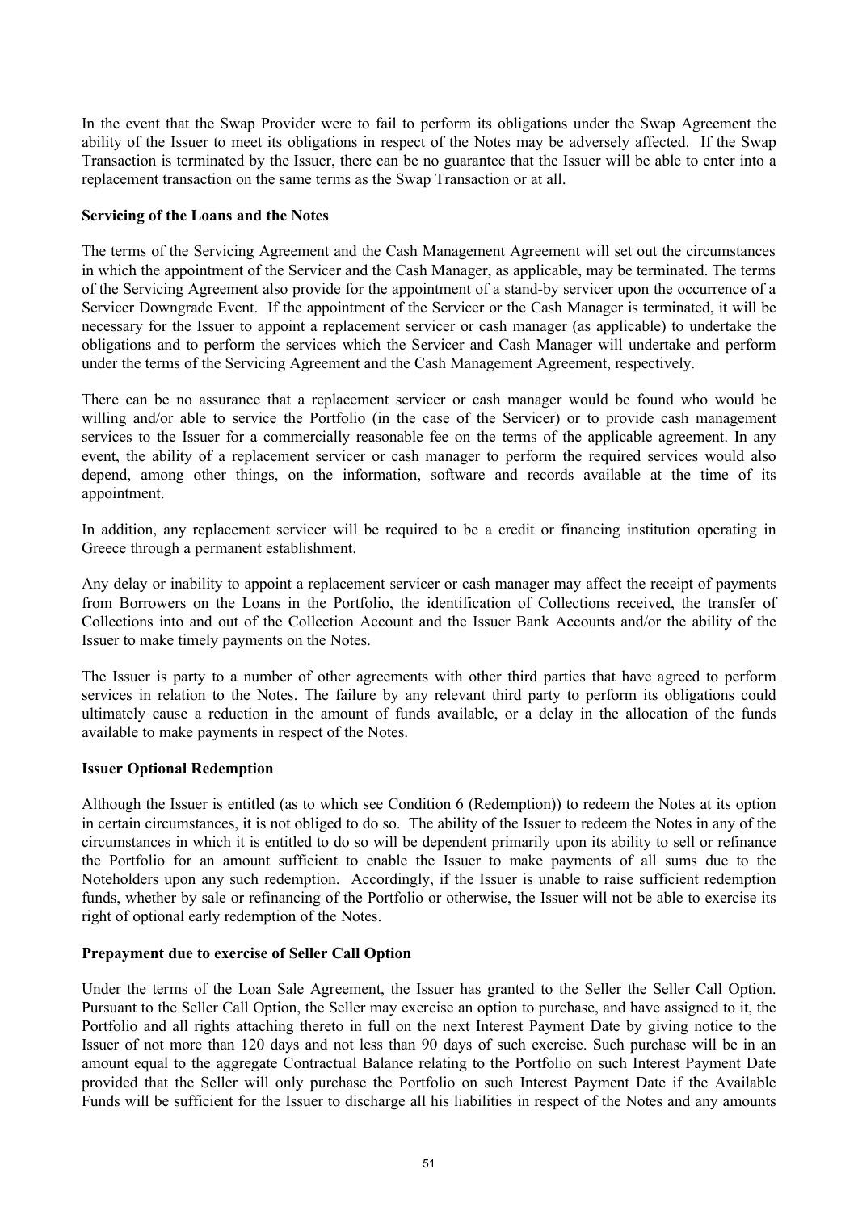In the event that the Swap Provider were to fail to perform its obligations under the Swap Agreement the ability of the Issuer to meet its obligations in respect of the Notes may be adversely affected. If the Swap Transaction is terminated by the Issuer, there can be no guarantee that the Issuer will be able to enter into a replacement transaction on the same terms as the Swap Transaction or at all.

**Servicing of the Loans and the Notes**

The terms of the Servicing Agreement and the Cash Management Agreement will set out the circumstances in which the appointment of the Servicer and the Cash Manager, as applicable, may be terminated. The terms of the Servicing Agreement also provide for the appointment of a stand-by servicer upon the occurrence of a Servicer Downgrade Event. If the appointment of the Servicer or the Cash Manager is terminated, it will be necessary for the Issuer to appoint a replacement servicer or cash manager (as applicable) to undertake the obligations and to perform the services which the Servicer and Cash Manager will undertake and perform under the terms of the Servicing Agreement and the Cash Management Agreement, respectively.

There can be no assurance that a replacement servicer or cash manager would be found who would be willing and/or able to service the Portfolio (in the case of the Servicer) or to provide cash management services to the Issuer for a commercially reasonable fee on the terms of the applicable agreement. In any event, the ability of a replacement servicer or cash manager to perform the required services would also depend, among other things, on the information, software and records available at the time of its appointment.

In addition, any replacement servicer will be required to be a credit or financing institution operating in Greece through a permanent establishment.

Any delay or inability to appoint a replacement servicer or cash manager may affect the receipt of payments from Borrowers on the Loans in the Portfolio, the identification of Collections received, the transfer of Collections into and out of the Collection Account and the Issuer Bank Accounts and/or the ability of the Issuer to make timely payments on the Notes.

The Issuer is party to a number of other agreements with other third parties that have agreed to perform services in relation to the Notes. The failure by any relevant third party to perform its obligations could ultimately cause a reduction in the amount of funds available, or a delay in the allocation of the funds available to make payments in respect of the Notes.

**Issuer Optional Redemption**

Although the Issuer is entitled (as to which see Condition 6 (Redemption)) to redeem the Notes at its option in certain circumstances, it is not obliged to do so. The ability of the Issuer to redeem the Notes in any of the circumstances in which it is entitled to do so will be dependent primarily upon its ability to sell or refinance the Portfolio for an amount sufficient to enable the Issuer to make payments of all sums due to the Noteholders upon any such redemption. Accordingly, if the Issuer is unable to raise sufficient redemption funds, whether by sale or refinancing of the Portfolio or otherwise, the Issuer will not be able to exercise its right of optional early redemption of the Notes.

**Prepayment due to exercise of Seller Call Option**

Under the terms of the Loan Sale Agreement, the Issuer has granted to the Seller the Seller Call Option. Pursuant to the Seller Call Option, the Seller may exercise an option to purchase, and have assigned to it, the Portfolio and all rights attaching thereto in full on the next Interest Payment Date by giving notice to the Issuer of not more than 120 days and not less than 90 days of such exercise. Such purchase will be in an amount equal to the aggregate Contractual Balance relating to the Portfolio on such Interest Payment Date provided that the Seller will only purchase the Portfolio on such Interest Payment Date if the Available Funds will be sufficient for the Issuer to discharge all his liabilities in respect of the Notes and any amounts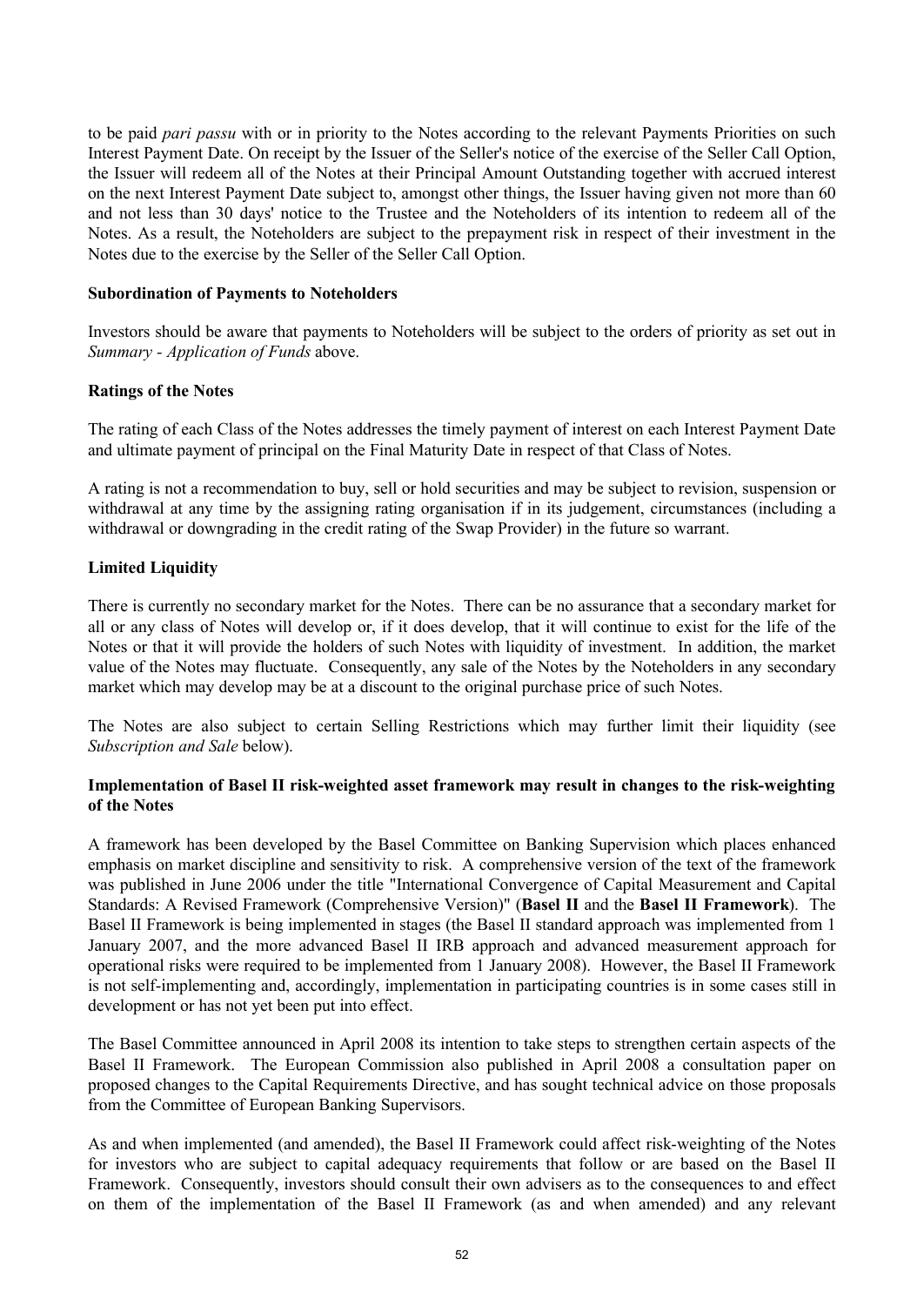to be paid *pari passu* with or in priority to the Notes according to the relevant Payments Priorities on such Interest Payment Date. On receipt by the Issuer of the Seller's notice of the exercise of the Seller Call Option, the Issuer will redeem all of the Notes at their Principal Amount Outstanding together with accrued interest on the next Interest Payment Date subject to, amongst other things, the Issuer having given not more than 60 and not less than 30 days' notice to the Trustee and the Noteholders of its intention to redeem all of the Notes. As a result, the Noteholders are subject to the prepayment risk in respect of their investment in the Notes due to the exercise by the Seller of the Seller Call Option.

**Subordination of Payments to Noteholders**

Investors should be aware that payments to Noteholders will be subject to the orders of priority as set out in *Summary - Application of Funds* above.

**Ratings of the Notes**

The rating of each Class of the Notes addresses the timely payment of interest on each Interest Payment Date and ultimate payment of principal on the Final Maturity Date in respect of that Class of Notes.

A rating is not a recommendation to buy, sell or hold securities and may be subject to revision, suspension or withdrawal at any time by the assigning rating organisation if in its judgement, circumstances (including a withdrawal or downgrading in the credit rating of the Swap Provider) in the future so warrant.

**Limited Liquidity**

There is currently no secondary market for the Notes. There can be no assurance that a secondary market for all or any class of Notes will develop or, if it does develop, that it will continue to exist for the life of the Notes or that it will provide the holders of such Notes with liquidity of investment. In addition, the market value of the Notes may fluctuate. Consequently, any sale of the Notes by the Noteholders in any secondary market which may develop may be at a discount to the original purchase price of such Notes.

The Notes are also subject to certain Selling Restrictions which may further limit their liquidity (see *Subscription and Sale* below).

**Implementation of Basel II risk-weighted asset framework may result in changes to the risk-weighting of the Notes**

A framework has been developed by the Basel Committee on Banking Supervision which places enhanced emphasis on market discipline and sensitivity to risk. A comprehensive version of the text of the framework was published in June 2006 under the title "International Convergence of Capital Measurement and Capital Standards: A Revised Framework (Comprehensive Version)" (**Basel II** and the **Basel II Framework**). The Basel II Framework is being implemented in stages (the Basel II standard approach was implemented from 1 January 2007, and the more advanced Basel II IRB approach and advanced measurement approach for operational risks were required to be implemented from 1 January 2008). However, the Basel II Framework is not self-implementing and, accordingly, implementation in participating countries is in some cases still in development or has not yet been put into effect.

The Basel Committee announced in April 2008 its intention to take steps to strengthen certain aspects of the Basel II Framework. The European Commission also published in April 2008 a consultation paper on proposed changes to the Capital Requirements Directive, and has sought technical advice on those proposals from the Committee of European Banking Supervisors.

As and when implemented (and amended), the Basel II Framework could affect risk-weighting of the Notes for investors who are subject to capital adequacy requirements that follow or are based on the Basel II Framework. Consequently, investors should consult their own advisers as to the consequences to and effect on them of the implementation of the Basel II Framework (as and when amended) and any relevant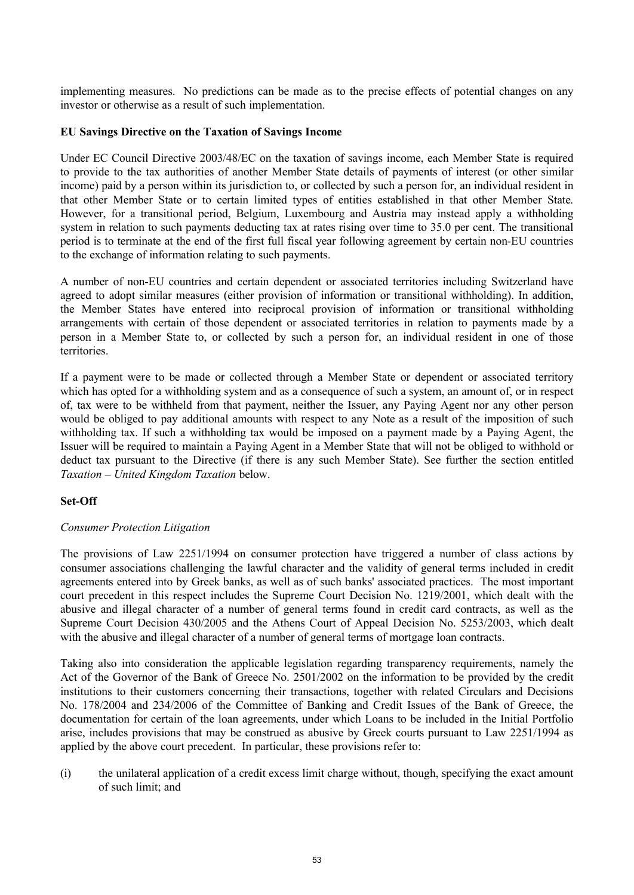implementing measures. No predictions can be made as to the precise effects of potential changes on any investor or otherwise as a result of such implementation.

**EU Savings Directive on the Taxation of Savings Income**

Under EC Council Directive 2003/48/EC on the taxation of savings income, each Member State is required to provide to the tax authorities of another Member State details of payments of interest (or other similar income) paid by a person within its jurisdiction to, or collected by such a person for, an individual resident in that other Member State or to certain limited types of entities established in that other Member State. However, for a transitional period, Belgium, Luxembourg and Austria may instead apply a withholding system in relation to such payments deducting tax at rates rising over time to 35.0 per cent. The transitional period is to terminate at the end of the first full fiscal year following agreement by certain non-EU countries to the exchange of information relating to such payments.

A number of non-EU countries and certain dependent or associated territories including Switzerland have agreed to adopt similar measures (either provision of information or transitional withholding). In addition, the Member States have entered into reciprocal provision of information or transitional withholding arrangements with certain of those dependent or associated territories in relation to payments made by a person in a Member State to, or collected by such a person for, an individual resident in one of those territories.

If a payment were to be made or collected through a Member State or dependent or associated territory which has opted for a withholding system and as a consequence of such a system, an amount of, or in respect of, tax were to be withheld from that payment, neither the Issuer, any Paying Agent nor any other person would be obliged to pay additional amounts with respect to any Note as a result of the imposition of such withholding tax. If such a withholding tax would be imposed on a payment made by a Paying Agent, the Issuer will be required to maintain a Paying Agent in a Member State that will not be obliged to withhold or deduct tax pursuant to the Directive (if there is any such Member State). See further the section entitled *Taxation – United Kingdom Taxation* below.

**Set-Off**

*Consumer Protection Litigation*

The provisions of Law 2251/1994 on consumer protection have triggered a number of class actions by consumer associations challenging the lawful character and the validity of general terms included in credit agreements entered into by Greek banks, as well as of such banks' associated practices. The most important court precedent in this respect includes the Supreme Court Decision No. 1219/2001, which dealt with the abusive and illegal character of a number of general terms found in credit card contracts, as well as the Supreme Court Decision 430/2005 and the Athens Court of Appeal Decision No. 5253/2003, which dealt with the abusive and illegal character of a number of general terms of mortgage loan contracts.

Taking also into consideration the applicable legislation regarding transparency requirements, namely the Act of the Governor of the Bank of Greece No. 2501/2002 on the information to be provided by the credit institutions to their customers concerning their transactions, together with related Circulars and Decisions No. 178/2004 and 234/2006 of the Committee of Banking and Credit Issues of the Bank of Greece, the documentation for certain of the loan agreements, under which Loans to be included in the Initial Portfolio arise, includes provisions that may be construed as abusive by Greek courts pursuant to Law 2251/1994 as applied by the above court precedent. In particular, these provisions refer to:

(i) the unilateral application of a credit excess limit charge without, though, specifying the exact amount of such limit; and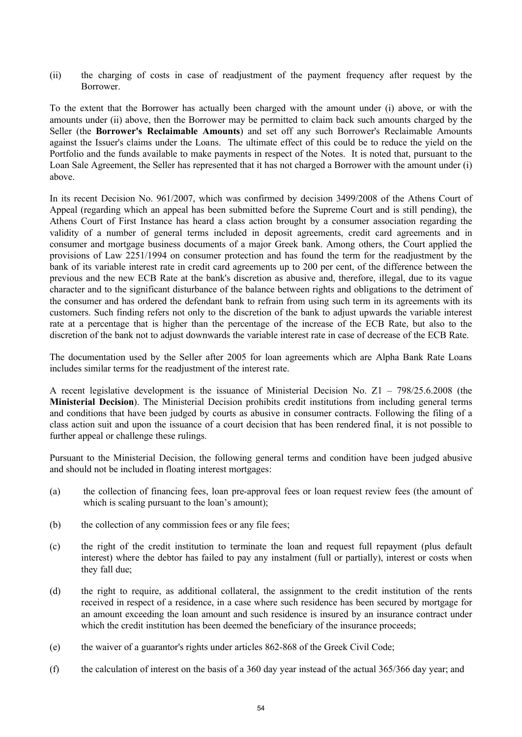(ii) the charging of costs in case of readjustment of the payment frequency after request by the Borrower.

To the extent that the Borrower has actually been charged with the amount under (i) above, or with the amounts under (ii) above, then the Borrower may be permitted to claim back such amounts charged by the Seller (the **Borrower's Reclaimable Amounts**) and set off any such Borrower's Reclaimable Amounts against the Issuer's claims under the Loans. The ultimate effect of this could be to reduce the yield on the Portfolio and the funds available to make payments in respect of the Notes. It is noted that, pursuant to the Loan Sale Agreement, the Seller has represented that it has not charged a Borrower with the amount under (i) above.

In its recent Decision No. 961/2007, which was confirmed by decision 3499/2008 of the Athens Court of Appeal (regarding which an appeal has been submitted before the Supreme Court and is still pending), the Athens Court of First Instance has heard a class action brought by a consumer association regarding the validity of a number of general terms included in deposit agreements, credit card agreements and in consumer and mortgage business documents of a major Greek bank. Among others, the Court applied the provisions of Law 2251/1994 on consumer protection and has found the term for the readjustment by the bank of its variable interest rate in credit card agreements up to 200 per cent, of the difference between the previous and the new ECB Rate at the bank's discretion as abusive and, therefore, illegal, due to its vague character and to the significant disturbance of the balance between rights and obligations to the detriment of the consumer and has ordered the defendant bank to refrain from using such term in its agreements with its customers. Such finding refers not only to the discretion of the bank to adjust upwards the variable interest rate at a percentage that is higher than the percentage of the increase of the ECB Rate, but also to the discretion of the bank not to adjust downwards the variable interest rate in case of decrease of the ECB Rate.

The documentation used by the Seller after 2005 for loan agreements which are Alpha Bank Rate Loans includes similar terms for the readjustment of the interest rate.

A recent legislative development is the issuance of Ministerial Decision No. Z1 – 798/25.6.2008 (the **Ministerial Decision**). The Ministerial Decision prohibits credit institutions from including general terms and conditions that have been judged by courts as abusive in consumer contracts. Following the filing of a class action suit and upon the issuance of a court decision that has been rendered final, it is not possible to further appeal or challenge these rulings.

Pursuant to the Ministerial Decision, the following general terms and condition have been judged abusive and should not be included in floating interest mortgages:

(a) the collection of financing fees, loan pre-approval fees or loan request review fees (the amount of which is scaling pursuant to the loan's amount);

(b) the collection of any commission fees or any file fees;

(c) the right of the credit institution to terminate the loan and request full repayment (plus default interest) where the debtor has failed to pay any instalment (full or partially), interest or costs when they fall due;

(d) the right to require, as additional collateral, the assignment to the credit institution of the rents received in respect of a residence, in a case where such residence has been secured by mortgage for an amount exceeding the loan amount and such residence is insured by an insurance contract under which the credit institution has been deemed the beneficiary of the insurance proceeds;

(e) the waiver of a guarantor's rights under articles 862-868 of the Greek Civil Code;

(f) the calculation of interest on the basis of a 360 day year instead of the actual 365/366 day year; and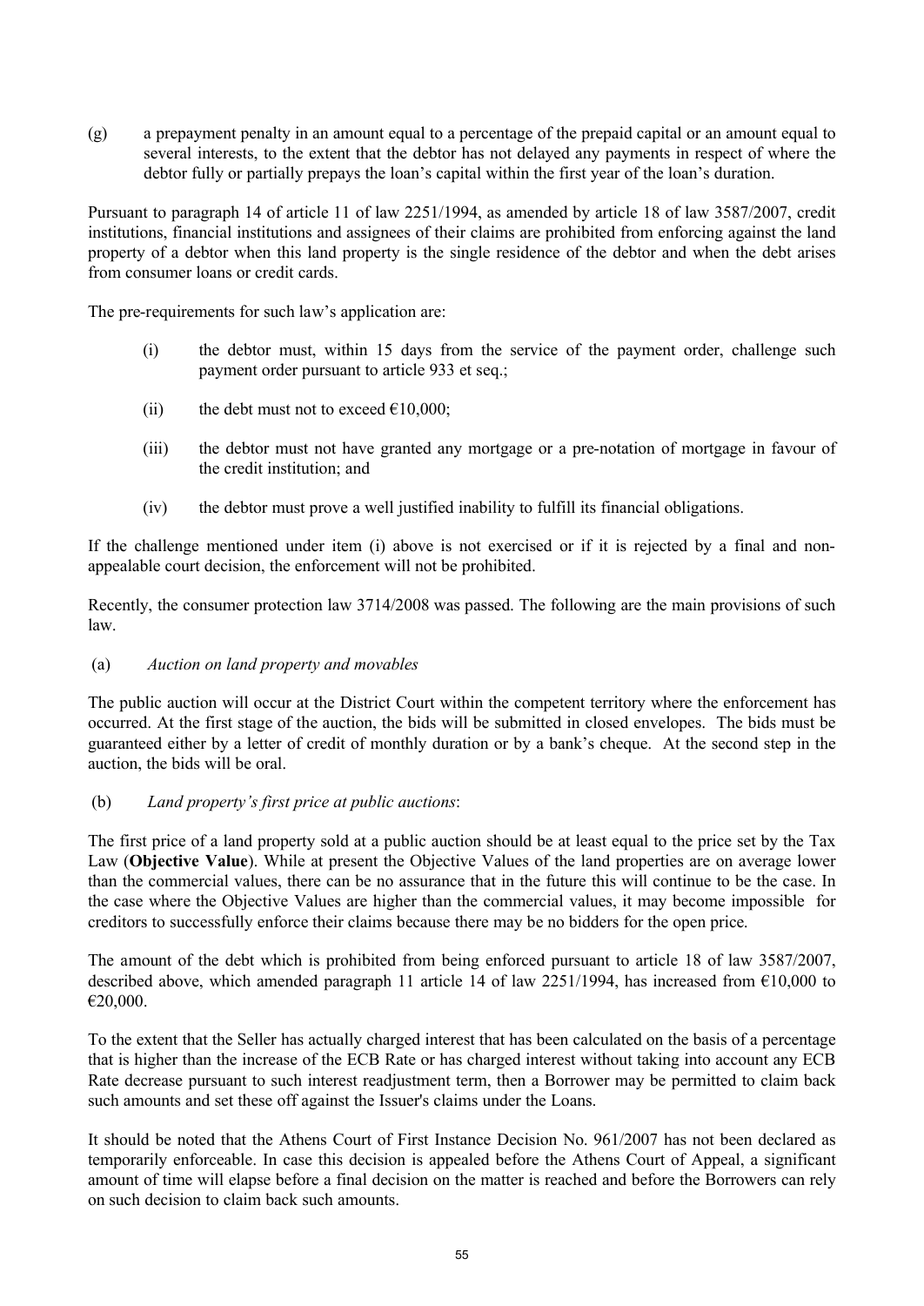(g) a prepayment penalty in an amount equal to a percentage of the prepaid capital or an amount equal to several interests, to the extent that the debtor has not delayed any payments in respect of where the debtor fully or partially prepays the loan's capital within the first year of the loan's duration.

Pursuant to paragraph 14 of article 11 of law 2251/1994, as amended by article 18 of law 3587/2007, credit institutions, financial institutions and assignees of their claims are prohibited from enforcing against the land property of a debtor when this land property is the single residence of the debtor and when the debt arises from consumer loans or credit cards.

The pre-requirements for such law's application are:

(i) the debtor must, within 15 days from the service of the payment order, challenge such payment order pursuant to article 933 et seq.;

(ii) the debt must not to exceed €10,000;

(iii) the debtor must not have granted any mortgage or a pre-notation of mortgage in favour of the credit institution; and

(iv) the debtor must prove a well justified inability to fulfill its financial obligations.

If the challenge mentioned under item (i) above is not exercised or if it is rejected by a final and non-appealable court decision, the enforcement will not be prohibited.

Recently, the consumer protection law 3714/2008 was passed. The following are the main provisions of such law.

(a) *Auction on land property and movables*

The public auction will occur at the District Court within the competent territory where the enforcement has occurred. At the first stage of the auction, the bids will be submitted in closed envelopes. The bids must be guaranteed either by a letter of credit of monthly duration or by a bank's cheque. At the second step in the auction, the bids will be oral.

(b) *Land property's first price at public auctions*:

The first price of a land property sold at a public auction should be at least equal to the price set by the Tax Law (**Objective Value**). While at present the Objective Values of the land properties are on average lower than the commercial values, there can be no assurance that in the future this will continue to be the case. In the case where the Objective Values are higher than the commercial values, it may become impossible for creditors to successfully enforce their claims because there may be no bidders for the open price.

The amount of the debt which is prohibited from being enforced pursuant to article 18 of law 3587/2007, described above, which amended paragraph 11 article 14 of law 2251/1994, has increased from €10,000 to €20,000.

To the extent that the Seller has actually charged interest that has been calculated on the basis of a percentage that is higher than the increase of the ECB Rate or has charged interest without taking into account any ECB Rate decrease pursuant to such interest readjustment term, then a Borrower may be permitted to claim back such amounts and set these off against the Issuer's claims under the Loans.

It should be noted that the Athens Court of First Instance Decision No. 961/2007 has not been declared as temporarily enforceable. In case this decision is appealed before the Athens Court of Appeal, a significant amount of time will elapse before a final decision on the matter is reached and before the Borrowers can rely on such decision to claim back such amounts.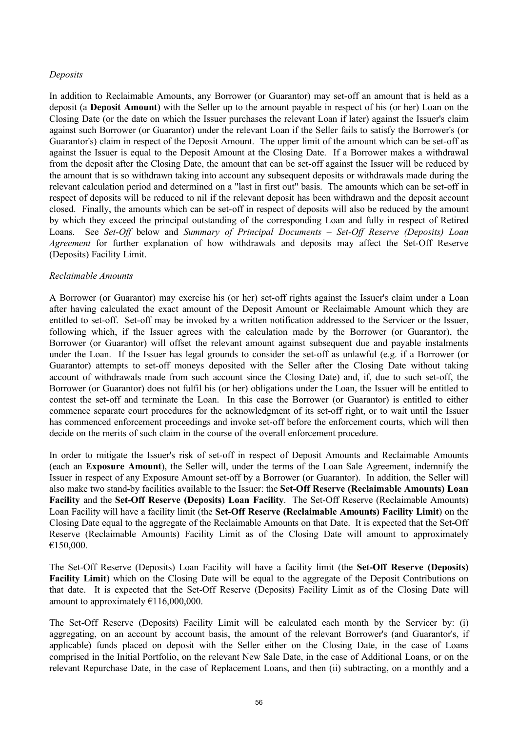*Deposits*

In addition to Reclaimable Amounts, any Borrower (or Guarantor) may set-off an amount that is held as a deposit (a **Deposit Amount**) with the Seller up to the amount payable in respect of his (or her) Loan on the Closing Date (or the date on which the Issuer purchases the relevant Loan if later) against the Issuer's claim against such Borrower (or Guarantor) under the relevant Loan if the Seller fails to satisfy the Borrower's (or Guarantor's) claim in respect of the Deposit Amount. The upper limit of the amount which can be set-off as against the Issuer is equal to the Deposit Amount at the Closing Date. If a Borrower makes a withdrawal from the deposit after the Closing Date, the amount that can be set-off against the Issuer will be reduced by the amount that is so withdrawn taking into account any subsequent deposits or withdrawals made during the relevant calculation period and determined on a "last in first out" basis. The amounts which can be set-off in respect of deposits will be reduced to nil if the relevant deposit has been withdrawn and the deposit account closed. Finally, the amounts which can be set-off in respect of deposits will also be reduced by the amount by which they exceed the principal outstanding of the corresponding Loan and fully in respect of Retired Loans. See *Set-Off* below and *Summary of Principal Documents – Set-Off Reserve (Deposits) Loan Agreement* for further explanation of how withdrawals and deposits may affect the Set-Off Reserve (Deposits) Facility Limit.

*Reclaimable Amounts*

A Borrower (or Guarantor) may exercise his (or her) set-off rights against the Issuer's claim under a Loan after having calculated the exact amount of the Deposit Amount or Reclaimable Amount which they are entitled to set-off. Set-off may be invoked by a written notification addressed to the Servicer or the Issuer, following which, if the Issuer agrees with the calculation made by the Borrower (or Guarantor), the Borrower (or Guarantor) will offset the relevant amount against subsequent due and payable instalments under the Loan. If the Issuer has legal grounds to consider the set-off as unlawful (e.g. if a Borrower (or Guarantor) attempts to set-off moneys deposited with the Seller after the Closing Date without taking account of withdrawals made from such account since the Closing Date) and, if, due to such set-off, the Borrower (or Guarantor) does not fulfil his (or her) obligations under the Loan, the Issuer will be entitled to contest the set-off and terminate the Loan. In this case the Borrower (or Guarantor) is entitled to either commence separate court procedures for the acknowledgment of its set-off right, or to wait until the Issuer has commenced enforcement proceedings and invoke set-off before the enforcement courts, which will then decide on the merits of such claim in the course of the overall enforcement procedure.

In order to mitigate the Issuer's risk of set-off in respect of Deposit Amounts and Reclaimable Amounts (each an **Exposure Amount**), the Seller will, under the terms of the Loan Sale Agreement, indemnify the Issuer in respect of any Exposure Amount set-off by a Borrower (or Guarantor). In addition, the Seller will also make two stand-by facilities available to the Issuer: the **Set-Off Reserve (Reclaimable Amounts) Loan Facility** and the **Set-Off Reserve (Deposits) Loan Facility**. The Set-Off Reserve (Reclaimable Amounts) Loan Facility will have a facility limit (the **Set-Off Reserve (Reclaimable Amounts) Facility Limit**) on the Closing Date equal to the aggregate of the Reclaimable Amounts on that Date. It is expected that the Set-Off Reserve (Reclaimable Amounts) Facility Limit as of the Closing Date will amount to approximately €150,000.

The Set-Off Reserve (Deposits) Loan Facility will have a facility limit (the **Set-Off Reserve (Deposits) Facility Limit**) which on the Closing Date will be equal to the aggregate of the Deposit Contributions on that date. It is expected that the Set-Off Reserve (Deposits) Facility Limit as of the Closing Date will amount to approximately €116,000,000.

The Set-Off Reserve (Deposits) Facility Limit will be calculated each month by the Servicer by: (i) aggregating, on an account by account basis, the amount of the relevant Borrower's (and Guarantor's, if applicable) funds placed on deposit with the Seller either on the Closing Date, in the case of Loans comprised in the Initial Portfolio, on the relevant New Sale Date, in the case of Additional Loans, or on the relevant Repurchase Date, in the case of Replacement Loans, and then (ii) subtracting, on a monthly and a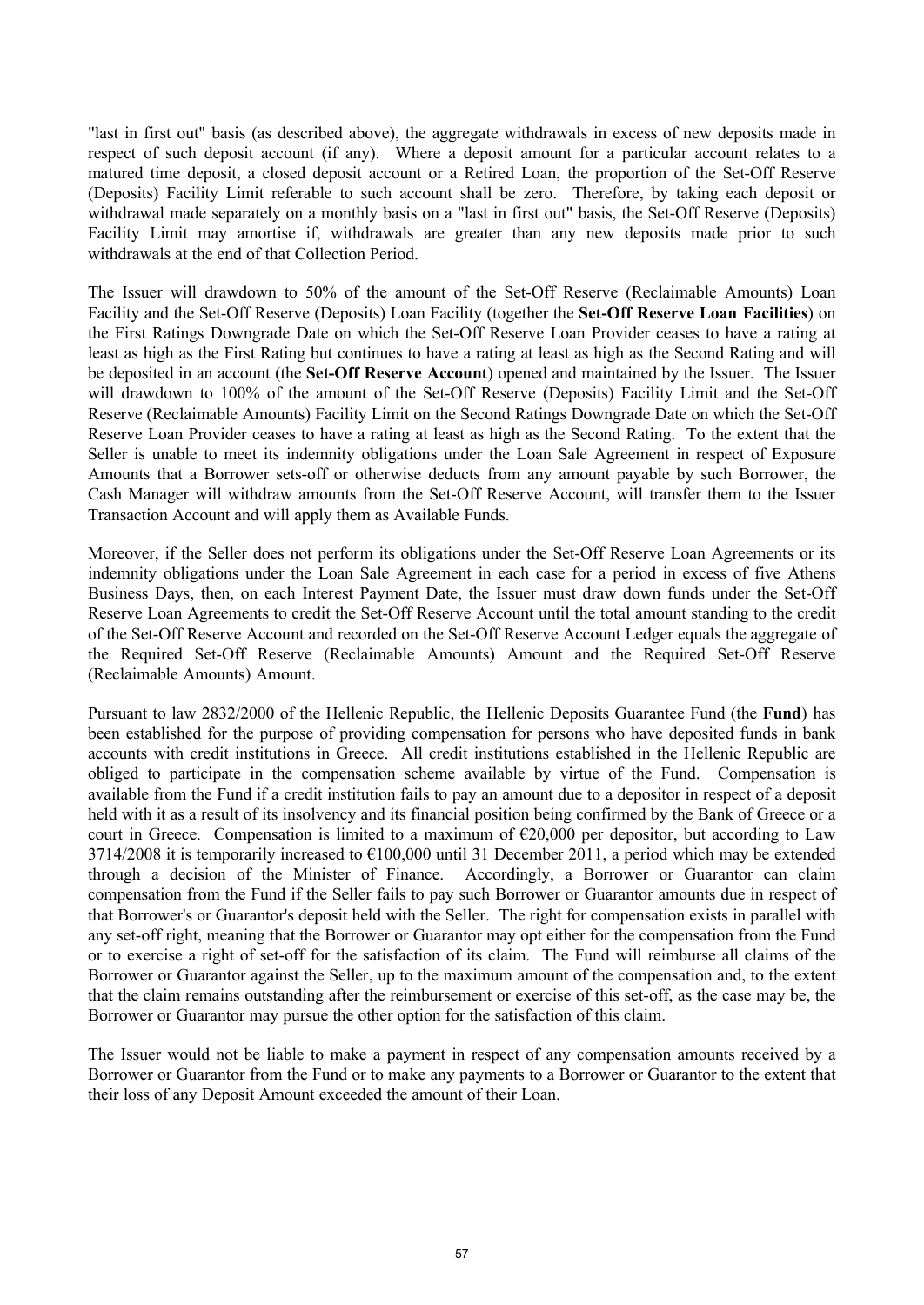"last in first out" basis (as described above), the aggregate withdrawals in excess of new deposits made in respect of such deposit account (if any). Where a deposit amount for a particular account relates to a matured time deposit, a closed deposit account or a Retired Loan, the proportion of the Set-Off Reserve (Deposits) Facility Limit referable to such account shall be zero. Therefore, by taking each deposit or withdrawal made separately on a monthly basis on a "last in first out" basis, the Set-Off Reserve (Deposits) Facility Limit may amortise if, withdrawals are greater than any new deposits made prior to such withdrawals at the end of that Collection Period.

The Issuer will drawdown to 50% of the amount of the Set-Off Reserve (Reclaimable Amounts) Loan Facility and the Set-Off Reserve (Deposits) Loan Facility (together the **Set-Off Reserve Loan Facilities**) on the First Ratings Downgrade Date on which the Set-Off Reserve Loan Provider ceases to have a rating at least as high as the First Rating but continues to have a rating at least as high as the Second Rating and will be deposited in an account (the **Set-Off Reserve Account**) opened and maintained by the Issuer. The Issuer will drawdown to 100% of the amount of the Set-Off Reserve (Deposits) Facility Limit and the Set-Off Reserve (Reclaimable Amounts) Facility Limit on the Second Ratings Downgrade Date on which the Set-Off Reserve Loan Provider ceases to have a rating at least as high as the Second Rating. To the extent that the Seller is unable to meet its indemnity obligations under the Loan Sale Agreement in respect of Exposure Amounts that a Borrower sets-off or otherwise deducts from any amount payable by such Borrower, the Cash Manager will withdraw amounts from the Set-Off Reserve Account, will transfer them to the Issuer Transaction Account and will apply them as Available Funds.

Moreover, if the Seller does not perform its obligations under the Set-Off Reserve Loan Agreements or its indemnity obligations under the Loan Sale Agreement in each case for a period in excess of five Athens Business Days, then, on each Interest Payment Date, the Issuer must draw down funds under the Set-Off Reserve Loan Agreements to credit the Set-Off Reserve Account until the total amount standing to the credit of the Set-Off Reserve Account and recorded on the Set-Off Reserve Account Ledger equals the aggregate of the Required Set-Off Reserve (Reclaimable Amounts) Amount and the Required Set-Off Reserve (Reclaimable Amounts) Amount.

Pursuant to law 2832/2000 of the Hellenic Republic, the Hellenic Deposits Guarantee Fund (the **Fund**) has been established for the purpose of providing compensation for persons who have deposited funds in bank accounts with credit institutions in Greece. All credit institutions established in the Hellenic Republic are obliged to participate in the compensation scheme available by virtue of the Fund. Compensation is available from the Fund if a credit institution fails to pay an amount due to a depositor in respect of a deposit held with it as a result of its insolvency and its financial position being confirmed by the Bank of Greece or a court in Greece. Compensation is limited to a maximum of €20,000 per depositor, but according to Law 3714/2008 it is temporarily increased to €100,000 until 31 December 2011, a period which may be extended through a decision of the Minister of Finance. Accordingly, a Borrower or Guarantor can claim compensation from the Fund if the Seller fails to pay such Borrower or Guarantor amounts due in respect of that Borrower's or Guarantor's deposit held with the Seller. The right for compensation exists in parallel with any set-off right, meaning that the Borrower or Guarantor may opt either for the compensation from the Fund or to exercise a right of set-off for the satisfaction of its claim. The Fund will reimburse all claims of the Borrower or Guarantor against the Seller, up to the maximum amount of the compensation and, to the extent that the claim remains outstanding after the reimbursement or exercise of this set-off, as the case may be, the Borrower or Guarantor may pursue the other option for the satisfaction of this claim.

The Issuer would not be liable to make a payment in respect of any compensation amounts received by a Borrower or Guarantor from the Fund or to make any payments to a Borrower or Guarantor to the extent that their loss of any Deposit Amount exceeded the amount of their Loan.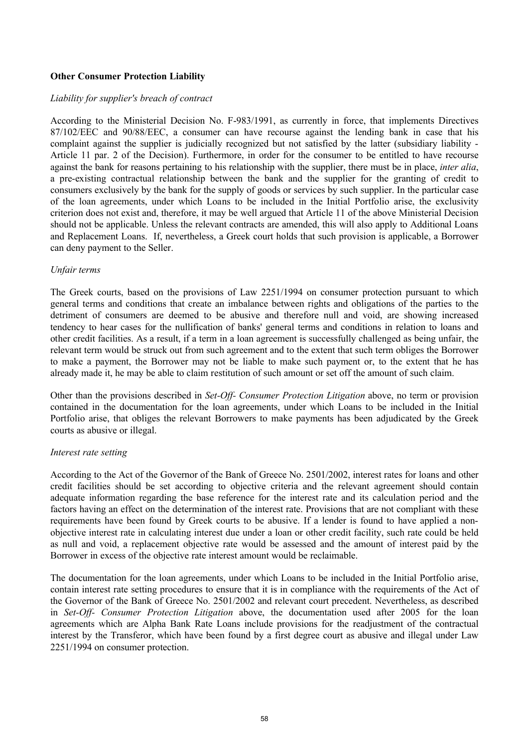**Other Consumer Protection Liability**

*Liability for supplier's breach of contract*

According to the Ministerial Decision No. F-983/1991, as currently in force, that implements Directives 87/102/EEC and 90/88/EEC, a consumer can have recourse against the lending bank in case that his complaint against the supplier is judicially recognized but not satisfied by the latter (subsidiary liability - Article 11 par. 2 of the Decision). Furthermore, in order for the consumer to be entitled to have recourse against the bank for reasons pertaining to his relationship with the supplier, there must be in place, *inter alia*, a pre-existing contractual relationship between the bank and the supplier for the granting of credit to consumers exclusively by the bank for the supply of goods or services by such supplier. In the particular case of the loan agreements, under which Loans to be included in the Initial Portfolio arise, the exclusivity criterion does not exist and, therefore, it may be well argued that Article 11 of the above Ministerial Decision should not be applicable. Unless the relevant contracts are amended, this will also apply to Additional Loans and Replacement Loans. If, nevertheless, a Greek court holds that such provision is applicable, a Borrower can deny payment to the Seller.

*Unfair terms*

The Greek courts, based on the provisions of Law 2251/1994 on consumer protection pursuant to which general terms and conditions that create an imbalance between rights and obligations of the parties to the detriment of consumers are deemed to be abusive and therefore null and void, are showing increased tendency to hear cases for the nullification of banks' general terms and conditions in relation to loans and other credit facilities. As a result, if a term in a loan agreement is successfully challenged as being unfair, the relevant term would be struck out from such agreement and to the extent that such term obliges the Borrower to make a payment, the Borrower may not be liable to make such payment or, to the extent that he has already made it, he may be able to claim restitution of such amount or set off the amount of such claim.

Other than the provisions described in *Set-Off- Consumer Protection Litigation* above, no term or provision contained in the documentation for the loan agreements, under which Loans to be included in the Initial Portfolio arise, that obliges the relevant Borrowers to make payments has been adjudicated by the Greek courts as abusive or illegal.

*Interest rate setting*

According to the Act of the Governor of the Bank of Greece No. 2501/2002, interest rates for loans and other credit facilities should be set according to objective criteria and the relevant agreement should contain adequate information regarding the base reference for the interest rate and its calculation period and the factors having an effect on the determination of the interest rate. Provisions that are not compliant with these requirements have been found by Greek courts to be abusive. If a lender is found to have applied a non-objective interest rate in calculating interest due under a loan or other credit facility, such rate could be held as null and void, a replacement objective rate would be assessed and the amount of interest paid by the Borrower in excess of the objective rate interest amount would be reclaimable.

The documentation for the loan agreements, under which Loans to be included in the Initial Portfolio arise, contain interest rate setting procedures to ensure that it is in compliance with the requirements of the Act of the Governor of the Bank of Greece No. 2501/2002 and relevant court precedent. Nevertheless, as described in *Set-Off- Consumer Protection Litigation* above, the documentation used after 2005 for the loan agreements which are Alpha Bank Rate Loans include provisions for the readjustment of the contractual interest by the Transferor, which have been found by a first degree court as abusive and illegal under Law 2251/1994 on consumer protection.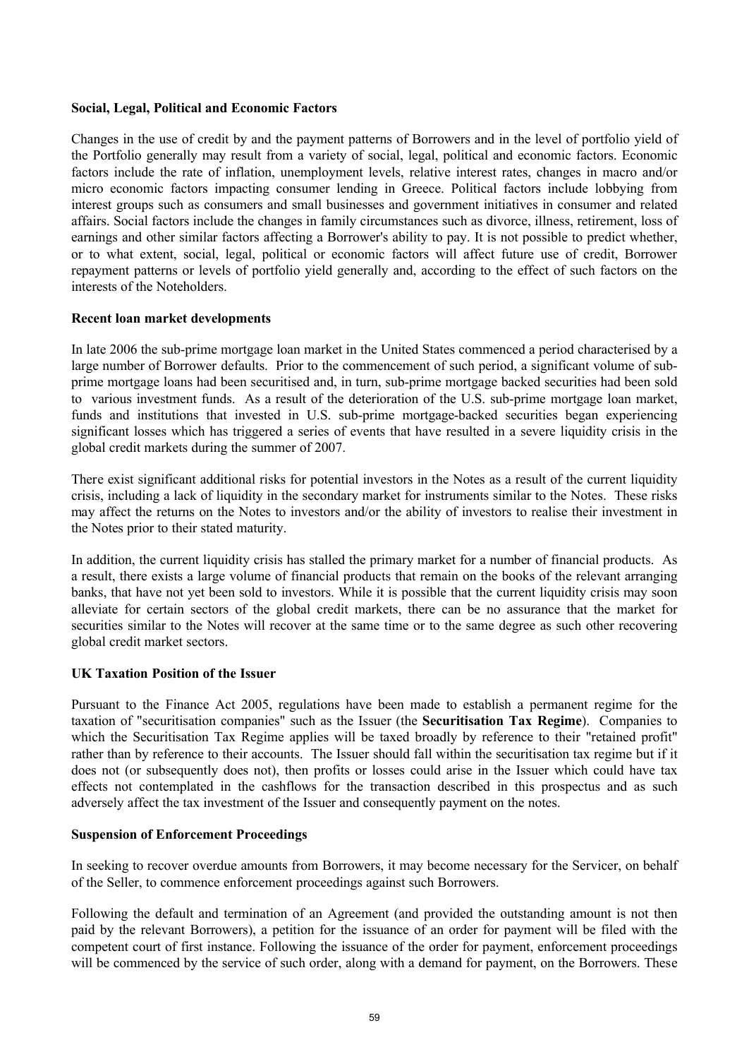**Social, Legal, Political and Economic Factors**

Changes in the use of credit by and the payment patterns of Borrowers and in the level of portfolio yield of the Portfolio generally may result from a variety of social, legal, political and economic factors. Economic factors include the rate of inflation, unemployment levels, relative interest rates, changes in macro and/or micro economic factors impacting consumer lending in Greece. Political factors include lobbying from interest groups such as consumers and small businesses and government initiatives in consumer and related affairs. Social factors include the changes in family circumstances such as divorce, illness, retirement, loss of earnings and other similar factors affecting a Borrower's ability to pay. It is not possible to predict whether, or to what extent, social, legal, political or economic factors will affect future use of credit, Borrower repayment patterns or levels of portfolio yield generally and, according to the effect of such factors on the interests of the Noteholders.

**Recent loan market developments**

In late 2006 the sub-prime mortgage loan market in the United States commenced a period characterised by a large number of Borrower defaults. Prior to the commencement of such period, a significant volume of sub-prime mortgage loans had been securitised and, in turn, sub-prime mortgage backed securities had been sold to various investment funds. As a result of the deterioration of the U.S. sub-prime mortgage loan market, funds and institutions that invested in U.S. sub-prime mortgage-backed securities began experiencing significant losses which has triggered a series of events that have resulted in a severe liquidity crisis in the global credit markets during the summer of 2007.

There exist significant additional risks for potential investors in the Notes as a result of the current liquidity crisis, including a lack of liquidity in the secondary market for instruments similar to the Notes. These risks may affect the returns on the Notes to investors and/or the ability of investors to realise their investment in the Notes prior to their stated maturity.

In addition, the current liquidity crisis has stalled the primary market for a number of financial products. As a result, there exists a large volume of financial products that remain on the books of the relevant arranging banks, that have not yet been sold to investors. While it is possible that the current liquidity crisis may soon alleviate for certain sectors of the global credit markets, there can be no assurance that the market for securities similar to the Notes will recover at the same time or to the same degree as such other recovering global credit market sectors.

**UK Taxation Position of the Issuer**

Pursuant to the Finance Act 2005, regulations have been made to establish a permanent regime for the taxation of "securitisation companies" such as the Issuer (the **Securitisation Tax Regime**). Companies to which the Securitisation Tax Regime applies will be taxed broadly by reference to their "retained profit" rather than by reference to their accounts. The Issuer should fall within the securitisation tax regime but if it does not (or subsequently does not), then profits or losses could arise in the Issuer which could have tax effects not contemplated in the cashflows for the transaction described in this prospectus and as such adversely affect the tax investment of the Issuer and consequently payment on the notes.

**Suspension of Enforcement Proceedings**

In seeking to recover overdue amounts from Borrowers, it may become necessary for the Servicer, on behalf of the Seller, to commence enforcement proceedings against such Borrowers.

Following the default and termination of an Agreement (and provided the outstanding amount is not then paid by the relevant Borrowers), a petition for the issuance of an order for payment will be filed with the competent court of first instance. Following the issuance of the order for payment, enforcement proceedings will be commenced by the service of such order, along with a demand for payment, on the Borrowers. These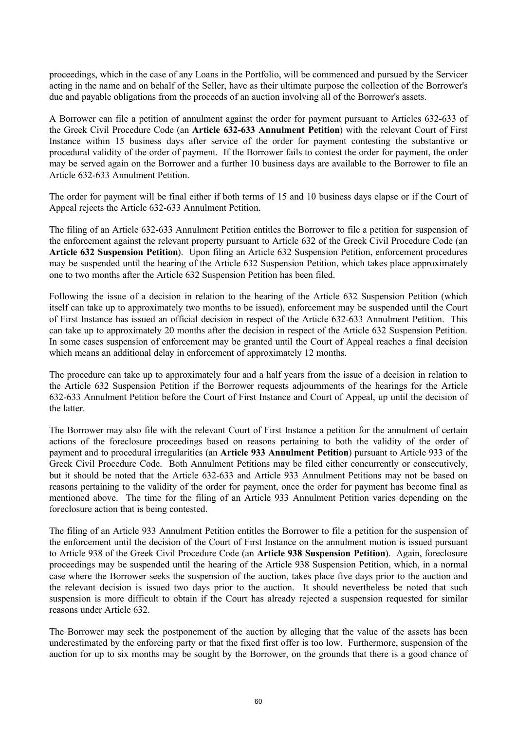proceedings, which in the case of any Loans in the Portfolio, will be commenced and pursued by the Servicer acting in the name and on behalf of the Seller, have as their ultimate purpose the collection of the Borrower's due and payable obligations from the proceeds of an auction involving all of the Borrower's assets.

A Borrower can file a petition of annulment against the order for payment pursuant to Articles 632-633 of the Greek Civil Procedure Code (an **Article 632-633 Annulment Petition**) with the relevant Court of First Instance within 15 business days after service of the order for payment contesting the substantive or procedural validity of the order of payment. If the Borrower fails to contest the order for payment, the order may be served again on the Borrower and a further 10 business days are available to the Borrower to file an Article 632-633 Annulment Petition.

The order for payment will be final either if both terms of 15 and 10 business days elapse or if the Court of Appeal rejects the Article 632-633 Annulment Petition.

The filing of an Article 632-633 Annulment Petition entitles the Borrower to file a petition for suspension of the enforcement against the relevant property pursuant to Article 632 of the Greek Civil Procedure Code (an **Article 632 Suspension Petition**). Upon filing an Article 632 Suspension Petition, enforcement procedures may be suspended until the hearing of the Article 632 Suspension Petition, which takes place approximately one to two months after the Article 632 Suspension Petition has been filed.

Following the issue of a decision in relation to the hearing of the Article 632 Suspension Petition (which itself can take up to approximately two months to be issued), enforcement may be suspended until the Court of First Instance has issued an official decision in respect of the Article 632-633 Annulment Petition. This can take up to approximately 20 months after the decision in respect of the Article 632 Suspension Petition. In some cases suspension of enforcement may be granted until the Court of Appeal reaches a final decision which means an additional delay in enforcement of approximately 12 months.

The procedure can take up to approximately four and a half years from the issue of a decision in relation to the Article 632 Suspension Petition if the Borrower requests adjournments of the hearings for the Article 632-633 Annulment Petition before the Court of First Instance and Court of Appeal, up until the decision of the latter.

The Borrower may also file with the relevant Court of First Instance a petition for the annulment of certain actions of the foreclosure proceedings based on reasons pertaining to both the validity of the order of payment and to procedural irregularities (an **Article 933 Annulment Petition**) pursuant to Article 933 of the Greek Civil Procedure Code. Both Annulment Petitions may be filed either concurrently or consecutively, but it should be noted that the Article 632-633 and Article 933 Annulment Petitions may not be based on reasons pertaining to the validity of the order for payment, once the order for payment has become final as mentioned above. The time for the filing of an Article 933 Annulment Petition varies depending on the foreclosure action that is being contested.

The filing of an Article 933 Annulment Petition entitles the Borrower to file a petition for the suspension of the enforcement until the decision of the Court of First Instance on the annulment motion is issued pursuant to Article 938 of the Greek Civil Procedure Code (an **Article 938 Suspension Petition**). Again, foreclosure proceedings may be suspended until the hearing of the Article 938 Suspension Petition, which, in a normal case where the Borrower seeks the suspension of the auction, takes place five days prior to the auction and the relevant decision is issued two days prior to the auction. It should nevertheless be noted that such suspension is more difficult to obtain if the Court has already rejected a suspension requested for similar reasons under Article 632.

The Borrower may seek the postponement of the auction by alleging that the value of the assets has been underestimated by the enforcing party or that the fixed first offer is too low. Furthermore, suspension of the auction for up to six months may be sought by the Borrower, on the grounds that there is a good chance of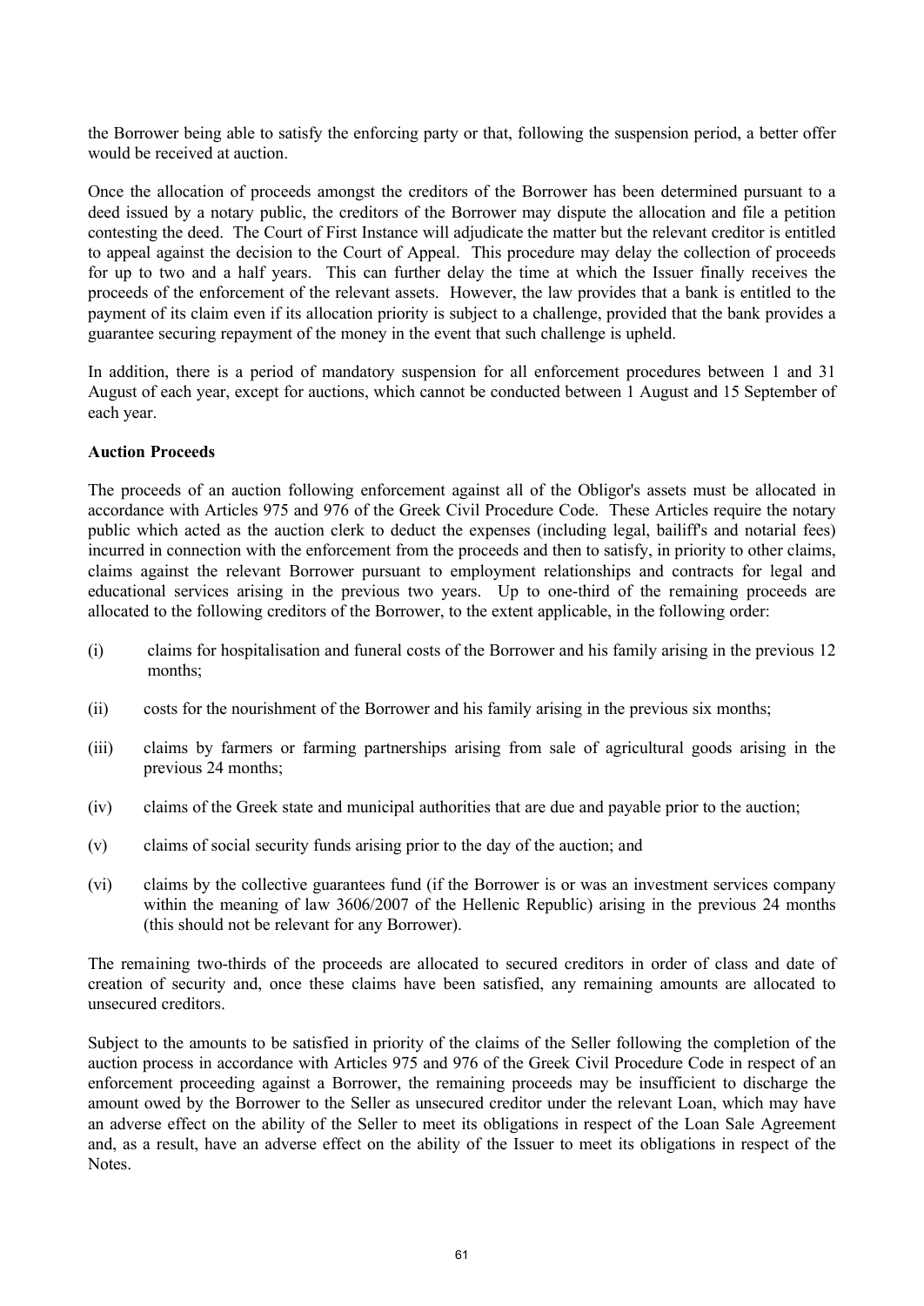the Borrower being able to satisfy the enforcing party or that, following the suspension period, a better offer would be received at auction.

Once the allocation of proceeds amongst the creditors of the Borrower has been determined pursuant to a deed issued by a notary public, the creditors of the Borrower may dispute the allocation and file a petition contesting the deed. The Court of First Instance will adjudicate the matter but the relevant creditor is entitled to appeal against the decision to the Court of Appeal. This procedure may delay the collection of proceeds for up to two and a half years. This can further delay the time at which the Issuer finally receives the proceeds of the enforcement of the relevant assets. However, the law provides that a bank is entitled to the payment of its claim even if its allocation priority is subject to a challenge, provided that the bank provides a guarantee securing repayment of the money in the event that such challenge is upheld.

In addition, there is a period of mandatory suspension for all enforcement procedures between 1 and 31 August of each year, except for auctions, which cannot be conducted between 1 August and 15 September of each year.

**Auction Proceeds**

The proceeds of an auction following enforcement against all of the Obligor's assets must be allocated in accordance with Articles 975 and 976 of the Greek Civil Procedure Code. These Articles require the notary public which acted as the auction clerk to deduct the expenses (including legal, bailiff's and notarial fees) incurred in connection with the enforcement from the proceeds and then to satisfy, in priority to other claims, claims against the relevant Borrower pursuant to employment relationships and contracts for legal and educational services arising in the previous two years. Up to one-third of the remaining proceeds are allocated to the following creditors of the Borrower, to the extent applicable, in the following order:

(i) claims for hospitalisation and funeral costs of the Borrower and his family arising in the previous 12 months;

(ii) costs for the nourishment of the Borrower and his family arising in the previous six months;

(iii) claims by farmers or farming partnerships arising from sale of agricultural goods arising in the previous 24 months;

(iv) claims of the Greek state and municipal authorities that are due and payable prior to the auction;

(v) claims of social security funds arising prior to the day of the auction; and

(vi) claims by the collective guarantees fund (if the Borrower is or was an investment services company within the meaning of law 3606/2007 of the Hellenic Republic) arising in the previous 24 months (this should not be relevant for any Borrower).

The remaining two-thirds of the proceeds are allocated to secured creditors in order of class and date of creation of security and, once these claims have been satisfied, any remaining amounts are allocated to unsecured creditors.

Subject to the amounts to be satisfied in priority of the claims of the Seller following the completion of the auction process in accordance with Articles 975 and 976 of the Greek Civil Procedure Code in respect of an enforcement proceeding against a Borrower, the remaining proceeds may be insufficient to discharge the amount owed by the Borrower to the Seller as unsecured creditor under the relevant Loan, which may have an adverse effect on the ability of the Seller to meet its obligations in respect of the Loan Sale Agreement and, as a result, have an adverse effect on the ability of the Issuer to meet its obligations in respect of the Notes.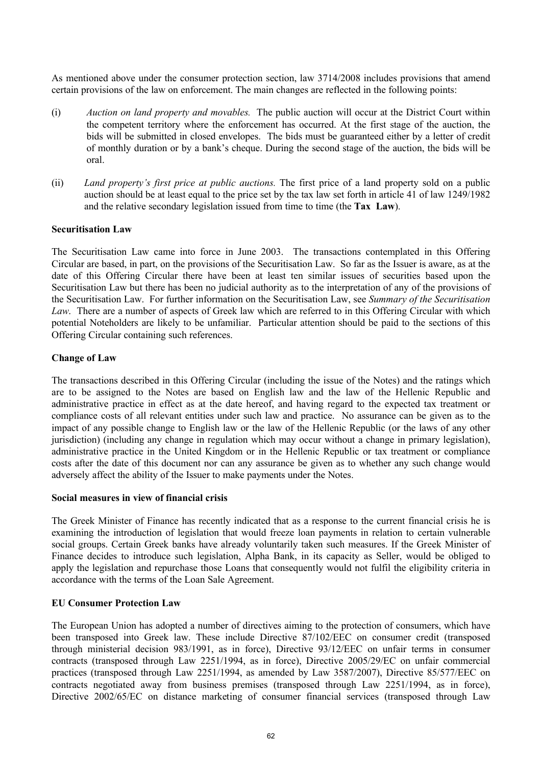As mentioned above under the consumer protection section, law 3714/2008 includes provisions that amend certain provisions of the law on enforcement. The main changes are reflected in the following points:

(i) *Auction on land property and movables.* The public auction will occur at the District Court within the competent territory where the enforcement has occurred. At the first stage of the auction, the bids will be submitted in closed envelopes. The bids must be guaranteed either by a letter of credit of monthly duration or by a bank's cheque. During the second stage of the auction, the bids will be oral.

(ii) *Land property's first price at public auctions.* The first price of a land property sold on a public auction should be at least equal to the price set by the tax law set forth in article 41 of law 1249/1982 and the relative secondary legislation issued from time to time (the **Tax Law**).

**Securitisation Law**

The Securitisation Law came into force in June 2003. The transactions contemplated in this Offering Circular are based, in part, on the provisions of the Securitisation Law. So far as the Issuer is aware, as at the date of this Offering Circular there have been at least ten similar issues of securities based upon the Securitisation Law but there has been no judicial authority as to the interpretation of any of the provisions of the Securitisation Law. For further information on the Securitisation Law, see *Summary of the Securitisation Law*. There are a number of aspects of Greek law which are referred to in this Offering Circular with which potential Noteholders are likely to be unfamiliar. Particular attention should be paid to the sections of this Offering Circular containing such references.

**Change of Law**

The transactions described in this Offering Circular (including the issue of the Notes) and the ratings which are to be assigned to the Notes are based on English law and the law of the Hellenic Republic and administrative practice in effect as at the date hereof, and having regard to the expected tax treatment or compliance costs of all relevant entities under such law and practice. No assurance can be given as to the impact of any possible change to English law or the law of the Hellenic Republic (or the laws of any other jurisdiction) (including any change in regulation which may occur without a change in primary legislation), administrative practice in the United Kingdom or in the Hellenic Republic or tax treatment or compliance costs after the date of this document nor can any assurance be given as to whether any such change would adversely affect the ability of the Issuer to make payments under the Notes.

**Social measures in view of financial crisis**

The Greek Minister of Finance has recently indicated that as a response to the current financial crisis he is examining the introduction of legislation that would freeze loan payments in relation to certain vulnerable social groups. Certain Greek banks have already voluntarily taken such measures. If the Greek Minister of Finance decides to introduce such legislation, Alpha Bank, in its capacity as Seller, would be obliged to apply the legislation and repurchase those Loans that consequently would not fulfil the eligibility criteria in accordance with the terms of the Loan Sale Agreement.

**EU Consumer Protection Law**

The European Union has adopted a number of directives aiming to the protection of consumers, which have been transposed into Greek law. These include Directive 87/102/EEC on consumer credit (transposed through ministerial decision 983/1991, as in force), Directive 93/12/EEC on unfair terms in consumer contracts (transposed through Law 2251/1994, as in force), Directive 2005/29/EC on unfair commercial practices (transposed through Law 2251/1994, as amended by Law 3587/2007), Directive 85/577/EEC on contracts negotiated away from business premises (transposed through Law 2251/1994, as in force), Directive 2002/65/EC on distance marketing of consumer financial services (transposed through Law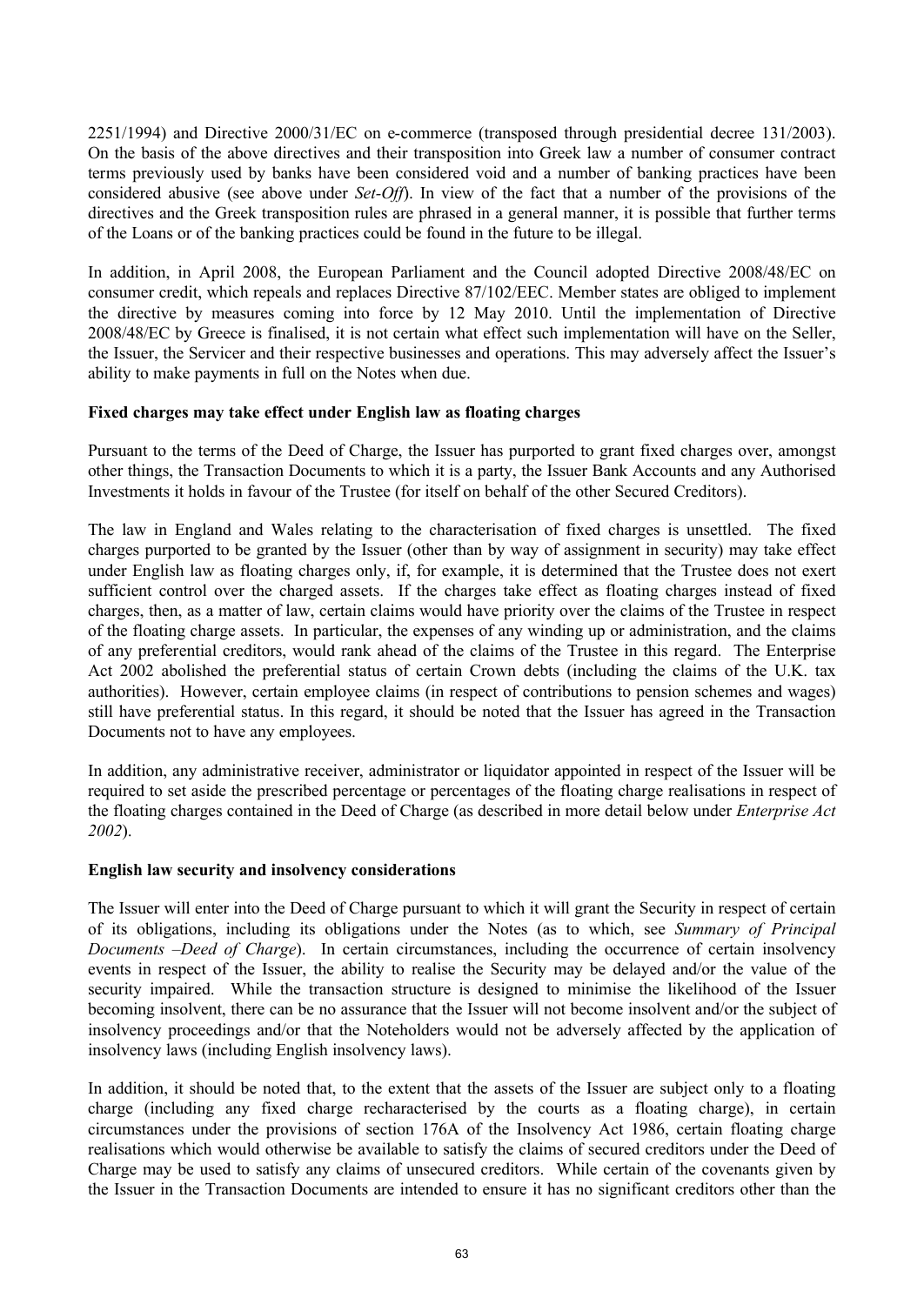2251/1994) and Directive 2000/31/EC on e-commerce (transposed through presidential decree 131/2003). On the basis of the above directives and their transposition into Greek law a number of consumer contract terms previously used by banks have been considered void and a number of banking practices have been considered abusive (see above under *Set-Off*). In view of the fact that a number of the provisions of the directives and the Greek transposition rules are phrased in a general manner, it is possible that further terms of the Loans or of the banking practices could be found in the future to be illegal.

In addition, in April 2008, the European Parliament and the Council adopted Directive 2008/48/EC on consumer credit, which repeals and replaces Directive 87/102/EEC. Member states are obliged to implement the directive by measures coming into force by 12 May 2010. Until the implementation of Directive 2008/48/EC by Greece is finalised, it is not certain what effect such implementation will have on the Seller, the Issuer, the Servicer and their respective businesses and operations. This may adversely affect the Issuer's ability to make payments in full on the Notes when due.

**Fixed charges may take effect under English law as floating charges**

Pursuant to the terms of the Deed of Charge, the Issuer has purported to grant fixed charges over, amongst other things, the Transaction Documents to which it is a party, the Issuer Bank Accounts and any Authorised Investments it holds in favour of the Trustee (for itself on behalf of the other Secured Creditors).

The law in England and Wales relating to the characterisation of fixed charges is unsettled. The fixed charges purported to be granted by the Issuer (other than by way of assignment in security) may take effect under English law as floating charges only, if, for example, it is determined that the Trustee does not exert sufficient control over the charged assets. If the charges take effect as floating charges instead of fixed charges, then, as a matter of law, certain claims would have priority over the claims of the Trustee in respect of the floating charge assets. In particular, the expenses of any winding up or administration, and the claims of any preferential creditors, would rank ahead of the claims of the Trustee in this regard. The Enterprise Act 2002 abolished the preferential status of certain Crown debts (including the claims of the U.K. tax authorities). However, certain employee claims (in respect of contributions to pension schemes and wages) still have preferential status. In this regard, it should be noted that the Issuer has agreed in the Transaction Documents not to have any employees.

In addition, any administrative receiver, administrator or liquidator appointed in respect of the Issuer will be required to set aside the prescribed percentage or percentages of the floating charge realisations in respect of the floating charges contained in the Deed of Charge (as described in more detail below under *Enterprise Act 2002*).

**English law security and insolvency considerations**

The Issuer will enter into the Deed of Charge pursuant to which it will grant the Security in respect of certain of its obligations, including its obligations under the Notes (as to which, see *Summary of Principal Documents –Deed of Charge*). In certain circumstances, including the occurrence of certain insolvency events in respect of the Issuer, the ability to realise the Security may be delayed and/or the value of the security impaired. While the transaction structure is designed to minimise the likelihood of the Issuer becoming insolvent, there can be no assurance that the Issuer will not become insolvent and/or the subject of insolvency proceedings and/or that the Noteholders would not be adversely affected by the application of insolvency laws (including English insolvency laws).

In addition, it should be noted that, to the extent that the assets of the Issuer are subject only to a floating charge (including any fixed charge recharacterised by the courts as a floating charge), in certain circumstances under the provisions of section 176A of the Insolvency Act 1986, certain floating charge realisations which would otherwise be available to satisfy the claims of secured creditors under the Deed of Charge may be used to satisfy any claims of unsecured creditors. While certain of the covenants given by the Issuer in the Transaction Documents are intended to ensure it has no significant creditors other than the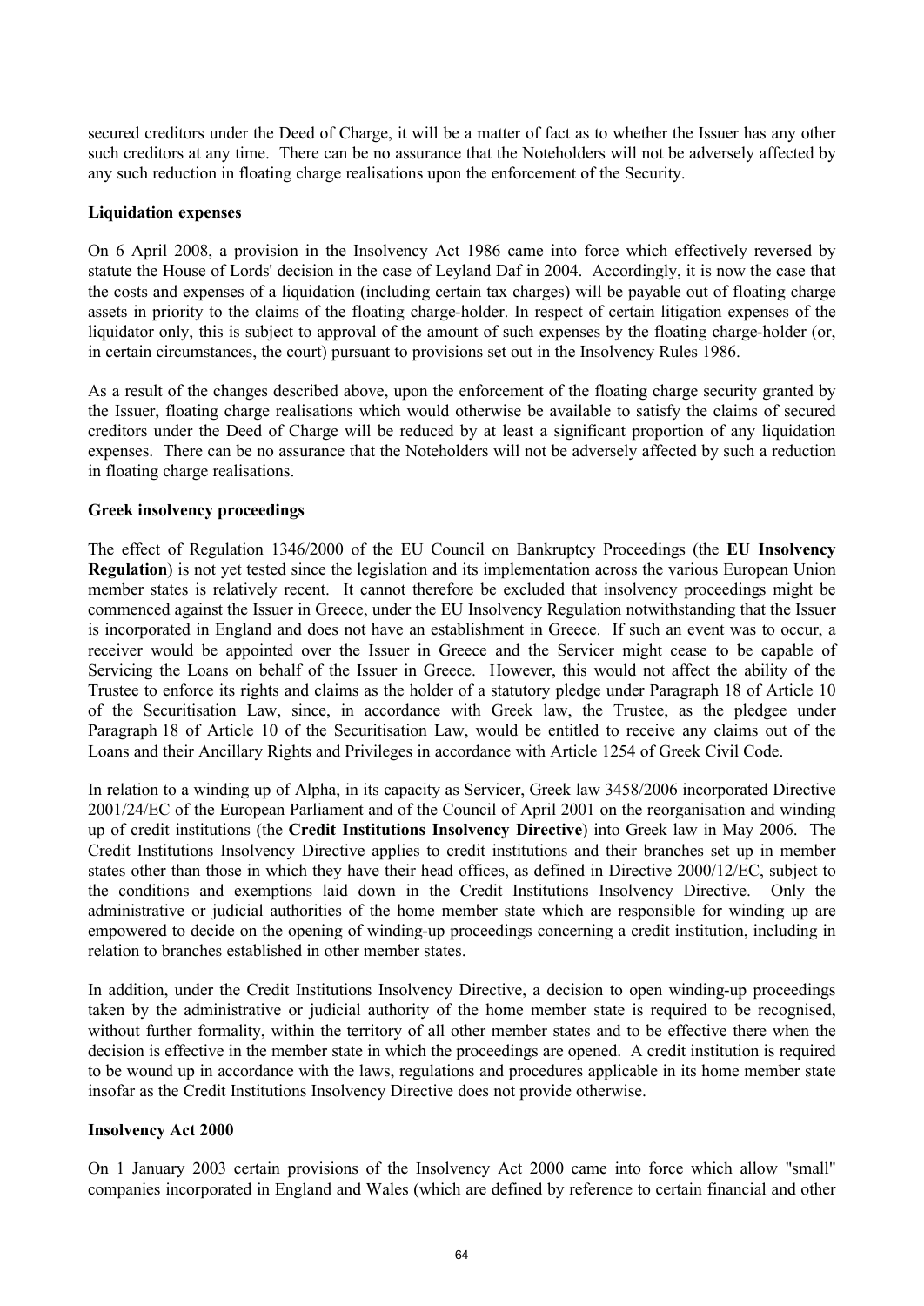secured creditors under the Deed of Charge, it will be a matter of fact as to whether the Issuer has any other such creditors at any time. There can be no assurance that the Noteholders will not be adversely affected by any such reduction in floating charge realisations upon the enforcement of the Security.

**Liquidation expenses**

On 6 April 2008, a provision in the Insolvency Act 1986 came into force which effectively reversed by statute the House of Lords' decision in the case of Leyland Daf in 2004. Accordingly, it is now the case that the costs and expenses of a liquidation (including certain tax charges) will be payable out of floating charge assets in priority to the claims of the floating charge-holder. In respect of certain litigation expenses of the liquidator only, this is subject to approval of the amount of such expenses by the floating charge-holder (or, in certain circumstances, the court) pursuant to provisions set out in the Insolvency Rules 1986.

As a result of the changes described above, upon the enforcement of the floating charge security granted by the Issuer, floating charge realisations which would otherwise be available to satisfy the claims of secured creditors under the Deed of Charge will be reduced by at least a significant proportion of any liquidation expenses. There can be no assurance that the Noteholders will not be adversely affected by such a reduction in floating charge realisations.

**Greek insolvency proceedings**

The effect of Regulation 1346/2000 of the EU Council on Bankruptcy Proceedings (the **EU Insolvency Regulation**) is not yet tested since the legislation and its implementation across the various European Union member states is relatively recent. It cannot therefore be excluded that insolvency proceedings might be commenced against the Issuer in Greece, under the EU Insolvency Regulation notwithstanding that the Issuer is incorporated in England and does not have an establishment in Greece. If such an event was to occur, a receiver would be appointed over the Issuer in Greece and the Servicer might cease to be capable of Servicing the Loans on behalf of the Issuer in Greece. However, this would not affect the ability of the Trustee to enforce its rights and claims as the holder of a statutory pledge under Paragraph 18 of Article 10 of the Securitisation Law, since, in accordance with Greek law, the Trustee, as the pledgee under Paragraph 18 of Article 10 of the Securitisation Law, would be entitled to receive any claims out of the Loans and their Ancillary Rights and Privileges in accordance with Article 1254 of Greek Civil Code.

In relation to a winding up of Alpha, in its capacity as Servicer, Greek law 3458/2006 incorporated Directive 2001/24/EC of the European Parliament and of the Council of April 2001 on the reorganisation and winding up of credit institutions (the **Credit Institutions Insolvency Directive**) into Greek law in May 2006. The Credit Institutions Insolvency Directive applies to credit institutions and their branches set up in member states other than those in which they have their head offices, as defined in Directive 2000/12/EC, subject to the conditions and exemptions laid down in the Credit Institutions Insolvency Directive. Only the administrative or judicial authorities of the home member state which are responsible for winding up are empowered to decide on the opening of winding-up proceedings concerning a credit institution, including in relation to branches established in other member states.

In addition, under the Credit Institutions Insolvency Directive, a decision to open winding-up proceedings taken by the administrative or judicial authority of the home member state is required to be recognised, without further formality, within the territory of all other member states and to be effective there when the decision is effective in the member state in which the proceedings are opened. A credit institution is required to be wound up in accordance with the laws, regulations and procedures applicable in its home member state insofar as the Credit Institutions Insolvency Directive does not provide otherwise.

**Insolvency Act 2000**

On 1 January 2003 certain provisions of the Insolvency Act 2000 came into force which allow "small" companies incorporated in England and Wales (which are defined by reference to certain financial and other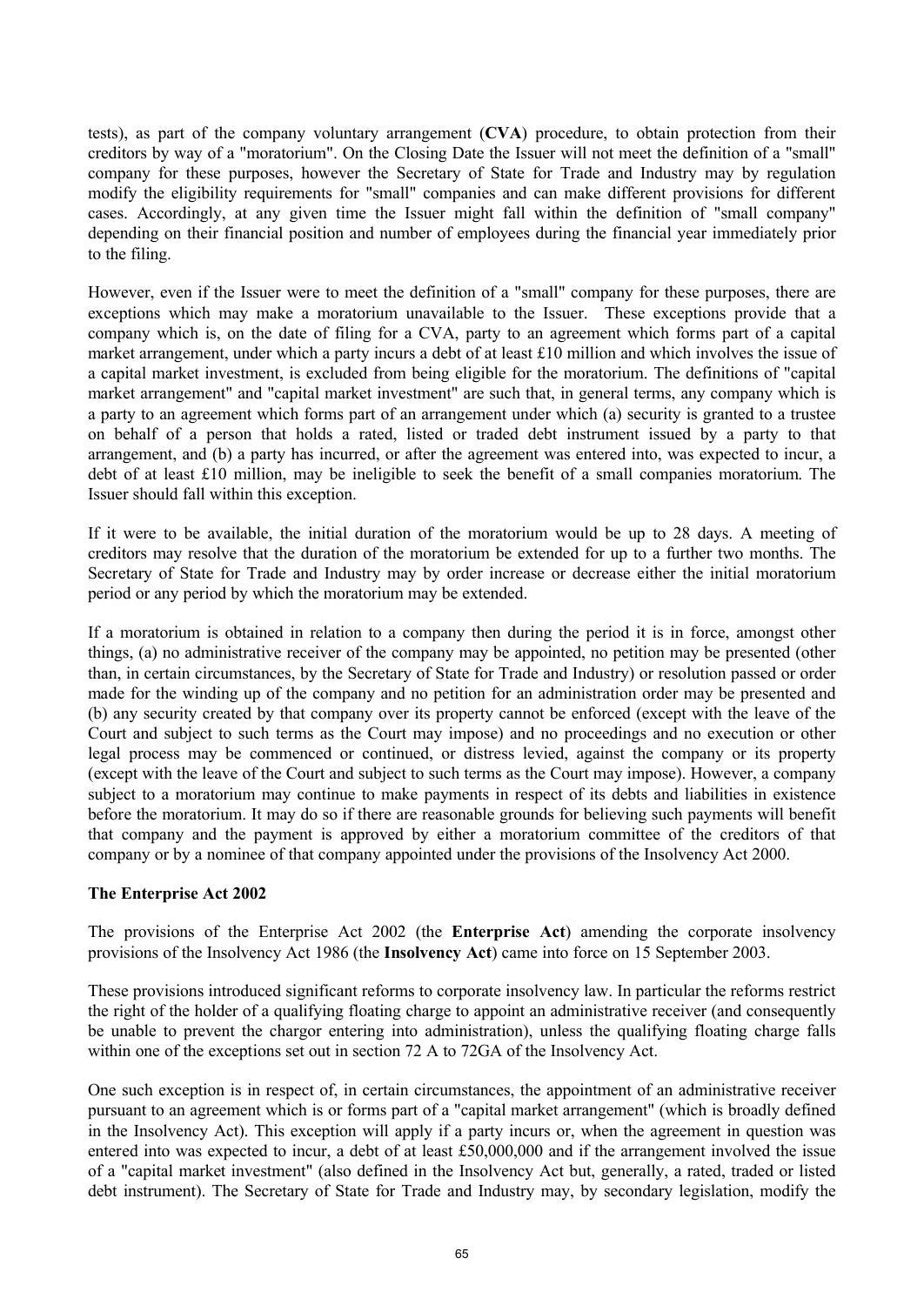tests), as part of the company voluntary arrangement (**CVA**) procedure, to obtain protection from their creditors by way of a "moratorium". On the Closing Date the Issuer will not meet the definition of a "small" company for these purposes, however the Secretary of State for Trade and Industry may by regulation modify the eligibility requirements for "small" companies and can make different provisions for different cases. Accordingly, at any given time the Issuer might fall within the definition of "small company" depending on their financial position and number of employees during the financial year immediately prior to the filing.

However, even if the Issuer were to meet the definition of a "small" company for these purposes, there are exceptions which may make a moratorium unavailable to the Issuer. These exceptions provide that a company which is, on the date of filing for a CVA, party to an agreement which forms part of a capital market arrangement, under which a party incurs a debt of at least £10 million and which involves the issue of a capital market investment, is excluded from being eligible for the moratorium. The definitions of "capital market arrangement" and "capital market investment" are such that, in general terms, any company which is a party to an agreement which forms part of an arrangement under which (a) security is granted to a trustee on behalf of a person that holds a rated, listed or traded debt instrument issued by a party to that arrangement, and (b) a party has incurred, or after the agreement was entered into, was expected to incur, a debt of at least £10 million, may be ineligible to seek the benefit of a small companies moratorium. The Issuer should fall within this exception.

If it were to be available, the initial duration of the moratorium would be up to 28 days. A meeting of creditors may resolve that the duration of the moratorium be extended for up to a further two months. The Secretary of State for Trade and Industry may by order increase or decrease either the initial moratorium period or any period by which the moratorium may be extended.

If a moratorium is obtained in relation to a company then during the period it is in force, amongst other things, (a) no administrative receiver of the company may be appointed, no petition may be presented (other than, in certain circumstances, by the Secretary of State for Trade and Industry) or resolution passed or order made for the winding up of the company and no petition for an administration order may be presented and (b) any security created by that company over its property cannot be enforced (except with the leave of the Court and subject to such terms as the Court may impose) and no proceedings and no execution or other legal process may be commenced or continued, or distress levied, against the company or its property (except with the leave of the Court and subject to such terms as the Court may impose). However, a company subject to a moratorium may continue to make payments in respect of its debts and liabilities in existence before the moratorium. It may do so if there are reasonable grounds for believing such payments will benefit that company and the payment is approved by either a moratorium committee of the creditors of that company or by a nominee of that company appointed under the provisions of the Insolvency Act 2000.

**The Enterprise Act 2002**

The provisions of the Enterprise Act 2002 (the **Enterprise Act**) amending the corporate insolvency provisions of the Insolvency Act 1986 (the **Insolvency Act**) came into force on 15 September 2003.

These provisions introduced significant reforms to corporate insolvency law. In particular the reforms restrict the right of the holder of a qualifying floating charge to appoint an administrative receiver (and consequently be unable to prevent the chargor entering into administration), unless the qualifying floating charge falls within one of the exceptions set out in section 72 A to 72GA of the Insolvency Act.

One such exception is in respect of, in certain circumstances, the appointment of an administrative receiver pursuant to an agreement which is or forms part of a "capital market arrangement" (which is broadly defined in the Insolvency Act). This exception will apply if a party incurs or, when the agreement in question was entered into was expected to incur, a debt of at least £50,000,000 and if the arrangement involved the issue of a "capital market investment" (also defined in the Insolvency Act but, generally, a rated, traded or listed debt instrument). The Secretary of State for Trade and Industry may, by secondary legislation, modify the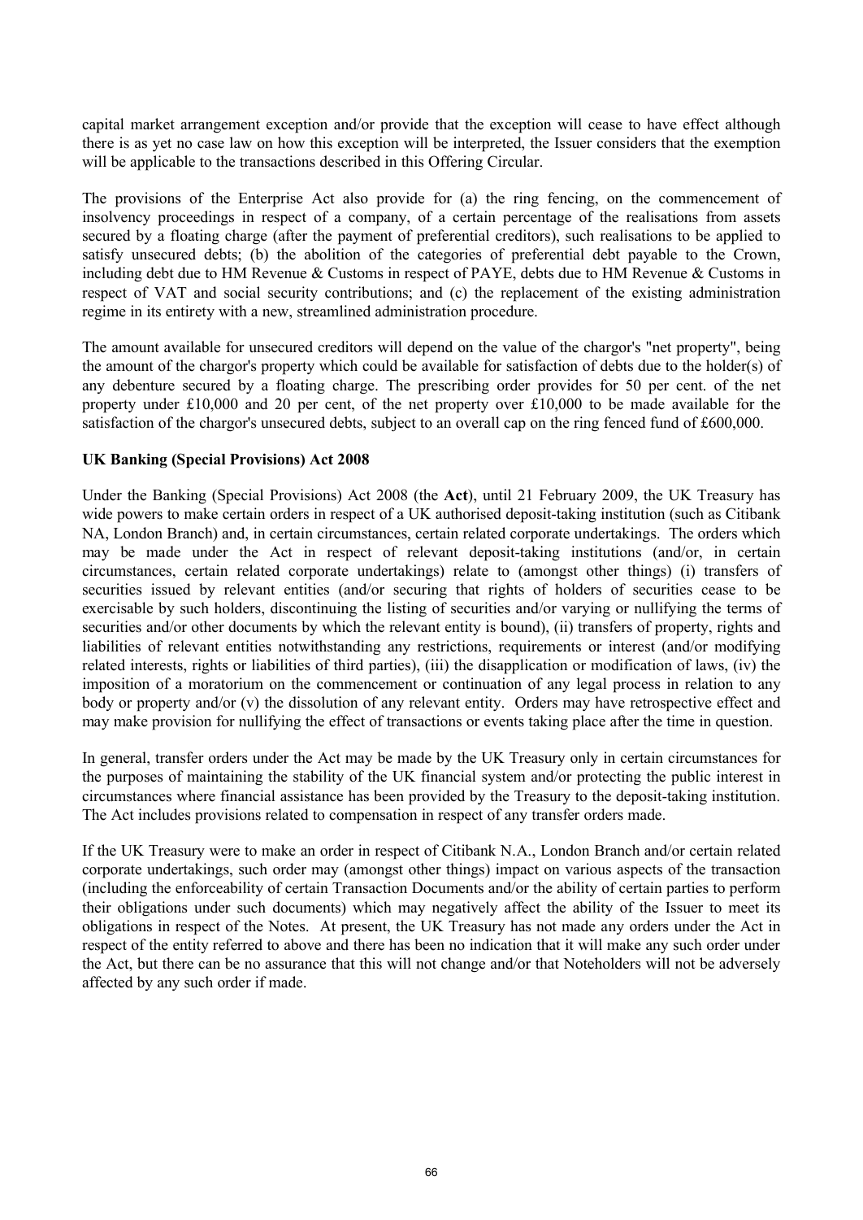capital market arrangement exception and/or provide that the exception will cease to have effect although there is as yet no case law on how this exception will be interpreted, the Issuer considers that the exemption will be applicable to the transactions described in this Offering Circular.

The provisions of the Enterprise Act also provide for (a) the ring fencing, on the commencement of insolvency proceedings in respect of a company, of a certain percentage of the realisations from assets secured by a floating charge (after the payment of preferential creditors), such realisations to be applied to satisfy unsecured debts; (b) the abolition of the categories of preferential debt payable to the Crown, including debt due to HM Revenue & Customs in respect of PAYE, debts due to HM Revenue & Customs in respect of VAT and social security contributions; and (c) the replacement of the existing administration regime in its entirety with a new, streamlined administration procedure.

The amount available for unsecured creditors will depend on the value of the chargor's "net property", being the amount of the chargor's property which could be available for satisfaction of debts due to the holder(s) of any debenture secured by a floating charge. The prescribing order provides for 50 per cent. of the net property under £10,000 and 20 per cent, of the net property over £10,000 to be made available for the satisfaction of the chargor's unsecured debts, subject to an overall cap on the ring fenced fund of £600,000.

**UK Banking (Special Provisions) Act 2008**

Under the Banking (Special Provisions) Act 2008 (the **Act**), until 21 February 2009, the UK Treasury has wide powers to make certain orders in respect of a UK authorised deposit-taking institution (such as Citibank NA, London Branch) and, in certain circumstances, certain related corporate undertakings. The orders which may be made under the Act in respect of relevant deposit-taking institutions (and/or, in certain circumstances, certain related corporate undertakings) relate to (amongst other things) (i) transfers of securities issued by relevant entities (and/or securing that rights of holders of securities cease to be exercisable by such holders, discontinuing the listing of securities and/or varying or nullifying the terms of securities and/or other documents by which the relevant entity is bound), (ii) transfers of property, rights and liabilities of relevant entities notwithstanding any restrictions, requirements or interest (and/or modifying related interests, rights or liabilities of third parties), (iii) the disapplication or modification of laws, (iv) the imposition of a moratorium on the commencement or continuation of any legal process in relation to any body or property and/or (v) the dissolution of any relevant entity. Orders may have retrospective effect and may make provision for nullifying the effect of transactions or events taking place after the time in question.

In general, transfer orders under the Act may be made by the UK Treasury only in certain circumstances for the purposes of maintaining the stability of the UK financial system and/or protecting the public interest in circumstances where financial assistance has been provided by the Treasury to the deposit-taking institution. The Act includes provisions related to compensation in respect of any transfer orders made.

If the UK Treasury were to make an order in respect of Citibank N.A., London Branch and/or certain related corporate undertakings, such order may (amongst other things) impact on various aspects of the transaction (including the enforceability of certain Transaction Documents and/or the ability of certain parties to perform their obligations under such documents) which may negatively affect the ability of the Issuer to meet its obligations in respect of the Notes. At present, the UK Treasury has not made any orders under the Act in respect of the entity referred to above and there has been no indication that it will make any such order under the Act, but there can be no assurance that this will not change and/or that Noteholders will not be adversely affected by any such order if made.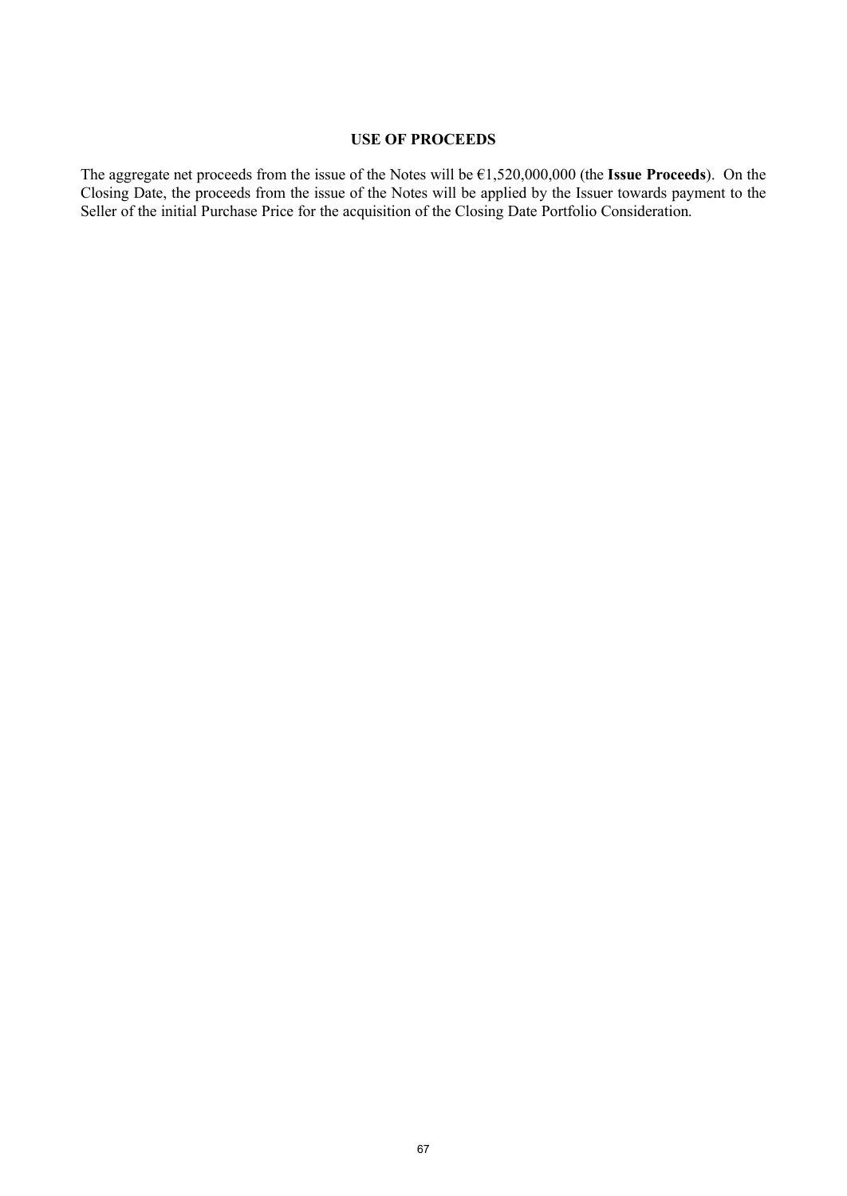## USE OF PROCEEDS

The aggregate net proceeds from the issue of the Notes will be €1,520,000,000 (the **Issue Proceeds**). On the Closing Date, the proceeds from the issue of the Notes will be applied by the Issuer towards payment to the Seller of the initial Purchase Price for the acquisition of the Closing Date Portfolio Consideration.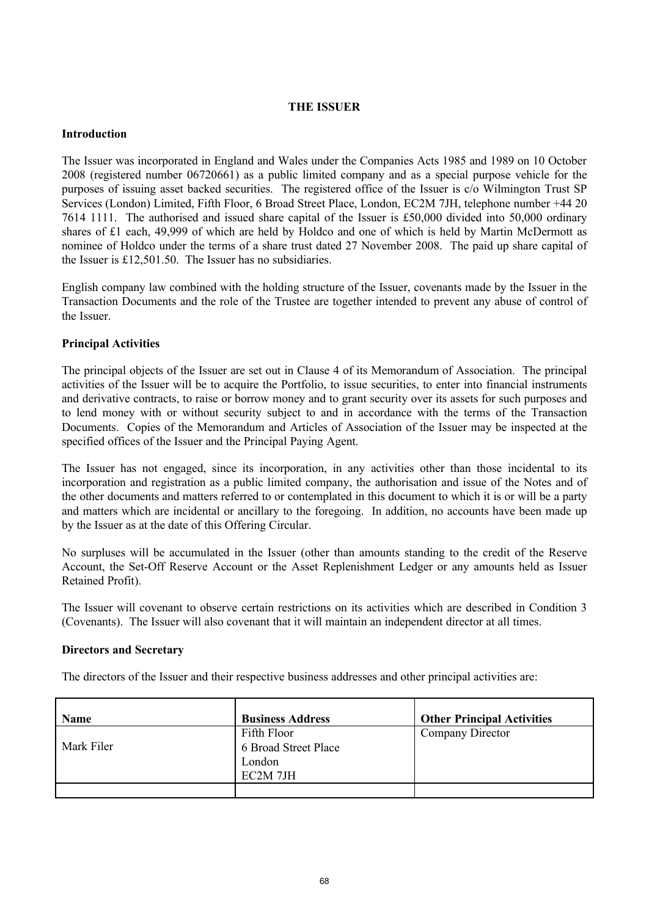## THE ISSUER

### Introduction

The Issuer was incorporated in England and Wales under the Companies Acts 1985 and 1989 on 10 October 2008 (registered number 06720661) as a public limited company and as a special purpose vehicle for the purposes of issuing asset backed securities. The registered office of the Issuer is c/o Wilmington Trust SP Services (London) Limited, Fifth Floor, 6 Broad Street Place, London, EC2M 7JH, telephone number +44 20 7614 1111. The authorised and issued share capital of the Issuer is £50,000 divided into 50,000 ordinary shares of £1 each, 49,999 of which are held by Holdco and one of which is held by Martin McDermott as nominee of Holdco under the terms of a share trust dated 27 November 2008. The paid up share capital of the Issuer is £12,501.50. The Issuer has no subsidiaries.

English company law combined with the holding structure of the Issuer, covenants made by the Issuer in the Transaction Documents and the role of the Trustee are together intended to prevent any abuse of control of the Issuer.

### Principal Activities

The principal objects of the Issuer are set out in Clause 4 of its Memorandum of Association. The principal activities of the Issuer will be to acquire the Portfolio, to issue securities, to enter into financial instruments and derivative contracts, to raise or borrow money and to grant security over its assets for such purposes and to lend money with or without security subject to and in accordance with the terms of the Transaction Documents. Copies of the Memorandum and Articles of Association of the Issuer may be inspected at the specified offices of the Issuer and the Principal Paying Agent.

The Issuer has not engaged, since its incorporation, in any activities other than those incidental to its incorporation and registration as a public limited company, the authorisation and issue of the Notes and of the other documents and matters referred to or contemplated in this document to which it is or will be a party and matters which are incidental or ancillary to the foregoing. In addition, no accounts have been made up by the Issuer as at the date of this Offering Circular.

No surpluses will be accumulated in the Issuer (other than amounts standing to the credit of the Reserve Account, the Set-Off Reserve Account or the Asset Replenishment Ledger or any amounts held as Issuer Retained Profit).

The Issuer will covenant to observe certain restrictions on its activities which are described in Condition 3 (Covenants). The Issuer will also covenant that it will maintain an independent director at all times.

### Directors and Secretary

The directors of the Issuer and their respective business addresses and other principal activities are:

| Name | Business Address | Other Principal Activities |
|---|---|---|
| Mark Filer | Fifth Floor<br>6 Broad Street Place<br>London<br>EC2M 7JH | Company Director |
| | | |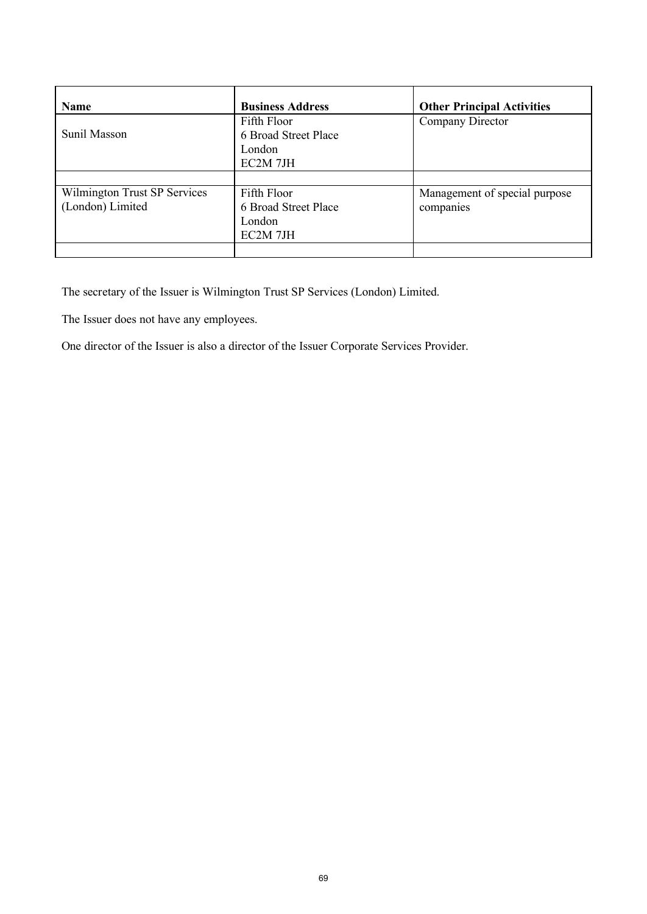| Name | Business Address | Other Principal Activities |
|---|---|---|
| Sunil Masson | Fifth Floor<br>6 Broad Street Place<br>London<br>EC2M 7JH | Company Director |
| | | |
| Wilmington Trust SP Services (London) Limited | Fifth Floor<br>6 Broad Street Place<br>London<br>EC2M 7JH | Management of special purpose companies |
| | | |

The secretary of the Issuer is Wilmington Trust SP Services (London) Limited.

The Issuer does not have any employees.

One director of the Issuer is also a director of the Issuer Corporate Services Provider.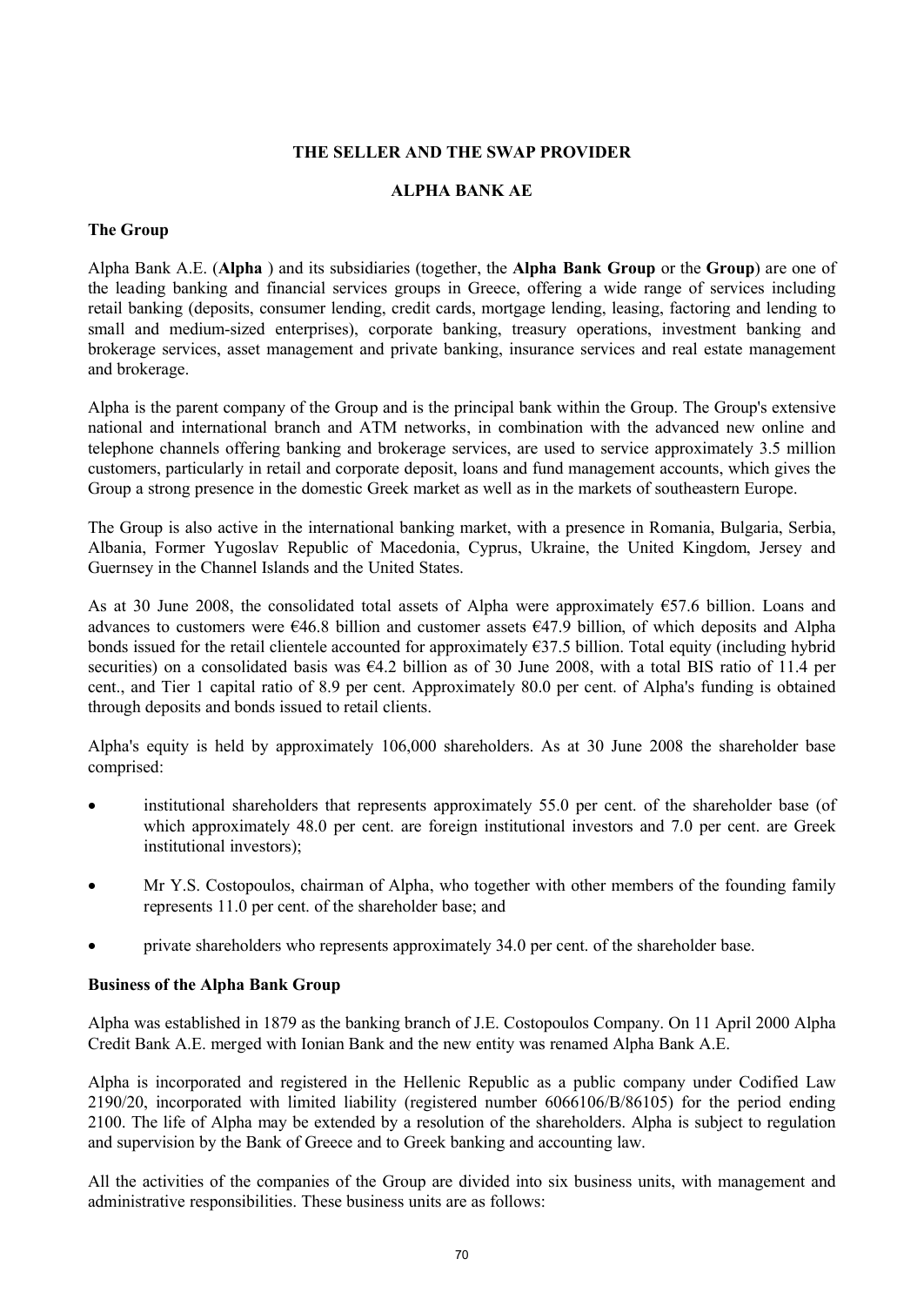## THE SELLER AND THE SWAP PROVIDER

## ALPHA BANK AE

### The Group

Alpha Bank A.E. (**Alpha** ) and its subsidiaries (together, the **Alpha Bank Group** or the **Group**) are one of the leading banking and financial services groups in Greece, offering a wide range of services including retail banking (deposits, consumer lending, credit cards, mortgage lending, leasing, factoring and lending to small and medium-sized enterprises), corporate banking, treasury operations, investment banking and brokerage services, asset management and private banking, insurance services and real estate management and brokerage.

Alpha is the parent company of the Group and is the principal bank within the Group. The Group's extensive national and international branch and ATM networks, in combination with the advanced new online and telephone channels offering banking and brokerage services, are used to service approximately 3.5 million customers, particularly in retail and corporate deposit, loans and fund management accounts, which gives the Group a strong presence in the domestic Greek market as well as in the markets of southeastern Europe.

The Group is also active in the international banking market, with a presence in Romania, Bulgaria, Serbia, Albania, Former Yugoslav Republic of Macedonia, Cyprus, Ukraine, the United Kingdom, Jersey and Guernsey in the Channel Islands and the United States.

As at 30 June 2008, the consolidated total assets of Alpha were approximately €57.6 billion. Loans and advances to customers were €46.8 billion and customer assets €47.9 billion, of which deposits and Alpha bonds issued for the retail clientele accounted for approximately €37.5 billion. Total equity (including hybrid securities) on a consolidated basis was €4.2 billion as of 30 June 2008, with a total BIS ratio of 11.4 per cent., and Tier 1 capital ratio of 8.9 per cent. Approximately 80.0 per cent. of Alpha's funding is obtained through deposits and bonds issued to retail clients.

Alpha's equity is held by approximately 106,000 shareholders. As at 30 June 2008 the shareholder base comprised:

- institutional shareholders that represents approximately 55.0 per cent. of the shareholder base (of which approximately 48.0 per cent. are foreign institutional investors and 7.0 per cent. are Greek institutional investors);
- Mr Y.S. Costopoulos, chairman of Alpha, who together with other members of the founding family represents 11.0 per cent. of the shareholder base; and
- private shareholders who represents approximately 34.0 per cent. of the shareholder base.

### Business of the Alpha Bank Group

Alpha was established in 1879 as the banking branch of J.E. Costopoulos Company. On 11 April 2000 Alpha Credit Bank A.E. merged with Ionian Bank and the new entity was renamed Alpha Bank A.E.

Alpha is incorporated and registered in the Hellenic Republic as a public company under Codified Law 2190/20, incorporated with limited liability (registered number 6066106/B/86105) for the period ending 2100. The life of Alpha may be extended by a resolution of the shareholders. Alpha is subject to regulation and supervision by the Bank of Greece and to Greek banking and accounting law.

All the activities of the companies of the Group are divided into six business units, with management and administrative responsibilities. These business units are as follows: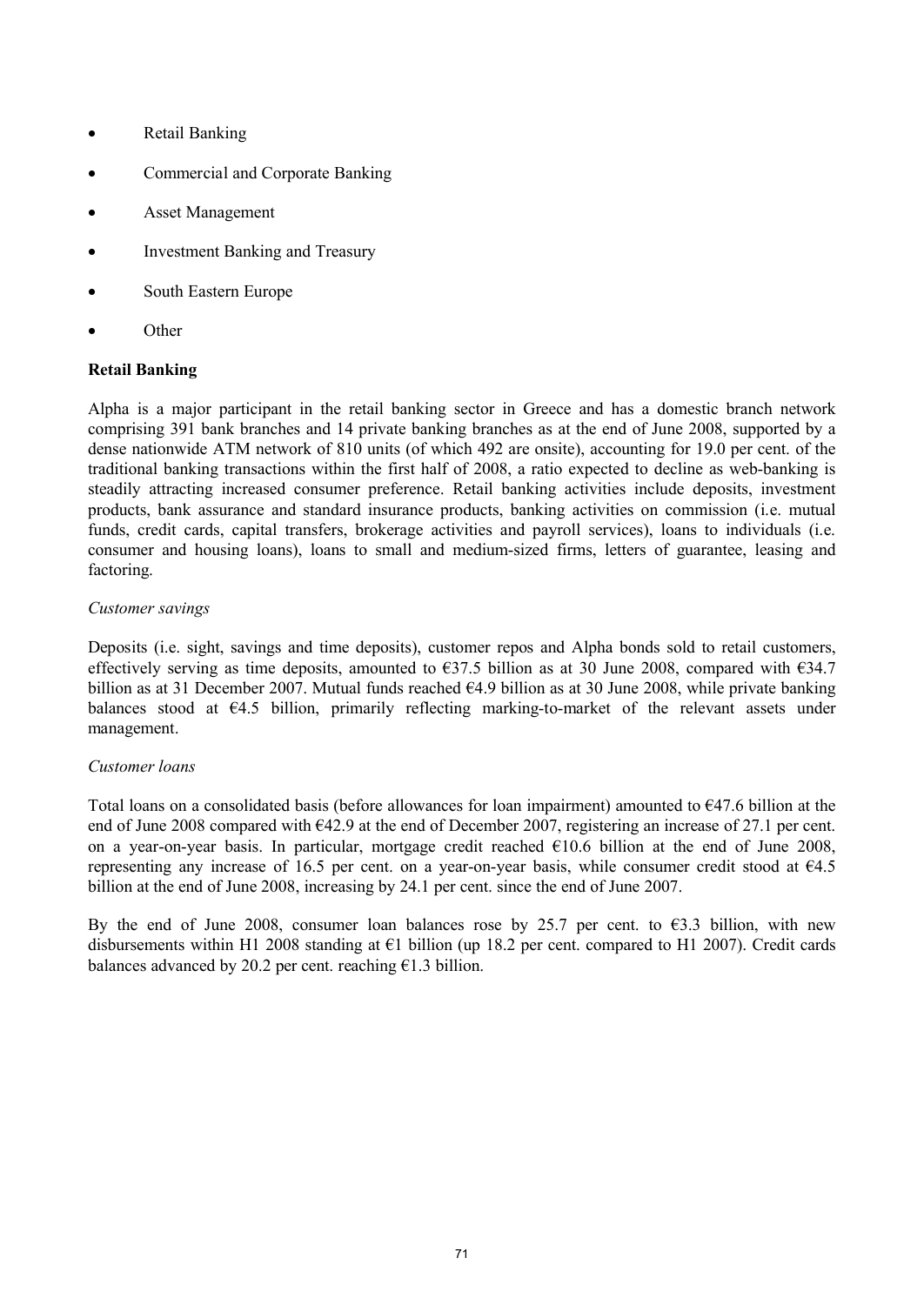- Retail Banking
- Commercial and Corporate Banking
- Asset Management
- Investment Banking and Treasury
- South Eastern Europe
- Other

**Retail Banking**

Alpha is a major participant in the retail banking sector in Greece and has a domestic branch network comprising 391 bank branches and 14 private banking branches as at the end of June 2008, supported by a dense nationwide ATM network of 810 units (of which 492 are onsite), accounting for 19.0 per cent. of the traditional banking transactions within the first half of 2008, a ratio expected to decline as web-banking is steadily attracting increased consumer preference. Retail banking activities include deposits, investment products, bank assurance and standard insurance products, banking activities on commission (i.e. mutual funds, credit cards, capital transfers, brokerage activities and payroll services), loans to individuals (i.e. consumer and housing loans), loans to small and medium-sized firms, letters of guarantee, leasing and factoring.

*Customer savings*

Deposits (i.e. sight, savings and time deposits), customer repos and Alpha bonds sold to retail customers, effectively serving as time deposits, amounted to €37.5 billion as at 30 June 2008, compared with €34.7 billion as at 31 December 2007. Mutual funds reached €4.9 billion as at 30 June 2008, while private banking balances stood at €4.5 billion, primarily reflecting marking-to-market of the relevant assets under management.

*Customer loans*

Total loans on a consolidated basis (before allowances for loan impairment) amounted to €47.6 billion at the end of June 2008 compared with €42.9 at the end of December 2007, registering an increase of 27.1 per cent. on a year-on-year basis. In particular, mortgage credit reached €10.6 billion at the end of June 2008, representing any increase of 16.5 per cent. on a year-on-year basis, while consumer credit stood at €4.5 billion at the end of June 2008, increasing by 24.1 per cent. since the end of June 2007.

By the end of June 2008, consumer loan balances rose by 25.7 per cent. to €3.3 billion, with new disbursements within H1 2008 standing at €1 billion (up 18.2 per cent. compared to H1 2007). Credit cards balances advanced by 20.2 per cent. reaching €1.3 billion.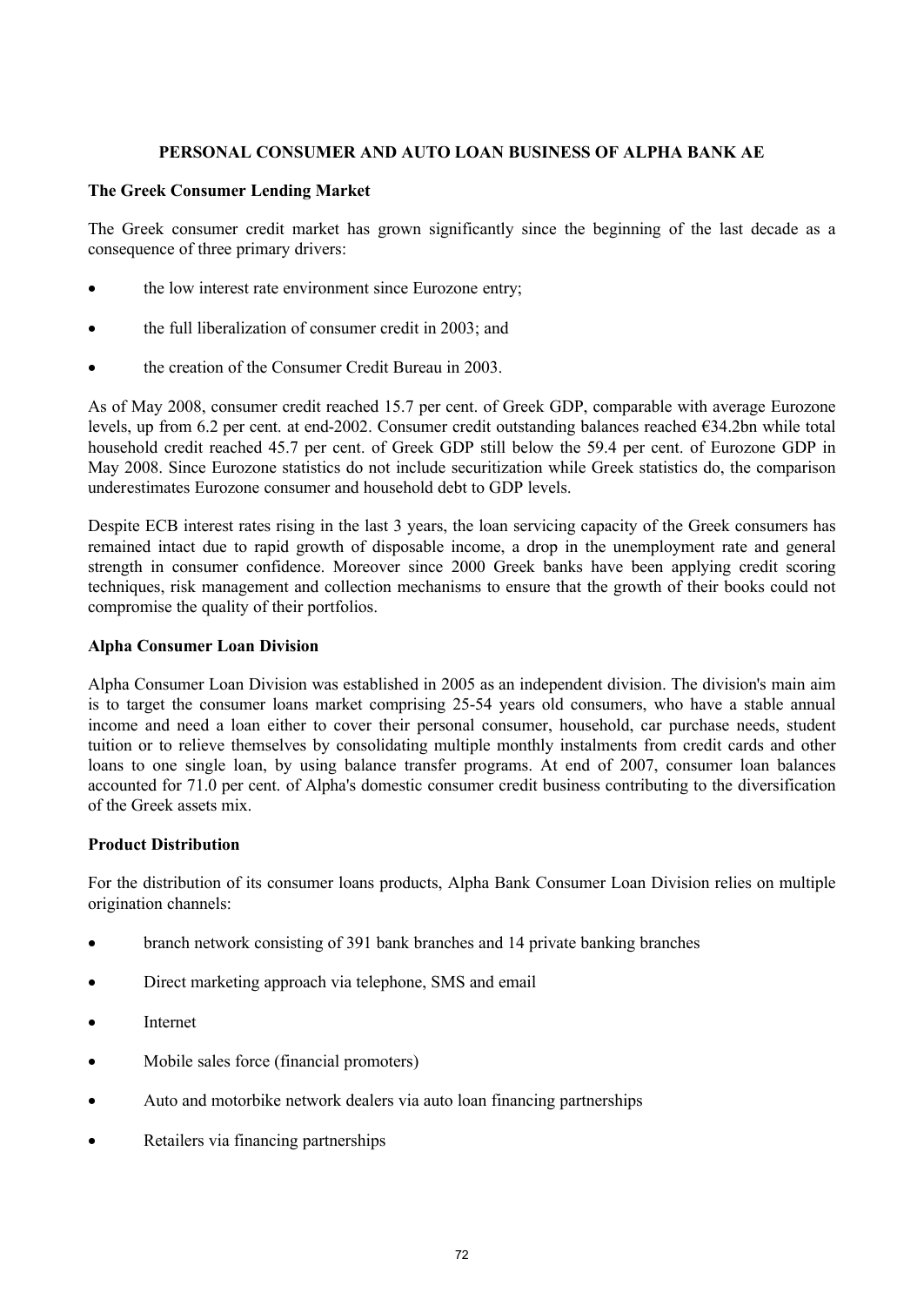## PERSONAL CONSUMER AND AUTO LOAN BUSINESS OF ALPHA BANK AE

### The Greek Consumer Lending Market

The Greek consumer credit market has grown significantly since the beginning of the last decade as a consequence of three primary drivers:

- the low interest rate environment since Eurozone entry;
- the full liberalization of consumer credit in 2003; and
- the creation of the Consumer Credit Bureau in 2003.

As of May 2008, consumer credit reached 15.7 per cent. of Greek GDP, comparable with average Eurozone levels, up from 6.2 per cent. at end-2002. Consumer credit outstanding balances reached €34.2bn while total household credit reached 45.7 per cent. of Greek GDP still below the 59.4 per cent. of Eurozone GDP in May 2008. Since Eurozone statistics do not include securitization while Greek statistics do, the comparison underestimates Eurozone consumer and household debt to GDP levels.

Despite ECB interest rates rising in the last 3 years, the loan servicing capacity of the Greek consumers has remained intact due to rapid growth of disposable income, a drop in the unemployment rate and general strength in consumer confidence. Moreover since 2000 Greek banks have been applying credit scoring techniques, risk management and collection mechanisms to ensure that the growth of their books could not compromise the quality of their portfolios.

### Alpha Consumer Loan Division

Alpha Consumer Loan Division was established in 2005 as an independent division. The division's main aim is to target the consumer loans market comprising 25-54 years old consumers, who have a stable annual income and need a loan either to cover their personal consumer, household, car purchase needs, student tuition or to relieve themselves by consolidating multiple monthly instalments from credit cards and other loans to one single loan, by using balance transfer programs. At end of 2007, consumer loan balances accounted for 71.0 per cent. of Alpha's domestic consumer credit business contributing to the diversification of the Greek assets mix.

### Product Distribution

For the distribution of its consumer loans products, Alpha Bank Consumer Loan Division relies on multiple origination channels:

- branch network consisting of 391 bank branches and 14 private banking branches
- Direct marketing approach via telephone, SMS and email
- Internet
- Mobile sales force (financial promoters)
- Auto and motorbike network dealers via auto loan financing partnerships
- Retailers via financing partnerships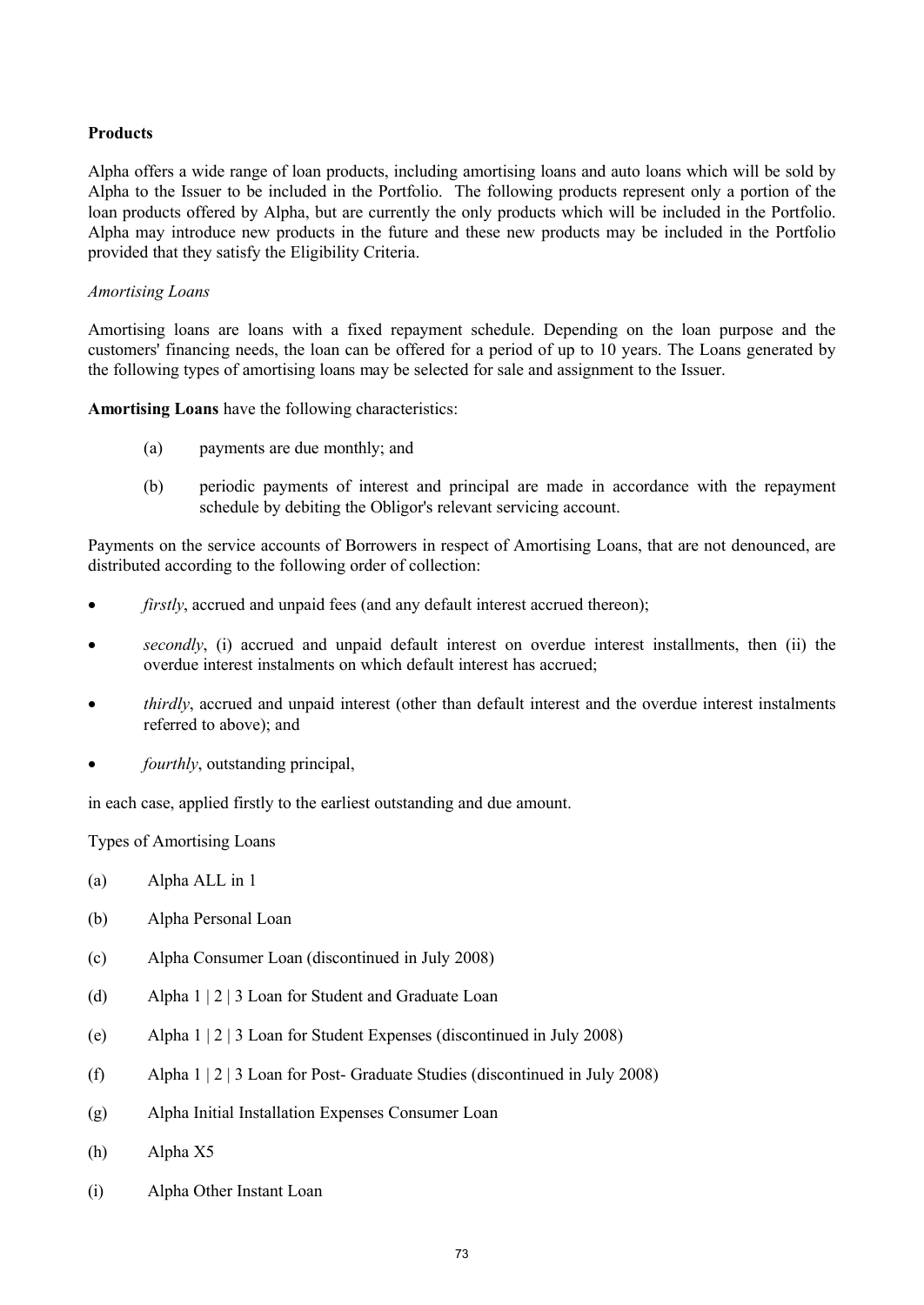**Products**

Alpha offers a wide range of loan products, including amortising loans and auto loans which will be sold by Alpha to the Issuer to be included in the Portfolio. The following products represent only a portion of the loan products offered by Alpha, but are currently the only products which will be included in the Portfolio. Alpha may introduce new products in the future and these new products may be included in the Portfolio provided that they satisfy the Eligibility Criteria.

*Amortising Loans*

Amortising loans are loans with a fixed repayment schedule. Depending on the loan purpose and the customers' financing needs, the loan can be offered for a period of up to 10 years. The Loans generated by the following types of amortising loans may be selected for sale and assignment to the Issuer.

**Amortising Loans** have the following characteristics:

(a) payments are due monthly; and

(b) periodic payments of interest and principal are made in accordance with the repayment schedule by debiting the Obligor's relevant servicing account.

Payments on the service accounts of Borrowers in respect of Amortising Loans, that are not denounced, are distributed according to the following order of collection:

- *firstly*, accrued and unpaid fees (and any default interest accrued thereon);
- *secondly*, (i) accrued and unpaid default interest on overdue interest installments, then (ii) the overdue interest instalments on which default interest has accrued;
- *thirdly*, accrued and unpaid interest (other than default interest and the overdue interest instalments referred to above); and
- *fourthly*, outstanding principal,

in each case, applied firstly to the earliest outstanding and due amount.

Types of Amortising Loans

(a) Alpha ALL in 1

(b) Alpha Personal Loan

(c) Alpha Consumer Loan (discontinued in July 2008)

(d) Alpha 1 | 2 | 3 Loan for Student and Graduate Loan

(e) Alpha 1 | 2 | 3 Loan for Student Expenses (discontinued in July 2008)

(f) Alpha 1 | 2 | 3 Loan for Post- Graduate Studies (discontinued in July 2008)

(g) Alpha Initial Installation Expenses Consumer Loan

(h) Alpha X5

(i) Alpha Other Instant Loan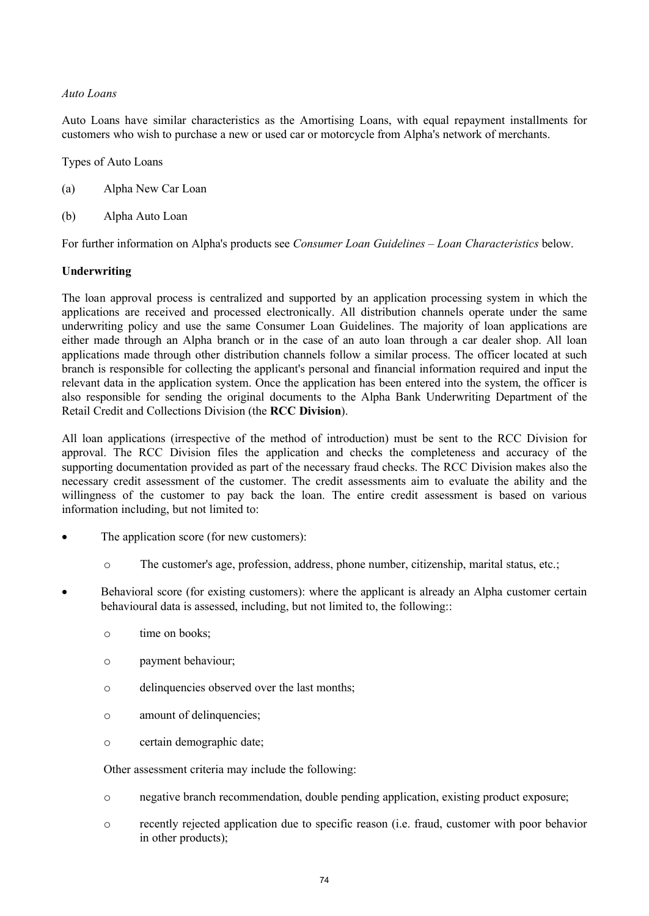*Auto Loans*

Auto Loans have similar characteristics as the Amortising Loans, with equal repayment installments for customers who wish to purchase a new or used car or motorcycle from Alpha's network of merchants.

Types of Auto Loans

(a) Alpha New Car Loan

(b) Alpha Auto Loan

For further information on Alpha's products see *Consumer Loan Guidelines – Loan Characteristics* below.

**Underwriting**

The loan approval process is centralized and supported by an application processing system in which the applications are received and processed electronically. All distribution channels operate under the same underwriting policy and use the same Consumer Loan Guidelines. The majority of loan applications are either made through an Alpha branch or in the case of an auto loan through a car dealer shop. All loan applications made through other distribution channels follow a similar process. The officer located at such branch is responsible for collecting the applicant's personal and financial information required and input the relevant data in the application system. Once the application has been entered into the system, the officer is also responsible for sending the original documents to the Alpha Bank Underwriting Department of the Retail Credit and Collections Division (the **RCC Division**).

All loan applications (irrespective of the method of introduction) must be sent to the RCC Division for approval. The RCC Division files the application and checks the completeness and accuracy of the supporting documentation provided as part of the necessary fraud checks. The RCC Division makes also the necessary credit assessment of the customer. The credit assessments aim to evaluate the ability and the willingness of the customer to pay back the loan. The entire credit assessment is based on various information including, but not limited to:

- The application score (for new customers):
  - o The customer's age, profession, address, phone number, citizenship, marital status, etc.;
- Behavioral score (for existing customers): where the applicant is already an Alpha customer certain behavioural data is assessed, including, but not limited to, the following::
  - o time on books;
  - o payment behaviour;
  - o delinquencies observed over the last months;
  - o amount of delinquencies;
  - o certain demographic date;

  Other assessment criteria may include the following:

  - o negative branch recommendation, double pending application, existing product exposure;
  - o recently rejected application due to specific reason (i.e. fraud, customer with poor behavior in other products);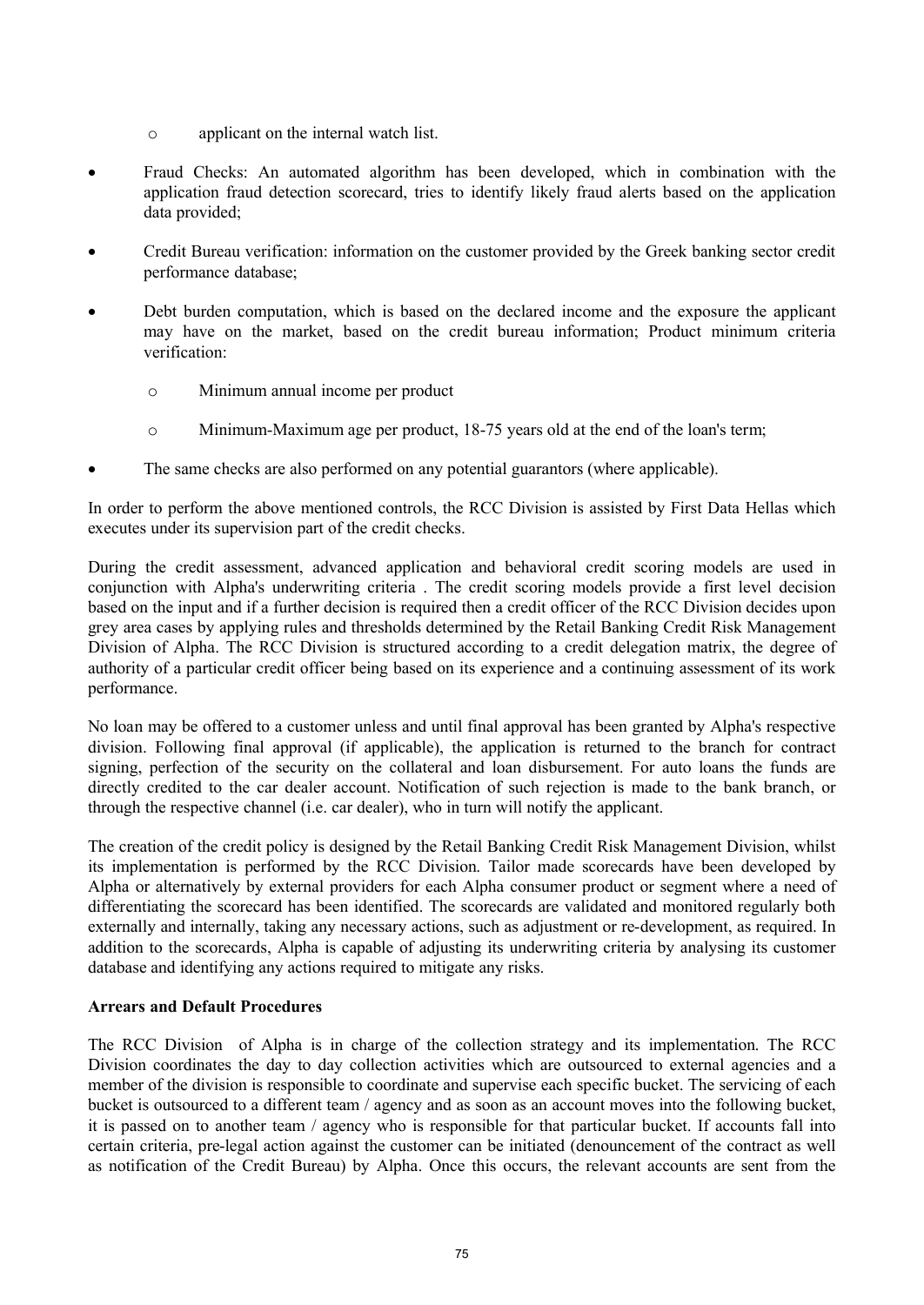- applicant on the internal watch list.

- Fraud Checks: An automated algorithm has been developed, which in combination with the application fraud detection scorecard, tries to identify likely fraud alerts based on the application data provided;

- Credit Bureau verification: information on the customer provided by the Greek banking sector credit performance database;

- Debt burden computation, which is based on the declared income and the exposure the applicant may have on the market, based on the credit bureau information; Product minimum criteria verification:
  - Minimum annual income per product
  - Minimum-Maximum age per product, 18-75 years old at the end of the loan's term;

- The same checks are also performed on any potential guarantors (where applicable).

In order to perform the above mentioned controls, the RCC Division is assisted by First Data Hellas which executes under its supervision part of the credit checks.

During the credit assessment, advanced application and behavioral credit scoring models are used in conjunction with Alpha's underwriting criteria . The credit scoring models provide a first level decision based on the input and if a further decision is required then a credit officer of the RCC Division decides upon grey area cases by applying rules and thresholds determined by the Retail Banking Credit Risk Management Division of Alpha. The RCC Division is structured according to a credit delegation matrix, the degree of authority of a particular credit officer being based on its experience and a continuing assessment of its work performance.

No loan may be offered to a customer unless and until final approval has been granted by Alpha's respective division. Following final approval (if applicable), the application is returned to the branch for contract signing, perfection of the security on the collateral and loan disbursement. For auto loans the funds are directly credited to the car dealer account. Notification of such rejection is made to the bank branch, or through the respective channel (i.e. car dealer), who in turn will notify the applicant.

The creation of the credit policy is designed by the Retail Banking Credit Risk Management Division, whilst its implementation is performed by the RCC Division. Tailor made scorecards have been developed by Alpha or alternatively by external providers for each Alpha consumer product or segment where a need of differentiating the scorecard has been identified. The scorecards are validated and monitored regularly both externally and internally, taking any necessary actions, such as adjustment or re-development, as required. In addition to the scorecards, Alpha is capable of adjusting its underwriting criteria by analysing its customer database and identifying any actions required to mitigate any risks.

**Arrears and Default Procedures**

The RCC Division of Alpha is in charge of the collection strategy and its implementation. The RCC Division coordinates the day to day collection activities which are outsourced to external agencies and a member of the division is responsible to coordinate and supervise each specific bucket. The servicing of each bucket is outsourced to a different team / agency and as soon as an account moves into the following bucket, it is passed on to another team / agency who is responsible for that particular bucket. If accounts fall into certain criteria, pre-legal action against the customer can be initiated (denouncement of the contract as well as notification of the Credit Bureau) by Alpha. Once this occurs, the relevant accounts are sent from the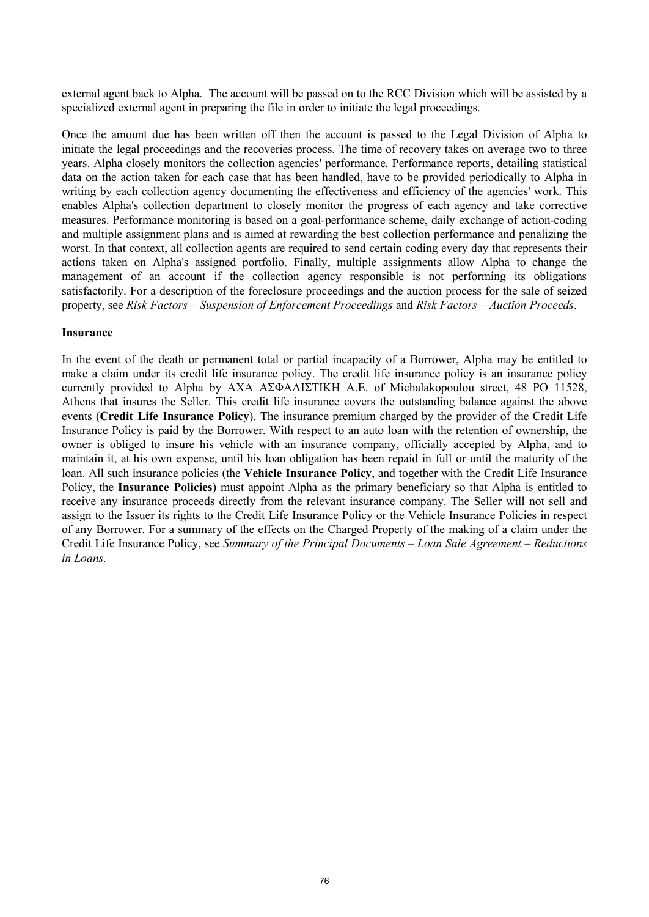external agent back to Alpha. The account will be passed on to the RCC Division which will be assisted by a specialized external agent in preparing the file in order to initiate the legal proceedings.

Once the amount due has been written off then the account is passed to the Legal Division of Alpha to initiate the legal proceedings and the recoveries process. The time of recovery takes on average two to three years. Alpha closely monitors the collection agencies' performance. Performance reports, detailing statistical data on the action taken for each case that has been handled, have to be provided periodically to Alpha in writing by each collection agency documenting the effectiveness and efficiency of the agencies' work. This enables Alpha's collection department to closely monitor the progress of each agency and take corrective measures. Performance monitoring is based on a goal-performance scheme, daily exchange of action-coding and multiple assignment plans and is aimed at rewarding the best collection performance and penalizing the worst. In that context, all collection agents are required to send certain coding every day that represents their actions taken on Alpha's assigned portfolio. Finally, multiple assignments allow Alpha to change the management of an account if the collection agency responsible is not performing its obligations satisfactorily. For a description of the foreclosure proceedings and the auction process for the sale of seized property, see *Risk Factors – Suspension of Enforcement Proceedings* and *Risk Factors – Auction Proceeds*.

**Insurance**

In the event of the death or permanent total or partial incapacity of a Borrower, Alpha may be entitled to make a claim under its credit life insurance policy. The credit life insurance policy is an insurance policy currently provided to Alpha by AXA ΑΣΦΑΛΙΣΤΙΚΗ Α.Ε. of Michalakopoulou street, 48 PO 11528, Athens that insures the Seller. This credit life insurance covers the outstanding balance against the above events (**Credit Life Insurance Policy**). The insurance premium charged by the provider of the Credit Life Insurance Policy is paid by the Borrower. With respect to an auto loan with the retention of ownership, the owner is obliged to insure his vehicle with an insurance company, officially accepted by Alpha, and to maintain it, at his own expense, until his loan obligation has been repaid in full or until the maturity of the loan. All such insurance policies (the **Vehicle Insurance Policy**, and together with the Credit Life Insurance Policy, the **Insurance Policies**) must appoint Alpha as the primary beneficiary so that Alpha is entitled to receive any insurance proceeds directly from the relevant insurance company. The Seller will not sell and assign to the Issuer its rights to the Credit Life Insurance Policy or the Vehicle Insurance Policies in respect of any Borrower. For a summary of the effects on the Charged Property of the making of a claim under the Credit Life Insurance Policy, see *Summary of the Principal Documents – Loan Sale Agreement – Reductions in Loans.*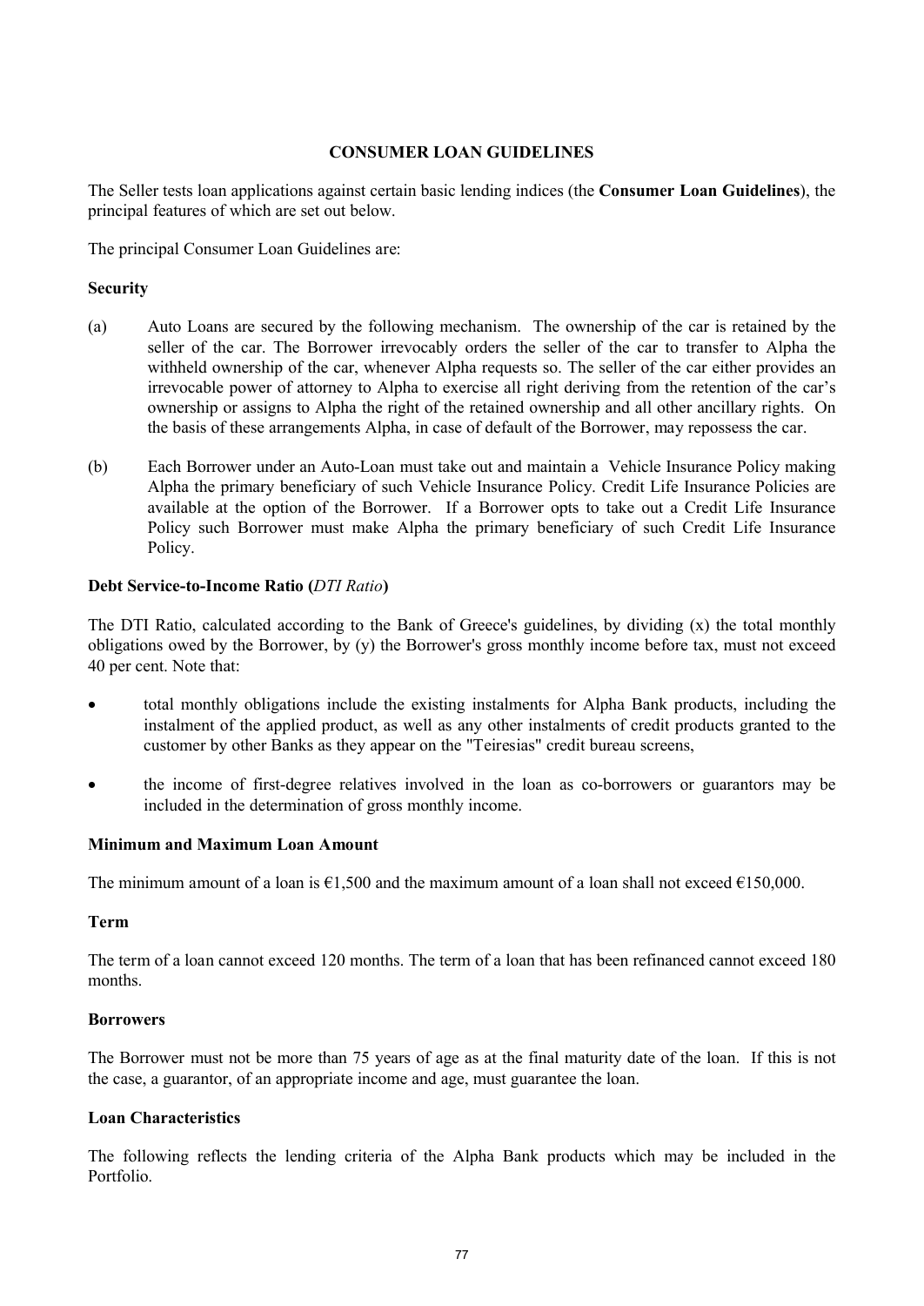## CONSUMER LOAN GUIDELINES

The Seller tests loan applications against certain basic lending indices (the **Consumer Loan Guidelines**), the principal features of which are set out below.

The principal Consumer Loan Guidelines are:

**Security**

(a) Auto Loans are secured by the following mechanism. The ownership of the car is retained by the seller of the car. The Borrower irrevocably orders the seller of the car to transfer to Alpha the withheld ownership of the car, whenever Alpha requests so. The seller of the car either provides an irrevocable power of attorney to Alpha to exercise all right deriving from the retention of the car's ownership or assigns to Alpha the right of the retained ownership and all other ancillary rights. On the basis of these arrangements Alpha, in case of default of the Borrower, may repossess the car.

(b) Each Borrower under an Auto-Loan must take out and maintain a Vehicle Insurance Policy making Alpha the primary beneficiary of such Vehicle Insurance Policy. Credit Life Insurance Policies are available at the option of the Borrower. If a Borrower opts to take out a Credit Life Insurance Policy such Borrower must make Alpha the primary beneficiary of such Credit Life Insurance Policy.

**Debt Service-to-Income Ratio (*DTI Ratio*)**

The DTI Ratio, calculated according to the Bank of Greece's guidelines, by dividing (x) the total monthly obligations owed by the Borrower, by (y) the Borrower's gross monthly income before tax, must not exceed 40 per cent. Note that:

- total monthly obligations include the existing instalments for Alpha Bank products, including the instalment of the applied product, as well as any other instalments of credit products granted to the customer by other Banks as they appear on the "Teiresias" credit bureau screens,
- the income of first-degree relatives involved in the loan as co-borrowers or guarantors may be included in the determination of gross monthly income.

**Minimum and Maximum Loan Amount**

The minimum amount of a loan is €1,500 and the maximum amount of a loan shall not exceed €150,000.

**Term**

The term of a loan cannot exceed 120 months. The term of a loan that has been refinanced cannot exceed 180 months.

**Borrowers**

The Borrower must not be more than 75 years of age as at the final maturity date of the loan. If this is not the case, a guarantor, of an appropriate income and age, must guarantee the loan.

**Loan Characteristics**

The following reflects the lending criteria of the Alpha Bank products which may be included in the Portfolio.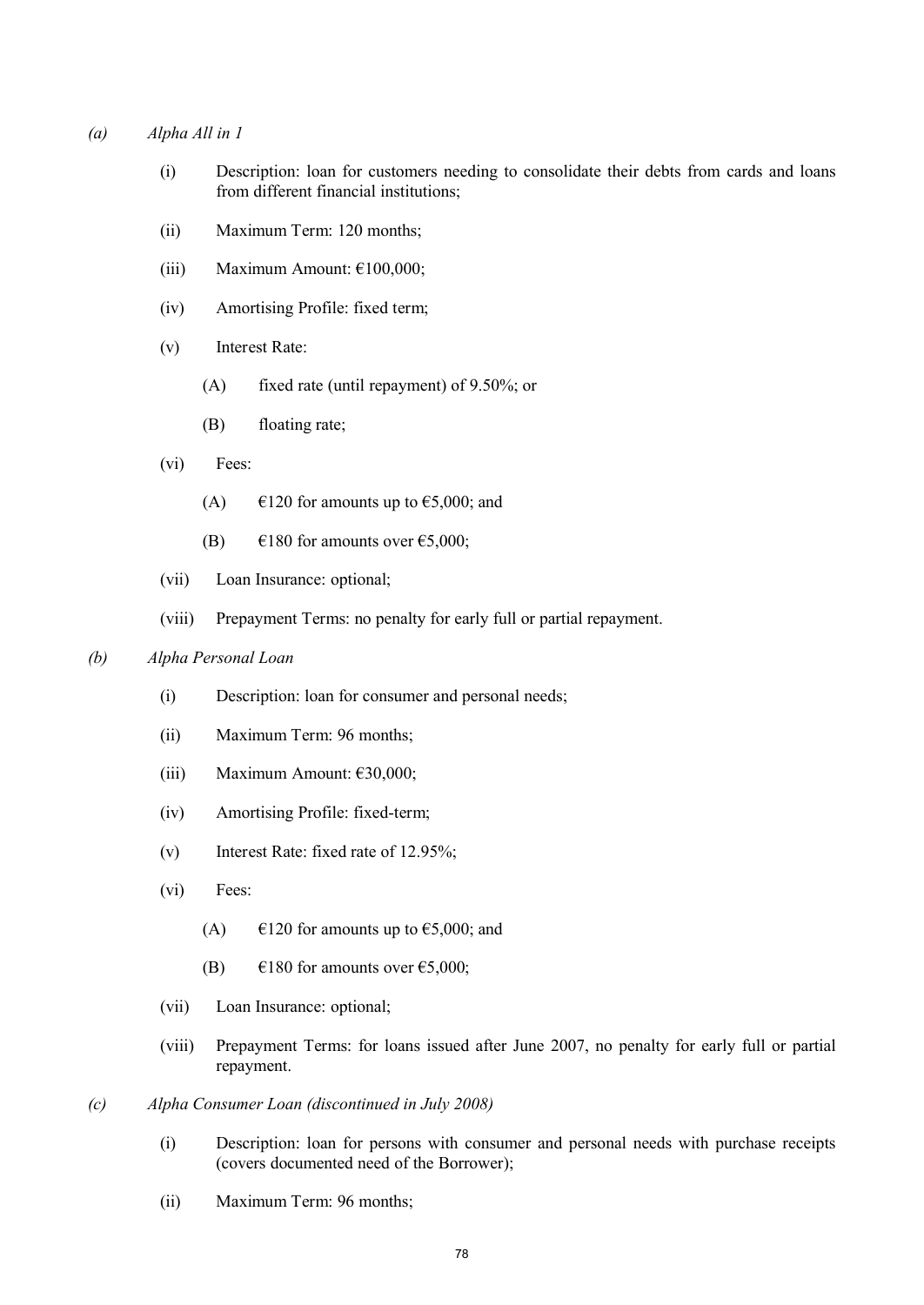*(a)* *Alpha All in 1*

(i) Description: loan for customers needing to consolidate their debts from cards and loans from different financial institutions;

(ii) Maximum Term: 120 months;

(iii) Maximum Amount: €100,000;

(iv) Amortising Profile: fixed term;

(v) Interest Rate:

(A) fixed rate (until repayment) of 9.50%; or

(B) floating rate;

(vi) Fees:

(A) €120 for amounts up to €5,000; and

(B) €180 for amounts over €5,000;

(vii) Loan Insurance: optional;

(viii) Prepayment Terms: no penalty for early full or partial repayment.

*(b)* *Alpha Personal Loan*

(i) Description: loan for consumer and personal needs;

(ii) Maximum Term: 96 months;

(iii) Maximum Amount: €30,000;

(iv) Amortising Profile: fixed-term;

(v) Interest Rate: fixed rate of 12.95%;

(vi) Fees:

(A) €120 for amounts up to €5,000; and

(B) €180 for amounts over €5,000;

(vii) Loan Insurance: optional;

(viii) Prepayment Terms: for loans issued after June 2007, no penalty for early full or partial repayment.

*(c)* *Alpha Consumer Loan (discontinued in July 2008)*

(i) Description: loan for persons with consumer and personal needs with purchase receipts (covers documented need of the Borrower);

(ii) Maximum Term: 96 months;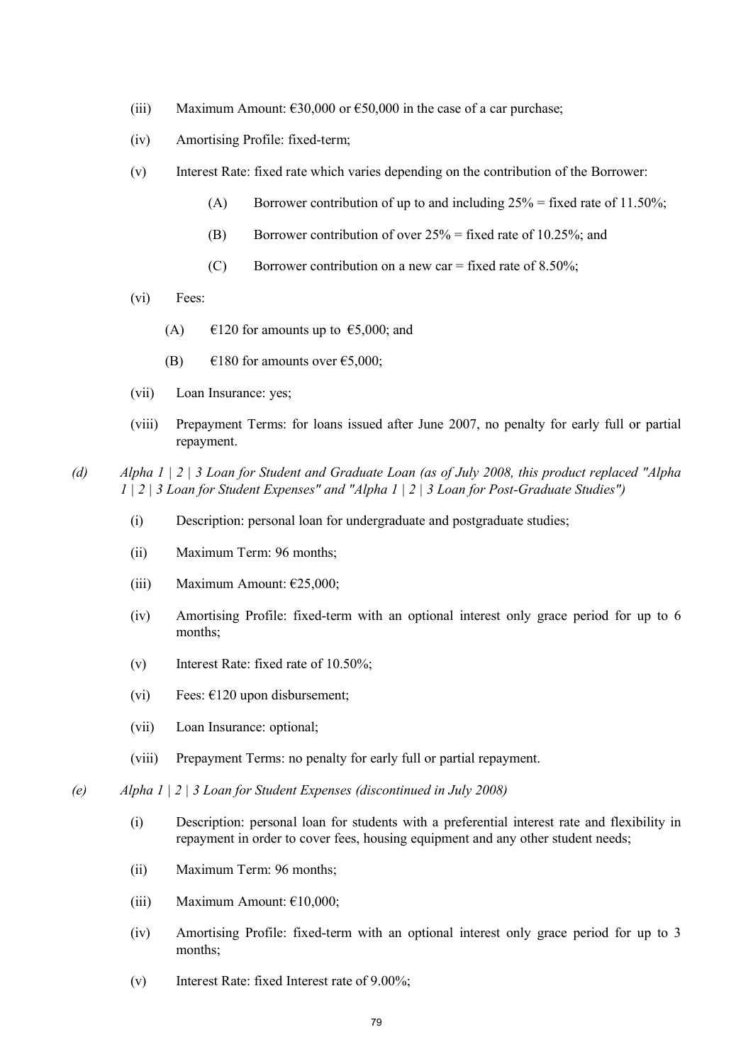(iii) Maximum Amount: €30,000 or €50,000 in the case of a car purchase;

(iv) Amortising Profile: fixed-term;

(v) Interest Rate: fixed rate which varies depending on the contribution of the Borrower:

> (A) Borrower contribution of up to and including 25% = fixed rate of 11.50%;
>
> (B) Borrower contribution of over 25% = fixed rate of 10.25%; and
>
> (C) Borrower contribution on a new car = fixed rate of 8.50%;

(vi) Fees:

> (A) €120 for amounts up to €5,000; and
>
> (B) €180 for amounts over €5,000;

(vii) Loan Insurance: yes;

(viii) Prepayment Terms: for loans issued after June 2007, no penalty for early full or partial repayment.

*(d) Alpha 1 | 2 | 3 Loan for Student and Graduate Loan (as of July 2008, this product replaced "Alpha 1 | 2 | 3 Loan for Student Expenses" and "Alpha 1 | 2 | 3 Loan for Post-Graduate Studies")*

(i) Description: personal loan for undergraduate and postgraduate studies;

(ii) Maximum Term: 96 months;

(iii) Maximum Amount: €25,000;

(iv) Amortising Profile: fixed-term with an optional interest only grace period for up to 6 months;

(v) Interest Rate: fixed rate of 10.50%;

(vi) Fees: €120 upon disbursement;

(vii) Loan Insurance: optional;

(viii) Prepayment Terms: no penalty for early full or partial repayment.

*(e) Alpha 1 | 2 | 3 Loan for Student Expenses (discontinued in July 2008)*

(i) Description: personal loan for students with a preferential interest rate and flexibility in repayment in order to cover fees, housing equipment and any other student needs;

(ii) Maximum Term: 96 months;

(iii) Maximum Amount: €10,000;

(iv) Amortising Profile: fixed-term with an optional interest only grace period for up to 3 months;

(v) Interest Rate: fixed Interest rate of 9.00%;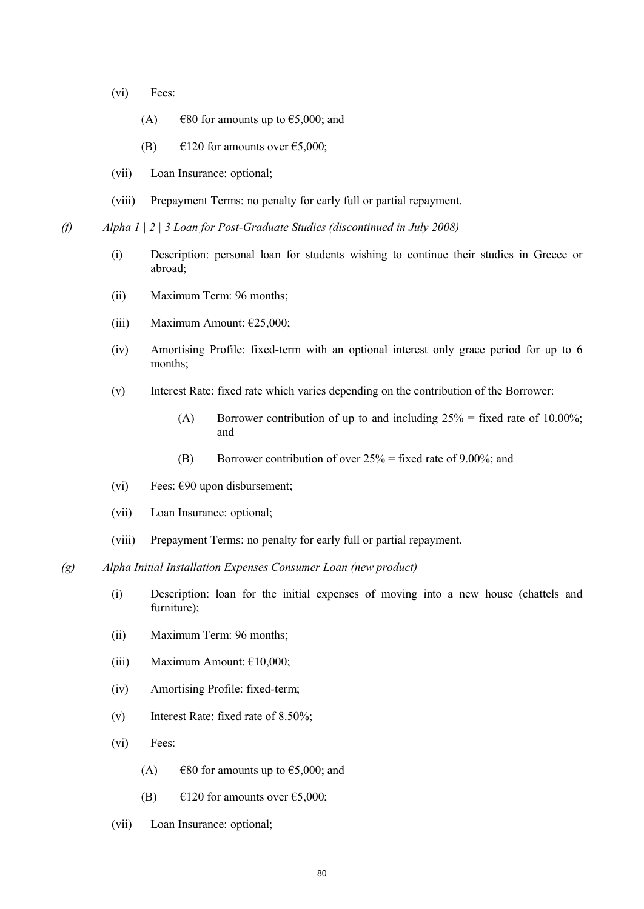(vi) Fees:

(A) €80 for amounts up to €5,000; and

(B) €120 for amounts over €5,000;

(vii) Loan Insurance: optional;

(viii) Prepayment Terms: no penalty for early full or partial repayment.

*(f) Alpha 1 | 2 | 3 Loan for Post-Graduate Studies (discontinued in July 2008)*

(i) Description: personal loan for students wishing to continue their studies in Greece or abroad;

(ii) Maximum Term: 96 months;

(iii) Maximum Amount: €25,000;

(iv) Amortising Profile: fixed-term with an optional interest only grace period for up to 6 months;

(v) Interest Rate: fixed rate which varies depending on the contribution of the Borrower:

(A) Borrower contribution of up to and including 25% = fixed rate of 10.00%; and

(B) Borrower contribution of over 25% = fixed rate of 9.00%; and

(vi) Fees: €90 upon disbursement;

(vii) Loan Insurance: optional;

(viii) Prepayment Terms: no penalty for early full or partial repayment.

*(g) Alpha Initial Installation Expenses Consumer Loan (new product)*

(i) Description: loan for the initial expenses of moving into a new house (chattels and furniture);

(ii) Maximum Term: 96 months;

(iii) Maximum Amount: €10,000;

(iv) Amortising Profile: fixed-term;

(v) Interest Rate: fixed rate of 8.50%;

(vi) Fees:

(A) €80 for amounts up to €5,000; and

(B) €120 for amounts over €5,000;

(vii) Loan Insurance: optional;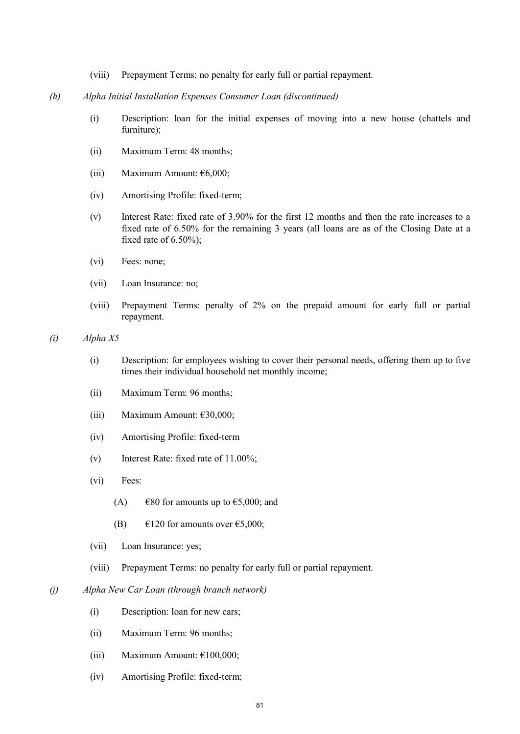(viii) Prepayment Terms: no penalty for early full or partial repayment.

*(h) Alpha Initial Installation Expenses Consumer Loan (discontinued)*

(i) Description: loan for the initial expenses of moving into a new house (chattels and furniture);

(ii) Maximum Term: 48 months;

(iii) Maximum Amount: €6,000;

(iv) Amortising Profile: fixed-term;

(v) Interest Rate: fixed rate of 3.90% for the first 12 months and then the rate increases to a fixed rate of 6.50% for the remaining 3 years (all loans are as of the Closing Date at a fixed rate of 6.50%);

(vi) Fees: none;

(vii) Loan Insurance: no;

(viii) Prepayment Terms: penalty of 2% on the prepaid amount for early full or partial repayment.

*(i) Alpha X5*

(i) Description: for employees wishing to cover their personal needs, offering them up to five times their individual household net monthly income;

(ii) Maximum Term: 96 months;

(iii) Maximum Amount: €30,000;

(iv) Amortising Profile: fixed-term

(v) Interest Rate: fixed rate of 11.00%;

(vi) Fees:

(A) €80 for amounts up to €5,000; and

(B) €120 for amounts over €5,000;

(vii) Loan Insurance: yes;

(viii) Prepayment Terms: no penalty for early full or partial repayment.

*(j) Alpha New Car Loan (through branch network)*

(i) Description: loan for new cars;

(ii) Maximum Term: 96 months;

(iii) Maximum Amount: €100,000;

(iv) Amortising Profile: fixed-term;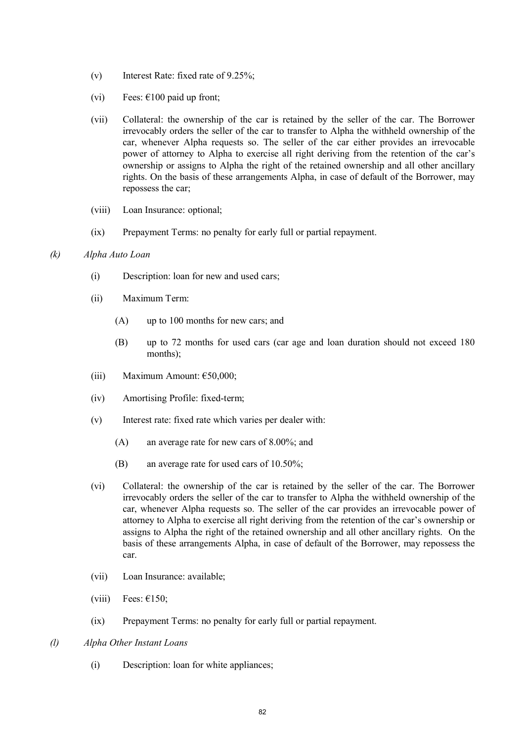(v) Interest Rate: fixed rate of 9.25%;

(vi) Fees: €100 paid up front;

(vii) Collateral: the ownership of the car is retained by the seller of the car. The Borrower irrevocably orders the seller of the car to transfer to Alpha the withheld ownership of the car, whenever Alpha requests so. The seller of the car either provides an irrevocable power of attorney to Alpha to exercise all right deriving from the retention of the car's ownership or assigns to Alpha the right of the retained ownership and all other ancillary rights. On the basis of these arrangements Alpha, in case of default of the Borrower, may repossess the car;

(viii) Loan Insurance: optional;

(ix) Prepayment Terms: no penalty for early full or partial repayment.

*(k) Alpha Auto Loan*

(i) Description: loan for new and used cars;

(ii) Maximum Term:

(A) up to 100 months for new cars; and

(B) up to 72 months for used cars (car age and loan duration should not exceed 180 months);

(iii) Maximum Amount: €50,000;

(iv) Amortising Profile: fixed-term;

(v) Interest rate: fixed rate which varies per dealer with:

(A) an average rate for new cars of 8.00%; and

(B) an average rate for used cars of 10.50%;

(vi) Collateral: the ownership of the car is retained by the seller of the car. The Borrower irrevocably orders the seller of the car to transfer to Alpha the withheld ownership of the car, whenever Alpha requests so. The seller of the car provides an irrevocable power of attorney to Alpha to exercise all right deriving from the retention of the car's ownership or assigns to Alpha the right of the retained ownership and all other ancillary rights. On the basis of these arrangements Alpha, in case of default of the Borrower, may repossess the car.

(vii) Loan Insurance: available;

(viii) Fees: €150;

(ix) Prepayment Terms: no penalty for early full or partial repayment.

*(l) Alpha Other Instant Loans*

(i) Description: loan for white appliances;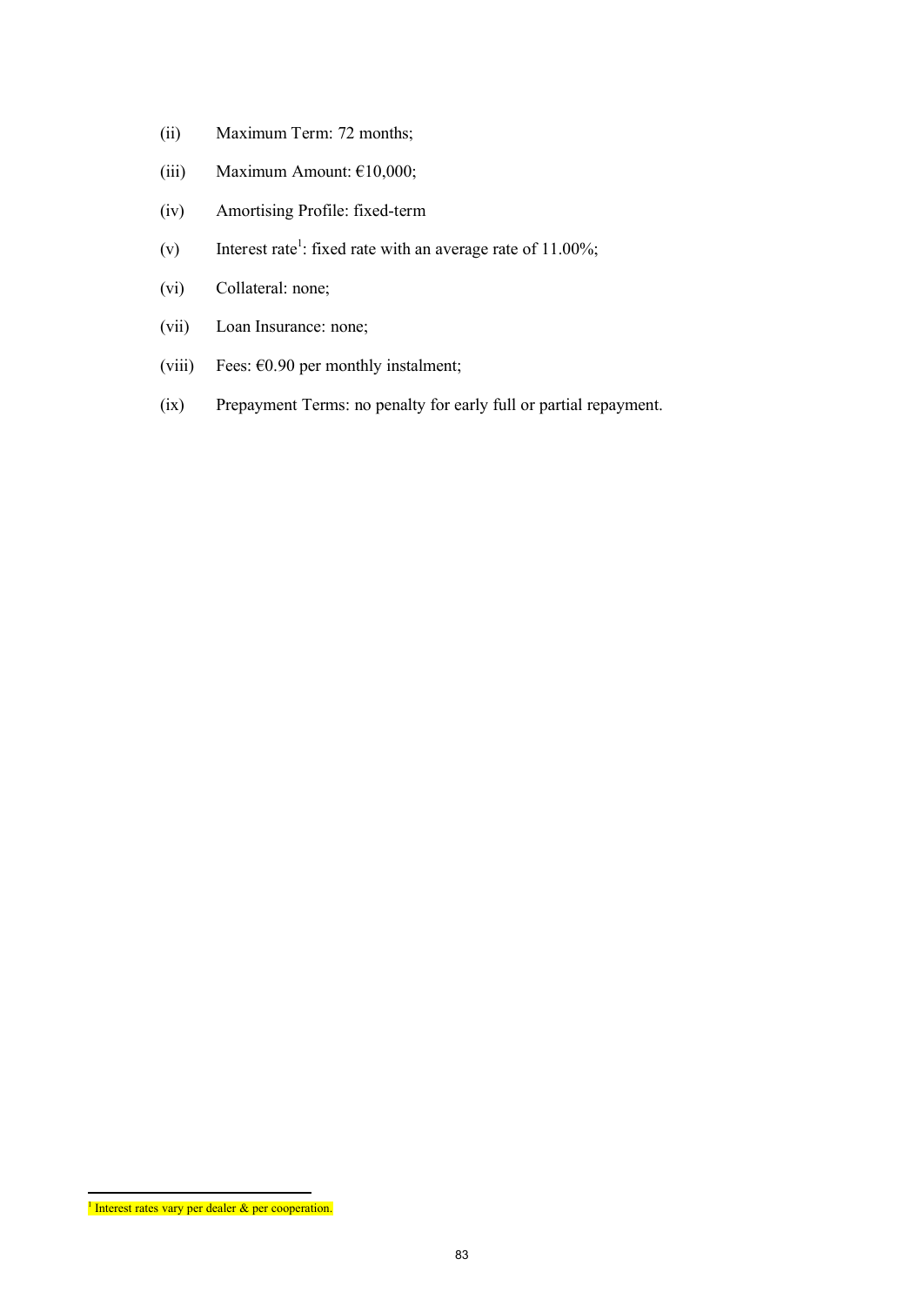(ii) Maximum Term: 72 months;

(iii) Maximum Amount: €10,000;

(iv) Amortising Profile: fixed-term

(v) Interest rate[1]: fixed rate with an average rate of 11.00%;

(vi) Collateral: none;

(vii) Loan Insurance: none;

(viii) Fees: €0.90 per monthly instalment;

(ix) Prepayment Terms: no penalty for early full or partial repayment.

[1] Interest rates vary per dealer & per cooperation.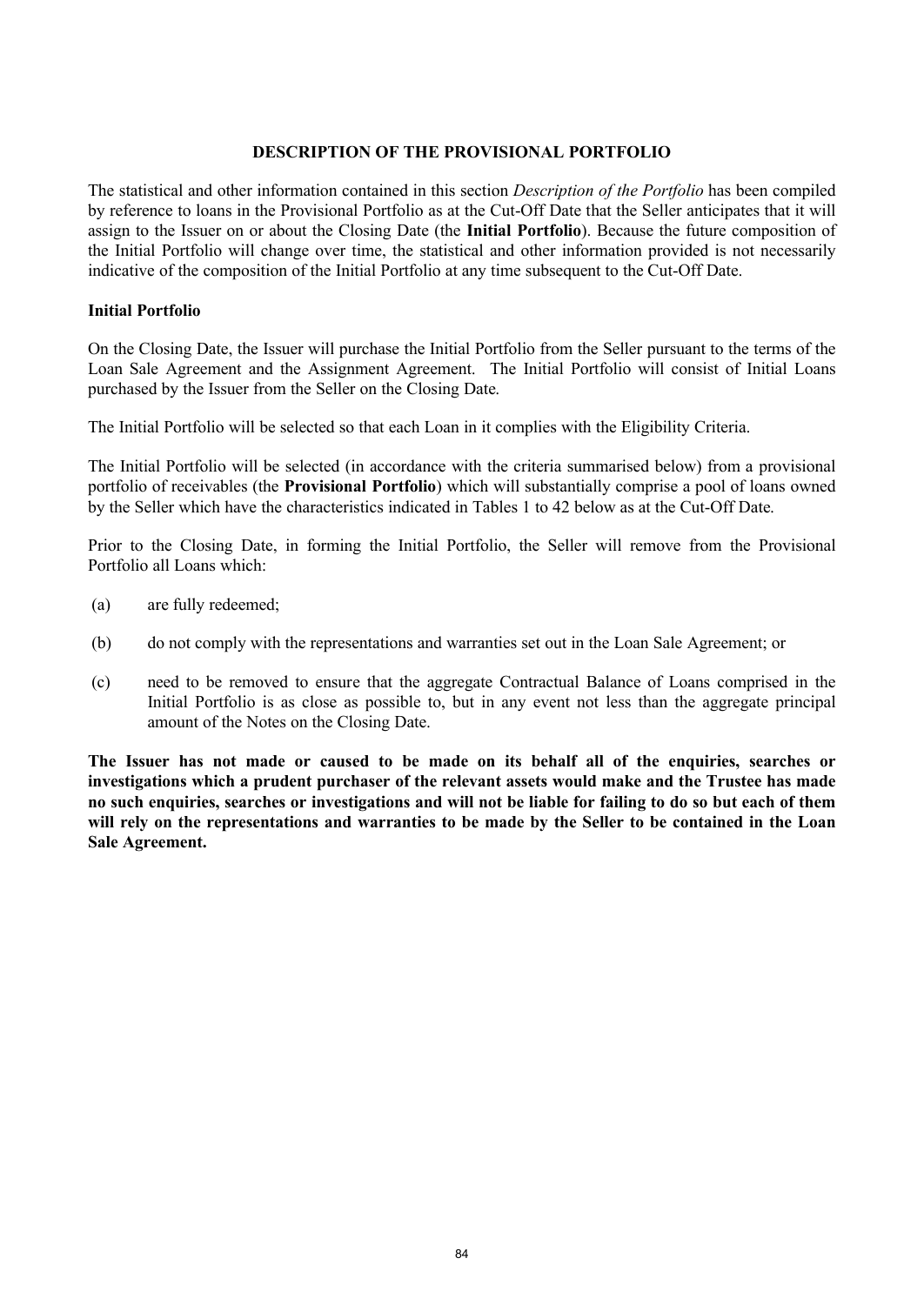## DESCRIPTION OF THE PROVISIONAL PORTFOLIO

The statistical and other information contained in this section *Description of the Portfolio* has been compiled by reference to loans in the Provisional Portfolio as at the Cut-Off Date that the Seller anticipates that it will assign to the Issuer on or about the Closing Date (the **Initial Portfolio**). Because the future composition of the Initial Portfolio will change over time, the statistical and other information provided is not necessarily indicative of the composition of the Initial Portfolio at any time subsequent to the Cut-Off Date.

### Initial Portfolio

On the Closing Date, the Issuer will purchase the Initial Portfolio from the Seller pursuant to the terms of the Loan Sale Agreement and the Assignment Agreement. The Initial Portfolio will consist of Initial Loans purchased by the Issuer from the Seller on the Closing Date.

The Initial Portfolio will be selected so that each Loan in it complies with the Eligibility Criteria.

The Initial Portfolio will be selected (in accordance with the criteria summarised below) from a provisional portfolio of receivables (the **Provisional Portfolio**) which will substantially comprise a pool of loans owned by the Seller which have the characteristics indicated in Tables 1 to 42 below as at the Cut-Off Date.

Prior to the Closing Date, in forming the Initial Portfolio, the Seller will remove from the Provisional Portfolio all Loans which:

(a) are fully redeemed;

(b) do not comply with the representations and warranties set out in the Loan Sale Agreement; or

(c) need to be removed to ensure that the aggregate Contractual Balance of Loans comprised in the Initial Portfolio is as close as possible to, but in any event not less than the aggregate principal amount of the Notes on the Closing Date.

**The Issuer has not made or caused to be made on its behalf all of the enquiries, searches or investigations which a prudent purchaser of the relevant assets would make and the Trustee has made no such enquiries, searches or investigations and will not be liable for failing to do so but each of them will rely on the representations and warranties to be made by the Seller to be contained in the Loan Sale Agreement.**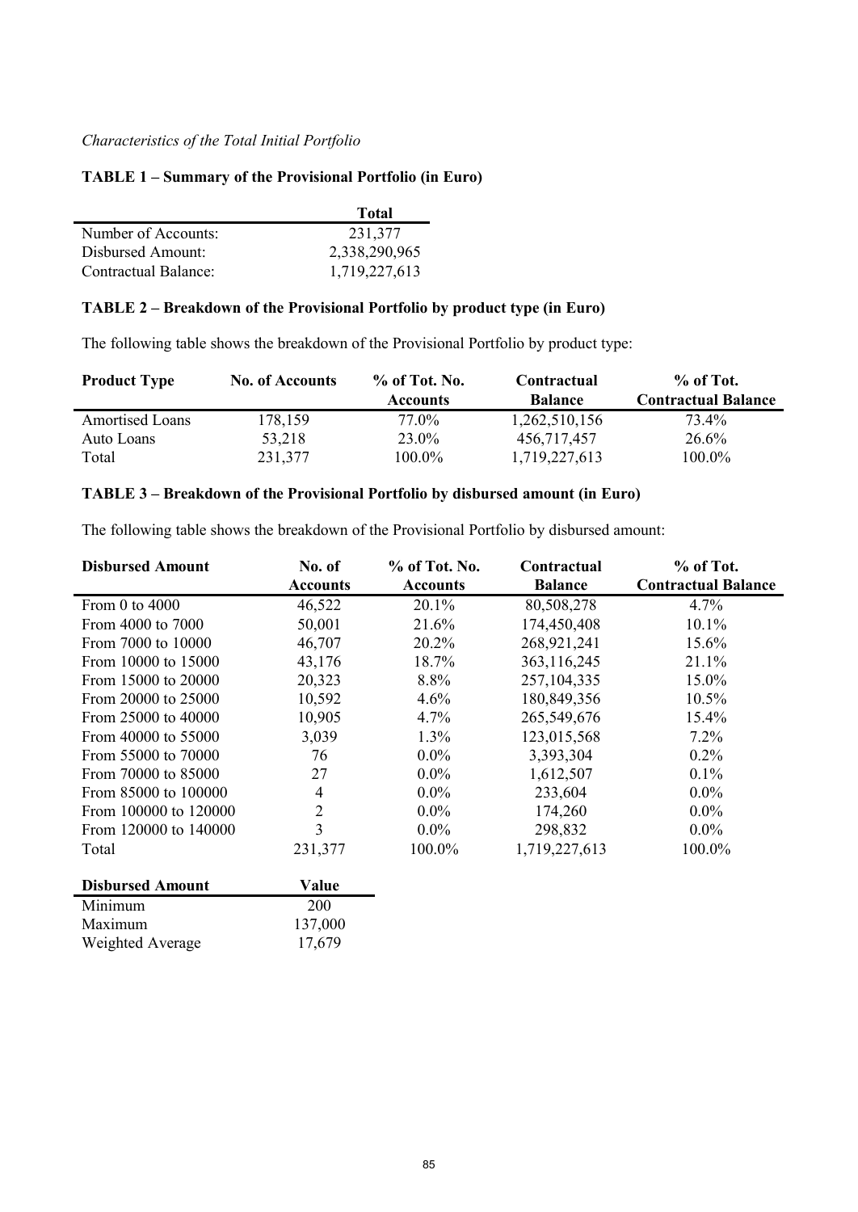*Characteristics of the Total Initial Portfolio*

**TABLE 1 – Summary of the Provisional Portfolio (in Euro)**

| | Total |
|---|---|
| Number of Accounts: | 231,377 |
| Disbursed Amount: | 2,338,290,965 |
| Contractual Balance: | 1,719,227,613 |

**TABLE 2 – Breakdown of the Provisional Portfolio by product type (in Euro)**

The following table shows the breakdown of the Provisional Portfolio by product type:

| Product Type | No. of Accounts | % of Tot. No. Accounts | Contractual Balance | % of Tot. Contractual Balance |
|---|---|---|---|---|
| Amortised Loans | 178,159 | 77.0% | 1,262,510,156 | 73.4% |
| Auto Loans | 53,218 | 23.0% | 456,717,457 | 26.6% |
| Total | 231,377 | 100.0% | 1,719,227,613 | 100.0% |

**TABLE 3 – Breakdown of the Provisional Portfolio by disbursed amount (in Euro)**

The following table shows the breakdown of the Provisional Portfolio by disbursed amount:

| Disbursed Amount | No. of Accounts | % of Tot. No. Accounts | Contractual Balance | % of Tot. Contractual Balance |
|---|---|---|---|---|
| From 0 to 4000 | 46,522 | 20.1% | 80,508,278 | 4.7% |
| From 4000 to 7000 | 50,001 | 21.6% | 174,450,408 | 10.1% |
| From 7000 to 10000 | 46,707 | 20.2% | 268,921,241 | 15.6% |
| From 10000 to 15000 | 43,176 | 18.7% | 363,116,245 | 21.1% |
| From 15000 to 20000 | 20,323 | 8.8% | 257,104,335 | 15.0% |
| From 20000 to 25000 | 10,592 | 4.6% | 180,849,356 | 10.5% |
| From 25000 to 40000 | 10,905 | 4.7% | 265,549,676 | 15.4% |
| From 40000 to 55000 | 3,039 | 1.3% | 123,015,568 | 7.2% |
| From 55000 to 70000 | 76 | 0.0% | 3,393,304 | 0.2% |
| From 70000 to 85000 | 27 | 0.0% | 1,612,507 | 0.1% |
| From 85000 to 100000 | 4 | 0.0% | 233,604 | 0.0% |
| From 100000 to 120000 | 2 | 0.0% | 174,260 | 0.0% |
| From 120000 to 140000 | 3 | 0.0% | 298,832 | 0.0% |
| Total | 231,377 | 100.0% | 1,719,227,613 | 100.0% |

| Disbursed Amount | Value |
|---|---|
| Minimum | 200 |
| Maximum | 137,000 |
| Weighted Average | 17,679 |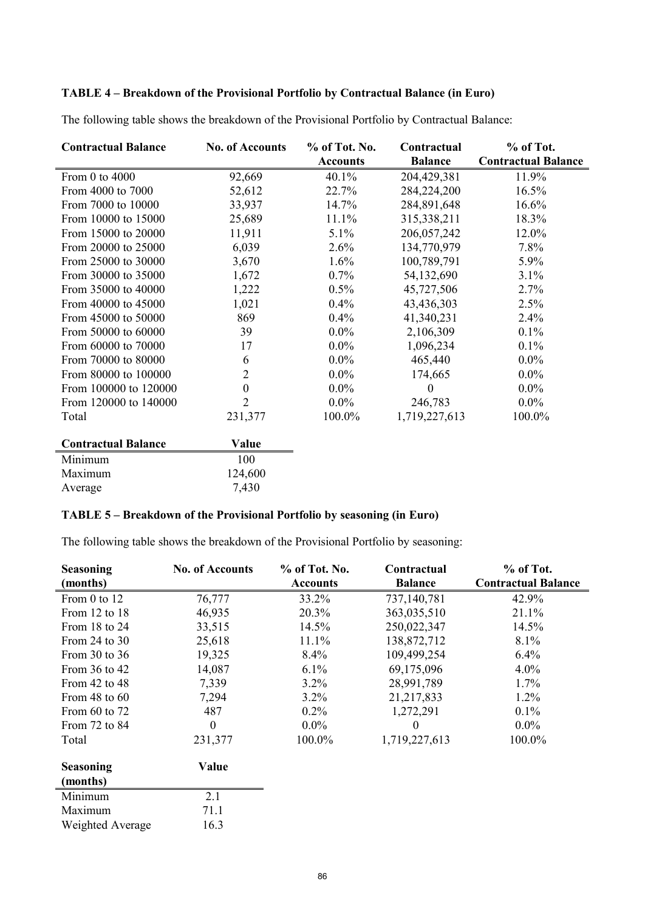**TABLE 4 – Breakdown of the Provisional Portfolio by Contractual Balance (in Euro)**

The following table shows the breakdown of the Provisional Portfolio by Contractual Balance:

| Contractual Balance | No. of Accounts | % of Tot. No. Accounts | Contractual Balance | % of Tot. Contractual Balance |
|---|---|---|---|---|
| From 0 to 4000 | 92,669 | 40.1% | 204,429,381 | 11.9% |
| From 4000 to 7000 | 52,612 | 22.7% | 284,224,200 | 16.5% |
| From 7000 to 10000 | 33,937 | 14.7% | 284,891,648 | 16.6% |
| From 10000 to 15000 | 25,689 | 11.1% | 315,338,211 | 18.3% |
| From 15000 to 20000 | 11,911 | 5.1% | 206,057,242 | 12.0% |
| From 20000 to 25000 | 6,039 | 2.6% | 134,770,979 | 7.8% |
| From 25000 to 30000 | 3,670 | 1.6% | 100,789,791 | 5.9% |
| From 30000 to 35000 | 1,672 | 0.7% | 54,132,690 | 3.1% |
| From 35000 to 40000 | 1,222 | 0.5% | 45,727,506 | 2.7% |
| From 40000 to 45000 | 1,021 | 0.4% | 43,436,303 | 2.5% |
| From 45000 to 50000 | 869 | 0.4% | 41,340,231 | 2.4% |
| From 50000 to 60000 | 39 | 0.0% | 2,106,309 | 0.1% |
| From 60000 to 70000 | 17 | 0.0% | 1,096,234 | 0.1% |
| From 70000 to 80000 | 6 | 0.0% | 465,440 | 0.0% |
| From 80000 to 100000 | 2 | 0.0% | 174,665 | 0.0% |
| From 100000 to 120000 | 0 | 0.0% | 0 | 0.0% |
| From 120000 to 140000 | 2 | 0.0% | 246,783 | 0.0% |
| Total | 231,377 | 100.0% | 1,719,227,613 | 100.0% |

| Contractual Balance | Value |
|---|---|
| Minimum | 100 |
| Maximum | 124,600 |
| Average | 7,430 |

**TABLE 5 – Breakdown of the Provisional Portfolio by seasoning (in Euro)**

The following table shows the breakdown of the Provisional Portfolio by seasoning:

| Seasoning (months) | No. of Accounts | % of Tot. No. Accounts | Contractual Balance | % of Tot. Contractual Balance |
|---|---|---|---|---|
| From 0 to 12 | 76,777 | 33.2% | 737,140,781 | 42.9% |
| From 12 to 18 | 46,935 | 20.3% | 363,035,510 | 21.1% |
| From 18 to 24 | 33,515 | 14.5% | 250,022,347 | 14.5% |
| From 24 to 30 | 25,618 | 11.1% | 138,872,712 | 8.1% |
| From 30 to 36 | 19,325 | 8.4% | 109,499,254 | 6.4% |
| From 36 to 42 | 14,087 | 6.1% | 69,175,096 | 4.0% |
| From 42 to 48 | 7,339 | 3.2% | 28,991,789 | 1.7% |
| From 48 to 60 | 7,294 | 3.2% | 21,217,833 | 1.2% |
| From 60 to 72 | 487 | 0.2% | 1,272,291 | 0.1% |
| From 72 to 84 | 0 | 0.0% | 0 | 0.0% |
| Total | 231,377 | 100.0% | 1,719,227,613 | 100.0% |

| Seasoning (months) | Value |
|---|---|
| Minimum | 2.1 |
| Maximum | 71.1 |
| Weighted Average | 16.3 |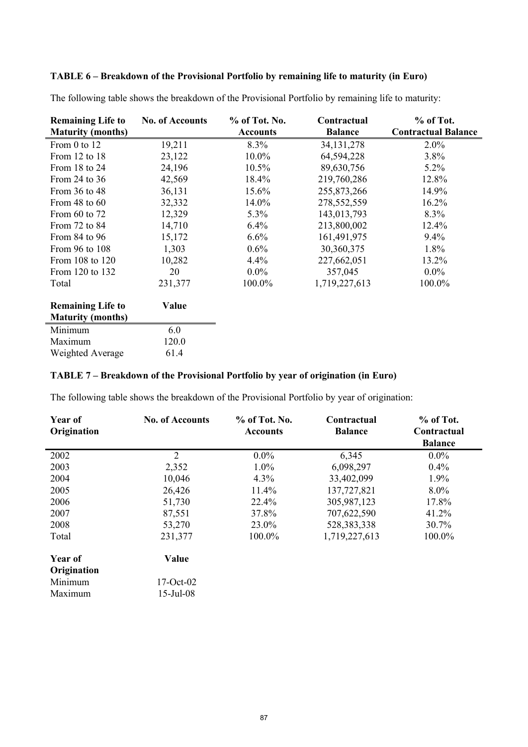**TABLE 6 – Breakdown of the Provisional Portfolio by remaining life to maturity (in Euro)**

The following table shows the breakdown of the Provisional Portfolio by remaining life to maturity:

| Remaining Life to Maturity (months) | No. of Accounts | % of Tot. No. Accounts | Contractual Balance | % of Tot. Contractual Balance |
|---|---|---|---|---|
| From 0 to 12 | 19,211 | 8.3% | 34,131,278 | 2.0% |
| From 12 to 18 | 23,122 | 10.0% | 64,594,228 | 3.8% |
| From 18 to 24 | 24,196 | 10.5% | 89,630,756 | 5.2% |
| From 24 to 36 | 42,569 | 18.4% | 219,760,286 | 12.8% |
| From 36 to 48 | 36,131 | 15.6% | 255,873,266 | 14.9% |
| From 48 to 60 | 32,332 | 14.0% | 278,552,559 | 16.2% |
| From 60 to 72 | 12,329 | 5.3% | 143,013,793 | 8.3% |
| From 72 to 84 | 14,710 | 6.4% | 213,800,002 | 12.4% |
| From 84 to 96 | 15,172 | 6.6% | 161,491,975 | 9.4% |
| From 96 to 108 | 1,303 | 0.6% | 30,360,375 | 1.8% |
| From 108 to 120 | 10,282 | 4.4% | 227,662,051 | 13.2% |
| From 120 to 132 | 20 | 0.0% | 357,045 | 0.0% |
| Total | 231,377 | 100.0% | 1,719,227,613 | 100.0% |

| Remaining Life to Maturity (months) | Value |
|---|---|
| Minimum | 6.0 |
| Maximum | 120.0 |
| Weighted Average | 61.4 |

**TABLE 7 – Breakdown of the Provisional Portfolio by year of origination (in Euro)**

The following table shows the breakdown of the Provisional Portfolio by year of origination:

| Year of Origination | No. of Accounts | % of Tot. No. Accounts | Contractual Balance | % of Tot. Contractual Balance |
|---|---|---|---|---|
| 2002 | 2 | 0.0% | 6,345 | 0.0% |
| 2003 | 2,352 | 1.0% | 6,098,297 | 0.4% |
| 2004 | 10,046 | 4.3% | 33,402,099 | 1.9% |
| 2005 | 26,426 | 11.4% | 137,727,821 | 8.0% |
| 2006 | 51,730 | 22.4% | 305,987,123 | 17.8% |
| 2007 | 87,551 | 37.8% | 707,622,590 | 41.2% |
| 2008 | 53,270 | 23.0% | 528,383,338 | 30.7% |
| Total | 231,377 | 100.0% | 1,719,227,613 | 100.0% |

| Year of Origination | Value |
|---|---|
| Minimum | 17-Oct-02 |
| Maximum | 15-Jul-08 |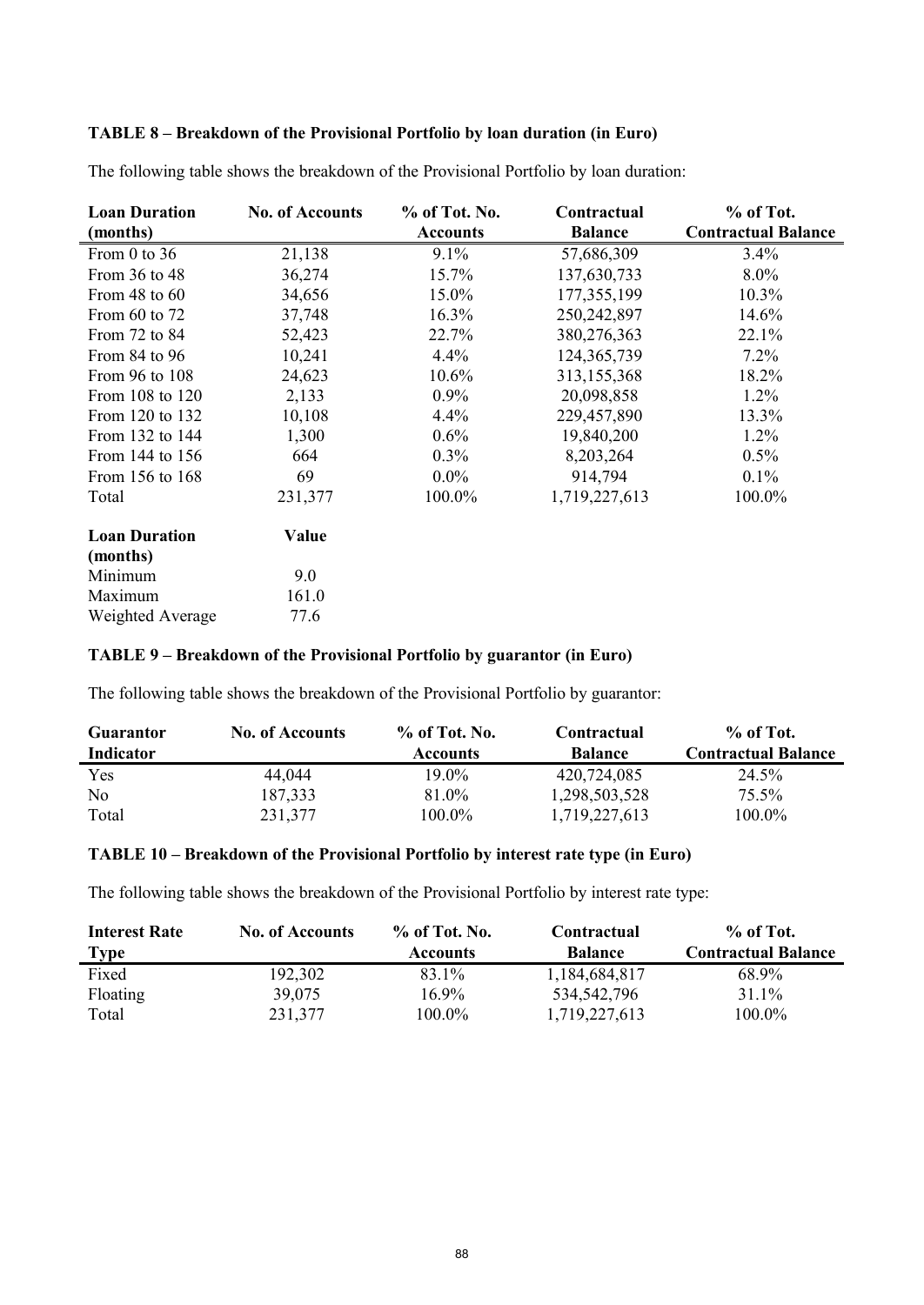**TABLE 8 – Breakdown of the Provisional Portfolio by loan duration (in Euro)**

The following table shows the breakdown of the Provisional Portfolio by loan duration:

| Loan Duration (months) | No. of Accounts | % of Tot. No. Accounts | Contractual Balance | % of Tot. Contractual Balance |
|---|---|---|---|---|
| From 0 to 36 | 21,138 | 9.1% | 57,686,309 | 3.4% |
| From 36 to 48 | 36,274 | 15.7% | 137,630,733 | 8.0% |
| From 48 to 60 | 34,656 | 15.0% | 177,355,199 | 10.3% |
| From 60 to 72 | 37,748 | 16.3% | 250,242,897 | 14.6% |
| From 72 to 84 | 52,423 | 22.7% | 380,276,363 | 22.1% |
| From 84 to 96 | 10,241 | 4.4% | 124,365,739 | 7.2% |
| From 96 to 108 | 24,623 | 10.6% | 313,155,368 | 18.2% |
| From 108 to 120 | 2,133 | 0.9% | 20,098,858 | 1.2% |
| From 120 to 132 | 10,108 | 4.4% | 229,457,890 | 13.3% |
| From 132 to 144 | 1,300 | 0.6% | 19,840,200 | 1.2% |
| From 144 to 156 | 664 | 0.3% | 8,203,264 | 0.5% |
| From 156 to 168 | 69 | 0.0% | 914,794 | 0.1% |
| Total | 231,377 | 100.0% | 1,719,227,613 | 100.0% |

| Loan Duration (months) | Value |
|---|---|
| Minimum | 9.0 |
| Maximum | 161.0 |
| Weighted Average | 77.6 |

**TABLE 9 – Breakdown of the Provisional Portfolio by guarantor (in Euro)**

The following table shows the breakdown of the Provisional Portfolio by guarantor:

| Guarantor Indicator | No. of Accounts | % of Tot. No. Accounts | Contractual Balance | % of Tot. Contractual Balance |
|---|---|---|---|---|
| Yes | 44,044 | 19.0% | 420,724,085 | 24.5% |
| No | 187,333 | 81.0% | 1,298,503,528 | 75.5% |
| Total | 231,377 | 100.0% | 1,719,227,613 | 100.0% |

**TABLE 10 – Breakdown of the Provisional Portfolio by interest rate type (in Euro)**

The following table shows the breakdown of the Provisional Portfolio by interest rate type:

| Interest Rate Type | No. of Accounts | % of Tot. No. Accounts | Contractual Balance | % of Tot. Contractual Balance |
|---|---|---|---|---|
| Fixed | 192,302 | 83.1% | 1,184,684,817 | 68.9% |
| Floating | 39,075 | 16.9% | 534,542,796 | 31.1% |
| Total | 231,377 | 100.0% | 1,719,227,613 | 100.0% |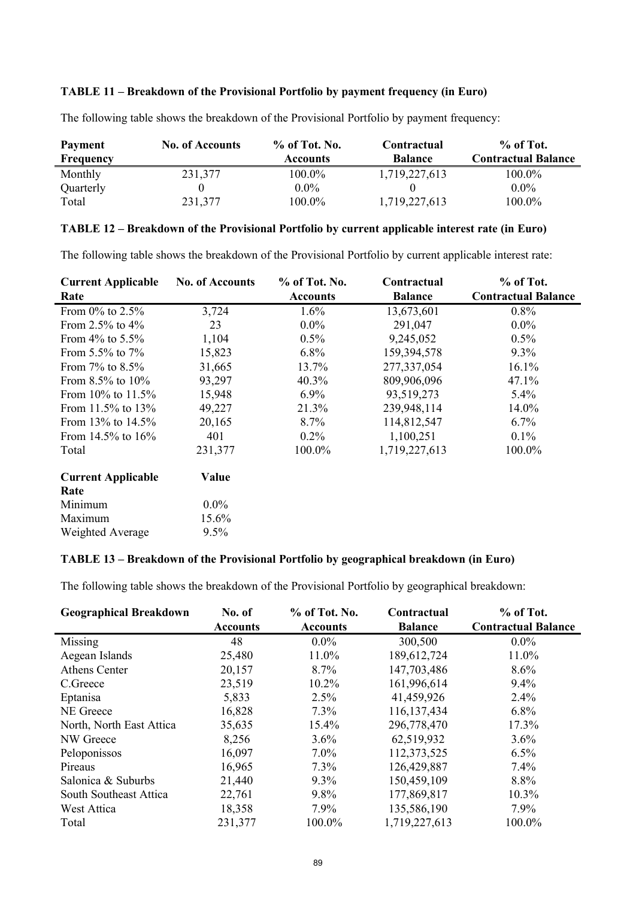**TABLE 11 – Breakdown of the Provisional Portfolio by payment frequency (in Euro)**

The following table shows the breakdown of the Provisional Portfolio by payment frequency:

| Payment Frequency | No. of Accounts | % of Tot. No. Accounts | Contractual Balance | % of Tot. Contractual Balance |
|---|---|---|---|---|
| Monthly | 231,377 | 100.0% | 1,719,227,613 | 100.0% |
| Quarterly | 0 | 0.0% | 0 | 0.0% |
| Total | 231,377 | 100.0% | 1,719,227,613 | 100.0% |

**TABLE 12 – Breakdown of the Provisional Portfolio by current applicable interest rate (in Euro)**

The following table shows the breakdown of the Provisional Portfolio by current applicable interest rate:

| Current Applicable Rate | No. of Accounts | % of Tot. No. Accounts | Contractual Balance | % of Tot. Contractual Balance |
|---|---|---|---|---|
| From 0% to 2.5% | 3,724 | 1.6% | 13,673,601 | 0.8% |
| From 2.5% to 4% | 23 | 0.0% | 291,047 | 0.0% |
| From 4% to 5.5% | 1,104 | 0.5% | 9,245,052 | 0.5% |
| From 5.5% to 7% | 15,823 | 6.8% | 159,394,578 | 9.3% |
| From 7% to 8.5% | 31,665 | 13.7% | 277,337,054 | 16.1% |
| From 8.5% to 10% | 93,297 | 40.3% | 809,906,096 | 47.1% |
| From 10% to 11.5% | 15,948 | 6.9% | 93,519,273 | 5.4% |
| From 11.5% to 13% | 49,227 | 21.3% | 239,948,114 | 14.0% |
| From 13% to 14.5% | 20,165 | 8.7% | 114,812,547 | 6.7% |
| From 14.5% to 16% | 401 | 0.2% | 1,100,251 | 0.1% |
| Total | 231,377 | 100.0% | 1,719,227,613 | 100.0% |

| Current Applicable Rate | Value |
|---|---|
| Minimum | 0.0% |
| Maximum | 15.6% |
| Weighted Average | 9.5% |

**TABLE 13 – Breakdown of the Provisional Portfolio by geographical breakdown (in Euro)**

The following table shows the breakdown of the Provisional Portfolio by geographical breakdown:

| Geographical Breakdown | No. of Accounts | % of Tot. No. Accounts | Contractual Balance | % of Tot. Contractual Balance |
|---|---|---|---|---|
| Missing | 48 | 0.0% | 300,500 | 0.0% |
| Aegean Islands | 25,480 | 11.0% | 189,612,724 | 11.0% |
| Athens Center | 20,157 | 8.7% | 147,703,486 | 8.6% |
| C.Greece | 23,519 | 10.2% | 161,996,614 | 9.4% |
| Eptanisa | 5,833 | 2.5% | 41,459,926 | 2.4% |
| NE Greece | 16,828 | 7.3% | 116,137,434 | 6.8% |
| North, North East Attica | 35,635 | 15.4% | 296,778,470 | 17.3% |
| NW Greece | 8,256 | 3.6% | 62,519,932 | 3.6% |
| Peloponissos | 16,097 | 7.0% | 112,373,525 | 6.5% |
| Pireaus | 16,965 | 7.3% | 126,429,887 | 7.4% |
| Salonica & Suburbs | 21,440 | 9.3% | 150,459,109 | 8.8% |
| South Southeast Attica | 22,761 | 9.8% | 177,869,817 | 10.3% |
| West Attica | 18,358 | 7.9% | 135,586,190 | 7.9% |
| Total | 231,377 | 100.0% | 1,719,227,613 | 100.0% |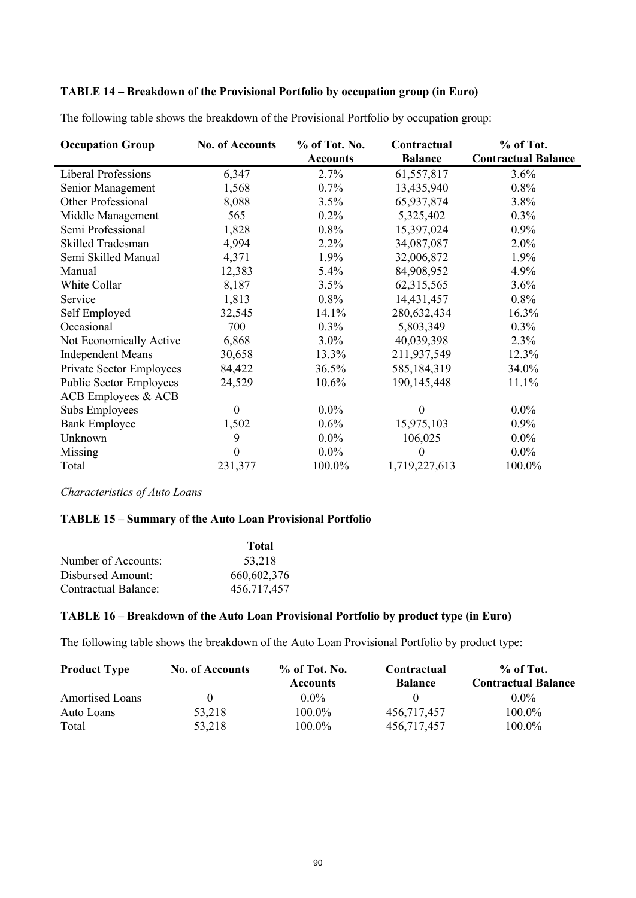**TABLE 14 – Breakdown of the Provisional Portfolio by occupation group (in Euro)**

The following table shows the breakdown of the Provisional Portfolio by occupation group:

| Occupation Group | No. of Accounts | % of Tot. No. Accounts | Contractual Balance | % of Tot. Contractual Balance |
|---|---|---|---|---|
| Liberal Professions | 6,347 | 2.7% | 61,557,817 | 3.6% |
| Senior Management | 1,568 | 0.7% | 13,435,940 | 0.8% |
| Other Professional | 8,088 | 3.5% | 65,937,874 | 3.8% |
| Middle Management | 565 | 0.2% | 5,325,402 | 0.3% |
| Semi Professional | 1,828 | 0.8% | 15,397,024 | 0.9% |
| Skilled Tradesman | 4,994 | 2.2% | 34,087,087 | 2.0% |
| Semi Skilled Manual | 4,371 | 1.9% | 32,006,872 | 1.9% |
| Manual | 12,383 | 5.4% | 84,908,952 | 4.9% |
| White Collar | 8,187 | 3.5% | 62,315,565 | 3.6% |
| Service | 1,813 | 0.8% | 14,431,457 | 0.8% |
| Self Employed | 32,545 | 14.1% | 280,632,434 | 16.3% |
| Occasional | 700 | 0.3% | 5,803,349 | 0.3% |
| Not Economically Active | 6,868 | 3.0% | 40,039,398 | 2.3% |
| Independent Means | 30,658 | 13.3% | 211,937,549 | 12.3% |
| Private Sector Employees | 84,422 | 36.5% | 585,184,319 | 34.0% |
| Public Sector Employees | 24,529 | 10.6% | 190,145,448 | 11.1% |
| ACB Employees & ACB Subs Employees | 0 | 0.0% | 0 | 0.0% |
| Bank Employee | 1,502 | 0.6% | 15,975,103 | 0.9% |
| Unknown | 9 | 0.0% | 106,025 | 0.0% |
| Missing | 0 | 0.0% | 0 | 0.0% |
| Total | 231,377 | 100.0% | 1,719,227,613 | 100.0% |

*Characteristics of Auto Loans*

**TABLE 15 – Summary of the Auto Loan Provisional Portfolio**

| | Total |
|---|---|
| Number of Accounts: | 53,218 |
| Disbursed Amount: | 660,602,376 |
| Contractual Balance: | 456,717,457 |

**TABLE 16 – Breakdown of the Auto Loan Provisional Portfolio by product type (in Euro)**

The following table shows the breakdown of the Auto Loan Provisional Portfolio by product type:

| Product Type | No. of Accounts | % of Tot. No. Accounts | Contractual Balance | % of Tot. Contractual Balance |
|---|---|---|---|---|
| Amortised Loans | 0 | 0.0% | 0 | 0.0% |
| Auto Loans | 53,218 | 100.0% | 456,717,457 | 100.0% |
| Total | 53,218 | 100.0% | 456,717,457 | 100.0% |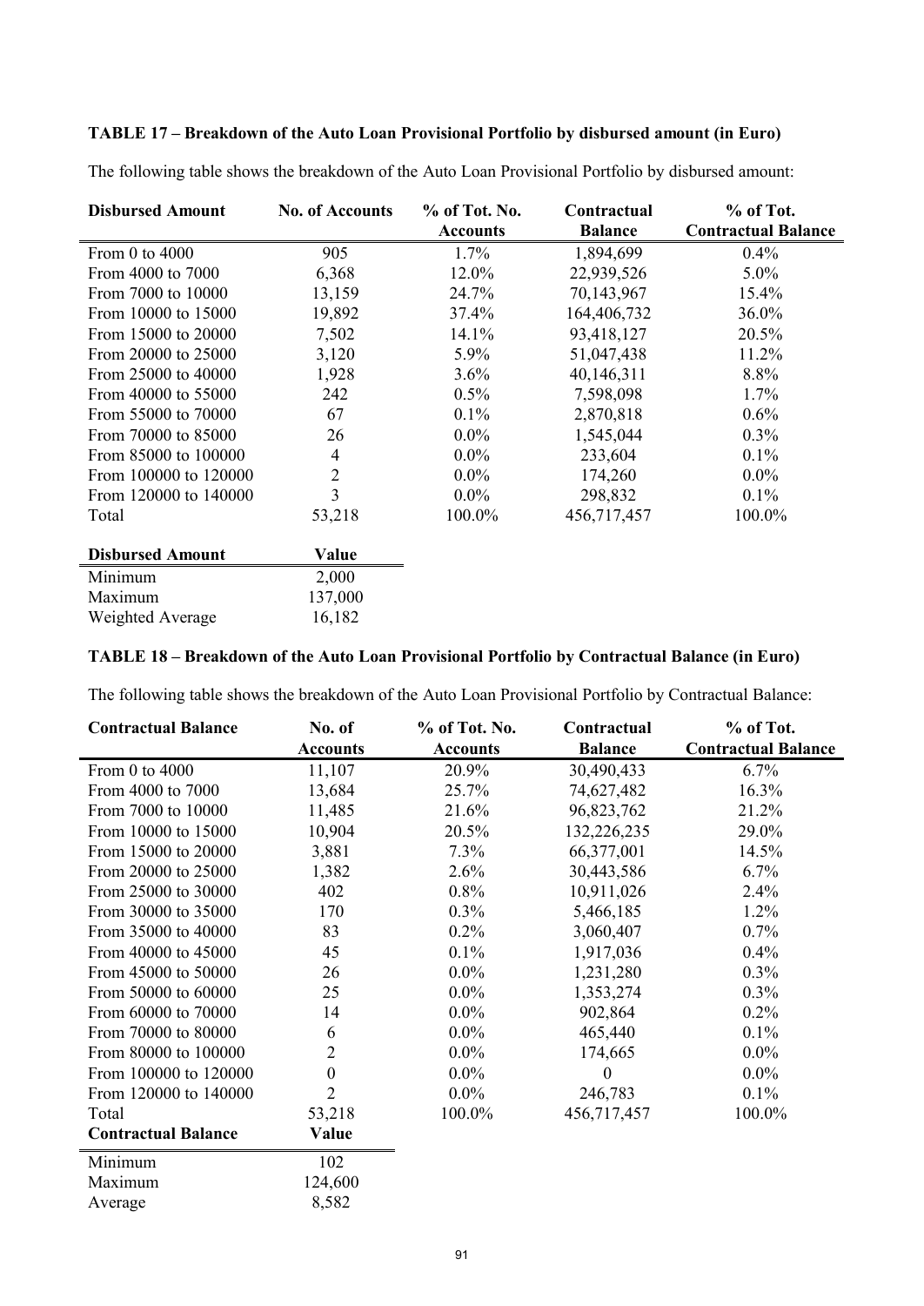**TABLE 17 – Breakdown of the Auto Loan Provisional Portfolio by disbursed amount (in Euro)**

The following table shows the breakdown of the Auto Loan Provisional Portfolio by disbursed amount:

| Disbursed Amount | No. of Accounts | % of Tot. No. Accounts | Contractual Balance | % of Tot. Contractual Balance |
|---|---|---|---|---|
| From 0 to 4000 | 905 | 1.7% | 1,894,699 | 0.4% |
| From 4000 to 7000 | 6,368 | 12.0% | 22,939,526 | 5.0% |
| From 7000 to 10000 | 13,159 | 24.7% | 70,143,967 | 15.4% |
| From 10000 to 15000 | 19,892 | 37.4% | 164,406,732 | 36.0% |
| From 15000 to 20000 | 7,502 | 14.1% | 93,418,127 | 20.5% |
| From 20000 to 25000 | 3,120 | 5.9% | 51,047,438 | 11.2% |
| From 25000 to 40000 | 1,928 | 3.6% | 40,146,311 | 8.8% |
| From 40000 to 55000 | 242 | 0.5% | 7,598,098 | 1.7% |
| From 55000 to 70000 | 67 | 0.1% | 2,870,818 | 0.6% |
| From 70000 to 85000 | 26 | 0.0% | 1,545,044 | 0.3% |
| From 85000 to 100000 | 4 | 0.0% | 233,604 | 0.1% |
| From 100000 to 120000 | 2 | 0.0% | 174,260 | 0.0% |
| From 120000 to 140000 | 3 | 0.0% | 298,832 | 0.1% |
| Total | 53,218 | 100.0% | 456,717,457 | 100.0% |

| Disbursed Amount | Value |
|---|---|
| Minimum | 2,000 |
| Maximum | 137,000 |
| Weighted Average | 16,182 |

**TABLE 18 – Breakdown of the Auto Loan Provisional Portfolio by Contractual Balance (in Euro)**

The following table shows the breakdown of the Auto Loan Provisional Portfolio by Contractual Balance:

| Contractual Balance | No. of Accounts | % of Tot. No. Accounts | Contractual Balance | % of Tot. Contractual Balance |
|---|---|---|---|---|
| From 0 to 4000 | 11,107 | 20.9% | 30,490,433 | 6.7% |
| From 4000 to 7000 | 13,684 | 25.7% | 74,627,482 | 16.3% |
| From 7000 to 10000 | 11,485 | 21.6% | 96,823,762 | 21.2% |
| From 10000 to 15000 | 10,904 | 20.5% | 132,226,235 | 29.0% |
| From 15000 to 20000 | 3,881 | 7.3% | 66,377,001 | 14.5% |
| From 20000 to 25000 | 1,382 | 2.6% | 30,443,586 | 6.7% |
| From 25000 to 30000 | 402 | 0.8% | 10,911,026 | 2.4% |
| From 30000 to 35000 | 170 | 0.3% | 5,466,185 | 1.2% |
| From 35000 to 40000 | 83 | 0.2% | 3,060,407 | 0.7% |
| From 40000 to 45000 | 45 | 0.1% | 1,917,036 | 0.4% |
| From 45000 to 50000 | 26 | 0.0% | 1,231,280 | 0.3% |
| From 50000 to 60000 | 25 | 0.0% | 1,353,274 | 0.3% |
| From 60000 to 70000 | 14 | 0.0% | 902,864 | 0.2% |
| From 70000 to 80000 | 6 | 0.0% | 465,440 | 0.1% |
| From 80000 to 100000 | 2 | 0.0% | 174,665 | 0.0% |
| From 100000 to 120000 | 0 | 0.0% | 0 | 0.0% |
| From 120000 to 140000 | 2 | 0.0% | 246,783 | 0.1% |
| Total | 53,218 | 100.0% | 456,717,457 | 100.0% |

| Contractual Balance | Value |
|---|---|
| Minimum | 102 |
| Maximum | 124,600 |
| Average | 8,582 |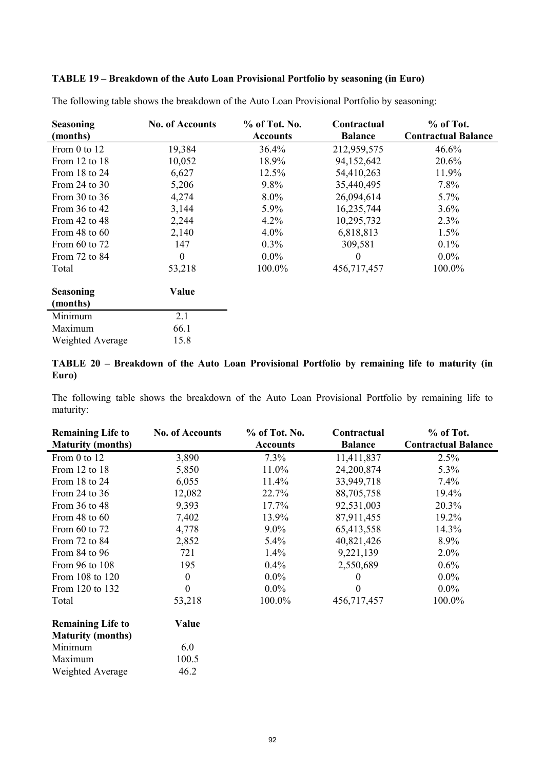**TABLE 19 – Breakdown of the Auto Loan Provisional Portfolio by seasoning (in Euro)**

The following table shows the breakdown of the Auto Loan Provisional Portfolio by seasoning:

| Seasoning (months) | No. of Accounts | % of Tot. No. Accounts | Contractual Balance | % of Tot. Contractual Balance |
|---|---|---|---|---|
| From 0 to 12 | 19,384 | 36.4% | 212,959,575 | 46.6% |
| From 12 to 18 | 10,052 | 18.9% | 94,152,642 | 20.6% |
| From 18 to 24 | 6,627 | 12.5% | 54,410,263 | 11.9% |
| From 24 to 30 | 5,206 | 9.8% | 35,440,495 | 7.8% |
| From 30 to 36 | 4,274 | 8.0% | 26,094,614 | 5.7% |
| From 36 to 42 | 3,144 | 5.9% | 16,235,744 | 3.6% |
| From 42 to 48 | 2,244 | 4.2% | 10,295,732 | 2.3% |
| From 48 to 60 | 2,140 | 4.0% | 6,818,813 | 1.5% |
| From 60 to 72 | 147 | 0.3% | 309,581 | 0.1% |
| From 72 to 84 | 0 | 0.0% | 0 | 0.0% |
| Total | 53,218 | 100.0% | 456,717,457 | 100.0% |

| Seasoning (months) | Value |
|---|---|
| Minimum | 2.1 |
| Maximum | 66.1 |
| Weighted Average | 15.8 |

**TABLE 20 – Breakdown of the Auto Loan Provisional Portfolio by remaining life to maturity (in Euro)**

The following table shows the breakdown of the Auto Loan Provisional Portfolio by remaining life to maturity:

| Remaining Life to Maturity (months) | No. of Accounts | % of Tot. No. Accounts | Contractual Balance | % of Tot. Contractual Balance |
|---|---|---|---|---|
| From 0 to 12 | 3,890 | 7.3% | 11,411,837 | 2.5% |
| From 12 to 18 | 5,850 | 11.0% | 24,200,874 | 5.3% |
| From 18 to 24 | 6,055 | 11.4% | 33,949,718 | 7.4% |
| From 24 to 36 | 12,082 | 22.7% | 88,705,758 | 19.4% |
| From 36 to 48 | 9,393 | 17.7% | 92,531,003 | 20.3% |
| From 48 to 60 | 7,402 | 13.9% | 87,911,455 | 19.2% |
| From 60 to 72 | 4,778 | 9.0% | 65,413,558 | 14.3% |
| From 72 to 84 | 2,852 | 5.4% | 40,821,426 | 8.9% |
| From 84 to 96 | 721 | 1.4% | 9,221,139 | 2.0% |
| From 96 to 108 | 195 | 0.4% | 2,550,689 | 0.6% |
| From 108 to 120 | 0 | 0.0% | 0 | 0.0% |
| From 120 to 132 | 0 | 0.0% | 0 | 0.0% |
| Total | 53,218 | 100.0% | 456,717,457 | 100.0% |

| Remaining Life to Maturity (months) | Value |
|---|---|
| Minimum | 6.0 |
| Maximum | 100.5 |
| Weighted Average | 46.2 |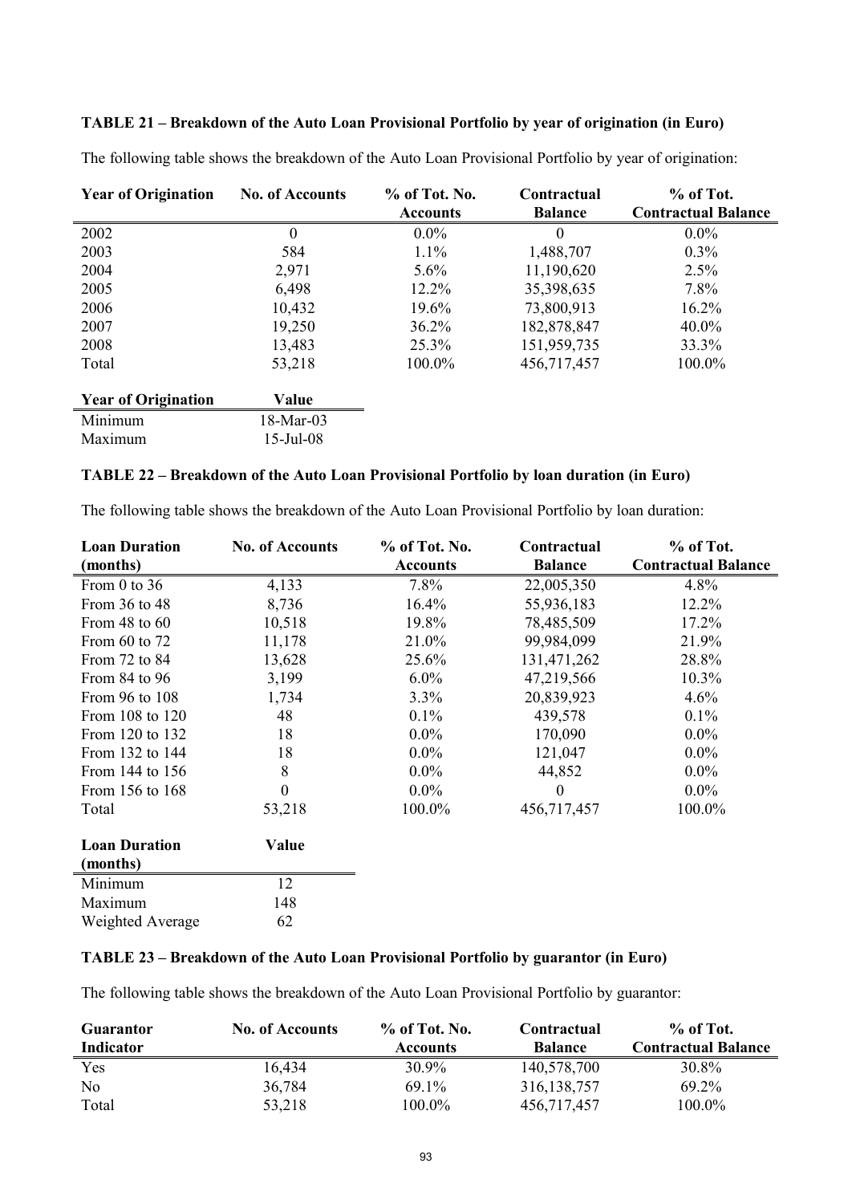### TABLE 21 – Breakdown of the Auto Loan Provisional Portfolio by year of origination (in Euro)

The following table shows the breakdown of the Auto Loan Provisional Portfolio by year of origination:

| Year of Origination | No. of Accounts | % of Tot. No. Accounts | Contractual Balance | % of Tot. Contractual Balance |
|---|---|---|---|---|
| 2002 | 0 | 0.0% | 0 | 0.0% |
| 2003 | 584 | 1.1% | 1,488,707 | 0.3% |
| 2004 | 2,971 | 5.6% | 11,190,620 | 2.5% |
| 2005 | 6,498 | 12.2% | 35,398,635 | 7.8% |
| 2006 | 10,432 | 19.6% | 73,800,913 | 16.2% |
| 2007 | 19,250 | 36.2% | 182,878,847 | 40.0% |
| 2008 | 13,483 | 25.3% | 151,959,735 | 33.3% |
| Total | 53,218 | 100.0% | 456,717,457 | 100.0% |

| Year of Origination | Value |
|---|---|
| Minimum | 18-Mar-03 |
| Maximum | 15-Jul-08 |

### TABLE 22 – Breakdown of the Auto Loan Provisional Portfolio by loan duration (in Euro)

The following table shows the breakdown of the Auto Loan Provisional Portfolio by loan duration:

| Loan Duration (months) | No. of Accounts | % of Tot. No. Accounts | Contractual Balance | % of Tot. Contractual Balance |
|---|---|---|---|---|
| From 0 to 36 | 4,133 | 7.8% | 22,005,350 | 4.8% |
| From 36 to 48 | 8,736 | 16.4% | 55,936,183 | 12.2% |
| From 48 to 60 | 10,518 | 19.8% | 78,485,509 | 17.2% |
| From 60 to 72 | 11,178 | 21.0% | 99,984,099 | 21.9% |
| From 72 to 84 | 13,628 | 25.6% | 131,471,262 | 28.8% |
| From 84 to 96 | 3,199 | 6.0% | 47,219,566 | 10.3% |
| From 96 to 108 | 1,734 | 3.3% | 20,839,923 | 4.6% |
| From 108 to 120 | 48 | 0.1% | 439,578 | 0.1% |
| From 120 to 132 | 18 | 0.0% | 170,090 | 0.0% |
| From 132 to 144 | 18 | 0.0% | 121,047 | 0.0% |
| From 144 to 156 | 8 | 0.0% | 44,852 | 0.0% |
| From 156 to 168 | 0 | 0.0% | 0 | 0.0% |
| Total | 53,218 | 100.0% | 456,717,457 | 100.0% |

| Loan Duration (months) | Value |
|---|---|
| Minimum | 12 |
| Maximum | 148 |
| Weighted Average | 62 |

### TABLE 23 – Breakdown of the Auto Loan Provisional Portfolio by guarantor (in Euro)

The following table shows the breakdown of the Auto Loan Provisional Portfolio by guarantor:

| Guarantor Indicator | No. of Accounts | % of Tot. No. Accounts | Contractual Balance | % of Tot. Contractual Balance |
|---|---|---|---|---|
| Yes | 16,434 | 30.9% | 140,578,700 | 30.8% |
| No | 36,784 | 69.1% | 316,138,757 | 69.2% |
| Total | 53,218 | 100.0% | 456,717,457 | 100.0% |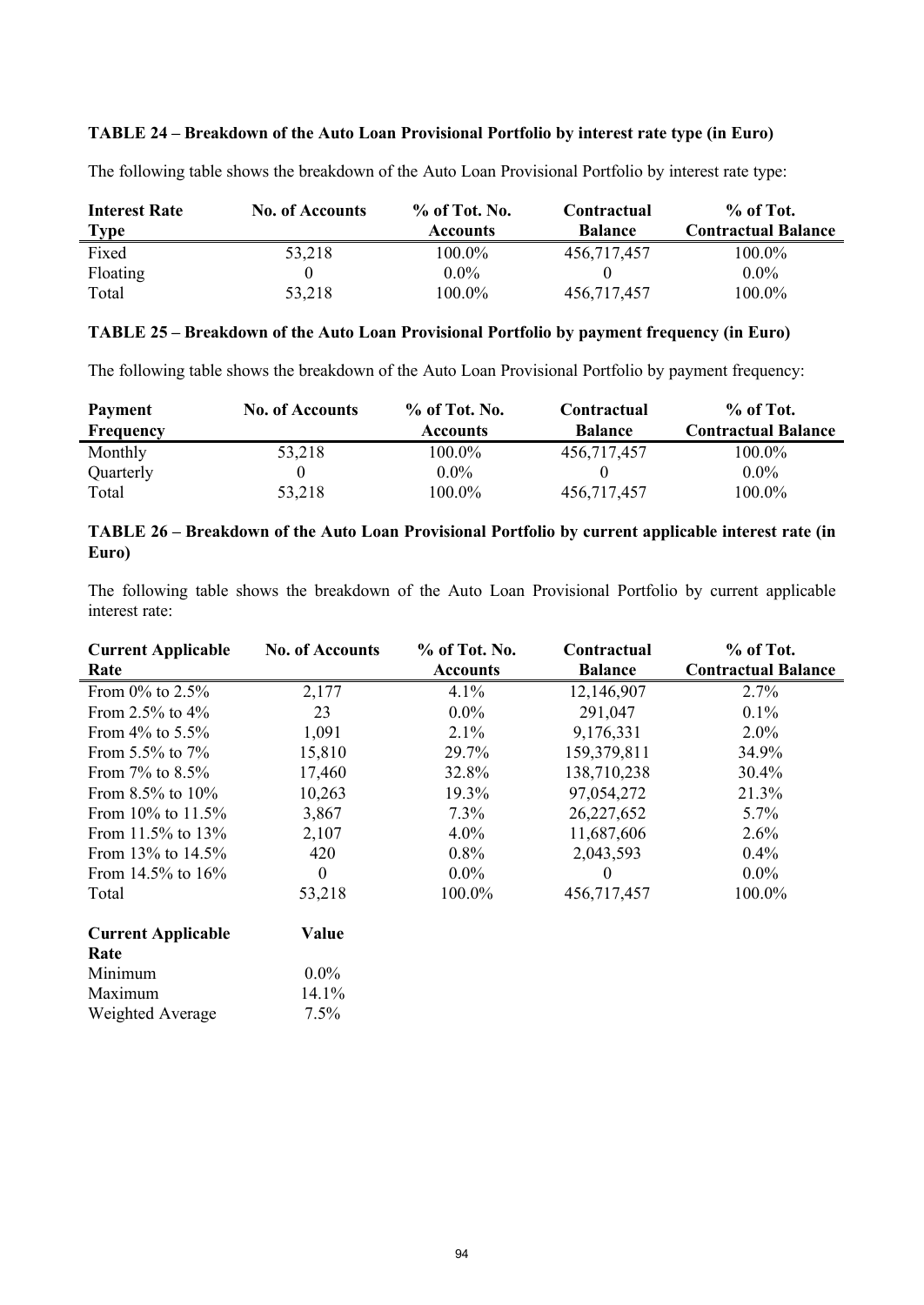**TABLE 24 – Breakdown of the Auto Loan Provisional Portfolio by interest rate type (in Euro)**

The following table shows the breakdown of the Auto Loan Provisional Portfolio by interest rate type:

| Interest Rate Type | No. of Accounts | % of Tot. No. Accounts | Contractual Balance | % of Tot. Contractual Balance |
|---|---|---|---|---|
| Fixed | 53,218 | 100.0% | 456,717,457 | 100.0% |
| Floating | 0 | 0.0% | 0 | 0.0% |
| Total | 53,218 | 100.0% | 456,717,457 | 100.0% |

**TABLE 25 – Breakdown of the Auto Loan Provisional Portfolio by payment frequency (in Euro)**

The following table shows the breakdown of the Auto Loan Provisional Portfolio by payment frequency:

| Payment Frequency | No. of Accounts | % of Tot. No. Accounts | Contractual Balance | % of Tot. Contractual Balance |
|---|---|---|---|---|
| Monthly | 53,218 | 100.0% | 456,717,457 | 100.0% |
| Quarterly | 0 | 0.0% | 0 | 0.0% |
| Total | 53,218 | 100.0% | 456,717,457 | 100.0% |

**TABLE 26 – Breakdown of the Auto Loan Provisional Portfolio by current applicable interest rate (in Euro)**

The following table shows the breakdown of the Auto Loan Provisional Portfolio by current applicable interest rate:

| Current Applicable Rate | No. of Accounts | % of Tot. No. Accounts | Contractual Balance | % of Tot. Contractual Balance |
|---|---|---|---|---|
| From 0% to 2.5% | 2,177 | 4.1% | 12,146,907 | 2.7% |
| From 2.5% to 4% | 23 | 0.0% | 291,047 | 0.1% |
| From 4% to 5.5% | 1,091 | 2.1% | 9,176,331 | 2.0% |
| From 5.5% to 7% | 15,810 | 29.7% | 159,379,811 | 34.9% |
| From 7% to 8.5% | 17,460 | 32.8% | 138,710,238 | 30.4% |
| From 8.5% to 10% | 10,263 | 19.3% | 97,054,272 | 21.3% |
| From 10% to 11.5% | 3,867 | 7.3% | 26,227,652 | 5.7% |
| From 11.5% to 13% | 2,107 | 4.0% | 11,687,606 | 2.6% |
| From 13% to 14.5% | 420 | 0.8% | 2,043,593 | 0.4% |
| From 14.5% to 16% | 0 | 0.0% | 0 | 0.0% |
| Total | 53,218 | 100.0% | 456,717,457 | 100.0% |

| Current Applicable Rate | Value |
|---|---|
| Minimum | 0.0% |
| Maximum | 14.1% |
| Weighted Average | 7.5% |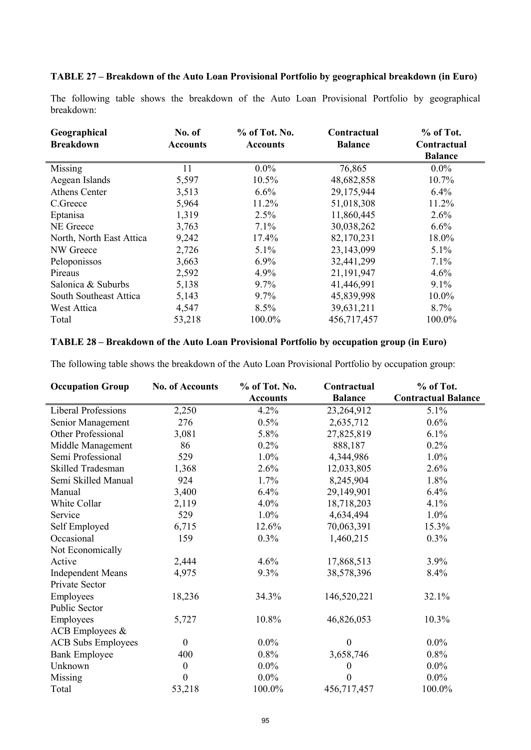**TABLE 27 – Breakdown of the Auto Loan Provisional Portfolio by geographical breakdown (in Euro)**

The following table shows the breakdown of the Auto Loan Provisional Portfolio by geographical breakdown:

| Geographical Breakdown | No. of Accounts | % of Tot. No. Accounts | Contractual Balance | % of Tot. Contractual Balance |
|---|---|---|---|---|
| Missing | 11 | 0.0% | 76,865 | 0.0% |
| Aegean Islands | 5,597 | 10.5% | 48,682,858 | 10.7% |
| Athens Center | 3,513 | 6.6% | 29,175,944 | 6.4% |
| C.Greece | 5,964 | 11.2% | 51,018,308 | 11.2% |
| Eptanisa | 1,319 | 2.5% | 11,860,445 | 2.6% |
| NE Greece | 3,763 | 7.1% | 30,038,262 | 6.6% |
| North, North East Attica | 9,242 | 17.4% | 82,170,231 | 18.0% |
| NW Greece | 2,726 | 5.1% | 23,143,099 | 5.1% |
| Peloponissos | 3,663 | 6.9% | 32,441,299 | 7.1% |
| Pireaus | 2,592 | 4.9% | 21,191,947 | 4.6% |
| Salonica & Suburbs | 5,138 | 9.7% | 41,446,991 | 9.1% |
| South Southeast Attica | 5,143 | 9.7% | 45,839,998 | 10.0% |
| West Attica | 4,547 | 8.5% | 39,631,211 | 8.7% |
| Total | 53,218 | 100.0% | 456,717,457 | 100.0% |

**TABLE 28 – Breakdown of the Auto Loan Provisional Portfolio by occupation group (in Euro)**

The following table shows the breakdown of the Auto Loan Provisional Portfolio by occupation group:

| Occupation Group | No. of Accounts | % of Tot. No. Accounts | Contractual Balance | % of Tot. Contractual Balance |
|---|---|---|---|---|
| Liberal Professions | 2,250 | 4.2% | 23,264,912 | 5.1% |
| Senior Management | 276 | 0.5% | 2,635,712 | 0.6% |
| Other Professional | 3,081 | 5.8% | 27,825,819 | 6.1% |
| Middle Management | 86 | 0.2% | 888,187 | 0.2% |
| Semi Professional | 529 | 1.0% | 4,344,986 | 1.0% |
| Skilled Tradesman | 1,368 | 2.6% | 12,033,805 | 2.6% |
| Semi Skilled Manual | 924 | 1.7% | 8,245,904 | 1.8% |
| Manual | 3,400 | 6.4% | 29,149,901 | 6.4% |
| White Collar | 2,119 | 4.0% | 18,718,203 | 4.1% |
| Service | 529 | 1.0% | 4,634,494 | 1.0% |
| Self Employed | 6,715 | 12.6% | 70,063,391 | 15.3% |
| Occasional | 159 | 0.3% | 1,460,215 | 0.3% |
| Not Economically Active | 2,444 | 4.6% | 17,868,513 | 3.9% |
| Independent Means | 4,975 | 9.3% | 38,578,396 | 8.4% |
| Private Sector Employees | 18,236 | 34.3% | 146,520,221 | 32.1% |
| Public Sector Employees | 5,727 | 10.8% | 46,826,053 | 10.3% |
| ACB Employees & ACB Subs Employees | 0 | 0.0% | 0 | 0.0% |
| Bank Employee | 400 | 0.8% | 3,658,746 | 0.8% |
| Unknown | 0 | 0.0% | 0 | 0.0% |
| Missing | 0 | 0.0% | 0 | 0.0% |
| Total | 53,218 | 100.0% | 456,717,457 | 100.0% |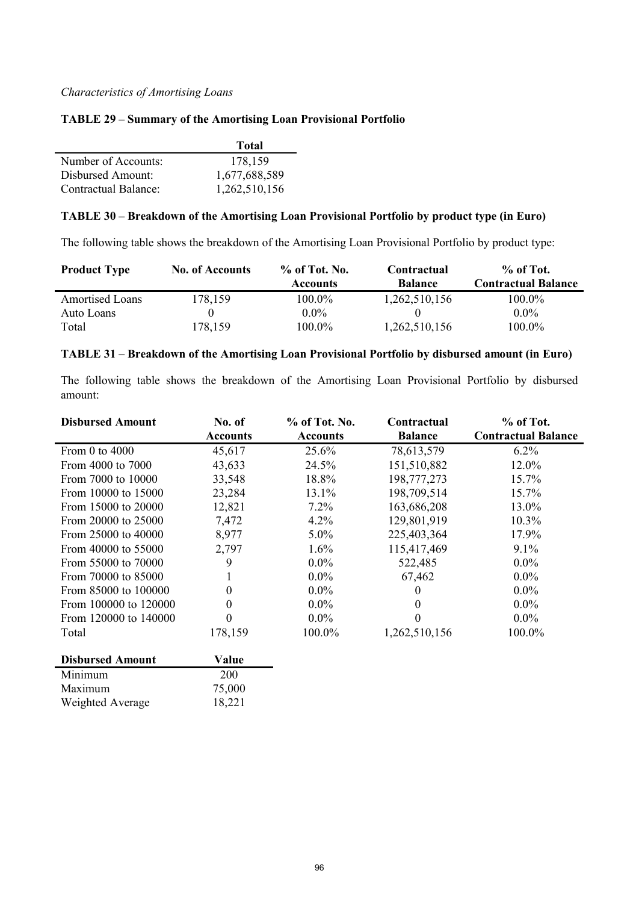*Characteristics of Amortising Loans*

**TABLE 29 – Summary of the Amortising Loan Provisional Portfolio**

| | Total |
|---|---|
| Number of Accounts: | 178,159 |
| Disbursed Amount: | 1,677,688,589 |
| Contractual Balance: | 1,262,510,156 |

**TABLE 30 – Breakdown of the Amortising Loan Provisional Portfolio by product type (in Euro)**

The following table shows the breakdown of the Amortising Loan Provisional Portfolio by product type:

| Product Type | No. of Accounts | % of Tot. No. Accounts | Contractual Balance | % of Tot. Contractual Balance |
|---|---|---|---|---|
| Amortised Loans | 178,159 | 100.0% | 1,262,510,156 | 100.0% |
| Auto Loans | 0 | 0.0% | 0 | 0.0% |
| Total | 178,159 | 100.0% | 1,262,510,156 | 100.0% |

**TABLE 31 – Breakdown of the Amortising Loan Provisional Portfolio by disbursed amount (in Euro)**

The following table shows the breakdown of the Amortising Loan Provisional Portfolio by disbursed amount:

| Disbursed Amount | No. of Accounts | % of Tot. No. Accounts | Contractual Balance | % of Tot. Contractual Balance |
|---|---|---|---|---|
| From 0 to 4000 | 45,617 | 25.6% | 78,613,579 | 6.2% |
| From 4000 to 7000 | 43,633 | 24.5% | 151,510,882 | 12.0% |
| From 7000 to 10000 | 33,548 | 18.8% | 198,777,273 | 15.7% |
| From 10000 to 15000 | 23,284 | 13.1% | 198,709,514 | 15.7% |
| From 15000 to 20000 | 12,821 | 7.2% | 163,686,208 | 13.0% |
| From 20000 to 25000 | 7,472 | 4.2% | 129,801,919 | 10.3% |
| From 25000 to 40000 | 8,977 | 5.0% | 225,403,364 | 17.9% |
| From 40000 to 55000 | 2,797 | 1.6% | 115,417,469 | 9.1% |
| From 55000 to 70000 | 9 | 0.0% | 522,485 | 0.0% |
| From 70000 to 85000 | 1 | 0.0% | 67,462 | 0.0% |
| From 85000 to 100000 | 0 | 0.0% | 0 | 0.0% |
| From 100000 to 120000 | 0 | 0.0% | 0 | 0.0% |
| From 120000 to 140000 | 0 | 0.0% | 0 | 0.0% |
| Total | 178,159 | 100.0% | 1,262,510,156 | 100.0% |

| Disbursed Amount | Value |
|---|---|
| Minimum | 200 |
| Maximum | 75,000 |
| Weighted Average | 18,221 |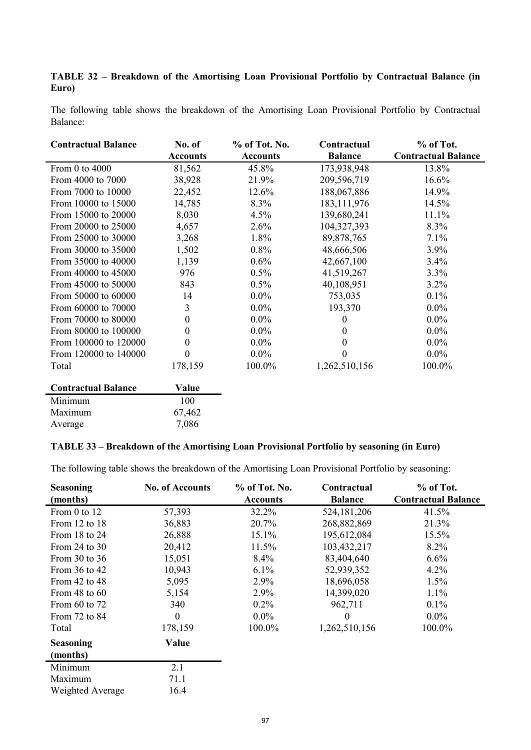**TABLE 32 – Breakdown of the Amortising Loan Provisional Portfolio by Contractual Balance (in Euro)**

The following table shows the breakdown of the Amortising Loan Provisional Portfolio by Contractual Balance:

| Contractual Balance | No. of Accounts | % of Tot. No. Accounts | Contractual Balance | % of Tot. Contractual Balance |
|---|---|---|---|---|
| From 0 to 4000 | 81,562 | 45.8% | 173,938,948 | 13.8% |
| From 4000 to 7000 | 38,928 | 21.9% | 209,596,719 | 16.6% |
| From 7000 to 10000 | 22,452 | 12.6% | 188,067,886 | 14.9% |
| From 10000 to 15000 | 14,785 | 8.3% | 183,111,976 | 14.5% |
| From 15000 to 20000 | 8,030 | 4.5% | 139,680,241 | 11.1% |
| From 20000 to 25000 | 4,657 | 2.6% | 104,327,393 | 8.3% |
| From 25000 to 30000 | 3,268 | 1.8% | 89,878,765 | 7.1% |
| From 30000 to 35000 | 1,502 | 0.8% | 48,666,506 | 3.9% |
| From 35000 to 40000 | 1,139 | 0.6% | 42,667,100 | 3.4% |
| From 40000 to 45000 | 976 | 0.5% | 41,519,267 | 3.3% |
| From 45000 to 50000 | 843 | 0.5% | 40,108,951 | 3.2% |
| From 50000 to 60000 | 14 | 0.0% | 753,035 | 0.1% |
| From 60000 to 70000 | 3 | 0.0% | 193,370 | 0.0% |
| From 70000 to 80000 | 0 | 0.0% | 0 | 0.0% |
| From 80000 to 100000 | 0 | 0.0% | 0 | 0.0% |
| From 100000 to 120000 | 0 | 0.0% | 0 | 0.0% |
| From 120000 to 140000 | 0 | 0.0% | 0 | 0.0% |
| Total | 178,159 | 100.0% | 1,262,510,156 | 100.0% |

| Contractual Balance | Value |
|---|---|
| Minimum | 100 |
| Maximum | 67,462 |
| Average | 7,086 |

**TABLE 33 – Breakdown of the Amortising Loan Provisional Portfolio by seasoning (in Euro)**

The following table shows the breakdown of the Amortising Loan Provisional Portfolio by seasoning:

| Seasoning (months) | No. of Accounts | % of Tot. No. Accounts | Contractual Balance | % of Tot. Contractual Balance |
|---|---|---|---|---|
| From 0 to 12 | 57,393 | 32.2% | 524,181,206 | 41.5% |
| From 12 to 18 | 36,883 | 20.7% | 268,882,869 | 21.3% |
| From 18 to 24 | 26,888 | 15.1% | 195,612,084 | 15.5% |
| From 24 to 30 | 20,412 | 11.5% | 103,432,217 | 8.2% |
| From 30 to 36 | 15,051 | 8.4% | 83,404,640 | 6.6% |
| From 36 to 42 | 10,943 | 6.1% | 52,939,352 | 4.2% |
| From 42 to 48 | 5,095 | 2.9% | 18,696,058 | 1.5% |
| From 48 to 60 | 5,154 | 2.9% | 14,399,020 | 1.1% |
| From 60 to 72 | 340 | 0.2% | 962,711 | 0.1% |
| From 72 to 84 | 0 | 0.0% | 0 | 0.0% |
| Total | 178,159 | 100.0% | 1,262,510,156 | 100.0% |

| Seasoning (months) | Value |
|---|---|
| Minimum | 2.1 |
| Maximum | 71.1 |
| Weighted Average | 16.4 |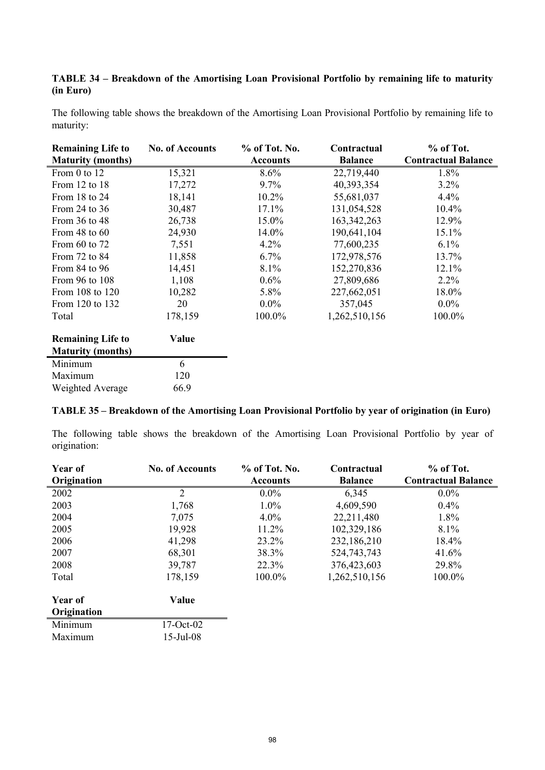**TABLE 34 – Breakdown of the Amortising Loan Provisional Portfolio by remaining life to maturity (in Euro)**

The following table shows the breakdown of the Amortising Loan Provisional Portfolio by remaining life to maturity:

| Remaining Life to Maturity (months) | No. of Accounts | % of Tot. No. Accounts | Contractual Balance | % of Tot. Contractual Balance |
|---|---|---|---|---|
| From 0 to 12 | 15,321 | 8.6% | 22,719,440 | 1.8% |
| From 12 to 18 | 17,272 | 9.7% | 40,393,354 | 3.2% |
| From 18 to 24 | 18,141 | 10.2% | 55,681,037 | 4.4% |
| From 24 to 36 | 30,487 | 17.1% | 131,054,528 | 10.4% |
| From 36 to 48 | 26,738 | 15.0% | 163,342,263 | 12.9% |
| From 48 to 60 | 24,930 | 14.0% | 190,641,104 | 15.1% |
| From 60 to 72 | 7,551 | 4.2% | 77,600,235 | 6.1% |
| From 72 to 84 | 11,858 | 6.7% | 172,978,576 | 13.7% |
| From 84 to 96 | 14,451 | 8.1% | 152,270,836 | 12.1% |
| From 96 to 108 | 1,108 | 0.6% | 27,809,686 | 2.2% |
| From 108 to 120 | 10,282 | 5.8% | 227,662,051 | 18.0% |
| From 120 to 132 | 20 | 0.0% | 357,045 | 0.0% |
| Total | 178,159 | 100.0% | 1,262,510,156 | 100.0% |

| Remaining Life to Maturity (months) | Value |
|---|---|
| Minimum | 6 |
| Maximum | 120 |
| Weighted Average | 66.9 |

**TABLE 35 – Breakdown of the Amortising Loan Provisional Portfolio by year of origination (in Euro)**

The following table shows the breakdown of the Amortising Loan Provisional Portfolio by year of origination:

| Year of Origination | No. of Accounts | % of Tot. No. Accounts | Contractual Balance | % of Tot. Contractual Balance |
|---|---|---|---|---|
| 2002 | 2 | 0.0% | 6,345 | 0.0% |
| 2003 | 1,768 | 1.0% | 4,609,590 | 0.4% |
| 2004 | 7,075 | 4.0% | 22,211,480 | 1.8% |
| 2005 | 19,928 | 11.2% | 102,329,186 | 8.1% |
| 2006 | 41,298 | 23.2% | 232,186,210 | 18.4% |
| 2007 | 68,301 | 38.3% | 524,743,743 | 41.6% |
| 2008 | 39,787 | 22.3% | 376,423,603 | 29.8% |
| Total | 178,159 | 100.0% | 1,262,510,156 | 100.0% |

| Year of Origination | Value |
|---|---|
| Minimum | 17-Oct-02 |
| Maximum | 15-Jul-08 |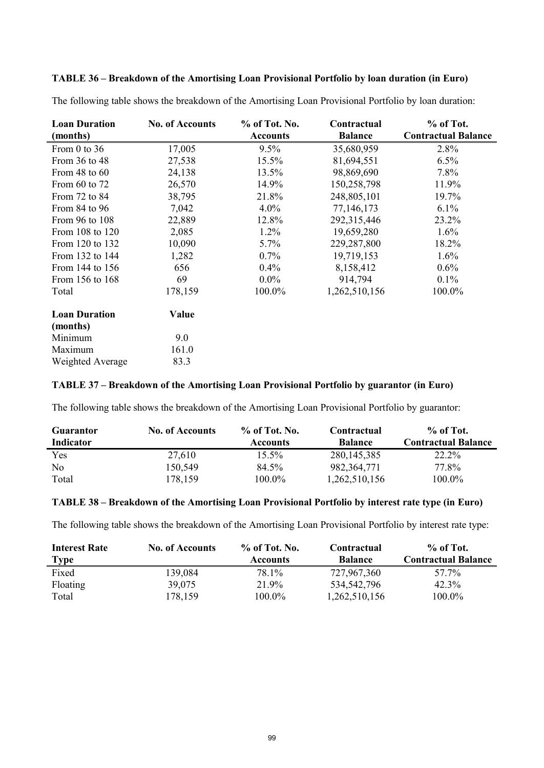**TABLE 36 – Breakdown of the Amortising Loan Provisional Portfolio by loan duration (in Euro)**

The following table shows the breakdown of the Amortising Loan Provisional Portfolio by loan duration:

| Loan Duration (months) | No. of Accounts | % of Tot. No. Accounts | Contractual Balance | % of Tot. Contractual Balance |
|---|---|---|---|---|
| From 0 to 36 | 17,005 | 9.5% | 35,680,959 | 2.8% |
| From 36 to 48 | 27,538 | 15.5% | 81,694,551 | 6.5% |
| From 48 to 60 | 24,138 | 13.5% | 98,869,690 | 7.8% |
| From 60 to 72 | 26,570 | 14.9% | 150,258,798 | 11.9% |
| From 72 to 84 | 38,795 | 21.8% | 248,805,101 | 19.7% |
| From 84 to 96 | 7,042 | 4.0% | 77,146,173 | 6.1% |
| From 96 to 108 | 22,889 | 12.8% | 292,315,446 | 23.2% |
| From 108 to 120 | 2,085 | 1.2% | 19,659,280 | 1.6% |
| From 120 to 132 | 10,090 | 5.7% | 229,287,800 | 18.2% |
| From 132 to 144 | 1,282 | 0.7% | 19,719,153 | 1.6% |
| From 144 to 156 | 656 | 0.4% | 8,158,412 | 0.6% |
| From 156 to 168 | 69 | 0.0% | 914,794 | 0.1% |
| Total | 178,159 | 100.0% | 1,262,510,156 | 100.0% |

| Loan Duration (months) | Value |
|---|---|
| Minimum | 9.0 |
| Maximum | 161.0 |
| Weighted Average | 83.3 |

**TABLE 37 – Breakdown of the Amortising Loan Provisional Portfolio by guarantor (in Euro)**

The following table shows the breakdown of the Amortising Loan Provisional Portfolio by guarantor:

| Guarantor Indicator | No. of Accounts | % of Tot. No. Accounts | Contractual Balance | % of Tot. Contractual Balance |
|---|---|---|---|---|
| Yes | 27,610 | 15.5% | 280,145,385 | 22.2% |
| No | 150,549 | 84.5% | 982,364,771 | 77.8% |
| Total | 178,159 | 100.0% | 1,262,510,156 | 100.0% |

**TABLE 38 – Breakdown of the Amortising Loan Provisional Portfolio by interest rate type (in Euro)**

The following table shows the breakdown of the Amortising Loan Provisional Portfolio by interest rate type:

| Interest Rate Type | No. of Accounts | % of Tot. No. Accounts | Contractual Balance | % of Tot. Contractual Balance |
|---|---|---|---|---|
| Fixed | 139,084 | 78.1% | 727,967,360 | 57.7% |
| Floating | 39,075 | 21.9% | 534,542,796 | 42.3% |
| Total | 178,159 | 100.0% | 1,262,510,156 | 100.0% |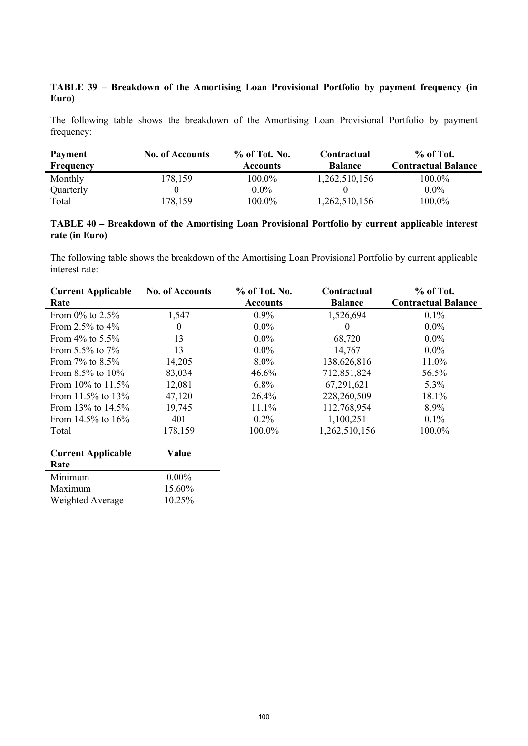**TABLE 39 – Breakdown of the Amortising Loan Provisional Portfolio by payment frequency (in Euro)**

The following table shows the breakdown of the Amortising Loan Provisional Portfolio by payment frequency:

| Payment Frequency | No. of Accounts | % of Tot. No. Accounts | Contractual Balance | % of Tot. Contractual Balance |
|---|---|---|---|---|
| Monthly | 178,159 | 100.0% | 1,262,510,156 | 100.0% |
| Quarterly | 0 | 0.0% | 0 | 0.0% |
| Total | 178,159 | 100.0% | 1,262,510,156 | 100.0% |

**TABLE 40 – Breakdown of the Amortising Loan Provisional Portfolio by current applicable interest rate (in Euro)**

The following table shows the breakdown of the Amortising Loan Provisional Portfolio by current applicable interest rate:

| Current Applicable Rate | No. of Accounts | % of Tot. No. Accounts | Contractual Balance | % of Tot. Contractual Balance |
|---|---|---|---|---|
| From 0% to 2.5% | 1,547 | 0.9% | 1,526,694 | 0.1% |
| From 2.5% to 4% | 0 | 0.0% | 0 | 0.0% |
| From 4% to 5.5% | 13 | 0.0% | 68,720 | 0.0% |
| From 5.5% to 7% | 13 | 0.0% | 14,767 | 0.0% |
| From 7% to 8.5% | 14,205 | 8.0% | 138,626,816 | 11.0% |
| From 8.5% to 10% | 83,034 | 46.6% | 712,851,824 | 56.5% |
| From 10% to 11.5% | 12,081 | 6.8% | 67,291,621 | 5.3% |
| From 11.5% to 13% | 47,120 | 26.4% | 228,260,509 | 18.1% |
| From 13% to 14.5% | 19,745 | 11.1% | 112,768,954 | 8.9% |
| From 14.5% to 16% | 401 | 0.2% | 1,100,251 | 0.1% |
| Total | 178,159 | 100.0% | 1,262,510,156 | 100.0% |

| Current Applicable Rate | Value |
|---|---|
| Minimum | 0.00% |
| Maximum | 15.60% |
| Weighted Average | 10.25% |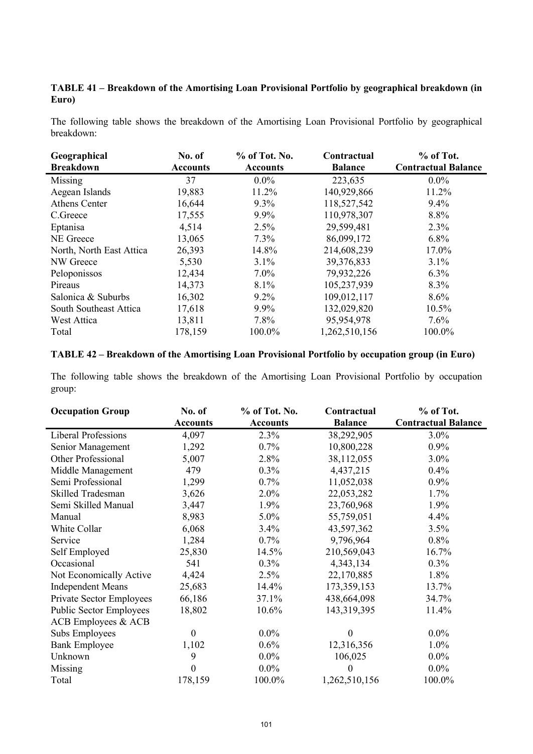**TABLE 41 – Breakdown of the Amortising Loan Provisional Portfolio by geographical breakdown (in Euro)**

The following table shows the breakdown of the Amortising Loan Provisional Portfolio by geographical breakdown:

| Geographical Breakdown | No. of Accounts | % of Tot. No. Accounts | Contractual Balance | % of Tot. Contractual Balance |
|---|---|---|---|---|
| Missing | 37 | 0.0% | 223,635 | 0.0% |
| Aegean Islands | 19,883 | 11.2% | 140,929,866 | 11.2% |
| Athens Center | 16,644 | 9.3% | 118,527,542 | 9.4% |
| C.Greece | 17,555 | 9.9% | 110,978,307 | 8.8% |
| Eptanisa | 4,514 | 2.5% | 29,599,481 | 2.3% |
| NE Greece | 13,065 | 7.3% | 86,099,172 | 6.8% |
| North, North East Attica | 26,393 | 14.8% | 214,608,239 | 17.0% |
| NW Greece | 5,530 | 3.1% | 39,376,833 | 3.1% |
| Peloponissos | 12,434 | 7.0% | 79,932,226 | 6.3% |
| Pireaus | 14,373 | 8.1% | 105,237,939 | 8.3% |
| Salonica & Suburbs | 16,302 | 9.2% | 109,012,117 | 8.6% |
| South Southeast Attica | 17,618 | 9.9% | 132,029,820 | 10.5% |
| West Attica | 13,811 | 7.8% | 95,954,978 | 7.6% |
| Total | 178,159 | 100.0% | 1,262,510,156 | 100.0% |

**TABLE 42 – Breakdown of the Amortising Loan Provisional Portfolio by occupation group (in Euro)**

The following table shows the breakdown of the Amortising Loan Provisional Portfolio by occupation group:

| Occupation Group | No. of Accounts | % of Tot. No. Accounts | Contractual Balance | % of Tot. Contractual Balance |
|---|---|---|---|---|
| Liberal Professions | 4,097 | 2.3% | 38,292,905 | 3.0% |
| Senior Management | 1,292 | 0.7% | 10,800,228 | 0.9% |
| Other Professional | 5,007 | 2.8% | 38,112,055 | 3.0% |
| Middle Management | 479 | 0.3% | 4,437,215 | 0.4% |
| Semi Professional | 1,299 | 0.7% | 11,052,038 | 0.9% |
| Skilled Tradesman | 3,626 | 2.0% | 22,053,282 | 1.7% |
| Semi Skilled Manual | 3,447 | 1.9% | 23,760,968 | 1.9% |
| Manual | 8,983 | 5.0% | 55,759,051 | 4.4% |
| White Collar | 6,068 | 3.4% | 43,597,362 | 3.5% |
| Service | 1,284 | 0.7% | 9,796,964 | 0.8% |
| Self Employed | 25,830 | 14.5% | 210,569,043 | 16.7% |
| Occasional | 541 | 0.3% | 4,343,134 | 0.3% |
| Not Economically Active | 4,424 | 2.5% | 22,170,885 | 1.8% |
| Independent Means | 25,683 | 14.4% | 173,359,153 | 13.7% |
| Private Sector Employees | 66,186 | 37.1% | 438,664,098 | 34.7% |
| Public Sector Employees | 18,802 | 10.6% | 143,319,395 | 11.4% |
| ACB Employees & ACB Subs Employees | 0 | 0.0% | 0 | 0.0% |
| Bank Employee | 1,102 | 0.6% | 12,316,356 | 1.0% |
| Unknown | 9 | 0.0% | 106,025 | 0.0% |
| Missing | 0 | 0.0% | 0 | 0.0% |
| Total | 178,159 | 100.0% | 1,262,510,156 | 100.0% |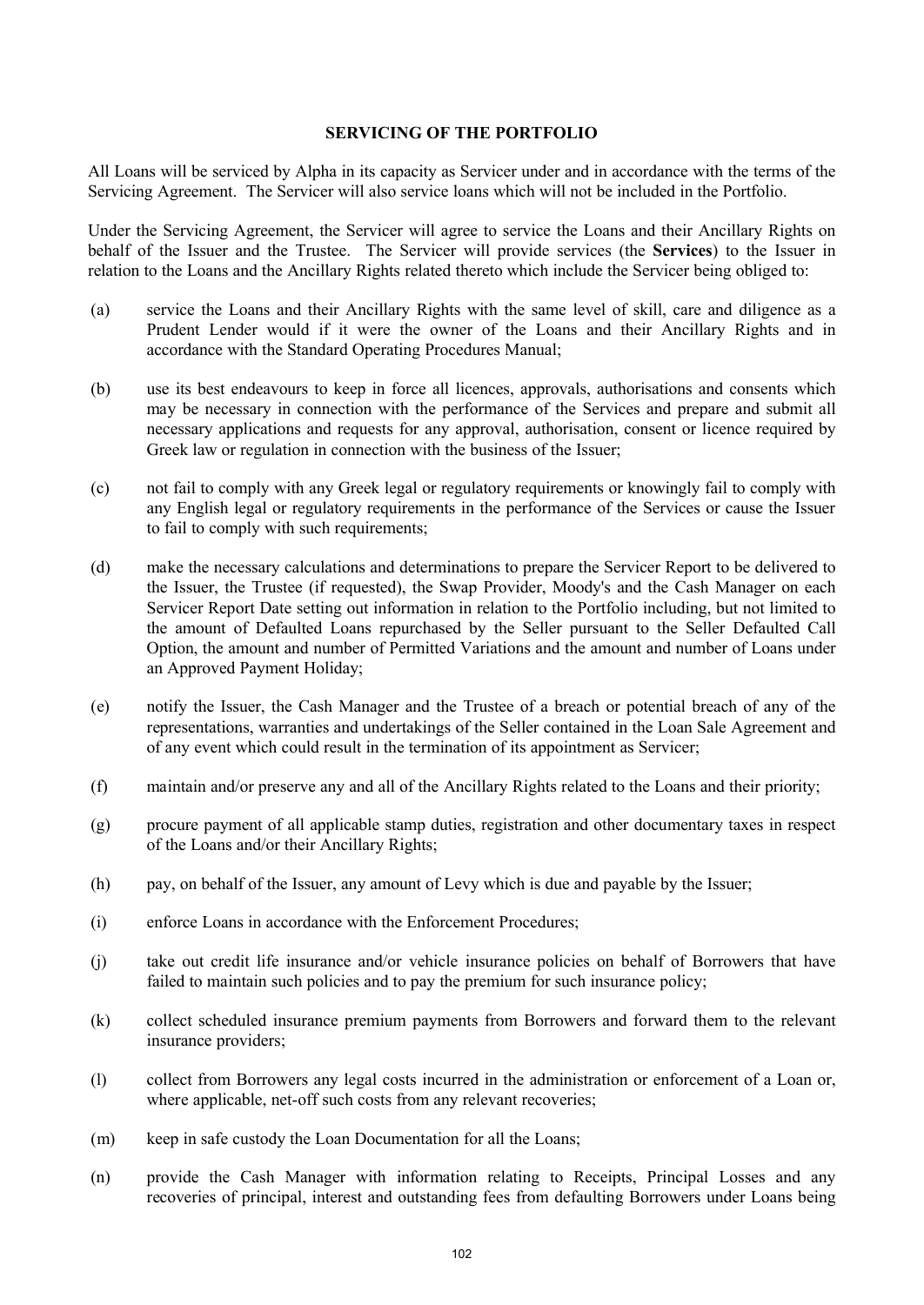## SERVICING OF THE PORTFOLIO

All Loans will be serviced by Alpha in its capacity as Servicer under and in accordance with the terms of the Servicing Agreement. The Servicer will also service loans which will not be included in the Portfolio.

Under the Servicing Agreement, the Servicer will agree to service the Loans and their Ancillary Rights on behalf of the Issuer and the Trustee. The Servicer will provide services (the **Services**) to the Issuer in relation to the Loans and the Ancillary Rights related thereto which include the Servicer being obliged to:

(a) service the Loans and their Ancillary Rights with the same level of skill, care and diligence as a Prudent Lender would if it were the owner of the Loans and their Ancillary Rights and in accordance with the Standard Operating Procedures Manual;

(b) use its best endeavours to keep in force all licences, approvals, authorisations and consents which may be necessary in connection with the performance of the Services and prepare and submit all necessary applications and requests for any approval, authorisation, consent or licence required by Greek law or regulation in connection with the business of the Issuer;

(c) not fail to comply with any Greek legal or regulatory requirements or knowingly fail to comply with any English legal or regulatory requirements in the performance of the Services or cause the Issuer to fail to comply with such requirements;

(d) make the necessary calculations and determinations to prepare the Servicer Report to be delivered to the Issuer, the Trustee (if requested), the Swap Provider, Moody's and the Cash Manager on each Servicer Report Date setting out information in relation to the Portfolio including, but not limited to the amount of Defaulted Loans repurchased by the Seller pursuant to the Seller Defaulted Call Option, the amount and number of Permitted Variations and the amount and number of Loans under an Approved Payment Holiday;

(e) notify the Issuer, the Cash Manager and the Trustee of a breach or potential breach of any of the representations, warranties and undertakings of the Seller contained in the Loan Sale Agreement and of any event which could result in the termination of its appointment as Servicer;

(f) maintain and/or preserve any and all of the Ancillary Rights related to the Loans and their priority;

(g) procure payment of all applicable stamp duties, registration and other documentary taxes in respect of the Loans and/or their Ancillary Rights;

(h) pay, on behalf of the Issuer, any amount of Levy which is due and payable by the Issuer;

(i) enforce Loans in accordance with the Enforcement Procedures;

(j) take out credit life insurance and/or vehicle insurance policies on behalf of Borrowers that have failed to maintain such policies and to pay the premium for such insurance policy;

(k) collect scheduled insurance premium payments from Borrowers and forward them to the relevant insurance providers;

(l) collect from Borrowers any legal costs incurred in the administration or enforcement of a Loan or, where applicable, net-off such costs from any relevant recoveries;

(m) keep in safe custody the Loan Documentation for all the Loans;

(n) provide the Cash Manager with information relating to Receipts, Principal Losses and any recoveries of principal, interest and outstanding fees from defaulting Borrowers under Loans being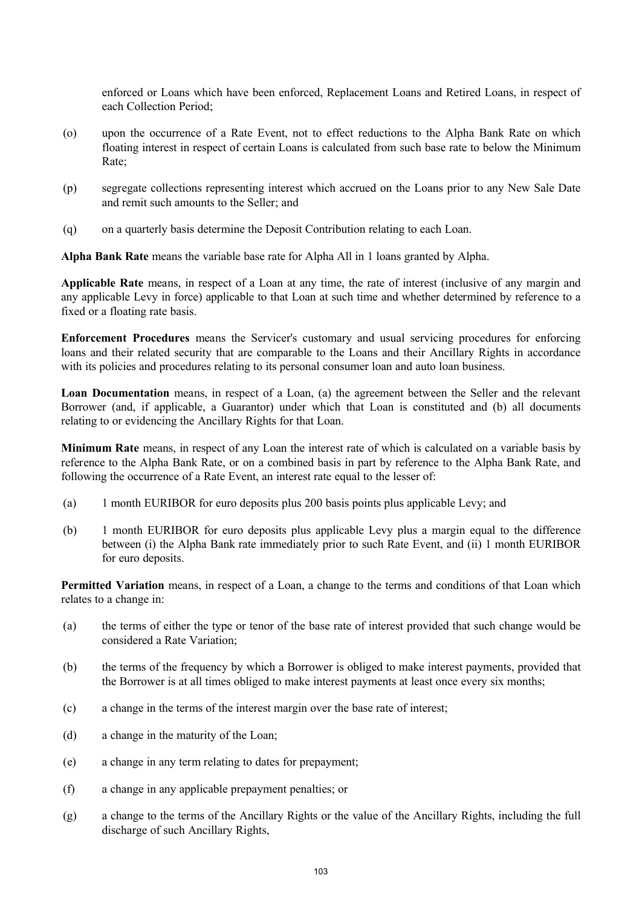enforced or Loans which have been enforced, Replacement Loans and Retired Loans, in respect of each Collection Period;

(o) upon the occurrence of a Rate Event, not to effect reductions to the Alpha Bank Rate on which floating interest in respect of certain Loans is calculated from such base rate to below the Minimum Rate;

(p) segregate collections representing interest which accrued on the Loans prior to any New Sale Date and remit such amounts to the Seller; and

(q) on a quarterly basis determine the Deposit Contribution relating to each Loan.

**Alpha Bank Rate** means the variable base rate for Alpha All in 1 loans granted by Alpha.

**Applicable Rate** means, in respect of a Loan at any time, the rate of interest (inclusive of any margin and any applicable Levy in force) applicable to that Loan at such time and whether determined by reference to a fixed or a floating rate basis.

**Enforcement Procedures** means the Servicer's customary and usual servicing procedures for enforcing loans and their related security that are comparable to the Loans and their Ancillary Rights in accordance with its policies and procedures relating to its personal consumer loan and auto loan business.

**Loan Documentation** means, in respect of a Loan, (a) the agreement between the Seller and the relevant Borrower (and, if applicable, a Guarantor) under which that Loan is constituted and (b) all documents relating to or evidencing the Ancillary Rights for that Loan.

**Minimum Rate** means, in respect of any Loan the interest rate of which is calculated on a variable basis by reference to the Alpha Bank Rate, or on a combined basis in part by reference to the Alpha Bank Rate, and following the occurrence of a Rate Event, an interest rate equal to the lesser of:

(a) 1 month EURIBOR for euro deposits plus 200 basis points plus applicable Levy; and

(b) 1 month EURIBOR for euro deposits plus applicable Levy plus a margin equal to the difference between (i) the Alpha Bank rate immediately prior to such Rate Event, and (ii) 1 month EURIBOR for euro deposits.

**Permitted Variation** means, in respect of a Loan, a change to the terms and conditions of that Loan which relates to a change in:

(a) the terms of either the type or tenor of the base rate of interest provided that such change would be considered a Rate Variation;

(b) the terms of the frequency by which a Borrower is obliged to make interest payments, provided that the Borrower is at all times obliged to make interest payments at least once every six months;

(c) a change in the terms of the interest margin over the base rate of interest;

(d) a change in the maturity of the Loan;

(e) a change in any term relating to dates for prepayment;

(f) a change in any applicable prepayment penalties; or

(g) a change to the terms of the Ancillary Rights or the value of the Ancillary Rights, including the full discharge of such Ancillary Rights,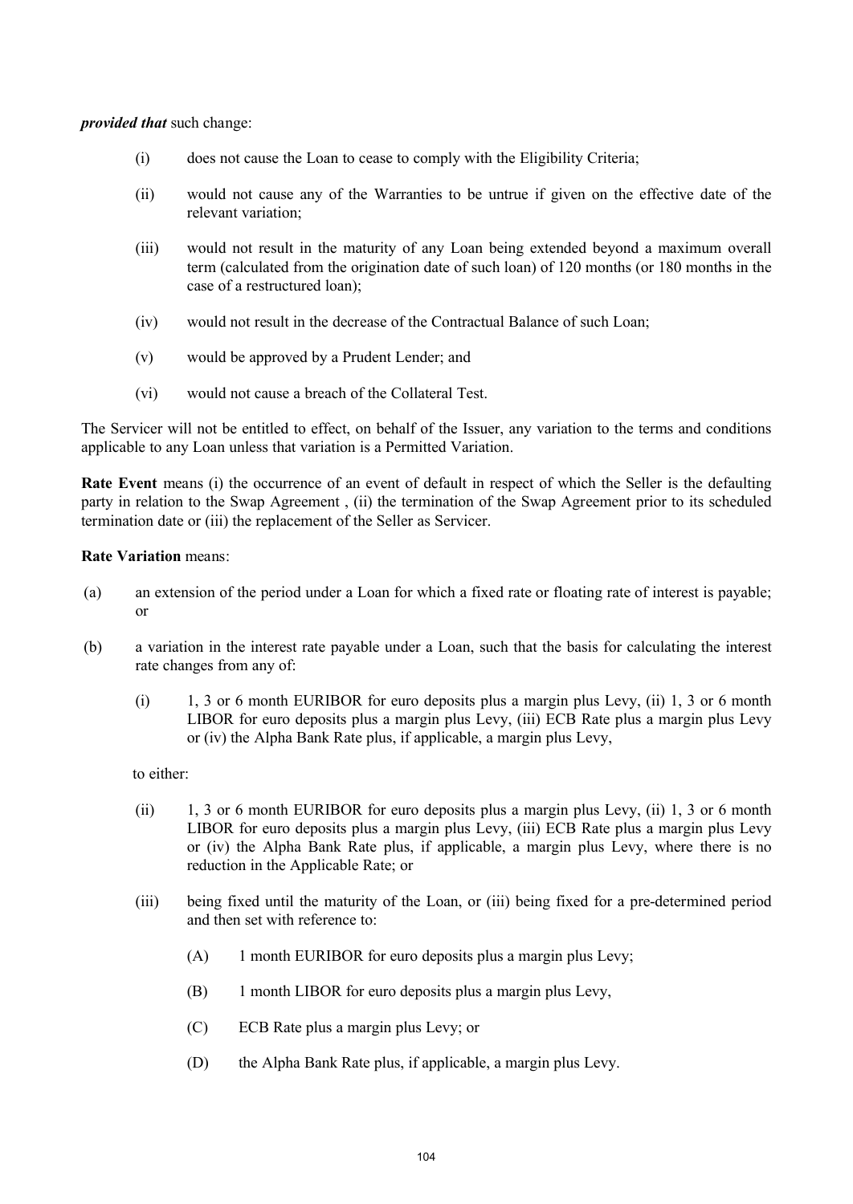***provided that*** such change:

- (i) does not cause the Loan to cease to comply with the Eligibility Criteria;
- (ii) would not cause any of the Warranties to be untrue if given on the effective date of the relevant variation;
- (iii) would not result in the maturity of any Loan being extended beyond a maximum overall term (calculated from the origination date of such loan) of 120 months (or 180 months in the case of a restructured loan);
- (iv) would not result in the decrease of the Contractual Balance of such Loan;
- (v) would be approved by a Prudent Lender; and
- (vi) would not cause a breach of the Collateral Test.

The Servicer will not be entitled to effect, on behalf of the Issuer, any variation to the terms and conditions applicable to any Loan unless that variation is a Permitted Variation.

**Rate Event** means (i) the occurrence of an event of default in respect of which the Seller is the defaulting party in relation to the Swap Agreement , (ii) the termination of the Swap Agreement prior to its scheduled termination date or (iii) the replacement of the Seller as Servicer.

**Rate Variation** means:

(a) an extension of the period under a Loan for which a fixed rate or floating rate of interest is payable; or

(b) a variation in the interest rate payable under a Loan, such that the basis for calculating the interest rate changes from any of:

- (i) 1, 3 or 6 month EURIBOR for euro deposits plus a margin plus Levy, (ii) 1, 3 or 6 month LIBOR for euro deposits plus a margin plus Levy, (iii) ECB Rate plus a margin plus Levy or (iv) the Alpha Bank Rate plus, if applicable, a margin plus Levy,

to either:

- (ii) 1, 3 or 6 month EURIBOR for euro deposits plus a margin plus Levy, (ii) 1, 3 or 6 month LIBOR for euro deposits plus a margin plus Levy, (iii) ECB Rate plus a margin plus Levy or (iv) the Alpha Bank Rate plus, if applicable, a margin plus Levy, where there is no reduction in the Applicable Rate; or
- (iii) being fixed until the maturity of the Loan, or (iii) being fixed for a pre-determined period and then set with reference to:
  - (A) 1 month EURIBOR for euro deposits plus a margin plus Levy;
  - (B) 1 month LIBOR for euro deposits plus a margin plus Levy,
  - (C) ECB Rate plus a margin plus Levy; or
  - (D) the Alpha Bank Rate plus, if applicable, a margin plus Levy.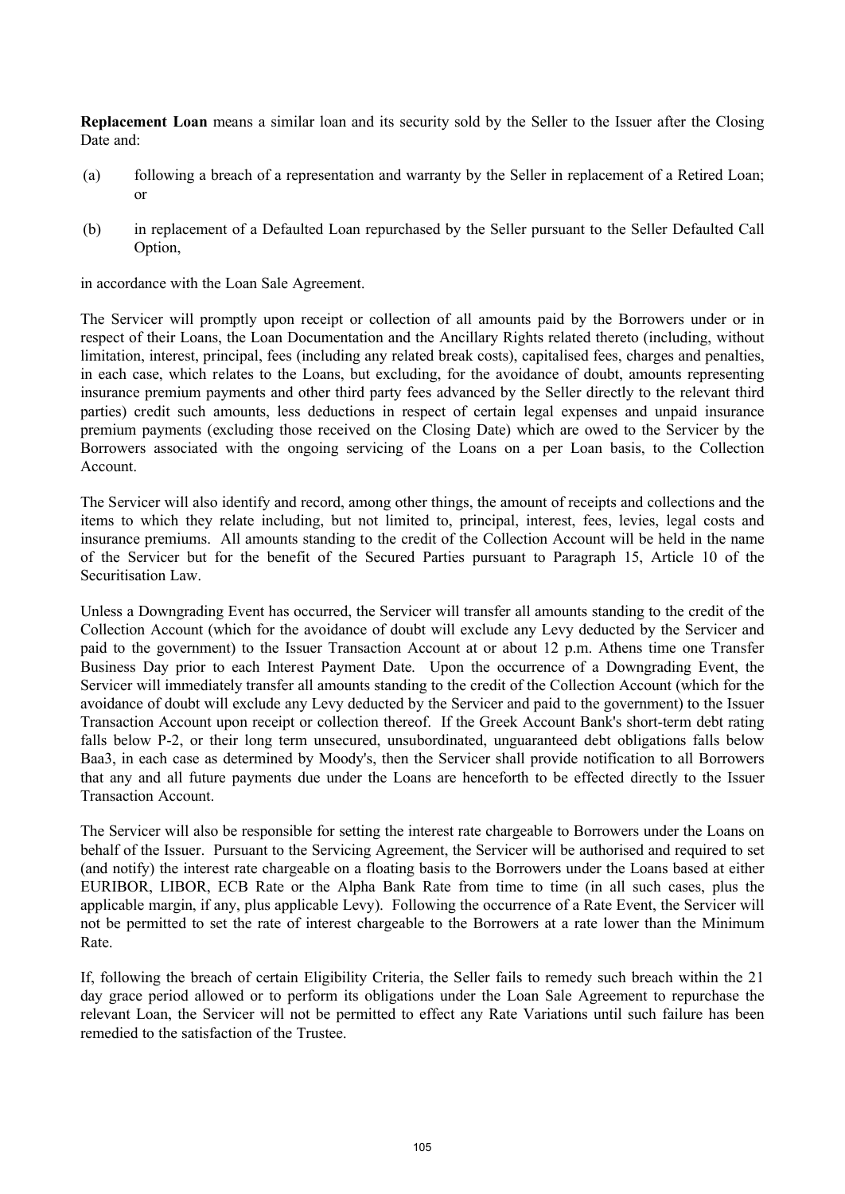**Replacement Loan** means a similar loan and its security sold by the Seller to the Issuer after the Closing Date and:

(a) following a breach of a representation and warranty by the Seller in replacement of a Retired Loan; or

(b) in replacement of a Defaulted Loan repurchased by the Seller pursuant to the Seller Defaulted Call Option,

in accordance with the Loan Sale Agreement.

The Servicer will promptly upon receipt or collection of all amounts paid by the Borrowers under or in respect of their Loans, the Loan Documentation and the Ancillary Rights related thereto (including, without limitation, interest, principal, fees (including any related break costs), capitalised fees, charges and penalties, in each case, which relates to the Loans, but excluding, for the avoidance of doubt, amounts representing insurance premium payments and other third party fees advanced by the Seller directly to the relevant third parties) credit such amounts, less deductions in respect of certain legal expenses and unpaid insurance premium payments (excluding those received on the Closing Date) which are owed to the Servicer by the Borrowers associated with the ongoing servicing of the Loans on a per Loan basis, to the Collection Account.

The Servicer will also identify and record, among other things, the amount of receipts and collections and the items to which they relate including, but not limited to, principal, interest, fees, levies, legal costs and insurance premiums. All amounts standing to the credit of the Collection Account will be held in the name of the Servicer but for the benefit of the Secured Parties pursuant to Paragraph 15, Article 10 of the Securitisation Law.

Unless a Downgrading Event has occurred, the Servicer will transfer all amounts standing to the credit of the Collection Account (which for the avoidance of doubt will exclude any Levy deducted by the Servicer and paid to the government) to the Issuer Transaction Account at or about 12 p.m. Athens time one Transfer Business Day prior to each Interest Payment Date. Upon the occurrence of a Downgrading Event, the Servicer will immediately transfer all amounts standing to the credit of the Collection Account (which for the avoidance of doubt will exclude any Levy deducted by the Servicer and paid to the government) to the Issuer Transaction Account upon receipt or collection thereof. If the Greek Account Bank's short-term debt rating falls below P-2, or their long term unsecured, unsubordinated, unguaranteed debt obligations falls below Baa3, in each case as determined by Moody's, then the Servicer shall provide notification to all Borrowers that any and all future payments due under the Loans are henceforth to be effected directly to the Issuer Transaction Account.

The Servicer will also be responsible for setting the interest rate chargeable to Borrowers under the Loans on behalf of the Issuer. Pursuant to the Servicing Agreement, the Servicer will be authorised and required to set (and notify) the interest rate chargeable on a floating basis to the Borrowers under the Loans based at either EURIBOR, LIBOR, ECB Rate or the Alpha Bank Rate from time to time (in all such cases, plus the applicable margin, if any, plus applicable Levy). Following the occurrence of a Rate Event, the Servicer will not be permitted to set the rate of interest chargeable to the Borrowers at a rate lower than the Minimum Rate.

If, following the breach of certain Eligibility Criteria, the Seller fails to remedy such breach within the 21 day grace period allowed or to perform its obligations under the Loan Sale Agreement to repurchase the relevant Loan, the Servicer will not be permitted to effect any Rate Variations until such failure has been remedied to the satisfaction of the Trustee.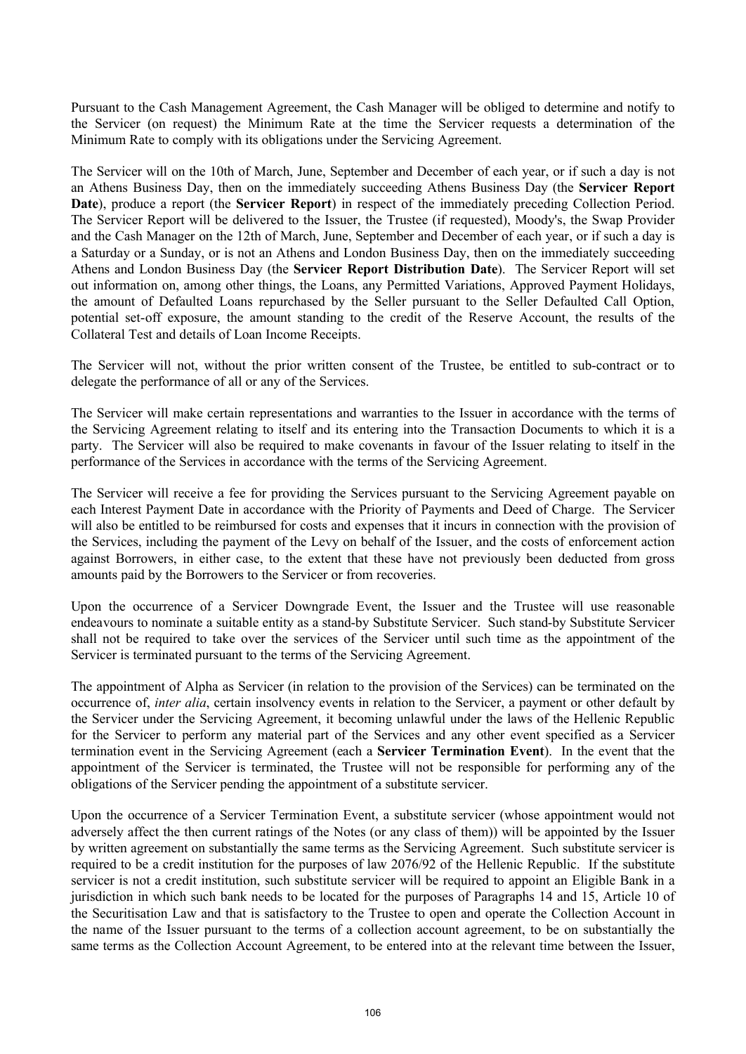Pursuant to the Cash Management Agreement, the Cash Manager will be obliged to determine and notify to the Servicer (on request) the Minimum Rate at the time the Servicer requests a determination of the Minimum Rate to comply with its obligations under the Servicing Agreement.

The Servicer will on the 10th of March, June, September and December of each year, or if such a day is not an Athens Business Day, then on the immediately succeeding Athens Business Day (the **Servicer Report Date**), produce a report (the **Servicer Report**) in respect of the immediately preceding Collection Period. The Servicer Report will be delivered to the Issuer, the Trustee (if requested), Moody's, the Swap Provider and the Cash Manager on the 12th of March, June, September and December of each year, or if such a day is a Saturday or a Sunday, or is not an Athens and London Business Day, then on the immediately succeeding Athens and London Business Day (the **Servicer Report Distribution Date**). The Servicer Report will set out information on, among other things, the Loans, any Permitted Variations, Approved Payment Holidays, the amount of Defaulted Loans repurchased by the Seller pursuant to the Seller Defaulted Call Option, potential set-off exposure, the amount standing to the credit of the Reserve Account, the results of the Collateral Test and details of Loan Income Receipts.

The Servicer will not, without the prior written consent of the Trustee, be entitled to sub-contract or to delegate the performance of all or any of the Services.

The Servicer will make certain representations and warranties to the Issuer in accordance with the terms of the Servicing Agreement relating to itself and its entering into the Transaction Documents to which it is a party. The Servicer will also be required to make covenants in favour of the Issuer relating to itself in the performance of the Services in accordance with the terms of the Servicing Agreement.

The Servicer will receive a fee for providing the Services pursuant to the Servicing Agreement payable on each Interest Payment Date in accordance with the Priority of Payments and Deed of Charge. The Servicer will also be entitled to be reimbursed for costs and expenses that it incurs in connection with the provision of the Services, including the payment of the Levy on behalf of the Issuer, and the costs of enforcement action against Borrowers, in either case, to the extent that these have not previously been deducted from gross amounts paid by the Borrowers to the Servicer or from recoveries.

Upon the occurrence of a Servicer Downgrade Event, the Issuer and the Trustee will use reasonable endeavours to nominate a suitable entity as a stand-by Substitute Servicer. Such stand-by Substitute Servicer shall not be required to take over the services of the Servicer until such time as the appointment of the Servicer is terminated pursuant to the terms of the Servicing Agreement.

The appointment of Alpha as Servicer (in relation to the provision of the Services) can be terminated on the occurrence of, *inter alia*, certain insolvency events in relation to the Servicer, a payment or other default by the Servicer under the Servicing Agreement, it becoming unlawful under the laws of the Hellenic Republic for the Servicer to perform any material part of the Services and any other event specified as a Servicer termination event in the Servicing Agreement (each a **Servicer Termination Event**). In the event that the appointment of the Servicer is terminated, the Trustee will not be responsible for performing any of the obligations of the Servicer pending the appointment of a substitute servicer.

Upon the occurrence of a Servicer Termination Event, a substitute servicer (whose appointment would not adversely affect the then current ratings of the Notes (or any class of them)) will be appointed by the Issuer by written agreement on substantially the same terms as the Servicing Agreement. Such substitute servicer is required to be a credit institution for the purposes of law 2076/92 of the Hellenic Republic. If the substitute servicer is not a credit institution, such substitute servicer will be required to appoint an Eligible Bank in a jurisdiction in which such bank needs to be located for the purposes of Paragraphs 14 and 15, Article 10 of the Securitisation Law and that is satisfactory to the Trustee to open and operate the Collection Account in the name of the Issuer pursuant to the terms of a collection account agreement, to be on substantially the same terms as the Collection Account Agreement, to be entered into at the relevant time between the Issuer,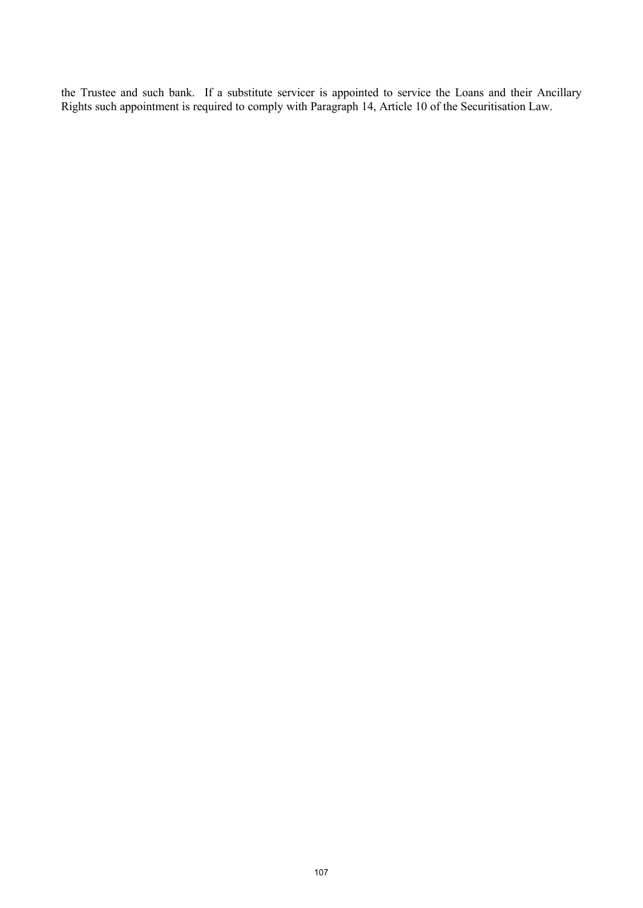the Trustee and such bank. If a substitute servicer is appointed to service the Loans and their Ancillary Rights such appointment is required to comply with Paragraph 14, Article 10 of the Securitisation Law.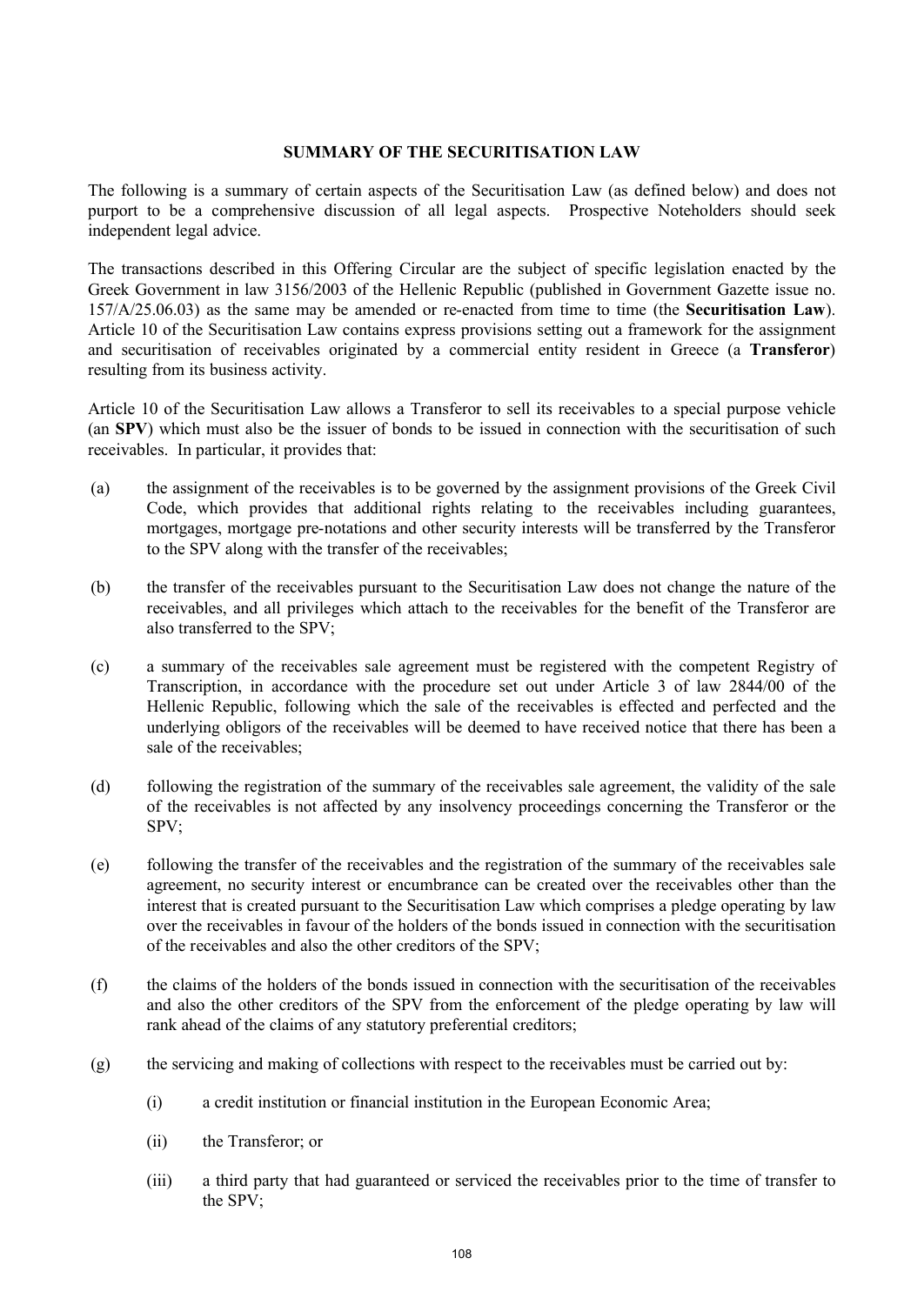## SUMMARY OF THE SECURITISATION LAW

The following is a summary of certain aspects of the Securitisation Law (as defined below) and does not purport to be a comprehensive discussion of all legal aspects. Prospective Noteholders should seek independent legal advice.

The transactions described in this Offering Circular are the subject of specific legislation enacted by the Greek Government in law 3156/2003 of the Hellenic Republic (published in Government Gazette issue no. 157/A/25.06.03) as the same may be amended or re-enacted from time to time (the **Securitisation Law**). Article 10 of the Securitisation Law contains express provisions setting out a framework for the assignment and securitisation of receivables originated by a commercial entity resident in Greece (a **Transferor**) resulting from its business activity.

Article 10 of the Securitisation Law allows a Transferor to sell its receivables to a special purpose vehicle (an **SPV**) which must also be the issuer of bonds to be issued in connection with the securitisation of such receivables. In particular, it provides that:

(a) the assignment of the receivables is to be governed by the assignment provisions of the Greek Civil Code, which provides that additional rights relating to the receivables including guarantees, mortgages, mortgage pre-notations and other security interests will be transferred by the Transferor to the SPV along with the transfer of the receivables;

(b) the transfer of the receivables pursuant to the Securitisation Law does not change the nature of the receivables, and all privileges which attach to the receivables for the benefit of the Transferor are also transferred to the SPV;

(c) a summary of the receivables sale agreement must be registered with the competent Registry of Transcription, in accordance with the procedure set out under Article 3 of law 2844/00 of the Hellenic Republic, following which the sale of the receivables is effected and perfected and the underlying obligors of the receivables will be deemed to have received notice that there has been a sale of the receivables;

(d) following the registration of the summary of the receivables sale agreement, the validity of the sale of the receivables is not affected by any insolvency proceedings concerning the Transferor or the SPV;

(e) following the transfer of the receivables and the registration of the summary of the receivables sale agreement, no security interest or encumbrance can be created over the receivables other than the interest that is created pursuant to the Securitisation Law which comprises a pledge operating by law over the receivables in favour of the holders of the bonds issued in connection with the securitisation of the receivables and also the other creditors of the SPV;

(f) the claims of the holders of the bonds issued in connection with the securitisation of the receivables and also the other creditors of the SPV from the enforcement of the pledge operating by law will rank ahead of the claims of any statutory preferential creditors;

(g) the servicing and making of collections with respect to the receivables must be carried out by:

  (i) a credit institution or financial institution in the European Economic Area;

  (ii) the Transferor; or

  (iii) a third party that had guaranteed or serviced the receivables prior to the time of transfer to the SPV;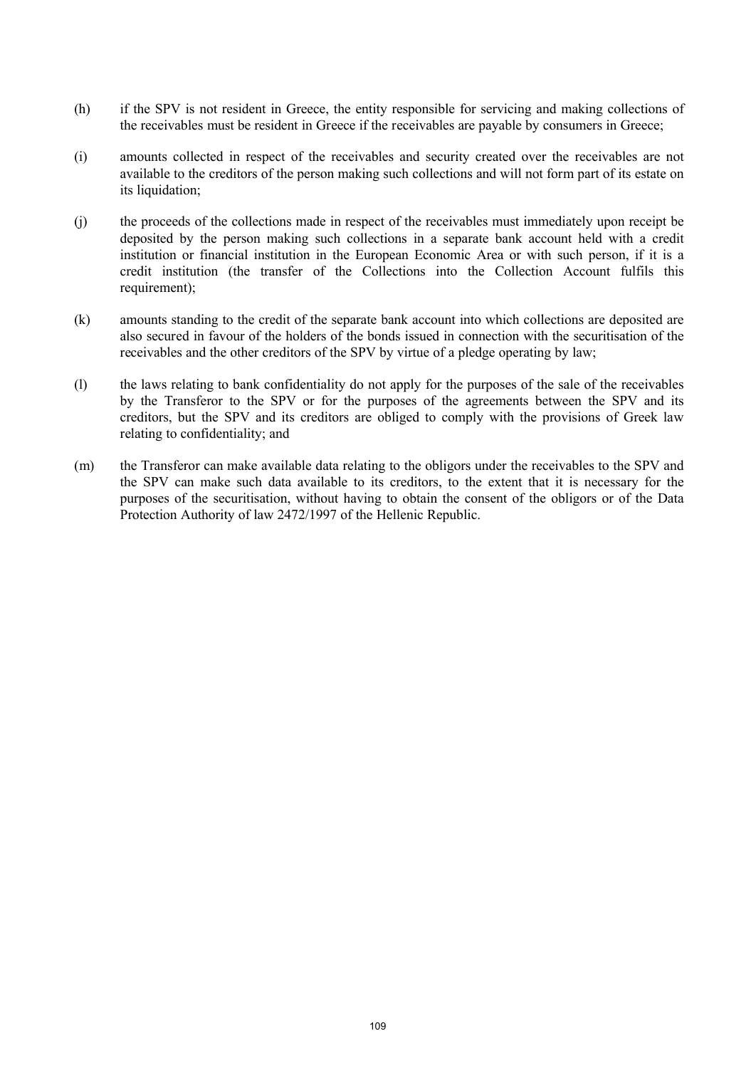(h) if the SPV is not resident in Greece, the entity responsible for servicing and making collections of the receivables must be resident in Greece if the receivables are payable by consumers in Greece;

(i) amounts collected in respect of the receivables and security created over the receivables are not available to the creditors of the person making such collections and will not form part of its estate on its liquidation;

(j) the proceeds of the collections made in respect of the receivables must immediately upon receipt be deposited by the person making such collections in a separate bank account held with a credit institution or financial institution in the European Economic Area or with such person, if it is a credit institution (the transfer of the Collections into the Collection Account fulfils this requirement);

(k) amounts standing to the credit of the separate bank account into which collections are deposited are also secured in favour of the holders of the bonds issued in connection with the securitisation of the receivables and the other creditors of the SPV by virtue of a pledge operating by law;

(l) the laws relating to bank confidentiality do not apply for the purposes of the sale of the receivables by the Transferor to the SPV or for the purposes of the agreements between the SPV and its creditors, but the SPV and its creditors are obliged to comply with the provisions of Greek law relating to confidentiality; and

(m) the Transferor can make available data relating to the obligors under the receivables to the SPV and the SPV can make such data available to its creditors, to the extent that it is necessary for the purposes of the securitisation, without having to obtain the consent of the obligors or of the Data Protection Authority of law 2472/1997 of the Hellenic Republic.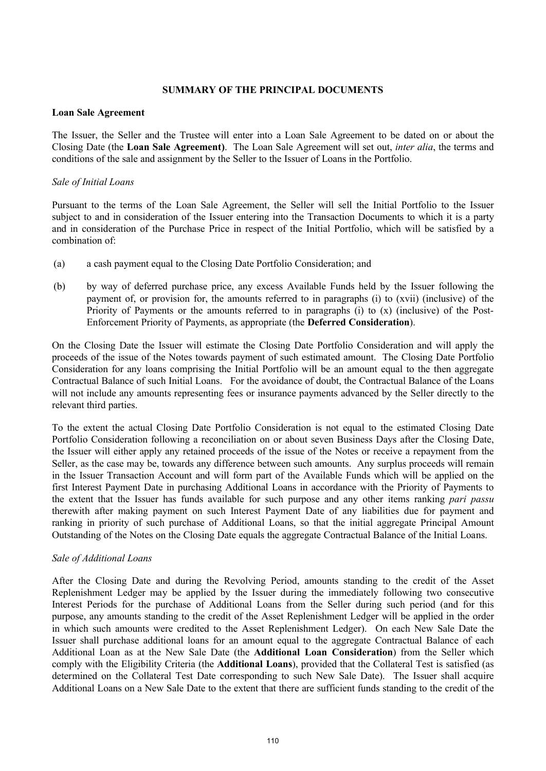## SUMMARY OF THE PRINCIPAL DOCUMENTS

### Loan Sale Agreement

The Issuer, the Seller and the Trustee will enter into a Loan Sale Agreement to be dated on or about the Closing Date (the **Loan Sale Agreement)**. The Loan Sale Agreement will set out, *inter alia*, the terms and conditions of the sale and assignment by the Seller to the Issuer of Loans in the Portfolio.

*Sale of Initial Loans*

Pursuant to the terms of the Loan Sale Agreement, the Seller will sell the Initial Portfolio to the Issuer subject to and in consideration of the Issuer entering into the Transaction Documents to which it is a party and in consideration of the Purchase Price in respect of the Initial Portfolio, which will be satisfied by a combination of:

(a) a cash payment equal to the Closing Date Portfolio Consideration; and

(b) by way of deferred purchase price, any excess Available Funds held by the Issuer following the payment of, or provision for, the amounts referred to in paragraphs (i) to (xvii) (inclusive) of the Priority of Payments or the amounts referred to in paragraphs (i) to (x) (inclusive) of the Post-Enforcement Priority of Payments, as appropriate (the **Deferred Consideration**).

On the Closing Date the Issuer will estimate the Closing Date Portfolio Consideration and will apply the proceeds of the issue of the Notes towards payment of such estimated amount. The Closing Date Portfolio Consideration for any loans comprising the Initial Portfolio will be an amount equal to the then aggregate Contractual Balance of such Initial Loans. For the avoidance of doubt, the Contractual Balance of the Loans will not include any amounts representing fees or insurance payments advanced by the Seller directly to the relevant third parties.

To the extent the actual Closing Date Portfolio Consideration is not equal to the estimated Closing Date Portfolio Consideration following a reconciliation on or about seven Business Days after the Closing Date, the Issuer will either apply any retained proceeds of the issue of the Notes or receive a repayment from the Seller, as the case may be, towards any difference between such amounts. Any surplus proceeds will remain in the Issuer Transaction Account and will form part of the Available Funds which will be applied on the first Interest Payment Date in purchasing Additional Loans in accordance with the Priority of Payments to the extent that the Issuer has funds available for such purpose and any other items ranking *pari passu* therewith after making payment on such Interest Payment Date of any liabilities due for payment and ranking in priority of such purchase of Additional Loans, so that the initial aggregate Principal Amount Outstanding of the Notes on the Closing Date equals the aggregate Contractual Balance of the Initial Loans.

*Sale of Additional Loans*

After the Closing Date and during the Revolving Period, amounts standing to the credit of the Asset Replenishment Ledger may be applied by the Issuer during the immediately following two consecutive Interest Periods for the purchase of Additional Loans from the Seller during such period (and for this purpose, any amounts standing to the credit of the Asset Replenishment Ledger will be applied in the order in which such amounts were credited to the Asset Replenishment Ledger). On each New Sale Date the Issuer shall purchase additional loans for an amount equal to the aggregate Contractual Balance of each Additional Loan as at the New Sale Date (the **Additional Loan Consideration**) from the Seller which comply with the Eligibility Criteria (the **Additional Loans**), provided that the Collateral Test is satisfied (as determined on the Collateral Test Date corresponding to such New Sale Date). The Issuer shall acquire Additional Loans on a New Sale Date to the extent that there are sufficient funds standing to the credit of the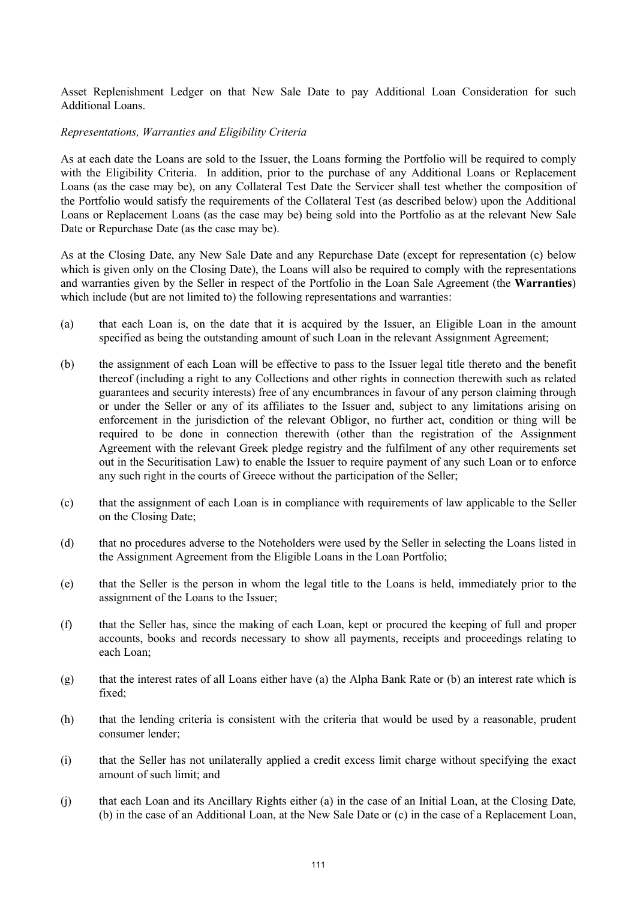Asset Replenishment Ledger on that New Sale Date to pay Additional Loan Consideration for such Additional Loans.

*Representations, Warranties and Eligibility Criteria*

As at each date the Loans are sold to the Issuer, the Loans forming the Portfolio will be required to comply with the Eligibility Criteria. In addition, prior to the purchase of any Additional Loans or Replacement Loans (as the case may be), on any Collateral Test Date the Servicer shall test whether the composition of the Portfolio would satisfy the requirements of the Collateral Test (as described below) upon the Additional Loans or Replacement Loans (as the case may be) being sold into the Portfolio as at the relevant New Sale Date or Repurchase Date (as the case may be).

As at the Closing Date, any New Sale Date and any Repurchase Date (except for representation (c) below which is given only on the Closing Date), the Loans will also be required to comply with the representations and warranties given by the Seller in respect of the Portfolio in the Loan Sale Agreement (the **Warranties**) which include (but are not limited to) the following representations and warranties:

(a) that each Loan is, on the date that it is acquired by the Issuer, an Eligible Loan in the amount specified as being the outstanding amount of such Loan in the relevant Assignment Agreement;

(b) the assignment of each Loan will be effective to pass to the Issuer legal title thereto and the benefit thereof (including a right to any Collections and other rights in connection therewith such as related guarantees and security interests) free of any encumbrances in favour of any person claiming through or under the Seller or any of its affiliates to the Issuer and, subject to any limitations arising on enforcement in the jurisdiction of the relevant Obligor, no further act, condition or thing will be required to be done in connection therewith (other than the registration of the Assignment Agreement with the relevant Greek pledge registry and the fulfilment of any other requirements set out in the Securitisation Law) to enable the Issuer to require payment of any such Loan or to enforce any such right in the courts of Greece without the participation of the Seller;

(c) that the assignment of each Loan is in compliance with requirements of law applicable to the Seller on the Closing Date;

(d) that no procedures adverse to the Noteholders were used by the Seller in selecting the Loans listed in the Assignment Agreement from the Eligible Loans in the Loan Portfolio;

(e) that the Seller is the person in whom the legal title to the Loans is held, immediately prior to the assignment of the Loans to the Issuer;

(f) that the Seller has, since the making of each Loan, kept or procured the keeping of full and proper accounts, books and records necessary to show all payments, receipts and proceedings relating to each Loan;

(g) that the interest rates of all Loans either have (a) the Alpha Bank Rate or (b) an interest rate which is fixed;

(h) that the lending criteria is consistent with the criteria that would be used by a reasonable, prudent consumer lender;

(i) that the Seller has not unilaterally applied a credit excess limit charge without specifying the exact amount of such limit; and

(j) that each Loan and its Ancillary Rights either (a) in the case of an Initial Loan, at the Closing Date, (b) in the case of an Additional Loan, at the New Sale Date or (c) in the case of a Replacement Loan,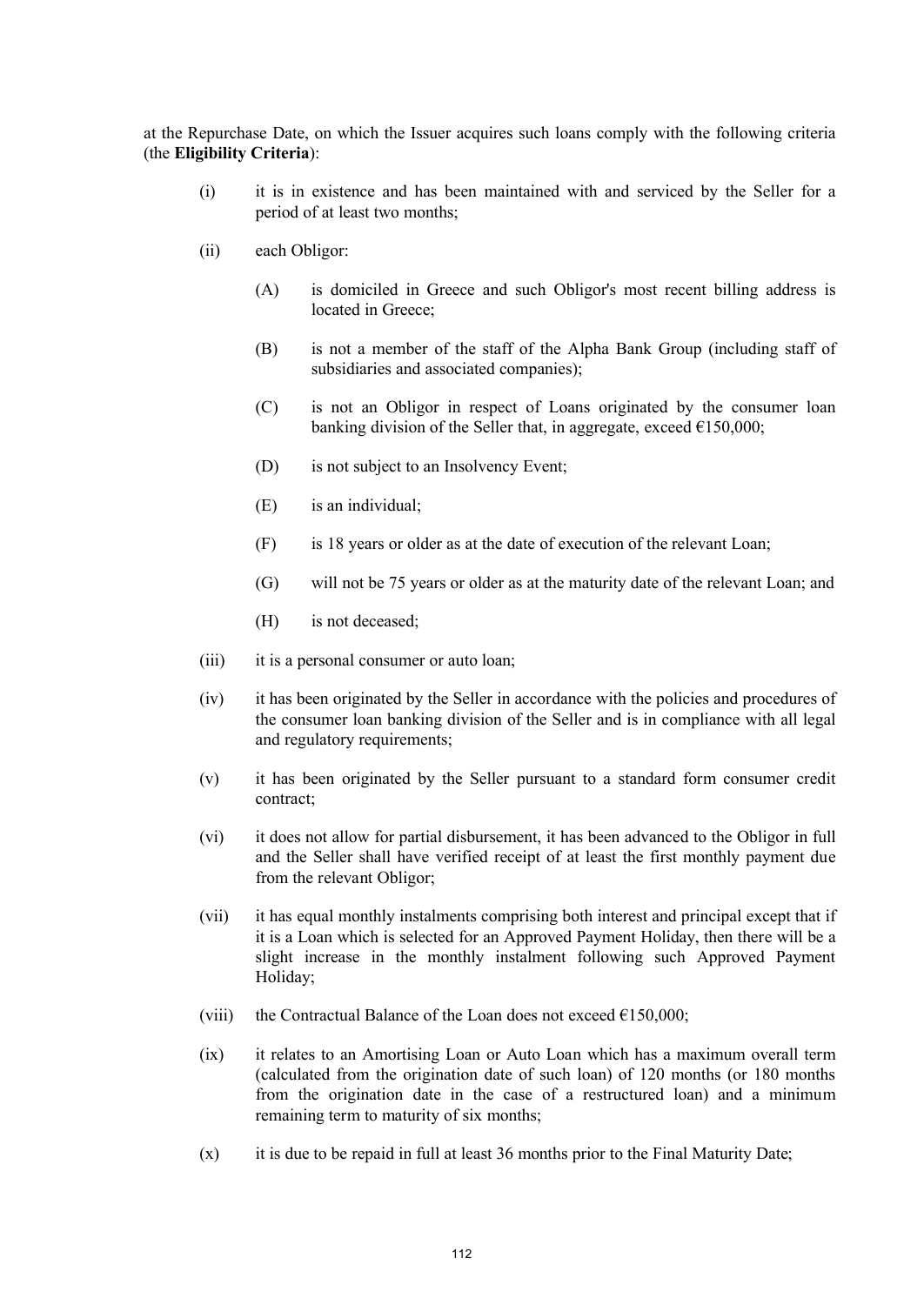at the Repurchase Date, on which the Issuer acquires such loans comply with the following criteria (the **Eligibility Criteria**):

(i) it is in existence and has been maintained with and serviced by the Seller for a period of at least two months;

(ii) each Obligor:

  (A) is domiciled in Greece and such Obligor's most recent billing address is located in Greece;

  (B) is not a member of the staff of the Alpha Bank Group (including staff of subsidiaries and associated companies);

  (C) is not an Obligor in respect of Loans originated by the consumer loan banking division of the Seller that, in aggregate, exceed €150,000;

  (D) is not subject to an Insolvency Event;

  (E) is an individual;

  (F) is 18 years or older as at the date of execution of the relevant Loan;

  (G) will not be 75 years or older as at the maturity date of the relevant Loan; and

  (H) is not deceased;

(iii) it is a personal consumer or auto loan;

(iv) it has been originated by the Seller in accordance with the policies and procedures of the consumer loan banking division of the Seller and is in compliance with all legal and regulatory requirements;

(v) it has been originated by the Seller pursuant to a standard form consumer credit contract;

(vi) it does not allow for partial disbursement, it has been advanced to the Obligor in full and the Seller shall have verified receipt of at least the first monthly payment due from the relevant Obligor;

(vii) it has equal monthly instalments comprising both interest and principal except that if it is a Loan which is selected for an Approved Payment Holiday, then there will be a slight increase in the monthly instalment following such Approved Payment Holiday;

(viii) the Contractual Balance of the Loan does not exceed €150,000;

(ix) it relates to an Amortising Loan or Auto Loan which has a maximum overall term (calculated from the origination date of such loan) of 120 months (or 180 months from the origination date in the case of a restructured loan) and a minimum remaining term to maturity of six months;

(x) it is due to be repaid in full at least 36 months prior to the Final Maturity Date;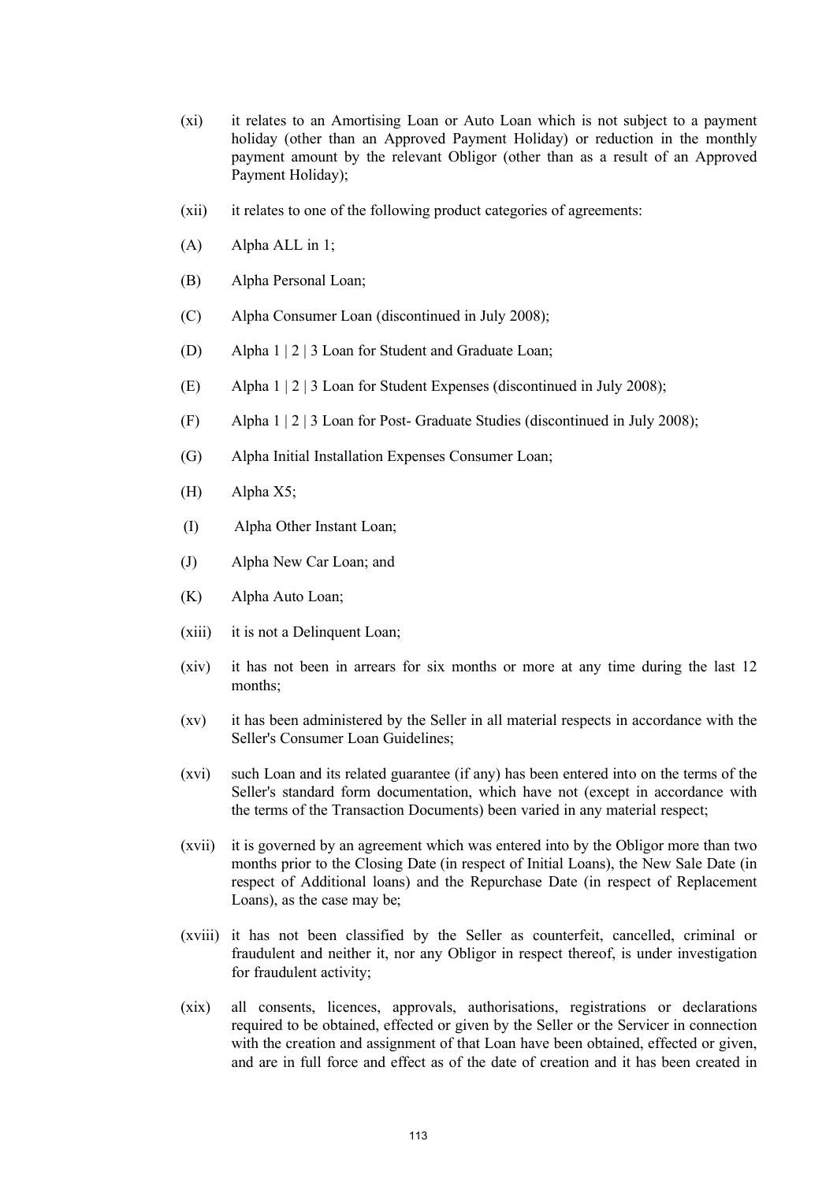(xi) it relates to an Amortising Loan or Auto Loan which is not subject to a payment holiday (other than an Approved Payment Holiday) or reduction in the monthly payment amount by the relevant Obligor (other than as a result of an Approved Payment Holiday);

(xii) it relates to one of the following product categories of agreements:

(A) Alpha ALL in 1;

(B) Alpha Personal Loan;

(C) Alpha Consumer Loan (discontinued in July 2008);

(D) Alpha 1 | 2 | 3 Loan for Student and Graduate Loan;

(E) Alpha 1 | 2 | 3 Loan for Student Expenses (discontinued in July 2008);

(F) Alpha 1 | 2 | 3 Loan for Post- Graduate Studies (discontinued in July 2008);

(G) Alpha Initial Installation Expenses Consumer Loan;

(H) Alpha X5;

(I) Alpha Other Instant Loan;

(J) Alpha New Car Loan; and

(K) Alpha Auto Loan;

(xiii) it is not a Delinquent Loan;

(xiv) it has not been in arrears for six months or more at any time during the last 12 months;

(xv) it has been administered by the Seller in all material respects in accordance with the Seller's Consumer Loan Guidelines;

(xvi) such Loan and its related guarantee (if any) has been entered into on the terms of the Seller's standard form documentation, which have not (except in accordance with the terms of the Transaction Documents) been varied in any material respect;

(xvii) it is governed by an agreement which was entered into by the Obligor more than two months prior to the Closing Date (in respect of Initial Loans), the New Sale Date (in respect of Additional loans) and the Repurchase Date (in respect of Replacement Loans), as the case may be;

(xviii) it has not been classified by the Seller as counterfeit, cancelled, criminal or fraudulent and neither it, nor any Obligor in respect thereof, is under investigation for fraudulent activity;

(xix) all consents, licences, approvals, authorisations, registrations or declarations required to be obtained, effected or given by the Seller or the Servicer in connection with the creation and assignment of that Loan have been obtained, effected or given, and are in full force and effect as of the date of creation and it has been created in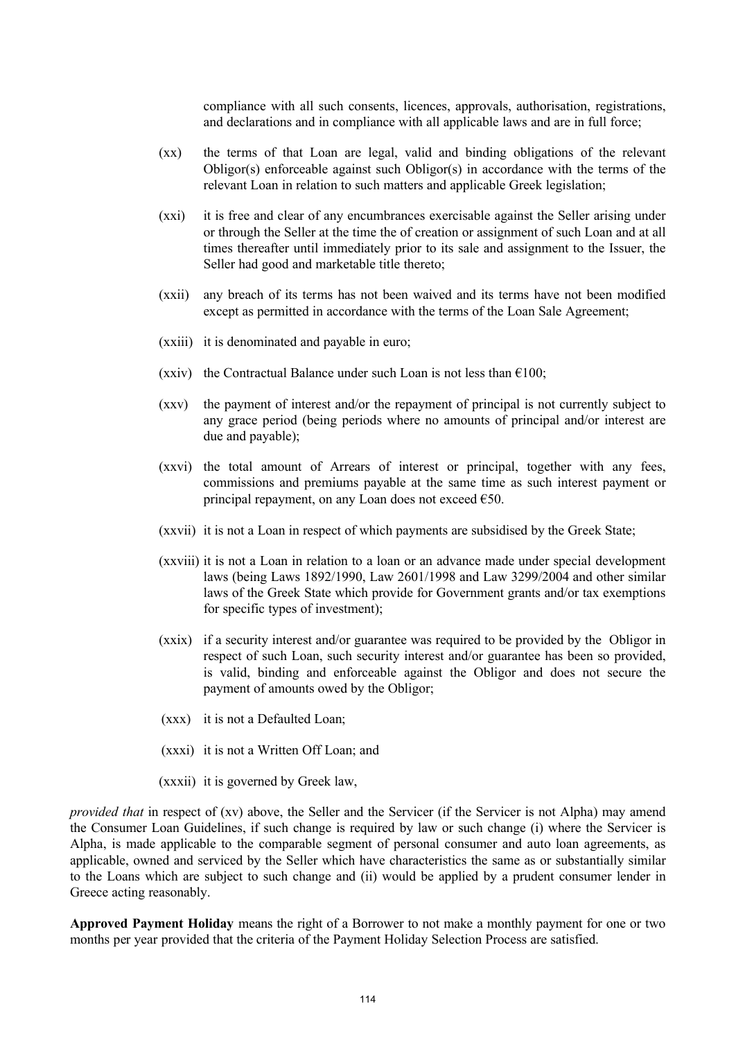compliance with all such consents, licences, approvals, authorisation, registrations, and declarations and in compliance with all applicable laws and are in full force;

(xx) the terms of that Loan are legal, valid and binding obligations of the relevant Obligor(s) enforceable against such Obligor(s) in accordance with the terms of the relevant Loan in relation to such matters and applicable Greek legislation;

(xxi) it is free and clear of any encumbrances exercisable against the Seller arising under or through the Seller at the time the of creation or assignment of such Loan and at all times thereafter until immediately prior to its sale and assignment to the Issuer, the Seller had good and marketable title thereto;

(xxii) any breach of its terms has not been waived and its terms have not been modified except as permitted in accordance with the terms of the Loan Sale Agreement;

(xxiii) it is denominated and payable in euro;

(xxiv) the Contractual Balance under such Loan is not less than €100;

(xxv) the payment of interest and/or the repayment of principal is not currently subject to any grace period (being periods where no amounts of principal and/or interest are due and payable);

(xxvi) the total amount of Arrears of interest or principal, together with any fees, commissions and premiums payable at the same time as such interest payment or principal repayment, on any Loan does not exceed €50.

(xxvii) it is not a Loan in respect of which payments are subsidised by the Greek State;

(xxviii) it is not a Loan in relation to a loan or an advance made under special development laws (being Laws 1892/1990, Law 2601/1998 and Law 3299/2004 and other similar laws of the Greek State which provide for Government grants and/or tax exemptions for specific types of investment);

(xxix) if a security interest and/or guarantee was required to be provided by the Obligor in respect of such Loan, such security interest and/or guarantee has been so provided, is valid, binding and enforceable against the Obligor and does not secure the payment of amounts owed by the Obligor;

(xxx) it is not a Defaulted Loan;

(xxxi) it is not a Written Off Loan; and

(xxxii) it is governed by Greek law,

*provided that* in respect of (xv) above, the Seller and the Servicer (if the Servicer is not Alpha) may amend the Consumer Loan Guidelines, if such change is required by law or such change (i) where the Servicer is Alpha, is made applicable to the comparable segment of personal consumer and auto loan agreements, as applicable, owned and serviced by the Seller which have characteristics the same as or substantially similar to the Loans which are subject to such change and (ii) would be applied by a prudent consumer lender in Greece acting reasonably.

**Approved Payment Holiday** means the right of a Borrower to not make a monthly payment for one or two months per year provided that the criteria of the Payment Holiday Selection Process are satisfied.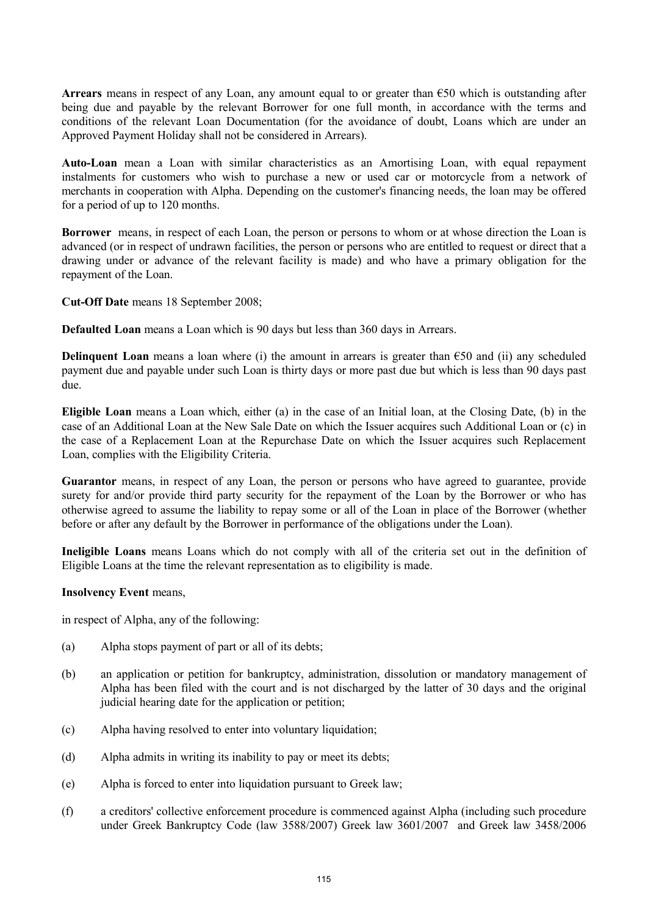**Arrears** means in respect of any Loan, any amount equal to or greater than €50 which is outstanding after being due and payable by the relevant Borrower for one full month, in accordance with the terms and conditions of the relevant Loan Documentation (for the avoidance of doubt, Loans which are under an Approved Payment Holiday shall not be considered in Arrears).

**Auto-Loan** mean a Loan with similar characteristics as an Amortising Loan, with equal repayment instalments for customers who wish to purchase a new or used car or motorcycle from a network of merchants in cooperation with Alpha. Depending on the customer's financing needs, the loan may be offered for a period of up to 120 months.

**Borrower** means, in respect of each Loan, the person or persons to whom or at whose direction the Loan is advanced (or in respect of undrawn facilities, the person or persons who are entitled to request or direct that a drawing under or advance of the relevant facility is made) and who have a primary obligation for the repayment of the Loan.

**Cut-Off Date** means 18 September 2008;

**Defaulted Loan** means a Loan which is 90 days but less than 360 days in Arrears.

**Delinquent Loan** means a loan where (i) the amount in arrears is greater than €50 and (ii) any scheduled payment due and payable under such Loan is thirty days or more past due but which is less than 90 days past due.

**Eligible Loan** means a Loan which, either (a) in the case of an Initial loan, at the Closing Date, (b) in the case of an Additional Loan at the New Sale Date on which the Issuer acquires such Additional Loan or (c) in the case of a Replacement Loan at the Repurchase Date on which the Issuer acquires such Replacement Loan, complies with the Eligibility Criteria.

**Guarantor** means, in respect of any Loan, the person or persons who have agreed to guarantee, provide surety for and/or provide third party security for the repayment of the Loan by the Borrower or who has otherwise agreed to assume the liability to repay some or all of the Loan in place of the Borrower (whether before or after any default by the Borrower in performance of the obligations under the Loan).

**Ineligible Loans** means Loans which do not comply with all of the criteria set out in the definition of Eligible Loans at the time the relevant representation as to eligibility is made.

**Insolvency Event** means,

in respect of Alpha, any of the following:

(a) Alpha stops payment of part or all of its debts;

(b) an application or petition for bankruptcy, administration, dissolution or mandatory management of Alpha has been filed with the court and is not discharged by the latter of 30 days and the original judicial hearing date for the application or petition;

(c) Alpha having resolved to enter into voluntary liquidation;

(d) Alpha admits in writing its inability to pay or meet its debts;

(e) Alpha is forced to enter into liquidation pursuant to Greek law;

(f) a creditors' collective enforcement procedure is commenced against Alpha (including such procedure under Greek Bankruptcy Code (law 3588/2007) Greek law 3601/2007 and Greek law 3458/2006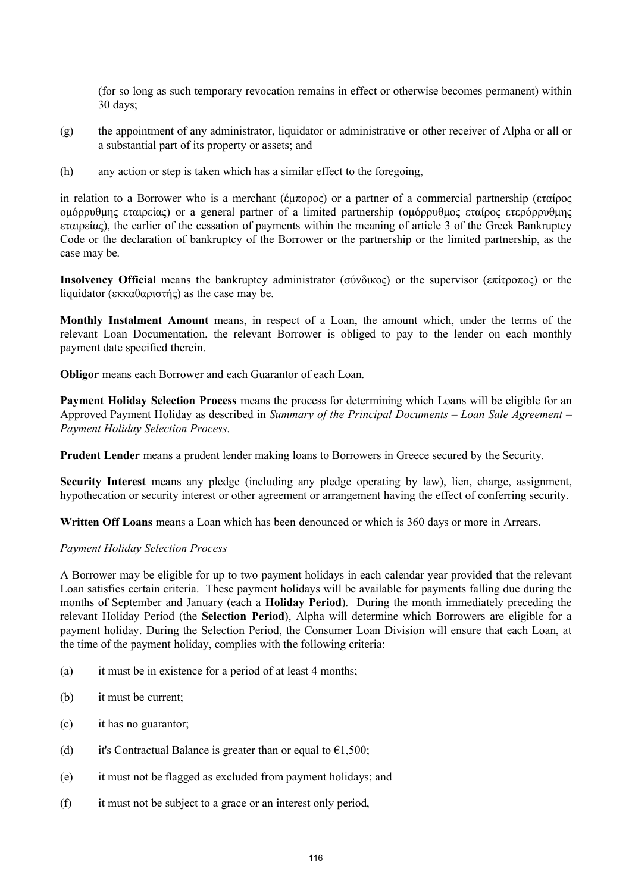(for so long as such temporary revocation remains in effect or otherwise becomes permanent) within 30 days;

(g) the appointment of any administrator, liquidator or administrative or other receiver of Alpha or all or a substantial part of its property or assets; and

(h) any action or step is taken which has a similar effect to the foregoing,

in relation to a Borrower who is a merchant (έμπορος) or a partner of a commercial partnership (εταίρος ομόρρυθμης εταιρείας) or a general partner of a limited partnership (ομόρρυθμος εταίρος ετερόρρυθμης εταιρείας), the earlier of the cessation of payments within the meaning of article 3 of the Greek Bankruptcy Code or the declaration of bankruptcy of the Borrower or the partnership or the limited partnership, as the case may be.

**Insolvency Official** means the bankruptcy administrator (σύνδικος) or the supervisor (επίτροπος) or the liquidator (εκκαθαριστής) as the case may be.

**Monthly Instalment Amount** means, in respect of a Loan, the amount which, under the terms of the relevant Loan Documentation, the relevant Borrower is obliged to pay to the lender on each monthly payment date specified therein.

**Obligor** means each Borrower and each Guarantor of each Loan.

**Payment Holiday Selection Process** means the process for determining which Loans will be eligible for an Approved Payment Holiday as described in *Summary of the Principal Documents – Loan Sale Agreement – Payment Holiday Selection Process*.

**Prudent Lender** means a prudent lender making loans to Borrowers in Greece secured by the Security.

**Security Interest** means any pledge (including any pledge operating by law), lien, charge, assignment, hypothecation or security interest or other agreement or arrangement having the effect of conferring security.

**Written Off Loans** means a Loan which has been denounced or which is 360 days or more in Arrears.

*Payment Holiday Selection Process*

A Borrower may be eligible for up to two payment holidays in each calendar year provided that the relevant Loan satisfies certain criteria. These payment holidays will be available for payments falling due during the months of September and January (each a **Holiday Period**). During the month immediately preceding the relevant Holiday Period (the **Selection Period**), Alpha will determine which Borrowers are eligible for a payment holiday. During the Selection Period, the Consumer Loan Division will ensure that each Loan, at the time of the payment holiday, complies with the following criteria:

(a) it must be in existence for a period of at least 4 months;

(b) it must be current;

(c) it has no guarantor;

(d) it's Contractual Balance is greater than or equal to €1,500;

(e) it must not be flagged as excluded from payment holidays; and

(f) it must not be subject to a grace or an interest only period,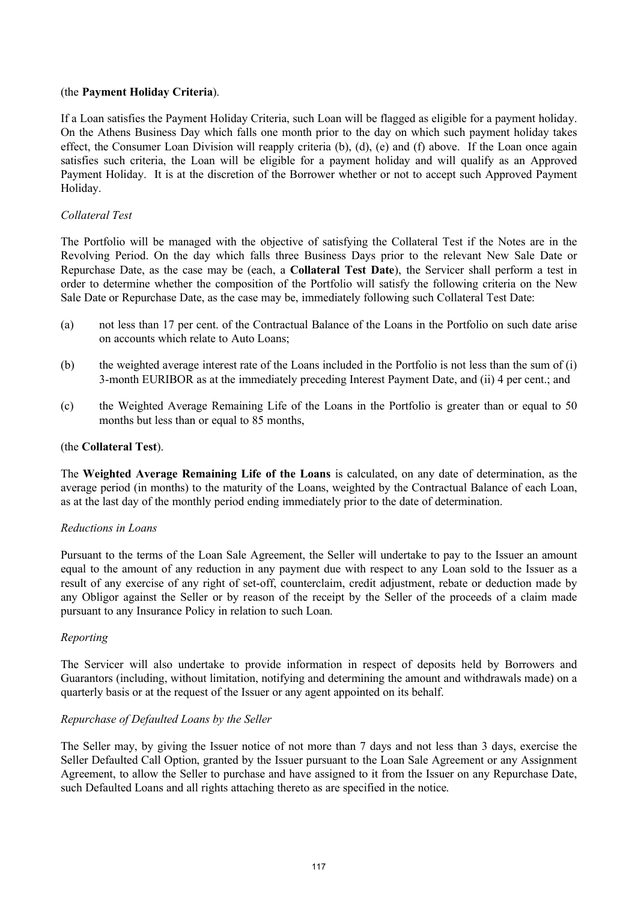(the **Payment Holiday Criteria**).

If a Loan satisfies the Payment Holiday Criteria, such Loan will be flagged as eligible for a payment holiday. On the Athens Business Day which falls one month prior to the day on which such payment holiday takes effect, the Consumer Loan Division will reapply criteria (b), (d), (e) and (f) above. If the Loan once again satisfies such criteria, the Loan will be eligible for a payment holiday and will qualify as an Approved Payment Holiday. It is at the discretion of the Borrower whether or not to accept such Approved Payment Holiday.

*Collateral Test*

The Portfolio will be managed with the objective of satisfying the Collateral Test if the Notes are in the Revolving Period. On the day which falls three Business Days prior to the relevant New Sale Date or Repurchase Date, as the case may be (each, a **Collateral Test Date**), the Servicer shall perform a test in order to determine whether the composition of the Portfolio will satisfy the following criteria on the New Sale Date or Repurchase Date, as the case may be, immediately following such Collateral Test Date:

(a) not less than 17 per cent. of the Contractual Balance of the Loans in the Portfolio on such date arise on accounts which relate to Auto Loans;

(b) the weighted average interest rate of the Loans included in the Portfolio is not less than the sum of (i) 3-month EURIBOR as at the immediately preceding Interest Payment Date, and (ii) 4 per cent.; and

(c) the Weighted Average Remaining Life of the Loans in the Portfolio is greater than or equal to 50 months but less than or equal to 85 months,

(the **Collateral Test**).

The **Weighted Average Remaining Life of the Loans** is calculated, on any date of determination, as the average period (in months) to the maturity of the Loans, weighted by the Contractual Balance of each Loan, as at the last day of the monthly period ending immediately prior to the date of determination.

*Reductions in Loans*

Pursuant to the terms of the Loan Sale Agreement, the Seller will undertake to pay to the Issuer an amount equal to the amount of any reduction in any payment due with respect to any Loan sold to the Issuer as a result of any exercise of any right of set-off, counterclaim, credit adjustment, rebate or deduction made by any Obligor against the Seller or by reason of the receipt by the Seller of the proceeds of a claim made pursuant to any Insurance Policy in relation to such Loan.

*Reporting*

The Servicer will also undertake to provide information in respect of deposits held by Borrowers and Guarantors (including, without limitation, notifying and determining the amount and withdrawals made) on a quarterly basis or at the request of the Issuer or any agent appointed on its behalf.

*Repurchase of Defaulted Loans by the Seller*

The Seller may, by giving the Issuer notice of not more than 7 days and not less than 3 days, exercise the Seller Defaulted Call Option, granted by the Issuer pursuant to the Loan Sale Agreement or any Assignment Agreement, to allow the Seller to purchase and have assigned to it from the Issuer on any Repurchase Date, such Defaulted Loans and all rights attaching thereto as are specified in the notice.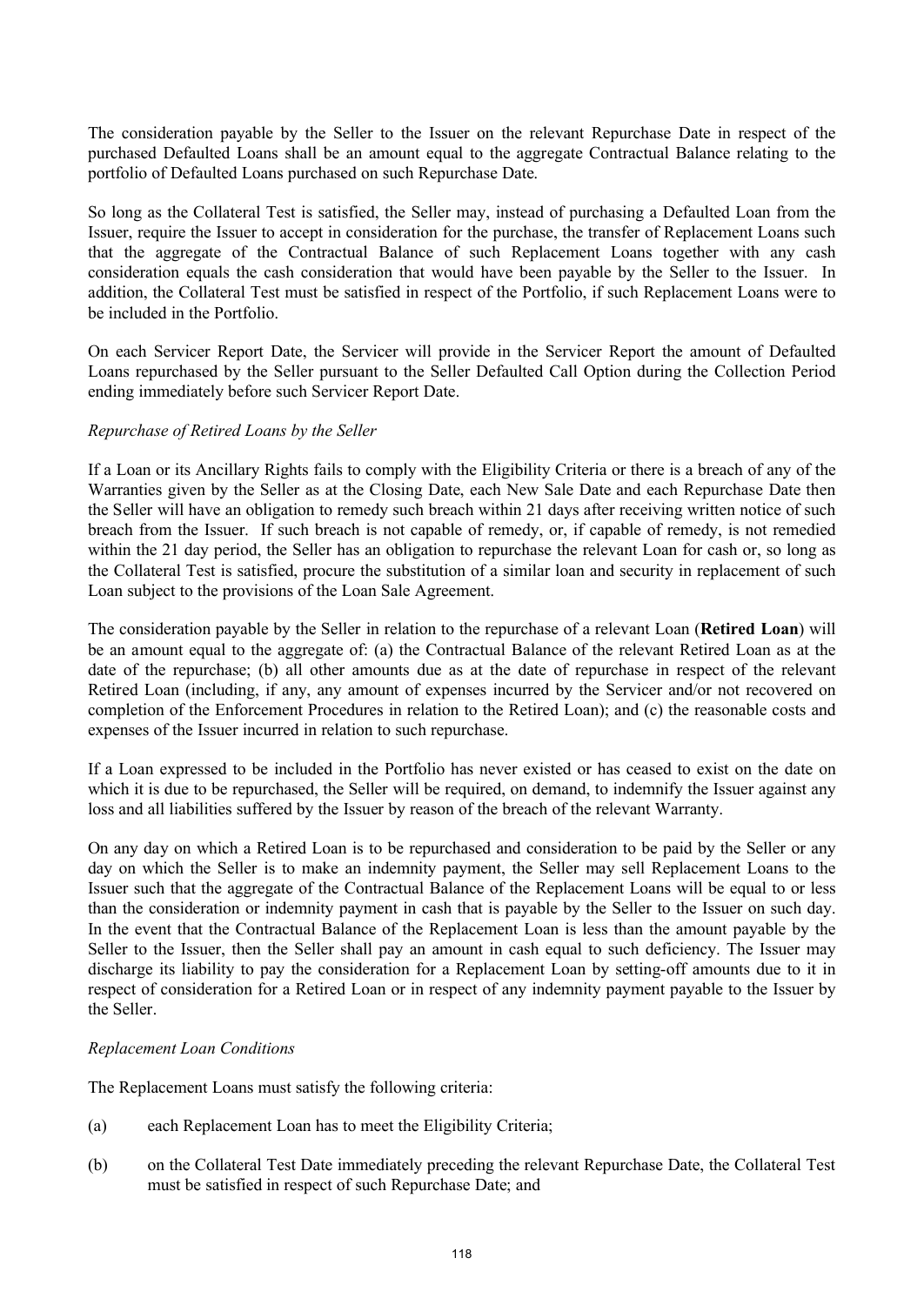The consideration payable by the Seller to the Issuer on the relevant Repurchase Date in respect of the purchased Defaulted Loans shall be an amount equal to the aggregate Contractual Balance relating to the portfolio of Defaulted Loans purchased on such Repurchase Date.

So long as the Collateral Test is satisfied, the Seller may, instead of purchasing a Defaulted Loan from the Issuer, require the Issuer to accept in consideration for the purchase, the transfer of Replacement Loans such that the aggregate of the Contractual Balance of such Replacement Loans together with any cash consideration equals the cash consideration that would have been payable by the Seller to the Issuer. In addition, the Collateral Test must be satisfied in respect of the Portfolio, if such Replacement Loans were to be included in the Portfolio.

On each Servicer Report Date, the Servicer will provide in the Servicer Report the amount of Defaulted Loans repurchased by the Seller pursuant to the Seller Defaulted Call Option during the Collection Period ending immediately before such Servicer Report Date.

*Repurchase of Retired Loans by the Seller*

If a Loan or its Ancillary Rights fails to comply with the Eligibility Criteria or there is a breach of any of the Warranties given by the Seller as at the Closing Date, each New Sale Date and each Repurchase Date then the Seller will have an obligation to remedy such breach within 21 days after receiving written notice of such breach from the Issuer. If such breach is not capable of remedy, or, if capable of remedy, is not remedied within the 21 day period, the Seller has an obligation to repurchase the relevant Loan for cash or, so long as the Collateral Test is satisfied, procure the substitution of a similar loan and security in replacement of such Loan subject to the provisions of the Loan Sale Agreement.

The consideration payable by the Seller in relation to the repurchase of a relevant Loan (**Retired Loan**) will be an amount equal to the aggregate of: (a) the Contractual Balance of the relevant Retired Loan as at the date of the repurchase; (b) all other amounts due as at the date of repurchase in respect of the relevant Retired Loan (including, if any, any amount of expenses incurred by the Servicer and/or not recovered on completion of the Enforcement Procedures in relation to the Retired Loan); and (c) the reasonable costs and expenses of the Issuer incurred in relation to such repurchase.

If a Loan expressed to be included in the Portfolio has never existed or has ceased to exist on the date on which it is due to be repurchased, the Seller will be required, on demand, to indemnify the Issuer against any loss and all liabilities suffered by the Issuer by reason of the breach of the relevant Warranty.

On any day on which a Retired Loan is to be repurchased and consideration to be paid by the Seller or any day on which the Seller is to make an indemnity payment, the Seller may sell Replacement Loans to the Issuer such that the aggregate of the Contractual Balance of the Replacement Loans will be equal to or less than the consideration or indemnity payment in cash that is payable by the Seller to the Issuer on such day. In the event that the Contractual Balance of the Replacement Loan is less than the amount payable by the Seller to the Issuer, then the Seller shall pay an amount in cash equal to such deficiency. The Issuer may discharge its liability to pay the consideration for a Replacement Loan by setting-off amounts due to it in respect of consideration for a Retired Loan or in respect of any indemnity payment payable to the Issuer by the Seller.

*Replacement Loan Conditions*

The Replacement Loans must satisfy the following criteria:

(a) each Replacement Loan has to meet the Eligibility Criteria;

(b) on the Collateral Test Date immediately preceding the relevant Repurchase Date, the Collateral Test must be satisfied in respect of such Repurchase Date; and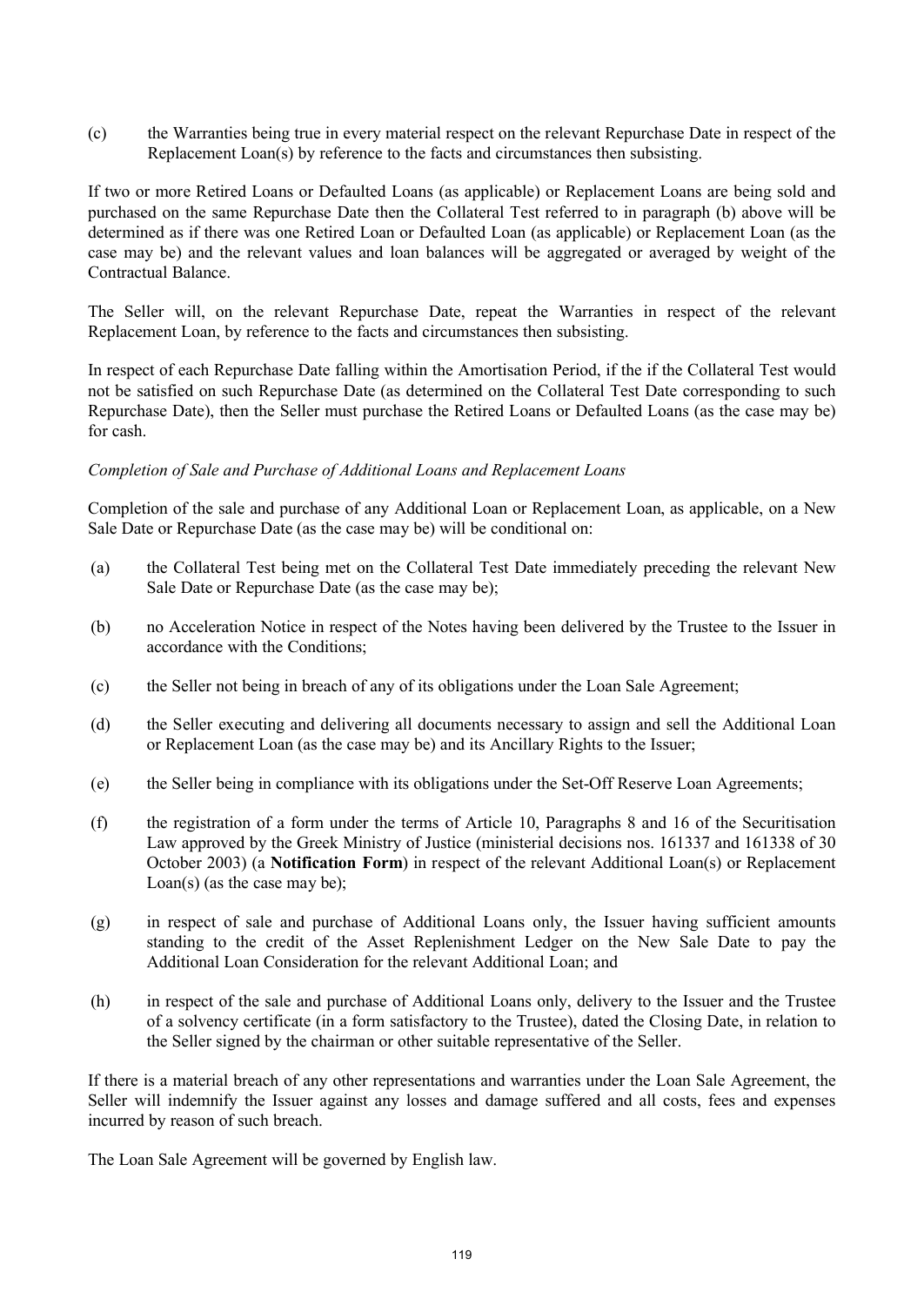(c) the Warranties being true in every material respect on the relevant Repurchase Date in respect of the Replacement Loan(s) by reference to the facts and circumstances then subsisting.

If two or more Retired Loans or Defaulted Loans (as applicable) or Replacement Loans are being sold and purchased on the same Repurchase Date then the Collateral Test referred to in paragraph (b) above will be determined as if there was one Retired Loan or Defaulted Loan (as applicable) or Replacement Loan (as the case may be) and the relevant values and loan balances will be aggregated or averaged by weight of the Contractual Balance.

The Seller will, on the relevant Repurchase Date, repeat the Warranties in respect of the relevant Replacement Loan, by reference to the facts and circumstances then subsisting.

In respect of each Repurchase Date falling within the Amortisation Period, if the if the Collateral Test would not be satisfied on such Repurchase Date (as determined on the Collateral Test Date corresponding to such Repurchase Date), then the Seller must purchase the Retired Loans or Defaulted Loans (as the case may be) for cash.

*Completion of Sale and Purchase of Additional Loans and Replacement Loans*

Completion of the sale and purchase of any Additional Loan or Replacement Loan, as applicable, on a New Sale Date or Repurchase Date (as the case may be) will be conditional on:

(a) the Collateral Test being met on the Collateral Test Date immediately preceding the relevant New Sale Date or Repurchase Date (as the case may be);

(b) no Acceleration Notice in respect of the Notes having been delivered by the Trustee to the Issuer in accordance with the Conditions;

(c) the Seller not being in breach of any of its obligations under the Loan Sale Agreement;

(d) the Seller executing and delivering all documents necessary to assign and sell the Additional Loan or Replacement Loan (as the case may be) and its Ancillary Rights to the Issuer;

(e) the Seller being in compliance with its obligations under the Set-Off Reserve Loan Agreements;

(f) the registration of a form under the terms of Article 10, Paragraphs 8 and 16 of the Securitisation Law approved by the Greek Ministry of Justice (ministerial decisions nos. 161337 and 161338 of 30 October 2003) (a **Notification Form**) in respect of the relevant Additional Loan(s) or Replacement Loan(s) (as the case may be);

(g) in respect of sale and purchase of Additional Loans only, the Issuer having sufficient amounts standing to the credit of the Asset Replenishment Ledger on the New Sale Date to pay the Additional Loan Consideration for the relevant Additional Loan; and

(h) in respect of the sale and purchase of Additional Loans only, delivery to the Issuer and the Trustee of a solvency certificate (in a form satisfactory to the Trustee), dated the Closing Date, in relation to the Seller signed by the chairman or other suitable representative of the Seller.

If there is a material breach of any other representations and warranties under the Loan Sale Agreement, the Seller will indemnify the Issuer against any losses and damage suffered and all costs, fees and expenses incurred by reason of such breach.

The Loan Sale Agreement will be governed by English law.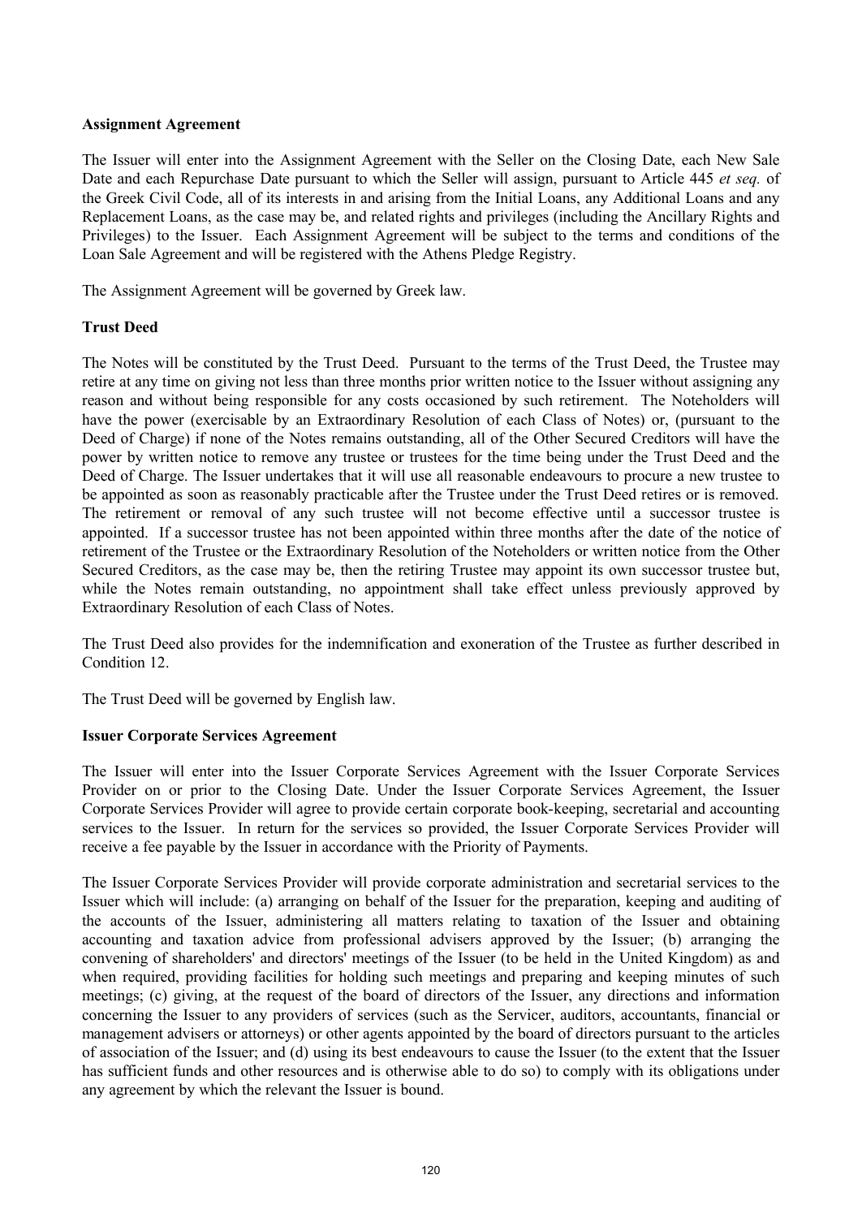**Assignment Agreement**

The Issuer will enter into the Assignment Agreement with the Seller on the Closing Date, each New Sale Date and each Repurchase Date pursuant to which the Seller will assign, pursuant to Article 445 *et seq.* of the Greek Civil Code, all of its interests in and arising from the Initial Loans, any Additional Loans and any Replacement Loans, as the case may be, and related rights and privileges (including the Ancillary Rights and Privileges) to the Issuer. Each Assignment Agreement will be subject to the terms and conditions of the Loan Sale Agreement and will be registered with the Athens Pledge Registry.

The Assignment Agreement will be governed by Greek law.

**Trust Deed**

The Notes will be constituted by the Trust Deed. Pursuant to the terms of the Trust Deed, the Trustee may retire at any time on giving not less than three months prior written notice to the Issuer without assigning any reason and without being responsible for any costs occasioned by such retirement. The Noteholders will have the power (exercisable by an Extraordinary Resolution of each Class of Notes) or, (pursuant to the Deed of Charge) if none of the Notes remains outstanding, all of the Other Secured Creditors will have the power by written notice to remove any trustee or trustees for the time being under the Trust Deed and the Deed of Charge. The Issuer undertakes that it will use all reasonable endeavours to procure a new trustee to be appointed as soon as reasonably practicable after the Trustee under the Trust Deed retires or is removed. The retirement or removal of any such trustee will not become effective until a successor trustee is appointed. If a successor trustee has not been appointed within three months after the date of the notice of retirement of the Trustee or the Extraordinary Resolution of the Noteholders or written notice from the Other Secured Creditors, as the case may be, then the retiring Trustee may appoint its own successor trustee but, while the Notes remain outstanding, no appointment shall take effect unless previously approved by Extraordinary Resolution of each Class of Notes.

The Trust Deed also provides for the indemnification and exoneration of the Trustee as further described in Condition 12.

The Trust Deed will be governed by English law.

**Issuer Corporate Services Agreement**

The Issuer will enter into the Issuer Corporate Services Agreement with the Issuer Corporate Services Provider on or prior to the Closing Date. Under the Issuer Corporate Services Agreement, the Issuer Corporate Services Provider will agree to provide certain corporate book-keeping, secretarial and accounting services to the Issuer. In return for the services so provided, the Issuer Corporate Services Provider will receive a fee payable by the Issuer in accordance with the Priority of Payments.

The Issuer Corporate Services Provider will provide corporate administration and secretarial services to the Issuer which will include: (a) arranging on behalf of the Issuer for the preparation, keeping and auditing of the accounts of the Issuer, administering all matters relating to taxation of the Issuer and obtaining accounting and taxation advice from professional advisers approved by the Issuer; (b) arranging the convening of shareholders' and directors' meetings of the Issuer (to be held in the United Kingdom) as and when required, providing facilities for holding such meetings and preparing and keeping minutes of such meetings; (c) giving, at the request of the board of directors of the Issuer, any directions and information concerning the Issuer to any providers of services (such as the Servicer, auditors, accountants, financial or management advisers or attorneys) or other agents appointed by the board of directors pursuant to the articles of association of the Issuer; and (d) using its best endeavours to cause the Issuer (to the extent that the Issuer has sufficient funds and other resources and is otherwise able to do so) to comply with its obligations under any agreement by which the relevant the Issuer is bound.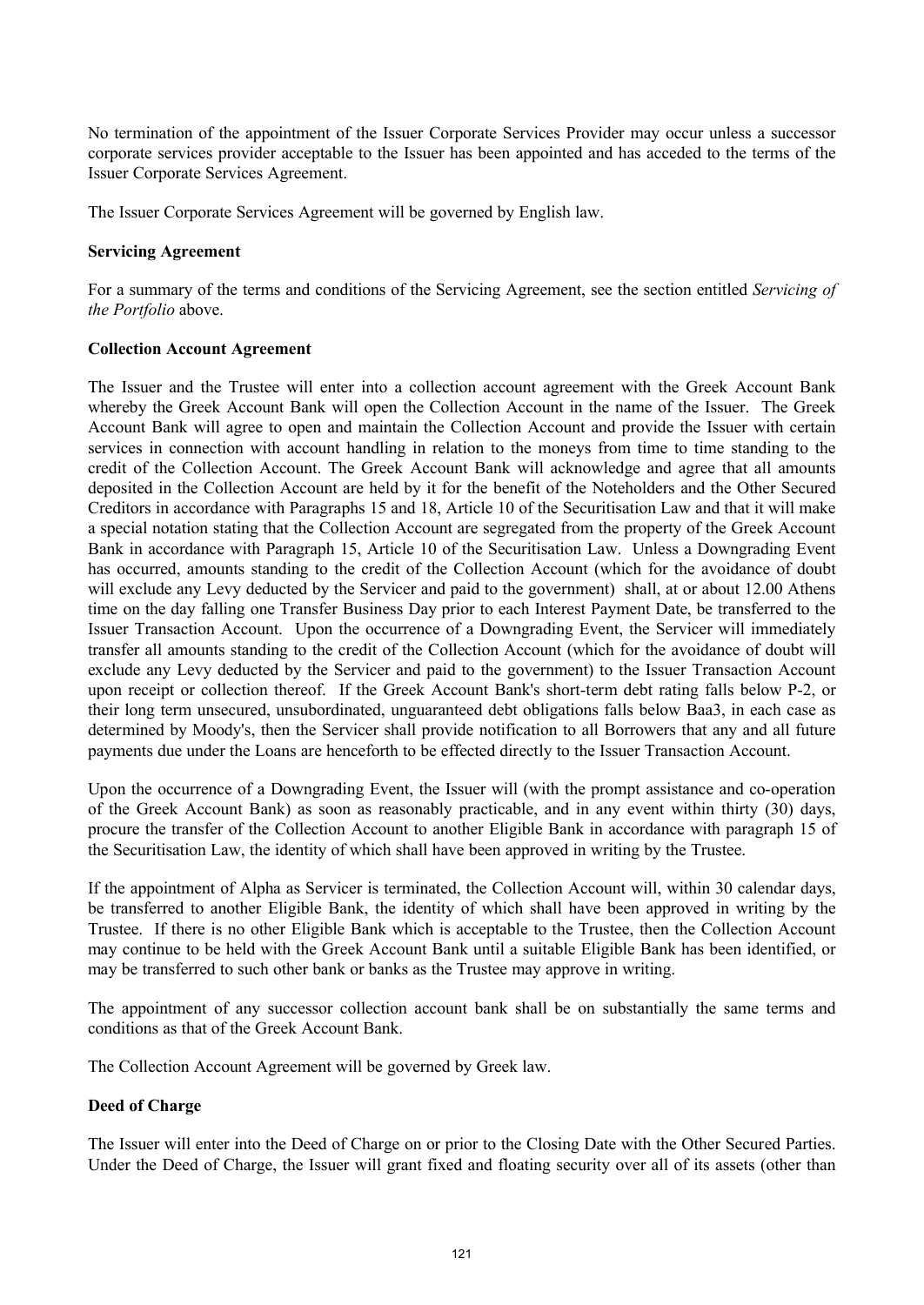No termination of the appointment of the Issuer Corporate Services Provider may occur unless a successor corporate services provider acceptable to the Issuer has been appointed and has acceded to the terms of the Issuer Corporate Services Agreement.

The Issuer Corporate Services Agreement will be governed by English law.

**Servicing Agreement**

For a summary of the terms and conditions of the Servicing Agreement, see the section entitled *Servicing of the Portfolio* above.

**Collection Account Agreement**

The Issuer and the Trustee will enter into a collection account agreement with the Greek Account Bank whereby the Greek Account Bank will open the Collection Account in the name of the Issuer. The Greek Account Bank will agree to open and maintain the Collection Account and provide the Issuer with certain services in connection with account handling in relation to the moneys from time to time standing to the credit of the Collection Account. The Greek Account Bank will acknowledge and agree that all amounts deposited in the Collection Account are held by it for the benefit of the Noteholders and the Other Secured Creditors in accordance with Paragraphs 15 and 18, Article 10 of the Securitisation Law and that it will make a special notation stating that the Collection Account are segregated from the property of the Greek Account Bank in accordance with Paragraph 15, Article 10 of the Securitisation Law. Unless a Downgrading Event has occurred, amounts standing to the credit of the Collection Account (which for the avoidance of doubt will exclude any Levy deducted by the Servicer and paid to the government) shall, at or about 12.00 Athens time on the day falling one Transfer Business Day prior to each Interest Payment Date, be transferred to the Issuer Transaction Account. Upon the occurrence of a Downgrading Event, the Servicer will immediately transfer all amounts standing to the credit of the Collection Account (which for the avoidance of doubt will exclude any Levy deducted by the Servicer and paid to the government) to the Issuer Transaction Account upon receipt or collection thereof. If the Greek Account Bank's short-term debt rating falls below P-2, or their long term unsecured, unsubordinated, unguaranteed debt obligations falls below Baa3, in each case as determined by Moody's, then the Servicer shall provide notification to all Borrowers that any and all future payments due under the Loans are henceforth to be effected directly to the Issuer Transaction Account.

Upon the occurrence of a Downgrading Event, the Issuer will (with the prompt assistance and co-operation of the Greek Account Bank) as soon as reasonably practicable, and in any event within thirty (30) days, procure the transfer of the Collection Account to another Eligible Bank in accordance with paragraph 15 of the Securitisation Law, the identity of which shall have been approved in writing by the Trustee.

If the appointment of Alpha as Servicer is terminated, the Collection Account will, within 30 calendar days, be transferred to another Eligible Bank, the identity of which shall have been approved in writing by the Trustee. If there is no other Eligible Bank which is acceptable to the Trustee, then the Collection Account may continue to be held with the Greek Account Bank until a suitable Eligible Bank has been identified, or may be transferred to such other bank or banks as the Trustee may approve in writing.

The appointment of any successor collection account bank shall be on substantially the same terms and conditions as that of the Greek Account Bank.

The Collection Account Agreement will be governed by Greek law.

**Deed of Charge**

The Issuer will enter into the Deed of Charge on or prior to the Closing Date with the Other Secured Parties. Under the Deed of Charge, the Issuer will grant fixed and floating security over all of its assets (other than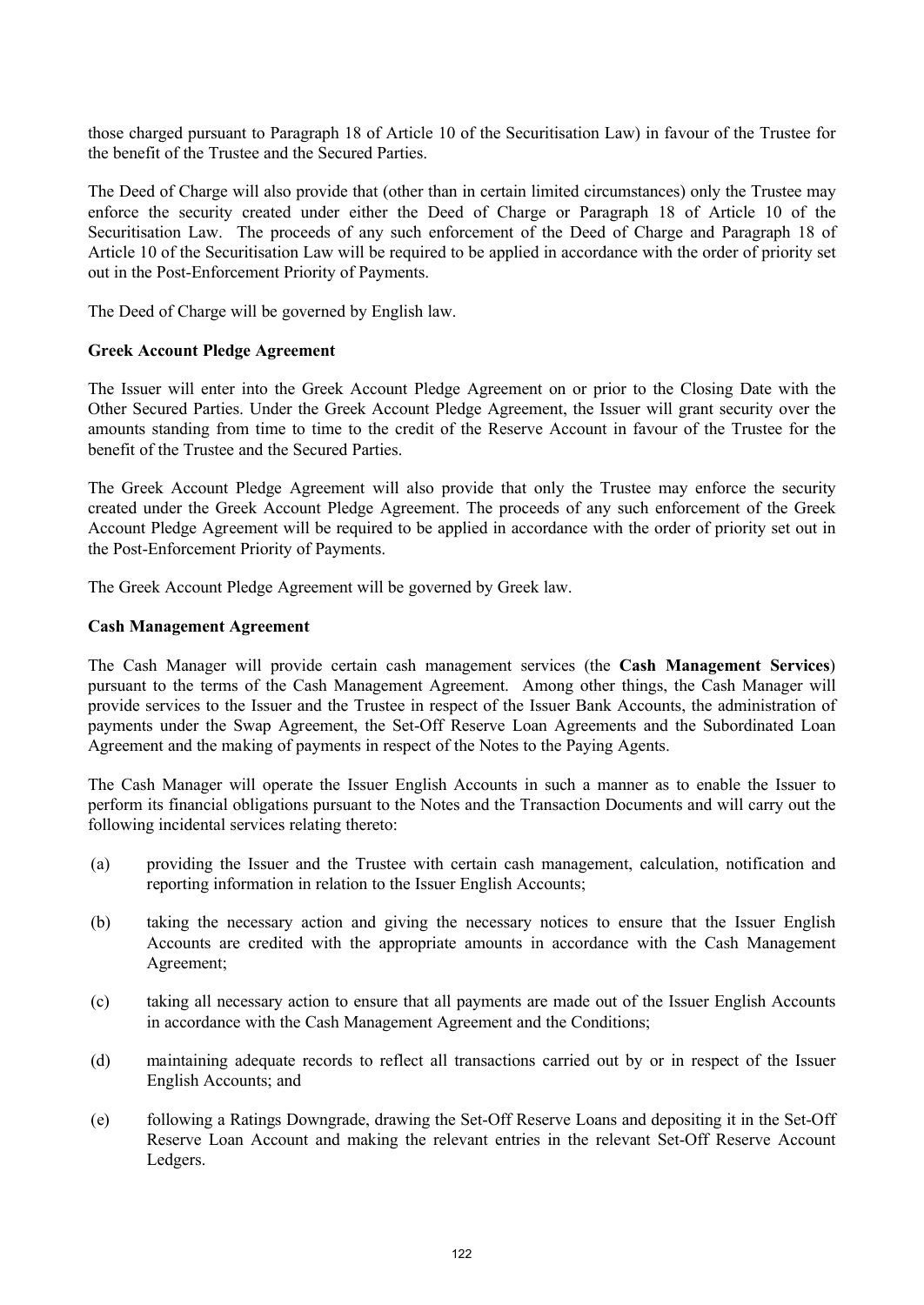those charged pursuant to Paragraph 18 of Article 10 of the Securitisation Law) in favour of the Trustee for the benefit of the Trustee and the Secured Parties.

The Deed of Charge will also provide that (other than in certain limited circumstances) only the Trustee may enforce the security created under either the Deed of Charge or Paragraph 18 of Article 10 of the Securitisation Law. The proceeds of any such enforcement of the Deed of Charge and Paragraph 18 of Article 10 of the Securitisation Law will be required to be applied in accordance with the order of priority set out in the Post-Enforcement Priority of Payments.

The Deed of Charge will be governed by English law.

**Greek Account Pledge Agreement**

The Issuer will enter into the Greek Account Pledge Agreement on or prior to the Closing Date with the Other Secured Parties. Under the Greek Account Pledge Agreement, the Issuer will grant security over the amounts standing from time to time to the credit of the Reserve Account in favour of the Trustee for the benefit of the Trustee and the Secured Parties.

The Greek Account Pledge Agreement will also provide that only the Trustee may enforce the security created under the Greek Account Pledge Agreement. The proceeds of any such enforcement of the Greek Account Pledge Agreement will be required to be applied in accordance with the order of priority set out in the Post-Enforcement Priority of Payments.

The Greek Account Pledge Agreement will be governed by Greek law.

**Cash Management Agreement**

The Cash Manager will provide certain cash management services (the **Cash Management Services**) pursuant to the terms of the Cash Management Agreement. Among other things, the Cash Manager will provide services to the Issuer and the Trustee in respect of the Issuer Bank Accounts, the administration of payments under the Swap Agreement, the Set-Off Reserve Loan Agreements and the Subordinated Loan Agreement and the making of payments in respect of the Notes to the Paying Agents.

The Cash Manager will operate the Issuer English Accounts in such a manner as to enable the Issuer to perform its financial obligations pursuant to the Notes and the Transaction Documents and will carry out the following incidental services relating thereto:

(a) providing the Issuer and the Trustee with certain cash management, calculation, notification and reporting information in relation to the Issuer English Accounts;

(b) taking the necessary action and giving the necessary notices to ensure that the Issuer English Accounts are credited with the appropriate amounts in accordance with the Cash Management Agreement;

(c) taking all necessary action to ensure that all payments are made out of the Issuer English Accounts in accordance with the Cash Management Agreement and the Conditions;

(d) maintaining adequate records to reflect all transactions carried out by or in respect of the Issuer English Accounts; and

(e) following a Ratings Downgrade, drawing the Set-Off Reserve Loans and depositing it in the Set-Off Reserve Loan Account and making the relevant entries in the relevant Set-Off Reserve Account Ledgers.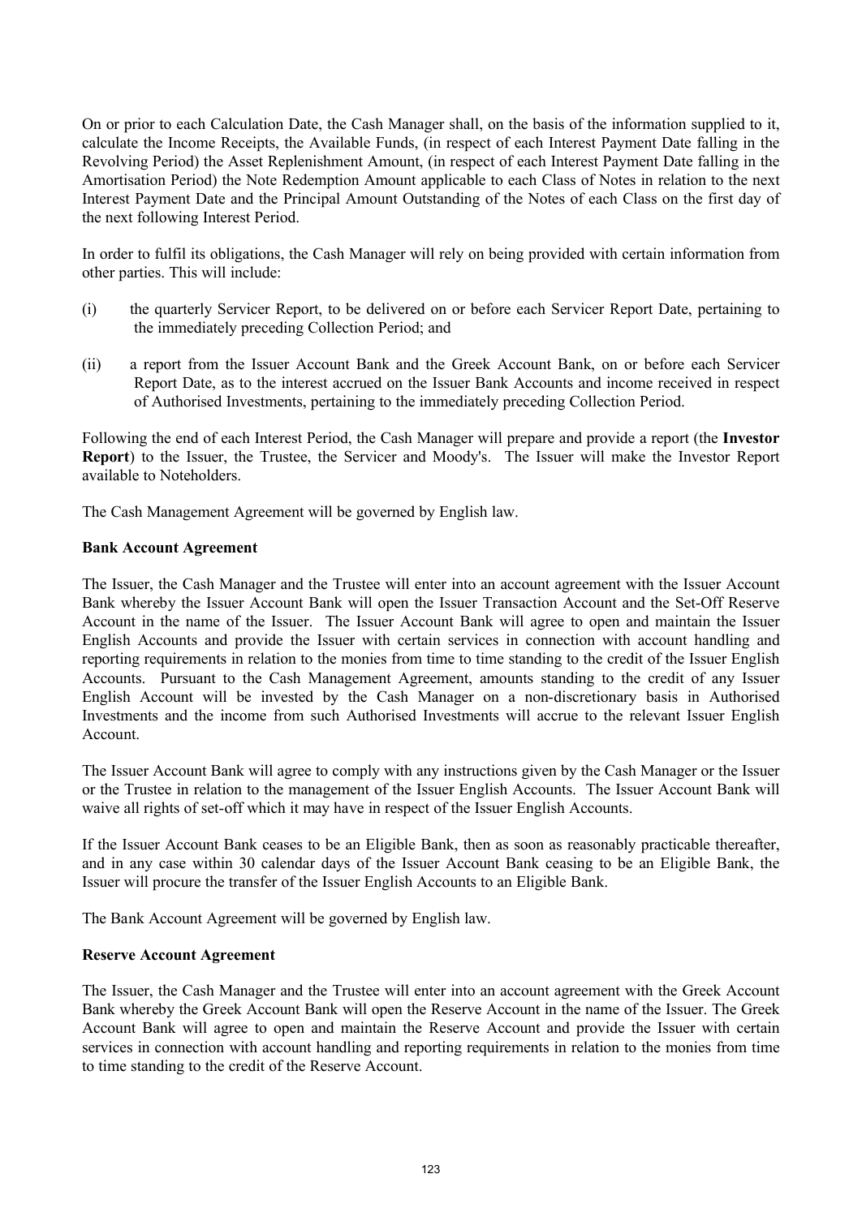On or prior to each Calculation Date, the Cash Manager shall, on the basis of the information supplied to it, calculate the Income Receipts, the Available Funds, (in respect of each Interest Payment Date falling in the Revolving Period) the Asset Replenishment Amount, (in respect of each Interest Payment Date falling in the Amortisation Period) the Note Redemption Amount applicable to each Class of Notes in relation to the next Interest Payment Date and the Principal Amount Outstanding of the Notes of each Class on the first day of the next following Interest Period.

In order to fulfil its obligations, the Cash Manager will rely on being provided with certain information from other parties. This will include:

(i) the quarterly Servicer Report, to be delivered on or before each Servicer Report Date, pertaining to the immediately preceding Collection Period; and

(ii) a report from the Issuer Account Bank and the Greek Account Bank, on or before each Servicer Report Date, as to the interest accrued on the Issuer Bank Accounts and income received in respect of Authorised Investments, pertaining to the immediately preceding Collection Period.

Following the end of each Interest Period, the Cash Manager will prepare and provide a report (the **Investor Report**) to the Issuer, the Trustee, the Servicer and Moody's. The Issuer will make the Investor Report available to Noteholders.

The Cash Management Agreement will be governed by English law.

**Bank Account Agreement**

The Issuer, the Cash Manager and the Trustee will enter into an account agreement with the Issuer Account Bank whereby the Issuer Account Bank will open the Issuer Transaction Account and the Set-Off Reserve Account in the name of the Issuer. The Issuer Account Bank will agree to open and maintain the Issuer English Accounts and provide the Issuer with certain services in connection with account handling and reporting requirements in relation to the monies from time to time standing to the credit of the Issuer English Accounts. Pursuant to the Cash Management Agreement, amounts standing to the credit of any Issuer English Account will be invested by the Cash Manager on a non-discretionary basis in Authorised Investments and the income from such Authorised Investments will accrue to the relevant Issuer English Account.

The Issuer Account Bank will agree to comply with any instructions given by the Cash Manager or the Issuer or the Trustee in relation to the management of the Issuer English Accounts. The Issuer Account Bank will waive all rights of set-off which it may have in respect of the Issuer English Accounts.

If the Issuer Account Bank ceases to be an Eligible Bank, then as soon as reasonably practicable thereafter, and in any case within 30 calendar days of the Issuer Account Bank ceasing to be an Eligible Bank, the Issuer will procure the transfer of the Issuer English Accounts to an Eligible Bank.

The Bank Account Agreement will be governed by English law.

**Reserve Account Agreement**

The Issuer, the Cash Manager and the Trustee will enter into an account agreement with the Greek Account Bank whereby the Greek Account Bank will open the Reserve Account in the name of the Issuer. The Greek Account Bank will agree to open and maintain the Reserve Account and provide the Issuer with certain services in connection with account handling and reporting requirements in relation to the monies from time to time standing to the credit of the Reserve Account.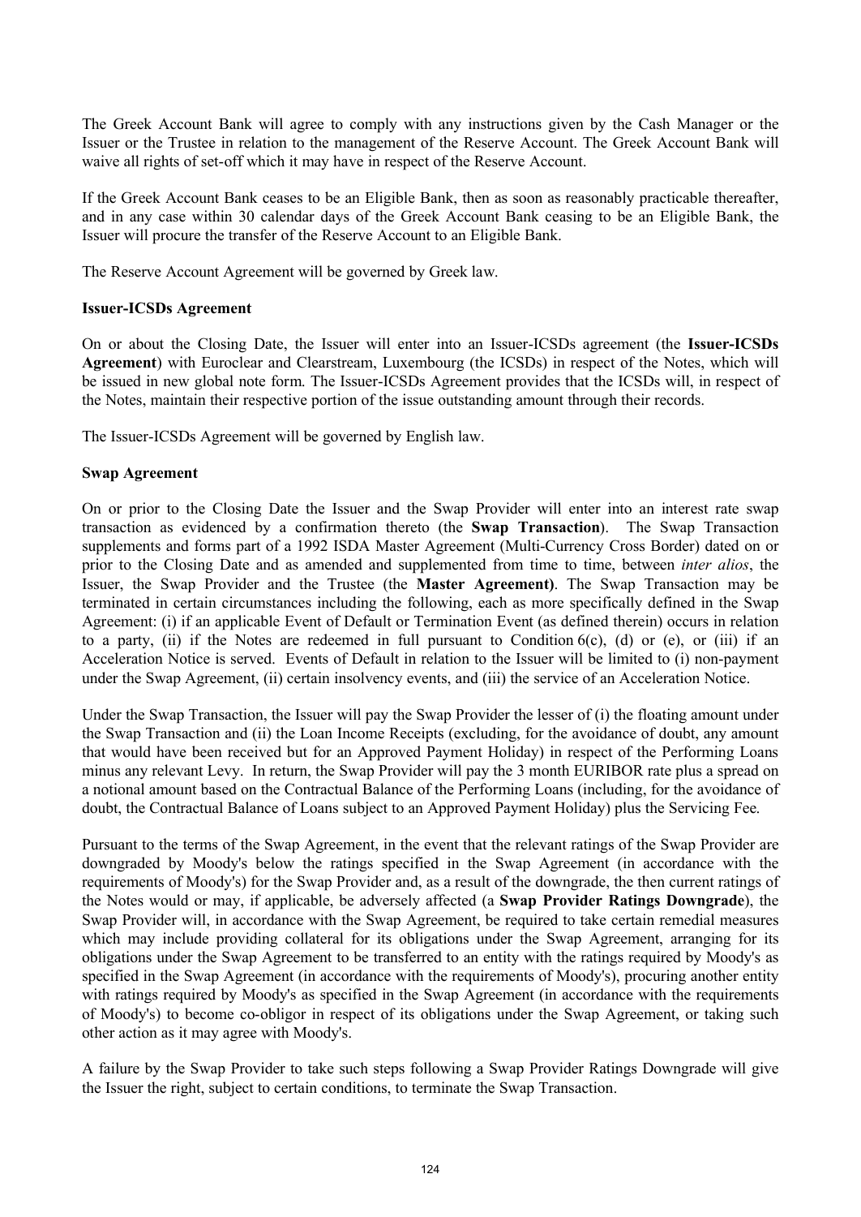The Greek Account Bank will agree to comply with any instructions given by the Cash Manager or the Issuer or the Trustee in relation to the management of the Reserve Account. The Greek Account Bank will waive all rights of set-off which it may have in respect of the Reserve Account.

If the Greek Account Bank ceases to be an Eligible Bank, then as soon as reasonably practicable thereafter, and in any case within 30 calendar days of the Greek Account Bank ceasing to be an Eligible Bank, the Issuer will procure the transfer of the Reserve Account to an Eligible Bank.

The Reserve Account Agreement will be governed by Greek law.

**Issuer-ICSDs Agreement**

On or about the Closing Date, the Issuer will enter into an Issuer-ICSDs agreement (the **Issuer-ICSDs Agreement**) with Euroclear and Clearstream, Luxembourg (the ICSDs) in respect of the Notes, which will be issued in new global note form. The Issuer-ICSDs Agreement provides that the ICSDs will, in respect of the Notes, maintain their respective portion of the issue outstanding amount through their records.

The Issuer-ICSDs Agreement will be governed by English law.

**Swap Agreement**

On or prior to the Closing Date the Issuer and the Swap Provider will enter into an interest rate swap transaction as evidenced by a confirmation thereto (the **Swap Transaction**). The Swap Transaction supplements and forms part of a 1992 ISDA Master Agreement (Multi-Currency Cross Border) dated on or prior to the Closing Date and as amended and supplemented from time to time, between *inter alios*, the Issuer, the Swap Provider and the Trustee (the **Master Agreement)**. The Swap Transaction may be terminated in certain circumstances including the following, each as more specifically defined in the Swap Agreement: (i) if an applicable Event of Default or Termination Event (as defined therein) occurs in relation to a party, (ii) if the Notes are redeemed in full pursuant to Condition 6(c), (d) or (e), or (iii) if an Acceleration Notice is served. Events of Default in relation to the Issuer will be limited to (i) non-payment under the Swap Agreement, (ii) certain insolvency events, and (iii) the service of an Acceleration Notice.

Under the Swap Transaction, the Issuer will pay the Swap Provider the lesser of (i) the floating amount under the Swap Transaction and (ii) the Loan Income Receipts (excluding, for the avoidance of doubt, any amount that would have been received but for an Approved Payment Holiday) in respect of the Performing Loans minus any relevant Levy. In return, the Swap Provider will pay the 3 month EURIBOR rate plus a spread on a notional amount based on the Contractual Balance of the Performing Loans (including, for the avoidance of doubt, the Contractual Balance of Loans subject to an Approved Payment Holiday) plus the Servicing Fee.

Pursuant to the terms of the Swap Agreement, in the event that the relevant ratings of the Swap Provider are downgraded by Moody's below the ratings specified in the Swap Agreement (in accordance with the requirements of Moody's) for the Swap Provider and, as a result of the downgrade, the then current ratings of the Notes would or may, if applicable, be adversely affected (a **Swap Provider Ratings Downgrade**), the Swap Provider will, in accordance with the Swap Agreement, be required to take certain remedial measures which may include providing collateral for its obligations under the Swap Agreement, arranging for its obligations under the Swap Agreement to be transferred to an entity with the ratings required by Moody's as specified in the Swap Agreement (in accordance with the requirements of Moody's), procuring another entity with ratings required by Moody's as specified in the Swap Agreement (in accordance with the requirements of Moody's) to become co-obligor in respect of its obligations under the Swap Agreement, or taking such other action as it may agree with Moody's.

A failure by the Swap Provider to take such steps following a Swap Provider Ratings Downgrade will give the Issuer the right, subject to certain conditions, to terminate the Swap Transaction.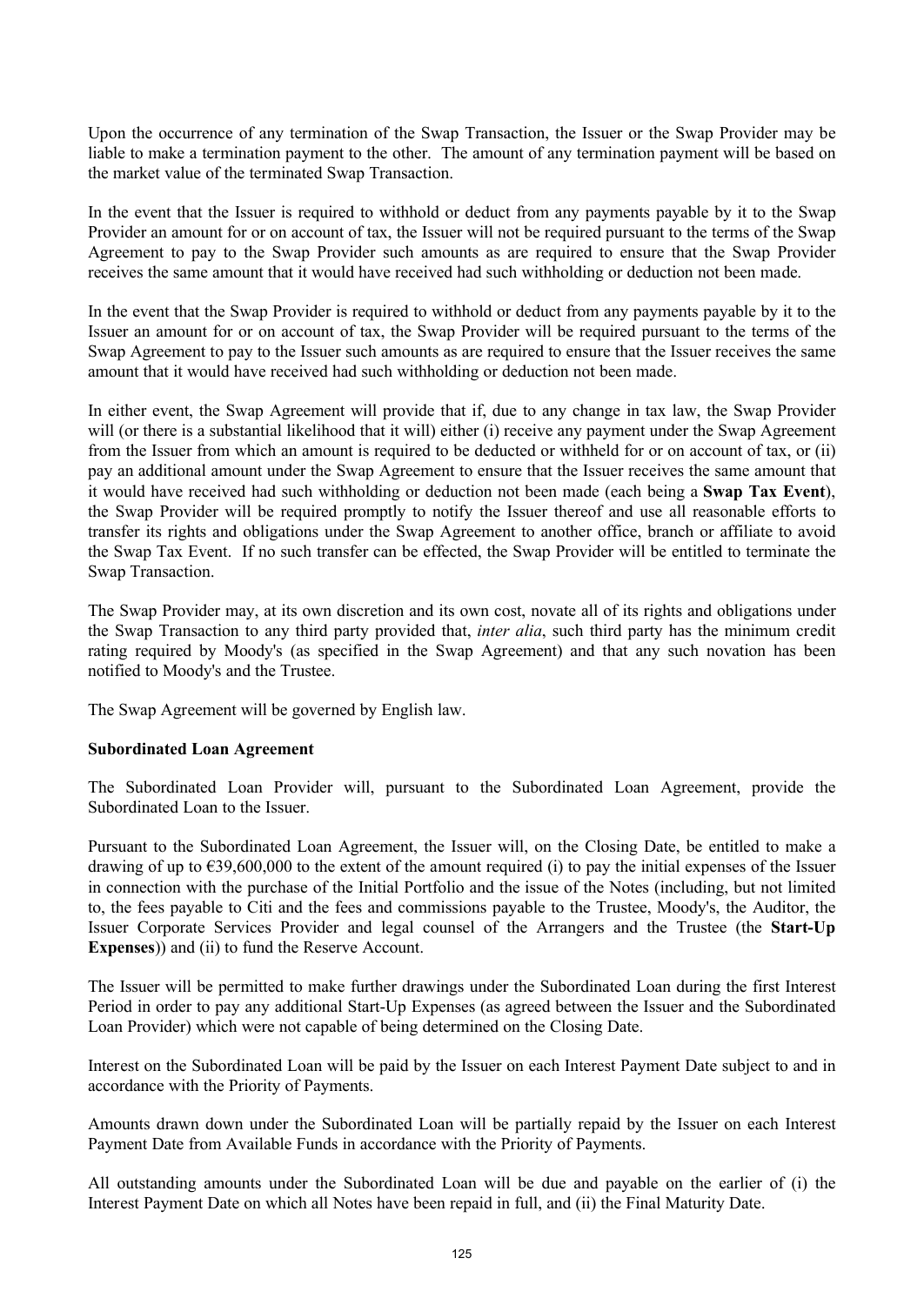Upon the occurrence of any termination of the Swap Transaction, the Issuer or the Swap Provider may be liable to make a termination payment to the other. The amount of any termination payment will be based on the market value of the terminated Swap Transaction.

In the event that the Issuer is required to withhold or deduct from any payments payable by it to the Swap Provider an amount for or on account of tax, the Issuer will not be required pursuant to the terms of the Swap Agreement to pay to the Swap Provider such amounts as are required to ensure that the Swap Provider receives the same amount that it would have received had such withholding or deduction not been made.

In the event that the Swap Provider is required to withhold or deduct from any payments payable by it to the Issuer an amount for or on account of tax, the Swap Provider will be required pursuant to the terms of the Swap Agreement to pay to the Issuer such amounts as are required to ensure that the Issuer receives the same amount that it would have received had such withholding or deduction not been made.

In either event, the Swap Agreement will provide that if, due to any change in tax law, the Swap Provider will (or there is a substantial likelihood that it will) either (i) receive any payment under the Swap Agreement from the Issuer from which an amount is required to be deducted or withheld for or on account of tax, or (ii) pay an additional amount under the Swap Agreement to ensure that the Issuer receives the same amount that it would have received had such withholding or deduction not been made (each being a **Swap Tax Event**), the Swap Provider will be required promptly to notify the Issuer thereof and use all reasonable efforts to transfer its rights and obligations under the Swap Agreement to another office, branch or affiliate to avoid the Swap Tax Event. If no such transfer can be effected, the Swap Provider will be entitled to terminate the Swap Transaction.

The Swap Provider may, at its own discretion and its own cost, novate all of its rights and obligations under the Swap Transaction to any third party provided that, *inter alia*, such third party has the minimum credit rating required by Moody's (as specified in the Swap Agreement) and that any such novation has been notified to Moody's and the Trustee.

The Swap Agreement will be governed by English law.

**Subordinated Loan Agreement**

The Subordinated Loan Provider will, pursuant to the Subordinated Loan Agreement, provide the Subordinated Loan to the Issuer.

Pursuant to the Subordinated Loan Agreement, the Issuer will, on the Closing Date, be entitled to make a drawing of up to €39,600,000 to the extent of the amount required (i) to pay the initial expenses of the Issuer in connection with the purchase of the Initial Portfolio and the issue of the Notes (including, but not limited to, the fees payable to Citi and the fees and commissions payable to the Trustee, Moody's, the Auditor, the Issuer Corporate Services Provider and legal counsel of the Arrangers and the Trustee (the **Start-Up Expenses**)) and (ii) to fund the Reserve Account.

The Issuer will be permitted to make further drawings under the Subordinated Loan during the first Interest Period in order to pay any additional Start-Up Expenses (as agreed between the Issuer and the Subordinated Loan Provider) which were not capable of being determined on the Closing Date.

Interest on the Subordinated Loan will be paid by the Issuer on each Interest Payment Date subject to and in accordance with the Priority of Payments.

Amounts drawn down under the Subordinated Loan will be partially repaid by the Issuer on each Interest Payment Date from Available Funds in accordance with the Priority of Payments.

All outstanding amounts under the Subordinated Loan will be due and payable on the earlier of (i) the Interest Payment Date on which all Notes have been repaid in full, and (ii) the Final Maturity Date.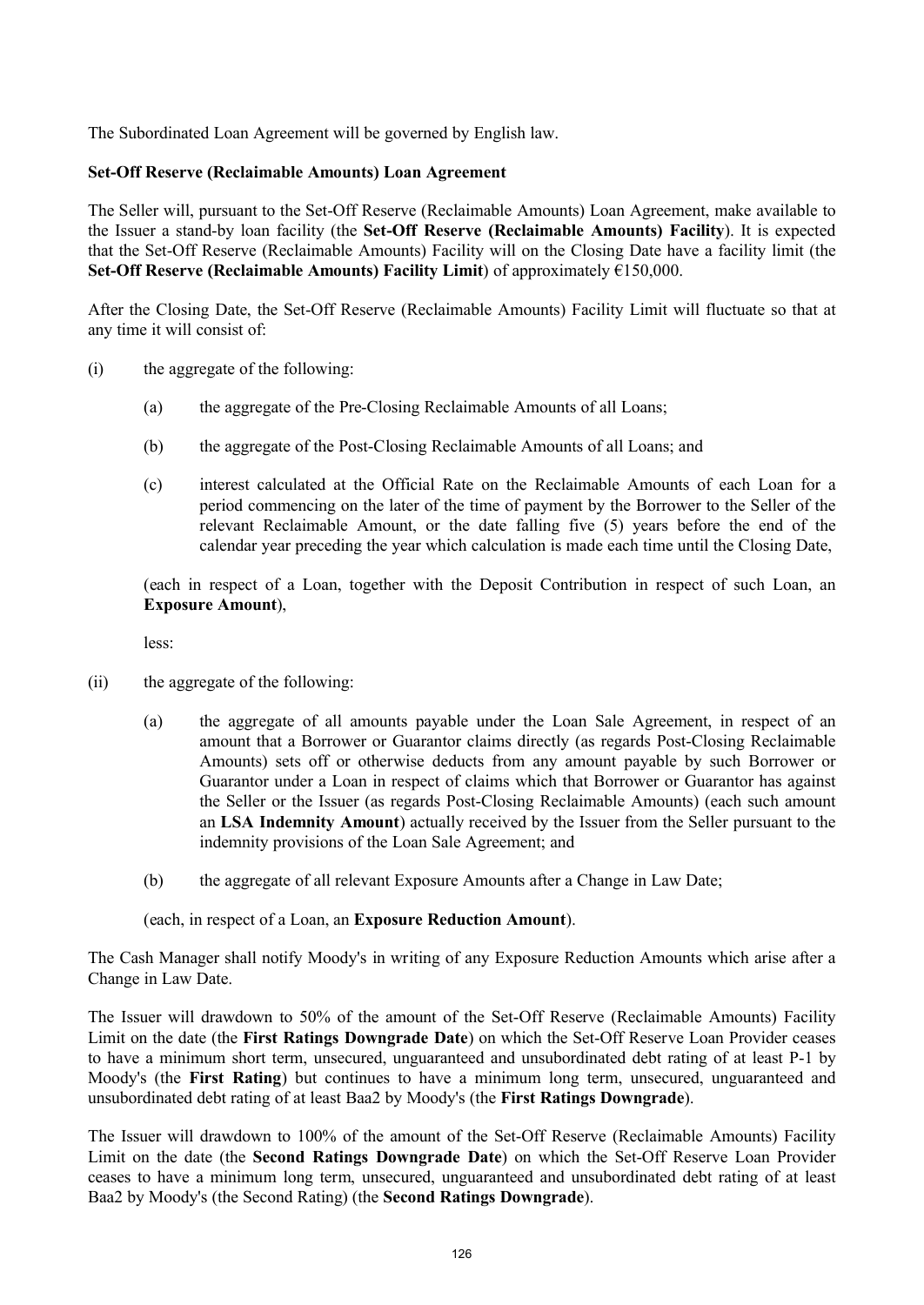The Subordinated Loan Agreement will be governed by English law.

**Set-Off Reserve (Reclaimable Amounts) Loan Agreement**

The Seller will, pursuant to the Set-Off Reserve (Reclaimable Amounts) Loan Agreement, make available to the Issuer a stand-by loan facility (the **Set-Off Reserve (Reclaimable Amounts) Facility**). It is expected that the Set-Off Reserve (Reclaimable Amounts) Facility will on the Closing Date have a facility limit (the **Set-Off Reserve (Reclaimable Amounts) Facility Limit**) of approximately €150,000.

After the Closing Date, the Set-Off Reserve (Reclaimable Amounts) Facility Limit will fluctuate so that at any time it will consist of:

(i) the aggregate of the following:

   (a) the aggregate of the Pre-Closing Reclaimable Amounts of all Loans;

   (b) the aggregate of the Post-Closing Reclaimable Amounts of all Loans; and

   (c) interest calculated at the Official Rate on the Reclaimable Amounts of each Loan for a period commencing on the later of the time of payment by the Borrower to the Seller of the relevant Reclaimable Amount, or the date falling five (5) years before the end of the calendar year preceding the year which calculation is made each time until the Closing Date,

   (each in respect of a Loan, together with the Deposit Contribution in respect of such Loan, an **Exposure Amount**),

   less:

(ii) the aggregate of the following:

   (a) the aggregate of all amounts payable under the Loan Sale Agreement, in respect of an amount that a Borrower or Guarantor claims directly (as regards Post-Closing Reclaimable Amounts) sets off or otherwise deducts from any amount payable by such Borrower or Guarantor under a Loan in respect of claims which that Borrower or Guarantor has against the Seller or the Issuer (as regards Post-Closing Reclaimable Amounts) (each such amount an **LSA Indemnity Amount**) actually received by the Issuer from the Seller pursuant to the indemnity provisions of the Loan Sale Agreement; and

   (b) the aggregate of all relevant Exposure Amounts after a Change in Law Date;

   (each, in respect of a Loan, an **Exposure Reduction Amount**).

The Cash Manager shall notify Moody's in writing of any Exposure Reduction Amounts which arise after a Change in Law Date.

The Issuer will drawdown to 50% of the amount of the Set-Off Reserve (Reclaimable Amounts) Facility Limit on the date (the **First Ratings Downgrade Date**) on which the Set-Off Reserve Loan Provider ceases to have a minimum short term, unsecured, unguaranteed and unsubordinated debt rating of at least P-1 by Moody's (the **First Rating**) but continues to have a minimum long term, unsecured, unguaranteed and unsubordinated debt rating of at least Baa2 by Moody's (the **First Ratings Downgrade**).

The Issuer will drawdown to 100% of the amount of the Set-Off Reserve (Reclaimable Amounts) Facility Limit on the date (the **Second Ratings Downgrade Date**) on which the Set-Off Reserve Loan Provider ceases to have a minimum long term, unsecured, unguaranteed and unsubordinated debt rating of at least Baa2 by Moody's (the Second Rating) (the **Second Ratings Downgrade**).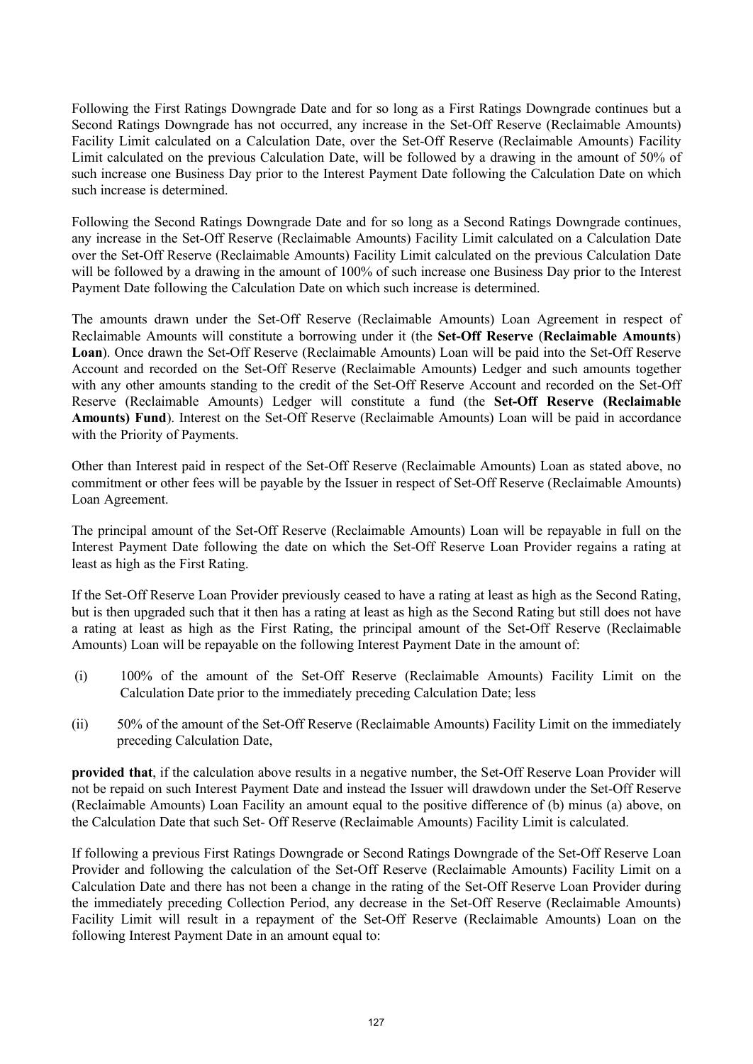Following the First Ratings Downgrade Date and for so long as a First Ratings Downgrade continues but a Second Ratings Downgrade has not occurred, any increase in the Set-Off Reserve (Reclaimable Amounts) Facility Limit calculated on a Calculation Date, over the Set-Off Reserve (Reclaimable Amounts) Facility Limit calculated on the previous Calculation Date, will be followed by a drawing in the amount of 50% of such increase one Business Day prior to the Interest Payment Date following the Calculation Date on which such increase is determined.

Following the Second Ratings Downgrade Date and for so long as a Second Ratings Downgrade continues, any increase in the Set-Off Reserve (Reclaimable Amounts) Facility Limit calculated on a Calculation Date over the Set-Off Reserve (Reclaimable Amounts) Facility Limit calculated on the previous Calculation Date will be followed by a drawing in the amount of 100% of such increase one Business Day prior to the Interest Payment Date following the Calculation Date on which such increase is determined.

The amounts drawn under the Set-Off Reserve (Reclaimable Amounts) Loan Agreement in respect of Reclaimable Amounts will constitute a borrowing under it (the **Set-Off Reserve** (**Reclaimable Amounts**) **Loan**). Once drawn the Set-Off Reserve (Reclaimable Amounts) Loan will be paid into the Set-Off Reserve Account and recorded on the Set-Off Reserve (Reclaimable Amounts) Ledger and such amounts together with any other amounts standing to the credit of the Set-Off Reserve Account and recorded on the Set-Off Reserve (Reclaimable Amounts) Ledger will constitute a fund (the **Set-Off Reserve (Reclaimable Amounts) Fund**). Interest on the Set-Off Reserve (Reclaimable Amounts) Loan will be paid in accordance with the Priority of Payments.

Other than Interest paid in respect of the Set-Off Reserve (Reclaimable Amounts) Loan as stated above, no commitment or other fees will be payable by the Issuer in respect of Set-Off Reserve (Reclaimable Amounts) Loan Agreement.

The principal amount of the Set-Off Reserve (Reclaimable Amounts) Loan will be repayable in full on the Interest Payment Date following the date on which the Set-Off Reserve Loan Provider regains a rating at least as high as the First Rating.

If the Set-Off Reserve Loan Provider previously ceased to have a rating at least as high as the Second Rating, but is then upgraded such that it then has a rating at least as high as the Second Rating but still does not have a rating at least as high as the First Rating, the principal amount of the Set-Off Reserve (Reclaimable Amounts) Loan will be repayable on the following Interest Payment Date in the amount of:

(i) 100% of the amount of the Set-Off Reserve (Reclaimable Amounts) Facility Limit on the Calculation Date prior to the immediately preceding Calculation Date; less

(ii) 50% of the amount of the Set-Off Reserve (Reclaimable Amounts) Facility Limit on the immediately preceding Calculation Date,

**provided that**, if the calculation above results in a negative number, the Set-Off Reserve Loan Provider will not be repaid on such Interest Payment Date and instead the Issuer will drawdown under the Set-Off Reserve (Reclaimable Amounts) Loan Facility an amount equal to the positive difference of (b) minus (a) above, on the Calculation Date that such Set- Off Reserve (Reclaimable Amounts) Facility Limit is calculated.

If following a previous First Ratings Downgrade or Second Ratings Downgrade of the Set-Off Reserve Loan Provider and following the calculation of the Set-Off Reserve (Reclaimable Amounts) Facility Limit on a Calculation Date and there has not been a change in the rating of the Set-Off Reserve Loan Provider during the immediately preceding Collection Period, any decrease in the Set-Off Reserve (Reclaimable Amounts) Facility Limit will result in a repayment of the Set-Off Reserve (Reclaimable Amounts) Loan on the following Interest Payment Date in an amount equal to: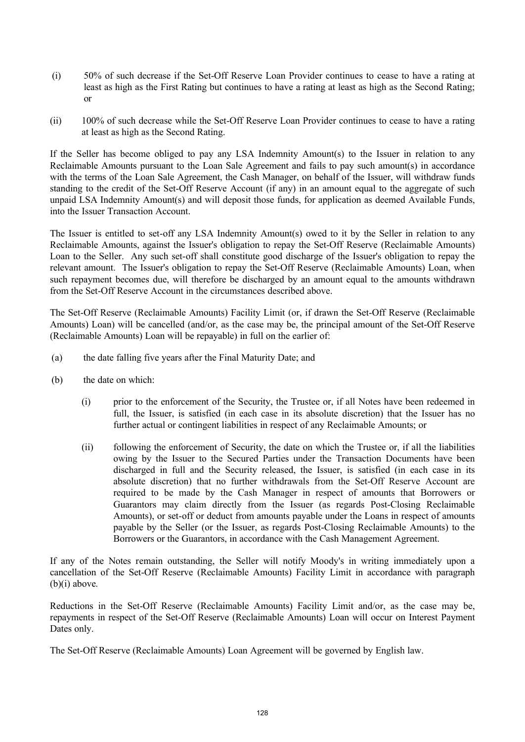(i) 50% of such decrease if the Set-Off Reserve Loan Provider continues to cease to have a rating at least as high as the First Rating but continues to have a rating at least as high as the Second Rating; or

(ii) 100% of such decrease while the Set-Off Reserve Loan Provider continues to cease to have a rating at least as high as the Second Rating.

If the Seller has become obliged to pay any LSA Indemnity Amount(s) to the Issuer in relation to any Reclaimable Amounts pursuant to the Loan Sale Agreement and fails to pay such amount(s) in accordance with the terms of the Loan Sale Agreement, the Cash Manager, on behalf of the Issuer, will withdraw funds standing to the credit of the Set-Off Reserve Account (if any) in an amount equal to the aggregate of such unpaid LSA Indemnity Amount(s) and will deposit those funds, for application as deemed Available Funds, into the Issuer Transaction Account.

The Issuer is entitled to set-off any LSA Indemnity Amount(s) owed to it by the Seller in relation to any Reclaimable Amounts, against the Issuer's obligation to repay the Set-Off Reserve (Reclaimable Amounts) Loan to the Seller. Any such set-off shall constitute good discharge of the Issuer's obligation to repay the relevant amount. The Issuer's obligation to repay the Set-Off Reserve (Reclaimable Amounts) Loan, when such repayment becomes due, will therefore be discharged by an amount equal to the amounts withdrawn from the Set-Off Reserve Account in the circumstances described above.

The Set-Off Reserve (Reclaimable Amounts) Facility Limit (or, if drawn the Set-Off Reserve (Reclaimable Amounts) Loan) will be cancelled (and/or, as the case may be, the principal amount of the Set-Off Reserve (Reclaimable Amounts) Loan will be repayable) in full on the earlier of:

(a) the date falling five years after the Final Maturity Date; and

(b) the date on which:

  (i) prior to the enforcement of the Security, the Trustee or, if all Notes have been redeemed in full, the Issuer, is satisfied (in each case in its absolute discretion) that the Issuer has no further actual or contingent liabilities in respect of any Reclaimable Amounts; or

  (ii) following the enforcement of Security, the date on which the Trustee or, if all the liabilities owing by the Issuer to the Secured Parties under the Transaction Documents have been discharged in full and the Security released, the Issuer, is satisfied (in each case in its absolute discretion) that no further withdrawals from the Set-Off Reserve Account are required to be made by the Cash Manager in respect of amounts that Borrowers or Guarantors may claim directly from the Issuer (as regards Post-Closing Reclaimable Amounts), or set-off or deduct from amounts payable under the Loans in respect of amounts payable by the Seller (or the Issuer, as regards Post-Closing Reclaimable Amounts) to the Borrowers or the Guarantors, in accordance with the Cash Management Agreement.

If any of the Notes remain outstanding, the Seller will notify Moody's in writing immediately upon a cancellation of the Set-Off Reserve (Reclaimable Amounts) Facility Limit in accordance with paragraph (b)(i) above.

Reductions in the Set-Off Reserve (Reclaimable Amounts) Facility Limit and/or, as the case may be, repayments in respect of the Set-Off Reserve (Reclaimable Amounts) Loan will occur on Interest Payment Dates only.

The Set-Off Reserve (Reclaimable Amounts) Loan Agreement will be governed by English law.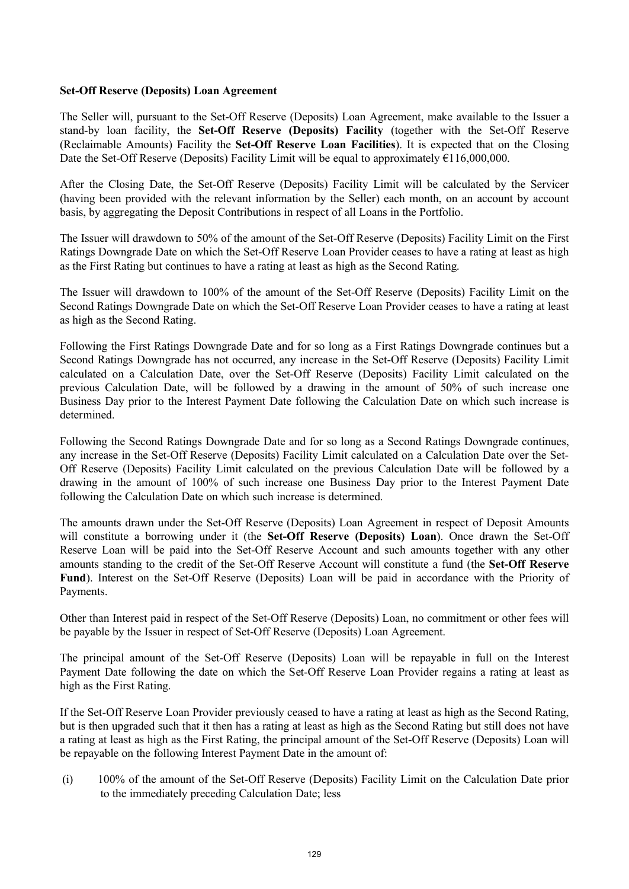**Set-Off Reserve (Deposits) Loan Agreement**

The Seller will, pursuant to the Set-Off Reserve (Deposits) Loan Agreement, make available to the Issuer a stand-by loan facility, the **Set-Off Reserve (Deposits) Facility** (together with the Set-Off Reserve (Reclaimable Amounts) Facility the **Set-Off Reserve Loan Facilities**). It is expected that on the Closing Date the Set-Off Reserve (Deposits) Facility Limit will be equal to approximately €116,000,000.

After the Closing Date, the Set-Off Reserve (Deposits) Facility Limit will be calculated by the Servicer (having been provided with the relevant information by the Seller) each month, on an account by account basis, by aggregating the Deposit Contributions in respect of all Loans in the Portfolio.

The Issuer will drawdown to 50% of the amount of the Set-Off Reserve (Deposits) Facility Limit on the First Ratings Downgrade Date on which the Set-Off Reserve Loan Provider ceases to have a rating at least as high as the First Rating but continues to have a rating at least as high as the Second Rating.

The Issuer will drawdown to 100% of the amount of the Set-Off Reserve (Deposits) Facility Limit on the Second Ratings Downgrade Date on which the Set-Off Reserve Loan Provider ceases to have a rating at least as high as the Second Rating.

Following the First Ratings Downgrade Date and for so long as a First Ratings Downgrade continues but a Second Ratings Downgrade has not occurred, any increase in the Set-Off Reserve (Deposits) Facility Limit calculated on a Calculation Date, over the Set-Off Reserve (Deposits) Facility Limit calculated on the previous Calculation Date, will be followed by a drawing in the amount of 50% of such increase one Business Day prior to the Interest Payment Date following the Calculation Date on which such increase is determined.

Following the Second Ratings Downgrade Date and for so long as a Second Ratings Downgrade continues, any increase in the Set-Off Reserve (Deposits) Facility Limit calculated on a Calculation Date over the Set-Off Reserve (Deposits) Facility Limit calculated on the previous Calculation Date will be followed by a drawing in the amount of 100% of such increase one Business Day prior to the Interest Payment Date following the Calculation Date on which such increase is determined.

The amounts drawn under the Set-Off Reserve (Deposits) Loan Agreement in respect of Deposit Amounts will constitute a borrowing under it (the **Set-Off Reserve (Deposits) Loan**). Once drawn the Set-Off Reserve Loan will be paid into the Set-Off Reserve Account and such amounts together with any other amounts standing to the credit of the Set-Off Reserve Account will constitute a fund (the **Set-Off Reserve Fund**). Interest on the Set-Off Reserve (Deposits) Loan will be paid in accordance with the Priority of Payments.

Other than Interest paid in respect of the Set-Off Reserve (Deposits) Loan, no commitment or other fees will be payable by the Issuer in respect of Set-Off Reserve (Deposits) Loan Agreement.

The principal amount of the Set-Off Reserve (Deposits) Loan will be repayable in full on the Interest Payment Date following the date on which the Set-Off Reserve Loan Provider regains a rating at least as high as the First Rating.

If the Set-Off Reserve Loan Provider previously ceased to have a rating at least as high as the Second Rating, but is then upgraded such that it then has a rating at least as high as the Second Rating but still does not have a rating at least as high as the First Rating, the principal amount of the Set-Off Reserve (Deposits) Loan will be repayable on the following Interest Payment Date in the amount of:

(i) 100% of the amount of the Set-Off Reserve (Deposits) Facility Limit on the Calculation Date prior to the immediately preceding Calculation Date; less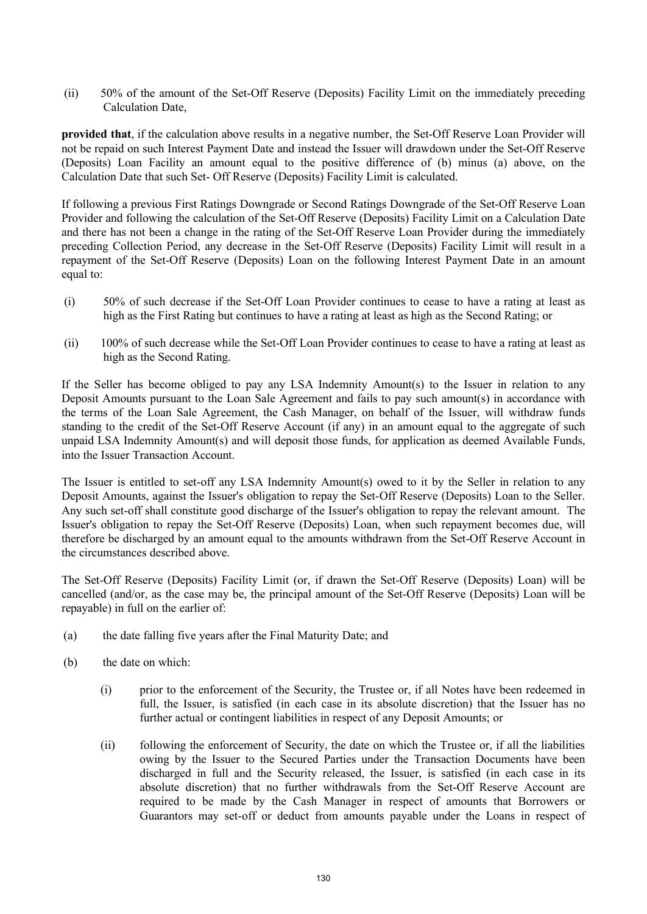(ii) 50% of the amount of the Set-Off Reserve (Deposits) Facility Limit on the immediately preceding Calculation Date,

**provided that**, if the calculation above results in a negative number, the Set-Off Reserve Loan Provider will not be repaid on such Interest Payment Date and instead the Issuer will drawdown under the Set-Off Reserve (Deposits) Loan Facility an amount equal to the positive difference of (b) minus (a) above, on the Calculation Date that such Set- Off Reserve (Deposits) Facility Limit is calculated.

If following a previous First Ratings Downgrade or Second Ratings Downgrade of the Set-Off Reserve Loan Provider and following the calculation of the Set-Off Reserve (Deposits) Facility Limit on a Calculation Date and there has not been a change in the rating of the Set-Off Reserve Loan Provider during the immediately preceding Collection Period, any decrease in the Set-Off Reserve (Deposits) Facility Limit will result in a repayment of the Set-Off Reserve (Deposits) Loan on the following Interest Payment Date in an amount equal to:

(i) 50% of such decrease if the Set-Off Loan Provider continues to cease to have a rating at least as high as the First Rating but continues to have a rating at least as high as the Second Rating; or

(ii) 100% of such decrease while the Set-Off Loan Provider continues to cease to have a rating at least as high as the Second Rating.

If the Seller has become obliged to pay any LSA Indemnity Amount(s) to the Issuer in relation to any Deposit Amounts pursuant to the Loan Sale Agreement and fails to pay such amount(s) in accordance with the terms of the Loan Sale Agreement, the Cash Manager, on behalf of the Issuer, will withdraw funds standing to the credit of the Set-Off Reserve Account (if any) in an amount equal to the aggregate of such unpaid LSA Indemnity Amount(s) and will deposit those funds, for application as deemed Available Funds, into the Issuer Transaction Account.

The Issuer is entitled to set-off any LSA Indemnity Amount(s) owed to it by the Seller in relation to any Deposit Amounts, against the Issuer's obligation to repay the Set-Off Reserve (Deposits) Loan to the Seller. Any such set-off shall constitute good discharge of the Issuer's obligation to repay the relevant amount. The Issuer's obligation to repay the Set-Off Reserve (Deposits) Loan, when such repayment becomes due, will therefore be discharged by an amount equal to the amounts withdrawn from the Set-Off Reserve Account in the circumstances described above.

The Set-Off Reserve (Deposits) Facility Limit (or, if drawn the Set-Off Reserve (Deposits) Loan) will be cancelled (and/or, as the case may be, the principal amount of the Set-Off Reserve (Deposits) Loan will be repayable) in full on the earlier of:

(a) the date falling five years after the Final Maturity Date; and

(b) the date on which:

   (i) prior to the enforcement of the Security, the Trustee or, if all Notes have been redeemed in full, the Issuer, is satisfied (in each case in its absolute discretion) that the Issuer has no further actual or contingent liabilities in respect of any Deposit Amounts; or

   (ii) following the enforcement of Security, the date on which the Trustee or, if all the liabilities owing by the Issuer to the Secured Parties under the Transaction Documents have been discharged in full and the Security released, the Issuer, is satisfied (in each case in its absolute discretion) that no further withdrawals from the Set-Off Reserve Account are required to be made by the Cash Manager in respect of amounts that Borrowers or Guarantors may set-off or deduct from amounts payable under the Loans in respect of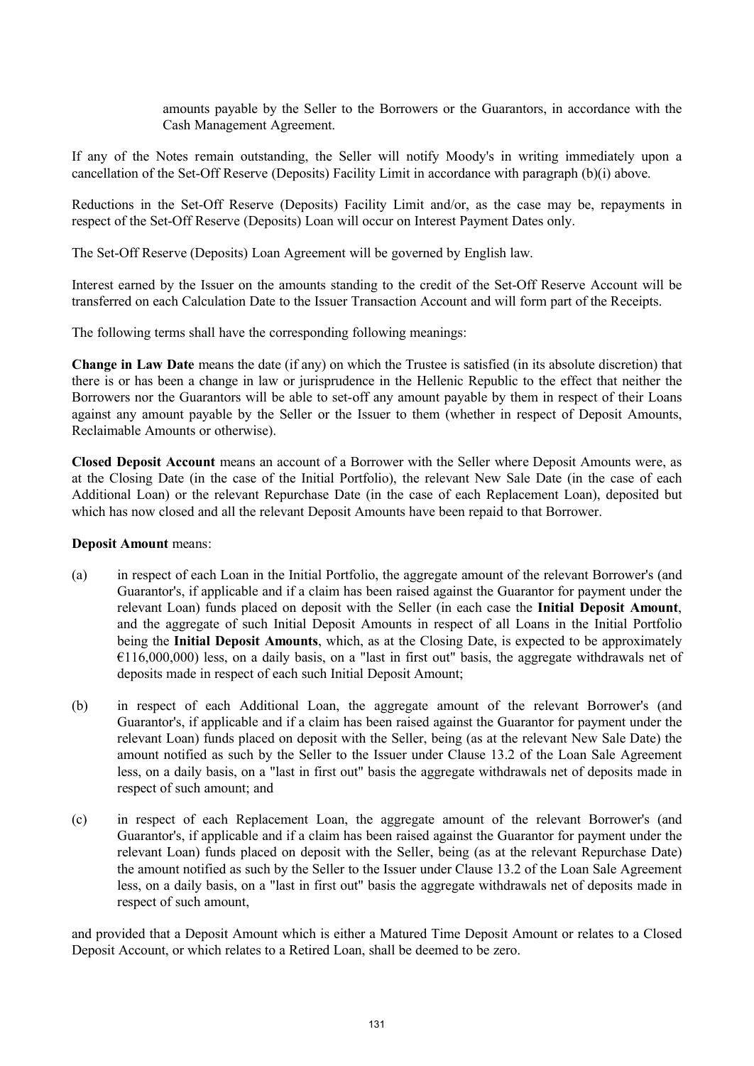amounts payable by the Seller to the Borrowers or the Guarantors, in accordance with the Cash Management Agreement.

If any of the Notes remain outstanding, the Seller will notify Moody's in writing immediately upon a cancellation of the Set-Off Reserve (Deposits) Facility Limit in accordance with paragraph (b)(i) above.

Reductions in the Set-Off Reserve (Deposits) Facility Limit and/or, as the case may be, repayments in respect of the Set-Off Reserve (Deposits) Loan will occur on Interest Payment Dates only.

The Set-Off Reserve (Deposits) Loan Agreement will be governed by English law.

Interest earned by the Issuer on the amounts standing to the credit of the Set-Off Reserve Account will be transferred on each Calculation Date to the Issuer Transaction Account and will form part of the Receipts.

The following terms shall have the corresponding following meanings:

**Change in Law Date** means the date (if any) on which the Trustee is satisfied (in its absolute discretion) that there is or has been a change in law or jurisprudence in the Hellenic Republic to the effect that neither the Borrowers nor the Guarantors will be able to set-off any amount payable by them in respect of their Loans against any amount payable by the Seller or the Issuer to them (whether in respect of Deposit Amounts, Reclaimable Amounts or otherwise).

**Closed Deposit Account** means an account of a Borrower with the Seller where Deposit Amounts were, as at the Closing Date (in the case of the Initial Portfolio), the relevant New Sale Date (in the case of each Additional Loan) or the relevant Repurchase Date (in the case of each Replacement Loan), deposited but which has now closed and all the relevant Deposit Amounts have been repaid to that Borrower.

**Deposit Amount** means:

(a) in respect of each Loan in the Initial Portfolio, the aggregate amount of the relevant Borrower's (and Guarantor's, if applicable and if a claim has been raised against the Guarantor for payment under the relevant Loan) funds placed on deposit with the Seller (in each case the **Initial Deposit Amount**, and the aggregate of such Initial Deposit Amounts in respect of all Loans in the Initial Portfolio being the **Initial Deposit Amounts**, which, as at the Closing Date, is expected to be approximately €116,000,000) less, on a daily basis, on a "last in first out" basis, the aggregate withdrawals net of deposits made in respect of each such Initial Deposit Amount;

(b) in respect of each Additional Loan, the aggregate amount of the relevant Borrower's (and Guarantor's, if applicable and if a claim has been raised against the Guarantor for payment under the relevant Loan) funds placed on deposit with the Seller, being (as at the relevant New Sale Date) the amount notified as such by the Seller to the Issuer under Clause 13.2 of the Loan Sale Agreement less, on a daily basis, on a "last in first out" basis the aggregate withdrawals net of deposits made in respect of such amount; and

(c) in respect of each Replacement Loan, the aggregate amount of the relevant Borrower's (and Guarantor's, if applicable and if a claim has been raised against the Guarantor for payment under the relevant Loan) funds placed on deposit with the Seller, being (as at the relevant Repurchase Date) the amount notified as such by the Seller to the Issuer under Clause 13.2 of the Loan Sale Agreement less, on a daily basis, on a "last in first out" basis the aggregate withdrawals net of deposits made in respect of such amount,

and provided that a Deposit Amount which is either a Matured Time Deposit Amount or relates to a Closed Deposit Account, or which relates to a Retired Loan, shall be deemed to be zero.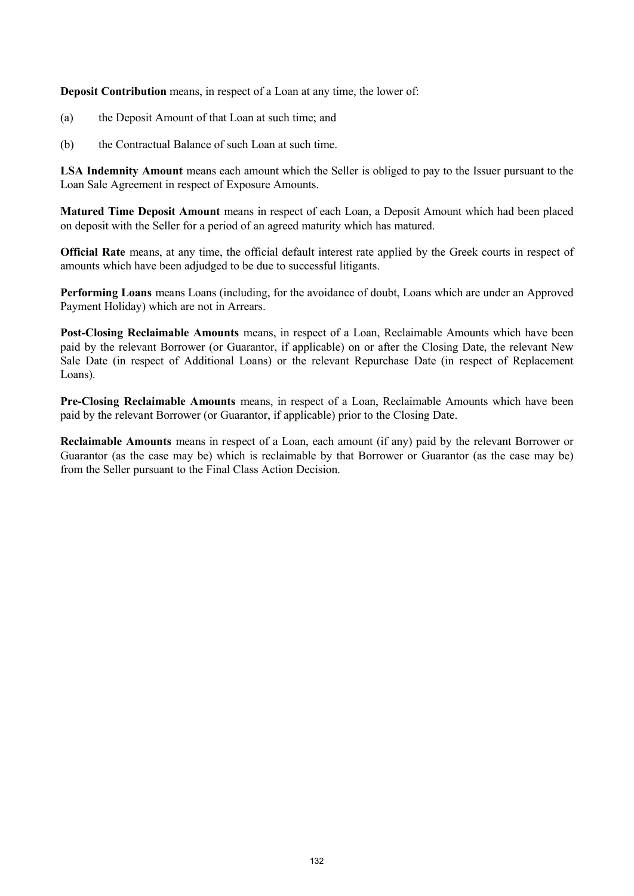**Deposit Contribution** means, in respect of a Loan at any time, the lower of:

(a) the Deposit Amount of that Loan at such time; and

(b) the Contractual Balance of such Loan at such time.

**LSA Indemnity Amount** means each amount which the Seller is obliged to pay to the Issuer pursuant to the Loan Sale Agreement in respect of Exposure Amounts.

**Matured Time Deposit Amount** means in respect of each Loan, a Deposit Amount which had been placed on deposit with the Seller for a period of an agreed maturity which has matured.

**Official Rate** means, at any time, the official default interest rate applied by the Greek courts in respect of amounts which have been adjudged to be due to successful litigants.

**Performing Loans** means Loans (including, for the avoidance of doubt, Loans which are under an Approved Payment Holiday) which are not in Arrears.

**Post-Closing Reclaimable Amounts** means, in respect of a Loan, Reclaimable Amounts which have been paid by the relevant Borrower (or Guarantor, if applicable) on or after the Closing Date, the relevant New Sale Date (in respect of Additional Loans) or the relevant Repurchase Date (in respect of Replacement Loans).

**Pre-Closing Reclaimable Amounts** means, in respect of a Loan, Reclaimable Amounts which have been paid by the relevant Borrower (or Guarantor, if applicable) prior to the Closing Date.

**Reclaimable Amounts** means in respect of a Loan, each amount (if any) paid by the relevant Borrower or Guarantor (as the case may be) which is reclaimable by that Borrower or Guarantor (as the case may be) from the Seller pursuant to the Final Class Action Decision.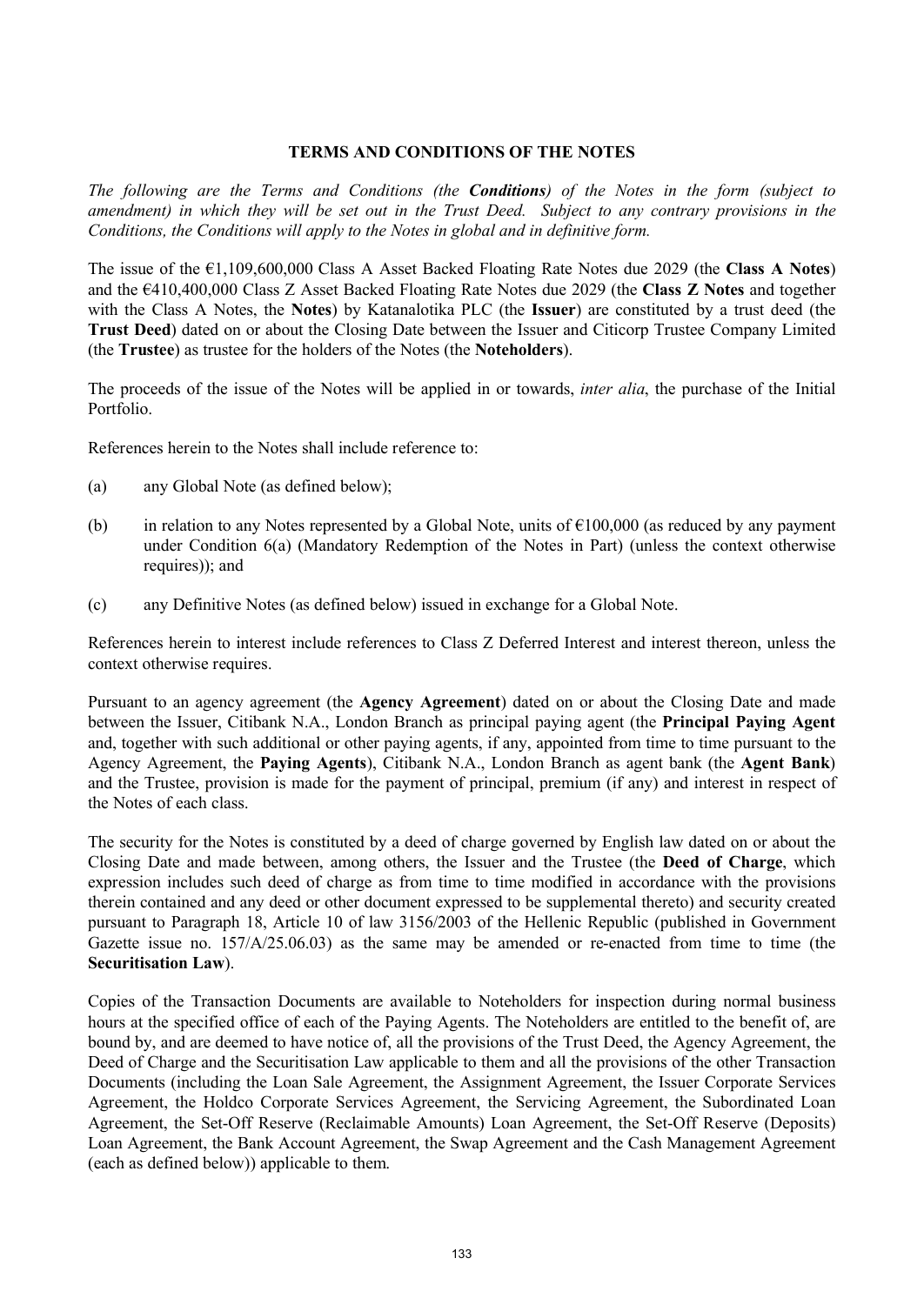## TERMS AND CONDITIONS OF THE NOTES

*The following are the Terms and Conditions (the **Conditions**) of the Notes in the form (subject to amendment) in which they will be set out in the Trust Deed. Subject to any contrary provisions in the Conditions, the Conditions will apply to the Notes in global and in definitive form.*

The issue of the €1,109,600,000 Class A Asset Backed Floating Rate Notes due 2029 (the **Class A Notes**) and the €410,400,000 Class Z Asset Backed Floating Rate Notes due 2029 (the **Class Z Notes** and together with the Class A Notes, the **Notes**) by Katanalotika PLC (the **Issuer**) are constituted by a trust deed (the **Trust Deed**) dated on or about the Closing Date between the Issuer and Citicorp Trustee Company Limited (the **Trustee**) as trustee for the holders of the Notes (the **Noteholders**).

The proceeds of the issue of the Notes will be applied in or towards, *inter alia*, the purchase of the Initial Portfolio.

References herein to the Notes shall include reference to:

(a) any Global Note (as defined below);

(b) in relation to any Notes represented by a Global Note, units of €100,000 (as reduced by any payment under Condition 6(a) (Mandatory Redemption of the Notes in Part) (unless the context otherwise requires)); and

(c) any Definitive Notes (as defined below) issued in exchange for a Global Note.

References herein to interest include references to Class Z Deferred Interest and interest thereon, unless the context otherwise requires.

Pursuant to an agency agreement (the **Agency Agreement**) dated on or about the Closing Date and made between the Issuer, Citibank N.A., London Branch as principal paying agent (the **Principal Paying Agent** and, together with such additional or other paying agents, if any, appointed from time to time pursuant to the Agency Agreement, the **Paying Agents**), Citibank N.A., London Branch as agent bank (the **Agent Bank**) and the Trustee, provision is made for the payment of principal, premium (if any) and interest in respect of the Notes of each class.

The security for the Notes is constituted by a deed of charge governed by English law dated on or about the Closing Date and made between, among others, the Issuer and the Trustee (the **Deed of Charge**, which expression includes such deed of charge as from time to time modified in accordance with the provisions therein contained and any deed or other document expressed to be supplemental thereto) and security created pursuant to Paragraph 18, Article 10 of law 3156/2003 of the Hellenic Republic (published in Government Gazette issue no. 157/A/25.06.03) as the same may be amended or re-enacted from time to time (the **Securitisation Law**).

Copies of the Transaction Documents are available to Noteholders for inspection during normal business hours at the specified office of each of the Paying Agents. The Noteholders are entitled to the benefit of, are bound by, and are deemed to have notice of, all the provisions of the Trust Deed, the Agency Agreement, the Deed of Charge and the Securitisation Law applicable to them and all the provisions of the other Transaction Documents (including the Loan Sale Agreement, the Assignment Agreement, the Issuer Corporate Services Agreement, the Holdco Corporate Services Agreement, the Servicing Agreement, the Subordinated Loan Agreement, the Set-Off Reserve (Reclaimable Amounts) Loan Agreement, the Set-Off Reserve (Deposits) Loan Agreement, the Bank Account Agreement, the Swap Agreement and the Cash Management Agreement (each as defined below)) applicable to them.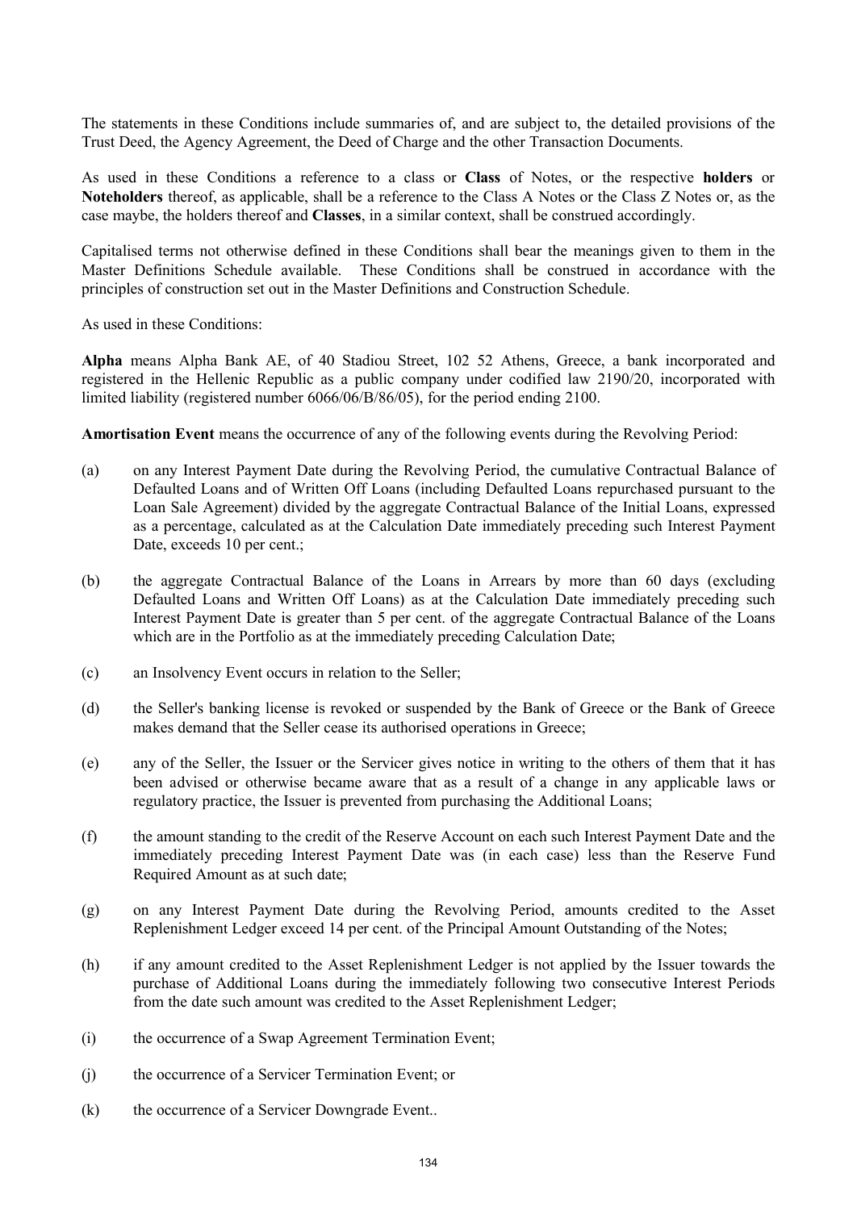The statements in these Conditions include summaries of, and are subject to, the detailed provisions of the Trust Deed, the Agency Agreement, the Deed of Charge and the other Transaction Documents.

As used in these Conditions a reference to a class or **Class** of Notes, or the respective **holders** or **Noteholders** thereof, as applicable, shall be a reference to the Class A Notes or the Class Z Notes or, as the case maybe, the holders thereof and **Classes**, in a similar context, shall be construed accordingly.

Capitalised terms not otherwise defined in these Conditions shall bear the meanings given to them in the Master Definitions Schedule available. These Conditions shall be construed in accordance with the principles of construction set out in the Master Definitions and Construction Schedule.

As used in these Conditions:

**Alpha** means Alpha Bank AE, of 40 Stadiou Street, 102 52 Athens, Greece, a bank incorporated and registered in the Hellenic Republic as a public company under codified law 2190/20, incorporated with limited liability (registered number 6066/06/B/86/05), for the period ending 2100.

**Amortisation Event** means the occurrence of any of the following events during the Revolving Period:

(a) on any Interest Payment Date during the Revolving Period, the cumulative Contractual Balance of Defaulted Loans and of Written Off Loans (including Defaulted Loans repurchased pursuant to the Loan Sale Agreement) divided by the aggregate Contractual Balance of the Initial Loans, expressed as a percentage, calculated as at the Calculation Date immediately preceding such Interest Payment Date, exceeds 10 per cent.;

(b) the aggregate Contractual Balance of the Loans in Arrears by more than 60 days (excluding Defaulted Loans and Written Off Loans) as at the Calculation Date immediately preceding such Interest Payment Date is greater than 5 per cent. of the aggregate Contractual Balance of the Loans which are in the Portfolio as at the immediately preceding Calculation Date;

(c) an Insolvency Event occurs in relation to the Seller;

(d) the Seller's banking license is revoked or suspended by the Bank of Greece or the Bank of Greece makes demand that the Seller cease its authorised operations in Greece;

(e) any of the Seller, the Issuer or the Servicer gives notice in writing to the others of them that it has been advised or otherwise became aware that as a result of a change in any applicable laws or regulatory practice, the Issuer is prevented from purchasing the Additional Loans;

(f) the amount standing to the credit of the Reserve Account on each such Interest Payment Date and the immediately preceding Interest Payment Date was (in each case) less than the Reserve Fund Required Amount as at such date;

(g) on any Interest Payment Date during the Revolving Period, amounts credited to the Asset Replenishment Ledger exceed 14 per cent. of the Principal Amount Outstanding of the Notes;

(h) if any amount credited to the Asset Replenishment Ledger is not applied by the Issuer towards the purchase of Additional Loans during the immediately following two consecutive Interest Periods from the date such amount was credited to the Asset Replenishment Ledger;

(i) the occurrence of a Swap Agreement Termination Event;

(j) the occurrence of a Servicer Termination Event; or

(k) the occurrence of a Servicer Downgrade Event..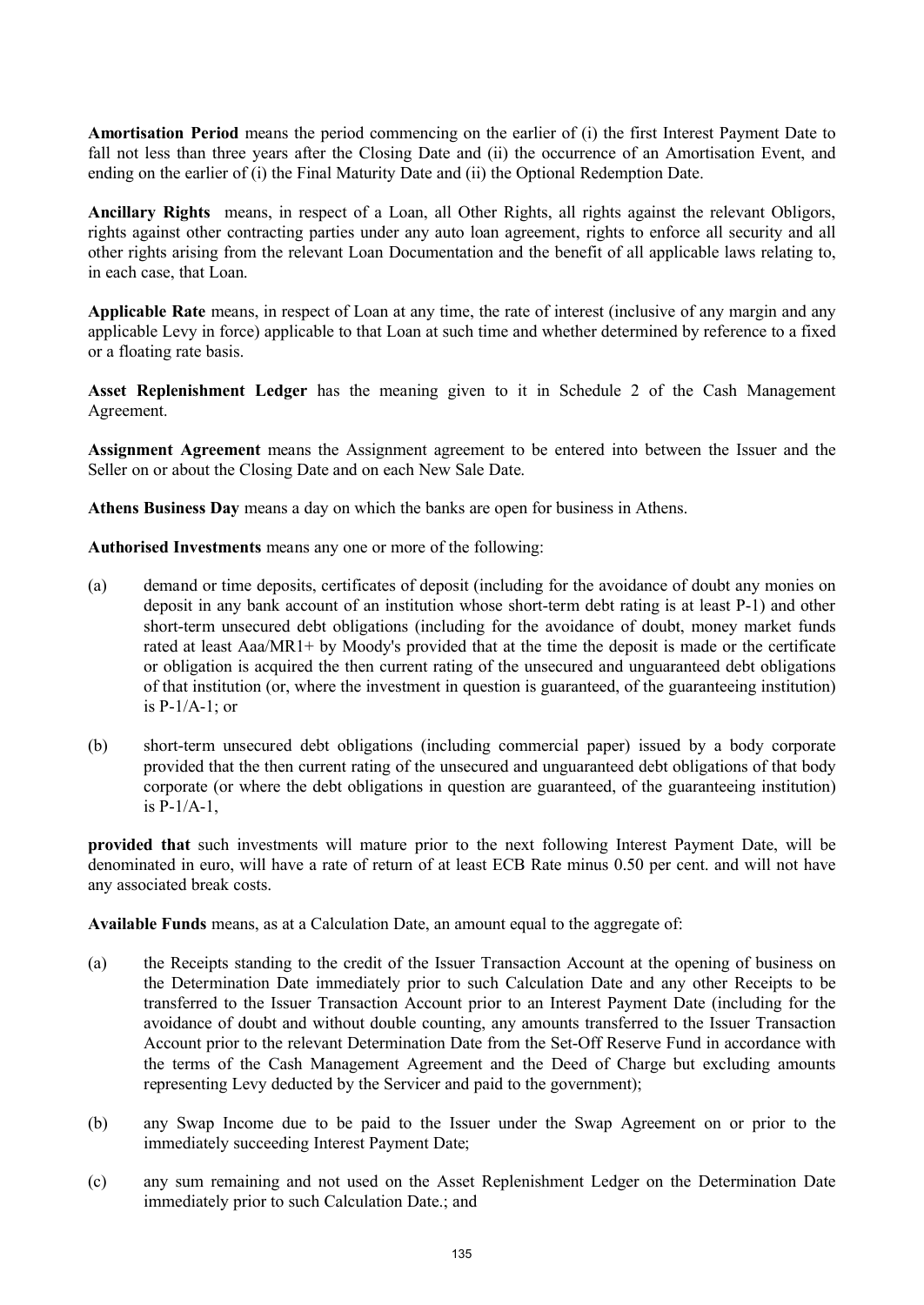**Amortisation Period** means the period commencing on the earlier of (i) the first Interest Payment Date to fall not less than three years after the Closing Date and (ii) the occurrence of an Amortisation Event, and ending on the earlier of (i) the Final Maturity Date and (ii) the Optional Redemption Date.

**Ancillary Rights** means, in respect of a Loan, all Other Rights, all rights against the relevant Obligors, rights against other contracting parties under any auto loan agreement, rights to enforce all security and all other rights arising from the relevant Loan Documentation and the benefit of all applicable laws relating to, in each case, that Loan.

**Applicable Rate** means, in respect of Loan at any time, the rate of interest (inclusive of any margin and any applicable Levy in force) applicable to that Loan at such time and whether determined by reference to a fixed or a floating rate basis.

**Asset Replenishment Ledger** has the meaning given to it in Schedule 2 of the Cash Management Agreement.

**Assignment Agreement** means the Assignment agreement to be entered into between the Issuer and the Seller on or about the Closing Date and on each New Sale Date.

**Athens Business Day** means a day on which the banks are open for business in Athens.

**Authorised Investments** means any one or more of the following:

(a) demand or time deposits, certificates of deposit (including for the avoidance of doubt any monies on deposit in any bank account of an institution whose short-term debt rating is at least P-1) and other short-term unsecured debt obligations (including for the avoidance of doubt, money market funds rated at least Aaa/MR1+ by Moody's provided that at the time the deposit is made or the certificate or obligation is acquired the then current rating of the unsecured and unguaranteed debt obligations of that institution (or, where the investment in question is guaranteed, of the guaranteeing institution) is P-1/A-1; or

(b) short-term unsecured debt obligations (including commercial paper) issued by a body corporate provided that the then current rating of the unsecured and unguaranteed debt obligations of that body corporate (or where the debt obligations in question are guaranteed, of the guaranteeing institution) is P-1/A-1,

**provided that** such investments will mature prior to the next following Interest Payment Date, will be denominated in euro, will have a rate of return of at least ECB Rate minus 0.50 per cent. and will not have any associated break costs.

**Available Funds** means, as at a Calculation Date, an amount equal to the aggregate of:

(a) the Receipts standing to the credit of the Issuer Transaction Account at the opening of business on the Determination Date immediately prior to such Calculation Date and any other Receipts to be transferred to the Issuer Transaction Account prior to an Interest Payment Date (including for the avoidance of doubt and without double counting, any amounts transferred to the Issuer Transaction Account prior to the relevant Determination Date from the Set-Off Reserve Fund in accordance with the terms of the Cash Management Agreement and the Deed of Charge but excluding amounts representing Levy deducted by the Servicer and paid to the government);

(b) any Swap Income due to be paid to the Issuer under the Swap Agreement on or prior to the immediately succeeding Interest Payment Date;

(c) any sum remaining and not used on the Asset Replenishment Ledger on the Determination Date immediately prior to such Calculation Date.; and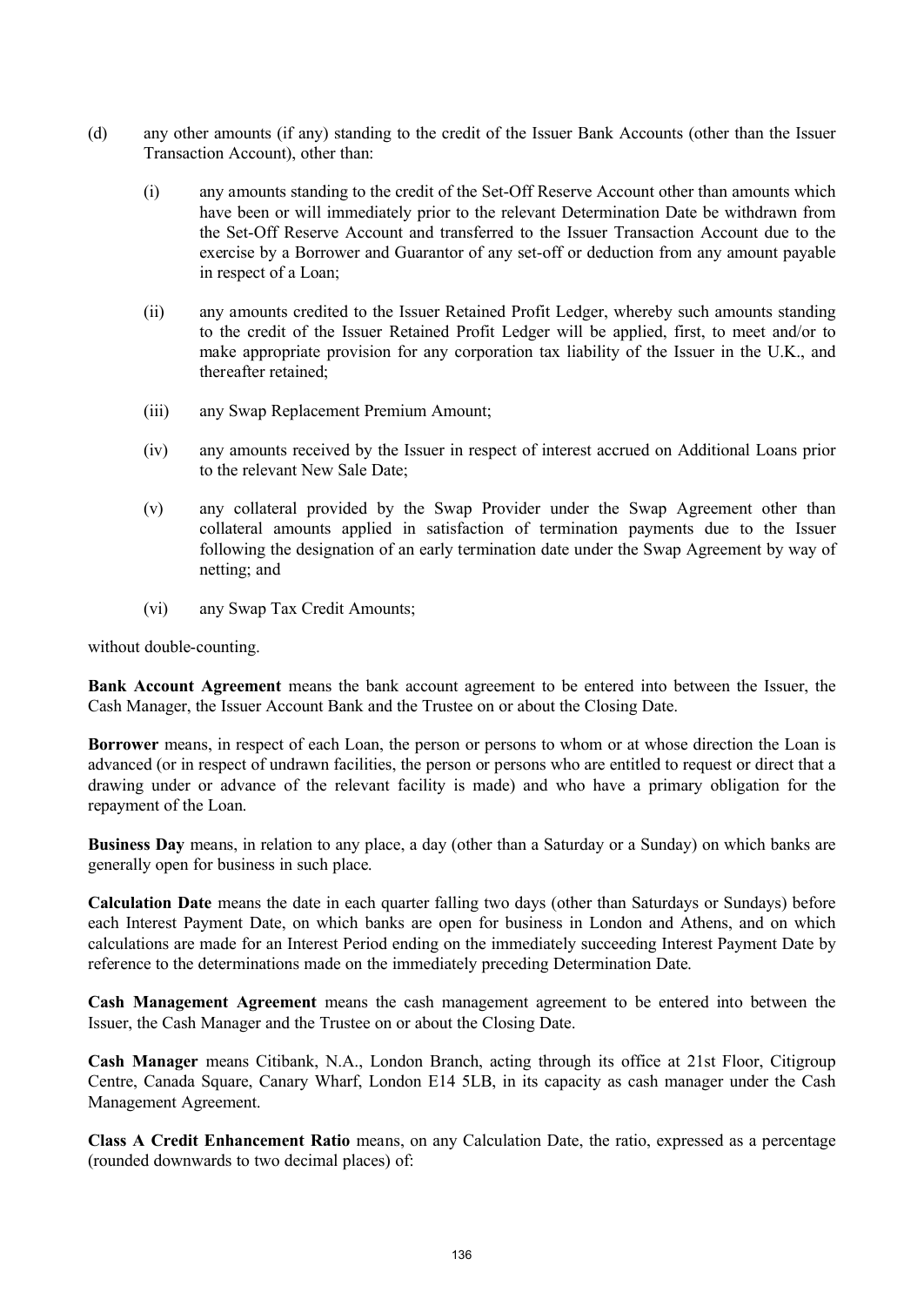(d) any other amounts (if any) standing to the credit of the Issuer Bank Accounts (other than the Issuer Transaction Account), other than:

  (i) any amounts standing to the credit of the Set-Off Reserve Account other than amounts which have been or will immediately prior to the relevant Determination Date be withdrawn from the Set-Off Reserve Account and transferred to the Issuer Transaction Account due to the exercise by a Borrower and Guarantor of any set-off or deduction from any amount payable in respect of a Loan;

  (ii) any amounts credited to the Issuer Retained Profit Ledger, whereby such amounts standing to the credit of the Issuer Retained Profit Ledger will be applied, first, to meet and/or to make appropriate provision for any corporation tax liability of the Issuer in the U.K., and thereafter retained;

  (iii) any Swap Replacement Premium Amount;

  (iv) any amounts received by the Issuer in respect of interest accrued on Additional Loans prior to the relevant New Sale Date;

  (v) any collateral provided by the Swap Provider under the Swap Agreement other than collateral amounts applied in satisfaction of termination payments due to the Issuer following the designation of an early termination date under the Swap Agreement by way of netting; and

  (vi) any Swap Tax Credit Amounts;

without double-counting.

**Bank Account Agreement** means the bank account agreement to be entered into between the Issuer, the Cash Manager, the Issuer Account Bank and the Trustee on or about the Closing Date.

**Borrower** means, in respect of each Loan, the person or persons to whom or at whose direction the Loan is advanced (or in respect of undrawn facilities, the person or persons who are entitled to request or direct that a drawing under or advance of the relevant facility is made) and who have a primary obligation for the repayment of the Loan.

**Business Day** means, in relation to any place, a day (other than a Saturday or a Sunday) on which banks are generally open for business in such place.

**Calculation Date** means the date in each quarter falling two days (other than Saturdays or Sundays) before each Interest Payment Date, on which banks are open for business in London and Athens, and on which calculations are made for an Interest Period ending on the immediately succeeding Interest Payment Date by reference to the determinations made on the immediately preceding Determination Date.

**Cash Management Agreement** means the cash management agreement to be entered into between the Issuer, the Cash Manager and the Trustee on or about the Closing Date.

**Cash Manager** means Citibank, N.A., London Branch, acting through its office at 21st Floor, Citigroup Centre, Canada Square, Canary Wharf, London E14 5LB, in its capacity as cash manager under the Cash Management Agreement.

**Class A Credit Enhancement Ratio** means, on any Calculation Date, the ratio, expressed as a percentage (rounded downwards to two decimal places) of: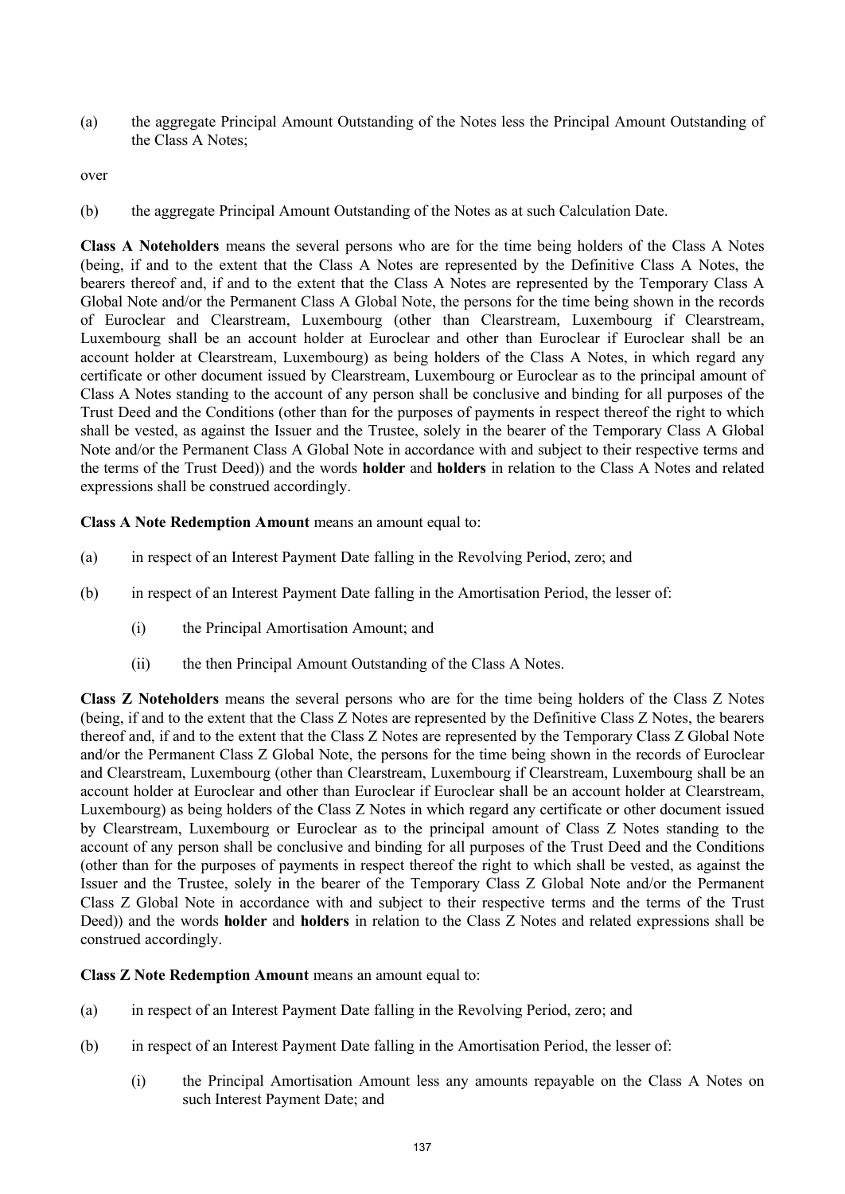(a) the aggregate Principal Amount Outstanding of the Notes less the Principal Amount Outstanding of the Class A Notes;

over

(b) the aggregate Principal Amount Outstanding of the Notes as at such Calculation Date.

**Class A Noteholders** means the several persons who are for the time being holders of the Class A Notes (being, if and to the extent that the Class A Notes are represented by the Definitive Class A Notes, the bearers thereof and, if and to the extent that the Class A Notes are represented by the Temporary Class A Global Note and/or the Permanent Class A Global Note, the persons for the time being shown in the records of Euroclear and Clearstream, Luxembourg (other than Clearstream, Luxembourg if Clearstream, Luxembourg shall be an account holder at Euroclear and other than Euroclear if Euroclear shall be an account holder at Clearstream, Luxembourg) as being holders of the Class A Notes, in which regard any certificate or other document issued by Clearstream, Luxembourg or Euroclear as to the principal amount of Class A Notes standing to the account of any person shall be conclusive and binding for all purposes of the Trust Deed and the Conditions (other than for the purposes of payments in respect thereof the right to which shall be vested, as against the Issuer and the Trustee, solely in the bearer of the Temporary Class A Global Note and/or the Permanent Class A Global Note in accordance with and subject to their respective terms and the terms of the Trust Deed)) and the words **holder** and **holders** in relation to the Class A Notes and related expressions shall be construed accordingly.

**Class A Note Redemption Amount** means an amount equal to:

(a) in respect of an Interest Payment Date falling in the Revolving Period, zero; and

(b) in respect of an Interest Payment Date falling in the Amortisation Period, the lesser of:

   (i) the Principal Amortisation Amount; and

   (ii) the then Principal Amount Outstanding of the Class A Notes.

**Class Z Noteholders** means the several persons who are for the time being holders of the Class Z Notes (being, if and to the extent that the Class Z Notes are represented by the Definitive Class Z Notes, the bearers thereof and, if and to the extent that the Class Z Notes are represented by the Temporary Class Z Global Note and/or the Permanent Class Z Global Note, the persons for the time being shown in the records of Euroclear and Clearstream, Luxembourg (other than Clearstream, Luxembourg if Clearstream, Luxembourg shall be an account holder at Euroclear and other than Euroclear if Euroclear shall be an account holder at Clearstream, Luxembourg) as being holders of the Class Z Notes in which regard any certificate or other document issued by Clearstream, Luxembourg or Euroclear as to the principal amount of Class Z Notes standing to the account of any person shall be conclusive and binding for all purposes of the Trust Deed and the Conditions (other than for the purposes of payments in respect thereof the right to which shall be vested, as against the Issuer and the Trustee, solely in the bearer of the Temporary Class Z Global Note and/or the Permanent Class Z Global Note in accordance with and subject to their respective terms and the terms of the Trust Deed)) and the words **holder** and **holders** in relation to the Class Z Notes and related expressions shall be construed accordingly.

**Class Z Note Redemption Amount** means an amount equal to:

(a) in respect of an Interest Payment Date falling in the Revolving Period, zero; and

(b) in respect of an Interest Payment Date falling in the Amortisation Period, the lesser of:

   (i) the Principal Amortisation Amount less any amounts repayable on the Class A Notes on such Interest Payment Date; and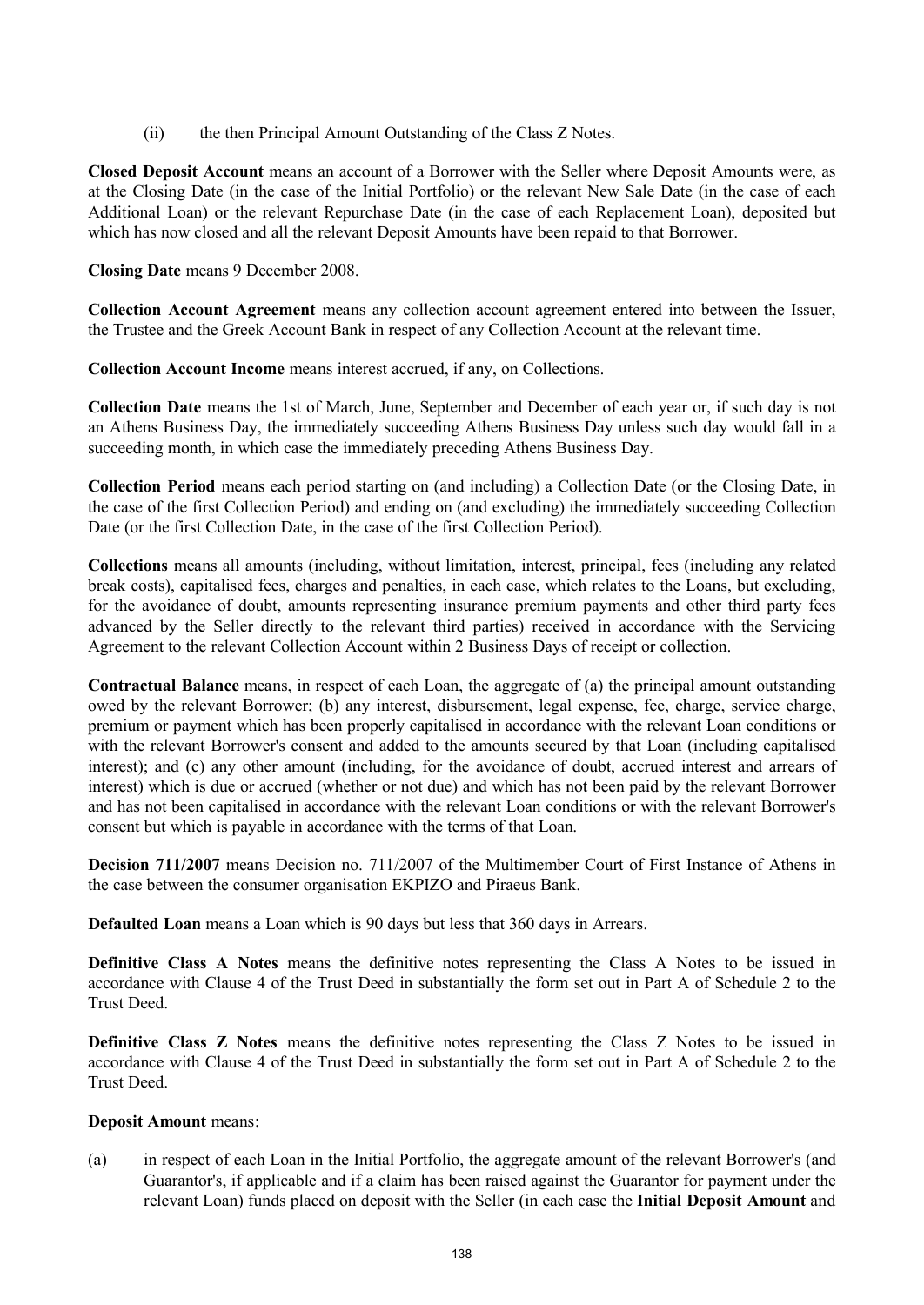(ii) the then Principal Amount Outstanding of the Class Z Notes.

**Closed Deposit Account** means an account of a Borrower with the Seller where Deposit Amounts were, as at the Closing Date (in the case of the Initial Portfolio) or the relevant New Sale Date (in the case of each Additional Loan) or the relevant Repurchase Date (in the case of each Replacement Loan), deposited but which has now closed and all the relevant Deposit Amounts have been repaid to that Borrower.

**Closing Date** means 9 December 2008.

**Collection Account Agreement** means any collection account agreement entered into between the Issuer, the Trustee and the Greek Account Bank in respect of any Collection Account at the relevant time.

**Collection Account Income** means interest accrued, if any, on Collections.

**Collection Date** means the 1st of March, June, September and December of each year or, if such day is not an Athens Business Day, the immediately succeeding Athens Business Day unless such day would fall in a succeeding month, in which case the immediately preceding Athens Business Day.

**Collection Period** means each period starting on (and including) a Collection Date (or the Closing Date, in the case of the first Collection Period) and ending on (and excluding) the immediately succeeding Collection Date (or the first Collection Date, in the case of the first Collection Period).

**Collections** means all amounts (including, without limitation, interest, principal, fees (including any related break costs), capitalised fees, charges and penalties, in each case, which relates to the Loans, but excluding, for the avoidance of doubt, amounts representing insurance premium payments and other third party fees advanced by the Seller directly to the relevant third parties) received in accordance with the Servicing Agreement to the relevant Collection Account within 2 Business Days of receipt or collection.

**Contractual Balance** means, in respect of each Loan, the aggregate of (a) the principal amount outstanding owed by the relevant Borrower; (b) any interest, disbursement, legal expense, fee, charge, service charge, premium or payment which has been properly capitalised in accordance with the relevant Loan conditions or with the relevant Borrower's consent and added to the amounts secured by that Loan (including capitalised interest); and (c) any other amount (including, for the avoidance of doubt, accrued interest and arrears of interest) which is due or accrued (whether or not due) and which has not been paid by the relevant Borrower and has not been capitalised in accordance with the relevant Loan conditions or with the relevant Borrower's consent but which is payable in accordance with the terms of that Loan.

**Decision 711/2007** means Decision no. 711/2007 of the Multimember Court of First Instance of Athens in the case between the consumer organisation EKPIZO and Piraeus Bank.

**Defaulted Loan** means a Loan which is 90 days but less that 360 days in Arrears.

**Definitive Class A Notes** means the definitive notes representing the Class A Notes to be issued in accordance with Clause 4 of the Trust Deed in substantially the form set out in Part A of Schedule 2 to the Trust Deed.

**Definitive Class Z Notes** means the definitive notes representing the Class Z Notes to be issued in accordance with Clause 4 of the Trust Deed in substantially the form set out in Part A of Schedule 2 to the Trust Deed.

**Deposit Amount** means:

(a) in respect of each Loan in the Initial Portfolio, the aggregate amount of the relevant Borrower's (and Guarantor's, if applicable and if a claim has been raised against the Guarantor for payment under the relevant Loan) funds placed on deposit with the Seller (in each case the **Initial Deposit Amount** and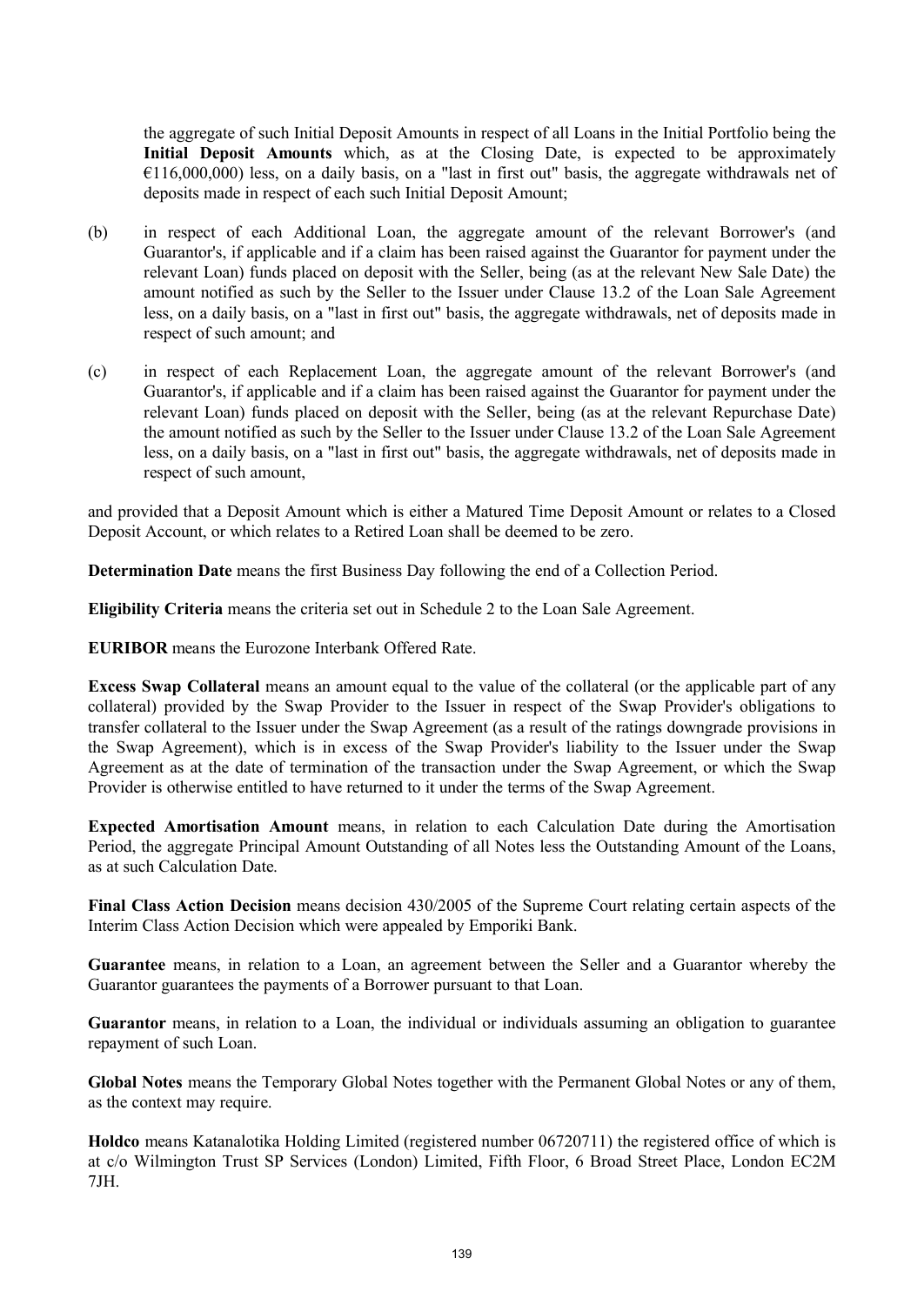the aggregate of such Initial Deposit Amounts in respect of all Loans in the Initial Portfolio being the **Initial Deposit Amounts** which, as at the Closing Date, is expected to be approximately €116,000,000) less, on a daily basis, on a "last in first out" basis, the aggregate withdrawals net of deposits made in respect of each such Initial Deposit Amount;

(b) in respect of each Additional Loan, the aggregate amount of the relevant Borrower's (and Guarantor's, if applicable and if a claim has been raised against the Guarantor for payment under the relevant Loan) funds placed on deposit with the Seller, being (as at the relevant New Sale Date) the amount notified as such by the Seller to the Issuer under Clause 13.2 of the Loan Sale Agreement less, on a daily basis, on a "last in first out" basis, the aggregate withdrawals, net of deposits made in respect of such amount; and

(c) in respect of each Replacement Loan, the aggregate amount of the relevant Borrower's (and Guarantor's, if applicable and if a claim has been raised against the Guarantor for payment under the relevant Loan) funds placed on deposit with the Seller, being (as at the relevant Repurchase Date) the amount notified as such by the Seller to the Issuer under Clause 13.2 of the Loan Sale Agreement less, on a daily basis, on a "last in first out" basis, the aggregate withdrawals, net of deposits made in respect of such amount,

and provided that a Deposit Amount which is either a Matured Time Deposit Amount or relates to a Closed Deposit Account, or which relates to a Retired Loan shall be deemed to be zero.

**Determination Date** means the first Business Day following the end of a Collection Period.

**Eligibility Criteria** means the criteria set out in Schedule 2 to the Loan Sale Agreement.

**EURIBOR** means the Eurozone Interbank Offered Rate.

**Excess Swap Collateral** means an amount equal to the value of the collateral (or the applicable part of any collateral) provided by the Swap Provider to the Issuer in respect of the Swap Provider's obligations to transfer collateral to the Issuer under the Swap Agreement (as a result of the ratings downgrade provisions in the Swap Agreement), which is in excess of the Swap Provider's liability to the Issuer under the Swap Agreement as at the date of termination of the transaction under the Swap Agreement, or which the Swap Provider is otherwise entitled to have returned to it under the terms of the Swap Agreement.

**Expected Amortisation Amount** means, in relation to each Calculation Date during the Amortisation Period, the aggregate Principal Amount Outstanding of all Notes less the Outstanding Amount of the Loans, as at such Calculation Date.

**Final Class Action Decision** means decision 430/2005 of the Supreme Court relating certain aspects of the Interim Class Action Decision which were appealed by Emporiki Bank.

**Guarantee** means, in relation to a Loan, an agreement between the Seller and a Guarantor whereby the Guarantor guarantees the payments of a Borrower pursuant to that Loan.

**Guarantor** means, in relation to a Loan, the individual or individuals assuming an obligation to guarantee repayment of such Loan.

**Global Notes** means the Temporary Global Notes together with the Permanent Global Notes or any of them, as the context may require.

**Holdco** means Katanalotika Holding Limited (registered number 06720711) the registered office of which is at c/o Wilmington Trust SP Services (London) Limited, Fifth Floor, 6 Broad Street Place, London EC2M 7JH.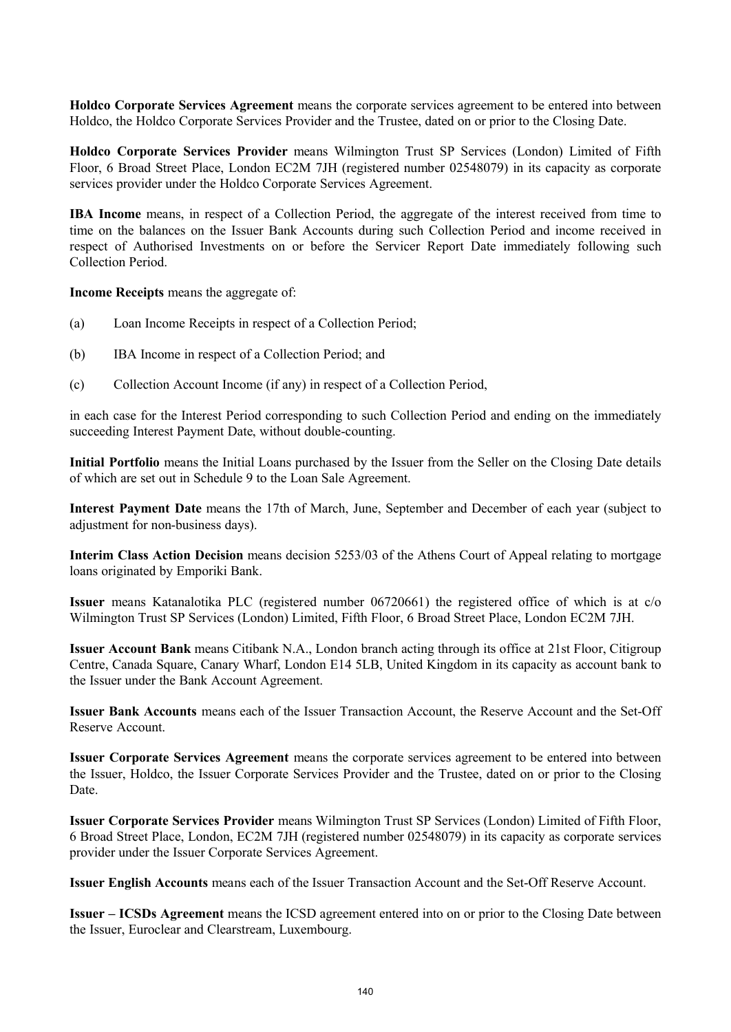**Holdco Corporate Services Agreement** means the corporate services agreement to be entered into between Holdco, the Holdco Corporate Services Provider and the Trustee, dated on or prior to the Closing Date.

**Holdco Corporate Services Provider** means Wilmington Trust SP Services (London) Limited of Fifth Floor, 6 Broad Street Place, London EC2M 7JH (registered number 02548079) in its capacity as corporate services provider under the Holdco Corporate Services Agreement.

**IBA Income** means, in respect of a Collection Period, the aggregate of the interest received from time to time on the balances on the Issuer Bank Accounts during such Collection Period and income received in respect of Authorised Investments on or before the Servicer Report Date immediately following such Collection Period.

**Income Receipts** means the aggregate of:

(a) Loan Income Receipts in respect of a Collection Period;

(b) IBA Income in respect of a Collection Period; and

(c) Collection Account Income (if any) in respect of a Collection Period,

in each case for the Interest Period corresponding to such Collection Period and ending on the immediately succeeding Interest Payment Date, without double-counting.

**Initial Portfolio** means the Initial Loans purchased by the Issuer from the Seller on the Closing Date details of which are set out in Schedule 9 to the Loan Sale Agreement.

**Interest Payment Date** means the 17th of March, June, September and December of each year (subject to adjustment for non-business days).

**Interim Class Action Decision** means decision 5253/03 of the Athens Court of Appeal relating to mortgage loans originated by Emporiki Bank.

**Issuer** means Katanalotika PLC (registered number 06720661) the registered office of which is at c/o Wilmington Trust SP Services (London) Limited, Fifth Floor, 6 Broad Street Place, London EC2M 7JH.

**Issuer Account Bank** means Citibank N.A., London branch acting through its office at 21st Floor, Citigroup Centre, Canada Square, Canary Wharf, London E14 5LB, United Kingdom in its capacity as account bank to the Issuer under the Bank Account Agreement.

**Issuer Bank Accounts** means each of the Issuer Transaction Account, the Reserve Account and the Set-Off Reserve Account.

**Issuer Corporate Services Agreement** means the corporate services agreement to be entered into between the Issuer, Holdco, the Issuer Corporate Services Provider and the Trustee, dated on or prior to the Closing Date.

**Issuer Corporate Services Provider** means Wilmington Trust SP Services (London) Limited of Fifth Floor, 6 Broad Street Place, London, EC2M 7JH (registered number 02548079) in its capacity as corporate services provider under the Issuer Corporate Services Agreement.

**Issuer English Accounts** means each of the Issuer Transaction Account and the Set-Off Reserve Account.

**Issuer – ICSDs Agreement** means the ICSD agreement entered into on or prior to the Closing Date between the Issuer, Euroclear and Clearstream, Luxembourg.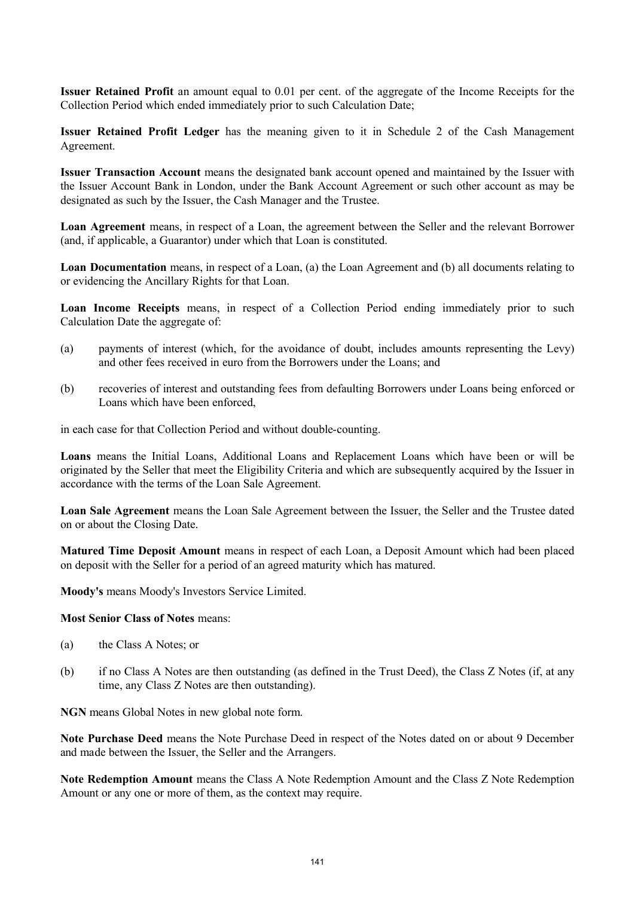**Issuer Retained Profit** an amount equal to 0.01 per cent. of the aggregate of the Income Receipts for the Collection Period which ended immediately prior to such Calculation Date;

**Issuer Retained Profit Ledger** has the meaning given to it in Schedule 2 of the Cash Management Agreement.

**Issuer Transaction Account** means the designated bank account opened and maintained by the Issuer with the Issuer Account Bank in London, under the Bank Account Agreement or such other account as may be designated as such by the Issuer, the Cash Manager and the Trustee.

**Loan Agreement** means, in respect of a Loan, the agreement between the Seller and the relevant Borrower (and, if applicable, a Guarantor) under which that Loan is constituted.

**Loan Documentation** means, in respect of a Loan, (a) the Loan Agreement and (b) all documents relating to or evidencing the Ancillary Rights for that Loan.

**Loan Income Receipts** means, in respect of a Collection Period ending immediately prior to such Calculation Date the aggregate of:

(a) payments of interest (which, for the avoidance of doubt, includes amounts representing the Levy) and other fees received in euro from the Borrowers under the Loans; and

(b) recoveries of interest and outstanding fees from defaulting Borrowers under Loans being enforced or Loans which have been enforced,

in each case for that Collection Period and without double-counting.

**Loans** means the Initial Loans, Additional Loans and Replacement Loans which have been or will be originated by the Seller that meet the Eligibility Criteria and which are subsequently acquired by the Issuer in accordance with the terms of the Loan Sale Agreement.

**Loan Sale Agreement** means the Loan Sale Agreement between the Issuer, the Seller and the Trustee dated on or about the Closing Date.

**Matured Time Deposit Amount** means in respect of each Loan, a Deposit Amount which had been placed on deposit with the Seller for a period of an agreed maturity which has matured.

**Moody's** means Moody's Investors Service Limited.

**Most Senior Class of Notes** means:

(a) the Class A Notes; or

(b) if no Class A Notes are then outstanding (as defined in the Trust Deed), the Class Z Notes (if, at any time, any Class Z Notes are then outstanding).

**NGN** means Global Notes in new global note form.

**Note Purchase Deed** means the Note Purchase Deed in respect of the Notes dated on or about 9 December and made between the Issuer, the Seller and the Arrangers.

**Note Redemption Amount** means the Class A Note Redemption Amount and the Class Z Note Redemption Amount or any one or more of them, as the context may require.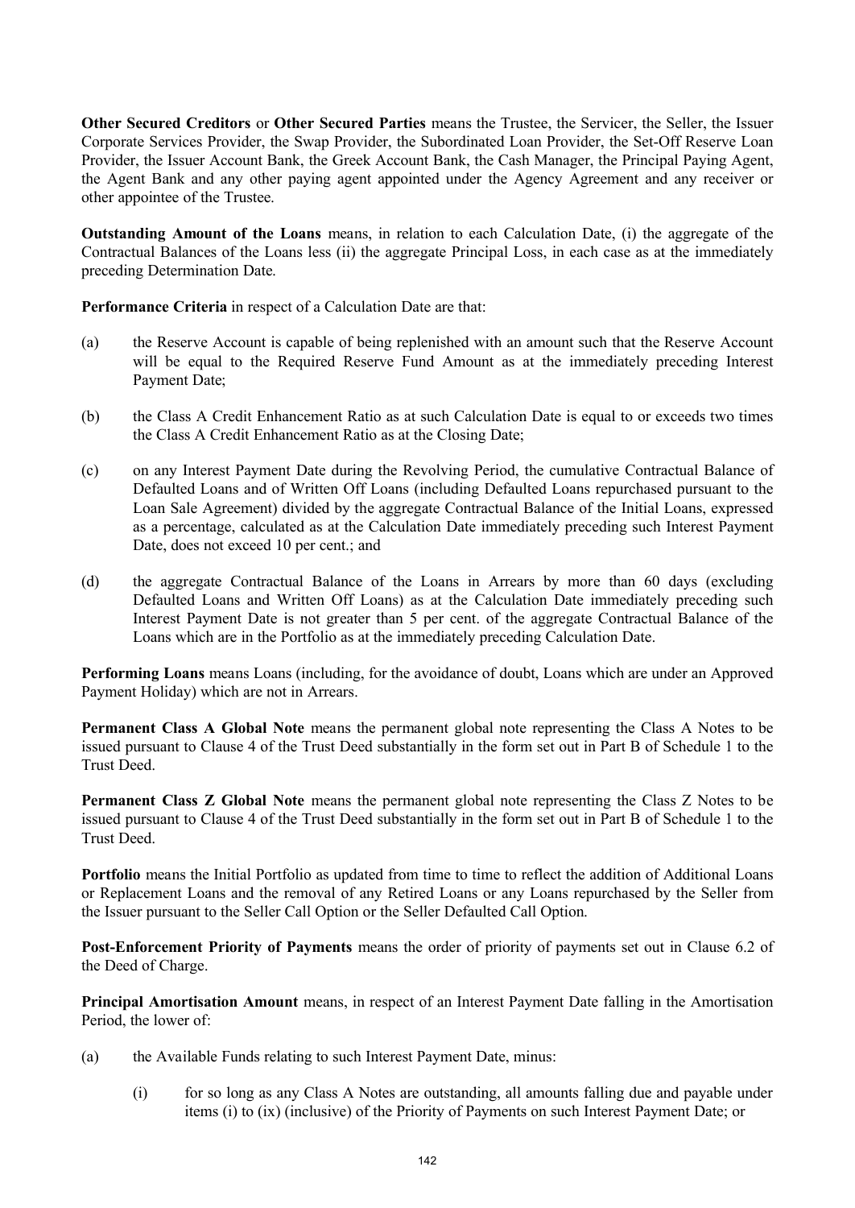**Other Secured Creditors** or **Other Secured Parties** means the Trustee, the Servicer, the Seller, the Issuer Corporate Services Provider, the Swap Provider, the Subordinated Loan Provider, the Set-Off Reserve Loan Provider, the Issuer Account Bank, the Greek Account Bank, the Cash Manager, the Principal Paying Agent, the Agent Bank and any other paying agent appointed under the Agency Agreement and any receiver or other appointee of the Trustee.

**Outstanding Amount of the Loans** means, in relation to each Calculation Date, (i) the aggregate of the Contractual Balances of the Loans less (ii) the aggregate Principal Loss, in each case as at the immediately preceding Determination Date.

**Performance Criteria** in respect of a Calculation Date are that:

(a) the Reserve Account is capable of being replenished with an amount such that the Reserve Account will be equal to the Required Reserve Fund Amount as at the immediately preceding Interest Payment Date;

(b) the Class A Credit Enhancement Ratio as at such Calculation Date is equal to or exceeds two times the Class A Credit Enhancement Ratio as at the Closing Date;

(c) on any Interest Payment Date during the Revolving Period, the cumulative Contractual Balance of Defaulted Loans and of Written Off Loans (including Defaulted Loans repurchased pursuant to the Loan Sale Agreement) divided by the aggregate Contractual Balance of the Initial Loans, expressed as a percentage, calculated as at the Calculation Date immediately preceding such Interest Payment Date, does not exceed 10 per cent.; and

(d) the aggregate Contractual Balance of the Loans in Arrears by more than 60 days (excluding Defaulted Loans and Written Off Loans) as at the Calculation Date immediately preceding such Interest Payment Date is not greater than 5 per cent. of the aggregate Contractual Balance of the Loans which are in the Portfolio as at the immediately preceding Calculation Date.

**Performing Loans** means Loans (including, for the avoidance of doubt, Loans which are under an Approved Payment Holiday) which are not in Arrears.

**Permanent Class A Global Note** means the permanent global note representing the Class A Notes to be issued pursuant to Clause 4 of the Trust Deed substantially in the form set out in Part B of Schedule 1 to the Trust Deed.

**Permanent Class Z Global Note** means the permanent global note representing the Class Z Notes to be issued pursuant to Clause 4 of the Trust Deed substantially in the form set out in Part B of Schedule 1 to the Trust Deed.

**Portfolio** means the Initial Portfolio as updated from time to time to reflect the addition of Additional Loans or Replacement Loans and the removal of any Retired Loans or any Loans repurchased by the Seller from the Issuer pursuant to the Seller Call Option or the Seller Defaulted Call Option.

**Post-Enforcement Priority of Payments** means the order of priority of payments set out in Clause 6.2 of the Deed of Charge.

**Principal Amortisation Amount** means, in respect of an Interest Payment Date falling in the Amortisation Period, the lower of:

(a) the Available Funds relating to such Interest Payment Date, minus:

 (i) for so long as any Class A Notes are outstanding, all amounts falling due and payable under items (i) to (ix) (inclusive) of the Priority of Payments on such Interest Payment Date; or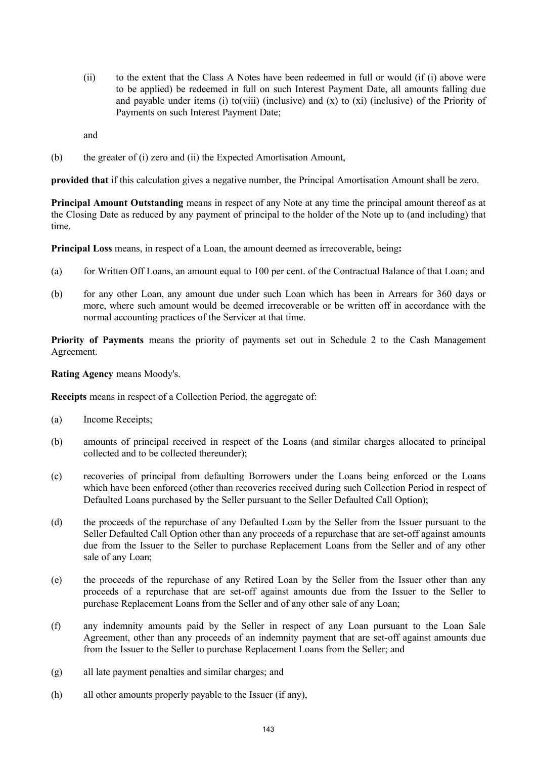(ii) to the extent that the Class A Notes have been redeemed in full or would (if (i) above were to be applied) be redeemed in full on such Interest Payment Date, all amounts falling due and payable under items (i) to(viii) (inclusive) and (x) to (xi) (inclusive) of the Priority of Payments on such Interest Payment Date;

and

(b) the greater of (i) zero and (ii) the Expected Amortisation Amount,

**provided that** if this calculation gives a negative number, the Principal Amortisation Amount shall be zero.

**Principal Amount Outstanding** means in respect of any Note at any time the principal amount thereof as at the Closing Date as reduced by any payment of principal to the holder of the Note up to (and including) that time.

**Principal Loss** means, in respect of a Loan, the amount deemed as irrecoverable, being**:**

(a) for Written Off Loans, an amount equal to 100 per cent. of the Contractual Balance of that Loan; and

(b) for any other Loan, any amount due under such Loan which has been in Arrears for 360 days or more, where such amount would be deemed irrecoverable or be written off in accordance with the normal accounting practices of the Servicer at that time.

**Priority of Payments** means the priority of payments set out in Schedule 2 to the Cash Management Agreement.

**Rating Agency** means Moody's.

**Receipts** means in respect of a Collection Period, the aggregate of:

(a) Income Receipts;

(b) amounts of principal received in respect of the Loans (and similar charges allocated to principal collected and to be collected thereunder);

(c) recoveries of principal from defaulting Borrowers under the Loans being enforced or the Loans which have been enforced (other than recoveries received during such Collection Period in respect of Defaulted Loans purchased by the Seller pursuant to the Seller Defaulted Call Option);

(d) the proceeds of the repurchase of any Defaulted Loan by the Seller from the Issuer pursuant to the Seller Defaulted Call Option other than any proceeds of a repurchase that are set-off against amounts due from the Issuer to the Seller to purchase Replacement Loans from the Seller and of any other sale of any Loan;

(e) the proceeds of the repurchase of any Retired Loan by the Seller from the Issuer other than any proceeds of a repurchase that are set-off against amounts due from the Issuer to the Seller to purchase Replacement Loans from the Seller and of any other sale of any Loan;

(f) any indemnity amounts paid by the Seller in respect of any Loan pursuant to the Loan Sale Agreement, other than any proceeds of an indemnity payment that are set-off against amounts due from the Issuer to the Seller to purchase Replacement Loans from the Seller; and

(g) all late payment penalties and similar charges; and

(h) all other amounts properly payable to the Issuer (if any),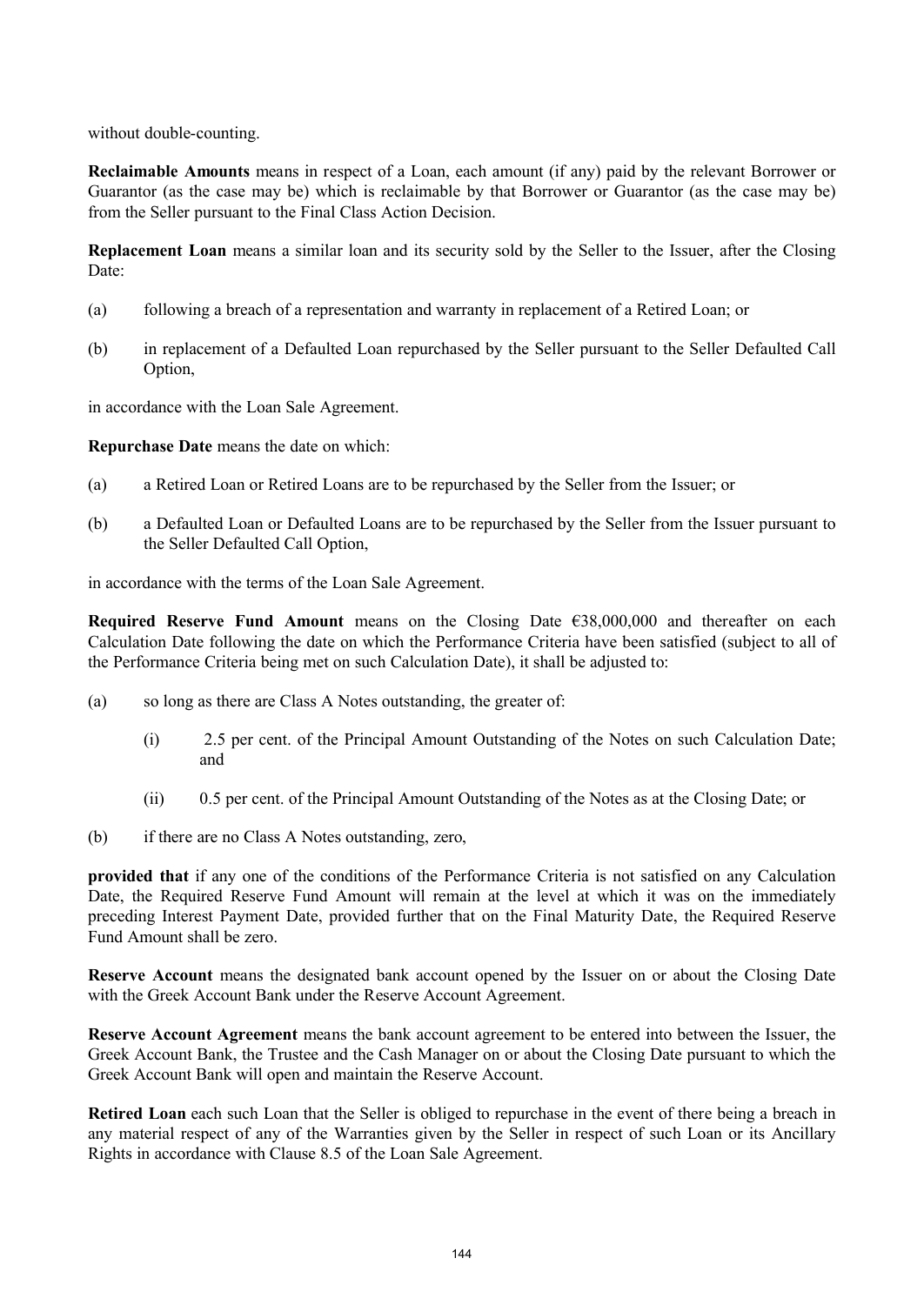without double-counting.

**Reclaimable Amounts** means in respect of a Loan, each amount (if any) paid by the relevant Borrower or Guarantor (as the case may be) which is reclaimable by that Borrower or Guarantor (as the case may be) from the Seller pursuant to the Final Class Action Decision.

**Replacement Loan** means a similar loan and its security sold by the Seller to the Issuer, after the Closing Date:

(a) following a breach of a representation and warranty in replacement of a Retired Loan; or

(b) in replacement of a Defaulted Loan repurchased by the Seller pursuant to the Seller Defaulted Call Option,

in accordance with the Loan Sale Agreement.

**Repurchase Date** means the date on which:

(a) a Retired Loan or Retired Loans are to be repurchased by the Seller from the Issuer; or

(b) a Defaulted Loan or Defaulted Loans are to be repurchased by the Seller from the Issuer pursuant to the Seller Defaulted Call Option,

in accordance with the terms of the Loan Sale Agreement.

**Required Reserve Fund Amount** means on the Closing Date €38,000,000 and thereafter on each Calculation Date following the date on which the Performance Criteria have been satisfied (subject to all of the Performance Criteria being met on such Calculation Date), it shall be adjusted to:

(a) so long as there are Class A Notes outstanding, the greater of:

   (i) 2.5 per cent. of the Principal Amount Outstanding of the Notes on such Calculation Date; and

   (ii) 0.5 per cent. of the Principal Amount Outstanding of the Notes as at the Closing Date; or

(b) if there no Class A Notes outstanding, zero,

**provided that** if any one of the conditions of the Performance Criteria is not satisfied on any Calculation Date, the Required Reserve Fund Amount will remain at the level at which it was on the immediately preceding Interest Payment Date, provided further that on the Final Maturity Date, the Required Reserve Fund Amount shall be zero.

**Reserve Account** means the designated bank account opened by the Issuer on or about the Closing Date with the Greek Account Bank under the Reserve Account Agreement.

**Reserve Account Agreement** means the bank account agreement to be entered into between the Issuer, the Greek Account Bank, the Trustee and the Cash Manager on or about the Closing Date pursuant to which the Greek Account Bank will open and maintain the Reserve Account.

**Retired Loan** each such Loan that the Seller is obliged to repurchase in the event of there being a breach in any material respect of any of the Warranties given by the Seller in respect of such Loan or its Ancillary Rights in accordance with Clause 8.5 of the Loan Sale Agreement.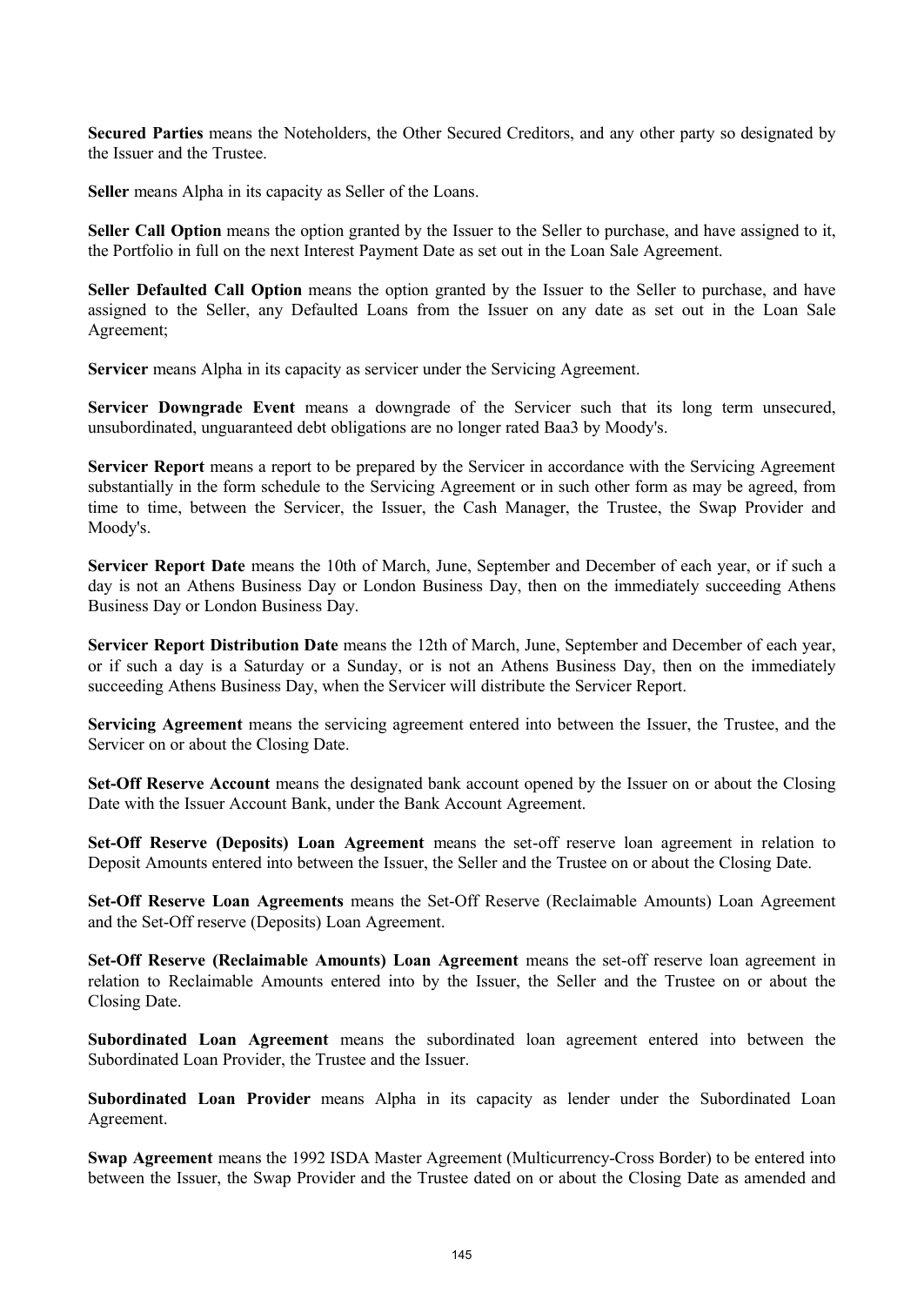**Secured Parties** means the Noteholders, the Other Secured Creditors, and any other party so designated by the Issuer and the Trustee.

**Seller** means Alpha in its capacity as Seller of the Loans.

**Seller Call Option** means the option granted by the Issuer to the Seller to purchase, and have assigned to it, the Portfolio in full on the next Interest Payment Date as set out in the Loan Sale Agreement.

**Seller Defaulted Call Option** means the option granted by the Issuer to the Seller to purchase, and have assigned to the Seller, any Defaulted Loans from the Issuer on any date as set out in the Loan Sale Agreement;

**Servicer** means Alpha in its capacity as servicer under the Servicing Agreement.

**Servicer Downgrade Event** means a downgrade of the Servicer such that its long term unsecured, unsubordinated, unguaranteed debt obligations are no longer rated Baa3 by Moody's.

**Servicer Report** means a report to be prepared by the Servicer in accordance with the Servicing Agreement substantially in the form schedule to the Servicing Agreement or in such other form as may be agreed, from time to time, between the Servicer, the Issuer, the Cash Manager, the Trustee, the Swap Provider and Moody's.

**Servicer Report Date** means the 10th of March, June, September and December of each year, or if such a day is not an Athens Business Day or London Business Day, then on the immediately succeeding Athens Business Day or London Business Day.

**Servicer Report Distribution Date** means the 12th of March, June, September and December of each year, or if such a day is a Saturday or a Sunday, or is not an Athens Business Day, then on the immediately succeeding Athens Business Day, when the Servicer will distribute the Servicer Report.

**Servicing Agreement** means the servicing agreement entered into between the Issuer, the Trustee, and the Servicer on or about the Closing Date.

**Set-Off Reserve Account** means the designated bank account opened by the Issuer on or about the Closing Date with the Issuer Account Bank, under the Bank Account Agreement.

**Set-Off Reserve (Deposits) Loan Agreement** means the set-off reserve loan agreement in relation to Deposit Amounts entered into between the Issuer, the Seller and the Trustee on or about the Closing Date.

**Set-Off Reserve Loan Agreements** means the Set-Off Reserve (Reclaimable Amounts) Loan Agreement and the Set-Off reserve (Deposits) Loan Agreement.

**Set-Off Reserve (Reclaimable Amounts) Loan Agreement** means the set-off reserve loan agreement in relation to Reclaimable Amounts entered into by the Issuer, the Seller and the Trustee on or about the Closing Date.

**Subordinated Loan Agreement** means the subordinated loan agreement entered into between the Subordinated Loan Provider, the Trustee and the Issuer.

**Subordinated Loan Provider** means Alpha in its capacity as lender under the Subordinated Loan Agreement.

**Swap Agreement** means the 1992 ISDA Master Agreement (Multicurrency-Cross Border) to be entered into between the Issuer, the Swap Provider and the Trustee dated on or about the Closing Date as amended and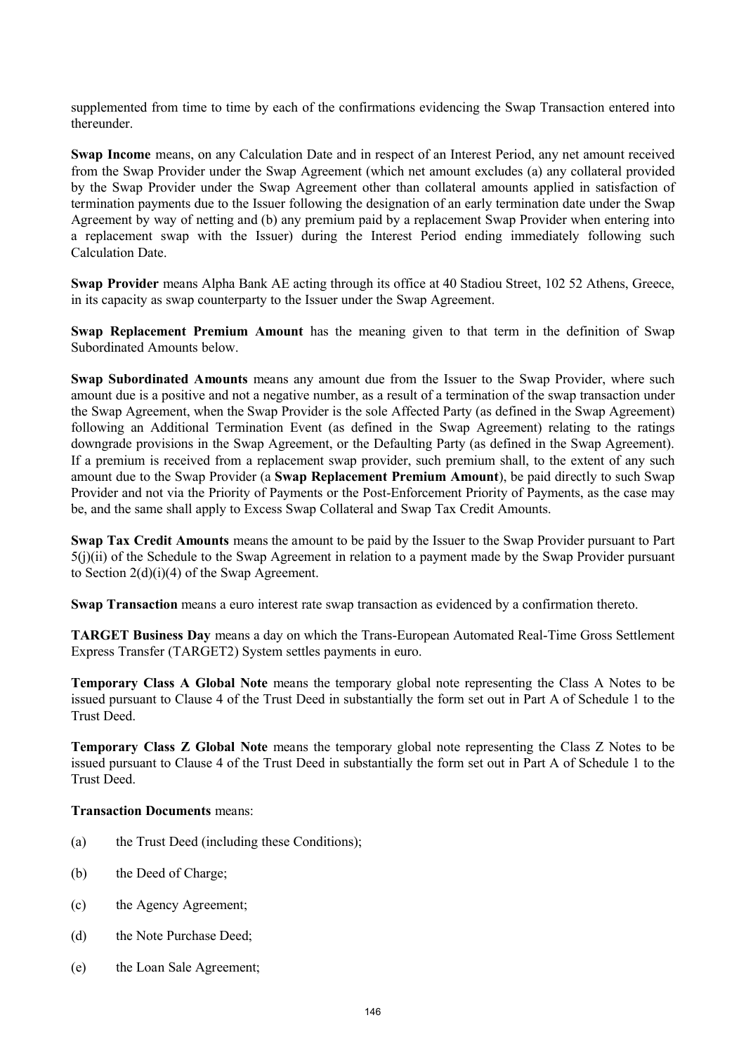supplemented from time to time by each of the confirmations evidencing the Swap Transaction entered into thereunder.

**Swap Income** means, on any Calculation Date and in respect of an Interest Period, any net amount received from the Swap Provider under the Swap Agreement (which net amount excludes (a) any collateral provided by the Swap Provider under the Swap Agreement other than collateral amounts applied in satisfaction of termination payments due to the Issuer following the designation of an early termination date under the Swap Agreement by way of netting and (b) any premium paid by a replacement Swap Provider when entering into a replacement swap with the Issuer) during the Interest Period ending immediately following such Calculation Date.

**Swap Provider** means Alpha Bank AE acting through its office at 40 Stadiou Street, 102 52 Athens, Greece, in its capacity as swap counterparty to the Issuer under the Swap Agreement.

**Swap Replacement Premium Amount** has the meaning given to that term in the definition of Swap Subordinated Amounts below.

**Swap Subordinated Amounts** means any amount due from the Issuer to the Swap Provider, where such amount due is a positive and not a negative number, as a result of a termination of the swap transaction under the Swap Agreement, when the Swap Provider is the sole Affected Party (as defined in the Swap Agreement) following an Additional Termination Event (as defined in the Swap Agreement) relating to the ratings downgrade provisions in the Swap Agreement, or the Defaulting Party (as defined in the Swap Agreement). If a premium is received from a replacement swap provider, such premium shall, to the extent of any such amount due to the Swap Provider (a **Swap Replacement Premium Amount**), be paid directly to such Swap Provider and not via the Priority of Payments or the Post-Enforcement Priority of Payments, as the case may be, and the same shall apply to Excess Swap Collateral and Swap Tax Credit Amounts.

**Swap Tax Credit Amounts** means the amount to be paid by the Issuer to the Swap Provider pursuant to Part 5(j)(ii) of the Schedule to the Swap Agreement in relation to a payment made by the Swap Provider pursuant to Section 2(d)(i)(4) of the Swap Agreement.

**Swap Transaction** means a euro interest rate swap transaction as evidenced by a confirmation thereto.

**TARGET Business Day** means a day on which the Trans-European Automated Real-Time Gross Settlement Express Transfer (TARGET2) System settles payments in euro.

**Temporary Class A Global Note** means the temporary global note representing the Class A Notes to be issued pursuant to Clause 4 of the Trust Deed in substantially the form set out in Part A of Schedule 1 to the Trust Deed.

**Temporary Class Z Global Note** means the temporary global note representing the Class Z Notes to be issued pursuant to Clause 4 of the Trust Deed in substantially the form set out in Part A of Schedule 1 to the Trust Deed.

**Transaction Documents** means:

(a) the Trust Deed (including these Conditions);

(b) the Deed of Charge;

(c) the Agency Agreement;

(d) the Note Purchase Deed;

(e) the Loan Sale Agreement;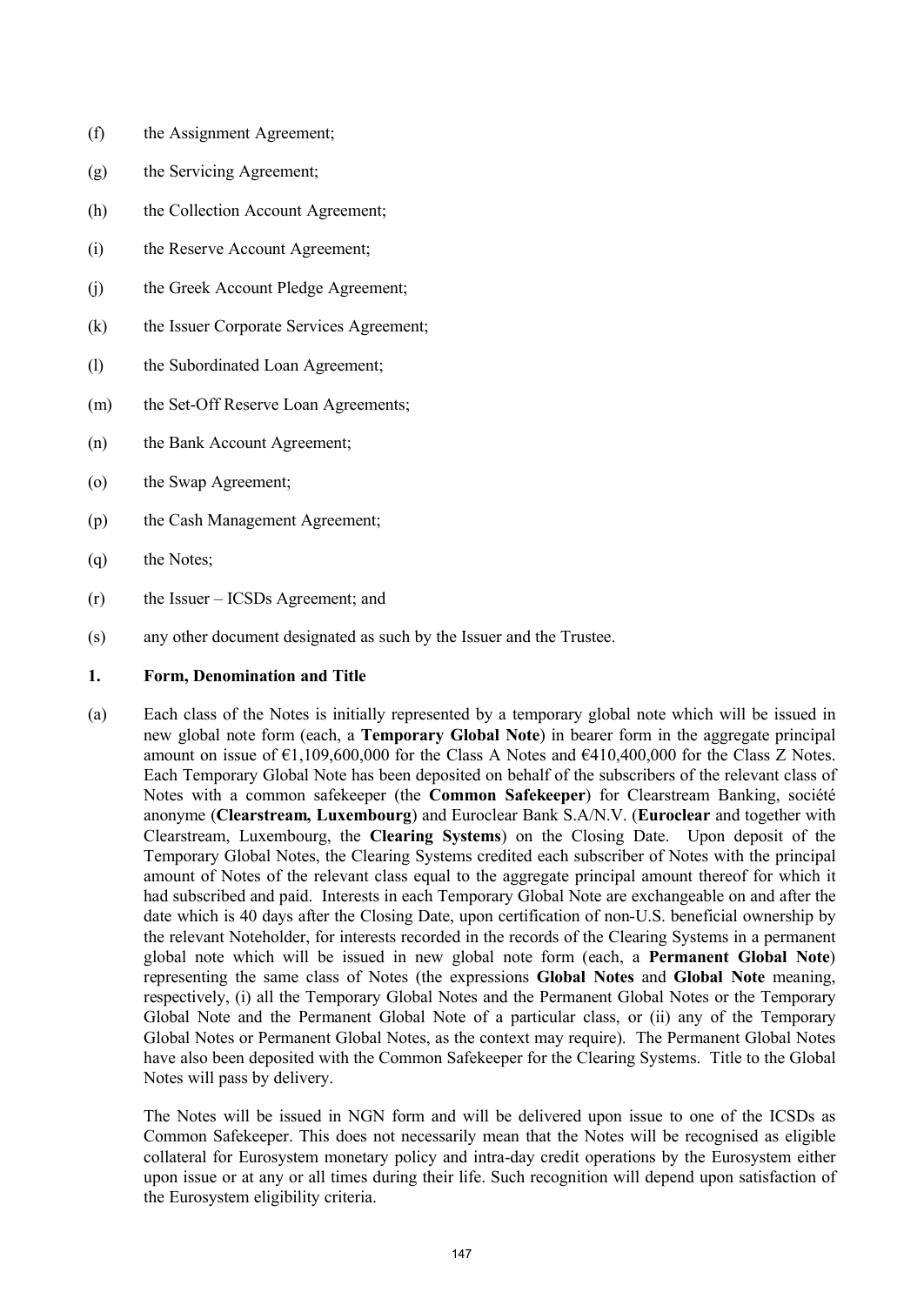(f) the Assignment Agreement;

(g) the Servicing Agreement;

(h) the Collection Account Agreement;

(i) the Reserve Account Agreement;

(j) the Greek Account Pledge Agreement;

(k) the Issuer Corporate Services Agreement;

(l) the Subordinated Loan Agreement;

(m) the Set-Off Reserve Loan Agreements;

(n) the Bank Account Agreement;

(o) the Swap Agreement;

(p) the Cash Management Agreement;

(q) the Notes;

(r) the Issuer – ICSDs Agreement; and

(s) any other document designated as such by the Issuer and the Trustee.

**1. Form, Denomination and Title**

(a) Each class of the Notes is initially represented by a temporary global note which will be issued in new global note form (each, a **Temporary Global Note**) in bearer form in the aggregate principal amount on issue of €1,109,600,000 for the Class A Notes and €410,400,000 for the Class Z Notes. Each Temporary Global Note has been deposited on behalf of the subscribers of the relevant class of Notes with a common safekeeper (the **Common Safekeeper**) for Clearstream Banking, société anonyme (**Clearstream, Luxembourg**) and Euroclear Bank S.A/N.V. (**Euroclear** and together with Clearstream, Luxembourg, the **Clearing Systems**) on the Closing Date. Upon deposit of the Temporary Global Notes, the Clearing Systems credited each subscriber of Notes with the principal amount of Notes of the relevant class equal to the aggregate principal amount thereof for which it had subscribed and paid. Interests in each Temporary Global Note are exchangeable on and after the date which is 40 days after the Closing Date, upon certification of non-U.S. beneficial ownership by the relevant Noteholder, for interests recorded in the records of the Clearing Systems in a permanent global note which will be issued in new global note form (each, a **Permanent Global Note**) representing the same class of Notes (the expressions **Global Notes** and **Global Note** meaning, respectively, (i) all the Temporary Global Notes and the Permanent Global Notes or the Temporary Global Note and the Permanent Global Note of a particular class, or (ii) any of the Temporary Global Notes or Permanent Global Notes, as the context may require). The Permanent Global Notes have also been deposited with the Common Safekeeper for the Clearing Systems. Title to the Global Notes will pass by delivery.

The Notes will be issued in NGN form and will be delivered upon issue to one of the ICSDs as Common Safekeeper. This does not necessarily mean that the Notes will be recognised as eligible collateral for Eurosystem monetary policy and intra-day credit operations by the Eurosystem either upon issue or at any or all times during their life. Such recognition will depend upon satisfaction of the Eurosystem eligibility criteria.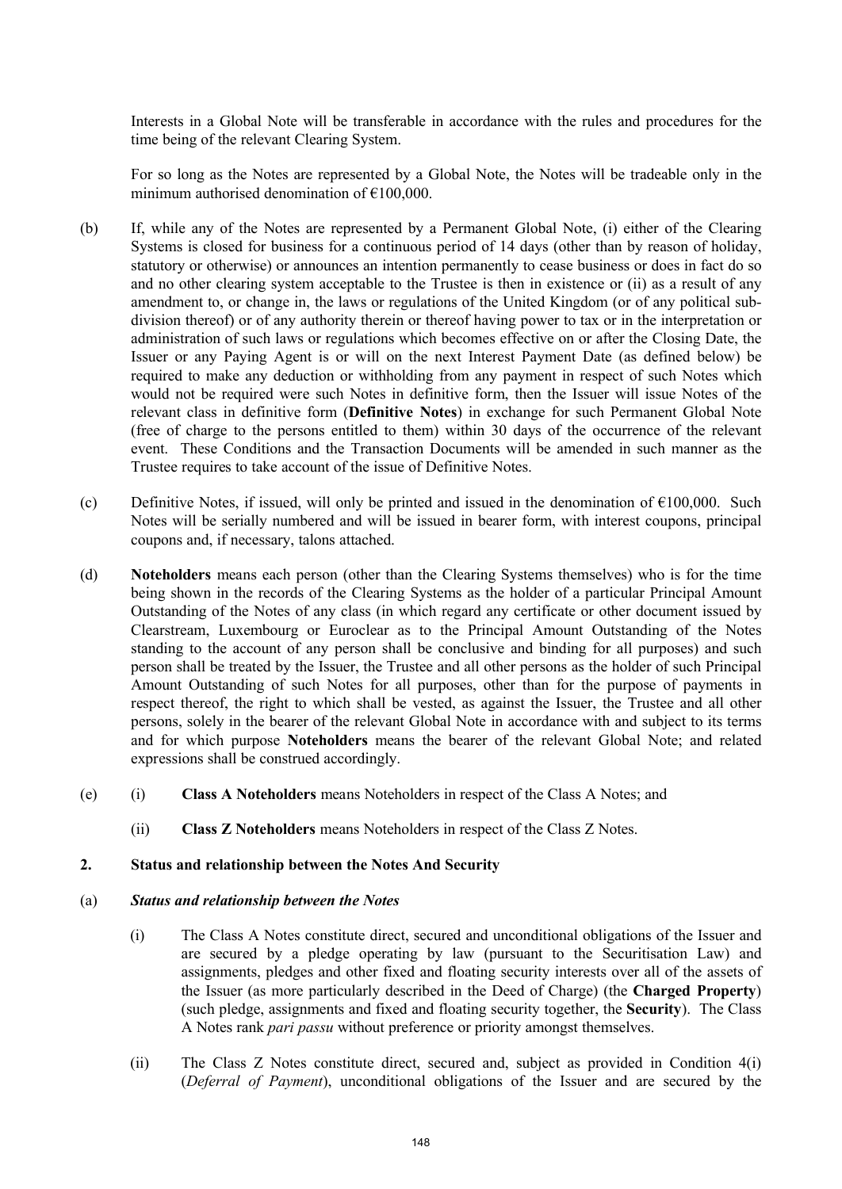Interests in a Global Note will be transferable in accordance with the rules and procedures for the time being of the relevant Clearing System.

For so long as the Notes are represented by a Global Note, the Notes will be tradeable only in the minimum authorised denomination of €100,000.

(b) If, while any of the Notes are represented by a Permanent Global Note, (i) either of the Clearing Systems is closed for business for a continuous period of 14 days (other than by reason of holiday, statutory or otherwise) or announces an intention permanently to cease business or does in fact do so and no other clearing system acceptable to the Trustee is then in existence or (ii) as a result of any amendment to, or change in, the laws or regulations of the United Kingdom (or of any political sub-division thereof) or of any authority therein or thereof having power to tax or in the interpretation or administration of such laws or regulations which becomes effective on or after the Closing Date, the Issuer or any Paying Agent is or will on the next Interest Payment Date (as defined below) be required to make any deduction or withholding from any payment in respect of such Notes which would not be required were such Notes in definitive form, then the Issuer will issue Notes of the relevant class in definitive form (**Definitive Notes**) in exchange for such Permanent Global Note (free of charge to the persons entitled to them) within 30 days of the occurrence of the relevant event. These Conditions and the Transaction Documents will be amended in such manner as the Trustee requires to take account of the issue of Definitive Notes.

(c) Definitive Notes, if issued, will only be printed and issued in the denomination of €100,000. Such Notes will be serially numbered and will be issued in bearer form, with interest coupons, principal coupons and, if necessary, talons attached.

(d) **Noteholders** means each person (other than the Clearing Systems themselves) who is for the time being shown in the records of the Clearing Systems as the holder of a particular Principal Amount Outstanding of the Notes of any class (in which regard any certificate or other document issued by Clearstream, Luxembourg or Euroclear as to the Principal Amount Outstanding of the Notes standing to the account of any person shall be conclusive and binding for all purposes) and such person shall be treated by the Issuer, the Trustee and all other persons as the holder of such Principal Amount Outstanding of such Notes for all purposes, other than for the purpose of payments in respect thereof, the right to which shall be vested, as against the Issuer, the Trustee and all other persons, solely in the bearer of the relevant Global Note in accordance with and subject to its terms and for which purpose **Noteholders** means the bearer of the relevant Global Note; and related expressions shall be construed accordingly.

(e) (i) **Class A Noteholders** means Noteholders in respect of the Class A Notes; and

(ii) **Class Z Noteholders** means Noteholders in respect of the Class Z Notes.

## 2. Status and relationship between the Notes And Security

(a) ***Status and relationship between the Notes***

(i) The Class A Notes constitute direct, secured and unconditional obligations of the Issuer and are secured by a pledge operating by law (pursuant to the Securitisation Law) and assignments, pledges and other fixed and floating security interests over all of the assets of the Issuer (as more particularly described in the Deed of Charge) (the **Charged Property**) (such pledge, assignments and fixed and floating security together, the **Security**). The Class A Notes rank *pari passu* without preference or priority amongst themselves.

(ii) The Class Z Notes constitute direct, secured and, subject as provided in Condition 4(i) (*Deferral of Payment*), unconditional obligations of the Issuer and are secured by the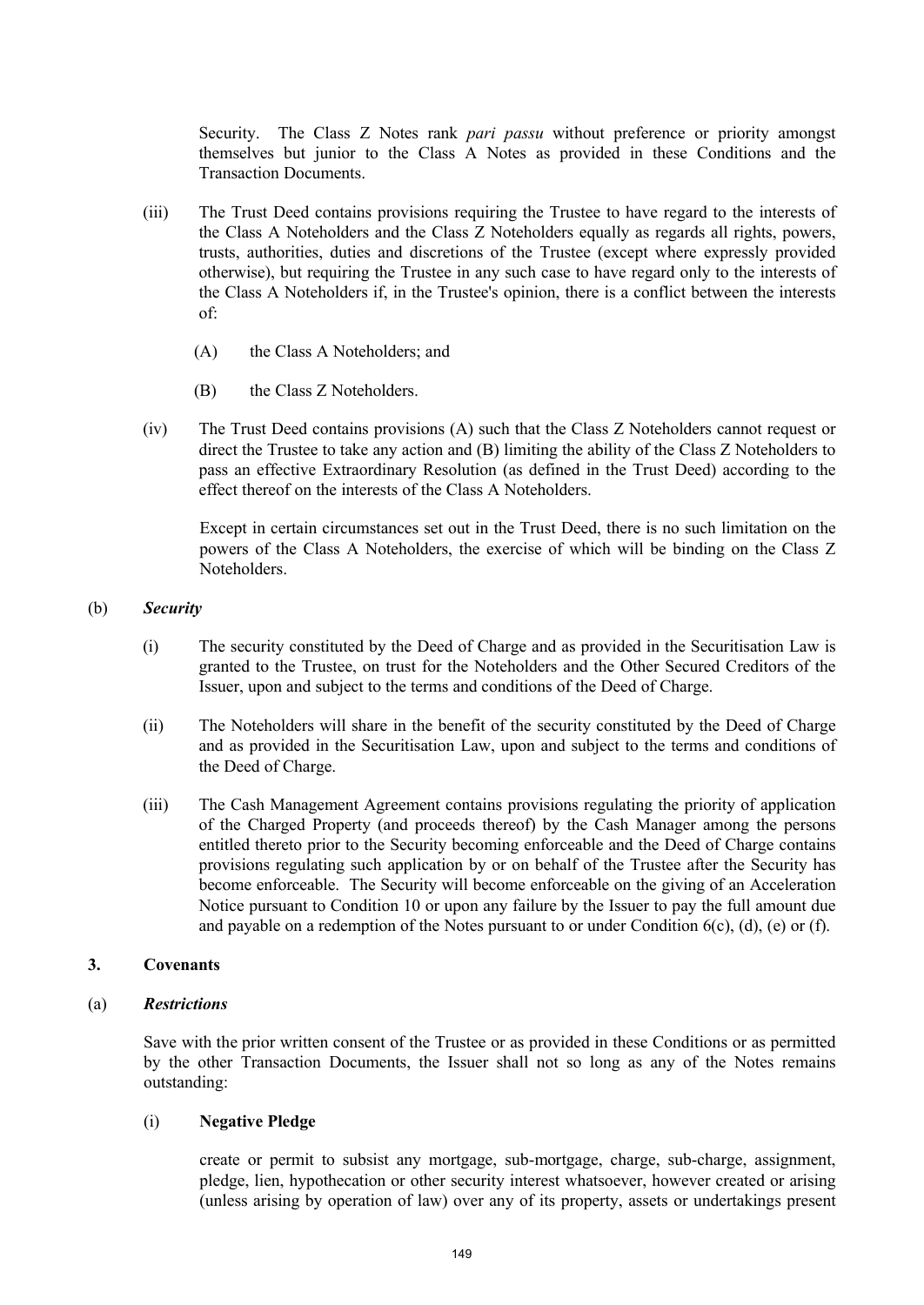Security. The Class Z Notes rank *pari passu* without preference or priority amongst themselves but junior to the Class A Notes as provided in these Conditions and the Transaction Documents.

(iii) The Trust Deed contains provisions requiring the Trustee to have regard to the interests of the Class A Noteholders and the Class Z Noteholders equally as regards all rights, powers, trusts, authorities, duties and discretions of the Trustee (except where expressly provided otherwise), but requiring the Trustee in any such case to have regard only to the interests of the Class A Noteholders if, in the Trustee's opinion, there is a conflict between the interests of:

(A) the Class A Noteholders; and

(B) the Class Z Noteholders.

(iv) The Trust Deed contains provisions (A) such that the Class Z Noteholders cannot request or direct the Trustee to take any action and (B) limiting the ability of the Class Z Noteholders to pass an effective Extraordinary Resolution (as defined in the Trust Deed) according to the effect thereof on the interests of the Class A Noteholders.

Except in certain circumstances set out in the Trust Deed, there is no such limitation on the powers of the Class A Noteholders, the exercise of which will be binding on the Class Z Noteholders.

(b) ***Security***

(i) The security constituted by the Deed of Charge and as provided in the Securitisation Law is granted to the Trustee, on trust for the Noteholders and the Other Secured Creditors of the Issuer, upon and subject to the terms and conditions of the Deed of Charge.

(ii) The Noteholders will share in the benefit of the security constituted by the Deed of Charge and as provided in the Securitisation Law, upon and subject to the terms and conditions of the Deed of Charge.

(iii) The Cash Management Agreement contains provisions regulating the priority of application of the Charged Property (and proceeds thereof) by the Cash Manager among the persons entitled thereto prior to the Security becoming enforceable and the Deed of Charge contains provisions regulating such application by or on behalf of the Trustee after the Security has become enforceable. The Security will become enforceable on the giving of an Acceleration Notice pursuant to Condition 10 or upon any failure by the Issuer to pay the full amount due and payable on a redemption of the Notes pursuant to or under Condition 6(c), (d), (e) or (f).

## 3. Covenants

(a) ***Restrictions***

Save with the prior written consent of the Trustee or as provided in these Conditions or as permitted by the other Transaction Documents, the Issuer shall not so long as any of the Notes remains outstanding:

(i) **Negative Pledge**

create or permit to subsist any mortgage, sub-mortgage, charge, sub-charge, assignment, pledge, lien, hypothecation or other security interest whatsoever, however created or arising (unless arising by operation of law) over any of its property, assets or undertakings present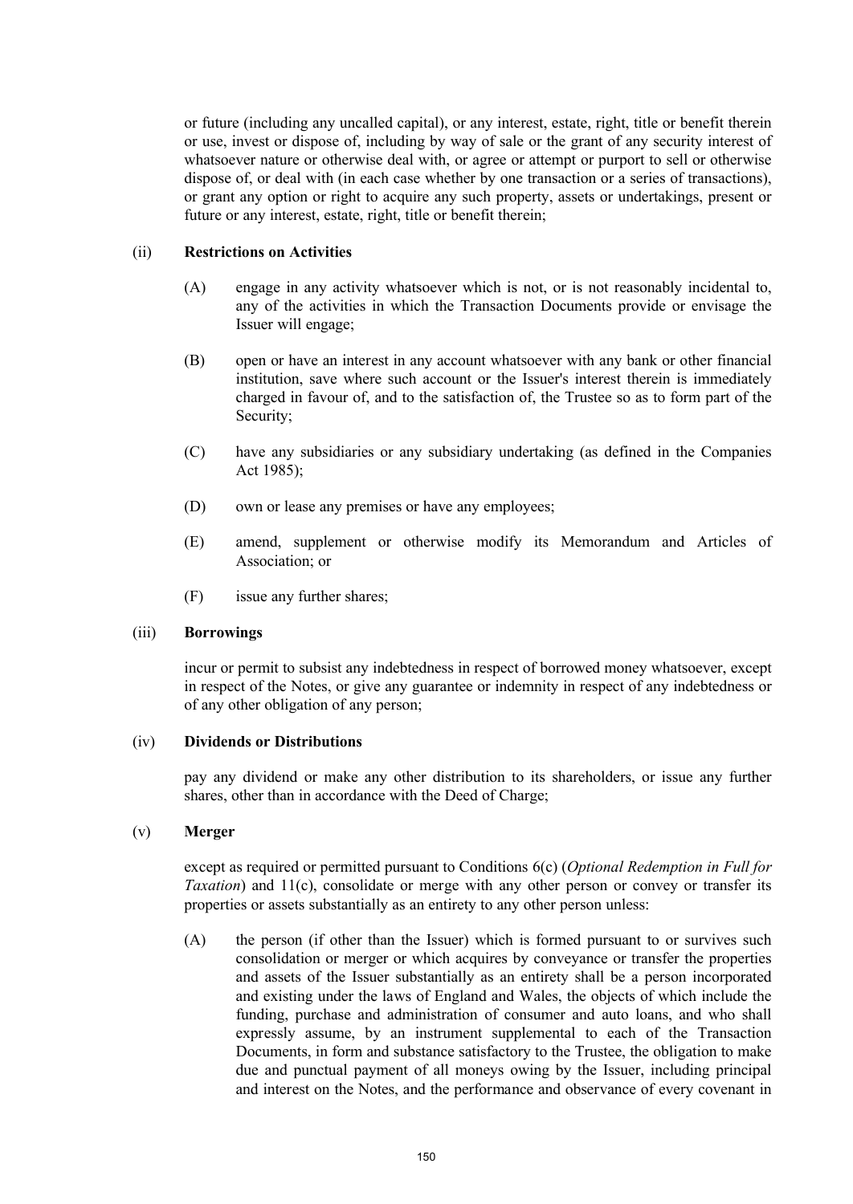or future (including any uncalled capital), or any interest, estate, right, title or benefit therein or use, invest or dispose of, including by way of sale or the grant of any security interest of whatsoever nature or otherwise deal with, or agree or attempt or purport to sell or otherwise dispose of, or deal with (in each case whether by one transaction or a series of transactions), or grant any option or right to acquire any such property, assets or undertakings, present or future or any interest, estate, right, title or benefit therein;

(ii) **Restrictions on Activities**

(A) engage in any activity whatsoever which is not, or is not reasonably incidental to, any of the activities in which the Transaction Documents provide or envisage the Issuer will engage;

(B) open or have an interest in any account whatsoever with any bank or other financial institution, save where such account or the Issuer's interest therein is immediately charged in favour of, and to the satisfaction of, the Trustee so as to form part of the Security;

(C) have any subsidiaries or any subsidiary undertaking (as defined in the Companies Act 1985);

(D) own or lease any premises or have any employees;

(E) amend, supplement or otherwise modify its Memorandum and Articles of Association; or

(F) issue any further shares;

(iii) **Borrowings**

incur or permit to subsist any indebtedness in respect of borrowed money whatsoever, except in respect of the Notes, or give any guarantee or indemnity in respect of any indebtedness or of any other obligation of any person;

(iv) **Dividends or Distributions**

pay any dividend or make any other distribution to its shareholders, or issue any further shares, other than in accordance with the Deed of Charge;

(v) **Merger**

except as required or permitted pursuant to Conditions 6(c) (*Optional Redemption in Full for Taxation*) and 11(c), consolidate or merge with any other person or convey or transfer its properties or assets substantially as an entirety to any other person unless:

(A) the person (if other than the Issuer) which is formed pursuant to or survives such consolidation or merger or which acquires by conveyance or transfer the properties and assets of the Issuer substantially as an entirety shall be a person incorporated and existing under the laws of England and Wales, the objects of which include the funding, purchase and administration of consumer and auto loans, and who shall expressly assume, by an instrument supplemental to each of the Transaction Documents, in form and substance satisfactory to the Trustee, the obligation to make due and punctual payment of all moneys owing by the Issuer, including principal and interest on the Notes, and the performance and observance of every covenant in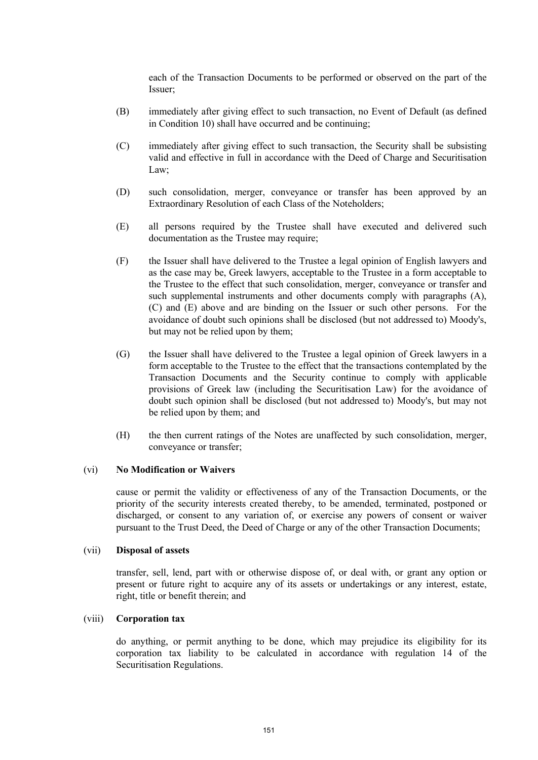each of the Transaction Documents to be performed or observed on the part of the Issuer;

(B) immediately after giving effect to such transaction, no Event of Default (as defined in Condition 10) shall have occurred and be continuing;

(C) immediately after giving effect to such transaction, the Security shall be subsisting valid and effective in full in accordance with the Deed of Charge and Securitisation Law;

(D) such consolidation, merger, conveyance or transfer has been approved by an Extraordinary Resolution of each Class of the Noteholders;

(E) all persons required by the Trustee shall have executed and delivered such documentation as the Trustee may require;

(F) the Issuer shall have delivered to the Trustee a legal opinion of English lawyers and as the case may be, Greek lawyers, acceptable to the Trustee in a form acceptable to the Trustee to the effect that such consolidation, merger, conveyance or transfer and such supplemental instruments and other documents comply with paragraphs (A), (C) and (E) above and are binding on the Issuer or such other persons. For the avoidance of doubt such opinions shall be disclosed (but not addressed to) Moody's, but may not be relied upon by them;

(G) the Issuer shall have delivered to the Trustee a legal opinion of Greek lawyers in a form acceptable to the Trustee to the effect that the transactions contemplated by the Transaction Documents and the Security continue to comply with applicable provisions of Greek law (including the Securitisation Law) for the avoidance of doubt such opinion shall be disclosed (but not addressed to) Moody's, but may not be relied upon by them; and

(H) the then current ratings of the Notes are unaffected by such consolidation, merger, conveyance or transfer;

(vi) **No Modification or Waivers**

cause or permit the validity or effectiveness of any of the Transaction Documents, or the priority of the security interests created thereby, to be amended, terminated, postponed or discharged, or consent to any variation of, or exercise any powers of consent or waiver pursuant to the Trust Deed, the Deed of Charge or any of the other Transaction Documents;

(vii) **Disposal of assets**

transfer, sell, lend, part with or otherwise dispose of, or deal with, or grant any option or present or future right to acquire any of its assets or undertakings or any interest, estate, right, title or benefit therein; and

(viii) **Corporation tax**

do anything, or permit anything to be done, which may prejudice its eligibility for its corporation tax liability to be calculated in accordance with regulation 14 of the Securitisation Regulations.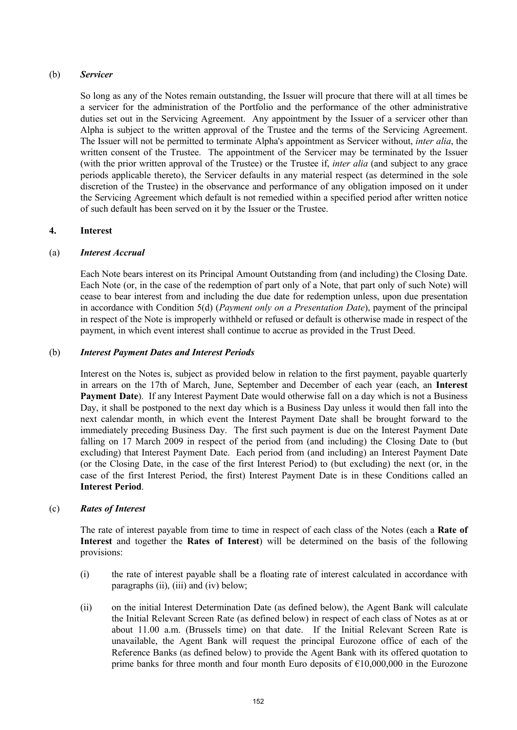(b) ***Servicer***

So long as any of the Notes remain outstanding, the Issuer will procure that there will at all times be a servicer for the administration of the Portfolio and the performance of the other administrative duties set out in the Servicing Agreement. Any appointment by the Issuer of a servicer other than Alpha is subject to the written approval of the Trustee and the terms of the Servicing Agreement. The Issuer will not be permitted to terminate Alpha's appointment as Servicer without, *inter alia*, the written consent of the Trustee. The appointment of the Servicer may be terminated by the Issuer (with the prior written approval of the Trustee) or the Trustee if, *inter alia* (and subject to any grace periods applicable thereto), the Servicer defaults in any material respect (as determined in the sole discretion of the Trustee) in the observance and performance of any obligation imposed on it under the Servicing Agreement which default is not remedied within a specified period after written notice of such default has been served on it by the Issuer or the Trustee.

## 4. Interest

(a) ***Interest Accrual***

Each Note bears interest on its Principal Amount Outstanding from (and including) the Closing Date. Each Note (or, in the case of the redemption of part only of a Note, that part only of such Note) will cease to bear interest from and including the due date for redemption unless, upon due presentation in accordance with Condition 5(d) (*Payment only on a Presentation Date*), payment of the principal in respect of the Note is improperly withheld or refused or default is otherwise made in respect of the payment, in which event interest shall continue to accrue as provided in the Trust Deed.

(b) ***Interest Payment Dates and Interest Periods***

Interest on the Notes is, subject as provided below in relation to the first payment, payable quarterly in arrears on the 17th of March, June, September and December of each year (each, an **Interest Payment Date**). If any Interest Payment Date would otherwise fall on a day which is not a Business Day, it shall be postponed to the next day which is a Business Day unless it would then fall into the next calendar month, in which event the Interest Payment Date shall be brought forward to the immediately preceding Business Day. The first such payment is due on the Interest Payment Date falling on 17 March 2009 in respect of the period from (and including) the Closing Date to (but excluding) that Interest Payment Date. Each period from (and including) an Interest Payment Date (or the Closing Date, in the case of the first Interest Period) to (but excluding) the next (or, in the case of the first Interest Period, the first) Interest Payment Date is in these Conditions called an **Interest Period**.

(c) ***Rates of Interest***

The rate of interest payable from time to time in respect of each class of the Notes (each a **Rate of Interest** and together the **Rates of Interest**) will be determined on the basis of the following provisions:

(i) the rate of interest payable shall be a floating rate of interest calculated in accordance with paragraphs (ii), (iii) and (iv) below;

(ii) on the initial Interest Determination Date (as defined below), the Agent Bank will calculate the Initial Relevant Screen Rate (as defined below) in respect of each class of Notes as at or about 11.00 a.m. (Brussels time) on that date. If the Initial Relevant Screen Rate is unavailable, the Agent Bank will request the principal Eurozone office of each of the Reference Banks (as defined below) to provide the Agent Bank with its offered quotation to prime banks for three month and four month Euro deposits of €10,000,000 in the Eurozone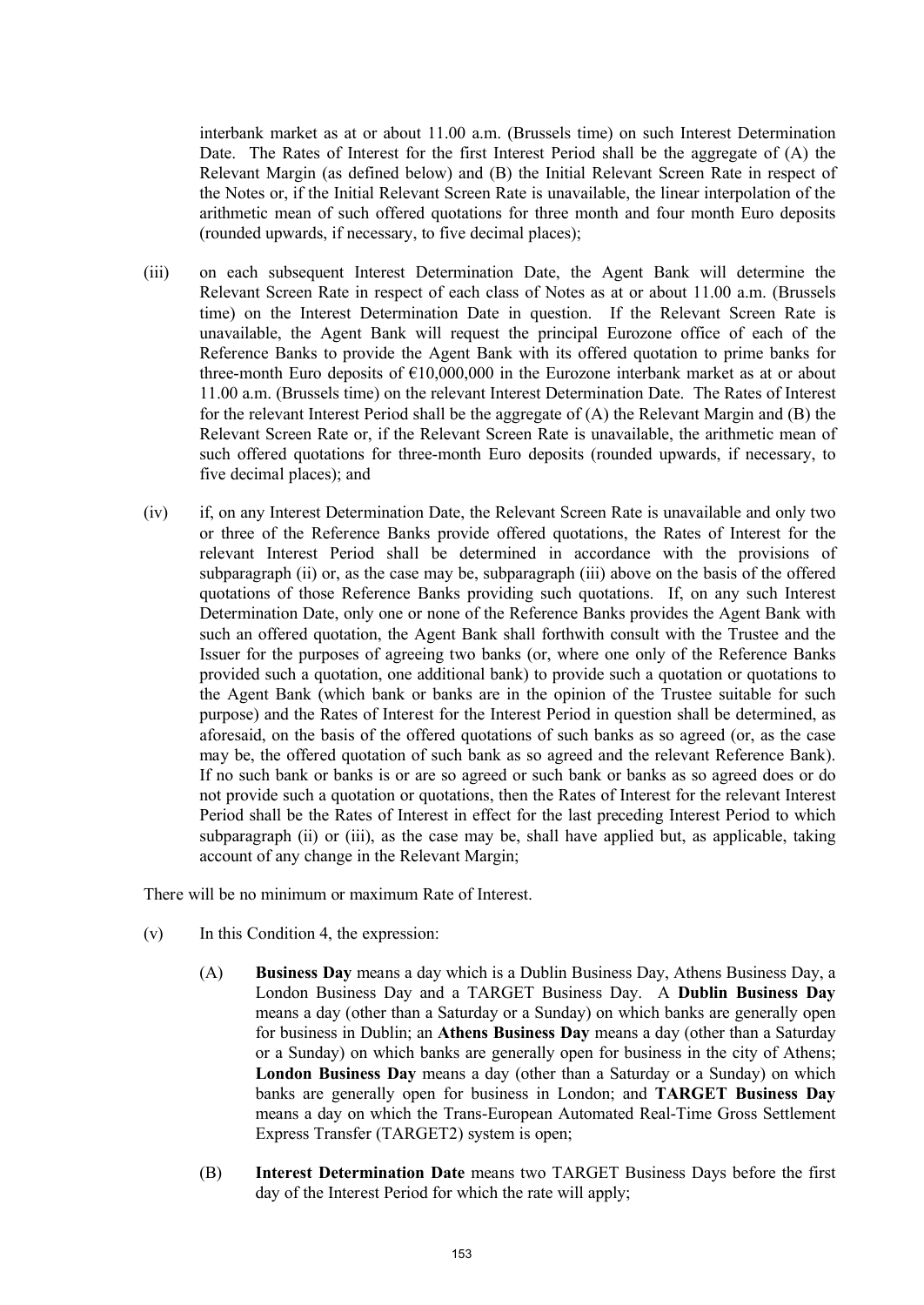interbank market as at or about 11.00 a.m. (Brussels time) on such Interest Determination Date. The Rates of Interest for the first Interest Period shall be the aggregate of (A) the Relevant Margin (as defined below) and (B) the Initial Relevant Screen Rate in respect of the Notes or, if the Initial Relevant Screen Rate is unavailable, the linear interpolation of the arithmetic mean of such offered quotations for three month and four month Euro deposits (rounded upwards, if necessary, to five decimal places);

(iii) on each subsequent Interest Determination Date, the Agent Bank will determine the Relevant Screen Rate in respect of each class of Notes as at or about 11.00 a.m. (Brussels time) on the Interest Determination Date in question. If the Relevant Screen Rate is unavailable, the Agent Bank will request the principal Eurozone office of each of the Reference Banks to provide the Agent Bank with its offered quotation to prime banks for three-month Euro deposits of €10,000,000 in the Eurozone interbank market as at or about 11.00 a.m. (Brussels time) on the relevant Interest Determination Date. The Rates of Interest for the relevant Interest Period shall be the aggregate of (A) the Relevant Margin and (B) the Relevant Screen Rate or, if the Relevant Screen Rate is unavailable, the arithmetic mean of such offered quotations for three-month Euro deposits (rounded upwards, if necessary, to five decimal places); and

(iv) if, on any Interest Determination Date, the Relevant Screen Rate is unavailable and only two or three of the Reference Banks provide offered quotations, the Rates of Interest for the relevant Interest Period shall be determined in accordance with the provisions of subparagraph (ii) or, as the case may be, subparagraph (iii) above on the basis of the offered quotations of those Reference Banks providing such quotations. If, on any such Interest Determination Date, only one or none of the Reference Banks provides the Agent Bank with such an offered quotation, the Agent Bank shall forthwith consult with the Trustee and the Issuer for the purposes of agreeing two banks (or, where one only of the Reference Banks provided such a quotation, one additional bank) to provide such a quotation or quotations to the Agent Bank (which bank or banks are in the opinion of the Trustee suitable for such purpose) and the Rates of Interest for the Interest Period in question shall be determined, as aforesaid, on the basis of the offered quotations of such banks as so agreed (or, as the case may be, the offered quotation of such bank as so agreed and the relevant Reference Bank). If no such bank or banks is or are so agreed or such bank or banks as so agreed does or do not provide such a quotation or quotations, then the Rates of Interest for the relevant Interest Period shall be the Rates of Interest in effect for the last preceding Interest Period to which subparagraph (ii) or (iii), as the case may be, shall have applied but, as applicable, taking account of any change in the Relevant Margin;

There will be no minimum or maximum Rate of Interest.

(v) In this Condition 4, the expression:

(A) **Business Day** means a day which is a Dublin Business Day, Athens Business Day, a London Business Day and a TARGET Business Day. A **Dublin Business Day** means a day (other than a Saturday or a Sunday) on which banks are generally open for business in Dublin; an **Athens Business Day** means a day (other than a Saturday or a Sunday) on which banks are generally open for business in the city of Athens; **London Business Day** means a day (other than a Saturday or a Sunday) on which banks are generally open for business in London; and **TARGET Business Day** means a day on which the Trans-European Automated Real-Time Gross Settlement Express Transfer (TARGET2) system is open;

(B) **Interest Determination Date** means two TARGET Business Days before the first day of the Interest Period for which the rate will apply;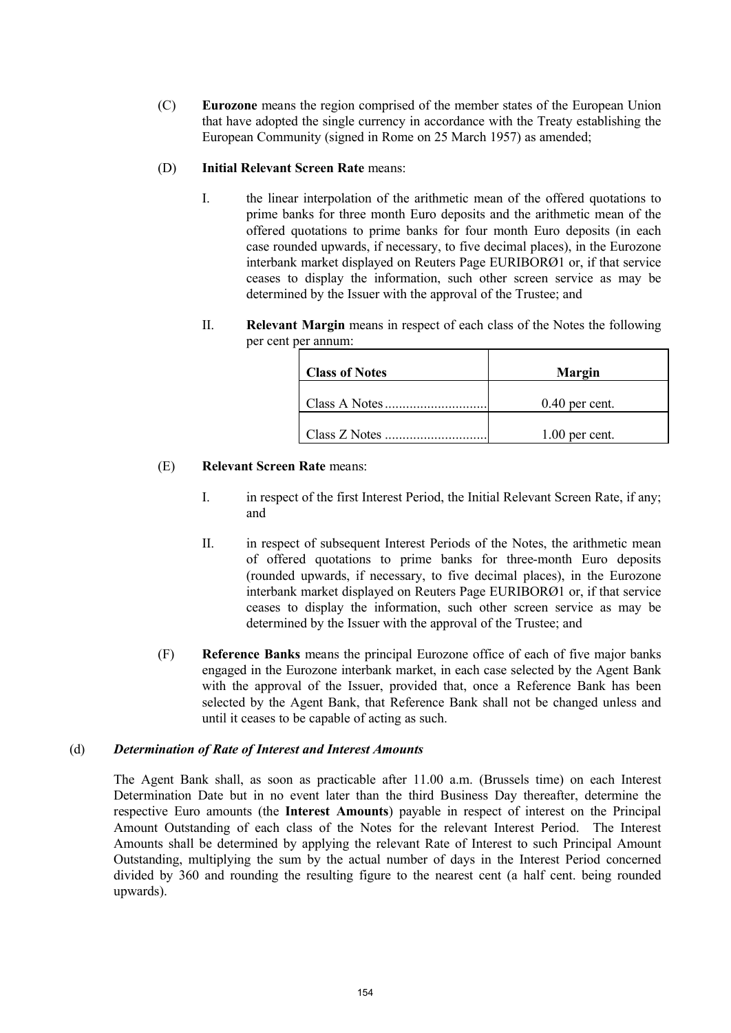(C) **Eurozone** means the region comprised of the member states of the European Union that have adopted the single currency in accordance with the Treaty establishing the European Community (signed in Rome on 25 March 1957) as amended;

(D) **Initial Relevant Screen Rate** means:

I. the linear interpolation of the arithmetic mean of the offered quotations to prime banks for three month Euro deposits and the arithmetic mean of the offered quotations to prime banks for four month Euro deposits (in each case rounded upwards, if necessary, to five decimal places), in the Eurozone interbank market displayed on Reuters Page EURIBORØ1 or, if that service ceases to display the information, such other screen service as may be determined by the Issuer with the approval of the Trustee; and

II. **Relevant Margin** means in respect of each class of the Notes the following per cent per annum:

| Class of Notes | Margin |
|---|---|
| Class A Notes............................. | 0.40 per cent. |
| Class Z Notes ............................. | 1.00 per cent. |

(E) **Relevant Screen Rate** means:

I. in respect of the first Interest Period, the Initial Relevant Screen Rate, if any; and

II. in respect of subsequent Interest Periods of the Notes, the arithmetic mean of offered quotations to prime banks for three-month Euro deposits (rounded upwards, if necessary, to five decimal places), in the Eurozone interbank market displayed on Reuters Page EURIBORØ1 or, if that service ceases to display the information, such other screen service as may be determined by the Issuer with the approval of the Trustee; and

(F) **Reference Banks** means the principal Eurozone office of each of five major banks engaged in the Eurozone interbank market, in each case selected by the Agent Bank with the approval of the Issuer, provided that, once a Reference Bank has been selected by the Agent Bank, that Reference Bank shall not be changed unless and until it ceases to be capable of acting as such.

(d) ***Determination of Rate of Interest and Interest Amounts***

The Agent Bank shall, as soon as practicable after 11.00 a.m. (Brussels time) on each Interest Determination Date but in no event later than the third Business Day thereafter, determine the respective Euro amounts (the **Interest Amounts**) payable in respect of interest on the Principal Amount Outstanding of each class of the Notes for the relevant Interest Period. The Interest Amounts shall be determined by applying the relevant Rate of Interest to such Principal Amount Outstanding, multiplying the sum by the actual number of days in the Interest Period concerned divided by 360 and rounding the resulting figure to the nearest cent (a half cent. being rounded upwards).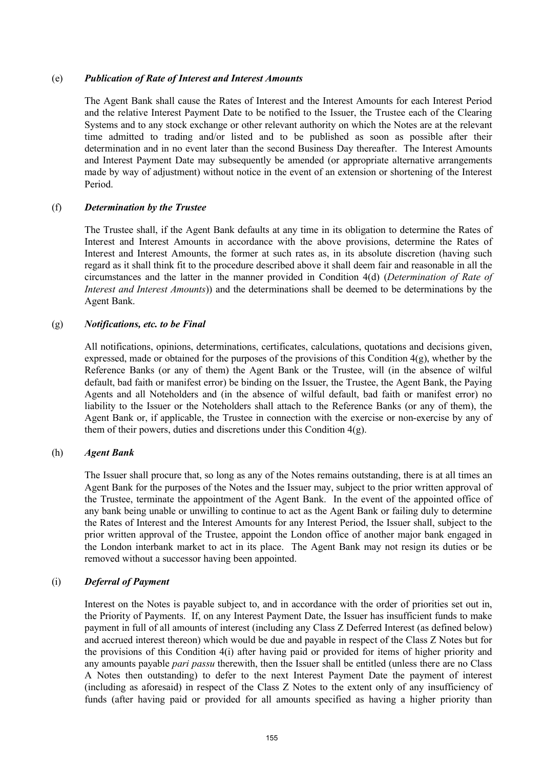(e) ***Publication of Rate of Interest and Interest Amounts***

The Agent Bank shall cause the Rates of Interest and the Interest Amounts for each Interest Period and the relative Interest Payment Date to be notified to the Issuer, the Trustee each of the Clearing Systems and to any stock exchange or other relevant authority on which the Notes are at the relevant time admitted to trading and/or listed and to be published as soon as possible after their determination and in no event later than the second Business Day thereafter. The Interest Amounts and Interest Payment Date may subsequently be amended (or appropriate alternative arrangements made by way of adjustment) without notice in the event of an extension or shortening of the Interest Period.

(f) ***Determination by the Trustee***

The Trustee shall, if the Agent Bank defaults at any time in its obligation to determine the Rates of Interest and Interest Amounts in accordance with the above provisions, determine the Rates of Interest and Interest Amounts, the former at such rates as, in its absolute discretion (having such regard as it shall think fit to the procedure described above it shall deem fair and reasonable in all the circumstances and the latter in the manner provided in Condition 4(d) (*Determination of Rate of Interest and Interest Amounts*)) and the determinations shall be deemed to be determinations by the Agent Bank.

(g) ***Notifications, etc. to be Final***

All notifications, opinions, determinations, certificates, calculations, quotations and decisions given, expressed, made or obtained for the purposes of the provisions of this Condition 4(g), whether by the Reference Banks (or any of them) the Agent Bank or the Trustee, will (in the absence of wilful default, bad faith or manifest error) be binding on the Issuer, the Trustee, the Agent Bank, the Paying Agents and all Noteholders and (in the absence of wilful default, bad faith or manifest error) no liability to the Issuer or the Noteholders shall attach to the Reference Banks (or any of them), the Agent Bank or, if applicable, the Trustee in connection with the exercise or non-exercise by any of them of their powers, duties and discretions under this Condition 4(g).

(h) ***Agent Bank***

The Issuer shall procure that, so long as any of the Notes remains outstanding, there is at all times an Agent Bank for the purposes of the Notes and the Issuer may, subject to the prior written approval of the Trustee, terminate the appointment of the Agent Bank. In the event of the appointed office of any bank being unable or unwilling to continue to act as the Agent Bank or failing duly to determine the Rates of Interest and the Interest Amounts for any Interest Period, the Issuer shall, subject to the prior written approval of the Trustee, appoint the London office of another major bank engaged in the London interbank market to act in its place. The Agent Bank may not resign its duties or be removed without a successor having been appointed.

(i) ***Deferral of Payment***

Interest on the Notes is payable subject to, and in accordance with the order of priorities set out in, the Priority of Payments. If, on any Interest Payment Date, the Issuer has insufficient funds to make payment in full of all amounts of interest (including any Class Z Deferred Interest (as defined below) and accrued interest thereon) which would be due and payable in respect of the Class Z Notes but for the provisions of this Condition 4(i) after having paid or provided for items of higher priority and any amounts payable *pari passu* therewith, then the Issuer shall be entitled (unless there are no Class A Notes then outstanding) to defer to the next Interest Payment Date the payment of interest (including as aforesaid) in respect of the Class Z Notes to the extent only of any insufficiency of funds (after having paid or provided for all amounts specified as having a higher priority than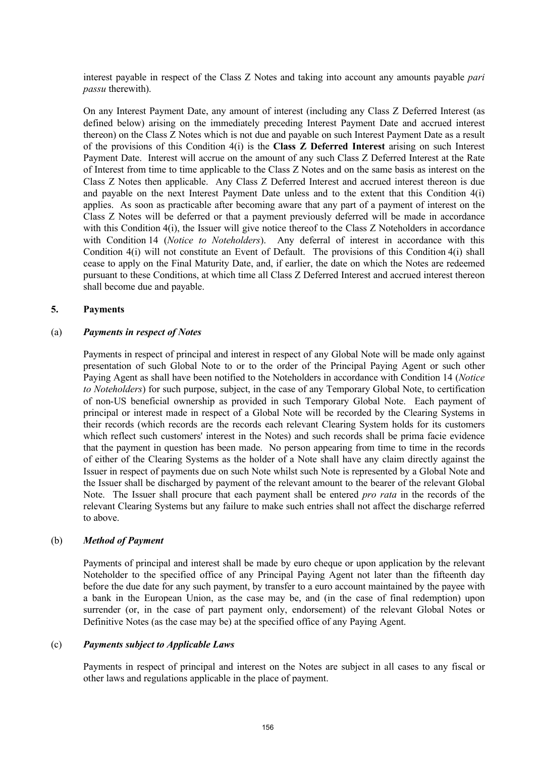interest payable in respect of the Class Z Notes and taking into account any amounts payable *pari passu* therewith).

On any Interest Payment Date, any amount of interest (including any Class Z Deferred Interest (as defined below) arising on the immediately preceding Interest Payment Date and accrued interest thereon) on the Class Z Notes which is not due and payable on such Interest Payment Date as a result of the provisions of this Condition 4(i) is the **Class Z Deferred Interest** arising on such Interest Payment Date. Interest will accrue on the amount of any such Class Z Deferred Interest at the Rate of Interest from time to time applicable to the Class Z Notes and on the same basis as interest on the Class Z Notes then applicable. Any Class Z Deferred Interest and accrued interest thereon is due and payable on the next Interest Payment Date unless and to the extent that this Condition 4(i) applies. As soon as practicable after becoming aware that any part of a payment of interest on the Class Z Notes will be deferred or that a payment previously deferred will be made in accordance with this Condition 4(i), the Issuer will give notice thereof to the Class Z Noteholders in accordance with Condition 14 (*Notice to Noteholders*). Any deferral of interest in accordance with this Condition 4(i) will not constitute an Event of Default. The provisions of this Condition 4(i) shall cease to apply on the Final Maturity Date, and, if earlier, the date on which the Notes are redeemed pursuant to these Conditions, at which time all Class Z Deferred Interest and accrued interest thereon shall become due and payable.

## 5. Payments

### (a) *Payments in respect of Notes*

Payments in respect of principal and interest in respect of any Global Note will be made only against presentation of such Global Note to or to the order of the Principal Paying Agent or such other Paying Agent as shall have been notified to the Noteholders in accordance with Condition 14 (*Notice to Noteholders*) for such purpose, subject, in the case of any Temporary Global Note, to certification of non-US beneficial ownership as provided in such Temporary Global Note. Each payment of principal or interest made in respect of a Global Note will be recorded by the Clearing Systems in their records (which records are the records each relevant Clearing System holds for its customers which reflect such customers' interest in the Notes) and such records shall be prima facie evidence that the payment in question has been made. No person appearing from time to time in the records of either of the Clearing Systems as the holder of a Note shall have any claim directly against the Issuer in respect of payments due on such Note whilst such Note is represented by a Global Note and the Issuer shall be discharged by payment of the relevant amount to the bearer of the relevant Global Note. The Issuer shall procure that each payment shall be entered *pro rata* in the records of the relevant Clearing Systems but any failure to make such entries shall not affect the discharge referred to above.

### (b) *Method of Payment*

Payments of principal and interest shall be made by euro cheque or upon application by the relevant Noteholder to the specified office of any Principal Paying Agent not later than the fifteenth day before the due date for any such payment, by transfer to a euro account maintained by the payee with a bank in the European Union, as the case may be, and (in the case of final redemption) upon surrender (or, in the case of part payment only, endorsement) of the relevant Global Notes or Definitive Notes (as the case may be) at the specified office of any Paying Agent.

### (c) *Payments subject to Applicable Laws*

Payments in respect of principal and interest on the Notes are subject in all cases to any fiscal or other laws and regulations applicable in the place of payment.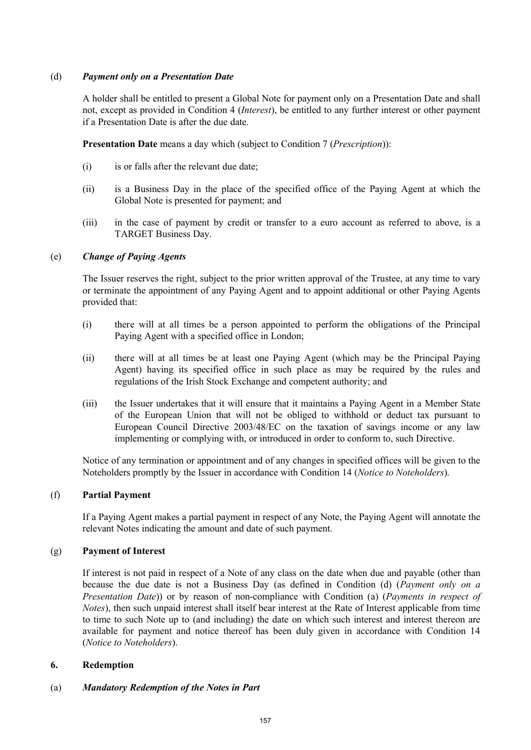(d) ***Payment only on a Presentation Date***

A holder shall be entitled to present a Global Note for payment only on a Presentation Date and shall not, except as provided in Condition 4 (*Interest*), be entitled to any further interest or other payment if a Presentation Date is after the due date.

**Presentation Date** means a day which (subject to Condition 7 (*Prescription*)):

(i) is or falls after the relevant due date;

(ii) is a Business Day in the place of the specified office of the Paying Agent at which the Global Note is presented for payment; and

(iii) in the case of payment by credit or transfer to a euro account as referred to above, is a TARGET Business Day.

(e) ***Change of Paying Agents***

The Issuer reserves the right, subject to the prior written approval of the Trustee, at any time to vary or terminate the appointment of any Paying Agent and to appoint additional or other Paying Agents provided that:

(i) there will at all times be a person appointed to perform the obligations of the Principal Paying Agent with a specified office in London;

(ii) there will at all times be at least one Paying Agent (which may be the Principal Paying Agent) having its specified office in such place as may be required by the rules and regulations of the Irish Stock Exchange and competent authority; and

(iii) the Issuer undertakes that it will ensure that it maintains a Paying Agent in a Member State of the European Union that will not be obliged to withhold or deduct tax pursuant to European Council Directive 2003/48/EC on the taxation of savings income or any law implementing or complying with, or introduced in order to conform to, such Directive.

Notice of any termination or appointment and of any changes in specified offices will be given to the Noteholders promptly by the Issuer in accordance with Condition 14 (*Notice to Noteholders*).

(f) **Partial Payment**

If a Paying Agent makes a partial payment in respect of any Note, the Paying Agent will annotate the relevant Notes indicating the amount and date of such payment.

(g) **Payment of Interest**

If interest is not paid in respect of a Note of any class on the date when due and payable (other than because the due date is not a Business Day (as defined in Condition (d) (*Payment only on a Presentation Date*)) or by reason of non-compliance with Condition (a) (*Payments in respect of Notes*), then such unpaid interest shall itself bear interest at the Rate of Interest applicable from time to time to such Note up to (and including) the date on which such interest and interest thereon are available for payment and notice thereof has been duly given in accordance with Condition 14 (*Notice to Noteholders*).

## 6. Redemption

(a) ***Mandatory Redemption of the Notes in Part***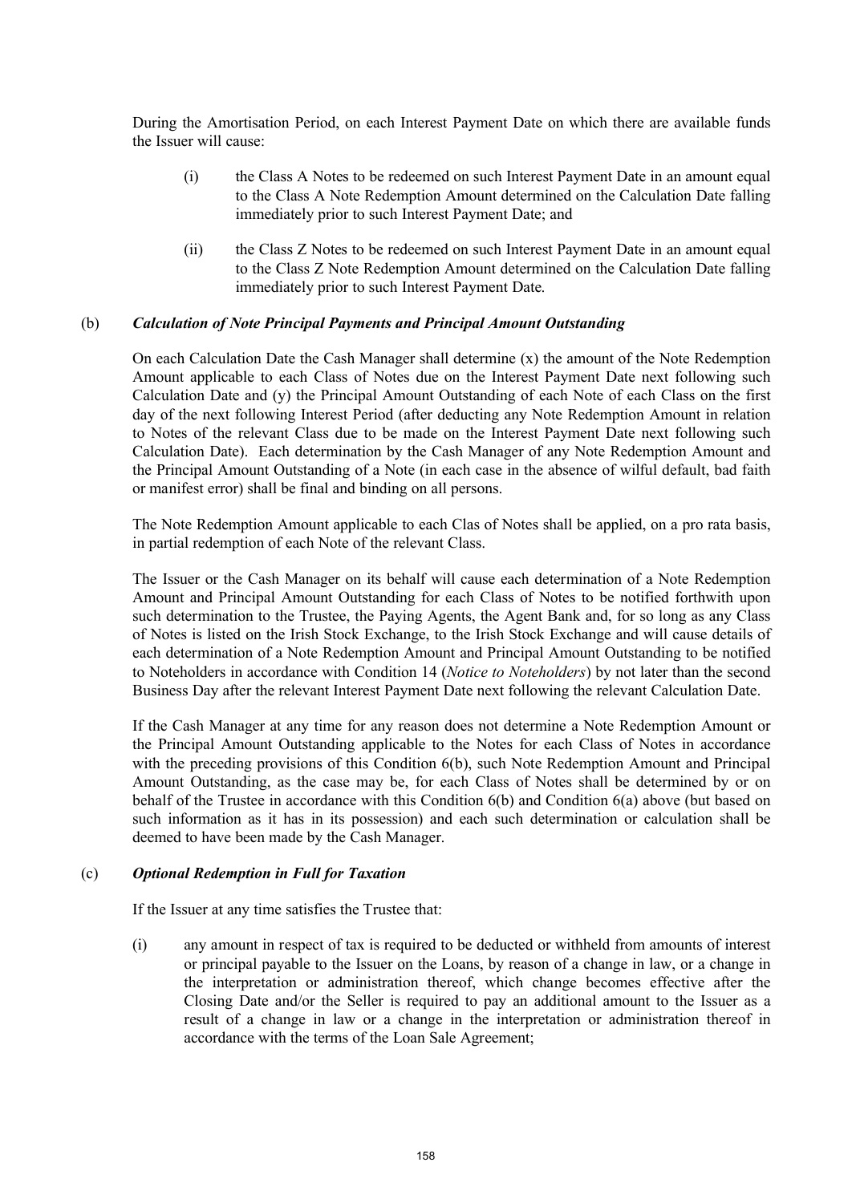During the Amortisation Period, on each Interest Payment Date on which there are available funds the Issuer will cause:

(i) the Class A Notes to be redeemed on such Interest Payment Date in an amount equal to the Class A Note Redemption Amount determined on the Calculation Date falling immediately prior to such Interest Payment Date; and

(ii) the Class Z Notes to be redeemed on such Interest Payment Date in an amount equal to the Class Z Note Redemption Amount determined on the Calculation Date falling immediately prior to such Interest Payment Date.

(b) ***Calculation of Note Principal Payments and Principal Amount Outstanding***

On each Calculation Date the Cash Manager shall determine (x) the amount of the Note Redemption Amount applicable to each Class of Notes due on the Interest Payment Date next following such Calculation Date and (y) the Principal Amount Outstanding of each Note of each Class on the first day of the next following Interest Period (after deducting any Note Redemption Amount in relation to Notes of the relevant Class due to be made on the Interest Payment Date next following such Calculation Date). Each determination by the Cash Manager of any Note Redemption Amount and the Principal Amount Outstanding of a Note (in each case in the absence of wilful default, bad faith or manifest error) shall be final and binding on all persons.

The Note Redemption Amount applicable to each Clas of Notes shall be applied, on a pro rata basis, in partial redemption of each Note of the relevant Class.

The Issuer or the Cash Manager on its behalf will cause each determination of a Note Redemption Amount and Principal Amount Outstanding for each Class of Notes to be notified forthwith upon such determination to the Trustee, the Paying Agents, the Agent Bank and, for so long as any Class of Notes is listed on the Irish Stock Exchange, to the Irish Stock Exchange and will cause details of each determination of a Note Redemption Amount and Principal Amount Outstanding to be notified to Noteholders in accordance with Condition 14 (*Notice to Noteholders*) by not later than the second Business Day after the relevant Interest Payment Date next following the relevant Calculation Date.

If the Cash Manager at any time for any reason does not determine a Note Redemption Amount or the Principal Amount Outstanding applicable to the Notes for each Class of Notes in accordance with the preceding provisions of this Condition 6(b), such Note Redemption Amount and Principal Amount Outstanding, as the case may be, for each Class of Notes shall be determined by or on behalf of the Trustee in accordance with this Condition 6(b) and Condition 6(a) above (but based on such information as it has in its possession) and each such determination or calculation shall be deemed to have been made by the Cash Manager.

(c) ***Optional Redemption in Full for Taxation***

If the Issuer at any time satisfies the Trustee that:

(i) any amount in respect of tax is required to be deducted or withheld from amounts of interest or principal payable to the Issuer on the Loans, by reason of a change in law, or a change in the interpretation or administration thereof, which change becomes effective after the Closing Date and/or the Seller is required to pay an additional amount to the Issuer as a result of a change in law or a change in the interpretation or administration thereof in accordance with the terms of the Loan Sale Agreement;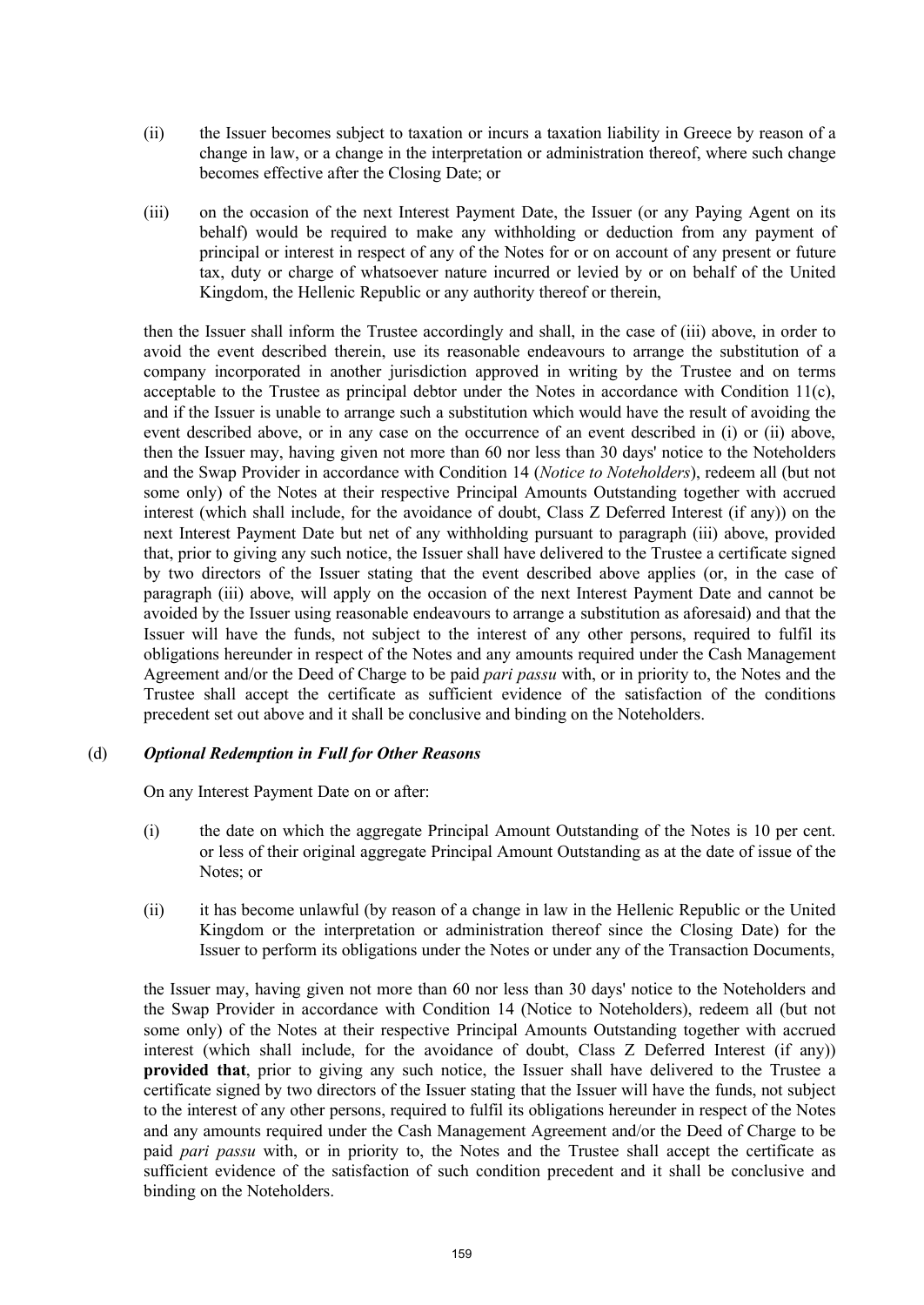(ii) the Issuer becomes subject to taxation or incurs a taxation liability in Greece by reason of a change in law, or a change in the interpretation or administration thereof, where such change becomes effective after the Closing Date; or

(iii) on the occasion of the next Interest Payment Date, the Issuer (or any Paying Agent on its behalf) would be required to make any withholding or deduction from any payment of principal or interest in respect of any of the Notes for or on account of any present or future tax, duty or charge of whatsoever nature incurred or levied by or on behalf of the United Kingdom, the Hellenic Republic or any authority thereof or therein,

then the Issuer shall inform the Trustee accordingly and shall, in the case of (iii) above, in order to avoid the event described therein, use its reasonable endeavours to arrange the substitution of a company incorporated in another jurisdiction approved in writing by the Trustee and on terms acceptable to the Trustee as principal debtor under the Notes in accordance with Condition 11(c), and if the Issuer is unable to arrange such a substitution which would have the result of avoiding the event described above, or in any case on the occurrence of an event described in (i) or (ii) above, then the Issuer may, having given not more than 60 nor less than 30 days' notice to the Noteholders and the Swap Provider in accordance with Condition 14 (*Notice to Noteholders*), redeem all (but not some only) of the Notes at their respective Principal Amounts Outstanding together with accrued interest (which shall include, for the avoidance of doubt, Class Z Deferred Interest (if any)) on the next Interest Payment Date but net of any withholding pursuant to paragraph (iii) above, provided that, prior to giving any such notice, the Issuer shall have delivered to the Trustee a certificate signed by two directors of the Issuer stating that the event described above applies (or, in the case of paragraph (iii) above, will apply on the occasion of the next Interest Payment Date and cannot be avoided by the Issuer using reasonable endeavours to arrange a substitution as aforesaid) and that the Issuer will have the funds, not subject to the interest of any other persons, required to fulfil its obligations hereunder in respect of the Notes and any amounts required under the Cash Management Agreement and/or the Deed of Charge to be paid *pari passu* with, or in priority to, the Notes and the Trustee shall accept the certificate as sufficient evidence of the satisfaction of the conditions precedent set out above and it shall be conclusive and binding on the Noteholders.

(d) ***Optional Redemption in Full for Other Reasons***

On any Interest Payment Date on or after:

(i) the date on which the aggregate Principal Amount Outstanding of the Notes is 10 per cent. or less of their original aggregate Principal Amount Outstanding as at the date of issue of the Notes; or

(ii) it has become unlawful (by reason of a change in law in the Hellenic Republic or the United Kingdom or the interpretation or administration thereof since the Closing Date) for the Issuer to perform its obligations under the Notes or under any of the Transaction Documents,

the Issuer may, having given not more than 60 nor less than 30 days' notice to the Noteholders and the Swap Provider in accordance with Condition 14 (Notice to Noteholders), redeem all (but not some only) of the Notes at their respective Principal Amounts Outstanding together with accrued interest (which shall include, for the avoidance of doubt, Class Z Deferred Interest (if any)) **provided that**, prior to giving any such notice, the Issuer shall have delivered to the Trustee a certificate signed by two directors of the Issuer stating that the Issuer will have the funds, not subject to the interest of any other persons, required to fulfil its obligations hereunder in respect of the Notes and any amounts required under the Cash Management Agreement and/or the Deed of Charge to be paid *pari passu* with, or in priority to, the Notes and the Trustee shall accept the certificate as sufficient evidence of the satisfaction of such condition precedent and it shall be conclusive and binding on the Noteholders.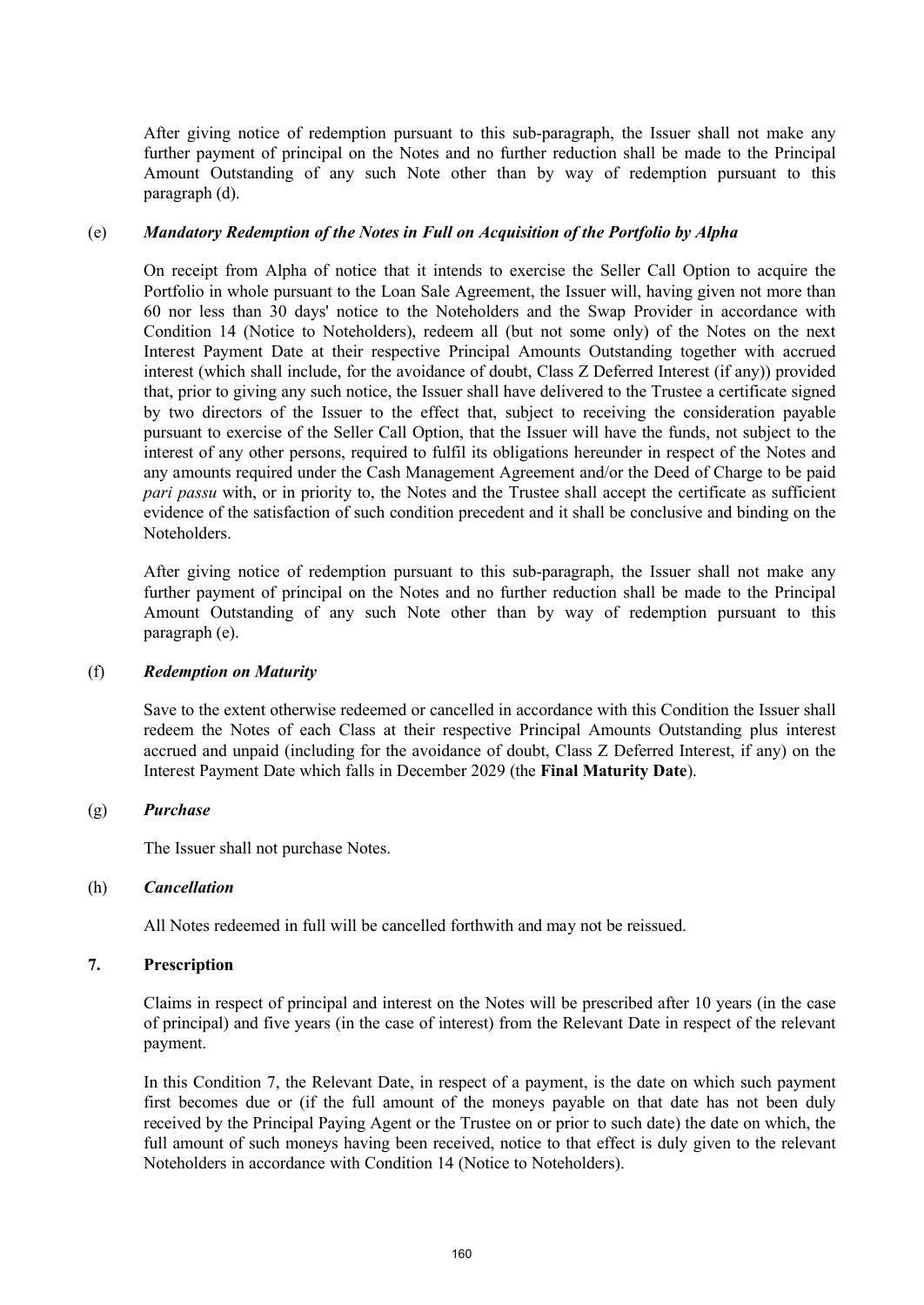After giving notice of redemption pursuant to this sub-paragraph, the Issuer shall not make any further payment of principal on the Notes and no further reduction shall be made to the Principal Amount Outstanding of any such Note other than by way of redemption pursuant to this paragraph (d).

(e) ***Mandatory Redemption of the Notes in Full on Acquisition of the Portfolio by Alpha***

On receipt from Alpha of notice that it intends to exercise the Seller Call Option to acquire the Portfolio in whole pursuant to the Loan Sale Agreement, the Issuer will, having given not more than 60 nor less than 30 days' notice to the Noteholders and the Swap Provider in accordance with Condition 14 (Notice to Noteholders), redeem all (but not some only) of the Notes on the next Interest Payment Date at their respective Principal Amounts Outstanding together with accrued interest (which shall include, for the avoidance of doubt, Class Z Deferred Interest (if any)) provided that, prior to giving any such notice, the Issuer shall have delivered to the Trustee a certificate signed by two directors of the Issuer to the effect that, subject to receiving the consideration payable pursuant to exercise of the Seller Call Option, that the Issuer will have the funds, not subject to the interest of any other persons, required to fulfil its obligations hereunder in respect of the Notes and any amounts required under the Cash Management Agreement and/or the Deed of Charge to be paid *pari passu* with, or in priority to, the Notes and the Trustee shall accept the certificate as sufficient evidence of the satisfaction of such condition precedent and it shall be conclusive and binding on the Noteholders.

After giving notice of redemption pursuant to this sub-paragraph, the Issuer shall not make any further payment of principal on the Notes and no further reduction shall be made to the Principal Amount Outstanding of any such Note other than by way of redemption pursuant to this paragraph (e).

(f) ***Redemption on Maturity***

Save to the extent otherwise redeemed or cancelled in accordance with this Condition the Issuer shall redeem the Notes of each Class at their respective Principal Amounts Outstanding plus interest accrued and unpaid (including for the avoidance of doubt, Class Z Deferred Interest, if any) on the Interest Payment Date which falls in December 2029 (the **Final Maturity Date**).

(g) ***Purchase***

The Issuer shall not purchase Notes.

(h) ***Cancellation***

All Notes redeemed in full will be cancelled forthwith and may not be reissued.

## 7. Prescription

Claims in respect of principal and interest on the Notes will be prescribed after 10 years (in the case of principal) and five years (in the case of interest) from the Relevant Date in respect of the relevant payment.

In this Condition 7, the Relevant Date, in respect of a payment, is the date on which such payment first becomes due or (if the full amount of the moneys payable on that date has not been duly received by the Principal Paying Agent or the Trustee on or prior to such date) the date on which, the full amount of such moneys having been received, notice to that effect is duly given to the relevant Noteholders in accordance with Condition 14 (Notice to Noteholders).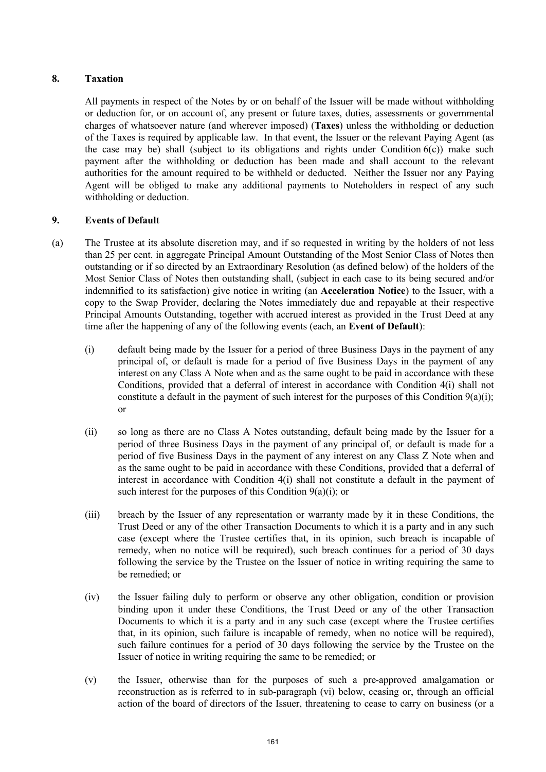## 8. Taxation

All payments in respect of the Notes by or on behalf of the Issuer will be made without withholding or deduction for, or on account of, any present or future taxes, duties, assessments or governmental charges of whatsoever nature (and wherever imposed) (**Taxes**) unless the withholding or deduction of the Taxes is required by applicable law. In that event, the Issuer or the relevant Paying Agent (as the case may be) shall (subject to its obligations and rights under Condition 6(c)) make such payment after the withholding or deduction has been made and shall account to the relevant authorities for the amount required to be withheld or deducted. Neither the Issuer nor any Paying Agent will be obliged to make any additional payments to Noteholders in respect of any such withholding or deduction.

## 9. Events of Default

(a) The Trustee at its absolute discretion may, and if so requested in writing by the holders of not less than 25 per cent. in aggregate Principal Amount Outstanding of the Most Senior Class of Notes then outstanding or if so directed by an Extraordinary Resolution (as defined below) of the holders of the Most Senior Class of Notes then outstanding shall, (subject in each case to its being secured and/or indemnified to its satisfaction) give notice in writing (an **Acceleration Notice**) to the Issuer, with a copy to the Swap Provider, declaring the Notes immediately due and repayable at their respective Principal Amounts Outstanding, together with accrued interest as provided in the Trust Deed at any time after the happening of any of the following events (each, an **Event of Default**):

(i) default being made by the Issuer for a period of three Business Days in the payment of any principal of, or default is made for a period of five Business Days in the payment of any interest on any Class A Note when and as the same ought to be paid in accordance with these Conditions, provided that a deferral of interest in accordance with Condition 4(i) shall not constitute a default in the payment of such interest for the purposes of this Condition 9(a)(i); or

(ii) so long as there are no Class A Notes outstanding, default being made by the Issuer for a period of three Business Days in the payment of any principal of, or default is made for a period of five Business Days in the payment of any interest on any Class Z Note when and as the same ought to be paid in accordance with these Conditions, provided that a deferral of interest in accordance with Condition 4(i) shall not constitute a default in the payment of such interest for the purposes of this Condition 9(a)(i); or

(iii) breach by the Issuer of any representation or warranty made by it in these Conditions, the Trust Deed or any of the other Transaction Documents to which it is a party and in any such case (except where the Trustee certifies that, in its opinion, such breach is incapable of remedy, when no notice will be required), such breach continues for a period of 30 days following the service by the Trustee on the Issuer of notice in writing requiring the same to be remedied; or

(iv) the Issuer failing duly to perform or observe any other obligation, condition or provision binding upon it under these Conditions, the Trust Deed or any of the other Transaction Documents to which it is a party and in any such case (except where the Trustee certifies that, in its opinion, such failure is incapable of remedy, when no notice will be required), such failure continues for a period of 30 days following the service by the Trustee on the Issuer of notice in writing requiring the same to be remedied; or

(v) the Issuer, otherwise than for the purposes of such a pre-approved amalgamation or reconstruction as is referred to in sub-paragraph (vi) below, ceasing or, through an official action of the board of directors of the Issuer, threatening to cease to carry on business (or a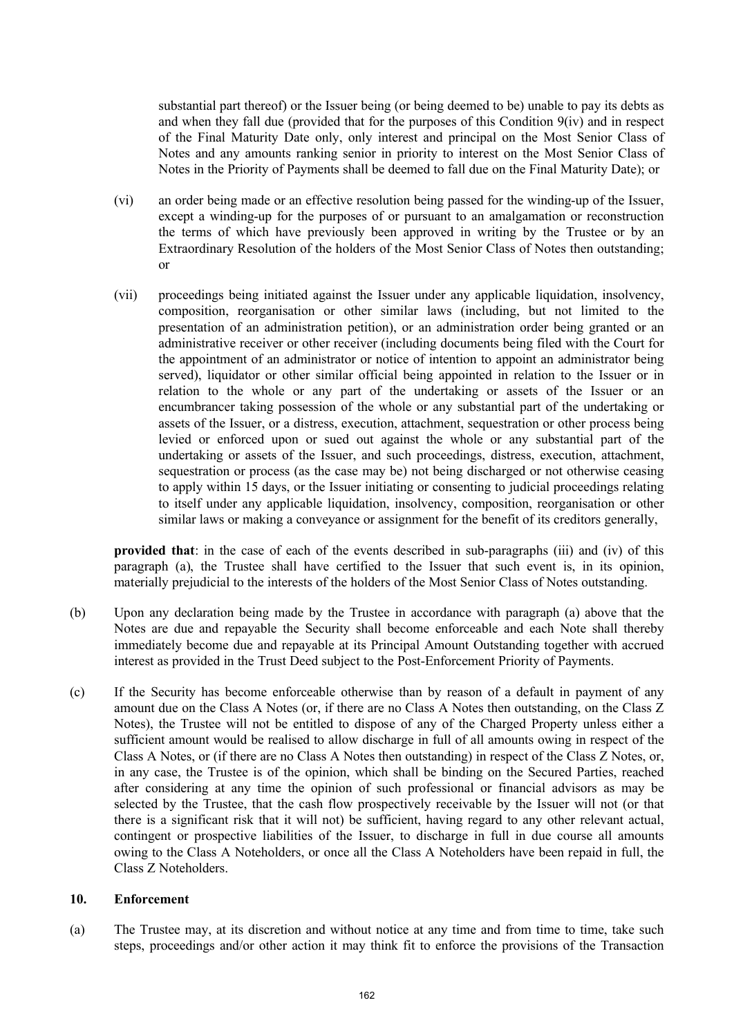substantial part thereof) or the Issuer being (or being deemed to be) unable to pay its debts as and when they fall due (provided that for the purposes of this Condition 9(iv) and in respect of the Final Maturity Date only, only interest and principal on the Most Senior Class of Notes and any amounts ranking senior in priority to interest on the Most Senior Class of Notes in the Priority of Payments shall be deemed to fall due on the Final Maturity Date); or

(vi) an order being made or an effective resolution being passed for the winding-up of the Issuer, except a winding-up for the purposes of or pursuant to an amalgamation or reconstruction the terms of which have previously been approved in writing by the Trustee or by an Extraordinary Resolution of the holders of the Most Senior Class of Notes then outstanding; or

(vii) proceedings being initiated against the Issuer under any applicable liquidation, insolvency, composition, reorganisation or other similar laws (including, but not limited to the presentation of an administration petition), or an administration order being granted or an administrative receiver or other receiver (including documents being filed with the Court for the appointment of an administrator or notice of intention to appoint an administrator being served), liquidator or other similar official being appointed in relation to the Issuer or in relation to the whole or any part of the undertaking or assets of the Issuer or an encumbrancer taking possession of the whole or any substantial part of the undertaking or assets of the Issuer, or a distress, execution, attachment, sequestration or other process being levied or enforced upon or sued out against the whole or any substantial part of the undertaking or assets of the Issuer, and such proceedings, distress, execution, attachment, sequestration or process (as the case may be) not being discharged or not otherwise ceasing to apply within 15 days, or the Issuer initiating or consenting to judicial proceedings relating to itself under any applicable liquidation, insolvency, composition, reorganisation or other similar laws or making a conveyance or assignment for the benefit of its creditors generally,

**provided that**: in the case of each of the events described in sub-paragraphs (iii) and (iv) of this paragraph (a), the Trustee shall have certified to the Issuer that such event is, in its opinion, materially prejudicial to the interests of the holders of the Most Senior Class of Notes outstanding.

(b) Upon any declaration being made by the Trustee in accordance with paragraph (a) above that the Notes are due and repayable the Security shall become enforceable and each Note shall thereby immediately become due and repayable at its Principal Amount Outstanding together with accrued interest as provided in the Trust Deed subject to the Post-Enforcement Priority of Payments.

(c) If the Security has become enforceable otherwise than by reason of a default in payment of any amount due on the Class A Notes (or, if there are no Class A Notes then outstanding, on the Class Z Notes), the Trustee will not be entitled to dispose of any of the Charged Property unless either a sufficient amount would be realised to allow discharge in full of all amounts owing in respect of the Class A Notes, or (if there are no Class A Notes then outstanding) in respect of the Class Z Notes, or, in any case, the Trustee is of the opinion, which shall be binding on the Secured Parties, reached after considering at any time the opinion of such professional or financial advisors as may be selected by the Trustee, that the cash flow prospectively receivable by the Issuer will not (or that there is a significant risk that it will not) be sufficient, having regard to any other relevant actual, contingent or prospective liabilities of the Issuer, to discharge in full in due course all amounts owing to the Class A Noteholders, or once all the Class A Noteholders have been repaid in full, the Class Z Noteholders.

## 10. Enforcement

(a) The Trustee may, at its discretion and without notice at any time and from time to time, take such steps, proceedings and/or other action it may think fit to enforce the provisions of the Transaction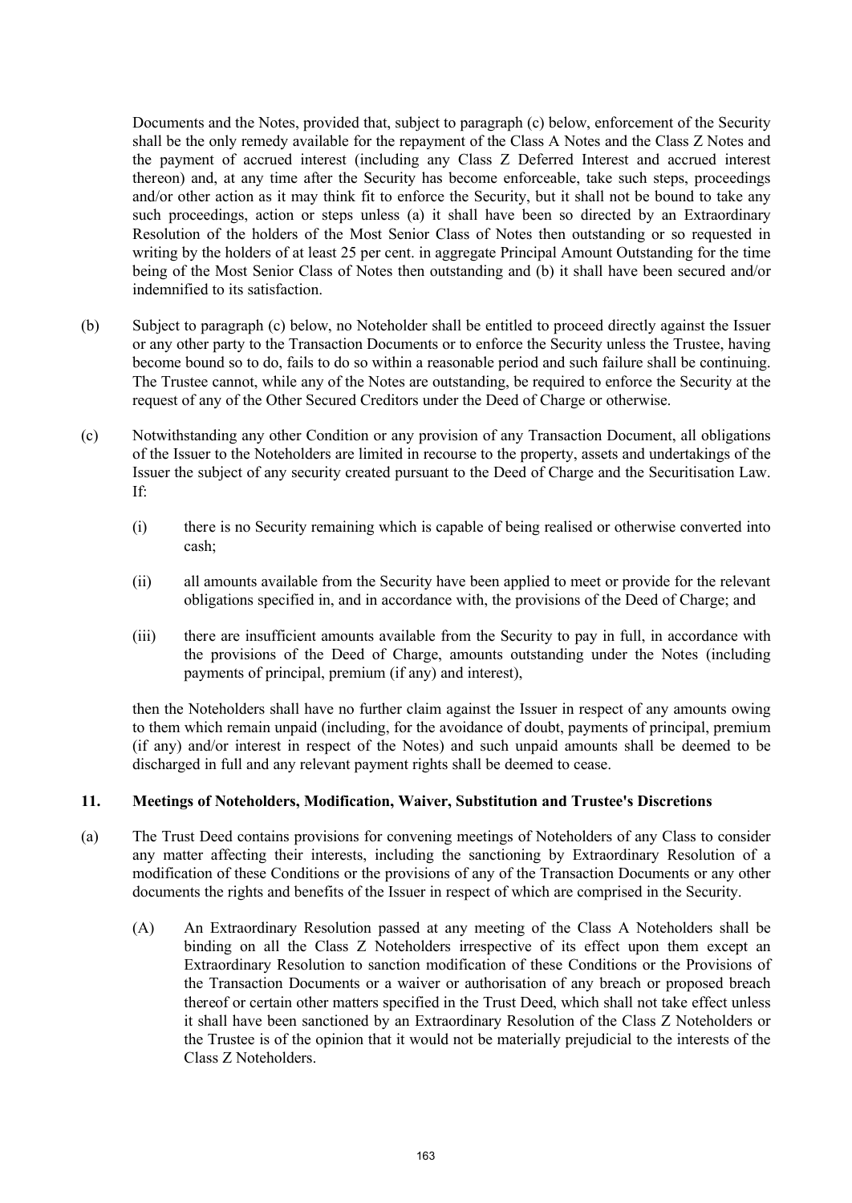Documents and the Notes, provided that, subject to paragraph (c) below, enforcement of the Security shall be the only remedy available for the repayment of the Class A Notes and the Class Z Notes and the payment of accrued interest (including any Class Z Deferred Interest and accrued interest thereon) and, at any time after the Security has become enforceable, take such steps, proceedings and/or other action as it may think fit to enforce the Security, but it shall not be bound to take any such proceedings, action or steps unless (a) it shall have been so directed by an Extraordinary Resolution of the holders of the Most Senior Class of Notes then outstanding or so requested in writing by the holders of at least 25 per cent. in aggregate Principal Amount Outstanding for the time being of the Most Senior Class of Notes then outstanding and (b) it shall have been secured and/or indemnified to its satisfaction.

(b) Subject to paragraph (c) below, no Noteholder shall be entitled to proceed directly against the Issuer or any other party to the Transaction Documents or to enforce the Security unless the Trustee, having become bound so to do, fails to do so within a reasonable period and such failure shall be continuing. The Trustee cannot, while any of the Notes are outstanding, be required to enforce the Security at the request of any of the Other Secured Creditors under the Deed of Charge or otherwise.

(c) Notwithstanding any other Condition or any provision of any Transaction Document, all obligations of the Issuer to the Noteholders are limited in recourse to the property, assets and undertakings of the Issuer the subject of any security created pursuant to the Deed of Charge and the Securitisation Law. If:

  (i) there is no Security remaining which is capable of being realised or otherwise converted into cash;

  (ii) all amounts available from the Security have been applied to meet or provide for the relevant obligations specified in, and in accordance with, the provisions of the Deed of Charge; and

  (iii) there are insufficient amounts available from the Security to pay in full, in accordance with the provisions of the Deed of Charge, amounts outstanding under the Notes (including payments of principal, premium (if any) and interest),

then the Noteholders shall have no further claim against the Issuer in respect of any amounts owing to them which remain unpaid (including, for the avoidance of doubt, payments of principal, premium (if any) and/or interest in respect of the Notes) and such unpaid amounts shall be deemed to be discharged in full and any relevant payment rights shall be deemed to cease.

## 11. Meetings of Noteholders, Modification, Waiver, Substitution and Trustee's Discretions

(a) The Trust Deed contains provisions for convening meetings of Noteholders of any Class to consider any matter affecting their interests, including the sanctioning by Extraordinary Resolution of a modification of these Conditions or the provisions of any of the Transaction Documents or any other documents the rights and benefits of the Issuer in respect of which are comprised in the Security.

  (A) An Extraordinary Resolution passed at any meeting of the Class A Noteholders shall be binding on all the Class Z Noteholders irrespective of its effect upon them except an Extraordinary Resolution to sanction modification of these Conditions or the Provisions of the Transaction Documents or a waiver or authorisation of any breach or proposed breach thereof or certain other matters specified in the Trust Deed, which shall not take effect unless it shall have been sanctioned by an Extraordinary Resolution of the Class Z Noteholders or the Trustee is of the opinion that it would not be materially prejudicial to the interests of the Class Z Noteholders.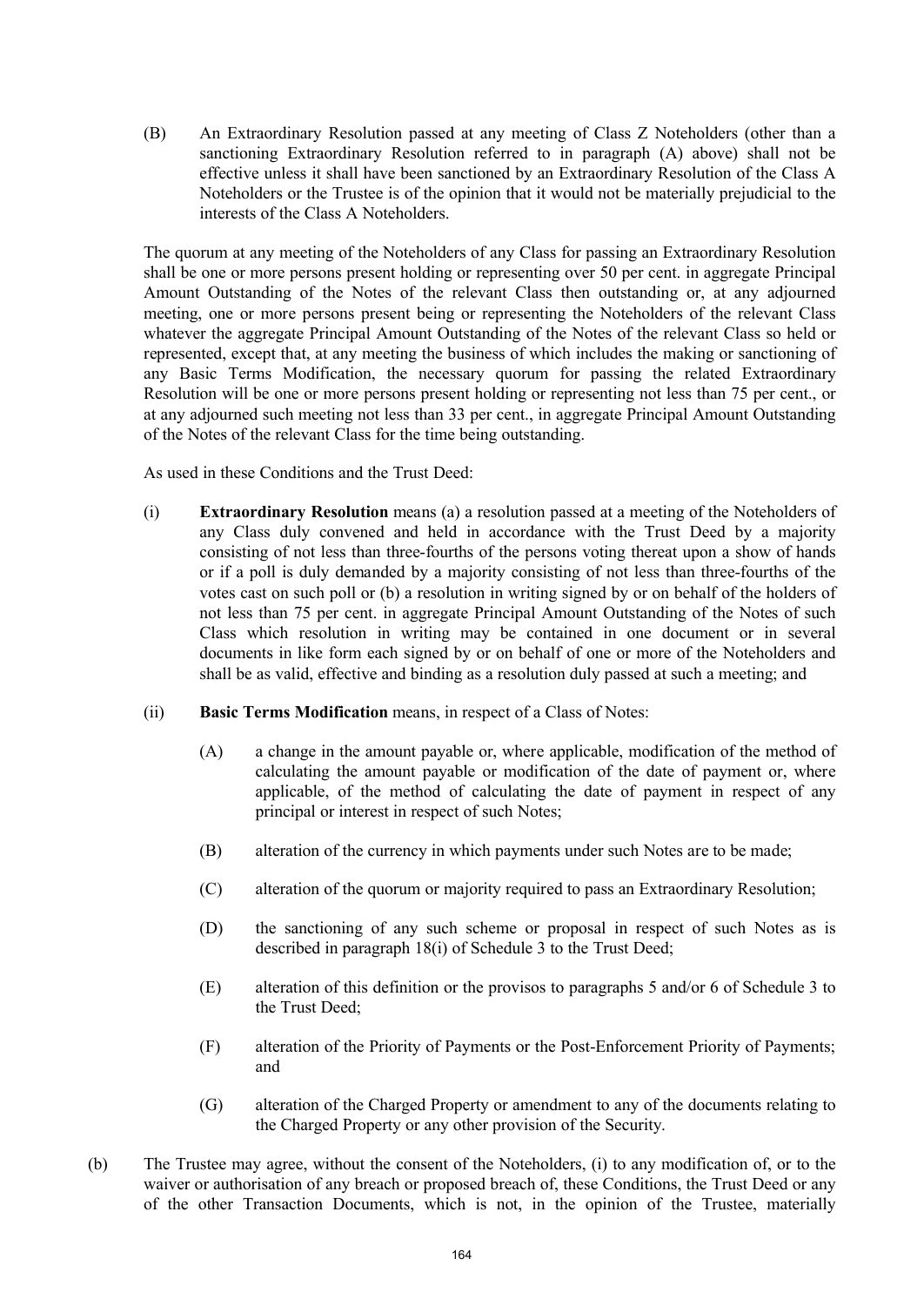(B) An Extraordinary Resolution passed at any meeting of Class Z Noteholders (other than a sanctioning Extraordinary Resolution referred to in paragraph (A) above) shall not be effective unless it shall have been sanctioned by an Extraordinary Resolution of the Class A Noteholders or the Trustee is of the opinion that it would not be materially prejudicial to the interests of the Class A Noteholders.

The quorum at any meeting of the Noteholders of any Class for passing an Extraordinary Resolution shall be one or more persons present holding or representing over 50 per cent. in aggregate Principal Amount Outstanding of the Notes of the relevant Class then outstanding or, at any adjourned meeting, one or more persons present being or representing the Noteholders of the relevant Class whatever the aggregate Principal Amount Outstanding of the Notes of the relevant Class so held or represented, except that, at any meeting the business of which includes the making or sanctioning of any Basic Terms Modification, the necessary quorum for passing the related Extraordinary Resolution will be one or more persons present holding or representing not less than 75 per cent., or at any adjourned such meeting not less than 33 per cent., in aggregate Principal Amount Outstanding of the Notes of the relevant Class for the time being outstanding.

As used in these Conditions and the Trust Deed:

(i) **Extraordinary Resolution** means (a) a resolution passed at a meeting of the Noteholders of any Class duly convened and held in accordance with the Trust Deed by a majority consisting of not less than three-fourths of the persons voting thereat upon a show of hands or if a poll is duly demanded by a majority consisting of not less than three-fourths of the votes cast on such poll or (b) a resolution in writing signed by or on behalf of the holders of not less than 75 per cent. in aggregate Principal Amount Outstanding of the Notes of such Class which resolution in writing may be contained in one document or in several documents in like form each signed by or on behalf of one or more of the Noteholders and shall be as valid, effective and binding as a resolution duly passed at such a meeting; and

(ii) **Basic Terms Modification** means, in respect of a Class of Notes:

   (A) a change in the amount payable or, where applicable, modification of the method of calculating the amount payable or modification of the date of payment or, where applicable, of the method of calculating the date of payment in respect of any principal or interest in respect of such Notes;

   (B) alteration of the currency in which payments under such Notes are to be made;

   (C) alteration of the quorum or majority required to pass an Extraordinary Resolution;

   (D) the sanctioning of any such scheme or proposal in respect of such Notes as is described in paragraph 18(i) of Schedule 3 to the Trust Deed;

   (E) alteration of this definition or the provisos to paragraphs 5 and/or 6 of Schedule 3 to the Trust Deed;

   (F) alteration of the Priority of Payments or the Post-Enforcement Priority of Payments; and

   (G) alteration of the Charged Property or amendment to any of the documents relating to the Charged Property or any other provision of the Security.

(b) The Trustee may agree, without the consent of the Noteholders, (i) to any modification of, or to the waiver or authorisation of any breach or proposed breach of, these Conditions, the Trust Deed or any of the other Transaction Documents, which is not, in the opinion of the Trustee, materially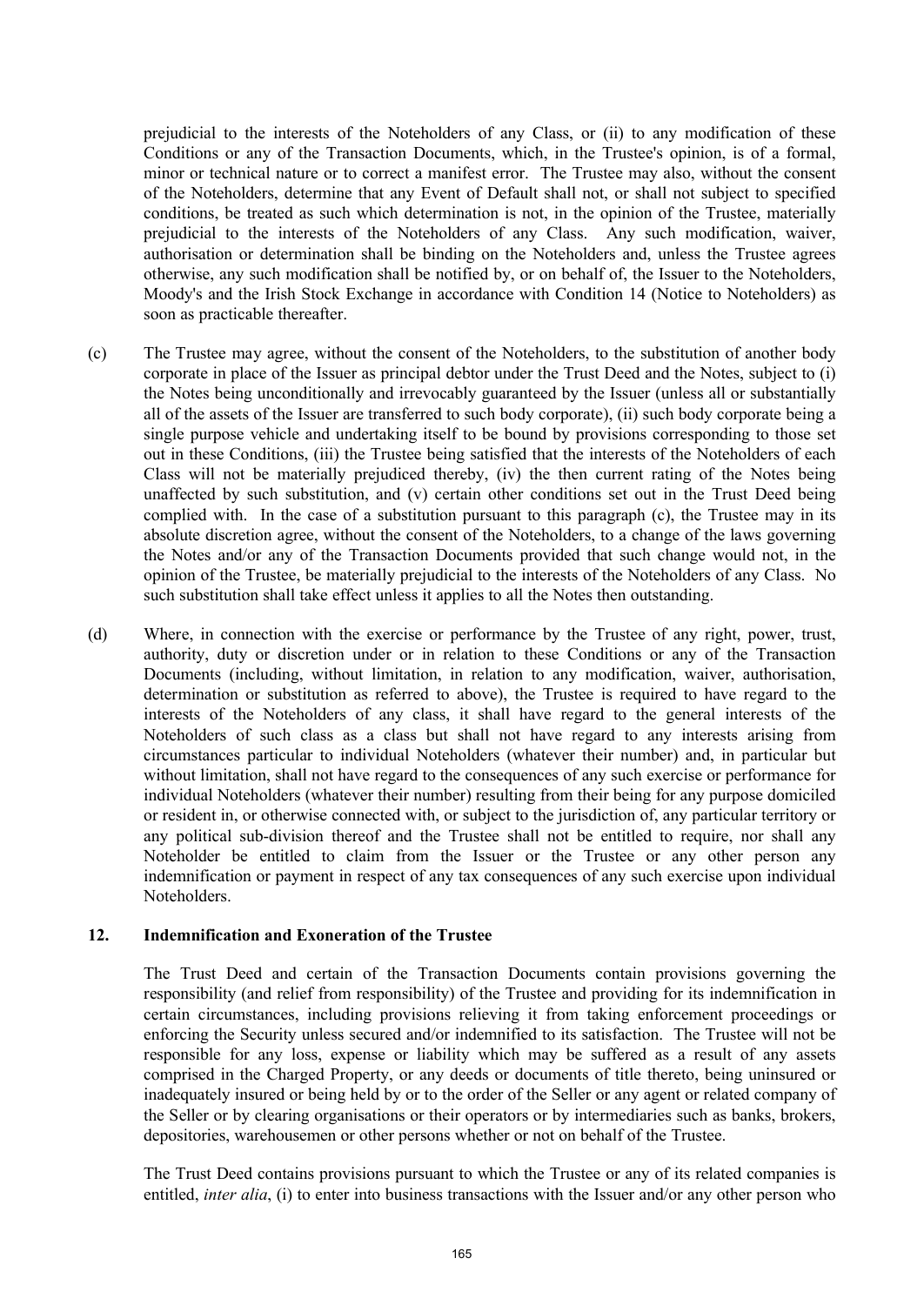prejudicial to the interests of the Noteholders of any Class, or (ii) to any modification of these Conditions or any of the Transaction Documents, which, in the Trustee's opinion, is of a formal, minor or technical nature or to correct a manifest error. The Trustee may also, without the consent of the Noteholders, determine that any Event of Default shall not, or shall not subject to specified conditions, be treated as such which determination is not, in the opinion of the Trustee, materially prejudicial to the interests of the Noteholders of any Class. Any such modification, waiver, authorisation or determination shall be binding on the Noteholders and, unless the Trustee agrees otherwise, any such modification shall be notified by, or on behalf of, the Issuer to the Noteholders, Moody's and the Irish Stock Exchange in accordance with Condition 14 (Notice to Noteholders) as soon as practicable thereafter.

(c) The Trustee may agree, without the consent of the Noteholders, to the substitution of another body corporate in place of the Issuer as principal debtor under the Trust Deed and the Notes, subject to (i) the Notes being unconditionally and irrevocably guaranteed by the Issuer (unless all or substantially all of the assets of the Issuer are transferred to such body corporate), (ii) such body corporate being a single purpose vehicle and undertaking itself to be bound by provisions corresponding to those set out in these Conditions, (iii) the Trustee being satisfied that the interests of the Noteholders of each Class will not be materially prejudiced thereby, (iv) the then current rating of the Notes being unaffected by such substitution, and (v) certain other conditions set out in the Trust Deed being complied with. In the case of a substitution pursuant to this paragraph (c), the Trustee may in its absolute discretion agree, without the consent of the Noteholders, to a change of the laws governing the Notes and/or any of the Transaction Documents provided that such change would not, in the opinion of the Trustee, be materially prejudicial to the interests of the Noteholders of any Class. No such substitution shall take effect unless it applies to all the Notes then outstanding.

(d) Where, in connection with the exercise or performance by the Trustee of any right, power, trust, authority, duty or discretion under or in relation to these Conditions or any of the Transaction Documents (including, without limitation, in relation to any modification, waiver, authorisation, determination or substitution as referred to above), the Trustee is required to have regard to the interests of the Noteholders of any class, it shall have regard to the general interests of the Noteholders of such class as a class but shall not have regard to any interests arising from circumstances particular to individual Noteholders (whatever their number) and, in particular but without limitation, shall not have regard to the consequences of any such exercise or performance for individual Noteholders (whatever their number) resulting from their being for any purpose domiciled or resident in, or otherwise connected with, or subject to the jurisdiction of, any particular territory or any political sub-division thereof and the Trustee shall not be entitled to require, nor shall any Noteholder be entitled to claim from the Issuer or the Trustee or any other person any indemnification or payment in respect of any tax consequences of any such exercise upon individual Noteholders.

## 12. Indemnification and Exoneration of the Trustee

The Trust Deed and certain of the Transaction Documents contain provisions governing the responsibility (and relief from responsibility) of the Trustee and providing for its indemnification in certain circumstances, including provisions relieving it from taking enforcement proceedings or enforcing the Security unless secured and/or indemnified to its satisfaction. The Trustee will not be responsible for any loss, expense or liability which may be suffered as a result of any assets comprised in the Charged Property, or any deeds or documents of title thereto, being uninsured or inadequately insured or being held by or to the order of the Seller or any agent or related company of the Seller or by clearing organisations or their operators or by intermediaries such as banks, brokers, depositories, warehousemen or other persons whether or not on behalf of the Trustee.

The Trust Deed contains provisions pursuant to which the Trustee or any of its related companies is entitled, *inter alia*, (i) to enter into business transactions with the Issuer and/or any other person who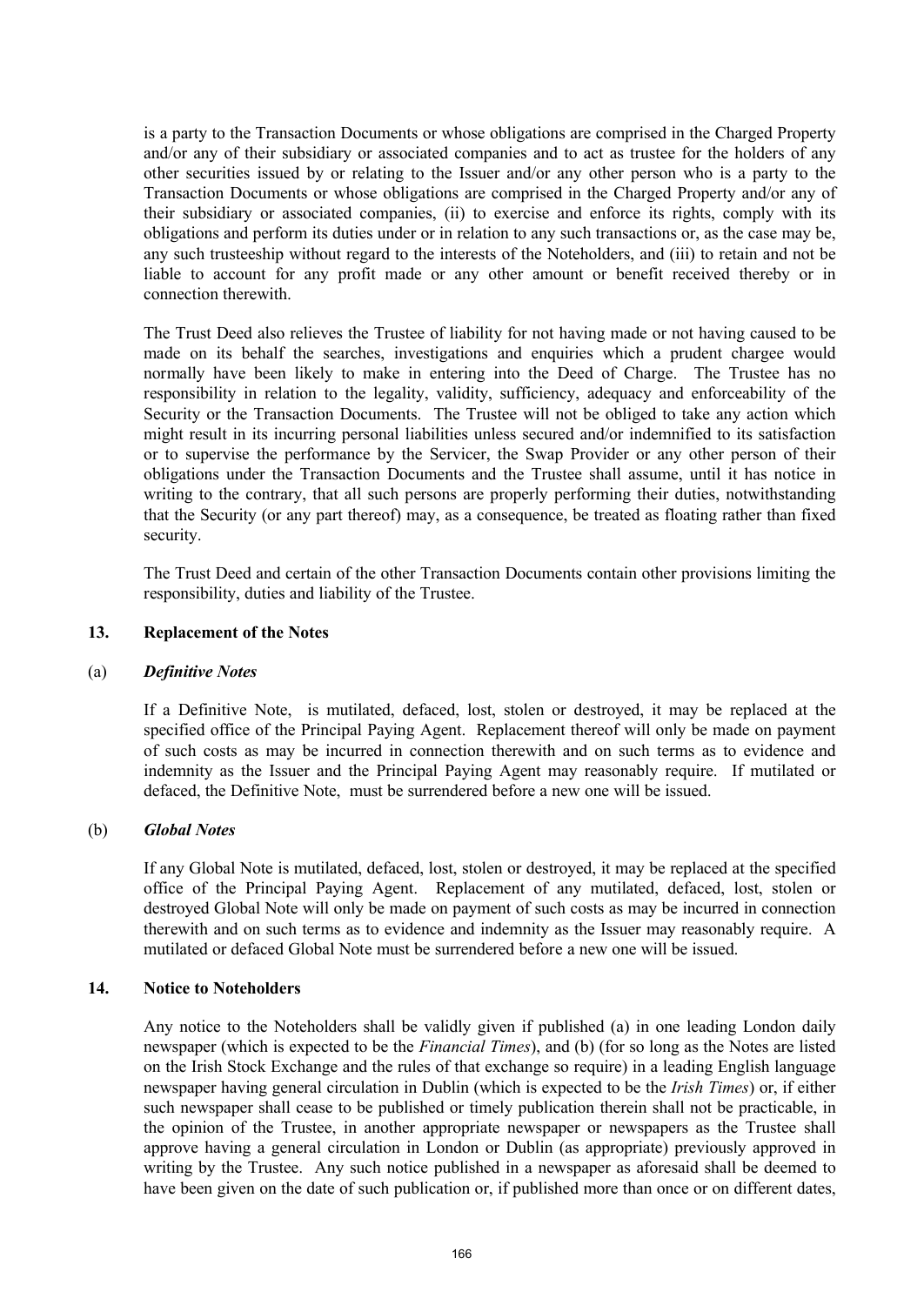is a party to the Transaction Documents or whose obligations are comprised in the Charged Property and/or any of their subsidiary or associated companies and to act as trustee for the holders of any other securities issued by or relating to the Issuer and/or any other person who is a party to the Transaction Documents or whose obligations are comprised in the Charged Property and/or any of their subsidiary or associated companies, (ii) to exercise and enforce its rights, comply with its obligations and perform its duties under or in relation to any such transactions or, as the case may be, any such trusteeship without regard to the interests of the Noteholders, and (iii) to retain and not be liable to account for any profit made or any other amount or benefit received thereby or in connection therewith.

The Trust Deed also relieves the Trustee of liability for not having made or not having caused to be made on its behalf the searches, investigations and enquiries which a prudent chargee would normally have been likely to make in entering into the Deed of Charge. The Trustee has no responsibility in relation to the legality, validity, sufficiency, adequacy and enforceability of the Security or the Transaction Documents. The Trustee will not be obliged to take any action which might result in its incurring personal liabilities unless secured and/or indemnified to its satisfaction or to supervise the performance by the Servicer, the Swap Provider or any other person of their obligations under the Transaction Documents and the Trustee shall assume, until it has notice in writing to the contrary, that all such persons are properly performing their duties, notwithstanding that the Security (or any part thereof) may, as a consequence, be treated as floating rather than fixed security.

The Trust Deed and certain of the other Transaction Documents contain other provisions limiting the responsibility, duties and liability of the Trustee.

## 13. Replacement of the Notes

### (a) *Definitive Notes*

If a Definitive Note, is mutilated, defaced, lost, stolen or destroyed, it may be replaced at the specified office of the Principal Paying Agent. Replacement thereof will only be made on payment of such costs as may be incurred in connection therewith and on such terms as to evidence and indemnity as the Issuer and the Principal Paying Agent may reasonably require. If mutilated or defaced, the Definitive Note, must be surrendered before a new one will be issued.

### (b) *Global Notes*

If any Global Note is mutilated, defaced, lost, stolen or destroyed, it may be replaced at the specified office of the Principal Paying Agent. Replacement of any mutilated, defaced, lost, stolen or destroyed Global Note will only be made on payment of such costs as may be incurred in connection therewith and on such terms as to evidence and indemnity as the Issuer may reasonably require. A mutilated or defaced Global Note must be surrendered before a new one will be issued.

## 14. Notice to Noteholders

Any notice to the Noteholders shall be validly given if published (a) in one leading London daily newspaper (which is expected to be the *Financial Times*), and (b) (for so long as the Notes are listed on the Irish Stock Exchange and the rules of that exchange so require) in a leading English language newspaper having general circulation in Dublin (which is expected to be the *Irish Times*) or, if either such newspaper shall cease to be published or timely publication therein shall not be practicable, in the opinion of the Trustee, in another appropriate newspaper or newspapers as the Trustee shall approve having a general circulation in London or Dublin (as appropriate) previously approved in writing by the Trustee. Any such notice published in a newspaper as aforesaid shall be deemed to have been given on the date of such publication or, if published more than once or on different dates,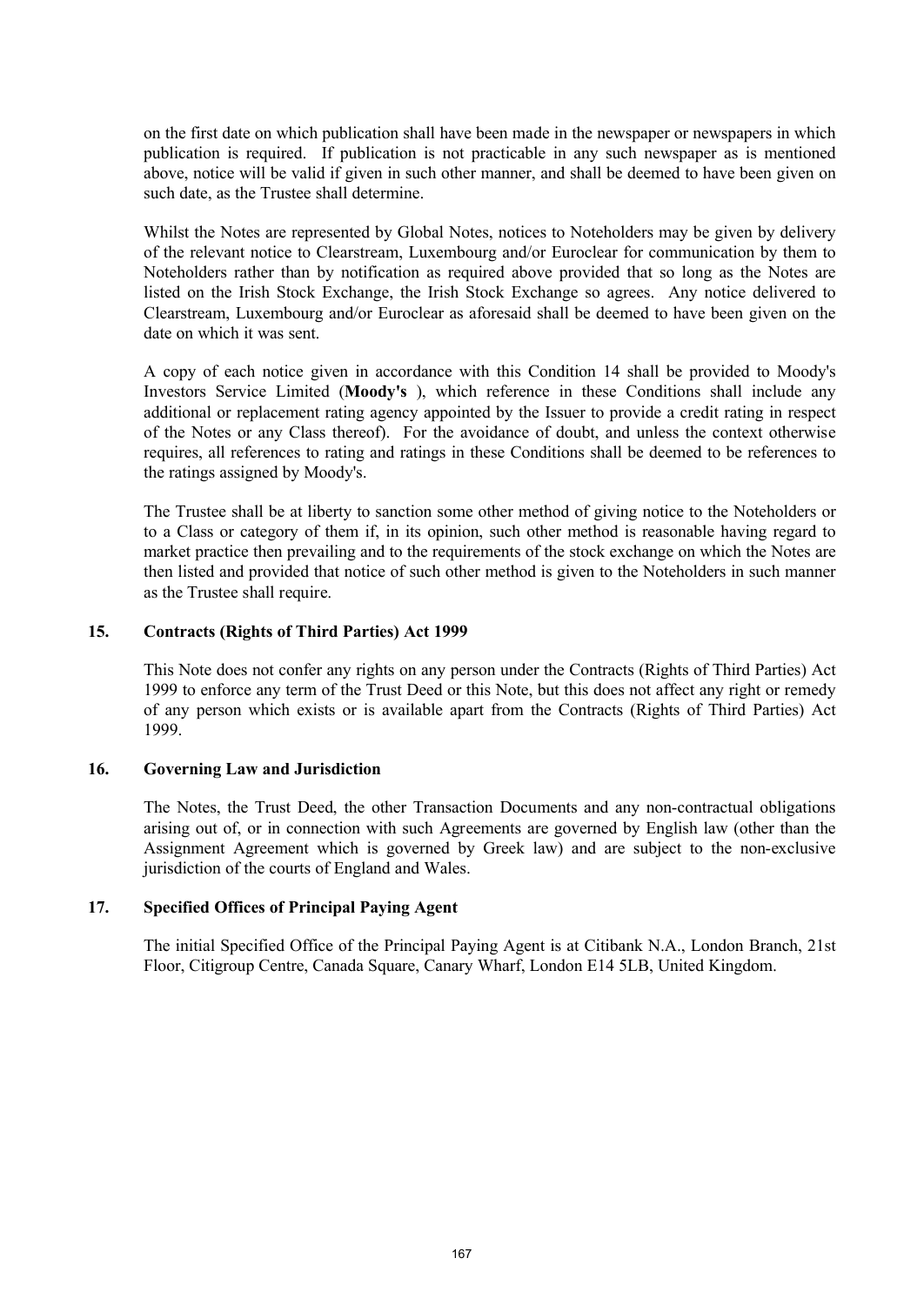on the first date on which publication shall have been made in the newspaper or newspapers in which publication is required. If publication is not practicable in any such newspaper as is mentioned above, notice will be valid if given in such other manner, and shall be deemed to have been given on such date, as the Trustee shall determine.

Whilst the Notes are represented by Global Notes, notices to Noteholders may be given by delivery of the relevant notice to Clearstream, Luxembourg and/or Euroclear for communication by them to Noteholders rather than by notification as required above provided that so long as the Notes are listed on the Irish Stock Exchange, the Irish Stock Exchange so agrees. Any notice delivered to Clearstream, Luxembourg and/or Euroclear as aforesaid shall be deemed to have been given on the date on which it was sent.

A copy of each notice given in accordance with this Condition 14 shall be provided to Moody's Investors Service Limited (**Moody's** ), which reference in these Conditions shall include any additional or replacement rating agency appointed by the Issuer to provide a credit rating in respect of the Notes or any Class thereof). For the avoidance of doubt, and unless the context otherwise requires, all references to rating and ratings in these Conditions shall be deemed to be references to the ratings assigned by Moody's.

The Trustee shall be at liberty to sanction some other method of giving notice to the Noteholders or to a Class or category of them if, in its opinion, such other method is reasonable having regard to market practice then prevailing and to the requirements of the stock exchange on which the Notes are then listed and provided that notice of such other method is given to the Noteholders in such manner as the Trustee shall require.

## 15. Contracts (Rights of Third Parties) Act 1999

This Note does not confer any rights on any person under the Contracts (Rights of Third Parties) Act 1999 to enforce any term of the Trust Deed or this Note, but this does not affect any right or remedy of any person which exists or is available apart from the Contracts (Rights of Third Parties) Act 1999.

## 16. Governing Law and Jurisdiction

The Notes, the Trust Deed, the other Transaction Documents and any non-contractual obligations arising out of, or in connection with such Agreements are governed by English law (other than the Assignment Agreement which is governed by Greek law) and are subject to the non-exclusive jurisdiction of the courts of England and Wales.

## 17. Specified Offices of Principal Paying Agent

The initial Specified Office of the Principal Paying Agent is at Citibank N.A., London Branch, 21st Floor, Citigroup Centre, Canada Square, Canary Wharf, London E14 5LB, United Kingdom.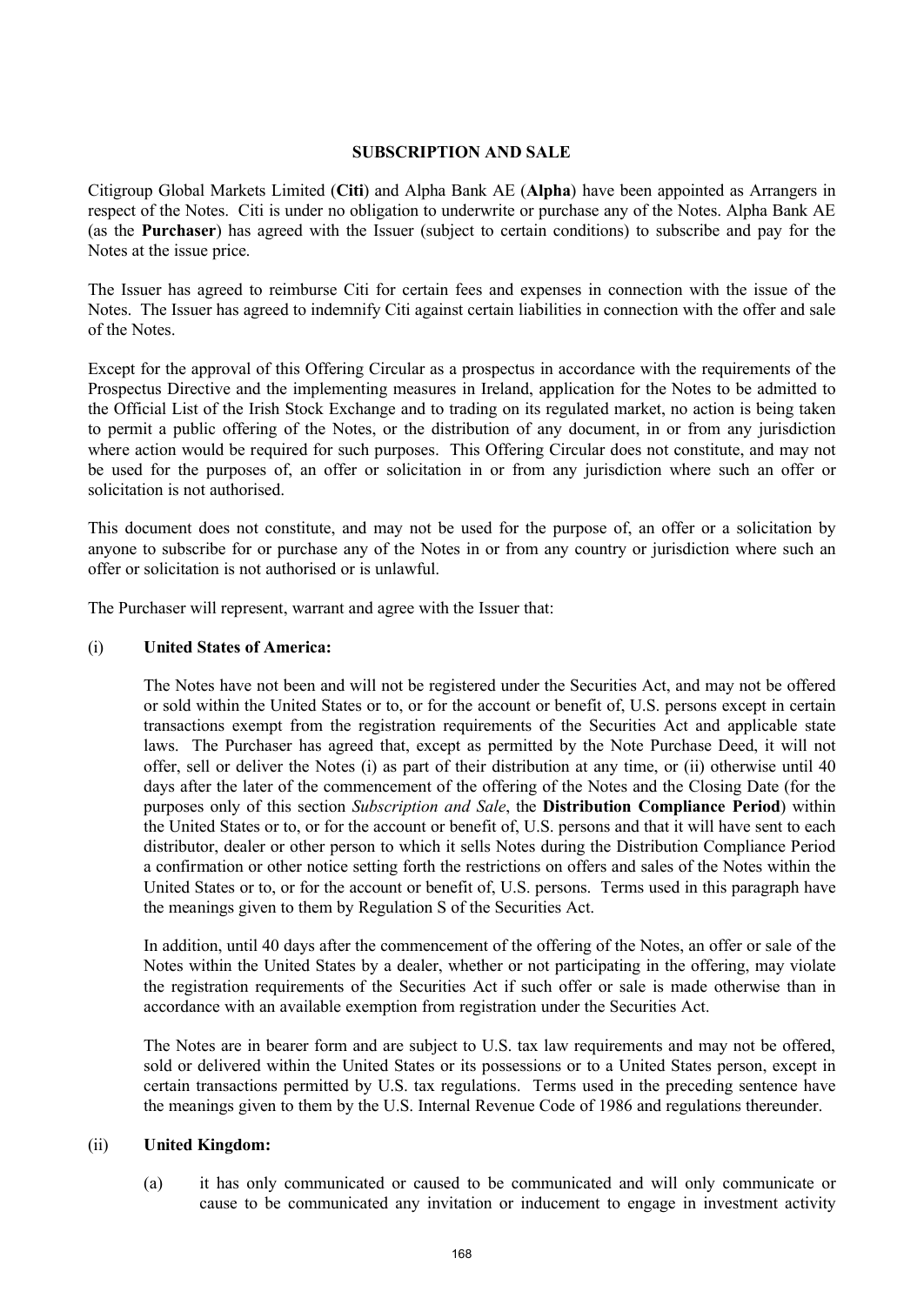## SUBSCRIPTION AND SALE

Citigroup Global Markets Limited (**Citi**) and Alpha Bank AE (**Alpha**) have been appointed as Arrangers in respect of the Notes. Citi is under no obligation to underwrite or purchase any of the Notes. Alpha Bank AE (as the **Purchaser**) has agreed with the Issuer (subject to certain conditions) to subscribe and pay for the Notes at the issue price.

The Issuer has agreed to reimburse Citi for certain fees and expenses in connection with the issue of the Notes. The Issuer has agreed to indemnify Citi against certain liabilities in connection with the offer and sale of the Notes.

Except for the approval of this Offering Circular as a prospectus in accordance with the requirements of the Prospectus Directive and the implementing measures in Ireland, application for the Notes to be admitted to the Official List of the Irish Stock Exchange and to trading on its regulated market, no action is being taken to permit a public offering of the Notes, or the distribution of any document, in or from any jurisdiction where action would be required for such purposes. This Offering Circular does not constitute, and may not be used for the purposes of, an offer or solicitation in or from any jurisdiction where such an offer or solicitation is not authorised.

This document does not constitute, and may not be used for the purpose of, an offer or a solicitation by anyone to subscribe for or purchase any of the Notes in or from any country or jurisdiction where such an offer or solicitation is not authorised or is unlawful.

The Purchaser will represent, warrant and agree with the Issuer that:

(i) **United States of America:**

The Notes have not been and will not be registered under the Securities Act, and may not be offered or sold within the United States or to, or for the account or benefit of, U.S. persons except in certain transactions exempt from the registration requirements of the Securities Act and applicable state laws. The Purchaser has agreed that, except as permitted by the Note Purchase Deed, it will not offer, sell or deliver the Notes (i) as part of their distribution at any time, or (ii) otherwise until 40 days after the later of the commencement of the offering of the Notes and the Closing Date (for the purposes only of this section *Subscription and Sale*, the **Distribution Compliance Period**) within the United States or to, or for the account or benefit of, U.S. persons and that it will have sent to each distributor, dealer or other person to which it sells Notes during the Distribution Compliance Period a confirmation or other notice setting forth the restrictions on offers and sales of the Notes within the United States or to, or for the account or benefit of, U.S. persons. Terms used in this paragraph have the meanings given to them by Regulation S of the Securities Act.

In addition, until 40 days after the commencement of the offering of the Notes, an offer or sale of the Notes within the United States by a dealer, whether or not participating in the offering, may violate the registration requirements of the Securities Act if such offer or sale is made otherwise than in accordance with an available exemption from registration under the Securities Act.

The Notes are in bearer form and are subject to U.S. tax law requirements and may not be offered, sold or delivered within the United States or its possessions or to a United States person, except in certain transactions permitted by U.S. tax regulations. Terms used in the preceding sentence have the meanings given to them by the U.S. Internal Revenue Code of 1986 and regulations thereunder.

(ii) **United Kingdom:**

(a) it has only communicated or caused to be communicated and will only communicate or cause to be communicated any invitation or inducement to engage in investment activity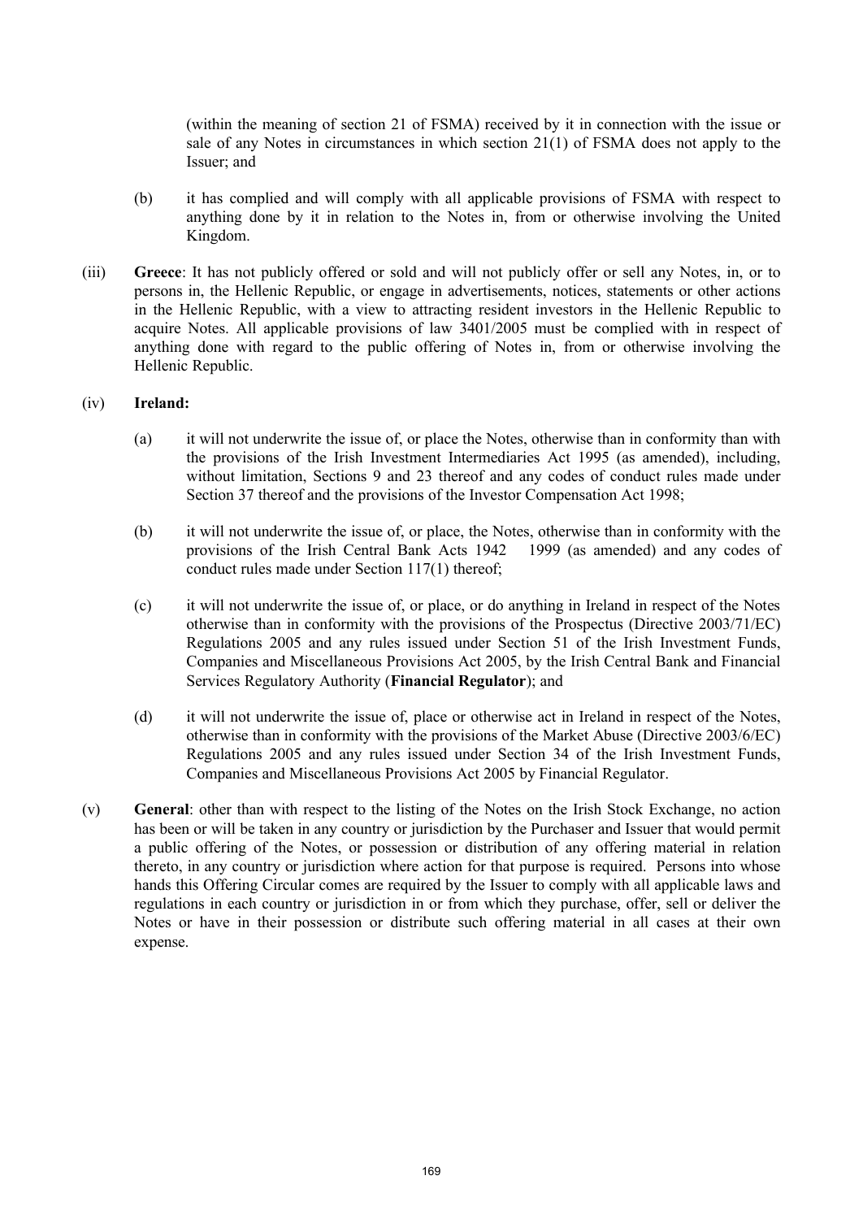(within the meaning of section 21 of FSMA) received by it in connection with the issue or sale of any Notes in circumstances in which section 21(1) of FSMA does not apply to the Issuer; and

(b) it has complied and will comply with all applicable provisions of FSMA with respect to anything done by it in relation to the Notes in, from or otherwise involving the United Kingdom.

(iii) **Greece**: It has not publicly offered or sold and will not publicly offer or sell any Notes, in, or to persons in, the Hellenic Republic, or engage in advertisements, notices, statements or other actions in the Hellenic Republic, with a view to attracting resident investors in the Hellenic Republic to acquire Notes. All applicable provisions of law 3401/2005 must be complied with in respect of anything done with regard to the public offering of Notes in, from or otherwise involving the Hellenic Republic.

(iv) **Ireland:**

(a) it will not underwrite the issue of, or place the Notes, otherwise than in conformity than with the provisions of the Irish Investment Intermediaries Act 1995 (as amended), including, without limitation, Sections 9 and 23 thereof and any codes of conduct rules made under Section 37 thereof and the provisions of the Investor Compensation Act 1998;

(b) it will not underwrite the issue of, or place, the Notes, otherwise than in conformity with the provisions of the Irish Central Bank Acts 1942 1999 (as amended) and any codes of conduct rules made under Section 117(1) thereof;

(c) it will not underwrite the issue of, or place, or do anything in Ireland in respect of the Notes otherwise than in conformity with the provisions of the Prospectus (Directive 2003/71/EC) Regulations 2005 and any rules issued under Section 51 of the Irish Investment Funds, Companies and Miscellaneous Provisions Act 2005, by the Irish Central Bank and Financial Services Regulatory Authority (**Financial Regulator**); and

(d) it will not underwrite the issue of, place or otherwise act in Ireland in respect of the Notes, otherwise than in conformity with the provisions of the Market Abuse (Directive 2003/6/EC) Regulations 2005 and any rules issued under Section 34 of the Irish Investment Funds, Companies and Miscellaneous Provisions Act 2005 by Financial Regulator.

(v) **General**: other than with respect to the listing of the Notes on the Irish Stock Exchange, no action has been or will be taken in any country or jurisdiction by the Purchaser and Issuer that would permit a public offering of the Notes, or possession or distribution of any offering material in relation thereto, in any country or jurisdiction where action for that purpose is required. Persons into whose hands this Offering Circular comes are required by the Issuer to comply with all applicable laws and regulations in each country or jurisdiction in or from which they purchase, offer, sell or deliver the Notes or have in their possession or distribute such offering material in all cases at their own expense.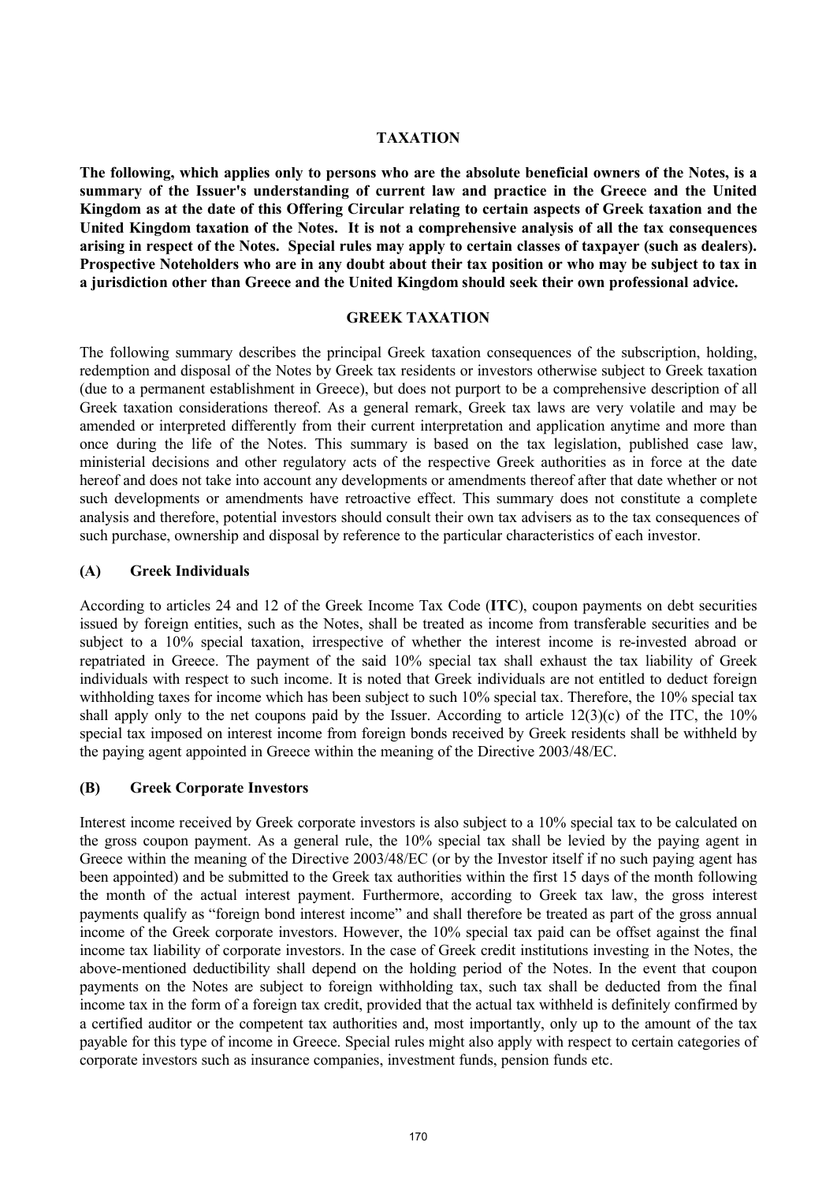## TAXATION

**The following, which applies only to persons who are the absolute beneficial owners of the Notes, is a summary of the Issuer's understanding of current law and practice in the Greece and the United Kingdom as at the date of this Offering Circular relating to certain aspects of Greek taxation and the United Kingdom taxation of the Notes. It is not a comprehensive analysis of all the tax consequences arising in respect of the Notes. Special rules may apply to certain classes of taxpayer (such as dealers). Prospective Noteholders who are in any doubt about their tax position or who may be subject to tax in a jurisdiction other than Greece and the United Kingdom should seek their own professional advice.**

## GREEK TAXATION

The following summary describes the principal Greek taxation consequences of the subscription, holding, redemption and disposal of the Notes by Greek tax residents or investors otherwise subject to Greek taxation (due to a permanent establishment in Greece), but does not purport to be a comprehensive description of all Greek taxation considerations thereof. As a general remark, Greek tax laws are very volatile and may be amended or interpreted differently from their current interpretation and application anytime and more than once during the life of the Notes. This summary is based on the tax legislation, published case law, ministerial decisions and other regulatory acts of the respective Greek authorities as in force at the date hereof and does not take into account any developments or amendments thereof after that date whether or not such developments or amendments have retroactive effect. This summary does not constitute a complete analysis and therefore, potential investors should consult their own tax advisers as to the tax consequences of such purchase, ownership and disposal by reference to the particular characteristics of each investor.

### (A) Greek Individuals

According to articles 24 and 12 of the Greek Income Tax Code (**ITC**), coupon payments on debt securities issued by foreign entities, such as the Notes, shall be treated as income from transferable securities and be subject to a 10% special taxation, irrespective of whether the interest income is re-invested abroad or repatriated in Greece. The payment of the said 10% special tax shall exhaust the tax liability of Greek individuals with respect to such income. It is noted that Greek individuals are not entitled to deduct foreign withholding taxes for income which has been subject to such 10% special tax. Therefore, the 10% special tax shall apply only to the net coupons paid by the Issuer. According to article 12(3)(c) of the ITC, the 10% special tax imposed on interest income from foreign bonds received by Greek residents shall be withheld by the paying agent appointed in Greece within the meaning of the Directive 2003/48/EC.

### (B) Greek Corporate Investors

Interest income received by Greek corporate investors is also subject to a 10% special tax to be calculated on the gross coupon payment. As a general rule, the 10% special tax shall be levied by the paying agent in Greece within the meaning of the Directive 2003/48/EC (or by the Investor itself if no such paying agent has been appointed) and be submitted to the Greek tax authorities within the first 15 days of the month following the month of the actual interest payment. Furthermore, according to Greek tax law, the gross interest payments qualify as "foreign bond interest income" and shall therefore be treated as part of the gross annual income of the Greek corporate investors. However, the 10% special tax paid can be offset against the final income tax liability of corporate investors. In the case of Greek credit institutions investing in the Notes, the above-mentioned deductibility shall depend on the holding period of the Notes. In the event that coupon payments on the Notes are subject to foreign withholding tax, such tax shall be deducted from the final income tax in the form of a foreign tax credit, provided that the actual tax withheld is definitely confirmed by a certified auditor or the competent tax authorities and, most importantly, only up to the amount of the tax payable for this type of income in Greece. Special rules might also apply with respect to certain categories of corporate investors such as insurance companies, investment funds, pension funds etc.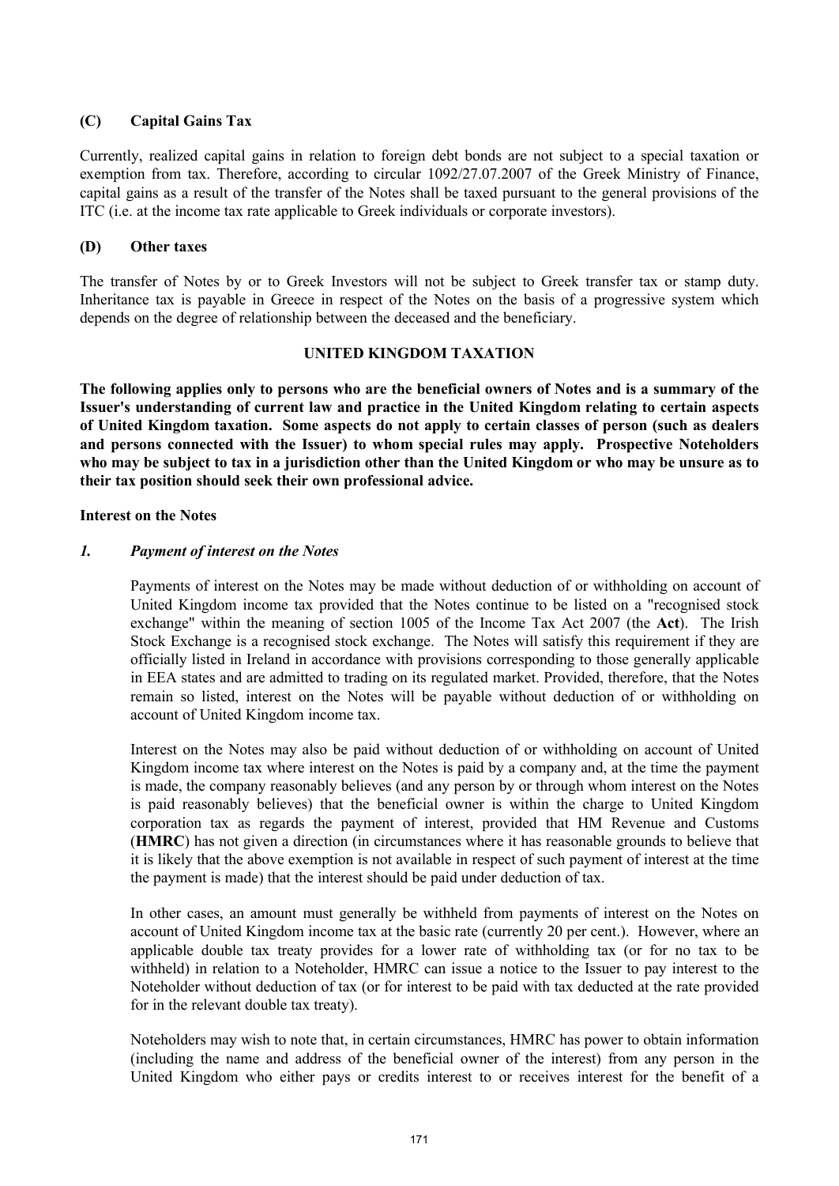### (C) Capital Gains Tax

Currently, realized capital gains in relation to foreign debt bonds are not subject to a special taxation or exemption from tax. Therefore, according to circular 1092/27.07.2007 of the Greek Ministry of Finance, capital gains as a result of the transfer of the Notes shall be taxed pursuant to the general provisions of the ITC (i.e. at the income tax rate applicable to Greek individuals or corporate investors).

### (D) Other taxes

The transfer of Notes by or to Greek Investors will not be subject to Greek transfer tax or stamp duty. Inheritance tax is payable in Greece in respect of the Notes on the basis of a progressive system which depends on the degree of relationship between the deceased and the beneficiary.

## UNITED KINGDOM TAXATION

**The following applies only to persons who are the beneficial owners of Notes and is a summary of the Issuer's understanding of current law and practice in the United Kingdom relating to certain aspects of United Kingdom taxation. Some aspects do not apply to certain classes of person (such as dealers and persons connected with the Issuer) to whom special rules may apply. Prospective Noteholders who may be subject to tax in a jurisdiction other than the United Kingdom or who may be unsure as to their tax position should seek their own professional advice.**

**Interest on the Notes**

*1. Payment of interest on the Notes*

Payments of interest on the Notes may be made without deduction of or withholding on account of United Kingdom income tax provided that the Notes continue to be listed on a "recognised stock exchange" within the meaning of section 1005 of the Income Tax Act 2007 (the **Act**). The Irish Stock Exchange is a recognised stock exchange. The Notes will satisfy this requirement if they are officially listed in Ireland in accordance with provisions corresponding to those generally applicable in EEA states and are admitted to trading on its regulated market. Provided, therefore, that the Notes remain so listed, interest on the Notes will be payable without deduction of or withholding on account of United Kingdom income tax.

Interest on the Notes may also be paid without deduction of or withholding on account of United Kingdom income tax where interest on the Notes is paid by a company and, at the time the payment is made, the company reasonably believes (and any person by or through whom interest on the Notes is paid reasonably believes) that the beneficial owner is within the charge to United Kingdom corporation tax as regards the payment of interest, provided that HM Revenue and Customs (**HMRC**) has not given a direction (in circumstances where it has reasonable grounds to believe that it is likely that the above exemption is not available in respect of such payment of interest at the time the payment is made) that the interest should be paid under deduction of tax.

In other cases, an amount must generally be withheld from payments of interest on the Notes on account of United Kingdom income tax at the basic rate (currently 20 per cent.). However, where an applicable double tax treaty provides for a lower rate of withholding tax (or for no tax to be withheld) in relation to a Noteholder, HMRC can issue a notice to the Issuer to pay interest to the Noteholder without deduction of tax (or for interest to be paid with tax deducted at the rate provided for in the relevant double tax treaty).

Noteholders may wish to note that, in certain circumstances, HMRC has power to obtain information (including the name and address of the beneficial owner of the interest) from any person in the United Kingdom who either pays or credits interest to or receives interest for the benefit of a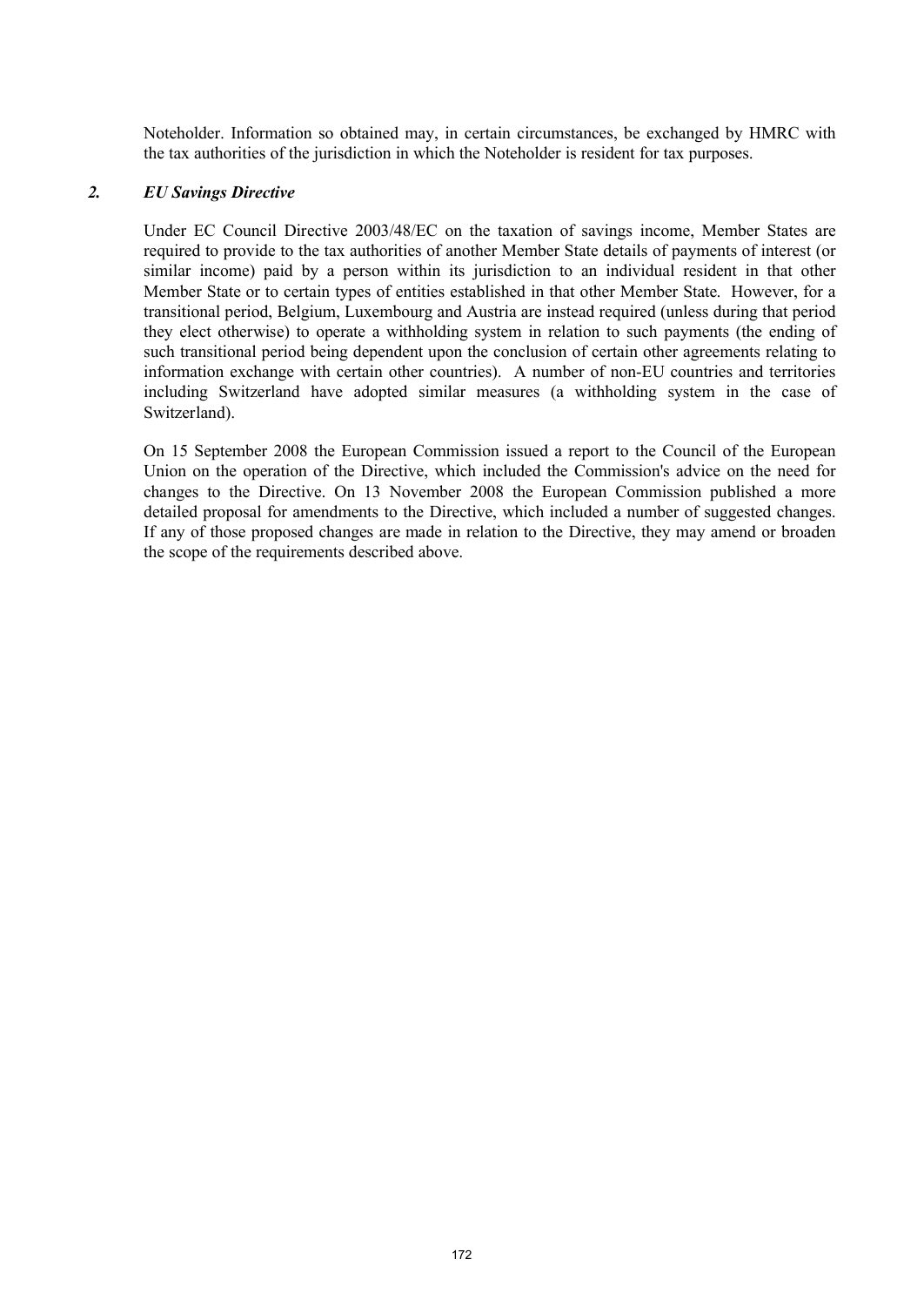Noteholder. Information so obtained may, in certain circumstances, be exchanged by HMRC with the tax authorities of the jurisdiction in which the Noteholder is resident for tax purposes.

### *2. EU Savings Directive*

Under EC Council Directive 2003/48/EC on the taxation of savings income, Member States are required to provide to the tax authorities of another Member State details of payments of interest (or similar income) paid by a person within its jurisdiction to an individual resident in that other Member State or to certain types of entities established in that other Member State. However, for a transitional period, Belgium, Luxembourg and Austria are instead required (unless during that period they elect otherwise) to operate a withholding system in relation to such payments (the ending of such transitional period being dependent upon the conclusion of certain other agreements relating to information exchange with certain other countries). A number of non-EU countries and territories including Switzerland have adopted similar measures (a withholding system in the case of Switzerland).

On 15 September 2008 the European Commission issued a report to the Council of the European Union on the operation of the Directive, which included the Commission's advice on the need for changes to the Directive. On 13 November 2008 the European Commission published a more detailed proposal for amendments to the Directive, which included a number of suggested changes. If any of those proposed changes are made in relation to the Directive, they may amend or broaden the scope of the requirements described above.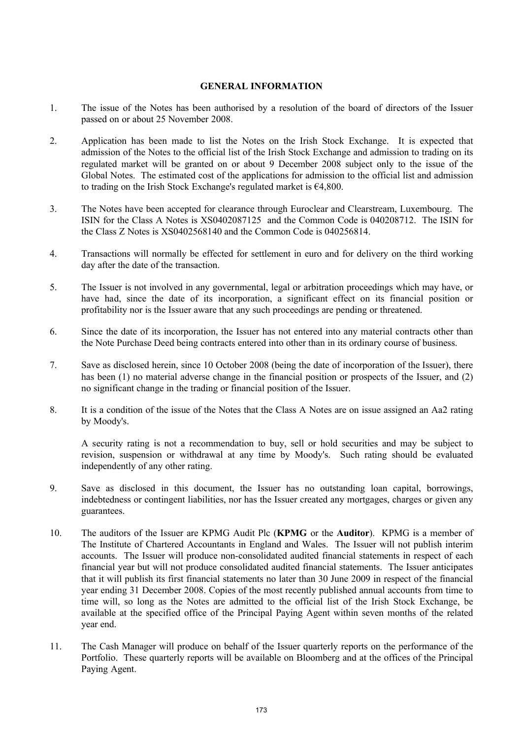# GENERAL INFORMATION

1. The issue of the Notes has been authorised by a resolution of the board of directors of the Issuer passed on or about 25 November 2008.

2. Application has been made to list the Notes on the Irish Stock Exchange. It is expected that admission of the Notes to the official list of the Irish Stock Exchange and admission to trading on its regulated market will be granted on or about 9 December 2008 subject only to the issue of the Global Notes. The estimated cost of the applications for admission to the official list and admission to trading on the Irish Stock Exchange's regulated market is €4,800.

3. The Notes have been accepted for clearance through Euroclear and Clearstream, Luxembourg. The ISIN for the Class A Notes is XS0402087125 and the Common Code is 040208712. The ISIN for the Class Z Notes is XS0402568140 and the Common Code is 040256814.

4. Transactions will normally be effected for settlement in euro and for delivery on the third working day after the date of the transaction.

5. The Issuer is not involved in any governmental, legal or arbitration proceedings which may have, or have had, since the date of its incorporation, a significant effect on its financial position or profitability nor is the Issuer aware that any such proceedings are pending or threatened.

6. Since the date of its incorporation, the Issuer has not entered into any material contracts other than the Note Purchase Deed being contracts entered into other than in its ordinary course of business.

7. Save as disclosed herein, since 10 October 2008 (being the date of incorporation of the Issuer), there has been (1) no material adverse change in the financial position or prospects of the Issuer, and (2) no significant change in the trading or financial position of the Issuer.

8. It is a condition of the issue of the Notes that the Class A Notes are on issue assigned an Aa2 rating by Moody's.

   A security rating is not a recommendation to buy, sell or hold securities and may be subject to revision, suspension or withdrawal at any time by Moody's. Such rating should be evaluated independently of any other rating.

9. Save as disclosed in this document, the Issuer has no outstanding loan capital, borrowings, indebtedness or contingent liabilities, nor has the Issuer created any mortgages, charges or given any guarantees.

10. The auditors of the Issuer are KPMG Audit Plc (**KPMG** or the **Auditor**). KPMG is a member of The Institute of Chartered Accountants in England and Wales. The Issuer will not publish interim accounts. The Issuer will produce non-consolidated audited financial statements in respect of each financial year but will not produce consolidated audited financial statements. The Issuer anticipates that it will publish its first financial statements no later than 30 June 2009 in respect of the financial year ending 31 December 2008. Copies of the most recently published annual accounts from time to time will, so long as the Notes are admitted to the official list of the Irish Stock Exchange, be available at the specified office of the Principal Paying Agent within seven months of the related year end.

11. The Cash Manager will produce on behalf of the Issuer quarterly reports on the performance of the Portfolio. These quarterly reports will be available on Bloomberg and at the offices of the Principal Paying Agent.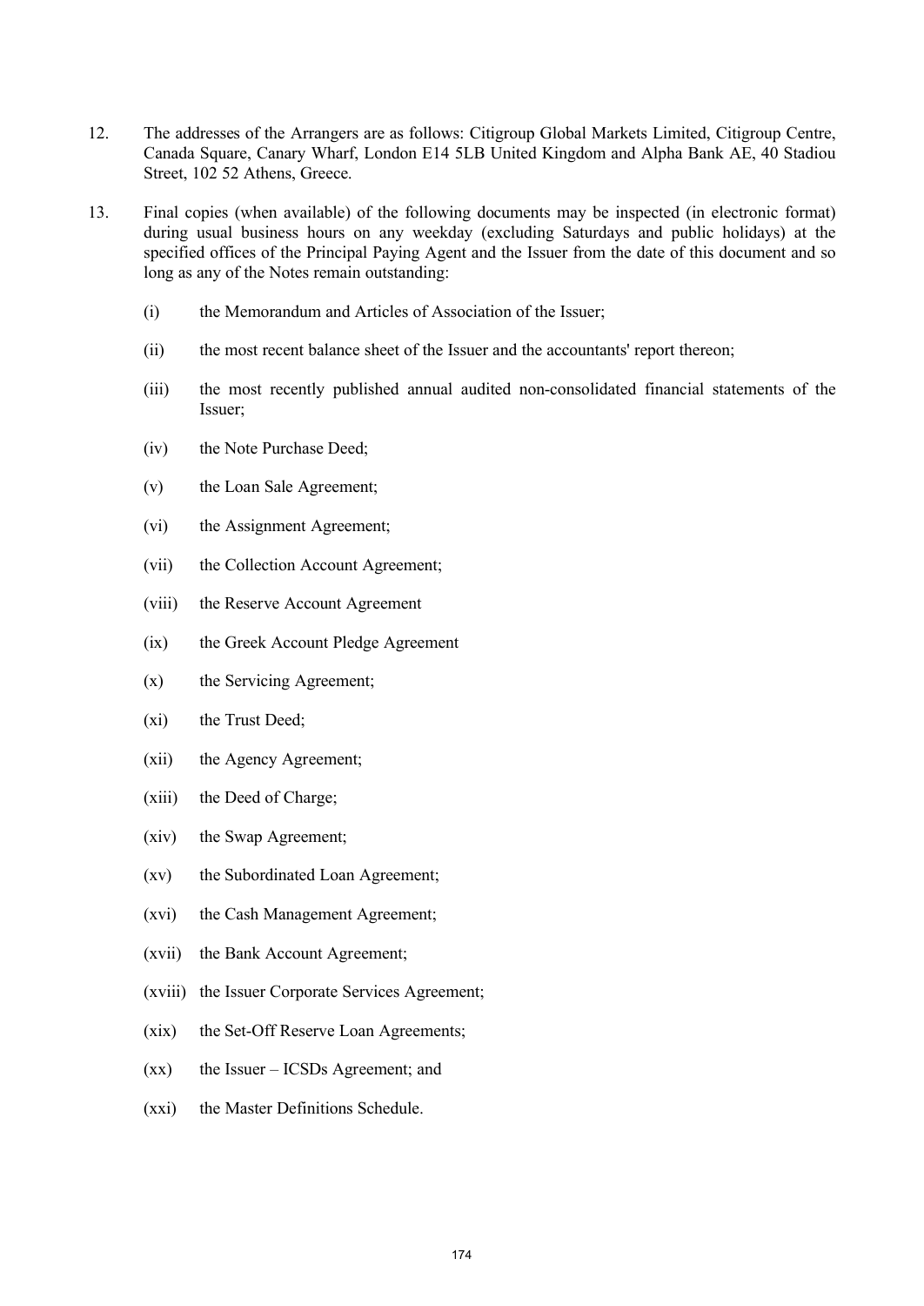12. The addresses of the Arrangers are as follows: Citigroup Global Markets Limited, Citigroup Centre, Canada Square, Canary Wharf, London E14 5LB United Kingdom and Alpha Bank AE, 40 Stadiou Street, 102 52 Athens, Greece.

13. Final copies (when available) of the following documents may be inspected (in electronic format) during usual business hours on any weekday (excluding Saturdays and public holidays) at the specified offices of the Principal Paying Agent and the Issuer from the date of this document and so long as any of the Notes remain outstanding:

    (i) the Memorandum and Articles of Association of the Issuer;

    (ii) the most recent balance sheet of the Issuer and the accountants' report thereon;

    (iii) the most recently published annual audited non-consolidated financial statements of the Issuer;

    (iv) the Note Purchase Deed;

    (v) the Loan Sale Agreement;

    (vi) the Assignment Agreement;

    (vii) the Collection Account Agreement;

    (viii) the Reserve Account Agreement

    (ix) the Greek Account Pledge Agreement

    (x) the Servicing Agreement;

    (xi) the Trust Deed;

    (xii) the Agency Agreement;

    (xiii) the Deed of Charge;

    (xiv) the Swap Agreement;

    (xv) the Subordinated Loan Agreement;

    (xvi) the Cash Management Agreement;

    (xvii) the Bank Account Agreement;

    (xviii) the Issuer Corporate Services Agreement;

    (xix) the Set-Off Reserve Loan Agreements;

    (xx) the Issuer – ICSDs Agreement; and

    (xxi) the Master Definitions Schedule.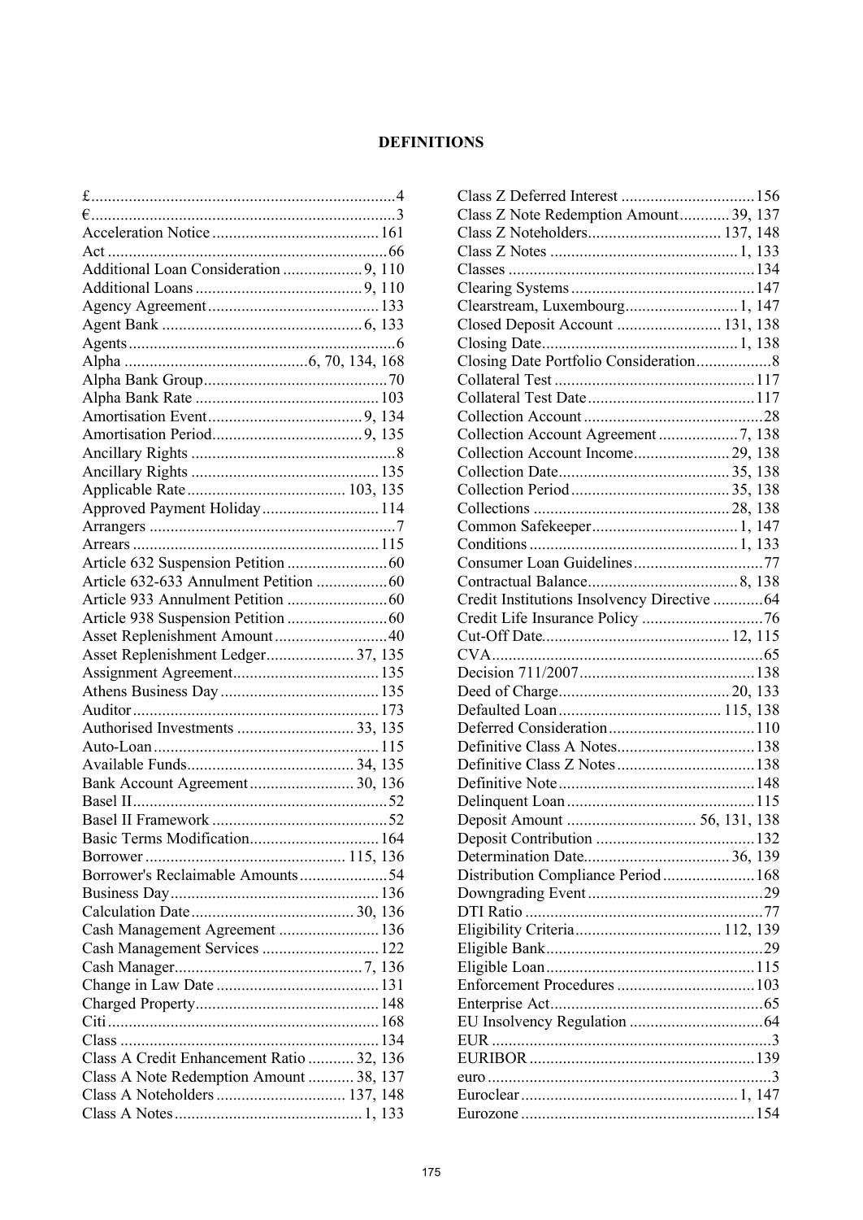# DEFINITIONS

£ ........................................................................ 4
€ ........................................................................ 3
Acceleration Notice ........................................ 161
Act ................................................................... 66
Additional Loan Consideration ................... 9, 110
Additional Loans ........................................ 9, 110
Agency Agreement ......................................... 133
Agent Bank ................................................ 6, 133
Agents ................................................................ 6
Alpha ........................................... 6, 70, 134, 168
Alpha Bank Group ............................................ 70
Alpha Bank Rate ............................................ 103
Amortisation Event ..................................... 9, 134
Amortisation Period .................................... 9, 135
Ancillary Rights ................................................. 8
Ancillary Rights ............................................. 135
Applicable Rate ...................................... 103, 135
Approved Payment Holiday ............................ 114
Arrangers ........................................................... 7
Arrears ........................................................... 115
Article 632 Suspension Petition ........................ 60
Article 632-633 Annulment Petition ................. 60
Article 933 Annulment Petition ........................ 60
Article 938 Suspension Petition ........................ 60
Asset Replenishment Amount ........................... 40
Asset Replenishment Ledger ..................... 37, 135
Assignment Agreement ................................... 135
Athens Business Day ...................................... 135
Auditor ........................................................... 173
Authorised Investments ............................ 33, 135
Auto-Loan ...................................................... 115
Available Funds ........................................ 34, 135
Bank Account Agreement ......................... 30, 136
Basel II ............................................................. 52
Basel II Framework .......................................... 52
Basic Terms Modification ............................... 164
Borrower ................................................ 115, 136
Borrower's Reclaimable Amounts ..................... 54
Business Day .................................................. 136
Calculation Date ....................................... 30, 136
Cash Management Agreement ........................ 136
Cash Management Services ............................ 122
Cash Manager ............................................. 7, 136
Change in Law Date ....................................... 131
Charged Property ............................................ 148
Citi ................................................................. 168
Class .............................................................. 134
Class A Credit Enhancement Ratio ........... 32, 136
Class A Note Redemption Amount ........... 38, 137
Class A Noteholders ............................... 137, 148
Class A Notes ............................................. 1, 133
Class Z Deferred Interest ................................ 156
Class Z Note Redemption Amount ............ 39, 137
Class Z Noteholders ................................ 137, 148
Class Z Notes ............................................. 1, 133
Classes ........................................................... 134
Clearing Systems ............................................ 147
Clearstream, Luxembourg ........................... 1, 147
Closed Deposit Account ......................... 131, 138
Closing Date ............................................... 1, 138
Closing Date Portfolio Consideration .................. 8
Collateral Test ................................................ 117
Collateral Test Date ........................................ 117
Collection Account ........................................... 28
Collection Account Agreement ................... 7, 138
Collection Account Income ....................... 29, 138
Collection Date ......................................... 35, 138
Collection Period ...................................... 35, 138
Collections ............................................... 28, 138
Common Safekeeper ................................... 1, 147
Conditions .................................................. 1, 133
Consumer Loan Guidelines ............................... 77
Contractual Balance .................................... 8, 138
Credit Institutions Insolvency Directive ............ 64
Credit Life Insurance Policy ............................. 76
Cut-Off Date ............................................. 12, 115
CVA ................................................................. 65
Decision 711/2007 .......................................... 138
Deed of Charge ......................................... 20, 133
Defaulted Loan ....................................... 115, 138
Deferred Consideration ................................... 110
Definitive Class A Notes ................................. 138
Definitive Class Z Notes ................................. 138
Definitive Note ............................................... 148
Delinquent Loan ............................................. 115
Deposit Amount ............................... 56, 131, 138
Deposit Contribution ...................................... 132
Determination Date ................................... 36, 139
Distribution Compliance Period ...................... 168
Downgrading Event .......................................... 29
DTI Ratio ......................................................... 77
Eligibility Criteria ................................... 112, 139
Eligible Bank .................................................... 29
Eligible Loan .................................................. 115
Enforcement Procedures ................................. 103
Enterprise Act ................................................... 65
EU Insolvency Regulation ................................ 64
EUR .................................................................... 3
EURIBOR ....................................................... 139
euro .................................................................... 3
Euroclear .................................................... 1, 147
Eurozone ........................................................ 154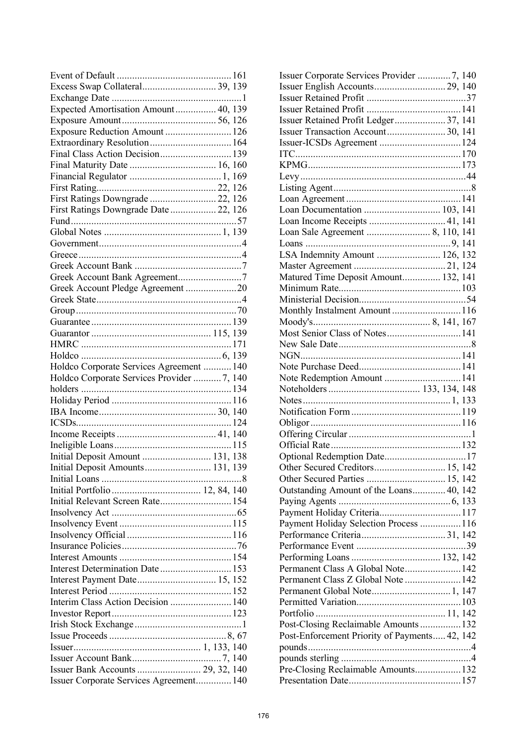Event of Default ............................................. 161
Excess Swap Collateral............................. 39, 139
Exchange Date ................................................... 1
Expected Amortisation Amount................ 40, 139
Exposure Amount..................................... 56, 126
Exposure Reduction Amount .......................... 126
Extraordinary Resolution................................ 164
Final Class Action Decision............................ 139
Final Maturity Date .................................. 16, 160
Financial Regulator .................................... 1, 169
First Rating............................................... 22, 126
First Ratings Downgrade .......................... 22, 126
First Ratings Downgrade Date .................. 22, 126
Fund................................................................. 57
Global Notes .............................................. 1, 139
Government........................................................ 4
Greece................................................................ 4
Greek Account Bank .......................................... 7
Greek Account Bank Agreement......................... 7
Greek Account Pledge Agreement .................... 20
Greek State......................................................... 4
Group............................................................... 70
Guarantee ....................................................... 139
Guarantor ............................................... 115, 139
HMRC ............................................................ 171
Holdco ....................................................... 6, 139
Holdco Corporate Services Agreement ........... 140
Holdco Corporate Services Provider ........... 7, 140
holders ........................................................... 134
Holiday Period ............................................... 116
IBA Income.............................................. 30, 140
ICSDs............................................................. 124
Income Receipts ....................................... 41, 140
Ineligible Loans.............................................. 115
Initial Deposit Amount ........................... 131, 138
Initial Deposit Amounts.......................... 131, 139
Initial Loans ....................................................... 8
Initial Portfolio ................................... 12, 84, 140
Initial Relevant Screen Rate............................ 154
Insolvency Act ................................................. 65
Insolvency Event ............................................ 115
Insolvency Official ......................................... 116
Insurance Policies............................................. 76
Interest Amounts ............................................ 154
Interest Determination Date ............................ 153
Interest Payment Date............................... 15, 152
Interest Period ................................................ 152
Interim Class Action Decision ........................ 140
Investor Report............................................... 123
Irish Stock Exchange .......................................... 1
Issue Proceeds .............................................. 8, 67
Issuer................................................. 1, 133, 140
Issuer Account Bank................................... 7, 140
Issuer Bank Accounts ......................... 29, 32, 140
Issuer Corporate Services Agreement............. 140
Issuer Corporate Services Provider ............. 7, 140
Issuer English Accounts............................ 29, 140
Issuer Retained Profit ....................................... 37
Issuer Retained Profit ..................................... 141
Issuer Retained Profit Ledger.................... 37, 141
Issuer Transaction Account....................... 30, 141
Issuer-ICSDs Agreement ................................ 124
ITC................................................................. 170
KPMG............................................................ 173
Levy ................................................................. 44
Listing Agent...................................................... 8
Loan Agreement ............................................. 141
Loan Documentation .............................. 103, 141
Loan Income Receipts .............................. 41, 141
Loan Sale Agreement ......................... 8, 110, 141
Loans ......................................................... 9, 141
LSA Indemnity Amount ......................... 126, 132
Master Agreement ..................................... 21, 124
Matured Time Deposit Amount............... 132, 141
Minimum Rate................................................ 103
Ministerial Decision.......................................... 54
Monthly Instalment Amount ........................... 116
Moody's............................................. 8, 141, 167
Most Senior Class of Notes............................. 141
New Sale Date .................................................... 8
NGN............................................................... 141
Note Purchase Deed........................................ 141
Note Redemption Amount .............................. 141
Noteholders .................................... 133, 134, 148
Notes .......................................................... 1, 133
Notification Form ........................................... 119
Obligor ........................................................... 116
Offering Circular ................................................ 1
Official Rate ................................................... 132
Optional Redemption Date................................ 17
Other Secured Creditors............................ 15, 142
Other Secured Parties ............................... 15, 142
Outstanding Amount of the Loans............. 40, 142
Paying Agents ............................................ 6, 133
Payment Holiday Criteria................................ 117
Payment Holiday Selection Process ................ 116
Performance Criteria................................. 31, 142
Performance Event ........................................... 39
Performing Loans ................................... 132, 142
Permanent Class A Global Note...................... 142
Permanent Class Z Global Note ...................... 142
Permanent Global Note............................... 1, 147
Permitted Variation......................................... 103
Portfolio ................................................... 11, 142
Post-Closing Reclaimable Amounts ................ 132
Post-Enforcement Priority of Payments..... 42, 142
pounds ................................................................ 4
pounds sterling ................................................... 4
Pre-Closing Reclaimable Amounts.................. 132
Presentation Date............................................ 157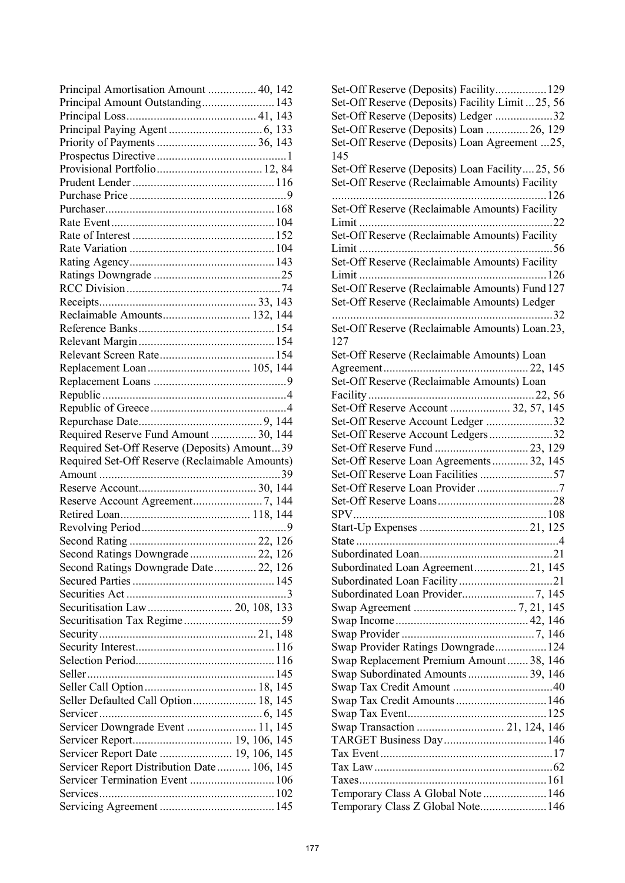Principal Amortisation Amount ................ 40, 142
Principal Amount Outstanding........................ 143
Principal Loss........................................... 41, 143
Principal Paying Agent ............................... 6, 133
Priority of Payments ................................. 36, 143
Prospectus Directive ...........................................1
Provisional Portfolio................................... 12, 84
Prudent Lender ............................................... 116
Purchase Price ....................................................9
Purchaser........................................................ 168
Rate Event...................................................... 104
Rate of Interest ............................................... 152
Rate Variation ................................................ 104
Rating Agency................................................ 143
Ratings Downgrade ..........................................25
RCC Division ...................................................74
Receipts.................................................... 33, 143
Reclaimable Amounts............................. 132, 144
Reference Banks............................................. 154
Relevant Margin ............................................. 154
Relevant Screen Rate...................................... 154
Replacement Loan.................................. 105, 144
Replacement Loans ............................................9
Republic .............................................................4
Republic of Greece .............................................4
Repurchase Date......................................... 9, 144
Required Reserve Fund Amount ............... 30, 144
Required Set-Off Reserve (Deposits) Amount...39
Required Set-Off Reserve (Reclaimable Amounts) Amount ............................................................39
Reserve Account....................................... 30, 144
Reserve Account Agreement....................... 7, 144
Retired Loan........................................... 118, 144
Revolving Period................................................9
Second Rating .......................................... 22, 126
Second Ratings Downgrade ...................... 22, 126
Second Ratings Downgrade Date.............. 22, 126
Secured Parties ............................................... 145
Securities Act ....................................................3
Securitisation Law ............................ 20, 108, 133
Securitisation Tax Regime ................................59
Security .................................................... 21, 148
Security Interest.............................................. 116
Selection Period.............................................. 116
Seller.............................................................. 145
Seller Call Option..................................... 18, 145
Seller Defaulted Call Option..................... 18, 145
Servicer...................................................... 6, 145
Servicer Downgrade Event ....................... 11, 145
Servicer Report................................. 19, 106, 145
Servicer Report Date ........................ 19, 106, 145
Servicer Report Distribution Date........... 106, 145
Servicer Termination Event ............................ 106
Services.......................................................... 102
Servicing Agreement ...................................... 145
Set-Off Reserve (Deposits) Facility.................129
Set-Off Reserve (Deposits) Facility Limit ... 25, 56
Set-Off Reserve (Deposits) Ledger ...................32
Set-Off Reserve (Deposits) Loan .............. 26, 129
Set-Off Reserve (Deposits) Loan Agreement ...25, 145
Set-Off Reserve (Deposits) Loan Facility.... 25, 56
Set-Off Reserve (Reclaimable Amounts) Facility ........................................................................126
Set-Off Reserve (Reclaimable Amounts) Facility Limit ................................................................22
Set-Off Reserve (Reclaimable Amounts) Facility Limit ................................................................56
Set-Off Reserve (Reclaimable Amounts) Facility Limit ..............................................................126
Set-Off Reserve (Reclaimable Amounts) Fund 127
Set-Off Reserve (Reclaimable Amounts) Ledger ..........................................................................32
Set-Off Reserve (Reclaimable Amounts) Loan.23, 127
Set-Off Reserve (Reclaimable Amounts) Loan Agreement................................................ 22, 145
Set-Off Reserve (Reclaimable Amounts) Loan Facility ....................................................... 22, 56
Set-Off Reserve Account .................... 32, 57, 145
Set-Off Reserve Account Ledger ......................32
Set-Off Reserve Account Ledgers.....................32
Set-Off Reserve Fund ............................... 23, 129
Set-Off Reserve Loan Agreements............ 32, 145
Set-Off Reserve Loan Facilities ........................57
Set-Off Reserve Loan Provider ...........................7
Set-Off Reserve Loans......................................28
SPV................................................................108
Start-Up Expenses .................................... 21, 125
State ...................................................................4
Subordinated Loan............................................21
Subordinated Loan Agreement.................. 21, 145
Subordinated Loan Facility ...............................21
Subordinated Loan Provider........................ 7, 145
Swap Agreement .................................. 7, 21, 145
Swap Income ............................................ 42, 146
Swap Provider ............................................ 7, 146
Swap Provider Ratings Downgrade.................124
Swap Replacement Premium Amount ....... 38, 146
Swap Subordinated Amounts .................... 39, 146
Swap Tax Credit Amount .................................40
Swap Tax Credit Amounts ..............................146
Swap Tax Event..............................................125
Swap Transaction ............................. 21, 124, 146
TARGET Business Day..................................146
Tax Event .........................................................17
Tax Law ...........................................................62
Taxes..............................................................161
Temporary Class A Global Note .....................146
Temporary Class Z Global Note......................146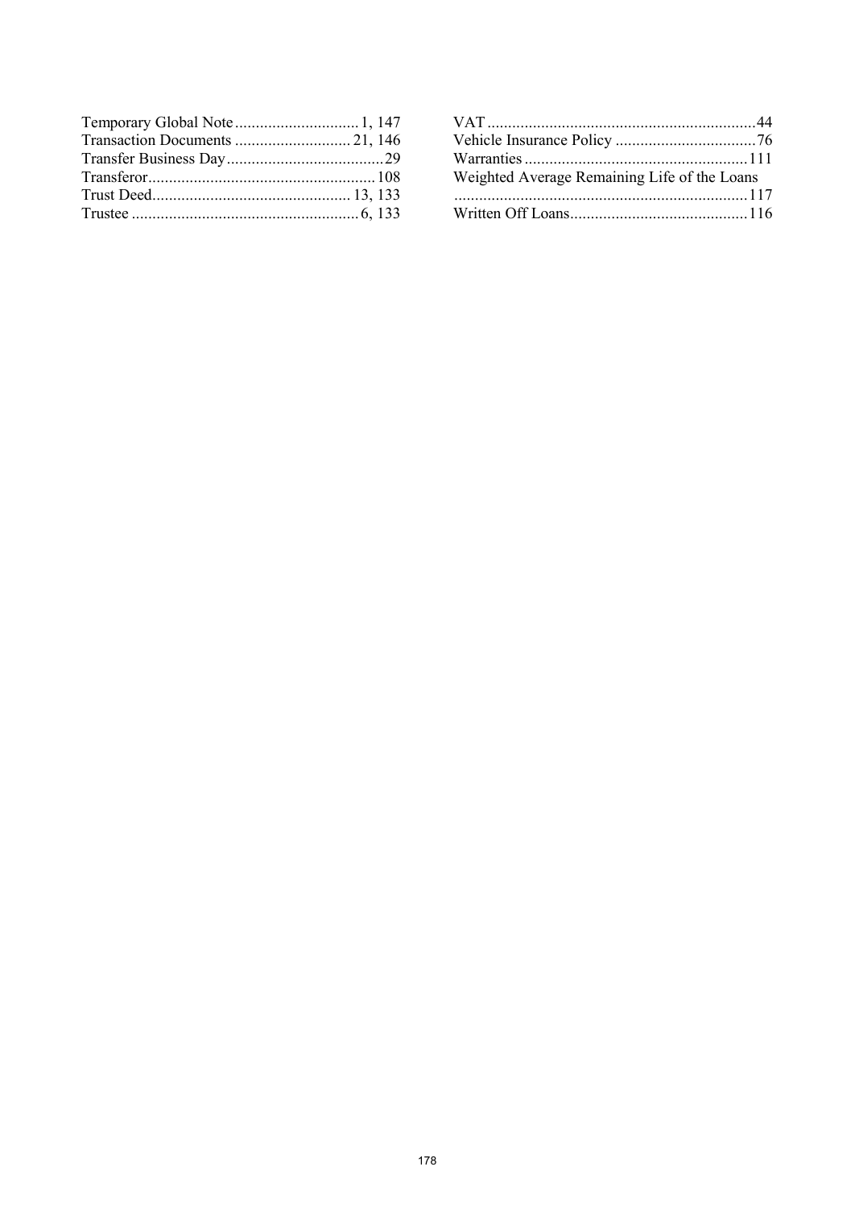Temporary Global Note .............................. 1, 147
Transaction Documents ............................ 21, 146
Transfer Business Day......................................29
Transferor......................................................108
Trust Deed................................................ 13, 133
Trustee ....................................................... 6, 133
VAT ................................................................44
Vehicle Insurance Policy ..................................76
Warranties .....................................................111
Weighted Average Remaining Life of the Loans ......................................................................117
Written Off Loans...........................................116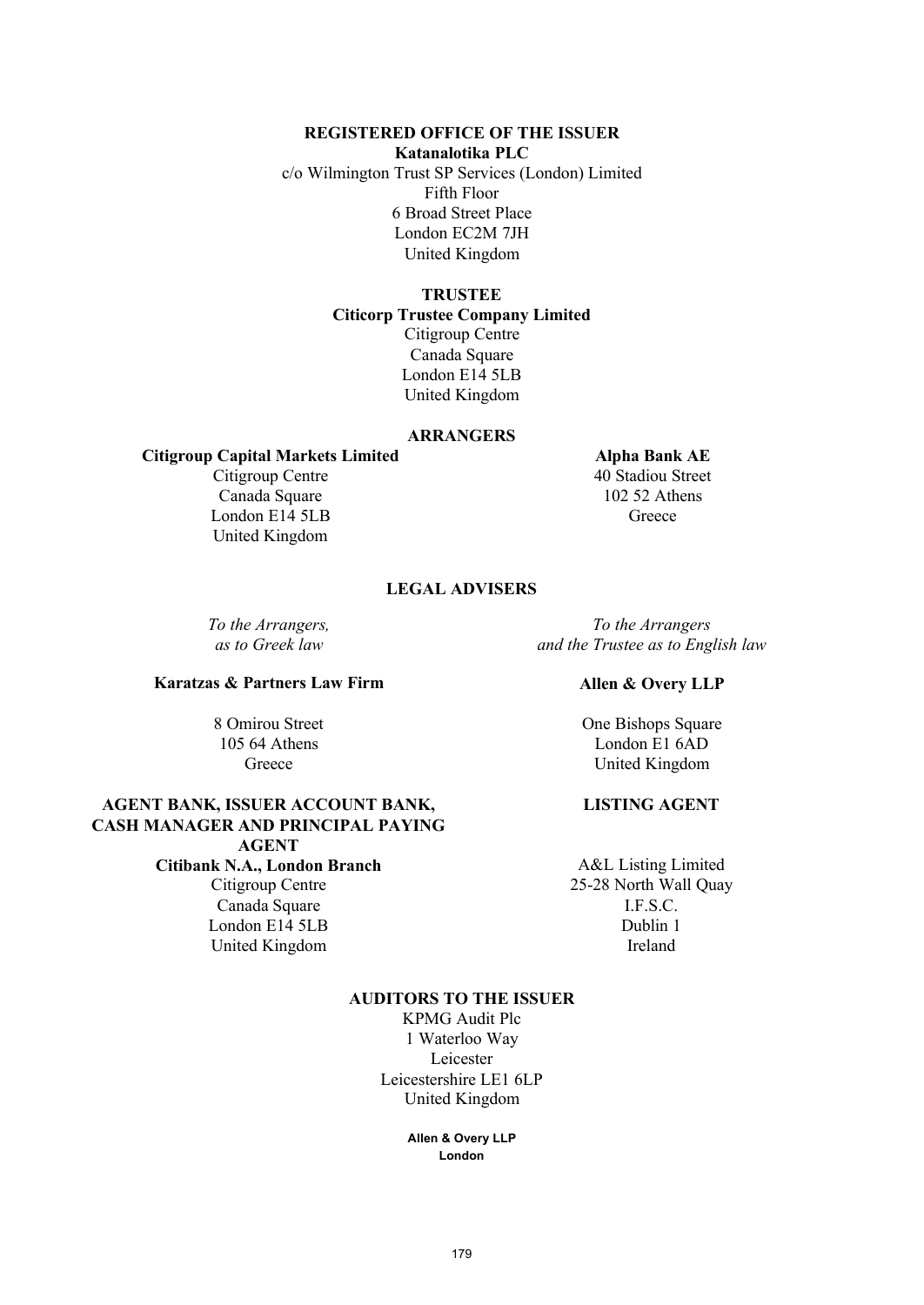**REGISTERED OFFICE OF THE ISSUER**

**Katanalotika PLC**

c/o Wilmington Trust SP Services (London) Limited
Fifth Floor
6 Broad Street Place
London EC2M 7JH
United Kingdom

**TRUSTEE**

**Citicorp Trustee Company Limited**

Citigroup Centre
Canada Square
London E14 5LB
United Kingdom

**ARRANGERS**

**Citigroup Capital Markets Limited**

Citigroup Centre
Canada Square
London E14 5LB
United Kingdom

**Alpha Bank AE**

40 Stadiou Street
102 52 Athens
Greece

**LEGAL ADVISERS**

*To the Arrangers,*
*as to Greek law*

**Karatzas & Partners Law Firm**

8 Omirou Street
105 64 Athens
Greece

*To the Arrangers*
*and the Trustee as to English law*

**Allen & Overy LLP**

One Bishops Square
London E1 6AD
United Kingdom

**AGENT BANK, ISSUER ACCOUNT BANK, CASH MANAGER AND PRINCIPAL PAYING AGENT**

**Citibank N.A., London Branch**

Citigroup Centre
Canada Square
London E14 5LB
United Kingdom

**LISTING AGENT**

A&L Listing Limited
25-28 North Wall Quay
I.F.S.C.
Dublin 1
Ireland

**AUDITORS TO THE ISSUER**

KPMG Audit Plc
1 Waterloo Way
Leicester
Leicestershire LE1 6LP
United Kingdom

**Allen & Overy LLP**
**London**